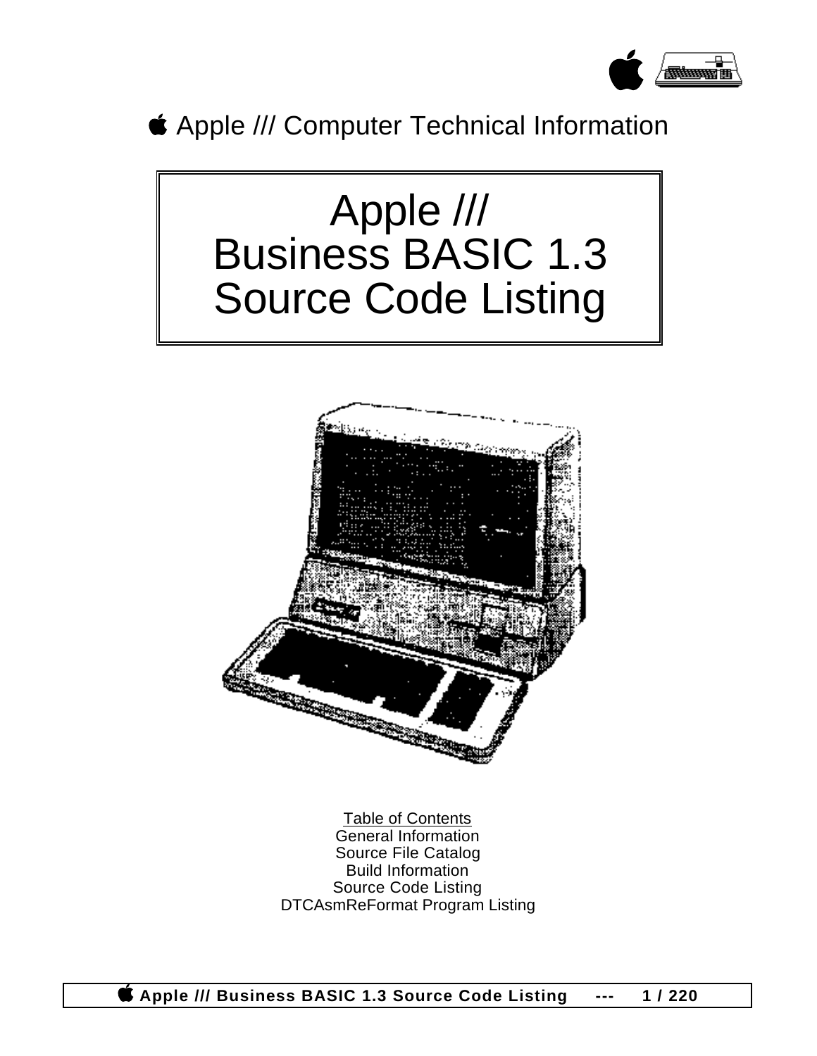Apple /// Computer Technical Information

# Apple /// Business BASIC 1.3 Source Code Listing

Table of Contents

General Information

Source File Catalog

Build Information

Source Code Listing

DTCAsmReFormat Program Listing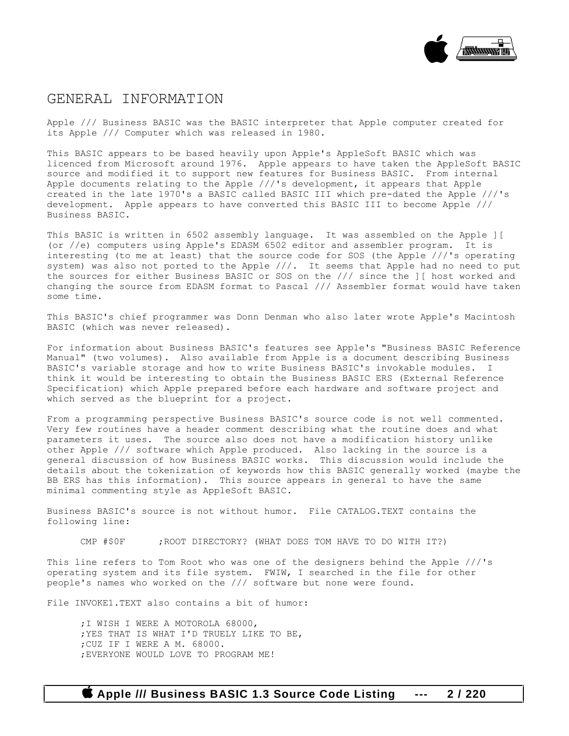# GENERAL INFORMATION

Apple /// Business BASIC was the BASIC interpreter that Apple computer created for its Apple /// Computer which was released in 1980.

This BASIC appears to be based heavily upon Apple's AppleSoft BASIC which was licenced from Microsoft around 1976. Apple appears to have taken the AppleSoft BASIC source and modified it to support new features for Business BASIC. From internal Apple documents relating to the Apple ///'s development, it appears that Apple created in the late 1970's a BASIC called BASIC III which pre-dated the Apple ///'s development. Apple appears to have converted this BASIC III to become Apple /// Business BASIC.

This BASIC is written in 6502 assembly language. It was assembled on the Apple ][ (or //e) computers using Apple's EDASM 6502 editor and assembler program. It is interesting (to me at least) that the source code for SOS (the Apple ///'s operating system) was also not ported to the Apple ///. It seems that Apple had no need to put the sources for either Business BASIC or SOS on the /// since the ][ host worked and changing the source from EDASM format to Pascal /// Assembler format would have taken some time.

This BASIC's chief programmer was Donn Denman who also later wrote Apple's Macintosh BASIC (which was never released).

For information about Business BASIC's features see Apple's "Business BASIC Reference Manual" (two volumes). Also available from Apple is a document describing Business BASIC's variable storage and how to write Business BASIC's invokable modules. I think it would be interesting to obtain the Business BASIC ERS (External Reference Specification) which Apple prepared before each hardware and software project and which served as the blueprint for a project.

From a programming perspective Business BASIC's source code is not well commented. Very few routines have a header comment describing what the routine does and what parameters it uses. The source also does not have a modification history unlike other Apple /// software which Apple produced. Also lacking in the source is a general discussion of how Business BASIC works. This discussion would include the details about the tokenization of keywords how this BASIC generally worked (maybe the BB ERS has this information). This source appears in general to have the same minimal commenting style as AppleSoft BASIC.

Business BASIC's source is not without humor. File CATALOG.TEXT contains the following line:

```
CMP #$0F      ;ROOT DIRECTORY? (WHAT DOES TOM HAVE TO DO WITH IT?)
```

This line refers to Tom Root who was one of the designers behind the Apple ///'s operating system and its file system. FWIW, I searched in the file for other people's names who worked on the /// software but none were found.

File INVOKE1.TEXT also contains a bit of humor:

```
;I WISH I WERE A MOTOROLA 68000,
;YES THAT IS WHAT I'D TRUELY LIKE TO BE,
;CUZ IF I WERE A M. 68000.
;EVERYONE WOULD LOVE TO PROGRAM ME!
```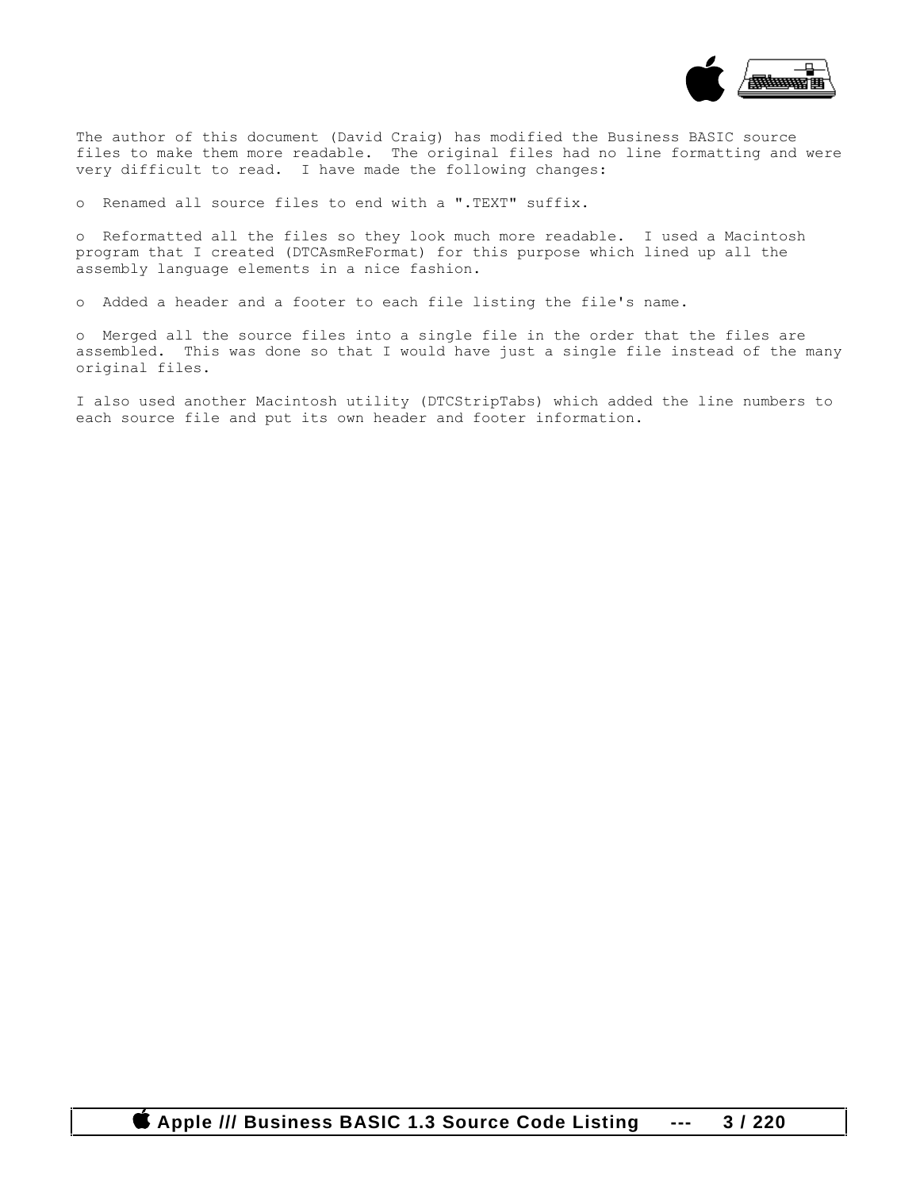The author of this document (David Craig) has modified the Business BASIC source files to make them more readable. The original files had no line formatting and were very difficult to read. I have made the following changes:

o Renamed all source files to end with a ".TEXT" suffix.

o Reformatted all the files so they look much more readable. I used a Macintosh program that I created (DTCAsmReFormat) for this purpose which lined up all the assembly language elements in a nice fashion.

o Added a header and a footer to each file listing the file's name.

o Merged all the source files into a single file in the order that the files are assembled. This was done so that I would have just a single file instead of the many original files.

I also used another Macintosh utility (DTCStripTabs) which added the line numbers to each source file and put its own header and footer information.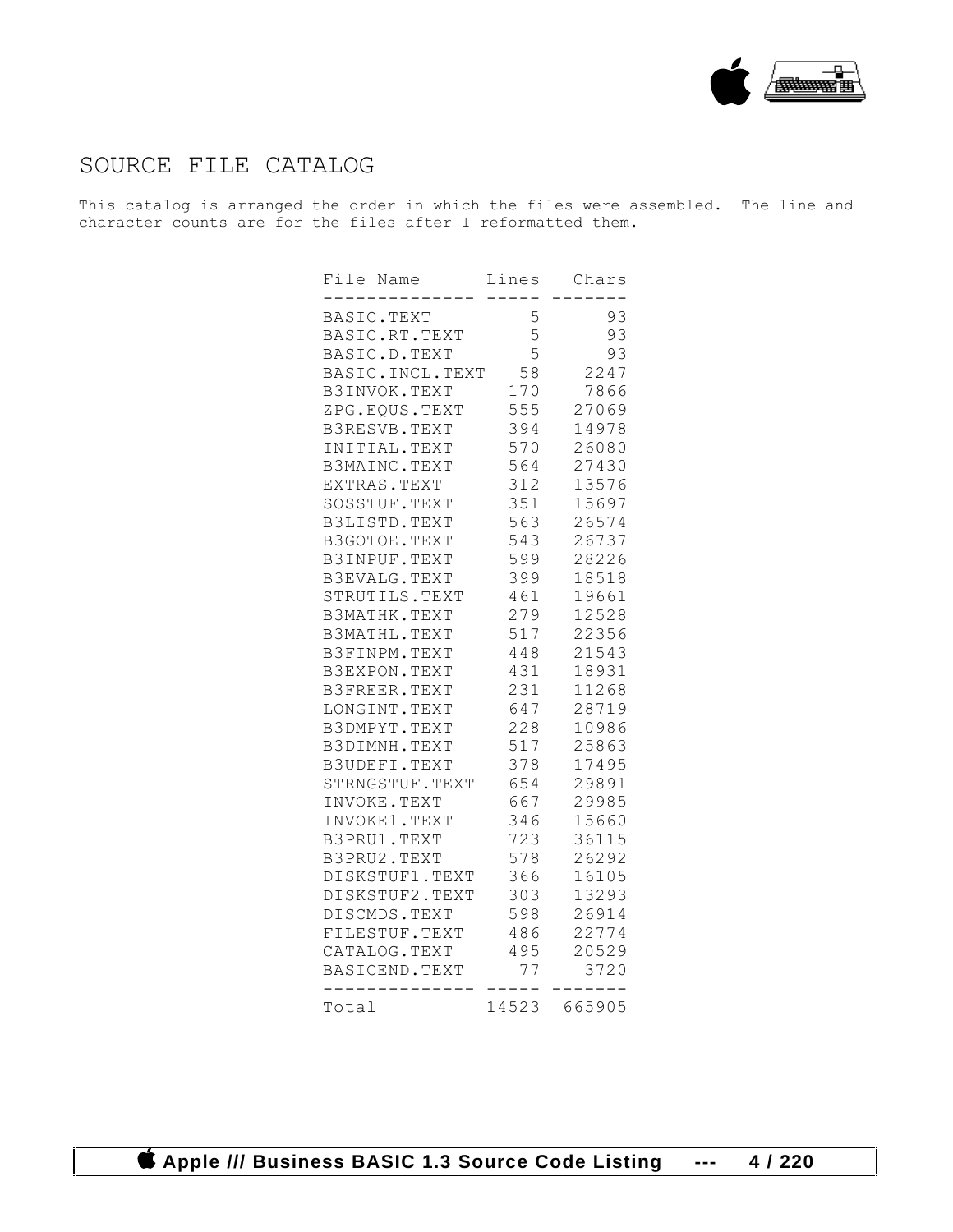# SOURCE FILE CATALOG

This catalog is arranged the order in which the files were assembled. The line and character counts are for the files after I reformatted them.

| File Name | Lines | Chars |
|---|---|---|
| BASIC.TEXT | 5 | 93 |
| BASIC.RT.TEXT | 5 | 93 |
| BASIC.D.TEXT | 5 | 93 |
| BASIC.INCL.TEXT | 58 | 2247 |
| B3INVOK.TEXT | 170 | 7866 |
| ZPG.EQUS.TEXT | 555 | 27069 |
| B3RESVB.TEXT | 394 | 14978 |
| INITIAL.TEXT | 570 | 26080 |
| B3MAINC.TEXT | 564 | 27430 |
| EXTRAS.TEXT | 312 | 13576 |
| SOSSTUF.TEXT | 351 | 15697 |
| B3LISTD.TEXT | 563 | 26574 |
| B3GOTOE.TEXT | 543 | 26737 |
| B3INPUF.TEXT | 599 | 28226 |
| B3EVALG.TEXT | 399 | 18518 |
| STRUTILS.TEXT | 461 | 19661 |
| B3MATHK.TEXT | 279 | 12528 |
| B3MATHL.TEXT | 517 | 22356 |
| B3FINPM.TEXT | 448 | 21543 |
| B3EXPON.TEXT | 431 | 18931 |
| B3FREER.TEXT | 231 | 11268 |
| LONGINT.TEXT | 647 | 28719 |
| B3DMPYT.TEXT | 228 | 10986 |
| B3DIMNH.TEXT | 517 | 25863 |
| B3UDEFI.TEXT | 378 | 17495 |
| STRNGSTUF.TEXT | 654 | 29891 |
| INVOKE.TEXT | 667 | 29985 |
| INVOKE1.TEXT | 346 | 15660 |
| B3PRU1.TEXT | 723 | 36115 |
| B3PRU2.TEXT | 578 | 26292 |
| DISKSTUF1.TEXT | 366 | 16105 |
| DISKSTUF2.TEXT | 303 | 13293 |
| DISCMDS.TEXT | 598 | 26914 |
| FILESTUF.TEXT | 486 | 22774 |
| CATALOG.TEXT | 495 | 20529 |
| BASICEND.TEXT | 77 | 3720 |
| Total | 14523 | 665905 |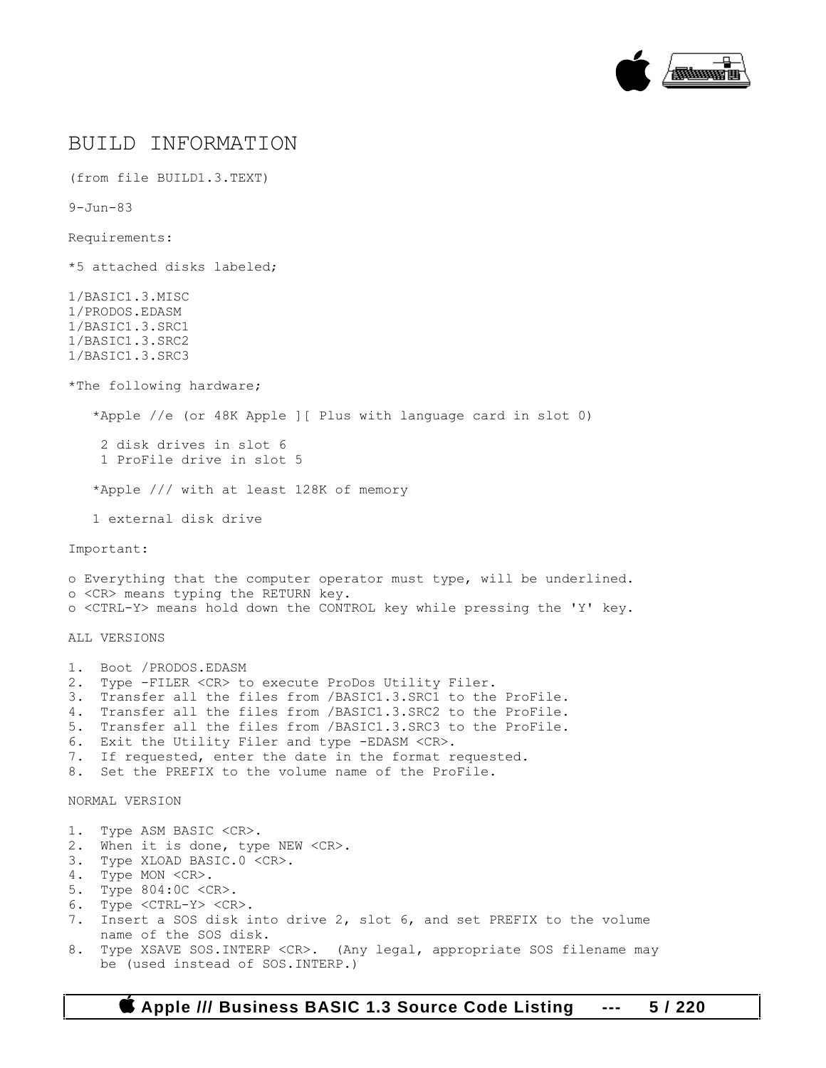# BUILD INFORMATION

(from file BUILD1.3.TEXT)

9-Jun-83

Requirements:

*5 attached disks labeled;

1/BASIC1.3.MISC
1/PRODOS.EDASM
1/BASIC1.3.SRC1
1/BASIC1.3.SRC2
1/BASIC1.3.SRC3

*The following hardware;

*Apple //e (or 48K Apple ][ Plus with language card in slot 0)

2 disk drives in slot 6
1 ProFile drive in slot 5

*Apple /// with at least 128K of memory

1 external disk drive

Important:

- o Everything that the computer operator must type, will be underlined.
- o <CR> means typing the RETURN key.
- o <CTRL-Y> means hold down the CONTROL key while pressing the 'Y' key.

ALL VERSIONS

1. Boot /PRODOS.EDASM
2. Type -FILER <CR> to execute ProDos Utility Filer.
3. Transfer all the files from /BASIC1.3.SRC1 to the ProFile.
4. Transfer all the files from /BASIC1.3.SRC2 to the ProFile.
5. Transfer all the files from /BASIC1.3.SRC3 to the ProFile.
6. Exit the Utility Filer and type -EDASM <CR>.
7. If requested, enter the date in the format requested.
8. Set the PREFIX to the volume name of the ProFile.

NORMAL VERSION

1. Type ASM BASIC <CR>.
2. When it is done, type NEW <CR>.
3. Type XLOAD BASIC.0 <CR>.
4. Type MON <CR>.
5. Type 804:0C <CR>.
6. Type <CTRL-Y> <CR>.
7. Insert a SOS disk into drive 2, slot 6, and set PREFIX to the volume name of the SOS disk.
8. Type XSAVE SOS.INTERP <CR>. (Any legal, appropriate SOS filename may be (used instead of SOS.INTERP.)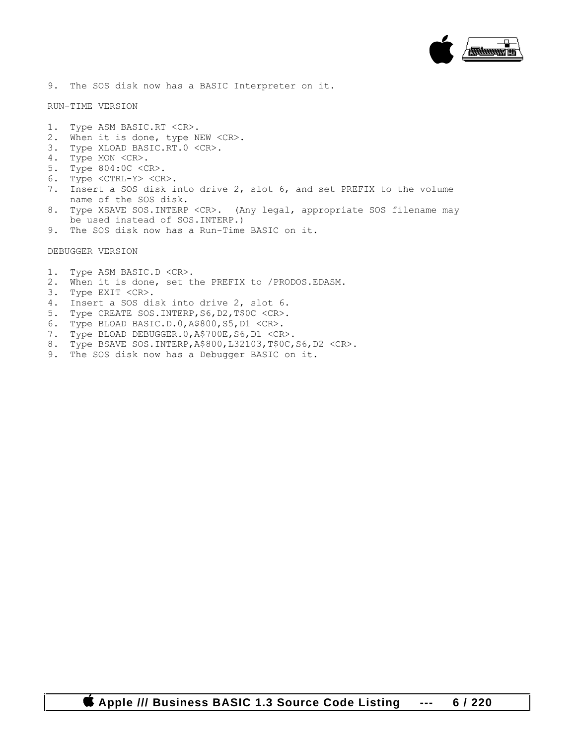9. The SOS disk now has a BASIC Interpreter on it.

RUN-TIME VERSION

1. Type ASM BASIC.RT <CR>.
2. When it is done, type NEW <CR>.
3. Type XLOAD BASIC.RT.0 <CR>.
4. Type MON <CR>.
5. Type 804:0C <CR>.
6. Type <CTRL-Y> <CR>.
7. Insert a SOS disk into drive 2, slot 6, and set PREFIX to the volume name of the SOS disk.
8. Type XSAVE SOS.INTERP <CR>. (Any legal, appropriate SOS filename may be used instead of SOS.INTERP.)
9. The SOS disk now has a Run-Time BASIC on it.

DEBUGGER VERSION

1. Type ASM BASIC.D <CR>.
2. When it is done, set the PREFIX to /PRODOS.EDASM.
3. Type EXIT <CR>.
4. Insert a SOS disk into drive 2, slot 6.
5. Type CREATE SOS.INTERP,S6,D2,T$0C <CR>.
6. Type BLOAD BASIC.D.0,A$800,S5,D1 <CR>.
7. Type BLOAD DEBUGGER.0,A$700E,S6,D1 <CR>.
8. Type BSAVE SOS.INTERP,A$800,L32103,T$0C,S6,D2 <CR>.
9. The SOS disk now has a Debugger BASIC on it.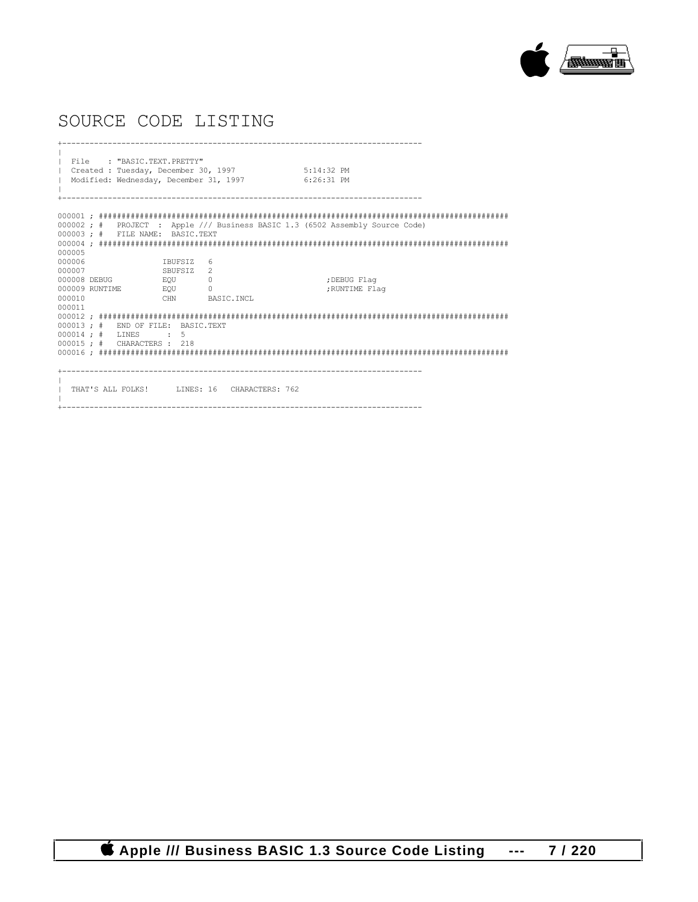# SOURCE CODE LISTING

```
+------------------------------------------------------------------------------
|
| File    : "BASIC.TEXT.PRETTY"
| Created : Tuesday, December 30, 1997              5:14:32 PM
| Modified: Wednesday, December 31, 1997            6:26:31 PM
|
+------------------------------------------------------------------------------

000001 ; ##########################################################################################
000002 ; #   PROJECT  :  Apple /// Business BASIC 1.3 (6502 Assembly Source Code)
000003 ; #   FILE NAME:  BASIC.TEXT
000004 ; ##########################################################################################
000005
000006                 IBUFSIZ   6
000007                 SBUFSIZ   2
000008 DEBUG           EQU       0                        ;DEBUG Flag
000009 RUNTIME         EQU       0                        ;RUNTIME Flag
000010                 CHN       BASIC.INCL
000011
000012 ; ##########################################################################################
000013 ; #   END OF FILE:  BASIC.TEXT
000014 ; #   LINES      :  5
000015 ; #   CHARACTERS :  218
000016 ; ##########################################################################################

+------------------------------------------------------------------------------
|
|  THAT'S ALL FOLKS!      LINES: 16   CHARACTERS: 762
|
+------------------------------------------------------------------------------
```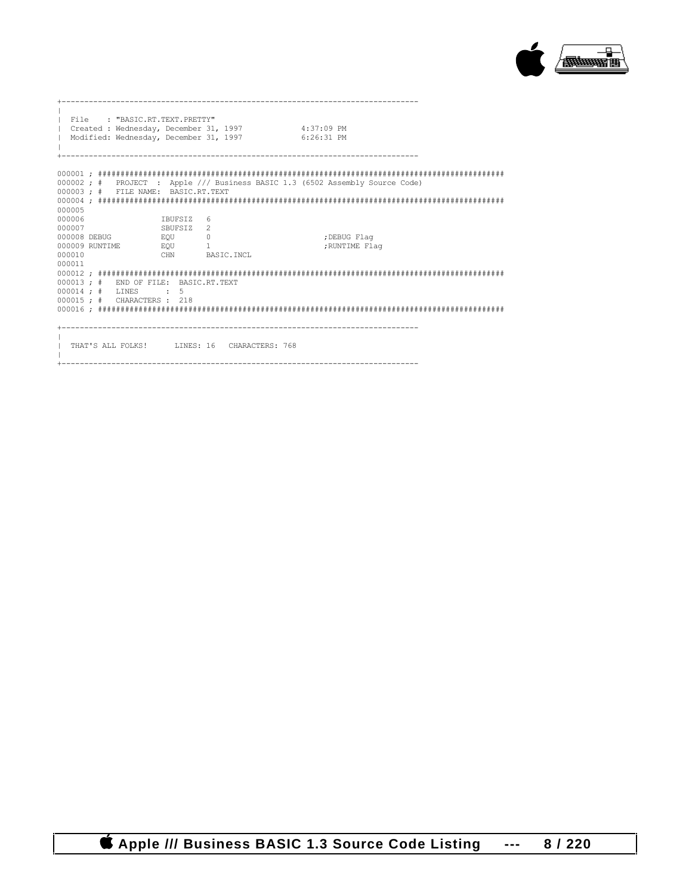```
+------------------------------------------------------------------------------
|
| File    : "BASIC.RT.TEXT.PRETTY"
| Created : Wednesday, December 31, 1997            4:37:09 PM
| Modified: Wednesday, December 31, 1997            6:26:31 PM
|
+------------------------------------------------------------------------------

000001 ; ##########################################################################################
000002 ; #   PROJECT  :  Apple /// Business BASIC 1.3 (6502 Assembly Source Code)
000003 ; #   FILE NAME:  BASIC.RT.TEXT
000004 ; ##########################################################################################
000005
000006                 IBUFSIZ   6
000007                 SBUFSIZ   2
000008 DEBUG           EQU       0                         ;DEBUG Flag
000009 RUNTIME         EQU       1                         ;RUNTIME Flag
000010                 CHN       BASIC.INCL
000011
000012 ; ##########################################################################################
000013 ; #   END OF FILE:  BASIC.RT.TEXT
000014 ; #   LINES      :  5
000015 ; #   CHARACTERS :  218
000016 ; ##########################################################################################

+------------------------------------------------------------------------------
|
| THAT'S ALL FOLKS!      LINES: 16   CHARACTERS: 768
|
+------------------------------------------------------------------------------
```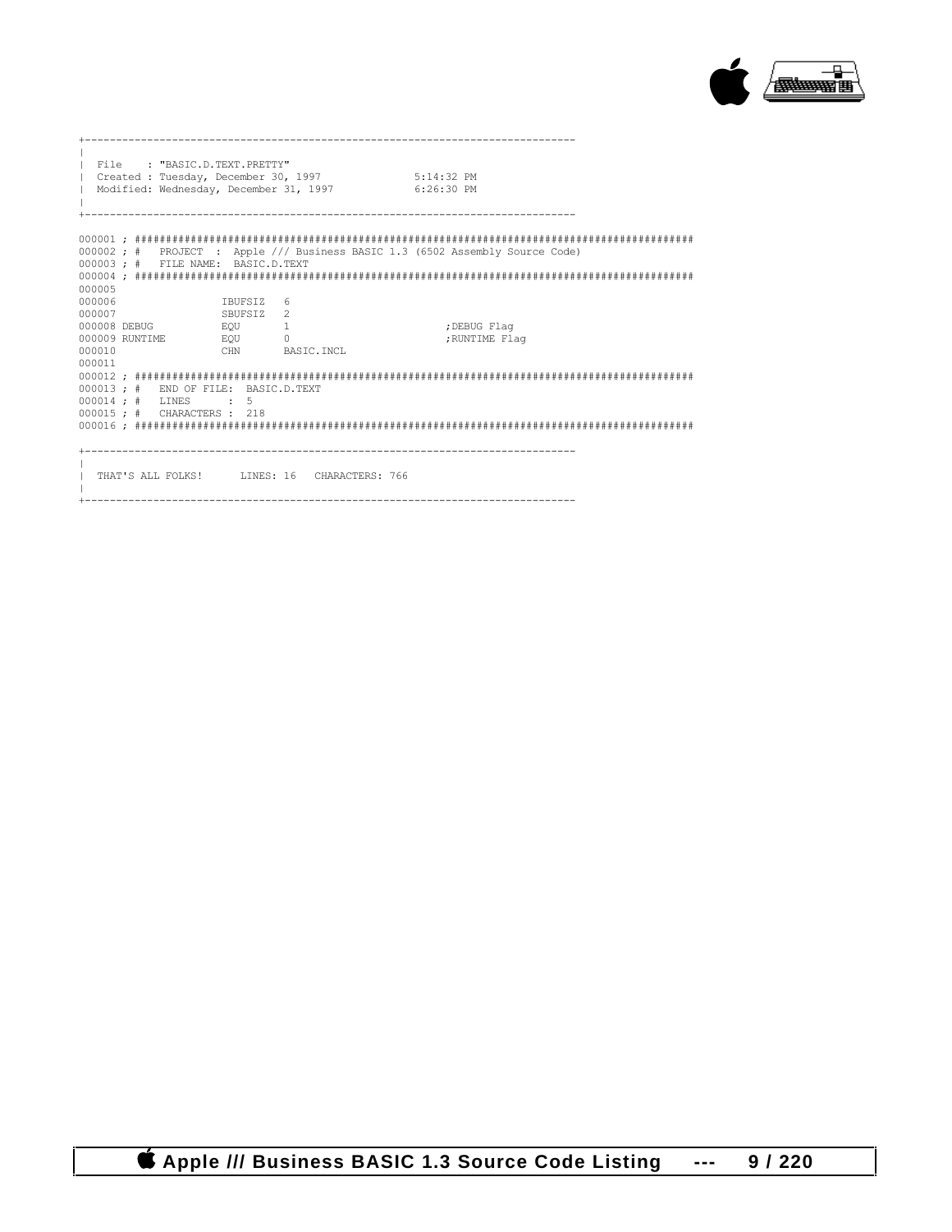```
+------------------------------------------------------------------------------
|
| File    : "BASIC.D.TEXT.PRETTY"
| Created : Tuesday, December 30, 1997              5:14:32 PM
| Modified: Wednesday, December 31, 1997            6:26:30 PM
|
+------------------------------------------------------------------------------

000001 ; ##########################################################################################
000002 ; #   PROJECT  : Apple /// Business BASIC 1.3 (6502 Assembly Source Code)
000003 ; #   FILE NAME:  BASIC.D.TEXT
000004 ; ##########################################################################################
000005
000006                 IBUFSIZ   6
000007                 SBUFSIZ   2
000008 DEBUG           EQU       1                          ;DEBUG Flag
000009 RUNTIME         EQU       0                          ;RUNTIME Flag
000010                 CHN       BASIC.INCL
000011
000012 ; ##########################################################################################
000013 ; #   END OF FILE:  BASIC.D.TEXT
000014 ; #   LINES      :  5
000015 ; #   CHARACTERS :  218
000016 ; ##########################################################################################

+------------------------------------------------------------------------------
|
|  THAT'S ALL FOLKS!      LINES: 16   CHARACTERS: 766
|
+------------------------------------------------------------------------------
```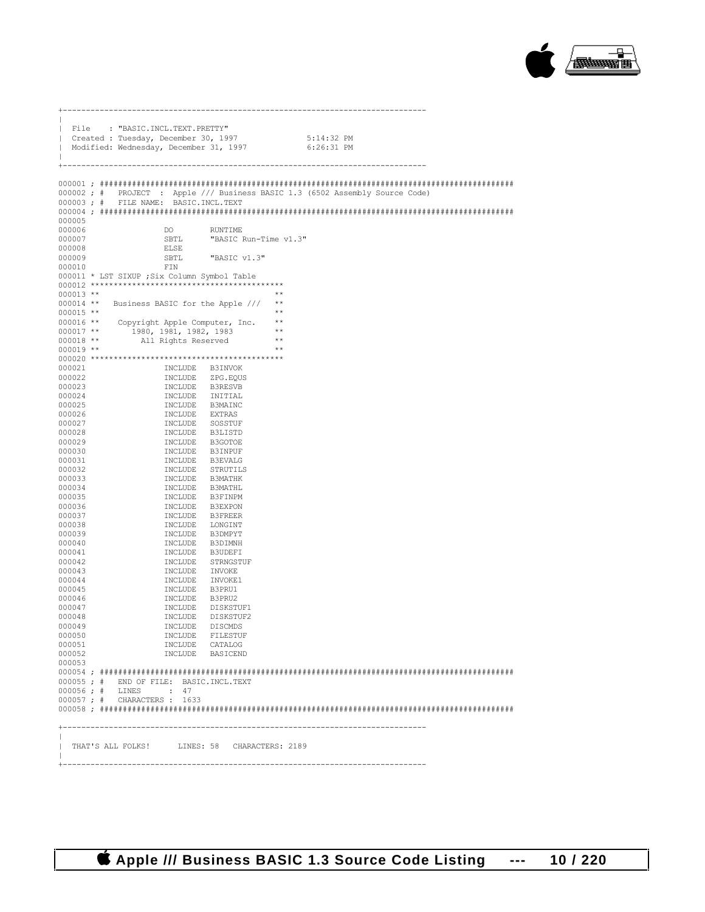```
+-------------------------------------------------------------------------------
|
| File    : "BASIC.INCL.TEXT.PRETTY"
| Created : Tuesday, December 30, 1997              5:14:32 PM
| Modified: Wednesday, December 31, 1997            6:26:31 PM
|
+-------------------------------------------------------------------------------

000001 ; #########################################################################################
000002 ; #   PROJECT  :  Apple /// Business BASIC 1.3 (6502 Assembly Source Code)
000003 ; #   FILE NAME:  BASIC.INCL.TEXT
000004 ; #########################################################################################
000005
000006                 DO        RUNTIME
000007                 SBTL      "BASIC Run-Time v1.3"
000008                 ELSE
000009                 SBTL      "BASIC v1.3"
000010                 FIN
000011 * LST SIXUP ;Six Column Symbol Table
000012 ******************************************
000013 **                                      **
000014 **   Business BASIC for the Apple ///   **
000015 **                                      **
000016 **    Copyright Apple Computer, Inc.    **
000017 **       1980, 1981, 1982, 1983         **
000018 **         All Rights Reserved          **
000019 **                                      **
000020 ******************************************
000021                 INCLUDE   B3INVOK
000022                 INCLUDE   ZPG.EQUS
000023                 INCLUDE   B3RESVB
000024                 INCLUDE   INITIAL
000025                 INCLUDE   B3MAINC
000026                 INCLUDE   EXTRAS
000027                 INCLUDE   SOSSTUF
000028                 INCLUDE   B3LISTD
000029                 INCLUDE   B3GOTOE
000030                 INCLUDE   B3INPUF
000031                 INCLUDE   B3EVALG
000032                 INCLUDE   STRUTILS
000033                 INCLUDE   B3MATHK
000034                 INCLUDE   B3MATHL
000035                 INCLUDE   B3FINPM
000036                 INCLUDE   B3EXPON
000037                 INCLUDE   B3FREER
000038                 INCLUDE   LONGINT
000039                 INCLUDE   B3DMPYT
000040                 INCLUDE   B3DIMNH
000041                 INCLUDE   B3UDEFI
000042                 INCLUDE   STRNGSTUF
000043                 INCLUDE   INVOKE
000044                 INCLUDE   INVOKE1
000045                 INCLUDE   B3PRU1
000046                 INCLUDE   B3PRU2
000047                 INCLUDE   DISKSTUF1
000048                 INCLUDE   DISKSTUF2
000049                 INCLUDE   DISCMDS
000050                 INCLUDE   FILESTUF
000051                 INCLUDE   CATALOG
000052                 INCLUDE   BASICEND
000053
000054 ; #########################################################################################
000055 ; #   END OF FILE:  BASIC.INCL.TEXT
000056 ; #   LINES      :  47
000057 ; #   CHARACTERS :  1633
000058 ; #########################################################################################

+-------------------------------------------------------------------------------
|
| THAT'S ALL FOLKS!      LINES: 58   CHARACTERS: 2189
|
+-------------------------------------------------------------------------------
```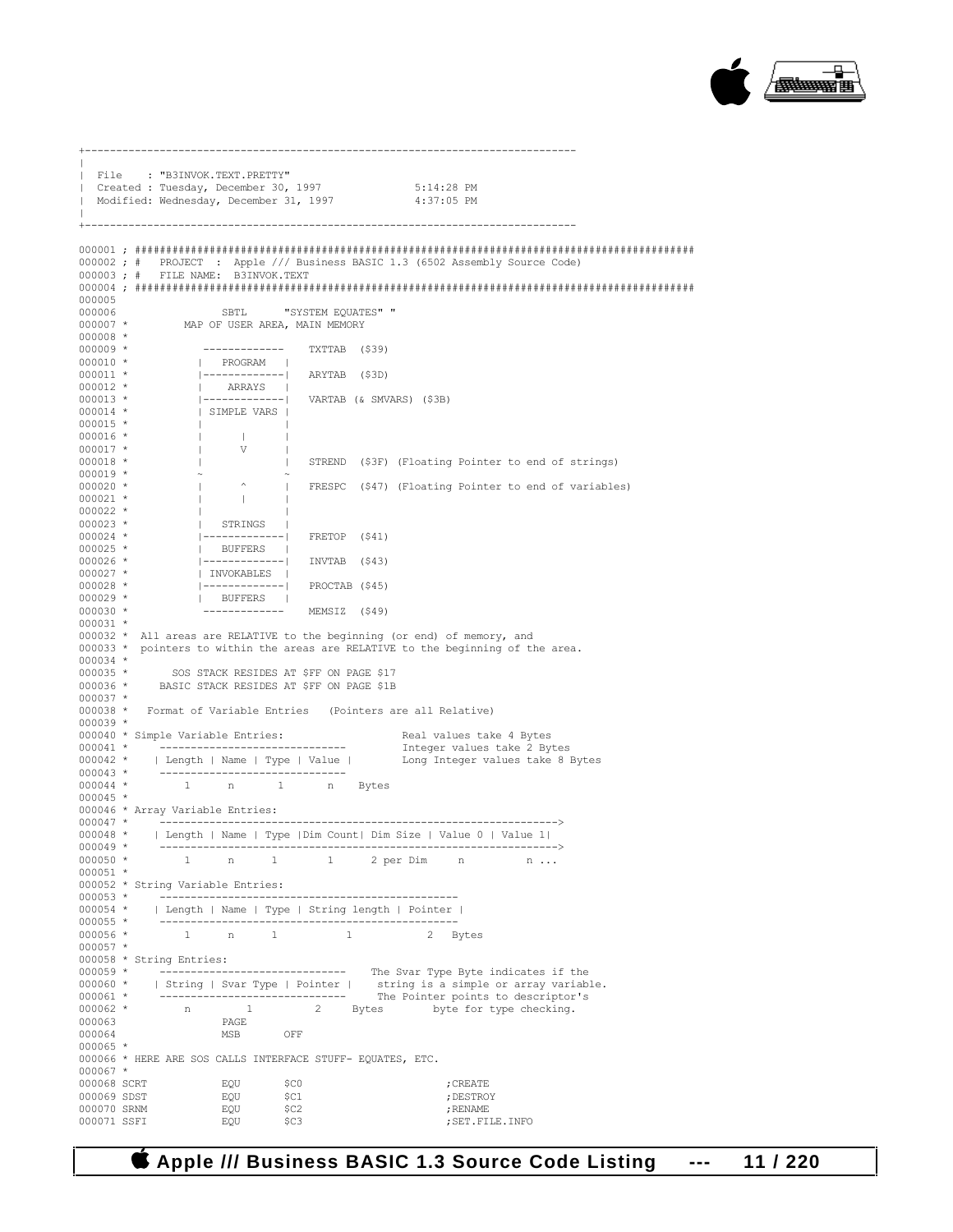```
+------------------------------------------------------------------------------
|
| File    : "B3INVOK.TEXT.PRETTY"
| Created : Tuesday, December 30, 1997              5:14:28 PM
| Modified: Wednesday, December 31, 1997            4:37:05 PM
|
+------------------------------------------------------------------------------

000001 ; ########################################################################################
000002 ; #   PROJECT  :  Apple /// Business BASIC 1.3 (6502 Assembly Source Code)
000003 ; #   FILE NAME:  B3INVOK.TEXT
000004 ; ########################################################################################
000005
000006                 SBTL      "SYSTEM EQUATES" "
000007 *         MAP OF USER AREA, MAIN MEMORY
000008 *
000009 *            -------------    TXTTAB  ($39)
000010 *           |   PROGRAM   |
000011 *           |-------------|   ARYTAB  ($3D)
000012 *           |    ARRAYS   |
000013 *           |-------------|   VARTAB (& SMVARS) ($3B)
000014 *           | SIMPLE VARS |
000015 *           |             |
000016 *           |      |      |
000017 *           |      V      |
000018 *           |             |   STREND  ($3F) (Floating Pointer to end of strings)
000019 *           ~             ~
000020 *           |      ^      |   FRESPC  ($47) (Floating Pointer to end of variables)
000021 *           |      |      |
000022 *           |             |
000023 *           |   STRINGS   |
000024 *           |-------------|   FRETOP  ($41)
000025 *           |   BUFFERS   |
000026 *           |-------------|   INVTAB  ($43)
000027 *           | INVOKABLES  |
000028 *           |-------------|   PROCTAB ($45)
000029 *           |   BUFFERS   |
000030 *            -------------    MEMSIZ  ($49)
000031 *
000032 *  All areas are RELATIVE to the beginning (or end) of memory, and
000033 *  pointers to within the areas are RELATIVE to the beginning of the area.
000034 *
000035 *       SOS STACK RESIDES AT $FF ON PAGE $17
000036 *      BASIC STACK RESIDES AT $FF ON PAGE $1B
000037 *
000038 *   Format of Variable Entries   (Pointers are all Relative)
000039 *
000040 * Simple Variable Entries:                   Real values take 4 Bytes
000041 *      ------------------------------        Integer values take 2 Bytes
000042 *     | Length | Name | Type | Value |       Long Integer values take 8 Bytes
000043 *      ------------------------------
000044 *         1      n       1       n    Bytes
000045 *
000046 * Array Variable Entries:
000047 *      ---------------------------------------------------------------->
000048 *     | Length | Name | Type |Dim Count| Dim Size | Value 0 | Value 1|
000049 *      ---------------------------------------------------------------->
000050 *         1      n      1        1      2 per Dim     n          n ...
000051 *
000052 * String Variable Entries:
000053 *      ------------------------------------------------
000054 *     | Length | Name | Type | String length | Pointer |
000055 *      ------------------------------------------------
000056 *         1      n      1           1            2   Bytes
000057 *
000058 * String Entries:
000059 *      ------------------------------    The Svar Type Byte indicates if the
000060 *     | String | Svar Type | Pointer |    string is a simple or array variable.
000061 *      ------------------------------     The Pointer points to descriptor's
000062 *         n         1          2     Bytes        byte for type checking.
000063                 PAGE
000064                 MSB       OFF
000065 *
000066 * HERE ARE SOS CALLS INTERFACE STUFF- EQUATES, ETC.
000067 *
000068 SCRT            EQU       $C0                        ;CREATE
000069 SDST            EQU       $C1                        ;DESTROY
000070 SRNM            EQU       $C2                        ;RENAME
000071 SSFI            EQU       $C3                        ;SET.FILE.INFO
```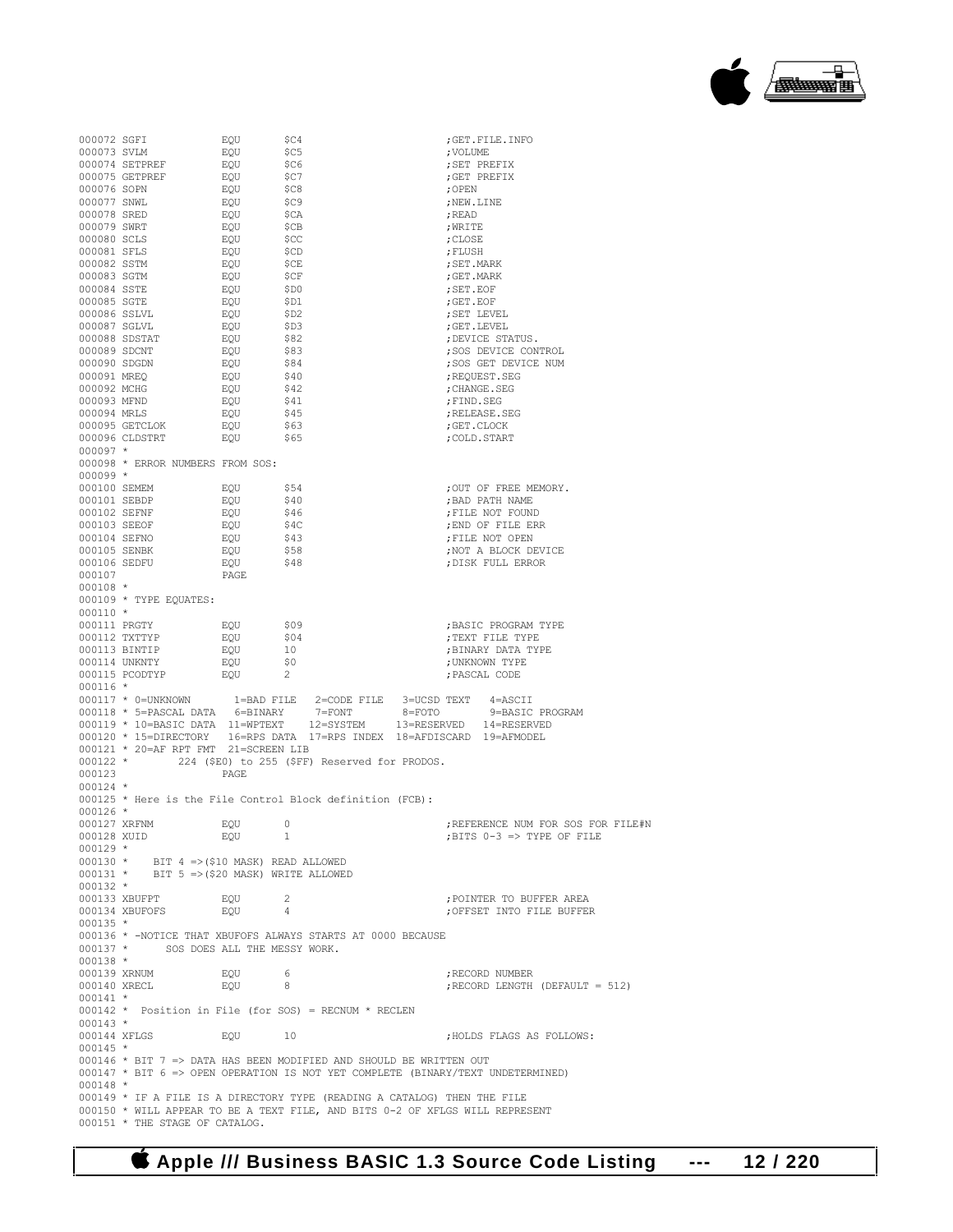```
000072 SGFI            EQU       $C4                          ;GET.FILE.INFO
000073 SVLM            EQU       $C5                          ;VOLUME
000074 SETPREF         EQU       $C6                          ;SET PREFIX
000075 GETPREF         EQU       $C7                          ;GET PREFIX
000076 SOPN            EQU       $C8                          ;OPEN
000077 SNWL            EQU       $C9                          ;NEW.LINE
000078 SRED            EQU       $CA                          ;READ
000079 SWRT            EQU       $CB                          ;WRITE
000080 SCLS            EQU       $CC                          ;CLOSE
000081 SFLS            EQU       $CD                          ;FLUSH
000082 SSTM            EQU       $CE                          ;SET.MARK
000083 SGTM            EQU       $CF                          ;GET.MARK
000084 SSTE            EQU       $D0                          ;SET.EOF
000085 SGTE            EQU       $D1                          ;GET.EOF
000086 SSLVL           EQU       $D2                          ;SET LEVEL
000087 SGLVL           EQU       $D3                          ;GET.LEVEL
000088 SDSTAT          EQU       $82                          ;DEVICE STATUS.
000089 SDCNT           EQU       $83                          ;SOS DEVICE CONTROL
000090 SDGDN           EQU       $84                          ;SOS GET DEVICE NUM
000091 MREQ            EQU       $40                          ;REQUEST.SEG
000092 MCHG            EQU       $42                          ;CHANGE.SEG
000093 MFND            EQU       $41                          ;FIND.SEG
000094 MRLS            EQU       $45                          ;RELEASE.SEG
000095 GETCLOK         EQU       $63                          ;GET.CLOCK
000096 CLDSTRT         EQU       $65                          ;COLD.START
000097 *
000098 * ERROR NUMBERS FROM SOS:
000099 *
000100 SEMEM           EQU       $54                          ;OUT OF FREE MEMORY.
000101 SEBDP           EQU       $40                          ;BAD PATH NAME
000102 SEFNF           EQU       $46                          ;FILE NOT FOUND
000103 SEEOF           EQU       $4C                          ;END OF FILE ERR
000104 SEFNO           EQU       $43                          ;FILE NOT OPEN
000105 SENBK           EQU       $58                          ;NOT A BLOCK DEVICE
000106 SEDFU           EQU       $48                          ;DISK FULL ERROR
000107                 PAGE
000108 *
000109 * TYPE EQUATES:
000110 *
000111 PRGTY           EQU       $09                          ;BASIC PROGRAM TYPE
000112 TXTTYP          EQU       $04                          ;TEXT FILE TYPE
000113 BINTIP          EQU       10                           ;BINARY DATA TYPE
000114 UNKNTY          EQU       $0                           ;UNKNOWN TYPE
000115 PCODTYP         EQU       2                            ;PASCAL CODE
000116 *
000117 * 0=UNKNOWN       1=BAD FILE   2=CODE FILE   3=UCSD TEXT   4=ASCII
000118 * 5=PASCAL DATA   6=BINARY     7=FONT        8=FOTO        9=BASIC PROGRAM
000119 * 10=BASIC DATA  11=WPTEXT    12=SYSTEM     13=RESERVED   14=RESERVED
000120 * 15=DIRECTORY   16=RPS DATA  17=RPS INDEX  18=AFDISCARD  19=AFMODEL
000121 * 20=AF RPT FMT  21=SCREEN LIB
000122 *        224 ($E0) to 255 ($FF) Reserved for PRODOS.
000123                 PAGE
000124 *
000125 * Here is the File Control Block definition (FCB):
000126 *
000127 XRFNM           EQU       0                            ;REFERENCE NUM FOR SOS FOR FILE#N
000128 XUID            EQU       1                            ;BITS 0-3 => TYPE OF FILE
000129 *
000130 *    BIT 4 =>($10 MASK) READ ALLOWED
000131 *    BIT 5 =>($20 MASK) WRITE ALLOWED
000132 *
000133 XBUFPT          EQU       2                            ;POINTER TO BUFFER AREA
000134 XBUFOFS         EQU       4                            ;OFFSET INTO FILE BUFFER
000135 *
000136 * -NOTICE THAT XBUFOFS ALWAYS STARTS AT 0000 BECAUSE
000137 *      SOS DOES ALL THE MESSY WORK.
000138 *
000139 XRNUM           EQU       6                            ;RECORD NUMBER
000140 XRECL           EQU       8                            ;RECORD LENGTH (DEFAULT = 512)
000141 *
000142 *  Position in File (for SOS) = RECNUM * RECLEN
000143 *
000144 XFLGS           EQU       10                           ;HOLDS FLAGS AS FOLLOWS:
000145 *
000146 * BIT 7 => DATA HAS BEEN MODIFIED AND SHOULD BE WRITTEN OUT
000147 * BIT 6 => OPEN OPERATION IS NOT YET COMPLETE (BINARY/TEXT UNDETERMINED)
000148 *
000149 * IF A FILE IS A DIRECTORY TYPE (READING A CATALOG) THEN THE FILE
000150 * WILL APPEAR TO BE A TEXT FILE, AND BITS 0-2 OF XFLGS WILL REPRESENT
000151 * THE STAGE OF CATALOG.
```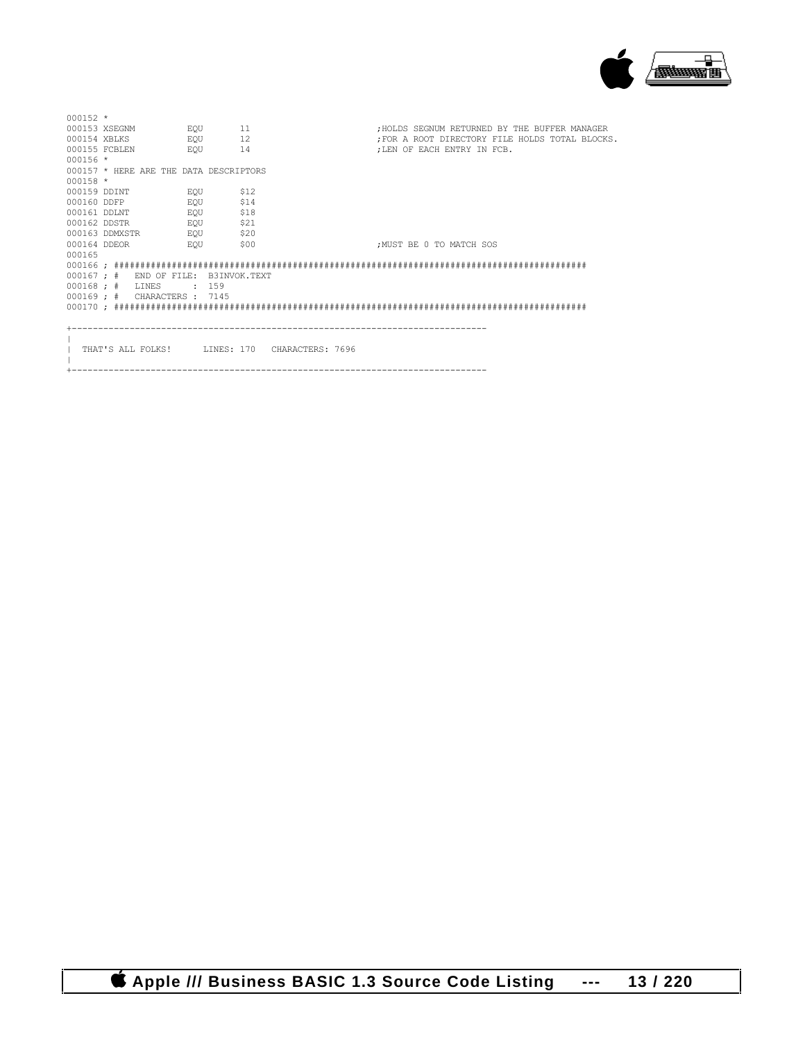```
000152 *
000153 XSEGNM          EQU       11                         ;HOLDS SEGNUM RETURNED BY THE BUFFER MANAGER
000154 XBLKS           EQU       12                         ;FOR A ROOT DIRECTORY FILE HOLDS TOTAL BLOCKS.
000155 FCBLEN          EQU       14                         ;LEN OF EACH ENTRY IN FCB.
000156 *
000157 * HERE ARE THE DATA DESCRIPTORS
000158 *
000159 DDINT           EQU       $12
000160 DDFP            EQU       $14
000161 DDLNT           EQU       $18
000162 DDSTR           EQU       $21
000163 DDMXSTR         EQU       $20
000164 DDEOR           EQU       $00                        ;MUST BE 0 TO MATCH SOS
000165
000166 ; ##########################################################################################
000167 ; #   END OF FILE:  B3INVOK.TEXT
000168 ; #   LINES      :  159
000169 ; #   CHARACTERS :  7145
000170 ; ##########################################################################################

+------------------------------------------------------------------------------
|
|  THAT'S ALL FOLKS!      LINES: 170   CHARACTERS: 7696
|
+------------------------------------------------------------------------------
```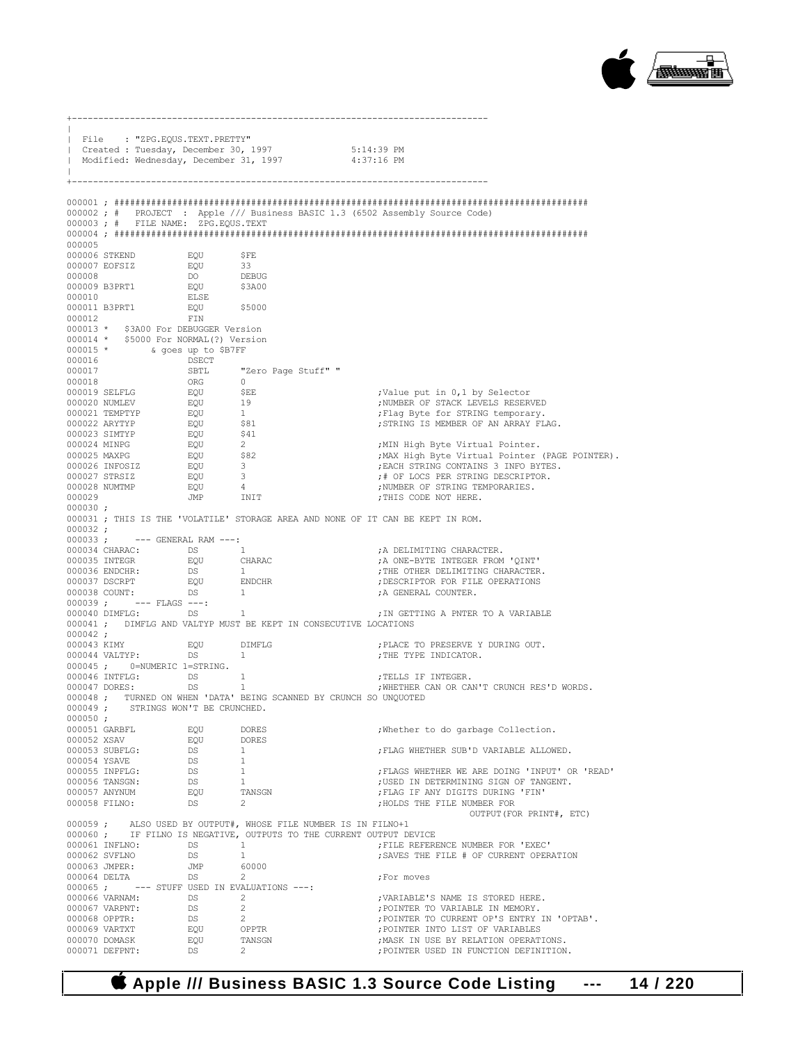```
+-----------------------------------------------------------------------------
|
| File    : "ZPG.EQUS.TEXT.PRETTY"
| Created : Tuesday, December 30, 1997             5:14:39 PM
| Modified: Wednesday, December 31, 1997           4:37:16 PM
|
+-----------------------------------------------------------------------------

000001 ; ########################################################################################
000002 ; #   PROJECT  : Apple /// Business BASIC 1.3 (6502 Assembly Source Code)
000003 ; #   FILE NAME:  ZPG.EQUS.TEXT
000004 ; ########################################################################################
000005
000006 STKEND          EQU       $FE
000007 EOFSIZ          EQU       33
000008                 DO        DEBUG
000009 B3PRT1          EQU       $3A00
000010                 ELSE
000011 B3PRT1          EQU       $5000
000012                 FIN
000013 *   $3A00 For DEBUGGER Version
000014 *   $5000 For NORMAL(?) Version
000015 *        & goes up to $B7FF
000016                 DSECT
000017                 SBTL      "Zero Page Stuff" "
000018                 ORG       0
000019 SELFLG          EQU       $EE                          ;Value put in 0,1 by Selector
000020 NUMLEV          EQU       19                           ;NUMBER OF STACK LEVELS RESERVED
000021 TEMPTYP         EQU       1                            ;Flag Byte for STRING temporary.
000022 ARYTYP          EQU       $81                          ;STRING IS MEMBER OF AN ARRAY FLAG.
000023 SIMTYP          EQU       $41
000024 MINPG           EQU       2                            ;MIN High Byte Virtual Pointer.
000025 MAXPG           EQU       $82                          ;MAX High Byte Virtual Pointer (PAGE POINTER).
000026 INFOSIZ         EQU       3                            ;EACH STRING CONTAINS 3 INFO BYTES.
000027 STRSIZ          EQU       3                            ;# OF LOCS PER STRING DESCRIPTOR.
000028 NUMTMP          EQU       4                            ;NUMBER OF STRING TEMPORARIES.
000029                 JMP       INIT                         ;THIS CODE NOT HERE.
000030 ;
000031 ; THIS IS THE 'VOLATILE' STORAGE AREA AND NONE OF IT CAN BE KEPT IN ROM.
000032 ;
000033 ;     --- GENERAL RAM ---:
000034 CHARAC:         DS        1                            ;A DELIMITING CHARACTER.
000035 INTEGR          EQU       CHARAC                       ;A ONE-BYTE INTEGER FROM 'QINT'
000036 ENDCHR:         DS        1                            ;THE OTHER DELIMITING CHARACTER.
000037 DSCRPT          EQU       ENDCHR                       ;DESCRIPTOR FOR FILE OPERATIONS
000038 COUNT:          DS        1                            ;A GENERAL COUNTER.
000039 ;     --- FLAGS ---:
000040 DIMFLG:         DS        1                            ;IN GETTING A PNTER TO A VARIABLE
000041 ;   DIMFLG AND VALTYP MUST BE KEPT IN CONSECUTIVE LOCATIONS
000042 ;
000043 KIMY            EQU       DIMFLG                       ;PLACE TO PRESERVE Y DURING OUT.
000044 VALTYP:         DS        1                            ;THE TYPE INDICATOR.
000045 ;    0=NUMERIC 1=STRING.
000046 INTFLG:         DS        1                            ;TELLS IF INTEGER.
000047 DORES:          DS        1                            ;WHETHER CAN OR CAN'T CRUNCH RES'D WORDS.
000048 ;   TURNED ON WHEN 'DATA' BEING SCANNED BY CRUNCH SO UNQUOTED
000049 ;    STRINGS WON'T BE CRUNCHED.
000050 ;
000051 GARBFL          EQU       DORES                        ;Whether to do garbage Collection.
000052 XSAV            EQU       DORES
000053 SUBFLG:         DS        1                            ;FLAG WHETHER SUB'D VARIABLE ALLOWED.
000054 YSAVE           DS        1
000055 INPFLG:         DS        1                            ;FLAGS WHETHER WE ARE DOING 'INPUT' OR 'READ'
000056 TANSGN:         DS        1                            ;USED IN DETERMINING SIGN OF TANGENT.
000057 ANYNUM          EQU       TANSGN                       ;FLAG IF ANY DIGITS DURING 'FIN'
000058 FILNO:          DS        2                            ;HOLDS THE FILE NUMBER FOR
                                                                    OUTPUT(FOR PRINT#, ETC)
000059 ;    ALSO USED BY OUTPUT#, WHOSE FILE NUMBER IS IN FILNO+1
000060 ;    IF FILNO IS NEGATIVE, OUTPUTS TO THE CURRENT OUTPUT DEVICE
000061 INFLNO:         DS        1                            ;FILE REFERENCE NUMBER FOR 'EXEC'
000062 SVFLNO          DS        1                            ;SAVES THE FILE # OF CURRENT OPERATION
000063 JMPER:          JMP       60000
000064 DELTA           DS        2                            ;For moves
000065 ;     --- STUFF USED IN EVALUATIONS ---:
000066 VARNAM:         DS        2                            ;VARIABLE'S NAME IS STORED HERE.
000067 VARPNT:         DS        2                            ;POINTER TO VARIABLE IN MEMORY.
000068 OPPTR:          DS        2                            ;POINTER TO CURRENT OP'S ENTRY IN 'OPTAB'.
000069 VARTXT          EQU       OPPTR                        ;POINTER INTO LIST OF VARIABLES
000070 DOMASK          EQU       TANSGN                       ;MASK IN USE BY RELATION OPERATIONS.
000071 DEFPNT:         DS        2                            ;POINTER USED IN FUNCTION DEFINITION.
```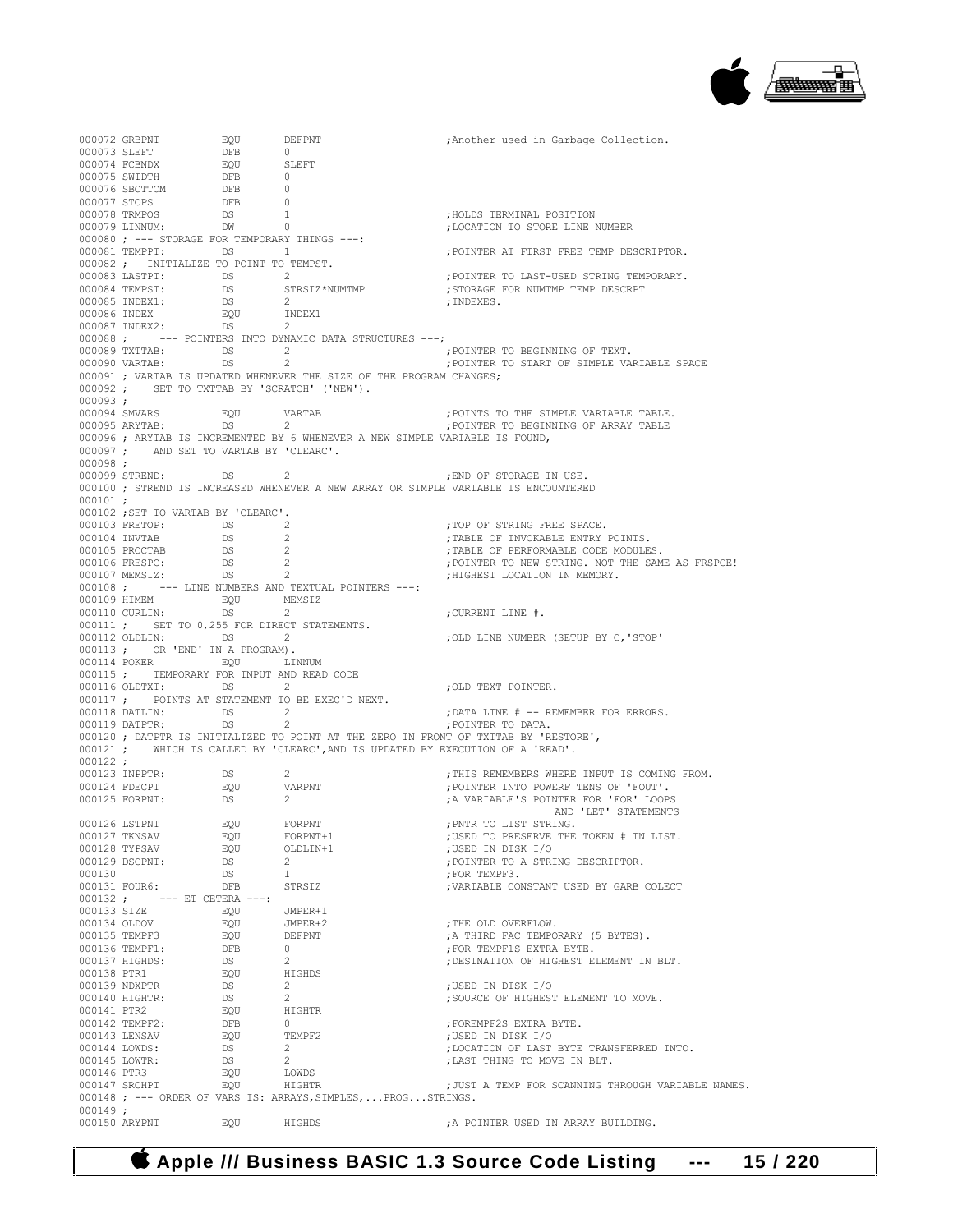```
000072 GRBPNT          EQU       DEFPNT                        ;Another used in Garbage Collection.
000073 SLEFT           DFB       0
000074 FCBNDX          EQU       SLEFT
000075 SWIDTH          DFB       0
000076 SBOTTOM         DFB       0
000077 STOPS           DFB       0
000078 TRMPOS          DS        1                             ;HOLDS TERMINAL POSITION
000079 LINNUM:         DW        0                             ;LOCATION TO STORE LINE NUMBER
000080 ; --- STORAGE FOR TEMPORARY THINGS ---:
000081 TEMPPT:         DS        1                             ;POINTER AT FIRST FREE TEMP DESCRIPTOR.
000082 ;  INITIALIZE TO POINT TO TEMPST.
000083 LASTPT:         DS        2                             ;POINTER TO LAST-USED STRING TEMPORARY.
000084 TEMPST:         DS        STRSIZ*NUMTMP                 ;STORAGE FOR NUMTMP TEMP DESCRPT
000085 INDEX1:         DS        2                             ;INDEXES.
000086 INDEX           EQU       INDEX1
000087 INDEX2:         DS        2
000088 ;     --- POINTERS INTO DYNAMIC DATA STRUCTURES ---;
000089 TXTTAB:         DS        2                             ;POINTER TO BEGINNING OF TEXT.
000090 VARTAB:         DS        2                             ;POINTER TO START OF SIMPLE VARIABLE SPACE
000091 ; VARTAB IS UPDATED WHENEVER THE SIZE OF THE PROGRAM CHANGES;
000092 ;    SET TO TXTTAB BY 'SCRATCH' ('NEW').
000093 ;
000094 SMVARS          EQU       VARTAB                        ;POINTS TO THE SIMPLE VARIABLE TABLE.
000095 ARYTAB:         DS        2                             ;POINTER TO BEGINNING OF ARRAY TABLE
000096 ; ARYTAB IS INCREMENTED BY 6 WHENEVER A NEW SIMPLE VARIABLE IS FOUND,
000097 ;    AND SET TO VARTAB BY 'CLEARC'.
000098 ;
000099 STREND:         DS        2                             ;END OF STORAGE IN USE.
000100 ; STREND IS INCREASED WHENEVER A NEW ARRAY OR SIMPLE VARIABLE IS ENCOUNTERED
000101 ;
000102 ;SET TO VARTAB BY 'CLEARC'.
000103 FRETOP:         DS        2                             ;TOP OF STRING FREE SPACE.
000104 INVTAB          DS        2                             ;TABLE OF INVOKABLE ENTRY POINTS.
000105 PROCTAB         DS        2                             ;TABLE OF PERFORMABLE CODE MODULES.
000106 FRESPC:         DS        2                             ;POINTER TO NEW STRING. NOT THE SAME AS FRSPCE!
000107 MEMSIZ:         DS        2                             ;HIGHEST LOCATION IN MEMORY.
000108 ;     --- LINE NUMBERS AND TEXTUAL POINTERS ---:
000109 HIMEM           EQU       MEMSIZ
000110 CURLIN:         DS        2                             ;CURRENT LINE #.
000111 ;    SET TO 0,255 FOR DIRECT STATEMENTS.
000112 OLDLIN:         DS        2                             ;OLD LINE NUMBER (SETUP BY C,'STOP'
000113 ;    OR 'END' IN A PROGRAM).
000114 POKER           EQU       LINNUM
000115 ;    TEMPORARY FOR INPUT AND READ CODE
000116 OLDTXT:         DS        2                             ;OLD TEXT POINTER.
000117 ;    POINTS AT STATEMENT TO BE EXEC'D NEXT.
000118 DATLIN:         DS        2                             ;DATA LINE # -- REMEMBER FOR ERRORS.
000119 DATPTR:         DS        2                             ;POINTER TO DATA.
000120 ; DATPTR IS INITIALIZED TO POINT AT THE ZERO IN FRONT OF TXTTAB BY 'RESTORE',
000121 ;    WHICH IS CALLED BY 'CLEARC',AND IS UPDATED BY EXECUTION OF A 'READ'.
000122 ;
000123 INPPTR:         DS        2                             ;THIS REMEMBERS WHERE INPUT IS COMING FROM.
000124 FDECPT          EQU       VARPNT                        ;POINTER INTO POWERF TENS OF 'FOUT'.
000125 FORPNT:         DS        2                             ;A VARIABLE'S POINTER FOR 'FOR' LOOPS
                                                                AND 'LET' STATEMENTS
000126 LSTPNT          EQU       FORPNT                        ;PNTR TO LIST STRING.
000127 TKNSAV          EQU       FORPNT+1                      ;USED TO PRESERVE THE TOKEN # IN LIST.
000128 TYPSAV          EQU       OLDLIN+1                      ;USED IN DISK I/O
000129 DSCPNT:         DS        2                             ;POINTER TO A STRING DESCRIPTOR.
000130                 DS        1                             ;FOR TEMPF3.
000131 FOUR6:          DFB       STRSIZ                        ;VARIABLE CONSTANT USED BY GARB COLECT
000132 ;    --- ET CETERA ---:
000133 SIZE            EQU       JMPER+1
000134 OLDOV           EQU       JMPER+2                       ;THE OLD OVERFLOW.
000135 TEMPF3          EQU       DEFPNT                        ;A THIRD FAC TEMPORARY (5 BYTES).
000136 TEMPF1:         DFB       0                             ;FOR TEMPF1S EXTRA BYTE.
000137 HIGHDS:         DS        2                             ;DESINATION OF HIGHEST ELEMENT IN BLT.
000138 PTR1            EQU       HIGHDS
000139 NDXPTR          DS        2                             ;USED IN DISK I/O
000140 HIGHTR:         DS        2                             ;SOURCE OF HIGHEST ELEMENT TO MOVE.
000141 PTR2            EQU       HIGHTR
000142 TEMPF2:         DFB       0                             ;FOREMPF2S EXTRA BYTE.
000143 LENSAV          EQU       TEMPF2                        ;USED IN DISK I/O
000144 LOWDS:          DS        2                             ;LOCATION OF LAST BYTE TRANSFERRED INTO.
000145 LOWTR:          DS        2                             ;LAST THING TO MOVE IN BLT.
000146 PTR3            EQU       LOWDS
000147 SRCHPT          EQU       HIGHTR                        ;JUST A TEMP FOR SCANNING THROUGH VARIABLE NAMES.
000148 ; --- ORDER OF VARS IS: ARRAYS,SIMPLES,...PROG...STRINGS.
000149 ;
000150 ARYPNT          EQU       HIGHDS                        ;A POINTER USED IN ARRAY BUILDING.
```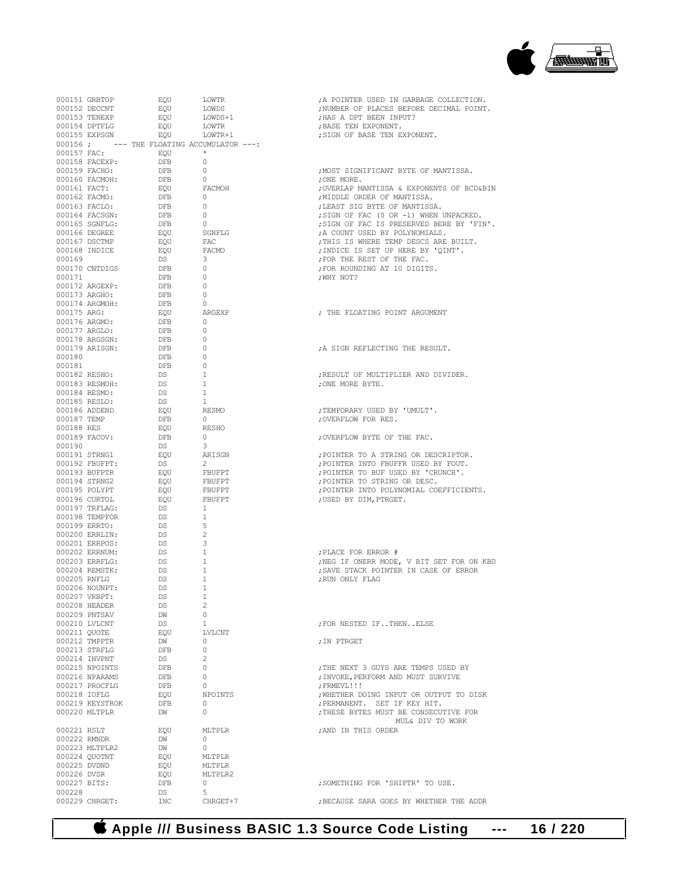```
000151 GRBTOP          EQU       LOWTR                    ;A POINTER USED IN GARBAGE COLLECTION.
000152 DECCNT          EQU       LOWDS                    ;NUMBER OF PLACES BEFORE DECIMAL POINT.
000153 TENEXP          EQU       LOWDS+1                  ;HAS A DPT BEEN INPUT?
000154 DPTFLG          EQU       LOWTR                    ;BASE TEN EXPONENT.
000155 EXPSGN          EQU       LOWTR+1                  ;SIGN OF BASE TEN EXPONENT.
000156 ;      --- THE FLOATING ACCUMULATOR ---:
000157 FAC:            EQU       *
000158 FACEXP:         DFB       0
000159 FACHO:          DFB       0                        ;MOST SIGNIFICANT BYTE OF MANTISSA.
000160 FACMOH:         DFB       0                        ;ONE MORE.
000161 FACT:           EQU       FACMOH                   ;OVERLAP MANTISSA & EXPONENTS OF BCD&BIN
000162 FACMO:          DFB       0                        ;MIDDLE ORDER OF MANTISSA.
000163 FACLO:          DFB       0                        ;LEAST SIG BYTE OF MANTISSA.
000164 FACSGN:         DFB       0                        ;SIGN OF FAC (0 OR -1) WHEN UNPACKED.
000165 SGNFLG:         DFB       0                        ;SIGN OF FAC IS PRESERVED BERE BY 'FIN'.
000166 DEGREE          EQU       SGNFLG                   ;A COUNT USED BY POLYNOMIALS.
000167 DSCTMP          EQU       FAC                      ;THIS IS WHERE TEMP DESCS ARE BUILT.
000168 INDICE          EQU       FACMO                    ;INDICE IS SET UP HERE BY 'QINT'.
000169                 DS        3                        ;FOR THE REST OF THE FAC.
000170 CNTDIGS         DFB       0                        ;FOR ROUNDING AT 10 DIGITS.
000171                 DFB       0                        ;WHY NOT?
000172 ARGEXP:         DFB       0
000173 ARGHO:          DFB       0
000174 ARGMOH:         DFB       0
000175 ARG:            EQU       ARGEXP                   ; THE FLOATING POINT ARGUMENT
000176 ARGMO:          DFB       0
000177 ARGLO:          DFB       0
000178 ARGSGN:         DFB       0
000179 ARISGN:         DFB       0                        ;A SIGN REFLECTING THE RESULT.
000180                 DFB       0
000181                 DFB       0
000182 RESHO:          DS        1                        ;RESULT OF MULTIPLIER AND DIVIDER.
000183 RESMOH:         DS        1                        ;ONE MORE BYTE.
000184 RESMO:          DS        1
000185 RESLO:          DS        1
000186 ADDEND          EQU       RESMO                    ;TEMPORARY USED BY 'UMULT'.
000187 TEMP            DFB       0                        ;OVERFLOW FOR RES.
000188 RES             EQU       RESHO
000189 FACOV:          DFB       0                        ;OVERFLOW BYTE OF THE FAC.
000190                 DS        3
000191 STRNG1          EQU       ARISGN                   ;POINTER TO A STRING OR DESCRIPTOR.
000192 FBUFPT:         DS        2                        ;POINTER INTO FBUFFR USED BY FOUT.
000193 BUFPTR          EQU       FBUFPT                   ;POINTER TO BUF USED BY 'CRUNCH'.
000194 STRNG2          EQU       FBUFPT                   ;POINTER TO STRING OR DESC.
000195 POLYPT          EQU       FBUFPT                   ;POINTER INTO POLYNOMIAL COEFFICIENTS.
000196 CURTOL          EQU       FBUFPT                   ;USED BY DIM,PTRGET.
000197 TRFLAG:         DS        1
000198 TEMPFOR         DS        1
000199 ERRTO:          DS        5
000200 ERRLIN:         DS        2
000201 ERRPOS:         DS        3
000202 ERRNUM:         DS        1                        ;PLACE FOR ERROR #
000203 ERRFLG:         DS        1                        ;NEG IF ONERR MODE, V BIT SET FOR ON KBD
000204 REMSTK:         DS        1                        ;SAVE STACK POINTER IN CASE OF ERROR
000205 RNFLG           DS        1                        ;RUN ONLY FLAG
000206 NOUNPT:         DS        1
000207 VRBPT:          DS        1
000208 HEADER          DS        2
000209 PNTSAV          DW        0
000210 LVLCNT          DS        1                        ;FOR NESTED IF..THEN..ELSE
000211 QUOTE           EQU       LVLCNT
000212 TMPPTR          DW        0                        ;IN PTRGET
000213 STRFLG          DFB       0
000214 INVPNT          DS        2
000215 NPOINTS         DFB       0                        ;THE NEXT 3 GUYS ARE TEMPS USED BY
000216 NPARAMS         DFB       0                        ;INVOKE,PERFORM AND MUST SURVIVE
000217 PROCFLG         DFB       0                        ;FRMEVL!!!
000218 IOFLG           EQU       NPOINTS                  ;WHETHER DOING INPUT OR OUTPUT TO DISK
000219 KEYSTROK        DFB       0                        ;PERMANENT.  SET IF KEY HIT.
000220 MLTPLR          DW        0                        ;THESE BYTES MUST BE CONSECUTIVE FOR
                                                                      MUL& DIV TO WORK
000221 RSLT            EQU       MLTPLR                   ;AND IN THIS ORDER
000222 RMNDR           DW        0
000223 MLTPLR2         DW        0
000224 QUOTNT          EQU       MLTPLR
000225 DVDND           EQU       MLTPLR
000226 DVSR            EQU       MLTPLR2
000227 BITS:           DFB       0                        ;SOMETHING FOR 'SHIFTR' TO USE.
000228                 DS        5
000229 CHRGET:         INC       CHRGET+7                 ;BECAUSE SARA GOES BY WHETHER THE ADDR
```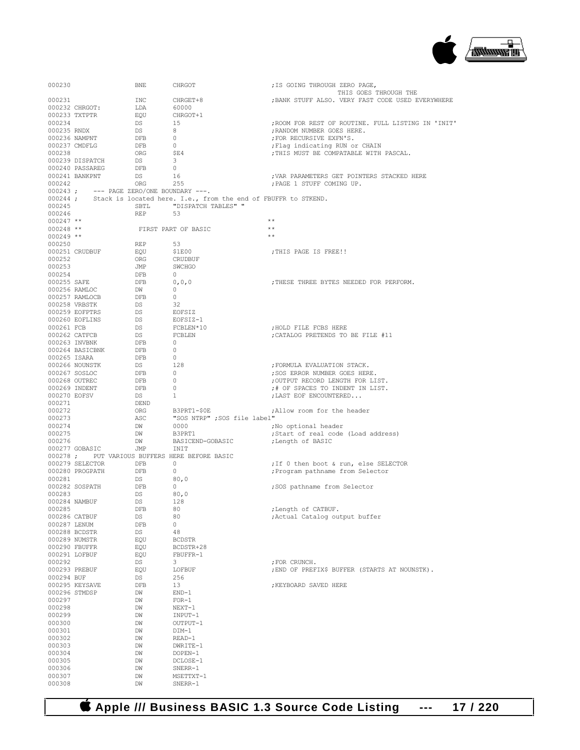```
000230                BNE       CHRGOT                       ;IS GOING THROUGH ZERO PAGE,
                                                                  THIS GOES THROUGH THE
000231                INC       CHRGET+8                     ;BANK STUFF ALSO. VERY FAST CODE USED EVERYWHERE
000232 CHRGOT:        LDA       60000
000233 TXTPTR         EQU       CHRGOT+1
000234                DS        15                           ;ROOM FOR REST OF ROUTINE. FULL LISTING IN 'INIT'
000235 RNDX           DS        8                            ;RANDOM NUMBER GOES HERE.
000236 NAMPNT         DFB       0                            ;FOR RECURSIVE EXFN'S.
000237 CMDFLG         DFB       0                            ;Flag indicating RUN or CHAIN
000238                ORG       $E4                          ;THIS MUST BE COMPATABLE WITH PASCAL.
000239 DISPATCH       DS        3
000240 PASSAREG       DFB       0
000241 BANKPNT        DS        16                           ;VAR PARAMETERS GET POINTERS STACKED HERE
000242                ORG       255                          ;PAGE 1 STUFF COMING UP.
000243 ;    --- PAGE ZERO/ONE BOUNDARY ---.
000244 ;    Stack is located here. I.e., from the end of FBUFFR to STKEND.
000245                SBTL      "DISPATCH TABLES" "
000246                REP       53
000247 **                                                    **
000248 **              FIRST PART OF BASIC                   **
000249 **                                                    **
000250                REP       53
000251 CRUDBUF        EQU       $1E00                        ;THIS PAGE IS FREE!!
000252                ORG       CRUDBUF
000253                JMP       SWCHGO
000254                DFB       0
000255 SAFE           DFB       0,0,0                        ;THESE THREE BYTES NEEDED FOR PERFORM.
000256 RAMLOC         DW        0
000257 RAMLOCB        DFB       0
000258 VRBSTK         DS        32
000259 EOFPTRS        DS        EOFSIZ
000260 EOFLINS        DS        EOFSIZ-1
000261 FCB            DS        FCBLEN*10                    ;HOLD FILE FCBS HERE
000262 CATFCB         DS        FCBLEN                       ;CATALOG PRETENDS TO BE FILE #11
000263 INVBNK         DFB       0
000264 BASICBNK       DFB       0
000265 ISARA          DFB       0
000266 NOUNSTK        DS        128                          ;FORMULA EVALUATION STACK.
000267 SOSLOC         DFB       0                            ;SOS ERROR NUMBER GOES HERE.
000268 OUTREC         DFB       0                            ;OUTPUT RECORD LENGTH FOR LIST.
000269 INDENT         DFB       0                            ;# OF SPACES TO INDENT IN LIST.
000270 EOFSV          DS        1                            ;LAST EOF ENCOUNTERED...
000271                DEND
000272                ORG       B3PRT1-$0E                   ;Allow room for the header
000273                ASC       "SOS NTRP" ;SOS file label"
000274                DW        0000                         ;No optional header
000275                DW        B3PRT1                       ;Start of real code (Load address)
000276                DW        BASICEND-GOBASIC             ;Length of BASIC
000277 GOBASIC        JMP       INIT
000278 ;    PUT VARIOUS BUFFERS HERE BEFORE BASIC
000279 SELECTOR       DFB       0                            ;If 0 then boot & run, else SELECTOR
000280 PROGPATH       DFB       0                            ;Program pathname from Selector
000281                DS        80,0
000282 SOSPATH        DFB       0                            ;SOS pathname from Selector
000283                DS        80,0
000284 NAMBUF         DS        128
000285                DFB       80                           ;Length of CATBUF.
000286 CATBUF         DS        80                           ;Actual Catalog output buffer
000287 LENUM          DFB       0
000288 BCDSTR         DS        48
000289 NUMSTR         EQU       BCDSTR
000290 FBUFFR         EQU       BCDSTR+28
000291 LOFBUF         EQU       FBUFFR-1
000292                DS        3                            ;FOR CRUNCH.
000293 PREBUF         EQU       LOFBUF                       ;END OF PREFIX$ BUFFER (STARTS AT NOUNSTK).
000294 BUF            DS        256
000295 KEYSAVE        DFB       13                           ;KEYBOARD SAVED HERE
000296 STMDSP         DW        END-1
000297                DW        FOR-1
000298                DW        NEXT-1
000299                DW        INPUT-1
000300                DW        OUTPUT-1
000301                DW        DIM-1
000302                DW        READ-1
000303                DW        DWRITE-1
000304                DW        DOPEN-1
000305                DW        DCLOSE-1
000306                DW        SNERR-1
000307                DW        MSETTXT-1
000308                DW        SNERR-1
```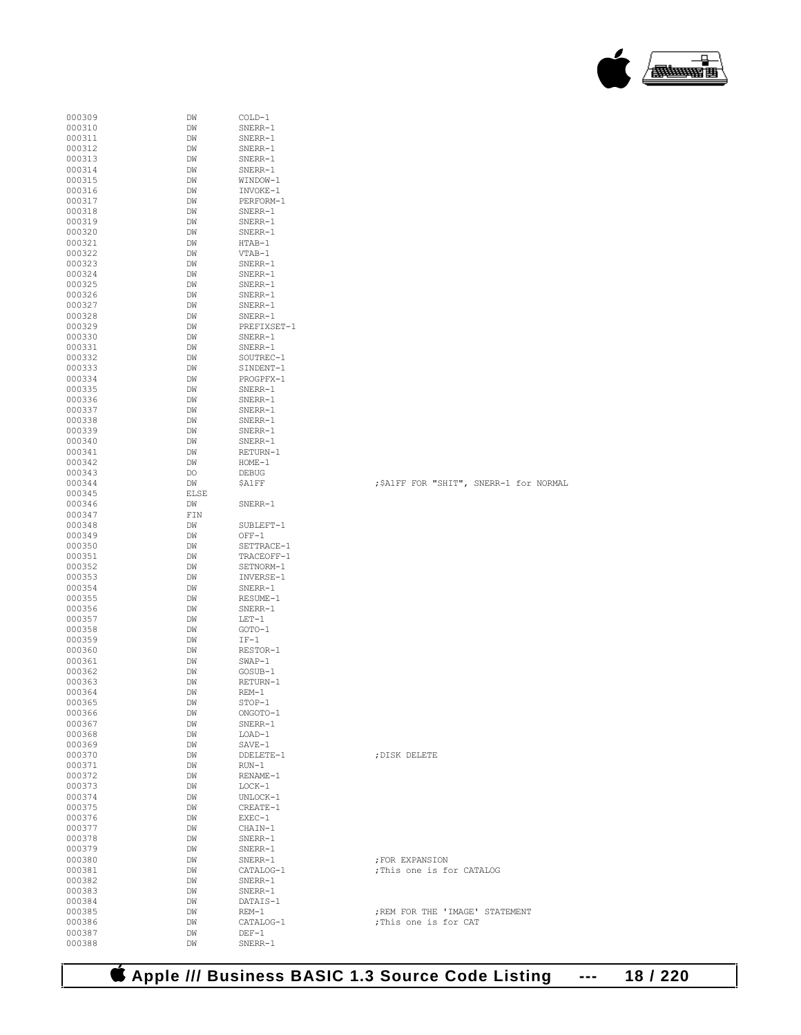```
000309          DW      COLD-1
000310          DW      SNERR-1
000311          DW      SNERR-1
000312          DW      SNERR-1
000313          DW      SNERR-1
000314          DW      SNERR-1
000315          DW      WINDOW-1
000316          DW      INVOKE-1
000317          DW      PERFORM-1
000318          DW      SNERR-1
000319          DW      SNERR-1
000320          DW      SNERR-1
000321          DW      HTAB-1
000322          DW      VTAB-1
000323          DW      SNERR-1
000324          DW      SNERR-1
000325          DW      SNERR-1
000326          DW      SNERR-1
000327          DW      SNERR-1
000328          DW      SNERR-1
000329          DW      PREFIXSET-1
000330          DW      SNERR-1
000331          DW      SNERR-1
000332          DW      SOUTREC-1
000333          DW      SINDENT-1
000334          DW      PROGPFX-1
000335          DW      SNERR-1
000336          DW      SNERR-1
000337          DW      SNERR-1
000338          DW      SNERR-1
000339          DW      SNERR-1
000340          DW      SNERR-1
000341          DW      RETURN-1
000342          DW      HOME-1
000343          DO      DEBUG
000344          DW      $A1FF               ;$A1FF FOR "SHIT", SNERR-1 for NORMAL
000345          ELSE
000346          DW      SNERR-1
000347          FIN
000348          DW      SUBLEFT-1
000349          DW      OFF-1
000350          DW      SETTRACE-1
000351          DW      TRACEOFF-1
000352          DW      SETNORM-1
000353          DW      INVERSE-1
000354          DW      SNERR-1
000355          DW      RESUME-1
000356          DW      SNERR-1
000357          DW      LET-1
000358          DW      GOTO-1
000359          DW      IF-1
000360          DW      RESTOR-1
000361          DW      SWAP-1
000362          DW      GOSUB-1
000363          DW      RETURN-1
000364          DW      REM-1
000365          DW      STOP-1
000366          DW      ONGOTO-1
000367          DW      SNERR-1
000368          DW      LOAD-1
000369          DW      SAVE-1
000370          DW      DDELETE-1           ;DISK DELETE
000371          DW      RUN-1
000372          DW      RENAME-1
000373          DW      LOCK-1
000374          DW      UNLOCK-1
000375          DW      CREATE-1
000376          DW      EXEC-1
000377          DW      CHAIN-1
000378          DW      SNERR-1
000379          DW      SNERR-1
000380          DW      SNERR-1             ;FOR EXPANSION
000381          DW      CATALOG-1           ;This one is for CATALOG
000382          DW      SNERR-1
000383          DW      SNERR-1
000384          DW      DATAIS-1
000385          DW      REM-1               ;REM FOR THE 'IMAGE' STATEMENT
000386          DW      CATALOG-1           ;This one is for CAT
000387          DW      DEF-1
000388          DW      SNERR-1
```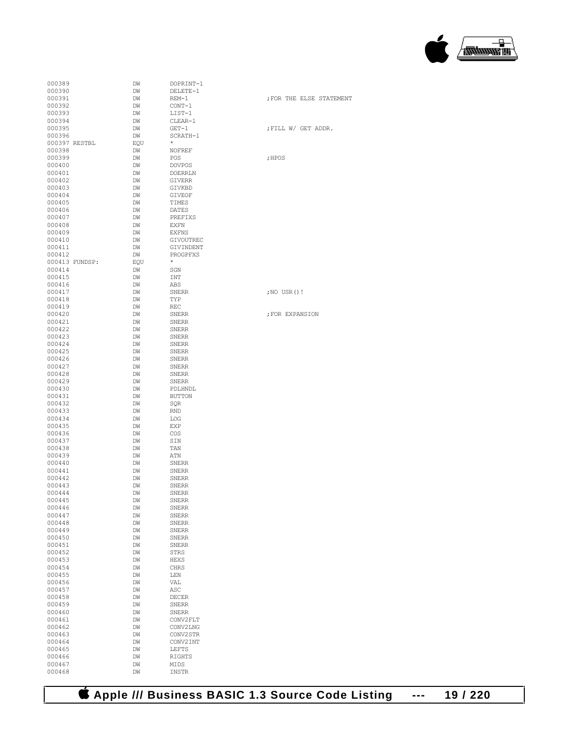```
000389              DW      DOPRINT-1
000390              DW      DELETE-1
000391              DW      REM-1                   ;FOR THE ELSE STATEMENT
000392              DW      CONT-1
000393              DW      LIST-1
000394              DW      CLEAR-1
000395              DW      GET-1                   ;FILL W/ GET ADDR.
000396              DW      SCRATH-1
000397 RESTBL       EQU     *
000398              DW      NOFREF
000399              DW      POS                     ;HPOS
000400              DW      DOVPOS
000401              DW      DOERRLN
000402              DW      GIVERR
000403              DW      GIVKBD
000404              DW      GIVEOF
000405              DW      TIMES
000406              DW      DATES
000407              DW      PREFIXS
000408              DW      EXFN
000409              DW      EXFNS
000410              DW      GIVOUTREC
000411              DW      GIVINDENT
000412              DW      PROGPFXS
000413 FUNDSP:      EQU     *
000414              DW      SGN
000415              DW      INT
000416              DW      ABS
000417              DW      SNERR                   ;NO USR()!
000418              DW      TYP
000419              DW      REC
000420              DW      SNERR                   ;FOR EXPANSION
000421              DW      SNERR
000422              DW      SNERR
000423              DW      SNERR
000424              DW      SNERR
000425              DW      SNERR
000426              DW      SNERR
000427              DW      SNERR
000428              DW      SNERR
000429              DW      SNERR
000430              DW      PDLHNDL
000431              DW      BUTTON
000432              DW      SQR
000433              DW      RND
000434              DW      LOG
000435              DW      EXP
000436              DW      COS
000437              DW      SIN
000438              DW      TAN
000439              DW      ATN
000440              DW      SNERR
000441              DW      SNERR
000442              DW      SNERR
000443              DW      SNERR
000444              DW      SNERR
000445              DW      SNERR
000446              DW      SNERR
000447              DW      SNERR
000448              DW      SNERR
000449              DW      SNERR
000450              DW      SNERR
000451              DW      SNERR
000452              DW      STRS
000453              DW      HEXS
000454              DW      CHRS
000455              DW      LEN
000456              DW      VAL
000457              DW      ASC
000458              DW      DECER
000459              DW      SNERR
000460              DW      SNERR
000461              DW      CONV2FLT
000462              DW      CONV2LNG
000463              DW      CONV2STR
000464              DW      CONV2INT
000465              DW      LEFTS
000466              DW      RIGHTS
000467              DW      MIDS
000468              DW      INSTR
```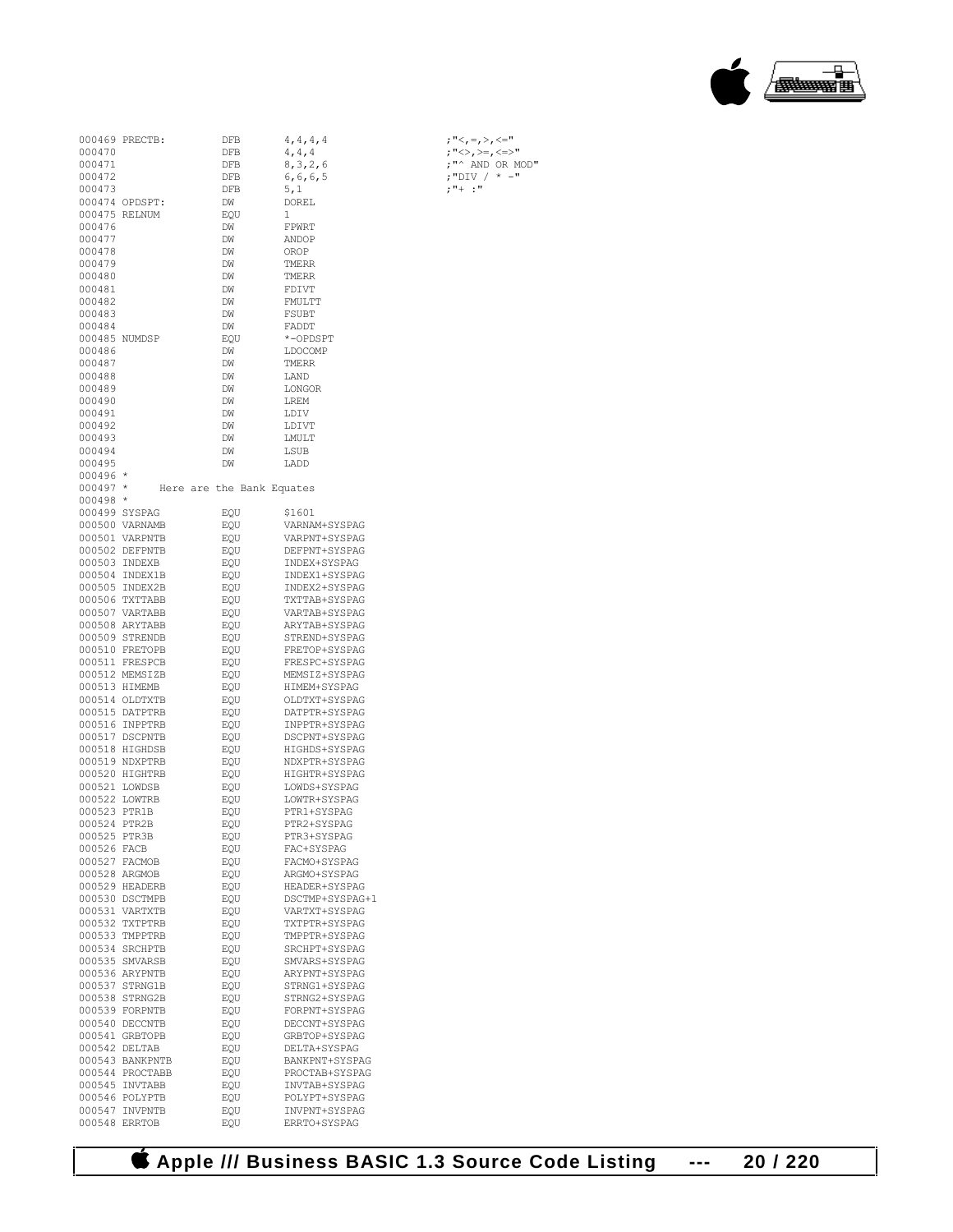```
000469 PRECTB:         DFB     4,4,4,4                 ;"<,=,>,<="
000470                 DFB     4,4,4                   ;"<>,>=,<=>"
000471                 DFB     8,3,2,6                 ;"^ AND OR MOD"
000472                 DFB     6,6,6,5                 ;"DIV / * -"
000473                 DFB     5,1                     ;"+ :"
000474 OPDSPT:         DW      DOREL
000475 RELNUM          EQU     1
000476                 DW      FPWRT
000477                 DW      ANDOP
000478                 DW      OROP
000479                 DW      TMERR
000480                 DW      TMERR
000481                 DW      FDIVT
000482                 DW      FMULTT
000483                 DW      FSUBT
000484                 DW      FADDT
000485 NUMDSP          EQU     *-OPDSPT
000486                 DW      LDOCOMP
000487                 DW      TMERR
000488                 DW      LAND
000489                 DW      LONGOR
000490                 DW      LREM
000491                 DW      LDIV
000492                 DW      LDIVT
000493                 DW      LMULT
000494                 DW      LSUB
000495                 DW      LADD
000496 *
000497 *     Here are the Bank Equates
000498 *
000499 SYSPAG          EQU     $1601
000500 VARNAMB         EQU     VARNAM+SYSPAG
000501 VARPNTB         EQU     VARPNT+SYSPAG
000502 DEFPNTB         EQU     DEFPNT+SYSPAG
000503 INDEXB          EQU     INDEX+SYSPAG
000504 INDEX1B         EQU     INDEX1+SYSPAG
000505 INDEX2B         EQU     INDEX2+SYSPAG
000506 TXTTABB         EQU     TXTTAB+SYSPAG
000507 VARTABB         EQU     VARTAB+SYSPAG
000508 ARYTABB         EQU     ARYTAB+SYSPAG
000509 STRENDB         EQU     STREND+SYSPAG
000510 FRETOPB         EQU     FRETOP+SYSPAG
000511 FRESPCB         EQU     FRESPC+SYSPAG
000512 MEMSIZB         EQU     MEMSIZ+SYSPAG
000513 HIMEMB          EQU     HIMEM+SYSPAG
000514 OLDTXTB         EQU     OLDTXT+SYSPAG
000515 DATPTRB         EQU     DATPTR+SYSPAG
000516 INPPTRB         EQU     INPPTR+SYSPAG
000517 DSCPNTB         EQU     DSCPNT+SYSPAG
000518 HIGHDSB         EQU     HIGHDS+SYSPAG
000519 NDXPTRB         EQU     NDXPTR+SYSPAG
000520 HIGHTRB         EQU     HIGHTR+SYSPAG
000521 LOWDSB          EQU     LOWDS+SYSPAG
000522 LOWTRB          EQU     LOWTR+SYSPAG
000523 PTR1B           EQU     PTR1+SYSPAG
000524 PTR2B           EQU     PTR2+SYSPAG
000525 PTR3B           EQU     PTR3+SYSPAG
000526 FACB            EQU     FAC+SYSPAG
000527 FACMOB          EQU     FACMO+SYSPAG
000528 ARGMOB          EQU     ARGMO+SYSPAG
000529 HEADERB         EQU     HEADER+SYSPAG
000530 DSCTMPB         EQU     DSCTMP+SYSPAG+1
000531 VARTXTB         EQU     VARTXT+SYSPAG
000532 TXTPTRB         EQU     TXTPTR+SYSPAG
000533 TMPPTRB         EQU     TMPPTR+SYSPAG
000534 SRCHPTB         EQU     SRCHPT+SYSPAG
000535 SMVARSB         EQU     SMVARS+SYSPAG
000536 ARYPNTB         EQU     ARYPNT+SYSPAG
000537 STRNG1B         EQU     STRNG1+SYSPAG
000538 STRNG2B         EQU     STRNG2+SYSPAG
000539 FORPNTB         EQU     FORPNT+SYSPAG
000540 DECCNTB         EQU     DECCNT+SYSPAG
000541 GRBTOPB         EQU     GRBTOP+SYSPAG
000542 DELTAB          EQU     DELTA+SYSPAG
000543 BANKPNTB        EQU     BANKPNT+SYSPAG
000544 PROCTABB        EQU     PROCTAB+SYSPAG
000545 INVTABB         EQU     INVTAB+SYSPAG
000546 POLYPTB         EQU     POLYPT+SYSPAG
000547 INVPNTB         EQU     INVPNT+SYSPAG
000548 ERRTOB          EQU     ERRTO+SYSPAG
```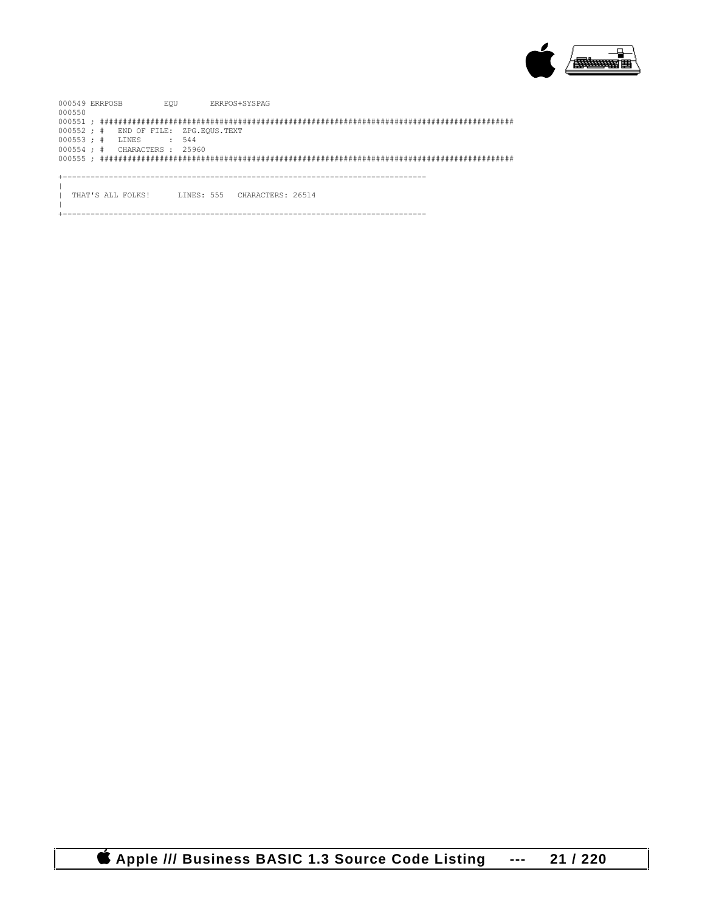```
000549 ERRPOSB         EQU       ERRPOS+SYSPAG
000550
000551 ; ##########################################################################################
000552 ; #   END OF FILE:  ZPG.EQUS.TEXT
000553 ; #   LINES       :  544
000554 ; #   CHARACTERS :  25960
000555 ; ##########################################################################################

+------------------------------------------------------------------------------
|
|  THAT'S ALL FOLKS!      LINES: 555   CHARACTERS: 26514
|
+------------------------------------------------------------------------------
```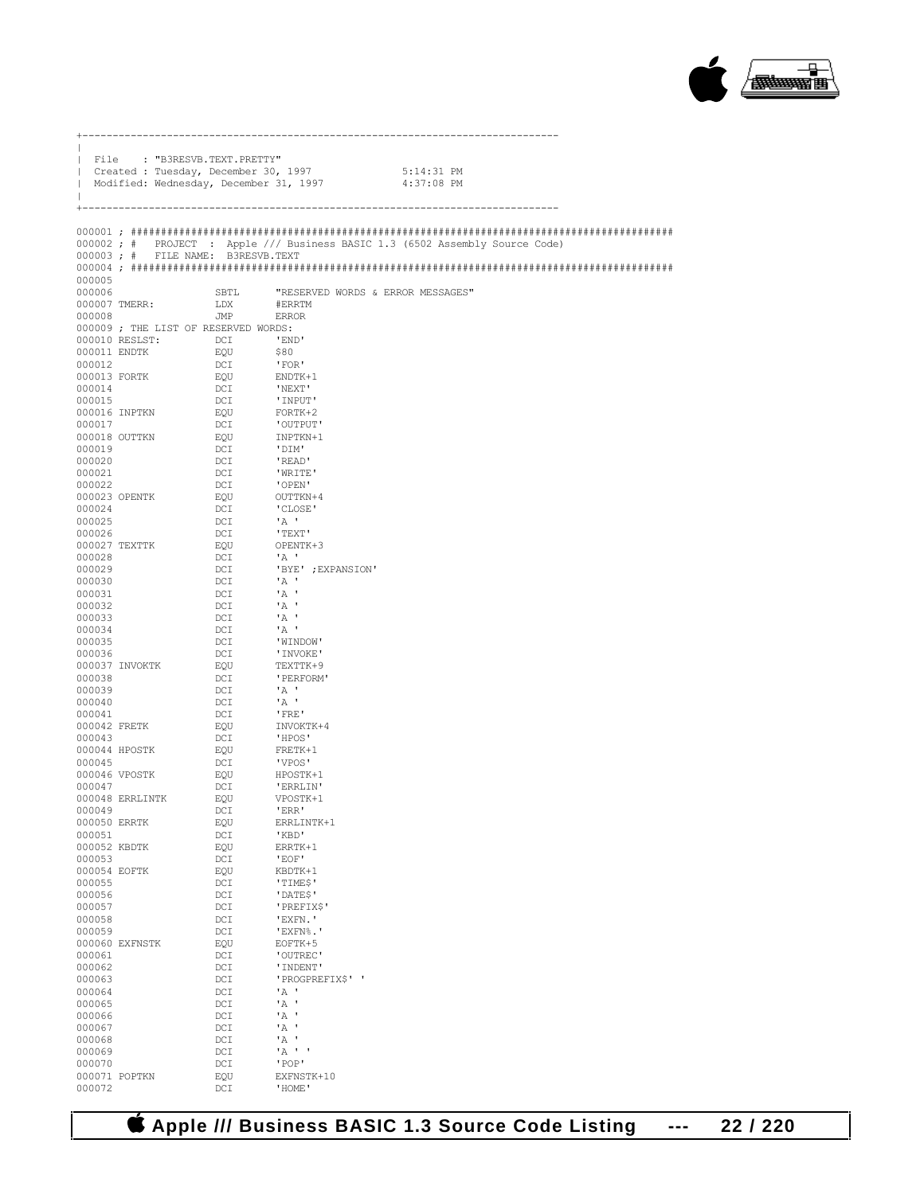```
+------------------------------------------------------------------------------
|
| File    : "B3RESVB.TEXT.PRETTY"
| Created : Tuesday, December 30, 1997              5:14:31 PM
| Modified: Wednesday, December 31, 1997            4:37:08 PM
|
+------------------------------------------------------------------------------
```

```
000001 ; ##########################################################################################
000002 ; #   PROJECT  :  Apple /// Business BASIC 1.3 (6502 Assembly Source Code)
000003 ; #   FILE NAME:  B3RESVB.TEXT
000004 ; ##########################################################################################
000005
000006                  SBTL      "RESERVED WORDS & ERROR MESSAGES"
000007 TMERR:           LDX       #ERRTM
000008                  JMP       ERROR
000009 ; THE LIST OF RESERVED WORDS:
000010 RESLST:          DCI       'END'
000011 ENDTK            EQU       $80
000012                  DCI       'FOR'
000013 FORTK            EQU       ENDTK+1
000014                  DCI       'NEXT'
000015                  DCI       'INPUT'
000016 INPTKN           EQU       FORTK+2
000017                  DCI       'OUTPUT'
000018 OUTTKN           EQU       INPTKN+1
000019                  DCI       'DIM'
000020                  DCI       'READ'
000021                  DCI       'WRITE'
000022                  DCI       'OPEN'
000023 OPENTK           EQU       OUTTKN+4
000024                  DCI       'CLOSE'
000025                  DCI       'A '
000026                  DCI       'TEXT'
000027 TEXTTK           EQU       OPENTK+3
000028                  DCI       'A '
000029                  DCI       'BYE' ;EXPANSION'
000030                  DCI       'A '
000031                  DCI       'A '
000032                  DCI       'A '
000033                  DCI       'A '
000034                  DCI       'A '
000035                  DCI       'WINDOW'
000036                  DCI       'INVOKE'
000037 INVOKTK          EQU       TEXTTK+9
000038                  DCI       'PERFORM'
000039                  DCI       'A '
000040                  DCI       'A '
000041                  DCI       'FRE'
000042 FRETK            EQU       INVOKTK+4
000043                  DCI       'HPOS'
000044 HPOSTK           EQU       FRETK+1
000045                  DCI       'VPOS'
000046 VPOSTK           EQU       HPOSTK+1
000047                  DCI       'ERRLIN'
000048 ERRLINTK         EQU       VPOSTK+1
000049                  DCI       'ERR'
000050 ERRTK            EQU       ERRLINTK+1
000051                  DCI       'KBD'
000052 KBDTK            EQU       ERRTK+1
000053                  DCI       'EOF'
000054 EOFTK            EQU       KBDTK+1
000055                  DCI       'TIME$'
000056                  DCI       'DATE$'
000057                  DCI       'PREFIX$'
000058                  DCI       'EXFN.'
000059                  DCI       'EXFN%.'
000060 EXFNSTK          EQU       EOFTK+5
000061                  DCI       'OUTREC'
000062                  DCI       'INDENT'
000063                  DCI       'PROGPREFIX$' '
000064                  DCI       'A '
000065                  DCI       'A '
000066                  DCI       'A '
000067                  DCI       'A '
000068                  DCI       'A '
000069                  DCI       'A ' '
000070                  DCI       'POP'
000071 POPTKN           EQU       EXFNSTK+10
000072                  DCI       'HOME'
```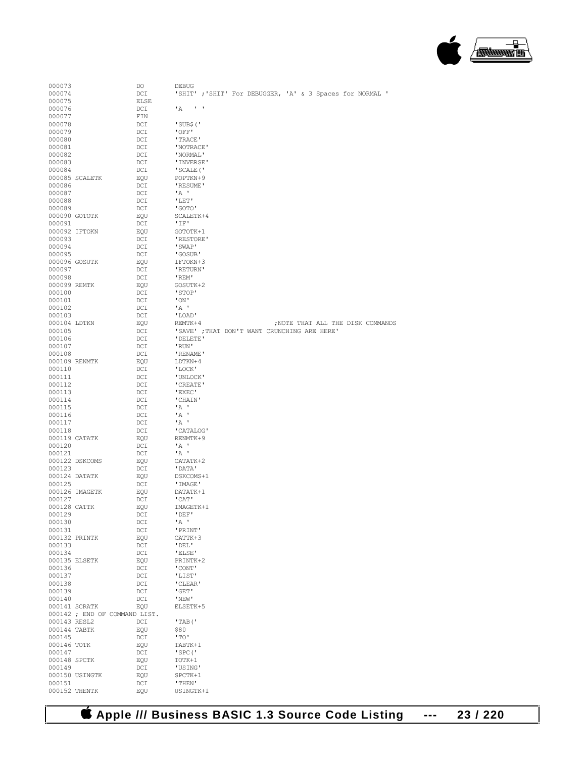```
000073                  DO        DEBUG
000074                  DCI       'SHIT' ;'SHIT' For DEBUGGER, 'A' & 3 Spaces for NORMAL '
000075                  ELSE
000076                  DCI       'A   ' '
000077                  FIN
000078                  DCI       'SUB$('
000079                  DCI       'OFF'
000080                  DCI       'TRACE'
000081                  DCI       'NOTRACE'
000082                  DCI       'NORMAL'
000083                  DCI       'INVERSE'
000084                  DCI       'SCALE('
000085 SCALETK          EQU       POPTKN+9
000086                  DCI       'RESUME'
000087                  DCI       'A '
000088                  DCI       'LET'
000089                  DCI       'GOTO'
000090 GOTOTK           EQU       SCALETK+4
000091                  DCI       'IF'
000092 IFTOKN           EQU       GOTOTK+1
000093                  DCI       'RESTORE'
000094                  DCI       'SWAP'
000095                  DCI       'GOSUB'
000096 GOSUTK           EQU       IFTOKN+3
000097                  DCI       'RETURN'
000098                  DCI       'REM'
000099 REMTK            EQU       GOSUTK+2
000100                  DCI       'STOP'
000101                  DCI       'ON'
000102                  DCI       'A '
000103                  DCI       'LOAD'
000104 LDTKN            EQU       REMTK+4                  ;NOTE THAT ALL THE DISK COMMANDS
000105                  DCI       'SAVE' ;THAT DON'T WANT CRUNCHING ARE HERE'
000106                  DCI       'DELETE'
000107                  DCI       'RUN'
000108                  DCI       'RENAME'
000109 RENMTK           EQU       LDTKN+4
000110                  DCI       'LOCK'
000111                  DCI       'UNLOCK'
000112                  DCI       'CREATE'
000113                  DCI       'EXEC'
000114                  DCI       'CHAIN'
000115                  DCI       'A '
000116                  DCI       'A '
000117                  DCI       'A '
000118                  DCI       'CATALOG'
000119 CATATK           EQU       RENMTK+9
000120                  DCI       'A '
000121                  DCI       'A '
000122 DSKCOMS          EQU       CATATK+2
000123                  DCI       'DATA'
000124 DATATK           EQU       DSKCOMS+1
000125                  DCI       'IMAGE'
000126 IMAGETK          EQU       DATATK+1
000127                  DCI       'CAT'
000128 CATTK            EQU       IMAGETK+1
000129                  DCI       'DEF'
000130                  DCI       'A '
000131                  DCI       'PRINT'
000132 PRINTK           EQU       CATTK+3
000133                  DCI       'DEL'
000134                  DCI       'ELSE'
000135 ELSETK           EQU       PRINTK+2
000136                  DCI       'CONT'
000137                  DCI       'LIST'
000138                  DCI       'CLEAR'
000139                  DCI       'GET'
000140                  DCI       'NEW'
000141 SCRATK           EQU       ELSETK+5
000142 ; END OF COMMAND LIST.
000143 RESL2            DCI       'TAB('
000144 TABTK            EQU       $80
000145                  DCI       'TO'
000146 TOTK             EQU       TABTK+1
000147                  DCI       'SPC('
000148 SPCTK            EQU       TOTK+1
000149                  DCI       'USING'
000150 USINGTK          EQU       SPCTK+1
000151                  DCI       'THEN'
000152 THENTK           EQU       USINGTK+1
```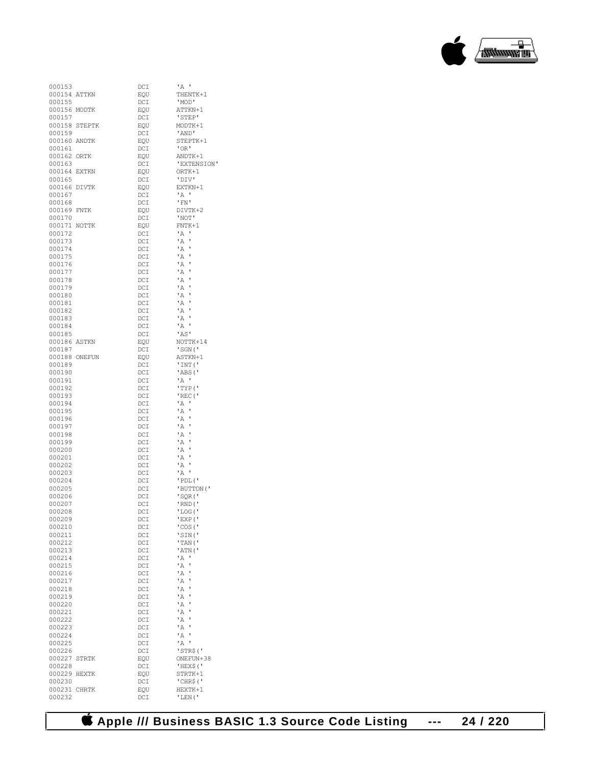```
000153                  DCI     'A '
000154 ATTKN            EQU     THENTK+1
000155                  DCI     'MOD'
000156 MODTK            EQU     ATTKN+1
000157                  DCI     'STEP'
000158 STEPTK           EQU     MODTK+1
000159                  DCI     'AND'
000160 ANDTK            EQU     STEPTK+1
000161                  DCI     'OR'
000162 ORTK             EQU     ANDTK+1
000163                  DCI     'EXTENSION'
000164 EXTKN            EQU     ORTK+1
000165                  DCI     'DIV'
000166 DIVTK            EQU     EXTKN+1
000167                  DCI     'A '
000168                  DCI     'FN'
000169 FNTK             EQU     DIVTK+2
000170                  DCI     'NOT'
000171 NOTTK            EQU     FNTK+1
000172                  DCI     'A '
000173                  DCI     'A '
000174                  DCI     'A '
000175                  DCI     'A '
000176                  DCI     'A '
000177                  DCI     'A '
000178                  DCI     'A '
000179                  DCI     'A '
000180                  DCI     'A '
000181                  DCI     'A '
000182                  DCI     'A '
000183                  DCI     'A '
000184                  DCI     'A '
000185                  DCI     'AS'
000186 ASTKN            EQU     NOTTK+14
000187                  DCI     'SGN('
000188 ONEFUN           EQU     ASTKN+1
000189                  DCI     'INT('
000190                  DCI     'ABS('
000191                  DCI     'A '
000192                  DCI     'TYP('
000193                  DCI     'REC('
000194                  DCI     'A '
000195                  DCI     'A '
000196                  DCI     'A '
000197                  DCI     'A '
000198                  DCI     'A '
000199                  DCI     'A '
000200                  DCI     'A '
000201                  DCI     'A '
000202                  DCI     'A '
000203                  DCI     'A '
000204                  DCI     'PDL('
000205                  DCI     'BUTTON('
000206                  DCI     'SQR('
000207                  DCI     'RND('
000208                  DCI     'LOG('
000209                  DCI     'EXP('
000210                  DCI     'COS('
000211                  DCI     'SIN('
000212                  DCI     'TAN('
000213                  DCI     'ATN('
000214                  DCI     'A '
000215                  DCI     'A '
000216                  DCI     'A '
000217                  DCI     'A '
000218                  DCI     'A '
000219                  DCI     'A '
000220                  DCI     'A '
000221                  DCI     'A '
000222                  DCI     'A '
000223                  DCI     'A '
000224                  DCI     'A '
000225                  DCI     'A '
000226                  DCI     'STR$('
000227 STRTK            EQU     ONEFUN+38
000228                  DCI     'HEX$('
000229 HEXTK            EQU     STRTK+1
000230                  DCI     'CHR$('
000231 CHRTK            EQU     HEXTK+1
000232                  DCI     'LEN('
```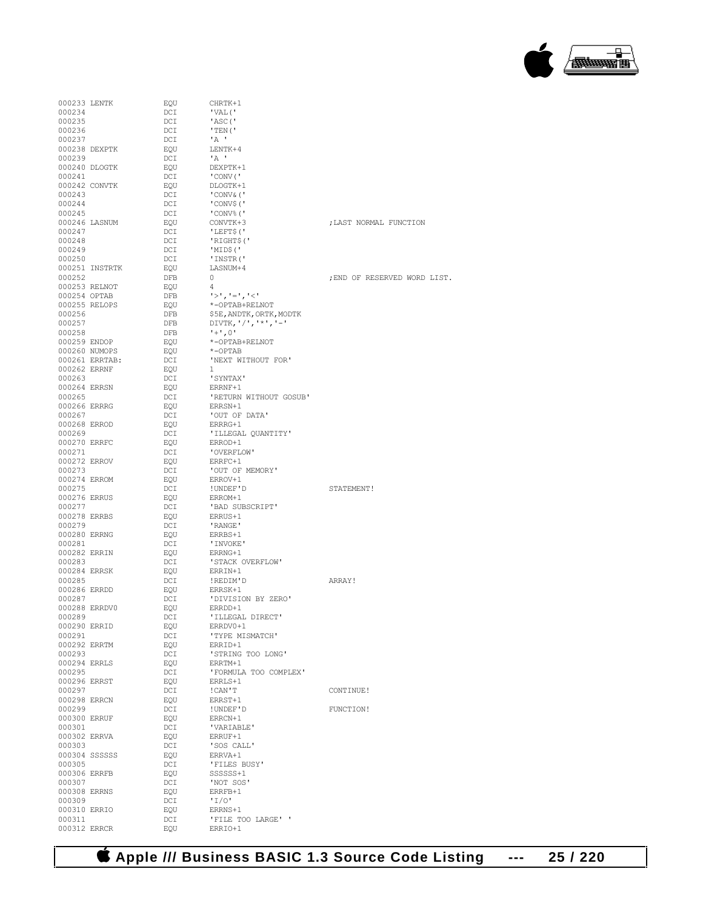```
000233 LENTK            EQU       CHRTK+1
000234                  DCI       'VAL('
000235                  DCI       'ASC('
000236                  DCI       'TEN('
000237                  DCI       'A '
000238 DEXPTK           EQU       LENTK+4
000239                  DCI       'A '
000240 DLOGTK           EQU       DEXPTK+1
000241                  DCI       'CONV('
000242 CONVTK           EQU       DLOGTK+1
000243                  DCI       'CONV&('
000244                  DCI       'CONV$('
000245                  DCI       'CONV%('
000246 LASNUM           EQU       CONVTK+3                    ;LAST NORMAL FUNCTION
000247                  DCI       'LEFT$('
000248                  DCI       'RIGHT$('
000249                  DCI       'MID$('
000250                  DCI       'INSTR('
000251 INSTRTK          EQU       LASNUM+4
000252                  DFB       0                           ;END OF RESERVED WORD LIST.
000253 RELNOT           EQU       4
000254 OPTAB            DFB       '>','=','<'
000255 RELOPS           EQU       *-OPTAB+RELNOT
000256                  DFB       $5E,ANDTK,ORTK,MODTK
000257                  DFB       DIVTK,'/','*','-'
000258                  DFB       '+',0'
000259 ENDOP            EQU       *-OPTAB+RELNOT
000260 NUMOPS           EQU       *-OPTAB
000261 ERRTAB:          DCI       'NEXT WITHOUT FOR'
000262 ERRNF            EQU       1
000263                  DCI       'SYNTAX'
000264 ERRSN            EQU       ERRNF+1
000265                  DCI       'RETURN WITHOUT GOSUB'
000266 ERRRG            EQU       ERRSN+1
000267                  DCI       'OUT OF DATA'
000268 ERROD            EQU       ERRRG+1
000269                  DCI       'ILLEGAL QUANTITY'
000270 ERRFC            EQU       ERROD+1
000271                  DCI       'OVERFLOW'
000272 ERROV            EQU       ERRFC+1
000273                  DCI       'OUT OF MEMORY'
000274 ERROM            EQU       ERROV+1
000275                  DCI       !UNDEF'D                    STATEMENT!
000276 ERRUS            EQU       ERROM+1
000277                  DCI       'BAD SUBSCRIPT'
000278 ERRBS            EQU       ERRUS+1
000279                  DCI       'RANGE'
000280 ERRNG            EQU       ERRBS+1
000281                  DCI       'INVOKE'
000282 ERRIN            EQU       ERRNG+1
000283                  DCI       'STACK OVERFLOW'
000284 ERRSK            EQU       ERRIN+1
000285                  DCI       !REDIM'D                    ARRAY!
000286 ERRDD            EQU       ERRSK+1
000287                  DCI       'DIVISION BY ZERO'
000288 ERRDV0           EQU       ERRDD+1
000289                  DCI       'ILLEGAL DIRECT'
000290 ERRID            EQU       ERRDV0+1
000291                  DCI       'TYPE MISMATCH'
000292 ERRTM            EQU       ERRID+1
000293                  DCI       'STRING TOO LONG'
000294 ERRLS            EQU       ERRTM+1
000295                  DCI       'FORMULA TOO COMPLEX'
000296 ERRST            EQU       ERRLS+1
000297                  DCI       !CAN'T                      CONTINUE!
000298 ERRCN            EQU       ERRST+1
000299                  DCI       !UNDEF'D                    FUNCTION!
000300 ERRUF            EQU       ERRCN+1
000301                  DCI       'VARIABLE'
000302 ERRVA            EQU       ERRUF+1
000303                  DCI       'SOS CALL'
000304 SSSSSS           EQU       ERRVA+1
000305                  DCI       'FILES BUSY'
000306 ERRFB            EQU       SSSSSS+1
000307                  DCI       'NOT SOS'
000308 ERRNS            EQU       ERRFB+1
000309                  DCI       'I/O'
000310 ERRIO            EQU       ERRNS+1
000311                  DCI       'FILE TOO LARGE' '
000312 ERRCR            EQU       ERRIO+1
```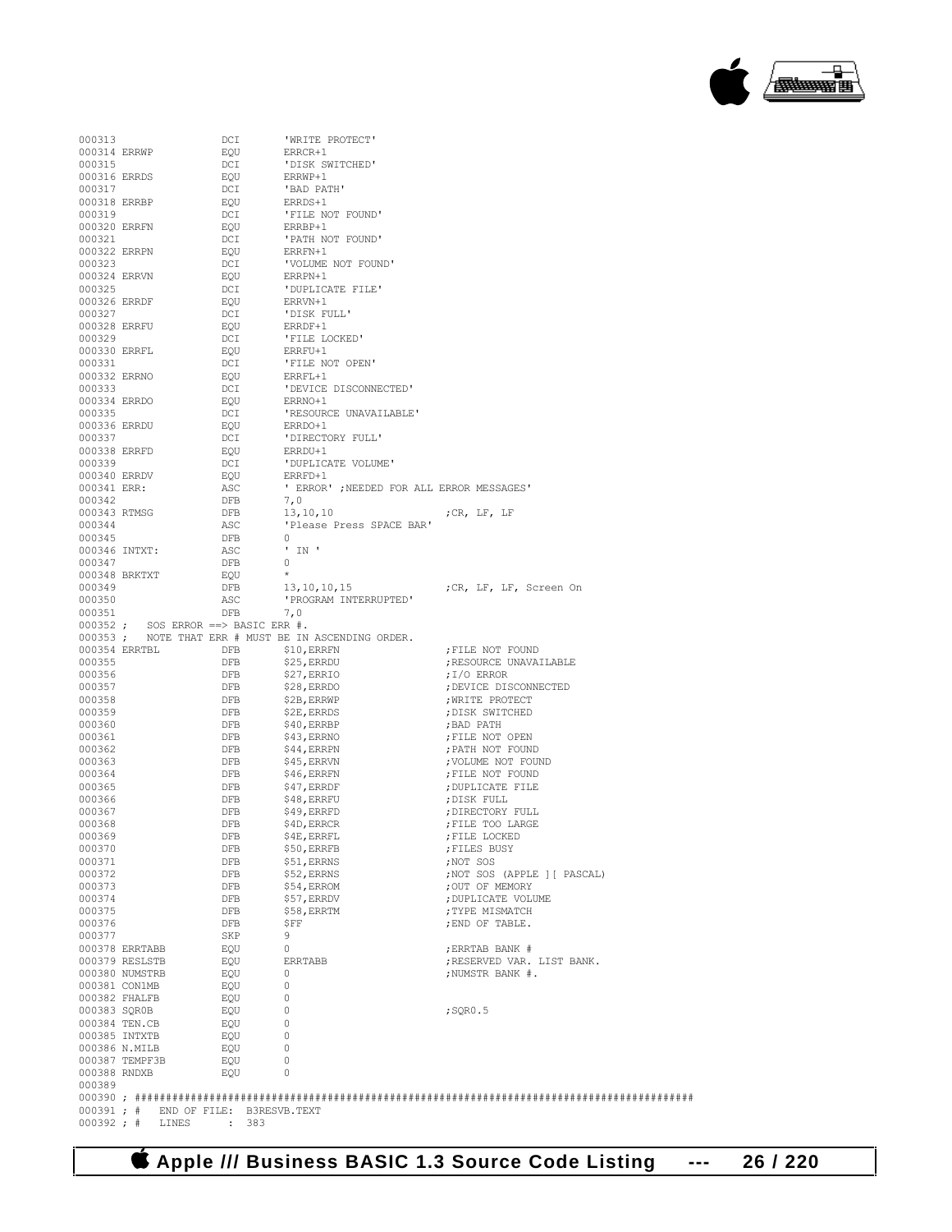```
000313                  DCI       'WRITE PROTECT'
000314 ERRWP            EQU       ERRCR+1
000315                  DCI       'DISK SWITCHED'
000316 ERRDS            EQU       ERRWP+1
000317                  DCI       'BAD PATH'
000318 ERRBP            EQU       ERRDS+1
000319                  DCI       'FILE NOT FOUND'
000320 ERRFN            EQU       ERRBP+1
000321                  DCI       'PATH NOT FOUND'
000322 ERRPN            EQU       ERRFN+1
000323                  DCI       'VOLUME NOT FOUND'
000324 ERRVN            EQU       ERRPN+1
000325                  DCI       'DUPLICATE FILE'
000326 ERRDF            EQU       ERRVN+1
000327                  DCI       'DISK FULL'
000328 ERRFU            EQU       ERRDF+1
000329                  DCI       'FILE LOCKED'
000330 ERRFL            EQU       ERRFU+1
000331                  DCI       'FILE NOT OPEN'
000332 ERRNO            EQU       ERRFL+1
000333                  DCI       'DEVICE DISCONNECTED'
000334 ERRDO            EQU       ERRNO+1
000335                  DCI       'RESOURCE UNAVAILABLE'
000336 ERRDU            EQU       ERRDO+1
000337                  DCI       'DIRECTORY FULL'
000338 ERRFD            EQU       ERRDU+1
000339                  DCI       'DUPLICATE VOLUME'
000340 ERRDV            EQU       ERRFD+1
000341 ERR:             ASC       ' ERROR' ;NEEDED FOR ALL ERROR MESSAGES'
000342                  DFB       7,0
000343 RTMSG            DFB       13,10,10                ;CR, LF, LF
000344                  ASC       'Please Press SPACE BAR'
000345                  DFB       0
000346 INTXT:           ASC       ' IN '
000347                  DFB       0
000348 BRKTXT           EQU       *
000349                  DFB       13,10,10,15             ;CR, LF, LF, Screen On
000350                  ASC       'PROGRAM INTERRUPTED'
000351                  DFB       7,0
000352 ;    SOS ERROR ==> BASIC ERR #.
000353 ;    NOTE THAT ERR # MUST BE IN ASCENDING ORDER.
000354 ERRTBL           DFB       $10,ERRFN               ;FILE NOT FOUND
000355                  DFB       $25,ERRDU               ;RESOURCE UNAVAILABLE
000356                  DFB       $27,ERRIO               ;I/O ERROR
000357                  DFB       $28,ERRDO               ;DEVICE DISCONNECTED
000358                  DFB       $2B,ERRWP               ;WRITE PROTECT
000359                  DFB       $2E,ERRDS               ;DISK SWITCHED
000360                  DFB       $40,ERRBP               ;BAD PATH
000361                  DFB       $43,ERRNO               ;FILE NOT OPEN
000362                  DFB       $44,ERRPN               ;PATH NOT FOUND
000363                  DFB       $45,ERRVN               ;VOLUME NOT FOUND
000364                  DFB       $46,ERRFN               ;FILE NOT FOUND
000365                  DFB       $47,ERRDF               ;DUPLICATE FILE
000366                  DFB       $48,ERRFU               ;DISK FULL
000367                  DFB       $49,ERRFD               ;DIRECTORY FULL
000368                  DFB       $4D,ERRCR               ;FILE TOO LARGE
000369                  DFB       $4E,ERRFL               ;FILE LOCKED
000370                  DFB       $50,ERRFB               ;FILES BUSY
000371                  DFB       $51,ERRNS               ;NOT SOS
000372                  DFB       $52,ERRNS               ;NOT SOS (APPLE ][ PASCAL)
000373                  DFB       $54,ERROM               ;OUT OF MEMORY
000374                  DFB       $57,ERRDV               ;DUPLICATE VOLUME
000375                  DFB       $58,ERRTM               ;TYPE MISMATCH
000376                  DFB       $FF                     ;END OF TABLE.
000377                  SKP       9
000378 ERRTABB          EQU       0                       ;ERRTAB BANK #
000379 RESLSTB          EQU       ERRTABB                 ;RESERVED VAR. LIST BANK.
000380 NUMSTRB          EQU       0                       ;NUMSTR BANK #.
000381 CON1MB           EQU       0
000382 FHALFB           EQU       0
000383 SQR0B            EQU       0                       ;SQR0.5
000384 TEN.CB           EQU       0
000385 INTXTB           EQU       0
000386 N.MILB           EQU       0
000387 TEMPF3B          EQU       0
000388 RNDXB            EQU       0
000389
000390 ; ##########################################################################################
000391 ; #    END OF FILE:  B3RESVB.TEXT
000392 ; #    LINES       :  383
```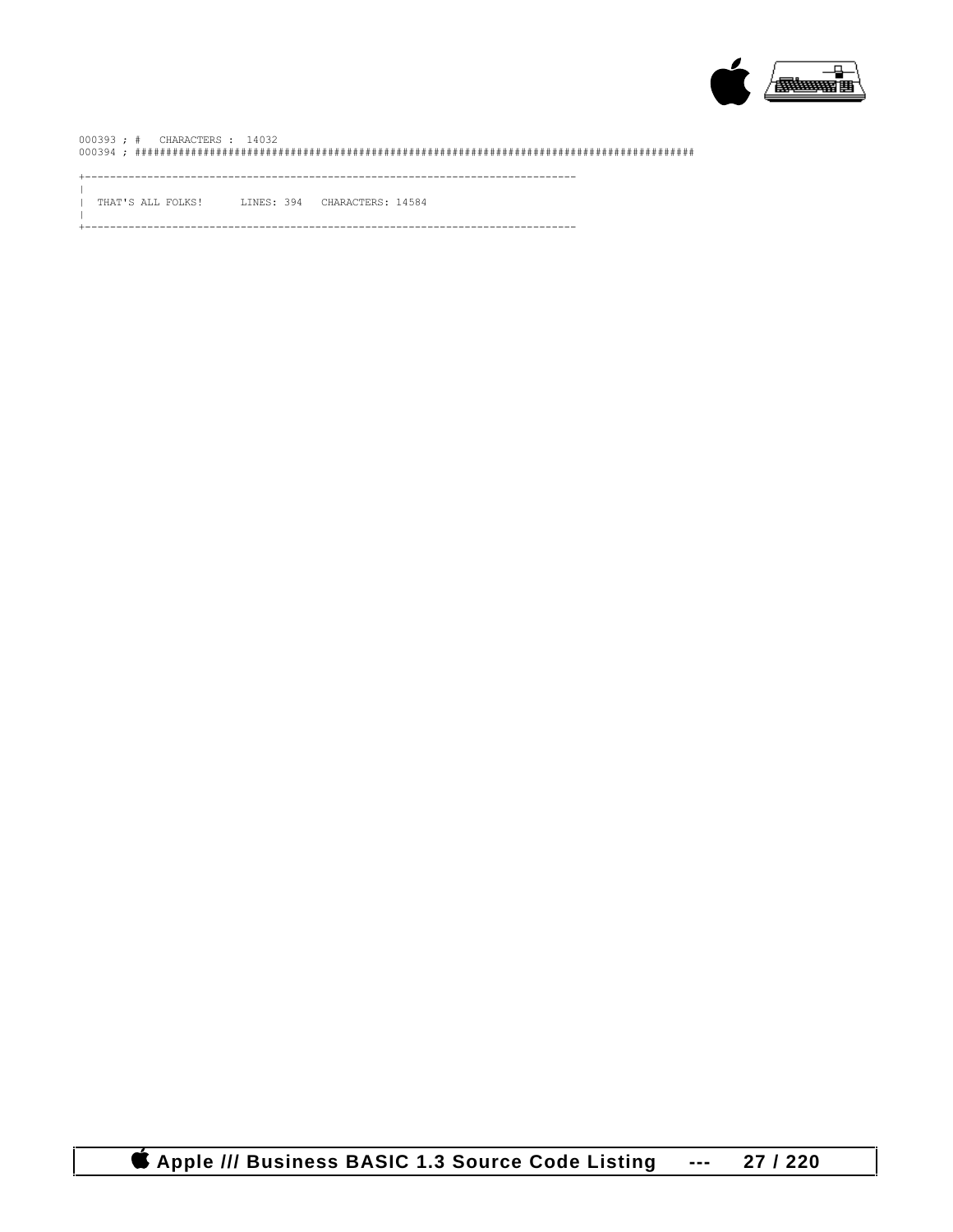```
000393 ; #   CHARACTERS :  14032
000394 ; ##############################################################################################

+------------------------------------------------------------------------------
|
|  THAT'S ALL FOLKS!      LINES: 394   CHARACTERS: 14584
|
+------------------------------------------------------------------------------
```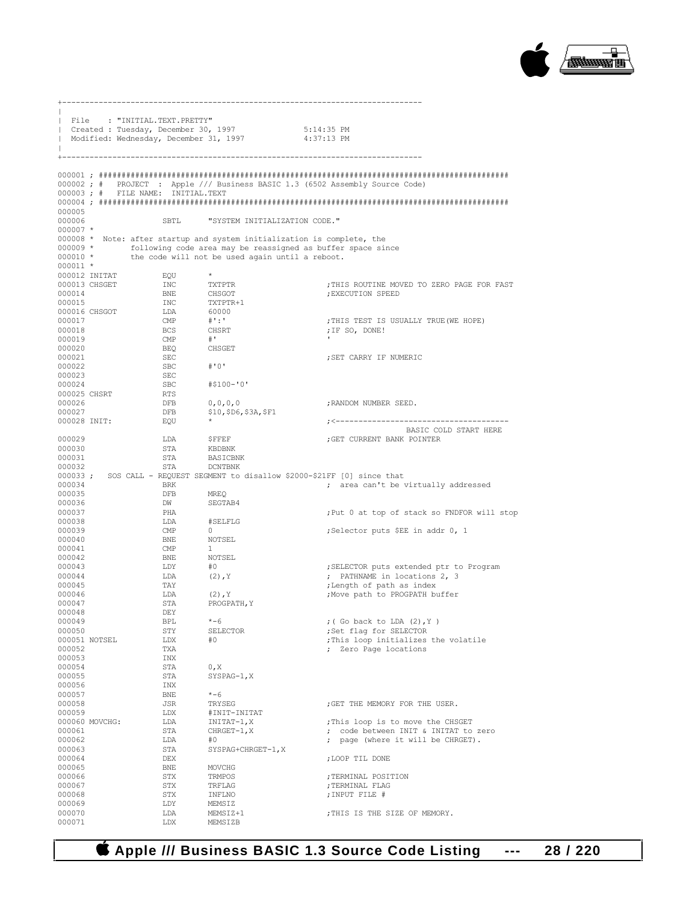```
+------------------------------------------------------------------------------
|
| File    : "INITIAL.TEXT.PRETTY"
| Created : Tuesday, December 30, 1997              5:14:35 PM
| Modified: Wednesday, December 31, 1997            4:37:13 PM
|
+------------------------------------------------------------------------------

000001 ; #########################################################################################
000002 ; #   PROJECT  :  Apple /// Business BASIC 1.3 (6502 Assembly Source Code)
000003 ; #   FILE NAME:  INITIAL.TEXT
000004 ; #########################################################################################
000005
000006                  SBTL      "SYSTEM INITIALIZATION CODE."
000007 *
000008 *  Note: after startup and system initialization is complete, the
000009 *        following code area may be reassigned as buffer space since
000010 *        the code will not be used again until a reboot.
000011 *
000012 INITAT           EQU       *
000013 CHSGET           INC       TXTPTR                      ;THIS ROUTINE MOVED TO ZERO PAGE FOR FAST
000014                  BNE       CHSGOT                      ;EXECUTION SPEED
000015                  INC       TXTPTR+1
000016 CHSGOT           LDA       60000
000017                  CMP       #':'                        ;THIS TEST IS USUALLY TRUE(WE HOPE)
000018                  BCS       CHSRT                       ;IF SO, DONE!
000019                  CMP       #'                          '
000020                  BEQ       CHSGET
000021                  SEC                                   ;SET CARRY IF NUMERIC
000022                  SBC       #'0'
000023                  SEC
000024                  SBC       #$100-'0'
000025 CHSRT            RTS
000026                  DFB       0,0,0,0                     ;RANDOM NUMBER SEED.
000027                  DFB       $10,$D6,$3A,$F1
000028 INIT:            EQU       *                           ;<--------------------------------------
                                                                         BASIC COLD START HERE
000029                  LDA       $FFEF                       ;GET CURRENT BANK POINTER
000030                  STA       KBDBNK
000031                  STA       BASICBNK
000032                  STA       DCNTBNK
000033 ;   SOS CALL - REQUEST SEGMENT to disallow $2000-$21FF [0] since that
000034                  BRK                                   ;  area can't be virtually addressed
000035                  DFB       MREQ
000036                  DW        SEGTAB4
000037                  PHA                                   ;Put 0 at top of stack so FNDFOR will stop
000038                  LDA       #SELFLG
000039                  CMP       0                           ;Selector puts $EE in addr 0, 1
000040                  BNE       NOTSEL
000041                  CMP       1
000042                  BNE       NOTSEL
000043                  LDY       #0                          ;SELECTOR puts extended ptr to Program
000044                  LDA       (2),Y                       ;  PATHNAME in locations 2, 3
000045                  TAY                                   ;Length of path as index
000046                  LDA       (2),Y                       ;Move path to PROGPATH buffer
000047                  STA       PROGPATH,Y
000048                  DEY
000049                  BPL       *-6                         ;( Go back to LDA (2),Y )
000050                  STY       SELECTOR                    ;Set flag for SELECTOR
000051 NOTSEL           LDX       #0                          ;This loop initializes the volatile
000052                  TXA                                   ;  Zero Page locations
000053                  INX
000054                  STA       0,X
000055                  STA       SYSPAG-1,X
000056                  INX
000057                  BNE       *-6
000058                  JSR       TRYSEG                      ;GET THE MEMORY FOR THE USER.
000059                  LDX       #INIT-INITAT
000060 MOVCHG:          LDA       INITAT-1,X                  ;This loop is to move the CHSGET
000061                  STA       CHRGET-1,X                  ;  code between INIT & INITAT to zero
000062                  LDA       #0                          ;  page (where it will be CHRGET).
000063                  STA       SYSPAG+CHRGET-1,X
000064                  DEX                                   ;LOOP TIL DONE
000065                  BNE       MOVCHG
000066                  STX       TRMPOS                      ;TERMINAL POSITION
000067                  STX       TRFLAG                      ;TERMINAL FLAG
000068                  STX       INFLNO                      ;INPUT FILE #
000069                  LDY       MEMSIZ
000070                  LDA       MEMSIZ+1                    ;THIS IS THE SIZE OF MEMORY.
000071                  LDX       MEMSIZB
```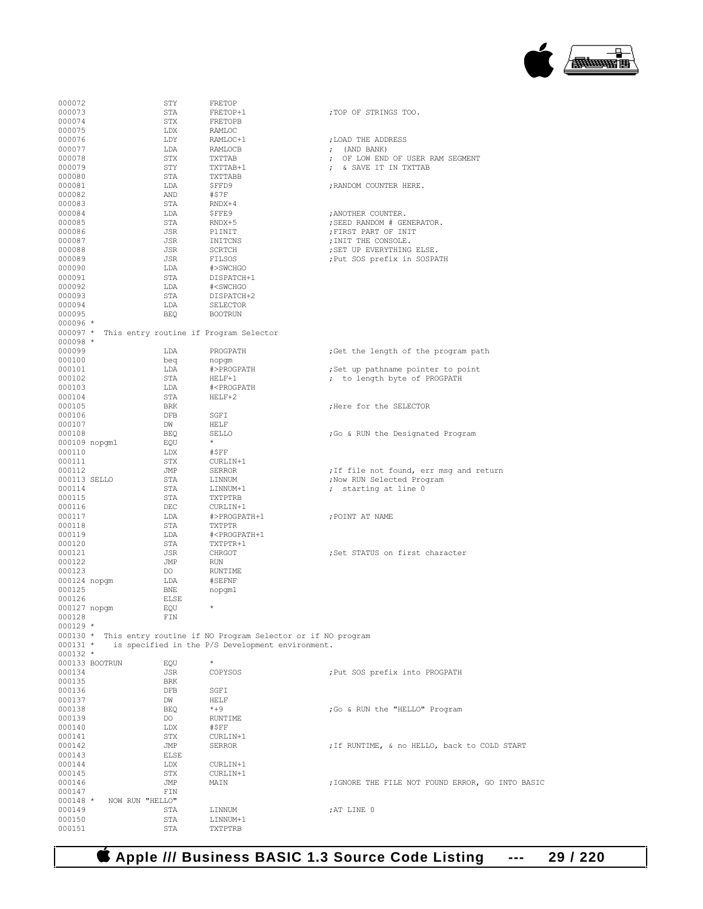```
000072                STY       FRETOP
000073                STA       FRETOP+1                  ;TOP OF STRINGS TOO.
000074                STX       FRETOPB
000075                LDX       RAMLOC
000076                LDY       RAMLOC+1                  ;LOAD THE ADDRESS
000077                LDA       RAMLOCB                   ;  (AND BANK)
000078                STX       TXTTAB                    ;  OF LOW END OF USER RAM SEGMENT
000079                STY       TXTTAB+1                  ;  & SAVE IT IN TXTTAB
000080                STA       TXTTABB
000081                LDA       $FFD9                     ;RANDOM COUNTER HERE.
000082                AND       #$7F
000083                STA       RNDX+4
000084                LDA       $FFE9                     ;ANOTHER COUNTER.
000085                STA       RNDX+5                    ;SEED RANDOM # GENERATOR.
000086                JSR       P1INIT                    ;FIRST PART OF INIT
000087                JSR       INITCNS                   ;INIT THE CONSOLE.
000088                JSR       SCRTCH                    ;SET UP EVERYTHING ELSE.
000089                JSR       FILSOS                    ;Put SOS prefix in SOSPATH
000090                LDA       #>SWCHGO
000091                STA       DISPATCH+1
000092                LDA       #<SWCHGO
000093                STA       DISPATCH+2
000094                LDA       SELECTOR
000095                BEQ       BOOTRUN
000096 *
000097 *  This entry routine if Program Selector
000098 *
000099                LDA       PROGPATH                  ;Get the length of the program path
000100                beq       nopgm
000101                LDA       #>PROGPATH                ;Set up pathname pointer to point
000102                STA       HELF+1                    ;  to length byte of PROGPATH
000103                LDA       #<PROGPATH
000104                STA       HELF+2
000105                BRK                                 ;Here for the SELECTOR
000106                DFB       SGFI
000107                DW        HELF
000108                BEQ       SELLO                     ;Go & RUN the Designated Program
000109 nopgm1         EQU       *
000110                LDX       #$FF
000111                STX       CURLIN+1
000112                JMP       SERROR                    ;If file not found, err msg and return
000113 SELLO          STA       LINNUM                    ;Now RUN Selected Program
000114                STA       LINNUM+1                  ;  starting at line 0
000115                STA       TXTPTRB
000116                DEC       CURLIN+1
000117                LDA       #>PROGPATH+1              ;POINT AT NAME
000118                STA       TXTPTR
000119                LDA       #<PROGPATH+1
000120                STA       TXTPTR+1
000121                JSR       CHRGOT                    ;Set STATUS on first character
000122                JMP       RUN
000123                DO        RUNTIME
000124 nopgm          LDA       #SEFNF
000125                BNE       nopgm1
000126                ELSE
000127 nopgm          EQU       *
000128                FIN
000129 *
000130 *  This entry routine if NO Program Selector or if NO program
000131 *    is specified in the P/S Development environment.
000132 *
000133 BOOTRUN        EQU       *
000134                JSR       COPYSOS                   ;Put SOS prefix into PROGPATH
000135                BRK
000136                DFB       SGFI
000137                DW        HELF
000138                BEQ       *+9                       ;Go & RUN the "HELLO" Program
000139                DO        RUNTIME
000140                LDX       #$FF
000141                STX       CURLIN+1
000142                JMP       SERROR                    ;If RUNTIME, & no HELLO, back to COLD START
000143                ELSE
000144                LDX       CURLIN+1
000145                STX       CURLIN+1
000146                JMP       MAIN                      ;IGNORE THE FILE NOT FOUND ERROR, GO INTO BASIC
000147                FIN
000148 *   NOW RUN "HELLO"
000149                STA       LINNUM                    ;AT LINE 0
000150                STA       LINNUM+1
000151                STA       TXTPTRB
```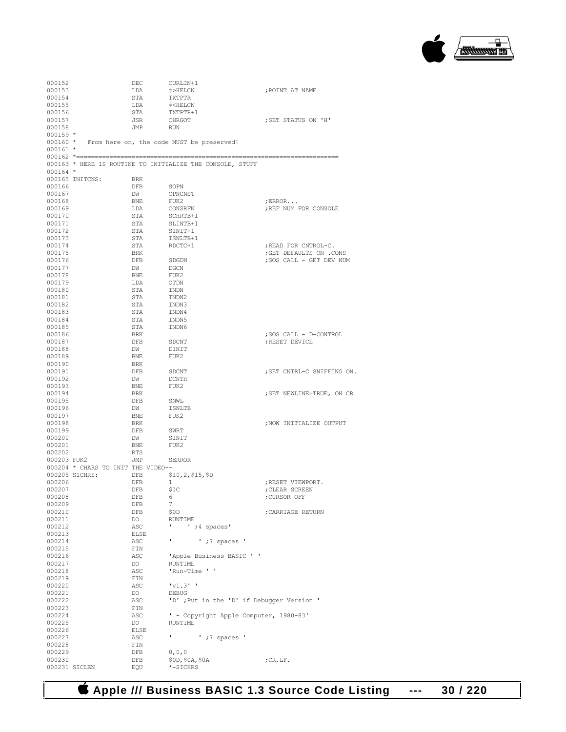```
000152                  DEC       CURLIN+1
000153                  LDA       #>HELCN                   ;POINT AT NAME
000154                  STA       TXTPTR
000155                  LDA       #<HELCN
000156                  STA       TXTPTR+1
000157                  JSR       CHRGOT                    ;SET STATUS ON 'H'
000158                  JMP       RUN
000159 *
000160 *   From here on, the code MUST be preserved!
000161 *
000162 *======================================================================
000163 * HERE IS ROUTINE TO INITIALIZE THE CONSOLE, STUFF
000164 *
000165 INITCNS:         BRK
000166                  DFB       SOPN
000167                  DW        OPNCNST
000168                  BNE       FUK2                      ;ERROR...
000169                  LDA       CONSRFN                   ;REF NUM FOR CONSOLE
000170                  STA       SCHRTB+1
000171                  STA       SLINTB+1
000172                  STA       SINIT+1
000173                  STA       ISNLTB+1
000174                  STA       RDCTC+1                   ;READ FOR CNTROL-C.
000175                  BRK                                 ;GET DEFAULTS ON .CONS
000176                  DFB       SDGDN                     ;SOS CALL - GET DEV NUM
000177                  DW        DGCN
000178                  BNE       FUK2
000179                  LDA       OTDN
000180                  STA       INDN
000181                  STA       INDN2
000182                  STA       INDN3
000183                  STA       INDN4
000184                  STA       INDN5
000185                  STA       INDN6
000186                  BRK                                 ;SOS CALL - D-CONTROL
000187                  DFB       SDCNT                     ;RESET DEVICE
000188                  DW        DINIT
000189                  BNE       FUK2
000190                  BRK
000191                  DFB       SDCNT                     ;SET CNTRL-C SNIFFING ON.
000192                  DW        DCNTR
000193                  BNE       FUK2
000194                  BRK                                 ;SET NEWLINE=TRUE, ON CR
000195                  DFB       SNWL
000196                  DW        ISNLTB
000197                  BNE       FUK2
000198                  BRK                                 ;NOW INITIALIZE OUTPUT
000199                  DFB       SWRT
000200                  DW        SINIT
000201                  BNE       FUK2
000202                  RTS
000203 FUK2             JMP       SERROR
000204 * CHARS TO INIT THE VIDEO--
000205 SICHRS:          DFB       $10,2,$15,$D
000206                  DFB       1                         ;RESET VIEWPORT.
000207                  DFB       $1C                       ;CLEAR SCREEN
000208                  DFB       6                         ;CURSOR OFF
000209                  DFB       7
000210                  DFB       $0D                       ;CARRIAGE RETURN
000211                  DO        RUNTIME
000212                  ASC       '    ' ;4 spaces'
000213                  ELSE
000214                  ASC       '       ' ;7 spaces '
000215                  FIN
000216                  ASC       'Apple Business BASIC ' '
000217                  DO        RUNTIME
000218                  ASC       'Run-Time ' '
000219                  FIN
000220                  ASC       'v1.3' '
000221                  DO        DEBUG
000222                  ASC       'D' ;Put in the 'D' if Debugger Version '
000223                  FIN
000224                  ASC       ' - Copyright Apple Computer, 1980-83'
000225                  DO        RUNTIME
000226                  ELSE
000227                  ASC       '       ' ;7 spaces '
000228                  FIN
000229                  DFB       0,0,0
000230                  DFB       $0D,$0A,$0A               ;CR,LF.
000231 SICLEN           EQU       *-SICHRS
```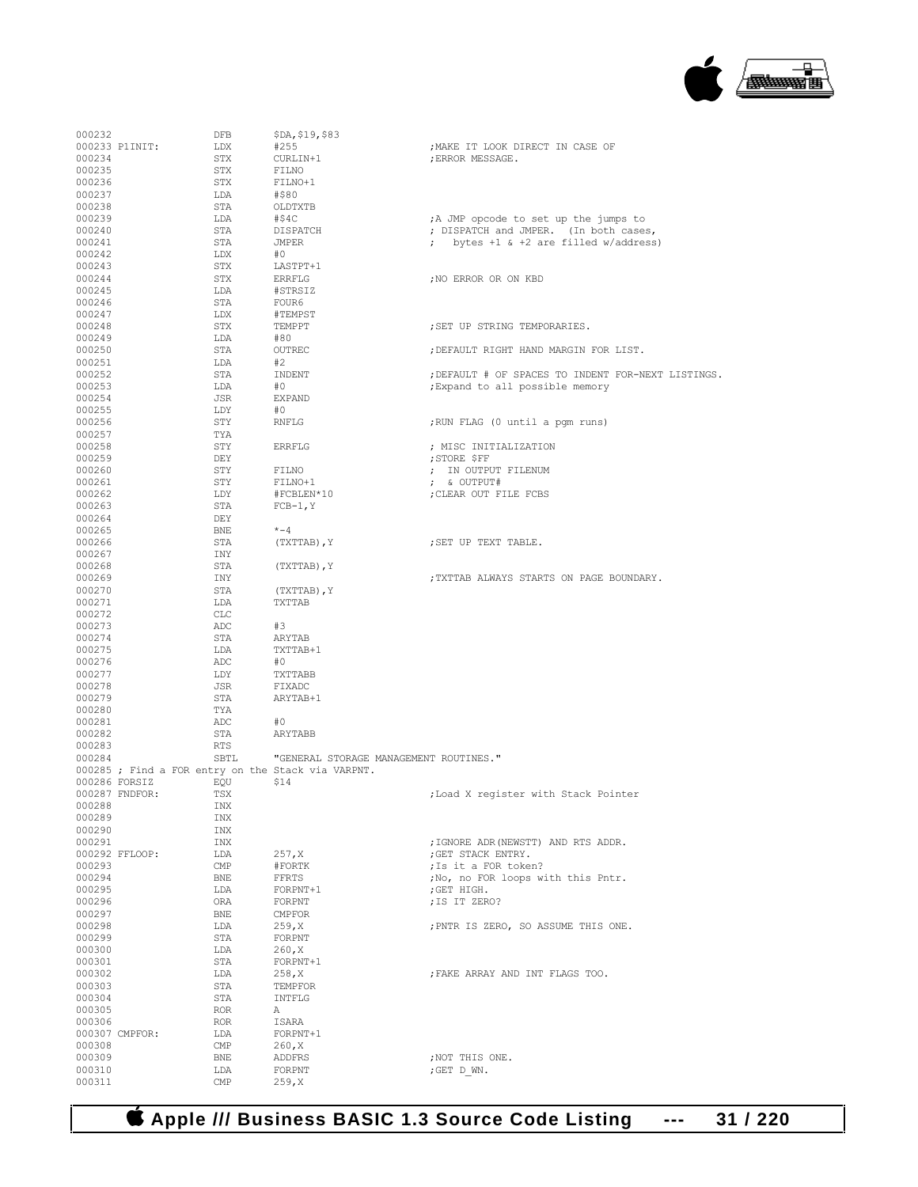```
000232                  DFB        $DA,$19,$83
000233 P1INIT:          LDX        #255                          ;MAKE IT LOOK DIRECT IN CASE OF
000234                  STX        CURLIN+1                      ;ERROR MESSAGE.
000235                  STX        FILNO
000236                  STX        FILNO+1
000237                  LDA        #$80
000238                  STA        OLDTXTB
000239                  LDA        #$4C                          ;A JMP opcode to set up the jumps to
000240                  STA        DISPATCH                      ; DISPATCH and JMPER.  (In both cases,
000241                  STA        JMPER                         ;   bytes +1 & +2 are filled w/address)
000242                  LDX        #0
000243                  STX        LASTPT+1
000244                  STX        ERRFLG                        ;NO ERROR OR ON KBD
000245                  LDA        #STRSIZ
000246                  STA        FOUR6
000247                  LDX        #TEMPST
000248                  STX        TEMPPT                        ;SET UP STRING TEMPORARIES.
000249                  LDA        #80
000250                  STA        OUTREC                        ;DEFAULT RIGHT HAND MARGIN FOR LIST.
000251                  LDA        #2
000252                  STA        INDENT                        ;DEFAULT # OF SPACES TO INDENT FOR-NEXT LISTINGS.
000253                  LDA        #0                            ;Expand to all possible memory
000254                  JSR        EXPAND
000255                  LDY        #0
000256                  STY        RNFLG                         ;RUN FLAG (0 until a pgm runs)
000257                  TYA
000258                  STY        ERRFLG                        ; MISC INITIALIZATION
000259                  DEY                                      ;STORE $FF
000260                  STY        FILNO                         ;  IN OUTPUT FILENUM
000261                  STY        FILNO+1                       ;  & OUTPUT#
000262                  LDY        #FCBLEN*10                    ;CLEAR OUT FILE FCBS
000263                  STA        FCB-1,Y
000264                  DEY
000265                  BNE        *-4
000266                  STA        (TXTTAB),Y                    ;SET UP TEXT TABLE.
000267                  INY
000268                  STA        (TXTTAB),Y
000269                  INY                                      ;TXTTAB ALWAYS STARTS ON PAGE BOUNDARY.
000270                  STA        (TXTTAB),Y
000271                  LDA        TXTTAB
000272                  CLC
000273                  ADC        #3
000274                  STA        ARYTAB
000275                  LDA        TXTTAB+1
000276                  ADC        #0
000277                  LDY        TXTTABB
000278                  JSR        FIXADC
000279                  STA        ARYTAB+1
000280                  TYA
000281                  ADC        #0
000282                  STA        ARYTABB
000283                  RTS
000284                  SBTL       "GENERAL STORAGE MANAGEMENT ROUTINES."
000285 ; Find a FOR entry on the Stack via VARPNT.
000286 FORSIZ           EQU        $14
000287 FNDFOR:          TSX                                      ;Load X register with Stack Pointer
000288                  INX
000289                  INX
000290                  INX
000291                  INX                                      ;IGNORE ADR(NEWSTT) AND RTS ADDR.
000292 FFLOOP:          LDA        257,X                         ;GET STACK ENTRY.
000293                  CMP        #FORTK                        ;Is it a FOR token?
000294                  BNE        FFRTS                         ;No, no FOR loops with this Pntr.
000295                  LDA        FORPNT+1                      ;GET HIGH.
000296                  ORA        FORPNT                        ;IS IT ZERO?
000297                  BNE        CMPFOR
000298                  LDA        259,X                         ;PNTR IS ZERO, SO ASSUME THIS ONE.
000299                  STA        FORPNT
000300                  LDA        260,X
000301                  STA        FORPNT+1
000302                  LDA        258,X                         ;FAKE ARRAY AND INT FLAGS TOO.
000303                  STA        TEMPFOR
000304                  STA        INTFLG
000305                  ROR        A
000306                  ROR        ISARA
000307 CMPFOR:          LDA        FORPNT+1
000308                  CMP        260,X
000309                  BNE        ADDFRS                        ;NOT THIS ONE.
000310                  LDA        FORPNT                        ;GET D_WN.
000311                  CMP        259,X
```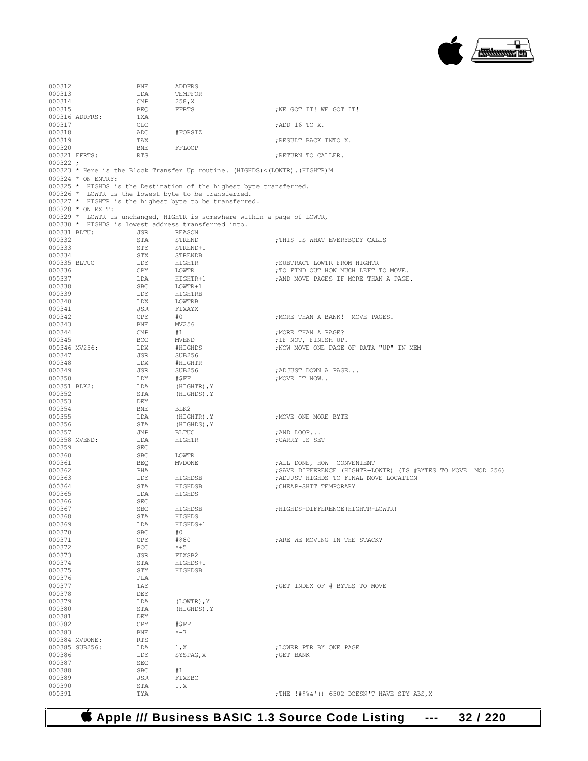```
000312                BNE      ADDFRS
000313                LDA      TEMPFOR
000314                CMP      258,X
000315                BEQ      FFRTS                      ;WE GOT IT! WE GOT IT!
000316 ADDFRS:        TXA
000317                CLC                                 ;ADD 16 TO X.
000318                ADC      #FORSIZ
000319                TAX                                 ;RESULT BACK INTO X.
000320                BNE      FFLOOP
000321 FFRTS:         RTS                                 ;RETURN TO CALLER.
000322 ;
000323 * Here is the Block Transfer Up routine. (HIGHDS)<(LOWTR).(HIGHTR)M
000324 * ON ENTRY:
000325 *  HIGHDS is the Destination of the highest byte transferred.
000326 *  LOWTR is the lowest byte to be transferred.
000327 *  HIGHTR is the highest byte to be transferred.
000328 * ON EXIT:
000329 *  LOWTR is unchanged, HIGHTR is somewhere within a page of LOWTR,
000330 *  HIGHDS is lowest address transferred into.
000331 BLTU:          JSR      REASON
000332                STA      STREND                     ;THIS IS WHAT EVERYBODY CALLS
000333                STY      STREND+1
000334                STX      STRENDB
000335 BLTUC          LDY      HIGHTR                     ;SUBTRACT LOWTR FROM HIGHTR
000336                CPY      LOWTR                      ;TO FIND OUT HOW MUCH LEFT TO MOVE.
000337                LDA      HIGHTR+1                   ;AND MOVE PAGES IF MORE THAN A PAGE.
000338                SBC      LOWTR+1
000339                LDY      HIGHTRB
000340                LDX      LOWTRB
000341                JSR      FIXAYX
000342                CPY      #0                         ;MORE THAN A BANK!  MOVE PAGES.
000343                BNE      MV256
000344                CMP      #1                         ;MORE THAN A PAGE?
000345                BCC      MVEND                      ;IF NOT, FINISH UP.
000346 MV256:         LDX      #HIGHDS                    ;NOW MOVE ONE PAGE OF DATA "UP" IN MEM
000347                JSR      SUB256
000348                LDX      #HIGHTR
000349                JSR      SUB256                     ;ADJUST DOWN A PAGE...
000350                LDY      #$FF                       ;MOVE IT NOW..
000351 BLK2:          LDA      (HIGHTR),Y
000352                STA      (HIGHDS),Y
000353                DEY
000354                BNE      BLK2
000355                LDA      (HIGHTR),Y                 ;MOVE ONE MORE BYTE
000356                STA      (HIGHDS),Y
000357                JMP      BLTUC                      ;AND LOOP...
000358 MVEND:         LDA      HIGHTR                     ;CARRY IS SET
000359                SEC
000360                SBC      LOWTR
000361                BEQ      MVDONE                     ;ALL DONE, HOW  CONVENIENT
000362                PHA                                 ;SAVE DIFFERENCE (HIGHTR-LOWTR) (IS #BYTES TO MOVE  MOD 256)
000363                LDY      HIGHDSB                    ;ADJUST HIGHDS TO FINAL MOVE LOCATION
000364                STA      HIGHDSB                    ;CHEAP-SHIT TEMPORARY
000365                LDA      HIGHDS
000366                SEC
000367                SBC      HIGHDSB                    ;HIGHDS-DIFFERENCE(HIGHTR-LOWTR)
000368                STA      HIGHDS
000369                LDA      HIGHDS+1
000370                SBC      #0
000371                CPY      #$80                       ;ARE WE MOVING IN THE STACK?
000372                BCC      *+5
000373                JSR      FIXSB2
000374                STA      HIGHDS+1
000375                STY      HIGHDSB
000376                PLA
000377                TAY                                 ;GET INDEX OF # BYTES TO MOVE
000378                DEY
000379                LDA      (LOWTR),Y
000380                STA      (HIGHDS),Y
000381                DEY
000382                CPY      #$FF
000383                BNE      *-7
000384 MVDONE:        RTS
000385 SUB256:        LDA      1,X                        ;LOWER PTR BY ONE PAGE
000386                LDY      SYSPAG,X                   ;GET BANK
000387                SEC
000388                SBC      #1
000389                JSR      FIXSBC
000390                STA      1,X
000391                TYA                                 ;THE !#$%&'() 6502 DOESN'T HAVE STY ABS,X
```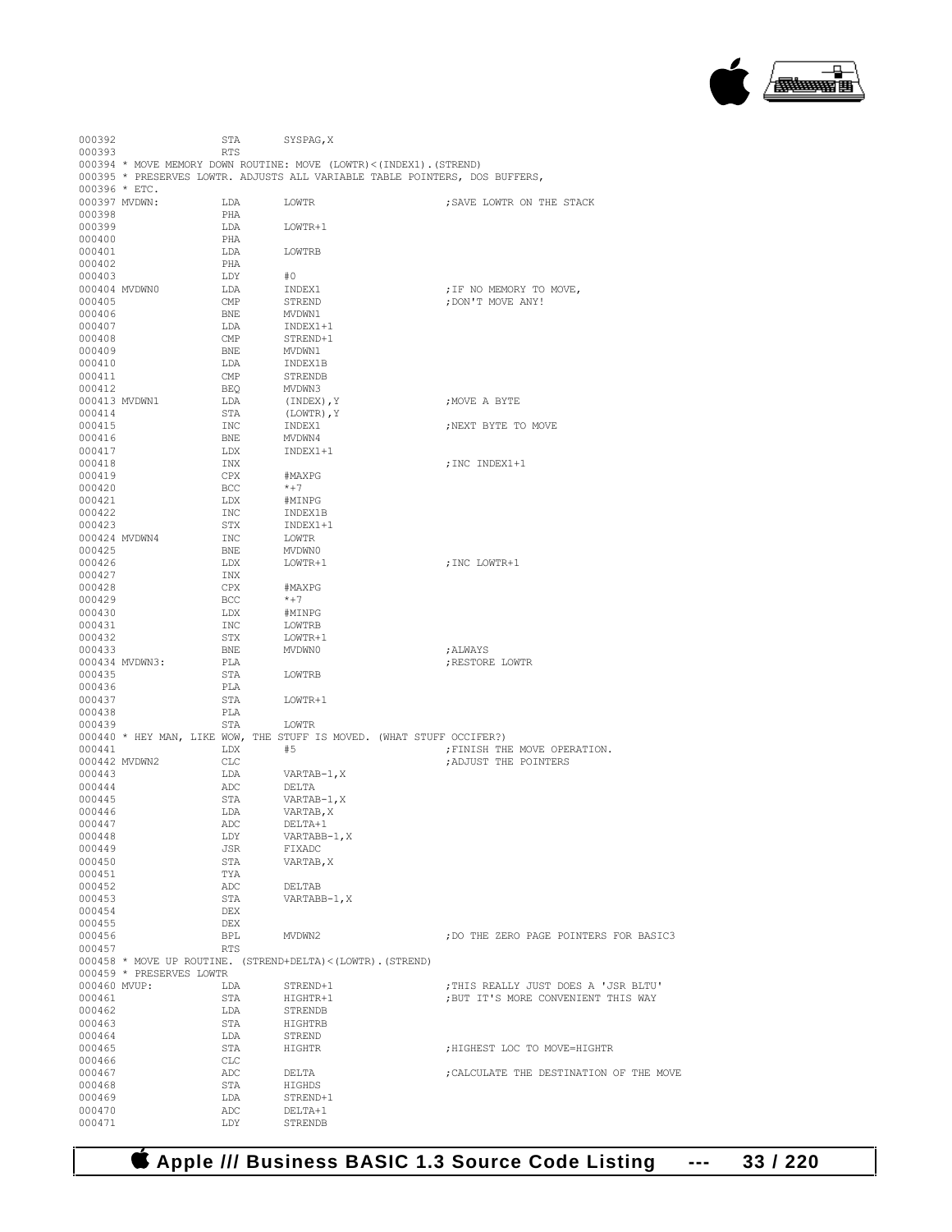```
000392                STA       SYSPAG,X
000393                RTS
000394 * MOVE MEMORY DOWN ROUTINE: MOVE (LOWTR)<(INDEX1).(STREND)
000395 * PRESERVES LOWTR. ADJUSTS ALL VARIABLE TABLE POINTERS, DOS BUFFERS,
000396 * ETC.
000397 MVDWN:          LDA       LOWTR                         ;SAVE LOWTR ON THE STACK
000398                PHA
000399                LDA       LOWTR+1
000400                PHA
000401                LDA       LOWTRB
000402                PHA
000403                LDY       #0
000404 MVDWN0         LDA       INDEX1                        ;IF NO MEMORY TO MOVE,
000405                CMP       STREND                        ;DON'T MOVE ANY!
000406                BNE       MVDWN1
000407                LDA       INDEX1+1
000408                CMP       STREND+1
000409                BNE       MVDWN1
000410                LDA       INDEX1B
000411                CMP       STRENDB
000412                BEQ       MVDWN3
000413 MVDWN1         LDA       (INDEX),Y                     ;MOVE A BYTE
000414                STA       (LOWTR),Y
000415                INC       INDEX1                        ;NEXT BYTE TO MOVE
000416                BNE       MVDWN4
000417                LDX       INDEX1+1
000418                INX                                     ;INC INDEX1+1
000419                CPX       #MAXPG
000420                BCC       *+7
000421                LDX       #MINPG
000422                INC       INDEX1B
000423                STX       INDEX1+1
000424 MVDWN4         INC       LOWTR
000425                BNE       MVDWN0
000426                LDX       LOWTR+1                       ;INC LOWTR+1
000427                INX
000428                CPX       #MAXPG
000429                BCC       *+7
000430                LDX       #MINPG
000431                INC       LOWTRB
000432                STX       LOWTR+1
000433                BNE       MVDWN0                        ;ALWAYS
000434 MVDWN3:         PLA                                     ;RESTORE LOWTR
000435                STA       LOWTRB
000436                PLA
000437                STA       LOWTR+1
000438                PLA
000439                STA       LOWTR
000440 * HEY MAN, LIKE WOW, THE STUFF IS MOVED. (WHAT STUFF OCCIFER?)
000441                LDX       #5                            ;FINISH THE MOVE OPERATION.
000442 MVDWN2         CLC                                     ;ADJUST THE POINTERS
000443                LDA       VARTAB-1,X
000444                ADC       DELTA
000445                STA       VARTAB-1,X
000446                LDA       VARTAB,X
000447                ADC       DELTA+1
000448                LDY       VARTABB-1,X
000449                JSR       FIXADC
000450                STA       VARTAB,X
000451                TYA
000452                ADC       DELTAB
000453                STA       VARTABB-1,X
000454                DEX
000455                DEX
000456                BPL       MVDWN2                        ;DO THE ZERO PAGE POINTERS FOR BASIC3
000457                RTS
000458 * MOVE UP ROUTINE. (STREND+DELTA)<(LOWTR).(STREND)
000459 * PRESERVES LOWTR
000460 MVUP:           LDA       STREND+1                      ;THIS REALLY JUST DOES A 'JSR BLTU'
000461                STA       HIGHTR+1                      ;BUT IT'S MORE CONVENIENT THIS WAY
000462                LDA       STRENDB
000463                STA       HIGHTRB
000464                LDA       STREND
000465                STA       HIGHTR                        ;HIGHEST LOC TO MOVE=HIGHTR
000466                CLC
000467                ADC       DELTA                         ;CALCULATE THE DESTINATION OF THE MOVE
000468                STA       HIGHDS
000469                LDA       STREND+1
000470                ADC       DELTA+1
000471                LDY       STRENDB
```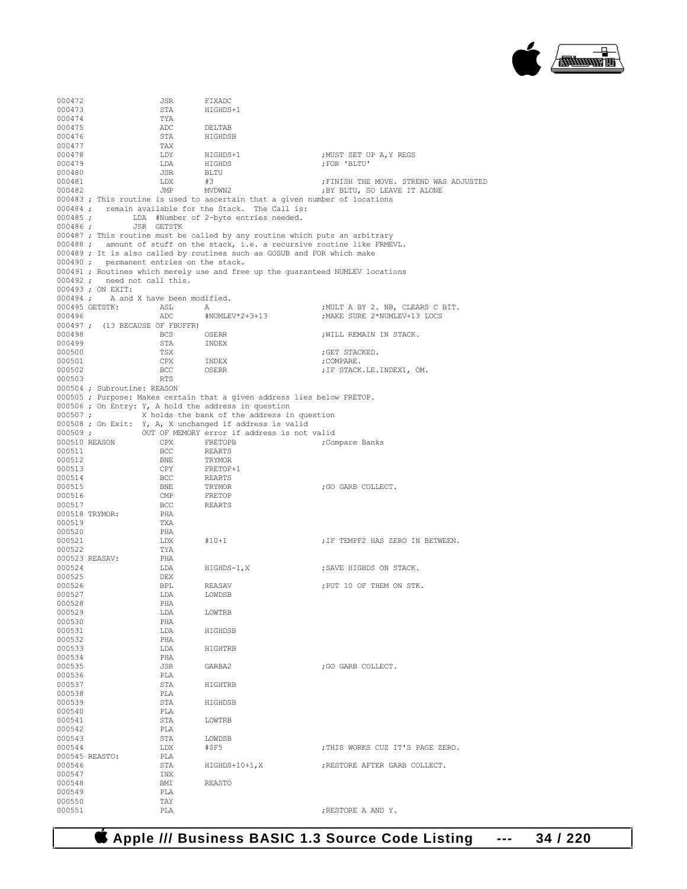```
000472                JSR       FIXADC
000473                STA       HIGHDS+1
000474                TYA
000475                ADC       DELTAB
000476                STA       HIGHDSB
000477                TAX
000478                LDY       HIGHDS+1                  ;MUST SET UP A,Y REGS
000479                LDA       HIGHDS                    ;FOR 'BLTU'
000480                JSR       BLTU
000481                LDX       #3                        ;FINISH THE MOVE. STREND WAS ADJUSTED
000482                JMP       MVDWN2                    ;BY BLTU, SO LEAVE IT ALONE
000483 ; This routine is used to ascertain that a given number of locations
000484 ;   remain available for the Stack.  The Call is:
000485 ;         LDA  #Number of 2-byte entries needed.
000486 ;         JSR  GETSTK
000487 ; This routine must be called by any routine which puts an arbitrary
000488 ;   amount of stuff on the stack, i.e. a recursive routine like FRMEVL.
000489 ; It is also called by routines such as GOSUB and FOR which make
000490 ;   permanent entries on the stack.
000491 ; Routines which merely use and free up the guaranteed NUMLEV locations
000492 ;   need not call this.
000493 ; ON EXIT:
000494 ;    A and X have been modified.
000495 GETSTK:        ASL       A                         ;MULT A BY 2. NB, CLEARS C BIT.
000496                ADC       #NUMLEV*2+3+13            ;MAKE SURE 2*NUMLEV+13 LOCS
000497 ;  (13 BECAUSE OF FBUFFR)
000498                BCS       OSERR                     ;WILL REMAIN IN STACK.
000499                STA       INDEX
000500                TSX                                 ;GET STACKED.
000501                CPX       INDEX                     ;COMPARE.
000502                BCC       OSERR                     ;IF STACK.LE.INDEX1, OM.
000503                RTS
000504 ; Subroutine: REASON
000505 ; Purpose: Makes certain that a given address lies below FRETOP.
000506 ; On Entry: Y, A hold the address in question
000507 ;           X holds the bank of the address in question
000508 ; On Exit:  Y, A, X unchanged if address is valid
000509 ;           OUT OF MEMORY error if address is not valid
000510 REASON         CPX       FRETOPB                   ;Compare Banks
000511                BCC       REARTS
000512                BNE       TRYMOR
000513                CPY       FRETOP+1
000514                BCC       REARTS
000515                BNE       TRYMOR                    ;GO GARB COLLECT.
000516                CMP       FRETOP
000517                BCC       REARTS
000518 TRYMOR:        PHA
000519                TXA
000520                PHA
000521                LDX       #10+1                     ;IF TEMPF2 HAS ZERO IN BETWEEN.
000522                TYA
000523 REASAV:        PHA
000524                LDA       HIGHDS-1,X                ;SAVE HIGHDS ON STACK.
000525                DEX
000526                BPL       REASAV                    ;PUT 10 OF THEM ON STK.
000527                LDA       LOWDSB
000528                PHA
000529                LDA       LOWTRB
000530                PHA
000531                LDA       HIGHDSB
000532                PHA
000533                LDA       HIGHTRB
000534                PHA
000535                JSR       GARBA2                    ;GO GARB COLLECT.
000536                PLA
000537                STA       HIGHTRB
000538                PLA
000539                STA       HIGHDSB
000540                PLA
000541                STA       LOWTRB
000542                PLA
000543                STA       LOWDSB
000544                LDX       #$F5                      ;THIS WORKS CUZ IT'S PAGE ZERO.
000545 REASTO:        PLA
000546                STA       HIGHDS+10+1,X             ;RESTORE AFTER GARB COLLECT.
000547                INX
000548                BMI       REASTO
000549                PLA
000550                TAY
000551                PLA                                 ;RESTORE A AND Y.
```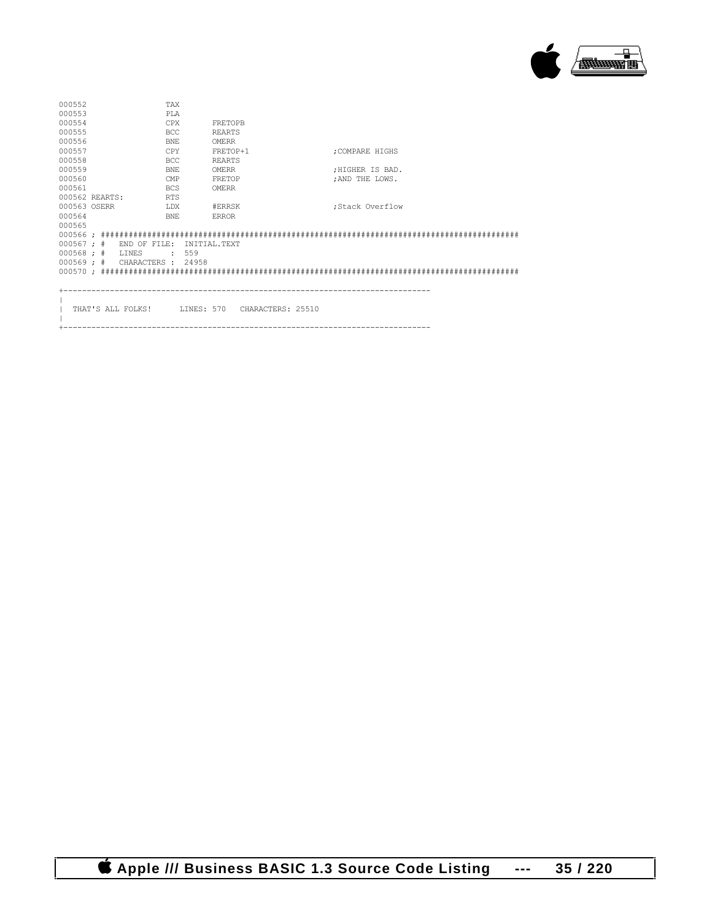```
000552                TAX
000553                PLA
000554                CPX       FRETOPB
000555                BCC       REARTS
000556                BNE       OMERR
000557                CPY       FRETOP+1                  ;COMPARE HIGHS
000558                BCC       REARTS
000559                BNE       OMERR                     ;HIGHER IS BAD.
000560                CMP       FRETOP                    ;AND THE LOWS.
000561                BCS       OMERR
000562 REARTS:        RTS
000563 OSERR          LDX       #ERRSK                    ;Stack Overflow
000564                BNE       ERROR
000565
000566 ; ##########################################################################################
000567 ; #   END OF FILE:  INITIAL.TEXT
000568 ; #   LINES      :  559
000569 ; #   CHARACTERS :  24958
000570 ; ##########################################################################################
```

```
+-----------------------------------------------------------------------------
|
|  THAT'S ALL FOLKS!      LINES: 570   CHARACTERS: 25510
|
+-----------------------------------------------------------------------------
```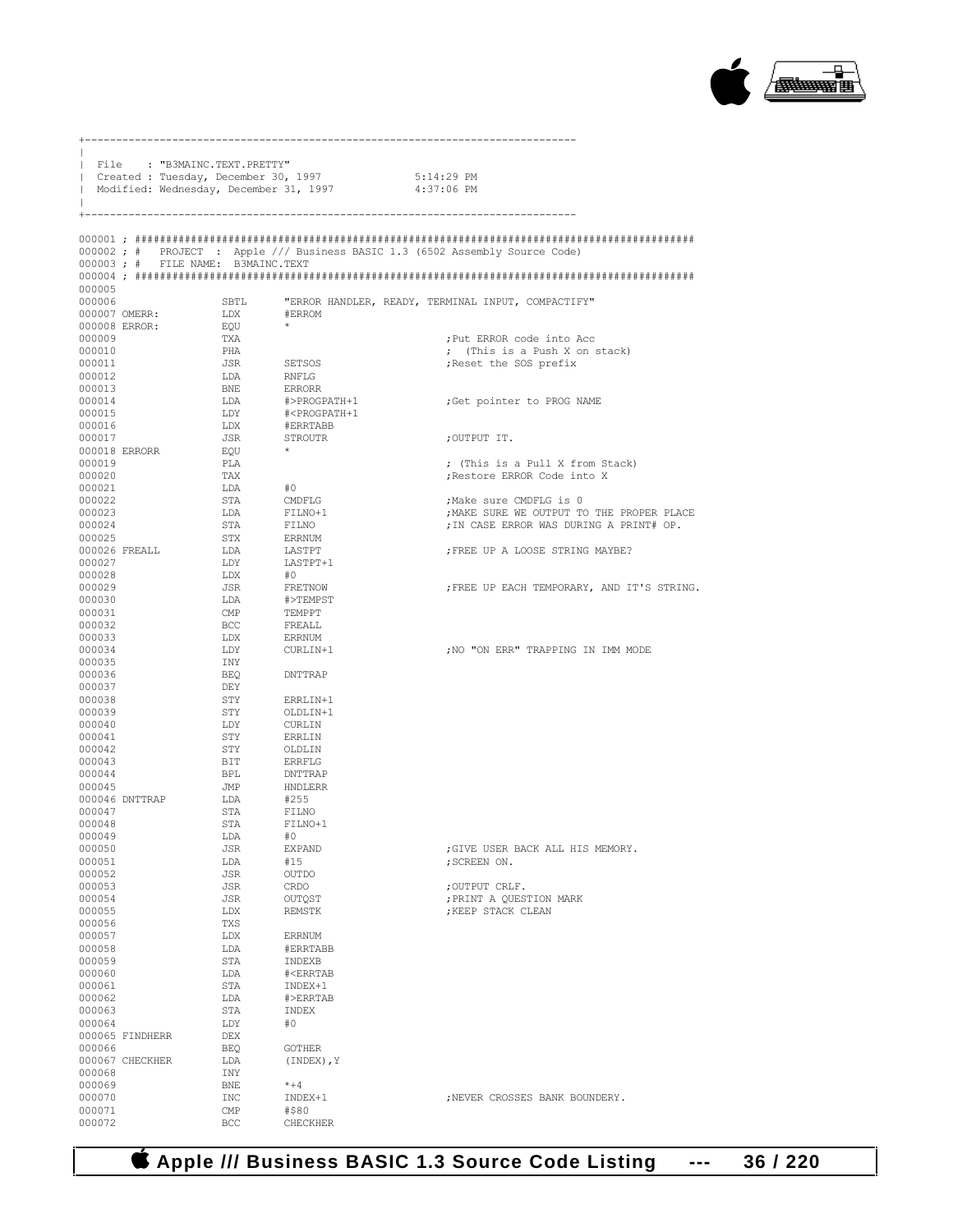```
+-----------------------------------------------------------------------------
|
| File    : "B3MAINC.TEXT.PRETTY"
| Created : Tuesday, December 30, 1997              5:14:29 PM
| Modified: Wednesday, December 31, 1997            4:37:06 PM
|
+-----------------------------------------------------------------------------
```

```
000001 ; ########################################################################################
000002 ; #   PROJECT  : Apple /// Business BASIC 1.3 (6502 Assembly Source Code)
000003 ; #   FILE NAME: B3MAINC.TEXT
000004 ; ########################################################################################
000005
000006                 SBTL      "ERROR HANDLER, READY, TERMINAL INPUT, COMPACTIFY"
000007 OMERR:          LDX       #ERROM
000008 ERROR:          EQU       *
000009                 TXA                               ;Put ERROR code into Acc
000010                 PHA                               ;  (This is a Push X on stack)
000011                 JSR       SETSOS                  ;Reset the SOS prefix
000012                 LDA       RNFLG
000013                 BNE       ERRORR
000014                 LDA       #>PROGPATH+1            ;Get pointer to PROG NAME
000015                 LDY       #<PROGPATH+1
000016                 LDX       #ERRTABB
000017                 JSR       STROUTR                 ;OUTPUT IT.
000018 ERRORR          EQU       *
000019                 PLA                               ; (This is a Pull X from Stack)
000020                 TAX                               ;Restore ERROR Code into X
000021                 LDA       #0
000022                 STA       CMDFLG                  ;Make sure CMDFLG is 0
000023                 LDA       FILNO+1                 ;MAKE SURE WE OUTPUT TO THE PROPER PLACE
000024                 STA       FILNO                   ;IN CASE ERROR WAS DURING A PRINT# OP.
000025                 STX       ERRNUM
000026 FREALL          LDA       LASTPT                  ;FREE UP A LOOSE STRING MAYBE?
000027                 LDY       LASTPT+1
000028                 LDX       #0
000029                 JSR       FRETNOW                 ;FREE UP EACH TEMPORARY, AND IT'S STRING.
000030                 LDA       #>TEMPST
000031                 CMP       TEMPPT
000032                 BCC       FREALL
000033                 LDX       ERRNUM
000034                 LDY       CURLIN+1                ;NO "ON ERR" TRAPPING IN IMM MODE
000035                 INY
000036                 BEQ       DNTTRAP
000037                 DEY
000038                 STY       ERRLIN+1
000039                 STY       OLDLIN+1
000040                 LDY       CURLIN
000041                 STY       ERRLIN
000042                 STY       OLDLIN
000043                 BIT       ERRFLG
000044                 BPL       DNTTRAP
000045                 JMP       HNDLERR
000046 DNTTRAP         LDA       #255
000047                 STA       FILNO
000048                 STA       FILNO+1
000049                 LDA       #0
000050                 JSR       EXPAND                  ;GIVE USER BACK ALL HIS MEMORY.
000051                 LDA       #15                     ;SCREEN ON.
000052                 JSR       OUTDO
000053                 JSR       CRDO                    ;OUTPUT CRLF.
000054                 JSR       OUTQST                  ;PRINT A QUESTION MARK
000055                 LDX       REMSTK                  ;KEEP STACK CLEAN
000056                 TXS
000057                 LDX       ERRNUM
000058                 LDA       #ERRTABB
000059                 STA       INDEXB
000060                 LDA       #<ERRTAB
000061                 STA       INDEX+1
000062                 LDA       #>ERRTAB
000063                 STA       INDEX
000064                 LDY       #0
000065 FINDHERR        DEX
000066                 BEQ       GOTHER
000067 CHECKHER        LDA       (INDEX),Y
000068                 INY
000069                 BNE       *+4
000070                 INC       INDEX+1                 ;NEVER CROSSES BANK BOUNDERY.
000071                 CMP       #$80
000072                 BCC       CHECKHER
```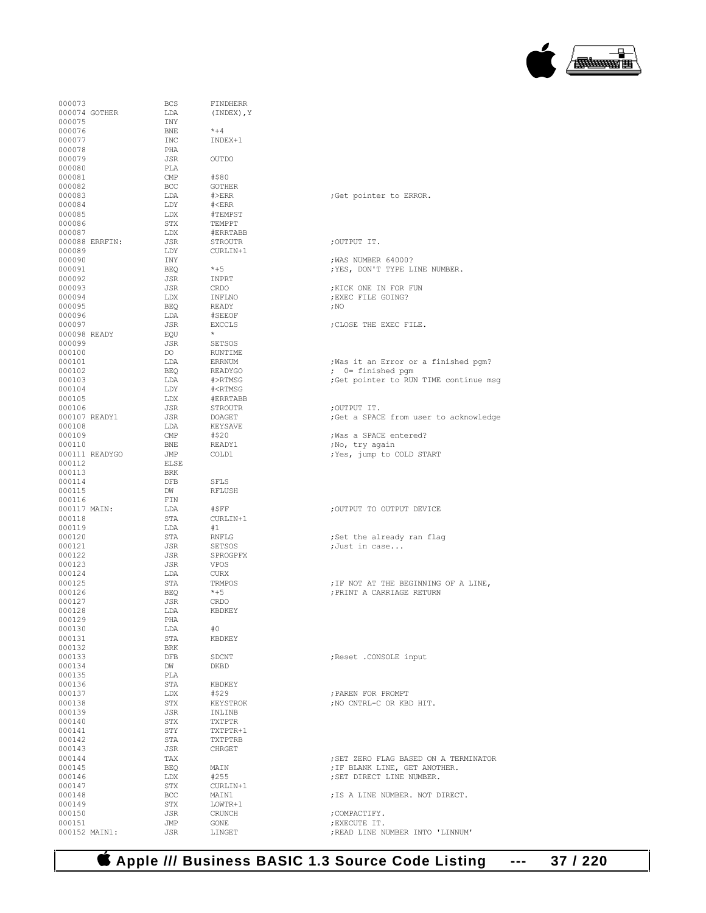```
000073                  BCS      FINDHERR
000074 GOTHER           LDA      (INDEX),Y
000075                  INY
000076                  BNE      *+4
000077                  INC      INDEX+1
000078                  PHA
000079                  JSR      OUTDO
000080                  PLA
000081                  CMP      #$80
000082                  BCC      GOTHER
000083                  LDA      #>ERR                   ;Get pointer to ERROR.
000084                  LDY      #<ERR
000085                  LDX      #TEMPST
000086                  STX      TEMPPT
000087                  LDX      #ERRTABB
000088 ERRFIN:          JSR      STROUTR                 ;OUTPUT IT.
000089                  LDY      CURLIN+1
000090                  INY                              ;WAS NUMBER 64000?
000091                  BEQ      *+5                     ;YES, DON'T TYPE LINE NUMBER.
000092                  JSR      INPRT
000093                  JSR      CRDO                    ;KICK ONE IN FOR FUN
000094                  LDX      INFLNO                  ;EXEC FILE GOING?
000095                  BEQ      READY                   ;NO
000096                  LDA      #SEEOF
000097                  JSR      EXCCLS                  ;CLOSE THE EXEC FILE.
000098 READY            EQU      *
000099                  JSR      SETSOS
000100                  DO       RUNTIME
000101                  LDA      ERRNUM                  ;Was it an Error or a finished pgm?
000102                  BEQ      READYGO                 ;  0= finished pgm
000103                  LDA      #>RTMSG                 ;Get pointer to RUN TIME continue msg
000104                  LDY      #<RTMSG
000105                  LDX      #ERRTABB
000106                  JSR      STROUTR                 ;OUTPUT IT.
000107 READY1           JSR      DOAGET                  ;Get a SPACE from user to acknowledge
000108                  LDA      KEYSAVE
000109                  CMP      #$20                    ;Was a SPACE entered?
000110                  BNE      READY1                  ;No, try again
000111 READYGO          JMP      COLD1                   ;Yes, jump to COLD START
000112                  ELSE
000113                  BRK
000114                  DFB      SFLS
000115                  DW       RFLUSH
000116                  FIN
000117 MAIN:            LDA      #$FF                    ;OUTPUT TO OUTPUT DEVICE
000118                  STA      CURLIN+1
000119                  LDA      #1
000120                  STA      RNFLG                   ;Set the already ran flag
000121                  JSR      SETSOS                  ;Just in case...
000122                  JSR      SPROGPFX
000123                  JSR      VPOS
000124                  LDA      CURX
000125                  STA      TRMPOS                  ;IF NOT AT THE BEGINNING OF A LINE,
000126                  BEQ      *+5                     ;PRINT A CARRIAGE RETURN
000127                  JSR      CRDO
000128                  LDA      KBDKEY
000129                  PHA
000130                  LDA      #0
000131                  STA      KBDKEY
000132                  BRK
000133                  DFB      SDCNT                   ;Reset .CONSOLE input
000134                  DW       DKBD
000135                  PLA
000136                  STA      KBDKEY
000137                  LDX      #$29                    ;PAREN FOR PROMPT
000138                  STX      KEYSTROK                ;NO CNTRL-C OR KBD HIT.
000139                  JSR      INLINB
000140                  STX      TXTPTR
000141                  STY      TXTPTR+1
000142                  STA      TXTPTRB
000143                  JSR      CHRGET
000144                  TAX                              ;SET ZERO FLAG BASED ON A TERMINATOR
000145                  BEQ      MAIN                    ;IF BLANK LINE, GET ANOTHER.
000146                  LDX      #255                    ;SET DIRECT LINE NUMBER.
000147                  STX      CURLIN+1
000148                  BCC      MAIN1                   ;IS A LINE NUMBER. NOT DIRECT.
000149                  STX      LOWTR+1
000150                  JSR      CRUNCH                  ;COMPACTIFY.
000151                  JMP      GONE                    ;EXECUTE IT.
000152 MAIN1:           JSR      LINGET                  ;READ LINE NUMBER INTO 'LINNUM'
```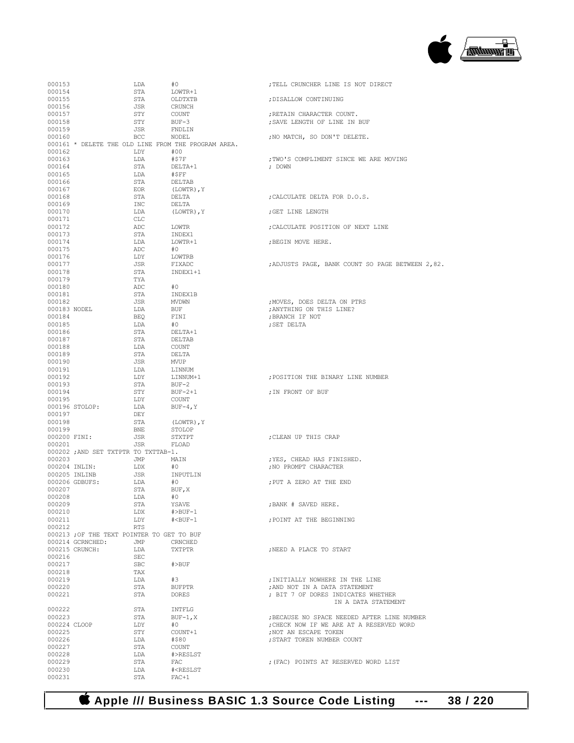```
000153                LDA       #0                          ;TELL CRUNCHER LINE IS NOT DIRECT
000154                STA       LOWTR+1
000155                STA       OLDTXTB                     ;DISALLOW CONTINUING
000156                JSR       CRUNCH
000157                STY       COUNT                       ;RETAIN CHARACTER COUNT.
000158                STY       BUF-3                       ;SAVE LENGTH OF LINE IN BUF
000159                JSR       FNDLIN
000160                BCC       NODEL                       ;NO MATCH, SO DON'T DELETE.
000161 * DELETE THE OLD LINE FROM THE PROGRAM AREA.
000162                LDY       #00
000163                LDA       #$7F                        ;TWO'S COMPLIMENT SINCE WE ARE MOVING
000164                STA       DELTA+1                     ; DOWN
000165                LDA       #$FF
000166                STA       DELTAB
000167                EOR       (LOWTR),Y
000168                STA       DELTA                       ;CALCULATE DELTA FOR D.O.S.
000169                INC       DELTA
000170                LDA       (LOWTR),Y                   ;GET LINE LENGTH
000171                CLC
000172                ADC       LOWTR                       ;CALCULATE POSITION OF NEXT LINE
000173                STA       INDEX1
000174                LDA       LOWTR+1                     ;BEGIN MOVE HERE.
000175                ADC       #0
000176                LDY       LOWTRB
000177                JSR       FIXADC                      ;ADJUSTS PAGE, BANK COUNT SO PAGE BETWEEN 2,82.
000178                STA       INDEX1+1
000179                TYA
000180                ADC       #0
000181                STA       INDEX1B
000182                JSR       MVDWN                       ;MOVES, DOES DELTA ON PTRS
000183 NODEL          LDA       BUF                         ;ANYTHING ON THIS LINE?
000184                BEQ       FINI                        ;BRANCH IF NOT
000185                LDA       #0                          ;SET DELTA
000186                STA       DELTA+1
000187                STA       DELTAB
000188                LDA       COUNT
000189                STA       DELTA
000190                JSR       MVUP
000191                LDA       LINNUM
000192                LDY       LINNUM+1                    ;POSITION THE BINARY LINE NUMBER
000193                STA       BUF-2
000194                STY       BUF-2+1                     ;IN FRONT OF BUF
000195                LDY       COUNT
000196 STOLOP:        LDA       BUF-4,Y
000197                DEY
000198                STA       (LOWTR),Y
000199                BNE       STOLOP
000200 FINI:          JSR       STXTPT                      ;CLEAN UP THIS CRAP
000201                JSR       FLOAD
000202 ;AND SET TXTPTR TO TXTTAB-1.
000203                JMP       MAIN                        ;YES, CHEAD HAS FINISHED.
000204 INLIN:         LDX       #0                          ;NO PROMPT CHARACTER
000205 INLINB         JSR       INPUTLIN
000206 GDBUFS:        LDA       #0                          ;PUT A ZERO AT THE END
000207                STA       BUF,X
000208                LDA       #0
000209                STA       YSAVE                       ;BANK # SAVED HERE.
000210                LDX       #>BUF-1
000211                LDY       #<BUF-1                     ;POINT AT THE BEGINNING
000212                RTS
000213 ;OF THE TEXT POINTER TO GET TO BUF
000214 GCRNCHED:      JMP       CRNCHED
000215 CRUNCH:        LDA       TXTPTR                      ;NEED A PLACE TO START
000216                SEC
000217                SBC       #>BUF
000218                TAX
000219                LDA       #3                          ;INITIALLY NOWHERE IN THE LINE
000220                STA       BUFPTR                      ;AND NOT IN A DATA STATEMENT
000221                STA       DORES                       ; BIT 7 OF DORES INDICATES WHETHER
                                                                          IN A DATA STATEMENT
000222                STA       INTFLG
000223                STA       BUF-1,X                     ;BECAUSE NO SPACE NEEDED AFTER LINE NUMBER
000224 CLOOP          LDY       #0                          ;CHECK NOW IF WE ARE AT A RESERVED WORD
000225                STY       COUNT+1                     ;NOT AN ESCAPE TOKEN
000226                LDA       #$80                        ;START TOKEN NUMBER COUNT
000227                STA       COUNT
000228                LDA       #>RESLST
000229                STA       FAC                         ;(FAC) POINTS AT RESERVED WORD LIST
000230                LDA       #<RESLST
000231                STA       FAC+1
```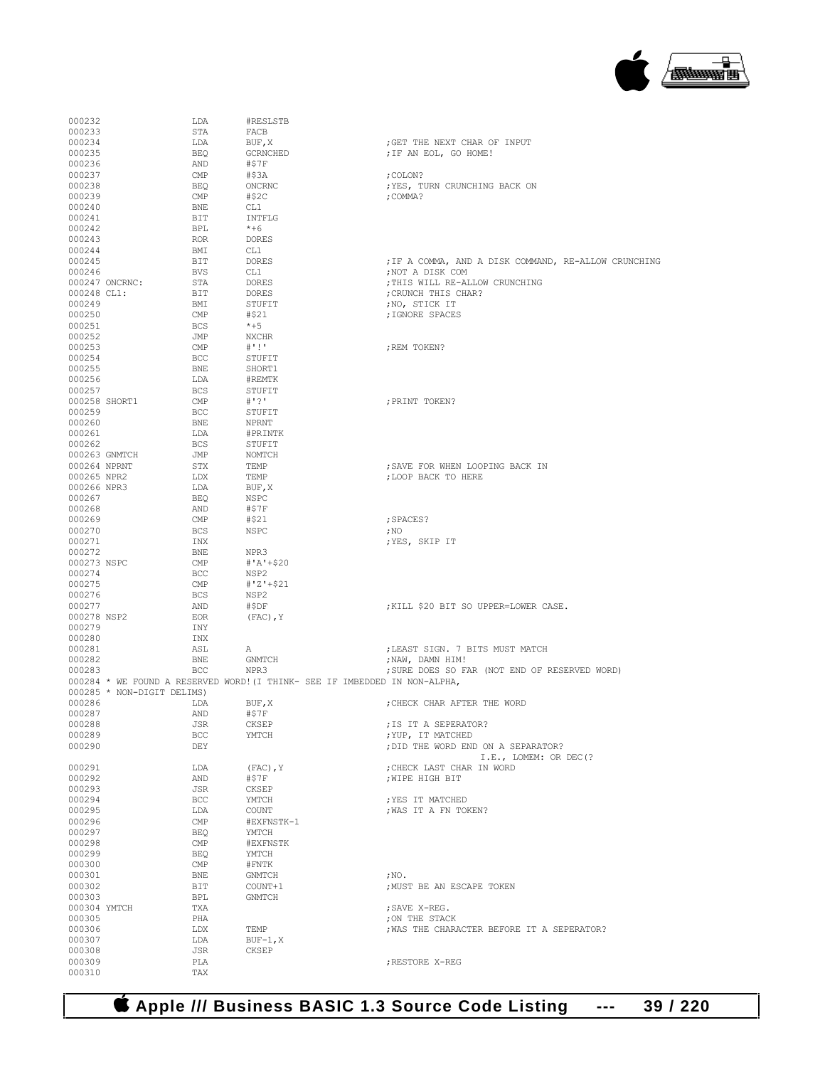```
000232                  LDA       #RESLSTB
000233                  STA       FACB
000234                  LDA       BUF,X                        ;GET THE NEXT CHAR OF INPUT
000235                  BEQ       GCRNCHED                     ;IF AN EOL, GO HOME!
000236                  AND       #$7F
000237                  CMP       #$3A                         ;COLON?
000238                  BEQ       ONCRNC                       ;YES, TURN CRUNCHING BACK ON
000239                  CMP       #$2C                         ;COMMA?
000240                  BNE       CL1
000241                  BIT       INTFLG
000242                  BPL       *+6
000243                  ROR       DORES
000244                  BMI       CL1
000245                  BIT       DORES                        ;IF A COMMA, AND A DISK COMMAND, RE-ALLOW CRUNCHING
000246                  BVS       CL1                          ;NOT A DISK COM
000247 ONCRNC:          STA       DORES                        ;THIS WILL RE-ALLOW CRUNCHING
000248 CL1:             BIT       DORES                        ;CRUNCH THIS CHAR?
000249                  BMI       STUFIT                       ;NO, STICK IT
000250                  CMP       #$21                         ;IGNORE SPACES
000251                  BCS       *+5
000252                  JMP       NXCHR
000253                  CMP       #'!'                         ;REM TOKEN?
000254                  BCC       STUFIT
000255                  BNE       SHORT1
000256                  LDA       #REMTK
000257                  BCS       STUFIT
000258 SHORT1           CMP       #'?'                         ;PRINT TOKEN?
000259                  BCC       STUFIT
000260                  BNE       NPRNT
000261                  LDA       #PRINTK
000262                  BCS       STUFIT
000263 GNMTCH           JMP       NOMTCH
000264 NPRNT            STX       TEMP                         ;SAVE FOR WHEN LOOPING BACK IN
000265 NPR2             LDX       TEMP                         ;LOOP BACK TO HERE
000266 NPR3             LDA       BUF,X
000267                  BEQ       NSPC
000268                  AND       #$7F
000269                  CMP       #$21                         ;SPACES?
000270                  BCS       NSPC                         ;NO
000271                  INX                                    ;YES, SKIP IT
000272                  BNE       NPR3
000273 NSPC             CMP       #'A'+$20
000274                  BCC       NSP2
000275                  CMP       #'Z'+$21
000276                  BCS       NSP2
000277                  AND       #$DF                         ;KILL $20 BIT SO UPPER=LOWER CASE.
000278 NSP2             EOR       (FAC),Y
000279                  INY
000280                  INX
000281                  ASL       A                            ;LEAST SIGN. 7 BITS MUST MATCH
000282                  BNE       GNMTCH                       ;NAW, DAMN HIM!
000283                  BCC       NPR3                         ;SURE DOES SO FAR (NOT END OF RESERVED WORD)
000284 * WE FOUND A RESERVED WORD!(I THINK- SEE IF IMBEDDED IN NON-ALPHA,
000285 * NON-DIGIT DELIMS)
000286                  LDA       BUF,X                        ;CHECK CHAR AFTER THE WORD
000287                  AND       #$7F
000288                  JSR       CKSEP                        ;IS IT A SEPERATOR?
000289                  BCC       YMTCH                        ;YUP, IT MATCHED
000290                  DEY                                    ;DID THE WORD END ON A SEPARATOR?
                                                                            I.E., LOMEM: OR DEC(?
000291                  LDA       (FAC),Y                      ;CHECK LAST CHAR IN WORD
000292                  AND       #$7F                         ;WIPE HIGH BIT
000293                  JSR       CKSEP
000294                  BCC       YMTCH                        ;YES IT MATCHED
000295                  LDA       COUNT                        ;WAS IT A FN TOKEN?
000296                  CMP       #EXFNSTK-1
000297                  BEQ       YMTCH
000298                  CMP       #EXFNSTK
000299                  BEQ       YMTCH
000300                  CMP       #FNTK
000301                  BNE       GNMTCH                       ;NO.
000302                  BIT       COUNT+1                      ;MUST BE AN ESCAPE TOKEN
000303                  BPL       GNMTCH
000304 YMTCH            TXA                                    ;SAVE X-REG.
000305                  PHA                                    ;ON THE STACK
000306                  LDX       TEMP                         ;WAS THE CHARACTER BEFORE IT A SEPERATOR?
000307                  LDA       BUF-1,X
000308                  JSR       CKSEP
000309                  PLA                                    ;RESTORE X-REG
000310                  TAX
```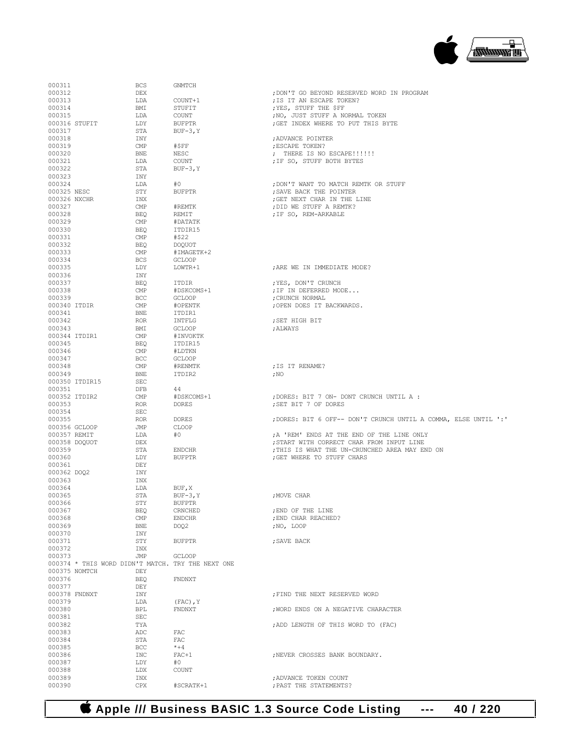```
000311                BCS      GNMTCH
000312                DEX                          ;DON'T GO BEYOND RESERVED WORD IN PROGRAM
000313                LDA      COUNT+1             ;IS IT AN ESCAPE TOKEN?
000314                BMI      STUFIT              ;YES, STUFF THE $FF
000315                LDA      COUNT               ;NO, JUST STUFF A NORMAL TOKEN
000316 STUFIT         LDY      BUFPTR              ;GET INDEX WHERE TO PUT THIS BYTE
000317                STA      BUF-3,Y
000318                INY                          ;ADVANCE POINTER
000319                CMP      #$FF                ;ESCAPE TOKEN?
000320                BNE      NESC                ; THERE IS NO ESCAPE!!!!!!
000321                LDA      COUNT               ;IF SO, STUFF BOTH BYTES
000322                STA      BUF-3,Y
000323                INY
000324                LDA      #0                  ;DON'T WANT TO MATCH REMTK OR STUFF
000325 NESC           STY      BUFPTR              ;SAVE BACK THE POINTER
000326 NXCHR          INX                          ;GET NEXT CHAR IN THE LINE
000327                CMP      #REMTK              ;DID WE STUFF A REMTK?
000328                BEQ      REMIT               ;IF SO, REM-ARKABLE
000329                CMP      #DATATK
000330                BEQ      ITDIR15
000331                CMP      #$22
000332                BEQ      DOQUOT
000333                CMP      #IMAGETK+2
000334                BCS      GCLOOP
000335                LDY      LOWTR+1             ;ARE WE IN IMMEDIATE MODE?
000336                INY
000337                BEQ      ITDIR               ;YES, DON'T CRUNCH
000338                CMP      #DSKCOMS+1          ;IF IN DEFERRED MODE...
000339                BCC      GCLOOP              ;CRUNCH NORMAL
000340 ITDIR          CMP      #OPENTK             ;OPEN DOES IT BACKWARDS.
000341                BNE      ITDIR1
000342                ROR      INTFLG              ;SET HIGH BIT
000343                BMI      GCLOOP              ;ALWAYS
000344 ITDIR1         CMP      #INVOKTK
000345                BEQ      ITDIR15
000346                CMP      #LDTKN
000347                BCC      GCLOOP
000348                CMP      #RENMTK             ;IS IT RENAME?
000349                BNE      ITDIR2              ;NO
000350 ITDIR15        SEC
000351                DFB      44
000352 ITDIR2         CMP      #DSKCOMS+1          ;DORES: BIT 7 ON- DONT CRUNCH UNTIL A :
000353                ROR      DORES               ;SET BIT 7 OF DORES
000354                SEC
000355                ROR      DORES               ;DORES: BIT 6 OFF-- DON'T CRUNCH UNTIL A COMMA, ELSE UNTIL ':'
000356 GCLOOP         JMP      CLOOP
000357 REMIT          LDA      #0                  ;A 'REM' ENDS AT THE END OF THE LINE ONLY
000358 DOQUOT         DEX                          ;START WITH CORRECT CHAR FROM INPUT LINE
000359                STA      ENDCHR              ;THIS IS WHAT THE UN-CRUNCHED AREA MAY END ON
000360                LDY      BUFPTR              ;GET WHERE TO STUFF CHARS
000361                DEY
000362 DOQ2           INY
000363                INX
000364                LDA      BUF,X
000365                STA      BUF-3,Y             ;MOVE CHAR
000366                STY      BUFPTR
000367                BEQ      CRNCHED             ;END OF THE LINE
000368                CMP      ENDCHR              ;END CHAR REACHED?
000369                BNE      DOQ2                ;NO, LOOP
000370                INY
000371                STY      BUFPTR              ;SAVE BACK
000372                INX
000373                JMP      GCLOOP
000374 * THIS WORD DIDN'T MATCH. TRY THE NEXT ONE
000375 NOMTCH         DEY
000376                BEQ      FNDNXT
000377                DEY
000378 FNDNXT         INY                          ;FIND THE NEXT RESERVED WORD
000379                LDA      (FAC),Y
000380                BPL      FNDNXT              ;WORD ENDS ON A NEGATIVE CHARACTER
000381                SEC
000382                TYA                          ;ADD LENGTH OF THIS WORD TO (FAC)
000383                ADC      FAC
000384                STA      FAC
000385                BCC      *+4
000386                INC      FAC+1               ;NEVER CROSSES BANK BOUNDARY.
000387                LDY      #0
000388                LDX      COUNT
000389                INX                          ;ADVANCE TOKEN COUNT
000390                CPX      #SCRATK+1           ;PAST THE STATEMENTS?
```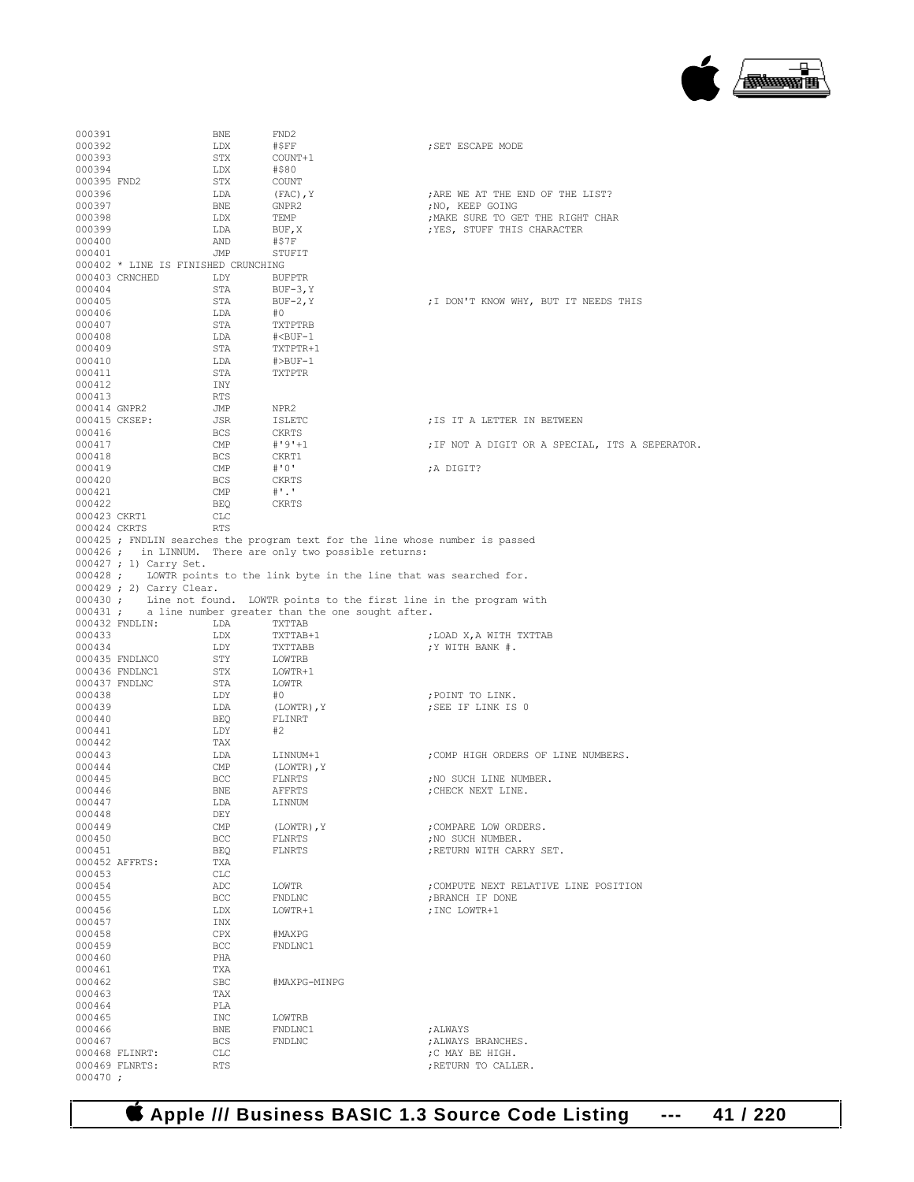```
000391                  BNE     FND2
000392                  LDX     #$FF                    ;SET ESCAPE MODE
000393                  STX     COUNT+1
000394                  LDX     #$80
000395 FND2             STX     COUNT
000396                  LDA     (FAC),Y                 ;ARE WE AT THE END OF THE LIST?
000397                  BNE     GNPR2                   ;NO, KEEP GOING
000398                  LDX     TEMP                    ;MAKE SURE TO GET THE RIGHT CHAR
000399                  LDA     BUF,X                   ;YES, STUFF THIS CHARACTER
000400                  AND     #$7F
000401                  JMP     STUFIT
000402 * LINE IS FINISHED CRUNCHING
000403 CRNCHED          LDY     BUFPTR
000404                  STA     BUF-3,Y
000405                  STA     BUF-2,Y                 ;I DON'T KNOW WHY, BUT IT NEEDS THIS
000406                  LDA     #0
000407                  STA     TXTPTRB
000408                  LDA     #<BUF-1
000409                  STA     TXTPTR+1
000410                  LDA     #>BUF-1
000411                  STA     TXTPTR
000412                  INY
000413                  RTS
000414 GNPR2            JMP     NPR2
000415 CKSEP:           JSR     ISLETC                  ;IS IT A LETTER IN BETWEEN
000416                  BCS     CKRTS
000417                  CMP     #'9'+1                  ;IF NOT A DIGIT OR A SPECIAL, ITS A SEPERATOR.
000418                  BCS     CKRT1
000419                  CMP     #'0'                    ;A DIGIT?
000420                  BCS     CKRTS
000421                  CMP     #'.'
000422                  BEQ     CKRTS
000423 CKRT1            CLC
000424 CKRTS            RTS
000425 ; FNDLIN searches the program text for the line whose number is passed
000426 ;   in LINNUM.  There are only two possible returns:
000427 ; 1) Carry Set.
000428 ;    LOWTR points to the link byte in the line that was searched for.
000429 ; 2) Carry Clear.
000430 ;    Line not found.  LOWTR points to the first line in the program with
000431 ;    a line number greater than the one sought after.
000432 FNDLIN:          LDA     TXTTAB
000433                  LDX     TXTTAB+1                ;LOAD X,A WITH TXTTAB
000434                  LDY     TXTTABB                 ;Y WITH BANK #.
000435 FNDLNC0          STY     LOWTRB
000436 FNDLNC1          STX     LOWTR+1
000437 FNDLNC           STA     LOWTR
000438                  LDY     #0                      ;POINT TO LINK.
000439                  LDA     (LOWTR),Y               ;SEE IF LINK IS 0
000440                  BEQ     FLINRT
000441                  LDY     #2
000442                  TAX
000443                  LDA     LINNUM+1                ;COMP HIGH ORDERS OF LINE NUMBERS.
000444                  CMP     (LOWTR),Y
000445                  BCC     FLNRTS                  ;NO SUCH LINE NUMBER.
000446                  BNE     AFFRTS                  ;CHECK NEXT LINE.
000447                  LDA     LINNUM
000448                  DEY
000449                  CMP     (LOWTR),Y               ;COMPARE LOW ORDERS.
000450                  BCC     FLNRTS                  ;NO SUCH NUMBER.
000451                  BEQ     FLNRTS                  ;RETURN WITH CARRY SET.
000452 AFFRTS:          TXA
000453                  CLC
000454                  ADC     LOWTR                   ;COMPUTE NEXT RELATIVE LINE POSITION
000455                  BCC     FNDLNC                  ;BRANCH IF DONE
000456                  LDX     LOWTR+1                 ;INC LOWTR+1
000457                  INX
000458                  CPX     #MAXPG
000459                  BCC     FNDLNC1
000460                  PHA
000461                  TXA
000462                  SBC     #MAXPG-MINPG
000463                  TAX
000464                  PLA
000465                  INC     LOWTRB
000466                  BNE     FNDLNC1                 ;ALWAYS
000467                  BCS     FNDLNC                  ;ALWAYS BRANCHES.
000468 FLINRT:          CLC                             ;C MAY BE HIGH.
000469 FLNRTS:          RTS                             ;RETURN TO CALLER.
000470 ;
```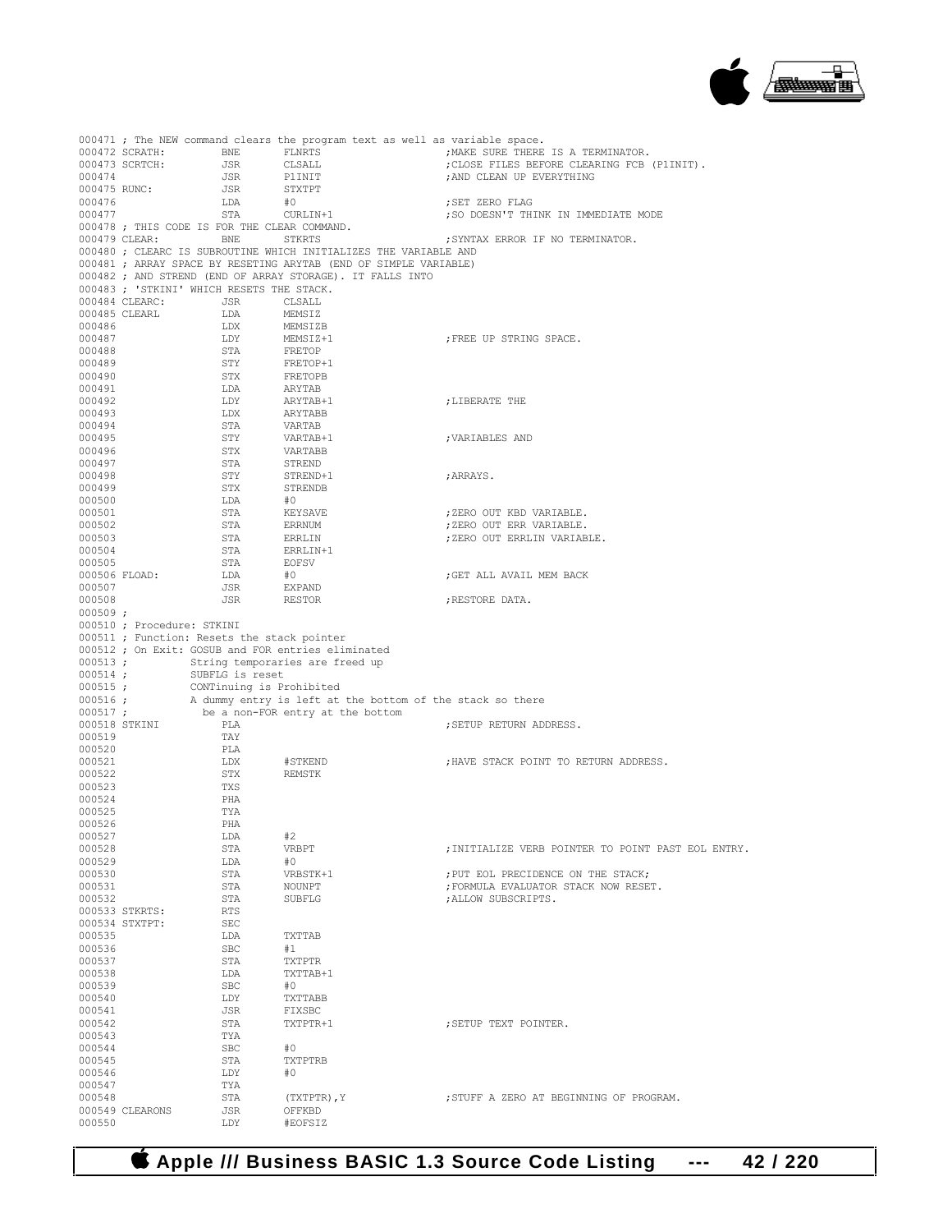```
000471 ; The NEW command clears the program text as well as variable space.
000472 SCRATH:         BNE       FLNRTS                      ;MAKE SURE THERE IS A TERMINATOR.
000473 SCRTCH:         JSR       CLSALL                      ;CLOSE FILES BEFORE CLEARING FCB (P1INIT).
000474                 JSR       P1INIT                      ;AND CLEAN UP EVERYTHING
000475 RUNC:           JSR       STXTPT
000476                 LDA       #0                          ;SET ZERO FLAG
000477                 STA       CURLIN+1                    ;SO DOESN'T THINK IN IMMEDIATE MODE
000478 ; THIS CODE IS FOR THE CLEAR COMMAND.
000479 CLEAR:          BNE       STKRTS                      ;SYNTAX ERROR IF NO TERMINATOR.
000480 ; CLEARC IS SUBROUTINE WHICH INITIALIZES THE VARIABLE AND
000481 ; ARRAY SPACE BY RESETING ARYTAB (END OF SIMPLE VARIABLE)
000482 ; AND STREND (END OF ARRAY STORAGE). IT FALLS INTO
000483 ; 'STKINI' WHICH RESETS THE STACK.
000484 CLEARC:         JSR       CLSALL
000485 CLEARL          LDA       MEMSIZ
000486                 LDX       MEMSIZB
000487                 LDY       MEMSIZ+1                    ;FREE UP STRING SPACE.
000488                 STA       FRETOP
000489                 STY       FRETOP+1
000490                 STX       FRETOPB
000491                 LDA       ARYTAB
000492                 LDY       ARYTAB+1                    ;LIBERATE THE
000493                 LDX       ARYTABB
000494                 STA       VARTAB
000495                 STY       VARTAB+1                    ;VARIABLES AND
000496                 STX       VARTABB
000497                 STA       STREND
000498                 STY       STREND+1                    ;ARRAYS.
000499                 STX       STRENDB
000500                 LDA       #0
000501                 STA       KEYSAVE                     ;ZERO OUT KBD VARIABLE.
000502                 STA       ERRNUM                      ;ZERO OUT ERR VARIABLE.
000503                 STA       ERRLIN                      ;ZERO OUT ERRLIN VARIABLE.
000504                 STA       ERRLIN+1
000505                 STA       EOFSV
000506 FLOAD:          LDA       #0                          ;GET ALL AVAIL MEM BACK
000507                 JSR       EXPAND
000508                 JSR       RESTOR                      ;RESTORE DATA.
000509 ;
000510 ; Procedure: STKINI
000511 ; Function: Resets the stack pointer
000512 ; On Exit: GOSUB and FOR entries eliminated
000513 ;          String temporaries are freed up
000514 ;          SUBFLG is reset
000515 ;          CONTinuing is Prohibited
000516 ;          A dummy entry is left at the bottom of the stack so there
000517 ;            be a non-FOR entry at the bottom
000518 STKINI          PLA                                   ;SETUP RETURN ADDRESS.
000519                 TAY
000520                 PLA
000521                 LDX       #STKEND                     ;HAVE STACK POINT TO RETURN ADDRESS.
000522                 STX       REMSTK
000523                 TXS
000524                 PHA
000525                 TYA
000526                 PHA
000527                 LDA       #2
000528                 STA       VRBPT                       ;INITIALIZE VERB POINTER TO POINT PAST EOL ENTRY.
000529                 LDA       #0
000530                 STA       VRBSTK+1                    ;PUT EOL PRECIDENCE ON THE STACK;
000531                 STA       NOUNPT                      ;FORMULA EVALUATOR STACK NOW RESET.
000532                 STA       SUBFLG                      ;ALLOW SUBSCRIPTS.
000533 STKRTS:         RTS
000534 STXTPT:         SEC
000535                 LDA       TXTTAB
000536                 SBC       #1
000537                 STA       TXTPTR
000538                 LDA       TXTTAB+1
000539                 SBC       #0
000540                 LDY       TXTTABB
000541                 JSR       FIXSBC
000542                 STA       TXTPTR+1                    ;SETUP TEXT POINTER.
000543                 TYA
000544                 SBC       #0
000545                 STA       TXTPTRB
000546                 LDY       #0
000547                 TYA
000548                 STA       (TXTPTR),Y                  ;STUFF A ZERO AT BEGINNING OF PROGRAM.
000549 CLEARONS        JSR       OFFKBD
000550                 LDY       #EOFSIZ
```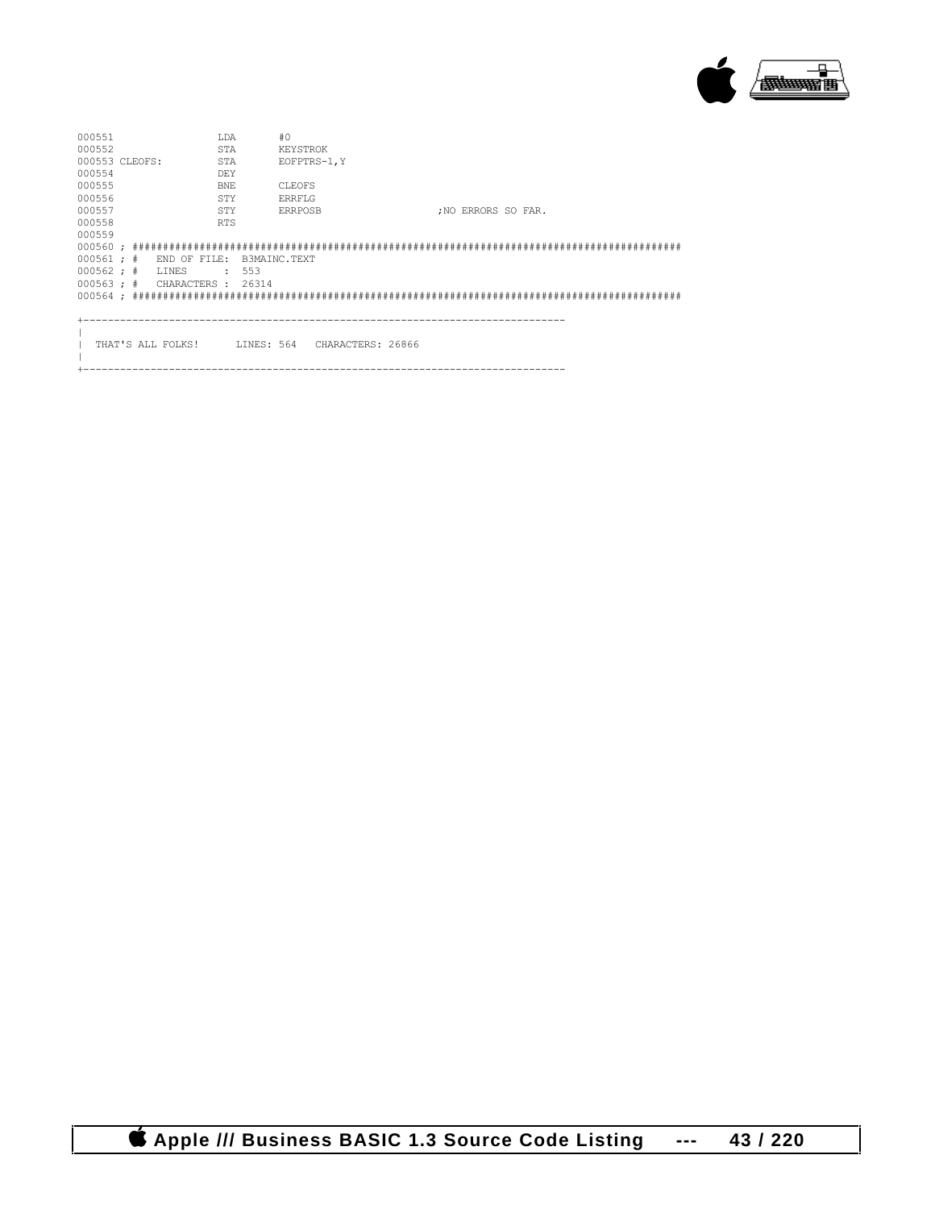```
000551                LDA       #0
000552                STA       KEYSTROK
000553 CLEOFS:        STA       EOFPTRS-1,Y
000554                DEY
000555                BNE       CLEOFS
000556                STY       ERRFLG
000557                STY       ERRPOSB                   ;NO ERRORS SO FAR.
000558                RTS
000559
000560 ; ##########################################################################################
000561 ; #   END OF FILE:  B3MAINC.TEXT
000562 ; #   LINES      :  553
000563 ; #   CHARACTERS :  26314
000564 ; ##########################################################################################
```

```
+------------------------------------------------------------------------------
|
|  THAT'S ALL FOLKS!      LINES: 564   CHARACTERS: 26866
|
+------------------------------------------------------------------------------
```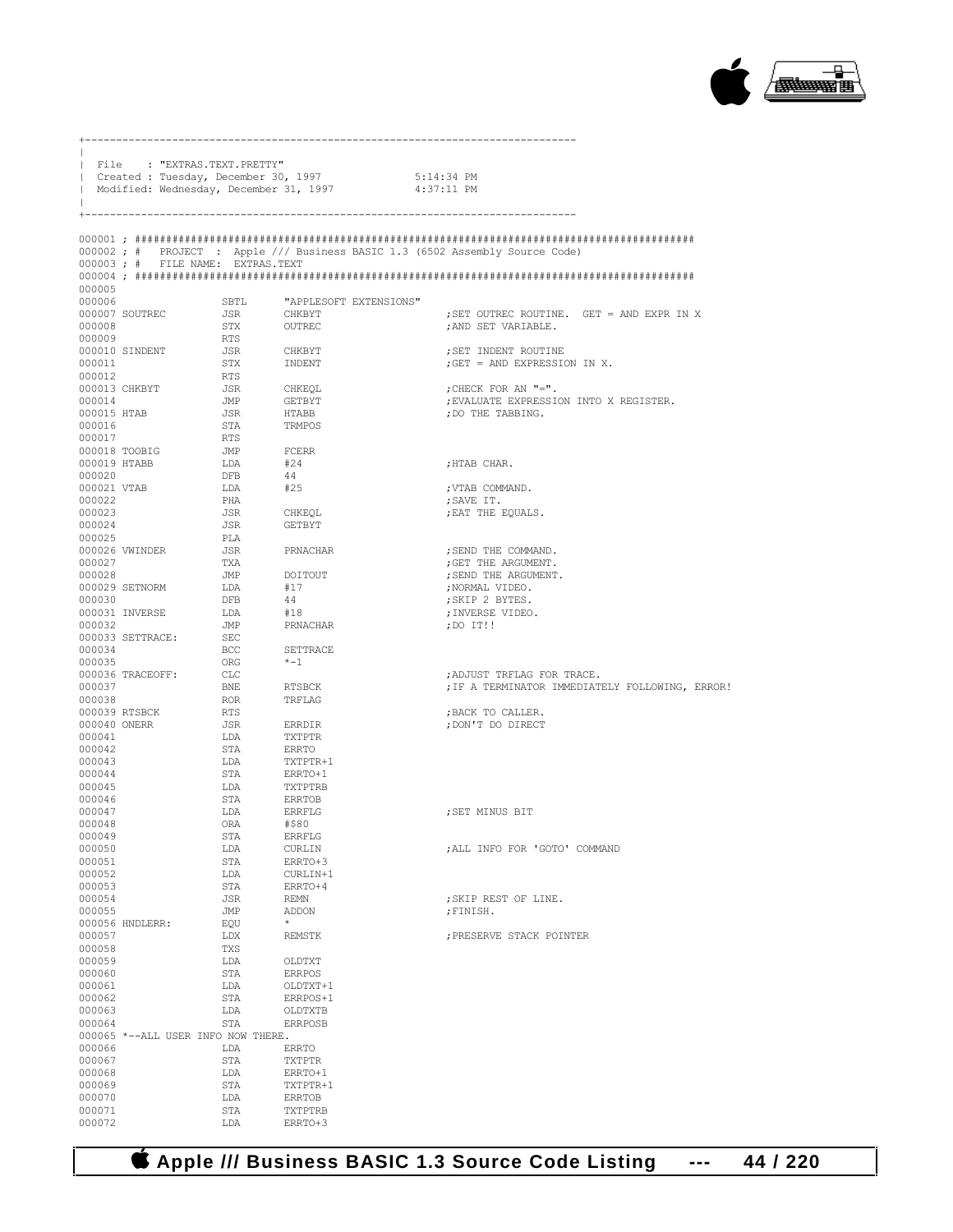```
+------------------------------------------------------------------------------
|
| File    : "EXTRAS.TEXT.PRETTY"
| Created : Tuesday, December 30, 1997              5:14:34 PM
| Modified: Wednesday, December 31, 1997            4:37:11 PM
|
+------------------------------------------------------------------------------

000001 ; ########################################################################################
000002 ; #   PROJECT  :  Apple /// Business BASIC 1.3 (6502 Assembly Source Code)
000003 ; #   FILE NAME:  EXTRAS.TEXT
000004 ; ########################################################################################
000005
000006                  SBTL     "APPLESOFT EXTENSIONS"
000007 SOUTREC          JSR      CHKBYT                  ;SET OUTREC ROUTINE.  GET = AND EXPR IN X
000008                  STX      OUTREC                  ;AND SET VARIABLE.
000009                  RTS
000010 SINDENT          JSR      CHKBYT                  ;SET INDENT ROUTINE
000011                  STX      INDENT                  ;GET = AND EXPRESSION IN X.
000012                  RTS
000013 CHKBYT           JSR      CHKEQL                  ;CHECK FOR AN "=".
000014                  JMP      GETBYT                  ;EVALUATE EXPRESSION INTO X REGISTER.
000015 HTAB             JSR      HTABB                   ;DO THE TABBING.
000016                  STA      TRMPOS
000017                  RTS
000018 TOOBIG           JMP      FCERR
000019 HTABB            LDA      #24                     ;HTAB CHAR.
000020                  DFB      44
000021 VTAB             LDA      #25                     ;VTAB COMMAND.
000022                  PHA                              ;SAVE IT.
000023                  JSR      CHKEQL                  ;EAT THE EQUALS.
000024                  JSR      GETBYT
000025                  PLA
000026 VWINDER          JSR      PRNACHAR                ;SEND THE COMMAND.
000027                  TXA                              ;GET THE ARGUMENT.
000028                  JMP      DOITOUT                 ;SEND THE ARGUMENT.
000029 SETNORM          LDA      #17                     ;NORMAL VIDEO.
000030                  DFB      44                      ;SKIP 2 BYTES.
000031 INVERSE          LDA      #18                     ;INVERSE VIDEO.
000032                  JMP      PRNACHAR                ;DO IT!!
000033 SETTRACE:        SEC
000034                  BCC      SETTRACE
000035                  ORG      *-1
000036 TRACEOFF:        CLC                              ;ADJUST TRFLAG FOR TRACE.
000037                  BNE      RTSBCK                  ;IF A TERMINATOR IMMEDIATELY FOLLOWING, ERROR!
000038                  ROR      TRFLAG
000039 RTSBCK           RTS                              ;BACK TO CALLER.
000040 ONERR            JSR      ERRDIR                  ;DON'T DO DIRECT
000041                  LDA      TXTPTR
000042                  STA      ERRTO
000043                  LDA      TXTPTR+1
000044                  STA      ERRTO+1
000045                  LDA      TXTPTRB
000046                  STA      ERRTOB
000047                  LDA      ERRFLG                  ;SET MINUS BIT
000048                  ORA      #$80
000049                  STA      ERRFLG
000050                  LDA      CURLIN                  ;ALL INFO FOR 'GOTO' COMMAND
000051                  STA      ERRTO+3
000052                  LDA      CURLIN+1
000053                  STA      ERRTO+4
000054                  JSR      REMN                    ;SKIP REST OF LINE.
000055                  JMP      ADDON                   ;FINISH.
000056 HNDLERR:         EQU      *
000057                  LDX      REMSTK                  ;PRESERVE STACK POINTER
000058                  TXS
000059                  LDA      OLDTXT
000060                  STA      ERRPOS
000061                  LDA      OLDTXT+1
000062                  STA      ERRPOS+1
000063                  LDA      OLDTXTB
000064                  STA      ERRPOSB
000065 *--ALL USER INFO NOW THERE.
000066                  LDA      ERRTO
000067                  STA      TXTPTR
000068                  LDA      ERRTO+1
000069                  STA      TXTPTR+1
000070                  LDA      ERRTOB
000071                  STA      TXTPTRB
000072                  LDA      ERRTO+3
```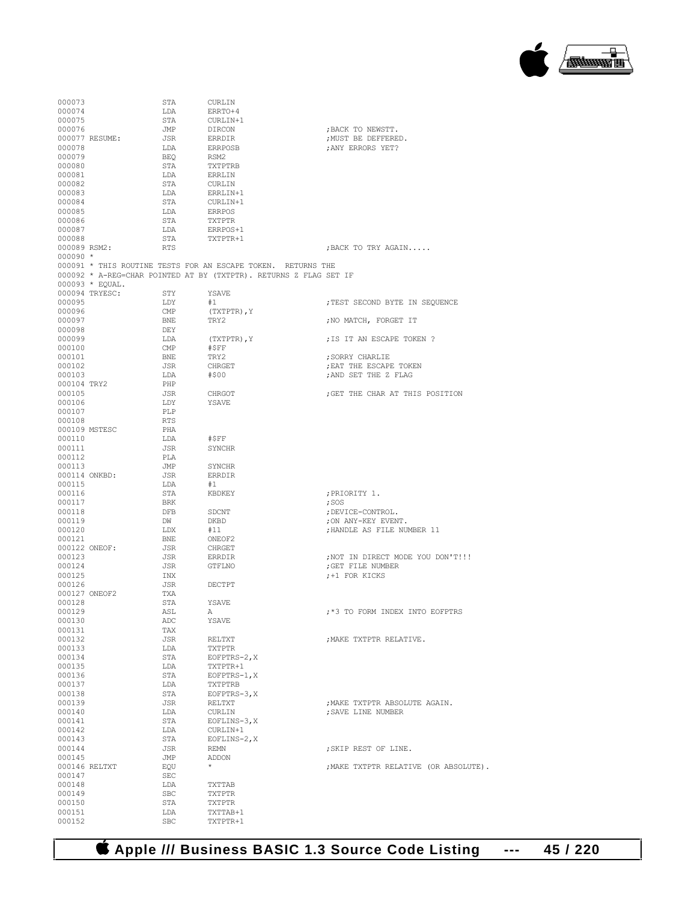```
000073              STA     CURLIN
000074              LDA     ERRTO+4
000075              STA     CURLIN+1
000076              JMP     DIRCON                  ;BACK TO NEWSTT.
000077 RESUME:      JSR     ERRDIR                  ;MUST BE DEFFERED.
000078              LDA     ERRPOSB                 ;ANY ERRORS YET?
000079              BEQ     RSM2
000080              STA     TXTPTRB
000081              LDA     ERRLIN
000082              STA     CURLIN
000083              LDA     ERRLIN+1
000084              STA     CURLIN+1
000085              LDA     ERRPOS
000086              STA     TXTPTR
000087              LDA     ERRPOS+1
000088              STA     TXTPTR+1
000089 RSM2:        RTS                             ;BACK TO TRY AGAIN.....
000090 *
000091 * THIS ROUTINE TESTS FOR AN ESCAPE TOKEN.  RETURNS THE
000092 * A-REG=CHAR POINTED AT BY (TXTPTR). RETURNS Z FLAG SET IF
000093 * EQUAL.
000094 TRYESC:      STY     YSAVE
000095              LDY     #1                      ;TEST SECOND BYTE IN SEQUENCE
000096              CMP     (TXTPTR),Y
000097              BNE     TRY2                    ;NO MATCH, FORGET IT
000098              DEY
000099              LDA     (TXTPTR),Y              ;IS IT AN ESCAPE TOKEN ?
000100              CMP     #$FF
000101              BNE     TRY2                    ;SORRY CHARLIE
000102              JSR     CHRGET                  ;EAT THE ESCAPE TOKEN
000103              LDA     #$00                    ;AND SET THE Z FLAG
000104 TRY2         PHP
000105              JSR     CHRGOT                  ;GET THE CHAR AT THIS POSITION
000106              LDY     YSAVE
000107              PLP
000108              RTS
000109 MSTESC       PHA
000110              LDA     #$FF
000111              JSR     SYNCHR
000112              PLA
000113              JMP     SYNCHR
000114 ONKBD:       JSR     ERRDIR
000115              LDA     #1
000116              STA     KBDKEY                  ;PRIORITY 1.
000117              BRK                             ;SOS
000118              DFB     SDCNT                   ;DEVICE-CONTROL.
000119              DW      DKBD                    ;ON ANY-KEY EVENT.
000120              LDX     #11                     ;HANDLE AS FILE NUMBER 11
000121              BNE     ONEOF2
000122 ONEOF:       JSR     CHRGET
000123              JSR     ERRDIR                  ;NOT IN DIRECT MODE YOU DON'T!!!
000124              JSR     GTFLNO                  ;GET FILE NUMBER
000125              INX                             ;+1 FOR KICKS
000126              JSR     DECTPT
000127 ONEOF2       TXA
000128              STA     YSAVE
000129              ASL     A                       ;*3 TO FORM INDEX INTO EOFPTRS
000130              ADC     YSAVE
000131              TAX
000132              JSR     RELTXT                  ;MAKE TXTPTR RELATIVE.
000133              LDA     TXTPTR
000134              STA     EOFPTRS-2,X
000135              LDA     TXTPTR+1
000136              STA     EOFPTRS-1,X
000137              LDA     TXTPTRB
000138              STA     EOFPTRS-3,X
000139              JSR     RELTXT                  ;MAKE TXTPTR ABSOLUTE AGAIN.
000140              LDA     CURLIN                  ;SAVE LINE NUMBER
000141              STA     EOFLINS-3,X
000142              LDA     CURLIN+1
000143              STA     EOFLINS-2,X
000144              JSR     REMN                    ;SKIP REST OF LINE.
000145              JMP     ADDON
000146 RELTXT       EQU     *                       ;MAKE TXTPTR RELATIVE (OR ABSOLUTE).
000147              SEC
000148              LDA     TXTTAB
000149              SBC     TXTPTR
000150              STA     TXTPTR
000151              LDA     TXTTAB+1
000152              SBC     TXTPTR+1
```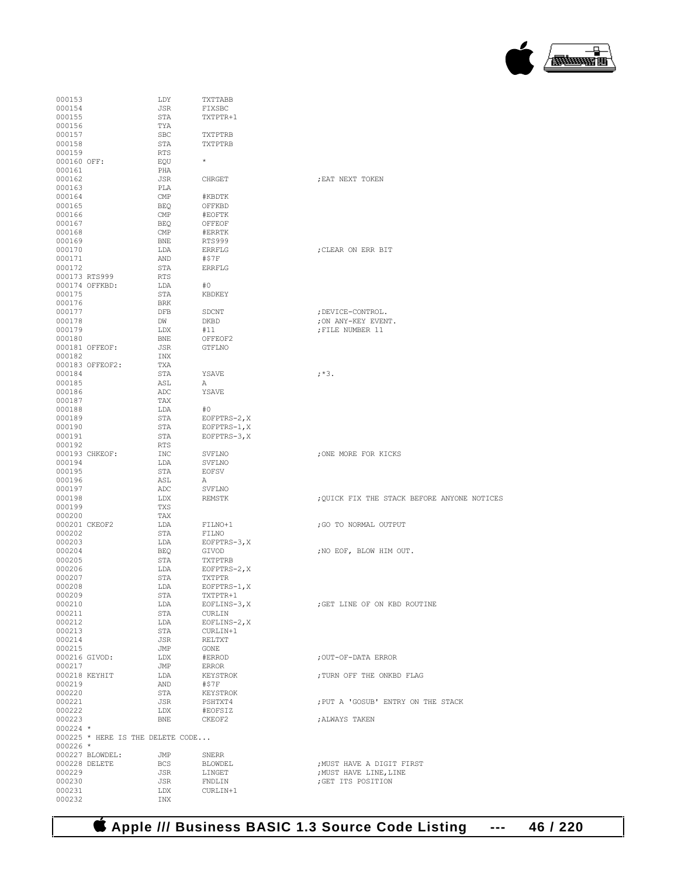```
000153                  LDY       TXTTABB
000154                  JSR       FIXSBC
000155                  STA       TXTPTR+1
000156                  TYA
000157                  SBC       TXTPTRB
000158                  STA       TXTPTRB
000159                  RTS
000160 OFF:             EQU       *
000161                  PHA
000162                  JSR       CHRGET                   ;EAT NEXT TOKEN
000163                  PLA
000164                  CMP       #KBDTK
000165                  BEQ       OFFKBD
000166                  CMP       #EOFTK
000167                  BEQ       OFFEOF
000168                  CMP       #ERRTK
000169                  BNE       RTS999
000170                  LDA       ERRFLG                   ;CLEAR ON ERR BIT
000171                  AND       #$7F
000172                  STA       ERRFLG
000173 RTS999           RTS
000174 OFFKBD:          LDA       #0
000175                  STA       KBDKEY
000176                  BRK
000177                  DFB       SDCNT                    ;DEVICE-CONTROL.
000178                  DW        DKBD                     ;ON ANY-KEY EVENT.
000179                  LDX       #11                      ;FILE NUMBER 11
000180                  BNE       OFFEOF2
000181 OFFEOF:          JSR       GTFLNO
000182                  INX
000183 OFFEOF2:         TXA
000184                  STA       YSAVE                    ;*3.
000185                  ASL       A
000186                  ADC       YSAVE
000187                  TAX
000188                  LDA       #0
000189                  STA       EOFPTRS-2,X
000190                  STA       EOFPTRS-1,X
000191                  STA       EOFPTRS-3,X
000192                  RTS
000193 CHKEOF:          INC       SVFLNO                   ;ONE MORE FOR KICKS
000194                  LDA       SVFLNO
000195                  STA       EOFSV
000196                  ASL       A
000197                  ADC       SVFLNO
000198                  LDX       REMSTK                   ;QUICK FIX THE STACK BEFORE ANYONE NOTICES
000199                  TXS
000200                  TAX
000201 CKEOF2           LDA       FILNO+1                  ;GO TO NORMAL OUTPUT
000202                  STA       FILNO
000203                  LDA       EOFPTRS-3,X
000204                  BEQ       GIVOD                    ;NO EOF, BLOW HIM OUT.
000205                  STA       TXTPTRB
000206                  LDA       EOFPTRS-2,X
000207                  STA       TXTPTR
000208                  LDA       EOFPTRS-1,X
000209                  STA       TXTPTR+1
000210                  LDA       EOFLINS-3,X              ;GET LINE OF ON KBD ROUTINE
000211                  STA       CURLIN
000212                  LDA       EOFLINS-2,X
000213                  STA       CURLIN+1
000214                  JSR       RELTXT
000215                  JMP       GONE
000216 GIVOD:           LDX       #ERROD                   ;OUT-OF-DATA ERROR
000217                  JMP       ERROR
000218 KEYHIT           LDA       KEYSTROK                 ;TURN OFF THE ONKBD FLAG
000219                  AND       #$7F
000220                  STA       KEYSTROK
000221                  JSR       PSHTXT4                  ;PUT A 'GOSUB' ENTRY ON THE STACK
000222                  LDX       #EOFSIZ
000223                  BNE       CKEOF2                   ;ALWAYS TAKEN
000224 *
000225 * HERE IS THE DELETE CODE...
000226 *
000227 BLOWDEL:         JMP       SNERR
000228 DELETE           BCS       BLOWDEL                  ;MUST HAVE A DIGIT FIRST
000229                  JSR       LINGET                   ;MUST HAVE LINE,LINE
000230                  JSR       FNDLIN                   ;GET ITS POSITION
000231                  LDX       CURLIN+1
000232                  INX
```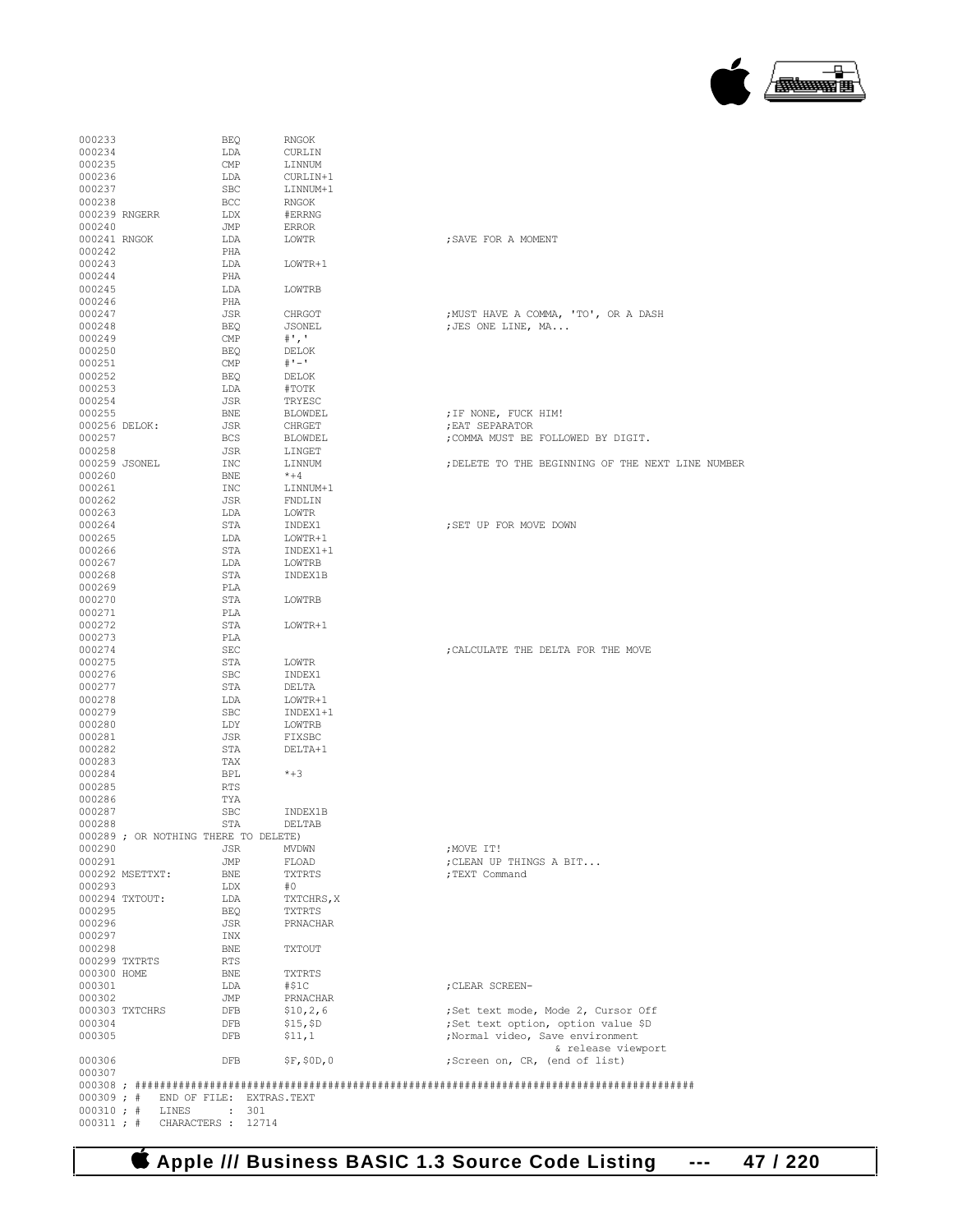```
000233                  BEQ       RNGOK
000234                  LDA       CURLIN
000235                  CMP       LINNUM
000236                  LDA       CURLIN+1
000237                  SBC       LINNUM+1
000238                  BCC       RNGOK
000239 RNGERR           LDX       #ERRNG
000240                  JMP       ERROR
000241 RNGOK            LDA       LOWTR                     ;SAVE FOR A MOMENT
000242                  PHA
000243                  LDA       LOWTR+1
000244                  PHA
000245                  LDA       LOWTRB
000246                  PHA
000247                  JSR       CHRGOT                    ;MUST HAVE A COMMA, 'TO', OR A DASH
000248                  BEQ       JSONEL                    ;JES ONE LINE, MA...
000249                  CMP       #','
000250                  BEQ       DELOK
000251                  CMP       #'-'
000252                  BEQ       DELOK
000253                  LDA       #TOTK
000254                  JSR       TRYESC
000255                  BNE       BLOWDEL                   ;IF NONE, FUCK HIM!
000256 DELOK:           JSR       CHRGET                    ;EAT SEPARATOR
000257                  BCS       BLOWDEL                   ;COMMA MUST BE FOLLOWED BY DIGIT.
000258                  JSR       LINGET
000259 JSONEL           INC       LINNUM                    ;DELETE TO THE BEGINNING OF THE NEXT LINE NUMBER
000260                  BNE       *+4
000261                  INC       LINNUM+1
000262                  JSR       FNDLIN
000263                  LDA       LOWTR
000264                  STA       INDEX1                    ;SET UP FOR MOVE DOWN
000265                  LDA       LOWTR+1
000266                  STA       INDEX1+1
000267                  LDA       LOWTRB
000268                  STA       INDEX1B
000269                  PLA
000270                  STA       LOWTRB
000271                  PLA
000272                  STA       LOWTR+1
000273                  PLA
000274                  SEC                                 ;CALCULATE THE DELTA FOR THE MOVE
000275                  STA       LOWTR
000276                  SBC       INDEX1
000277                  STA       DELTA
000278                  LDA       LOWTR+1
000279                  SBC       INDEX1+1
000280                  LDY       LOWTRB
000281                  JSR       FIXSBC
000282                  STA       DELTA+1
000283                  TAX
000284                  BPL       *+3
000285                  RTS
000286                  TYA
000287                  SBC       INDEX1B
000288                  STA       DELTAB
000289 ; OR NOTHING THERE TO DELETE)
000290                  JSR       MVDWN                     ;MOVE IT!
000291                  JMP       FLOAD                     ;CLEAN UP THINGS A BIT...
000292 MSETTXT:         BNE       TXTRTS                    ;TEXT Command
000293                  LDX       #0
000294 TXTOUT:          LDA       TXTCHRS,X
000295                  BEQ       TXTRTS
000296                  JSR       PRNACHAR
000297                  INX
000298                  BNE       TXTOUT
000299 TXTRTS           RTS
000300 HOME             BNE       TXTRTS
000301                  LDA       #$1C                      ;CLEAR SCREEN-
000302                  JMP       PRNACHAR
000303 TXTCHRS          DFB       $10,2,6                   ;Set text mode, Mode 2, Cursor Off
000304                  DFB       $15,$D                    ;Set text option, option value $D
000305                  DFB       $11,1                     ;Normal video, Save environment
                                                                     & release viewport
000306                  DFB       $F,$0D,0                  ;Screen on, CR, (end of list)
000307
000308 ; ##########################################################################################
000309 ; #    END OF FILE: EXTRAS.TEXT
000310 ; #    LINES      : 301
000311 ; #    CHARACTERS : 12714
```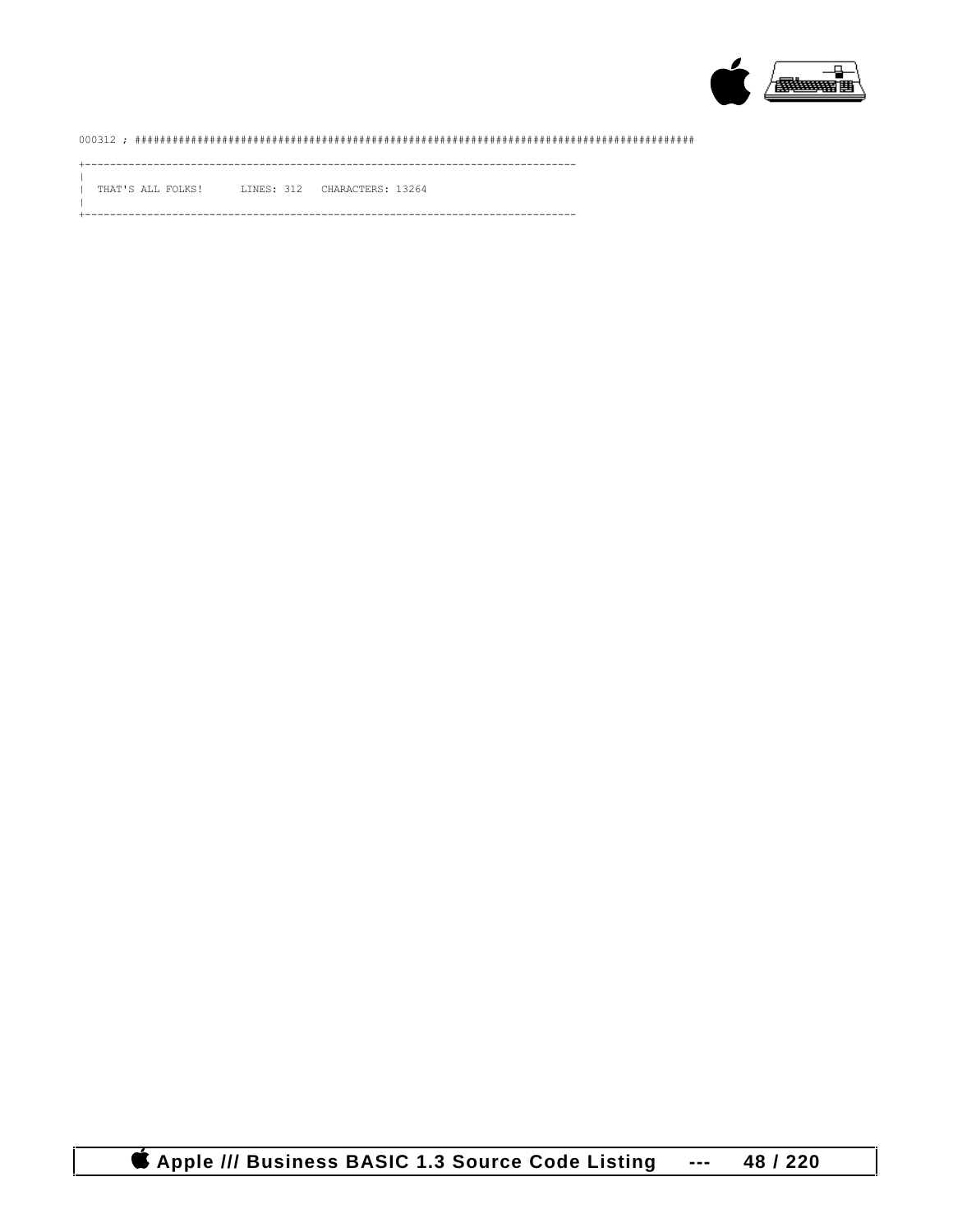```
000312 ; ##########################################################################################

+------------------------------------------------------------------------------
|
|  THAT'S ALL FOLKS!      LINES: 312   CHARACTERS: 13264
|
+------------------------------------------------------------------------------
```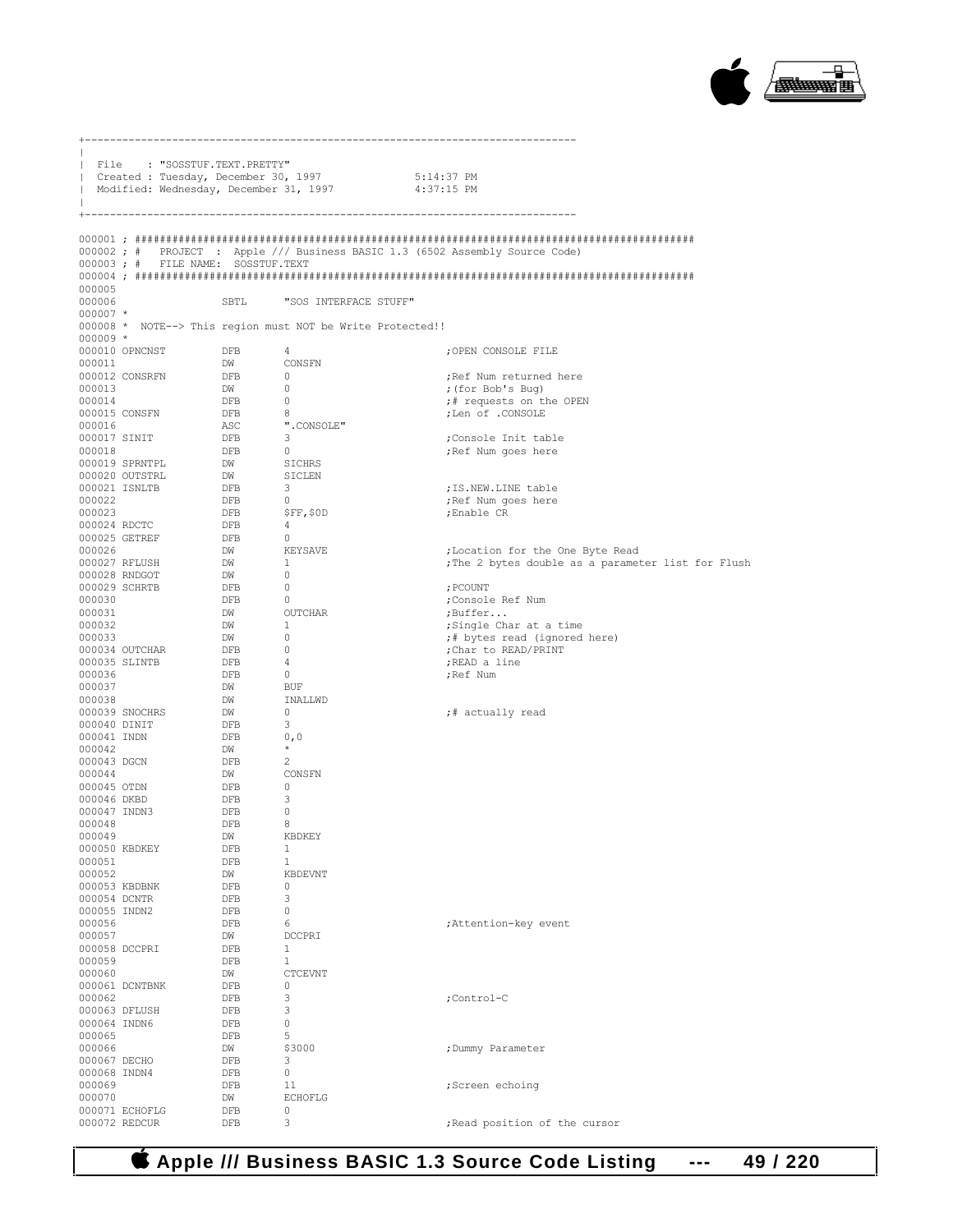```
+------------------------------------------------------------------------------
|
| File    : "SOSSTUF.TEXT.PRETTY"
| Created : Tuesday, December 30, 1997             5:14:37 PM
| Modified: Wednesday, December 31, 1997           4:37:15 PM
|
+------------------------------------------------------------------------------

000001 ; ########################################################################################
000002 ; #   PROJECT  :  Apple /// Business BASIC 1.3 (6502 Assembly Source Code)
000003 ; #   FILE NAME:  SOSSTUF.TEXT
000004 ; ########################################################################################
000005
000006                 SBTL      "SOS INTERFACE STUFF"
000007 *
000008 *  NOTE--> This region must NOT be Write Protected!!
000009 *
000010 OPNCNST         DFB       4                                  ;OPEN CONSOLE FILE
000011                 DW        CONSFN
000012 CONSRFN         DFB       0                                  ;Ref Num returned here
000013                 DW        0                                  ;(for Bob's Bug)
000014                 DFB       0                                  ;# requests on the OPEN
000015 CONSFN          DFB       8                                  ;Len of .CONSOLE
000016                 ASC       ".CONSOLE"
000017 SINIT           DFB       3                                  ;Console Init table
000018                 DFB       0                                  ;Ref Num goes here
000019 SPRNTPL         DW        SICHRS
000020 OUTSTRL         DW        SICLEN
000021 ISNLTB          DFB       3                                  ;IS.NEW.LINE table
000022                 DFB       0                                  ;Ref Num goes here
000023                 DFB       $FF,$0D                            ;Enable CR
000024 RDCTC           DFB       4
000025 GETREF          DFB       0
000026                 DW        KEYSAVE                            ;Location for the One Byte Read
000027 RFLUSH          DW        1                                  ;The 2 bytes double as a parameter list for Flush
000028 RNDGOT          DW        0
000029 SCHRTB          DFB       0                                  ;PCOUNT
000030                 DFB       0                                  ;Console Ref Num
000031                 DW        OUTCHAR                            ;Buffer...
000032                 DW        1                                  ;Single Char at a time
000033                 DW        0                                  ;# bytes read (ignored here)
000034 OUTCHAR         DFB       0                                  ;Char to READ/PRINT
000035 SLINTB          DFB       4                                  ;READ a line
000036                 DFB       0                                  ;Ref Num
000037                 DW        BUF
000038                 DW        INALLWD
000039 SNOCHRS         DW        0                                  ;# actually read
000040 DINIT           DFB       3
000041 INDN            DFB       0,0
000042                 DW        *
000043 DGCN            DFB       2
000044                 DW        CONSFN
000045 OTDN            DFB       0
000046 DKBD            DFB       3
000047 INDN3           DFB       0
000048                 DFB       8
000049                 DW        KBDKEY
000050 KBDKEY          DFB       1
000051                 DFB       1
000052                 DW        KBDEVNT
000053 KBDBNK          DFB       0
000054 DCNTR           DFB       3
000055 INDN2           DFB       0
000056                 DFB       6                                  ;Attention-key event
000057                 DW        DCCPRI
000058 DCCPRI          DFB       1
000059                 DFB       1
000060                 DW        CTCEVNT
000061 DCNTBNK         DFB       0
000062                 DFB       3                                  ;Control-C
000063 DFLUSH          DFB       3
000064 INDN6           DFB       0
000065                 DFB       5
000066                 DW        $3000                              ;Dummy Parameter
000067 DECHO           DFB       3
000068 INDN4           DFB       0
000069                 DFB       11                                 ;Screen echoing
000070                 DW        ECHOFLG
000071 ECHOFLG         DFB       0
000072 REDCUR          DFB       3                                  ;Read position of the cursor
```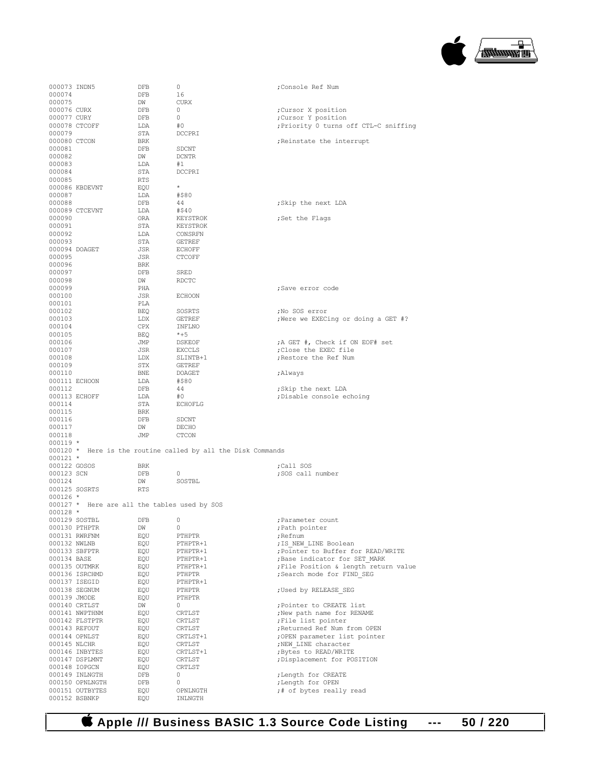```
000073 INDN5          DFB     0                          ;Console Ref Num
000074                DFB     16
000075                DW      CURX
000076 CURX           DFB     0                          ;Cursor X position
000077 CURY           DFB     0                          ;Cursor Y position
000078 CTCOFF         LDA     #0                         ;Priority 0 turns off CTL-C sniffing
000079                STA     DCCPRI
000080 CTCON          BRK                                ;Reinstate the interrupt
000081                DFB     SDCNT
000082                DW      DCNTR
000083                LDA     #1
000084                STA     DCCPRI
000085                RTS
000086 KBDEVNT        EQU     *
000087                LDA     #$80
000088                DFB     44                         ;Skip the next LDA
000089 CTCEVNT        LDA     #$40
000090                ORA     KEYSTROK                   ;Set the Flags
000091                STA     KEYSTROK
000092                LDA     CONSRFN
000093                STA     GETREF
000094 DOAGET         JSR     ECHOFF
000095                JSR     CTCOFF
000096                BRK
000097                DFB     SRED
000098                DW      RDCTC
000099                PHA                                ;Save error code
000100                JSR     ECHOON
000101                PLA
000102                BEQ     SOSRTS                     ;No SOS error
000103                LDX     GETREF                     ;Were we EXECing or doing a GET #?
000104                CPX     INFLNO
000105                BEQ     *+5
000106                JMP     DSKEOF                     ;A GET #, Check if ON EOF# set
000107                JSR     EXCCLS                     ;Close the EXEC file
000108                LDX     SLINTB+1                   ;Restore the Ref Num
000109                STX     GETREF
000110                BNE     DOAGET                     ;Always
000111 ECHOON         LDA     #$80
000112                DFB     44                         ;Skip the next LDA
000113 ECHOFF         LDA     #0                         ;Disable console echoing
000114                STA     ECHOFLG
000115                BRK
000116                DFB     SDCNT
000117                DW      DECHO
000118                JMP     CTCON
000119 *
000120 *  Here is the routine called by all the Disk Commands
000121 *
000122 GOSOS          BRK                                ;Call SOS
000123 SCN            DFB     0                          ;SOS call number
000124                DW      SOSTBL
000125 SOSRTS         RTS
000126 *
000127 *  Here are all the tables used by SOS
000128 *
000129 SOSTBL         DFB     0                          ;Parameter count
000130 PTHPTR         DW      0                          ;Path pointer
000131 RWRFNM         EQU     PTHPTR                     ;Refnum
000132 NWLNB          EQU     PTHPTR+1                   ;IS_NEW_LINE Boolean
000133 SBFPTR         EQU     PTHPTR+1                   ;Pointer to Buffer for READ/WRITE
000134 BASE           EQU     PTHPTR+1                   ;Base indicator for SET_MARK
000135 OUTMRK         EQU     PTHPTR+1                   ;File Position & length return value
000136 ISRCHMD        EQU     PTHPTR                     ;Search mode for FIND_SEG
000137 ISEGID         EQU     PTHPTR+1
000138 SEGNUM         EQU     PTHPTR                     ;Used by RELEASE_SEG
000139 JMODE          EQU     PTHPTR
000140 CRTLST         DW      0                          ;Pointer to CREATE list
000141 NWPTHNM        EQU     CRTLST                     ;New path name for RENAME
000142 FLSTPTR        EQU     CRTLST                     ;File list pointer
000143 REFOUT         EQU     CRTLST                     ;Returned Ref Num from OPEN
000144 OPNLST         EQU     CRTLST+1                   ;OPEN parameter list pointer
000145 NLCHR          EQU     CRTLST                     ;NEW_LINE character
000146 INBYTES        EQU     CRTLST+1                   ;Bytes to READ/WRITE
000147 DSPLMNT        EQU     CRTLST                     ;Displacement for POSITION
000148 IOPGCN         EQU     CRTLST
000149 INLNGTH        DFB     0                          ;Length for CREATE
000150 OPNLNGTH       DFB     0                          ;Length for OPEN
000151 OUTBYTES       EQU     OPNLNGTH                   ;# of bytes really read
000152 BSBNKP         EQU     INLNGTH
```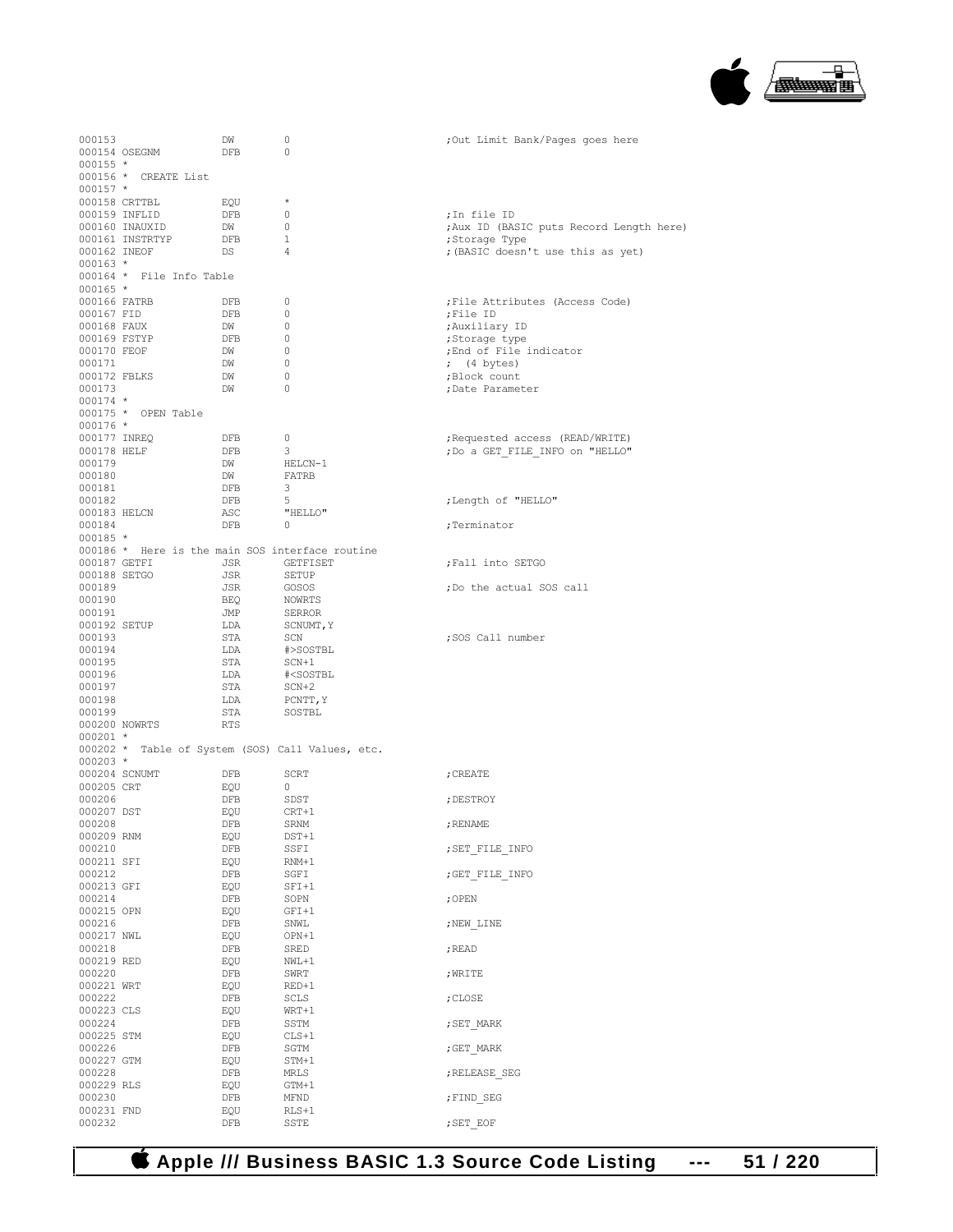```
000153                  DW       0                           ;Out Limit Bank/Pages goes here
000154 OSEGNM           DFB      0
000155 *
000156 *  CREATE List
000157 *
000158 CRTTBL           EQU      *
000159 INFLID           DFB      0                           ;In file ID
000160 INAUXID          DW       0                           ;Aux ID (BASIC puts Record Length here)
000161 INSTRTYP         DFB      1                           ;Storage Type
000162 INEOF            DS       4                           ;(BASIC doesn't use this as yet)
000163 *
000164 *  File Info Table
000165 *
000166 FATRB            DFB      0                           ;File Attributes (Access Code)
000167 FID              DFB      0                           ;File ID
000168 FAUX             DW       0                           ;Auxiliary ID
000169 FSTYP            DFB      0                           ;Storage type
000170 FEOF             DW       0                           ;End of File indicator
000171                  DW       0                           ;  (4 bytes)
000172 FBLKS            DW       0                           ;Block count
000173                  DW       0                           ;Date Parameter
000174 *
000175 *  OPEN Table
000176 *
000177 INREQ            DFB      0                           ;Requested access (READ/WRITE)
000178 HELF             DFB      3                           ;Do a GET_FILE_INFO on "HELLO"
000179                  DW       HELCN-1
000180                  DW       FATRB
000181                  DFB      3
000182                  DFB      5                           ;Length of "HELLO"
000183 HELCN            ASC      "HELLO"
000184                  DFB      0                           ;Terminator
000185 *
000186 *  Here is the main SOS interface routine
000187 GETFI            JSR      GETFISET                    ;Fall into SETGO
000188 SETGO            JSR      SETUP
000189                  JSR      GOSOS                       ;Do the actual SOS call
000190                  BEQ      NOWRTS
000191                  JMP      SERROR
000192 SETUP            LDA      SCNUMT,Y
000193                  STA      SCN                         ;SOS Call number
000194                  LDA      #>SOSTBL
000195                  STA      SCN+1
000196                  LDA      #<SOSTBL
000197                  STA      SCN+2
000198                  LDA      PCNTT,Y
000199                  STA      SOSTBL
000200 NOWRTS           RTS
000201 *
000202 *  Table of System (SOS) Call Values, etc.
000203 *
000204 SCNUMT           DFB      SCRT                        ;CREATE
000205 CRT              EQU      0
000206                  DFB      SDST                        ;DESTROY
000207 DST              EQU      CRT+1
000208                  DFB      SRNM                        ;RENAME
000209 RNM              EQU      DST+1
000210                  DFB      SSFI                        ;SET_FILE_INFO
000211 SFI              EQU      RNM+1
000212                  DFB      SGFI                        ;GET_FILE_INFO
000213 GFI              EQU      SFI+1
000214                  DFB      SOPN                        ;OPEN
000215 OPN              EQU      GFI+1
000216                  DFB      SNWL                        ;NEW_LINE
000217 NWL              EQU      OPN+1
000218                  DFB      SRED                        ;READ
000219 RED              EQU      NWL+1
000220                  DFB      SWRT                        ;WRITE
000221 WRT              EQU      RED+1
000222                  DFB      SCLS                        ;CLOSE
000223 CLS              EQU      WRT+1
000224                  DFB      SSTM                        ;SET_MARK
000225 STM              EQU      CLS+1
000226                  DFB      SGTM                        ;GET_MARK
000227 GTM              EQU      STM+1
000228                  DFB      MRLS                        ;RELEASE_SEG
000229 RLS              EQU      GTM+1
000230                  DFB      MFND                        ;FIND_SEG
000231 FND              EQU      RLS+1
000232                  DFB      SSTE                        ;SET_EOF
```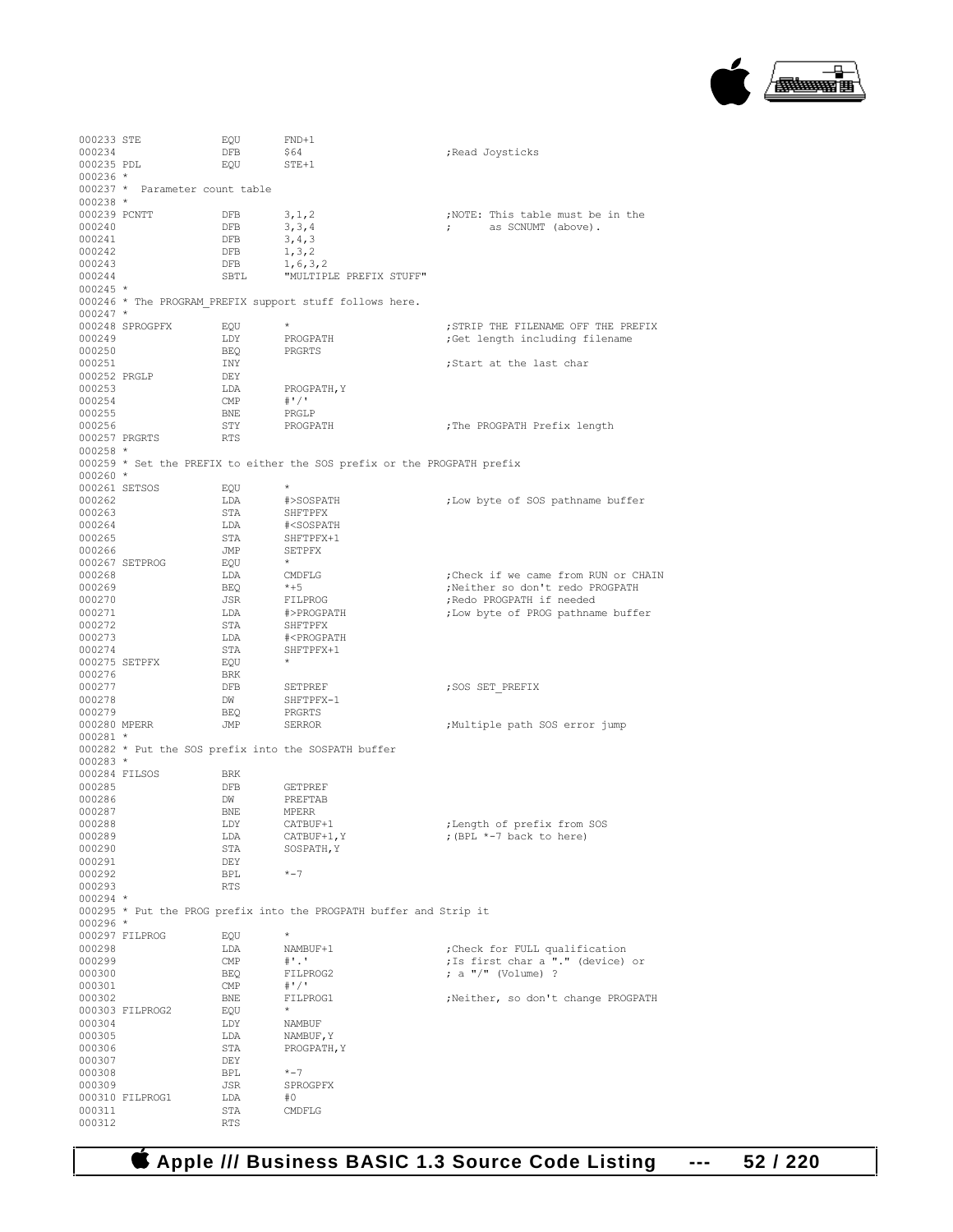```
000233 STE              EQU     FND+1
000234                  DFB     $64                     ;Read Joysticks
000235 PDL              EQU     STE+1
000236 *
000237 *  Parameter count table
000238 *
000239 PCNTT            DFB     3,1,2                   ;NOTE: This table must be in the
000240                  DFB     3,3,4                   ;      as SCNUMT (above).
000241                  DFB     3,4,3
000242                  DFB     1,3,2
000243                  DFB     1,6,3,2
000244                  SBTL    "MULTIPLE PREFIX STUFF"
000245 *
000246 * The PROGRAM_PREFIX support stuff follows here.
000247 *
000248 SPROGPFX         EQU     *                       ;STRIP THE FILENAME OFF THE PREFIX
000249                  LDY     PROGPATH                ;Get length including filename
000250                  BEQ     PRGRTS
000251                  INY                             ;Start at the last char
000252 PRGLP            DEY
000253                  LDA     PROGPATH,Y
000254                  CMP     #'/'
000255                  BNE     PRGLP
000256                  STY     PROGPATH                ;The PROGPATH Prefix length
000257 PRGRTS           RTS
000258 *
000259 * Set the PREFIX to either the SOS prefix or the PROGPATH prefix
000260 *
000261 SETSOS           EQU     *
000262                  LDA     #>SOSPATH               ;Low byte of SOS pathname buffer
000263                  STA     SHFTPFX
000264                  LDA     #<SOSPATH
000265                  STA     SHFTPFX+1
000266                  JMP     SETPFX
000267 SETPROG          EQU     *
000268                  LDA     CMDFLG                  ;Check if we came from RUN or CHAIN
000269                  BEQ     *+5                     ;Neither so don't redo PROGPATH
000270                  JSR     FILPROG                 ;Redo PROGPATH if needed
000271                  LDA     #>PROGPATH              ;Low byte of PROG pathname buffer
000272                  STA     SHFTPFX
000273                  LDA     #<PROGPATH
000274                  STA     SHFTPFX+1
000275 SETPFX           EQU     *
000276                  BRK
000277                  DFB     SETPREF                 ;SOS SET_PREFIX
000278                  DW      SHFTPFX-1
000279                  BEQ     PRGRTS
000280 MPERR            JMP     SERROR                  ;Multiple path SOS error jump
000281 *
000282 * Put the SOS prefix into the SOSPATH buffer
000283 *
000284 FILSOS           BRK
000285                  DFB     GETPREF
000286                  DW      PREFTAB
000287                  BNE     MPERR
000288                  LDY     CATBUF+1                ;Length of prefix from SOS
000289                  LDA     CATBUF+1,Y              ;(BPL *-7 back to here)
000290                  STA     SOSPATH,Y
000291                  DEY
000292                  BPL     *-7
000293                  RTS
000294 *
000295 * Put the PROG prefix into the PROGPATH buffer and Strip it
000296 *
000297 FILPROG          EQU     *
000298                  LDA     NAMBUF+1                ;Check for FULL qualification
000299                  CMP     #'.'                    ;Is first char a "." (device) or
000300                  BEQ     FILPROG2                ; a "/" (Volume) ?
000301                  CMP     #'/'
000302                  BNE     FILPROG1                ;Neither, so don't change PROGPATH
000303 FILPROG2         EQU     *
000304                  LDY     NAMBUF
000305                  LDA     NAMBUF,Y
000306                  STA     PROGPATH,Y
000307                  DEY
000308                  BPL     *-7
000309                  JSR     SPROGPFX
000310 FILPROG1         LDA     #0
000311                  STA     CMDFLG
000312                  RTS
```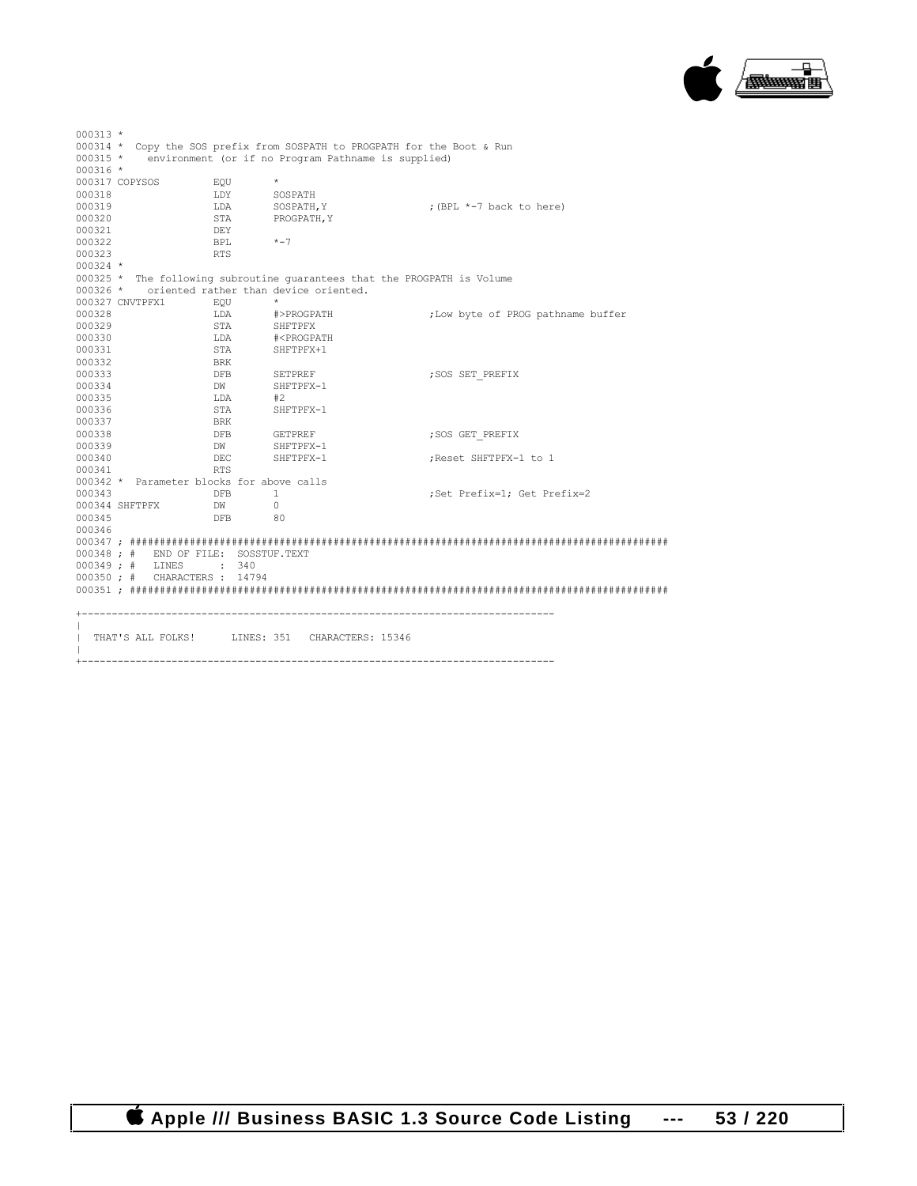```
000313 *
000314 *  Copy the SOS prefix from SOSPATH to PROGPATH for the Boot & Run
000315 *    environment (or if no Program Pathname is supplied)
000316 *
000317 COPYSOS         EQU       *
000318                 LDY       SOSPATH
000319                 LDA       SOSPATH,Y                 ;(BPL *-7 back to here)
000320                 STA       PROGPATH,Y
000321                 DEY
000322                 BPL       *-7
000323                 RTS
000324 *
000325 *  The following subroutine guarantees that the PROGPATH is Volume
000326 *    oriented rather than device oriented.
000327 CNVTPFX1        EQU       *
000328                 LDA       #>PROGPATH                ;Low byte of PROG pathname buffer
000329                 STA       SHFTPFX
000330                 LDA       #<PROGPATH
000331                 STA       SHFTPFX+1
000332                 BRK
000333                 DFB       SETPREF                   ;SOS SET_PREFIX
000334                 DW        SHFTPFX-1
000335                 LDA       #2
000336                 STA       SHFTPFX-1
000337                 BRK
000338                 DFB       GETPREF                   ;SOS GET_PREFIX
000339                 DW        SHFTPFX-1
000340                 DEC       SHFTPFX-1                 ;Reset SHFTPFX-1 to 1
000341                 RTS
000342 *  Parameter blocks for above calls
000343                 DFB       1                         ;Set Prefix=1; Get Prefix=2
000344 SHFTPFX         DW        0
000345                 DFB       80
000346
000347 ; ##########################################################################################
000348 ; #   END OF FILE:  SOSSTUF.TEXT
000349 ; #   LINES      :  340
000350 ; #   CHARACTERS :  14794
000351 ; ##########################################################################################

+------------------------------------------------------------------------------
|
|  THAT'S ALL FOLKS!      LINES: 351   CHARACTERS: 15346
|
+------------------------------------------------------------------------------
```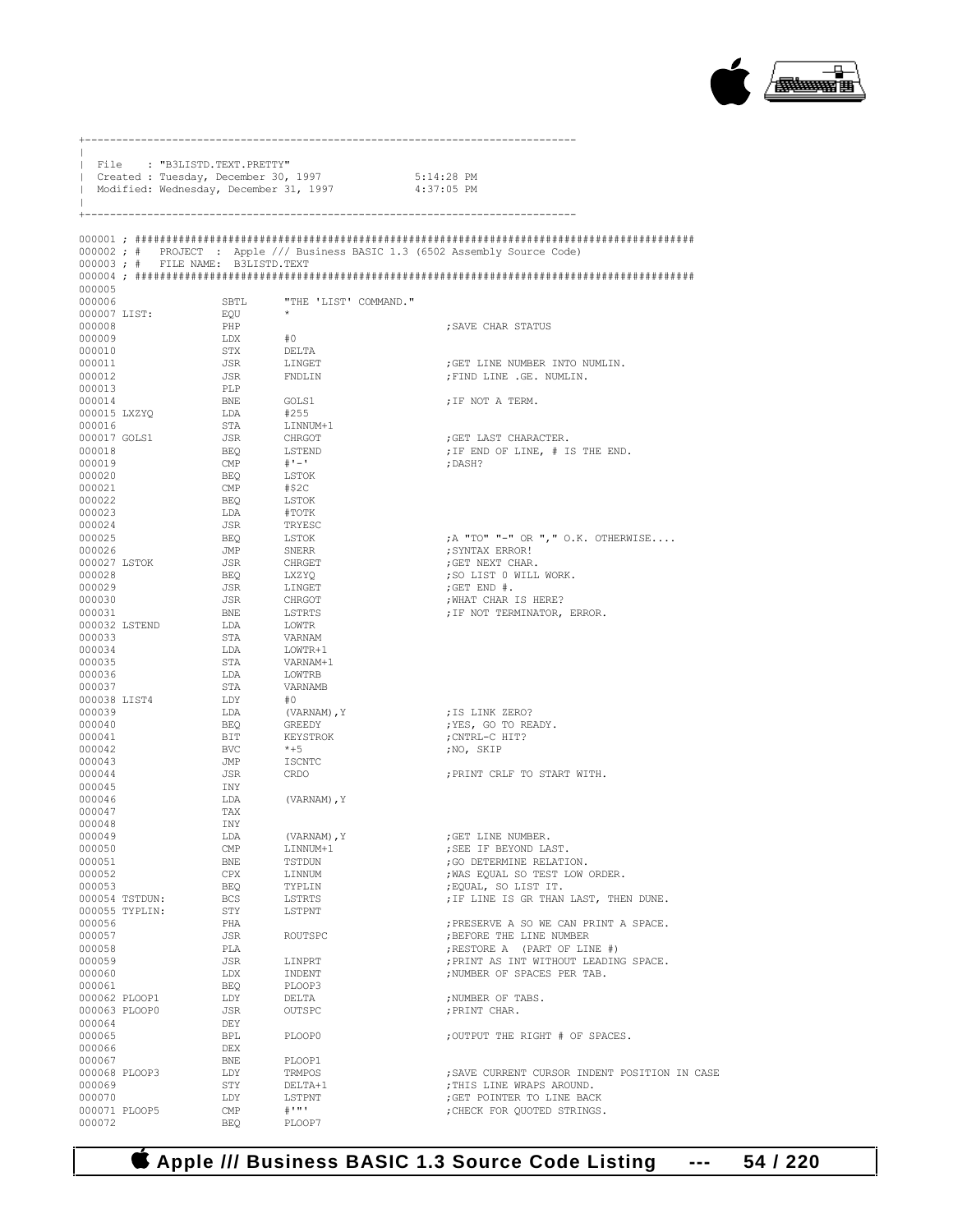```
+------------------------------------------------------------------------------
|
| File    : "B3LISTD.TEXT.PRETTY"
| Created : Tuesday, December 30, 1997              5:14:28 PM
| Modified: Wednesday, December 31, 1997            4:37:05 PM
|
+------------------------------------------------------------------------------
```

```
000001 ; #######################################################################################
000002 ; #   PROJECT  : Apple /// Business BASIC 1.3 (6502 Assembly Source Code)
000003 ; #   FILE NAME:  B3LISTD.TEXT
000004 ; #######################################################################################
000005
000006                SBTL      "THE 'LIST' COMMAND."
000007 LIST:          EQU       *
000008                PHP                                 ;SAVE CHAR STATUS
000009                LDX       #0
000010                STX       DELTA
000011                JSR       LINGET                    ;GET LINE NUMBER INTO NUMLIN.
000012                JSR       FNDLIN                    ;FIND LINE .GE. NUMLIN.
000013                PLP
000014                BNE       GOLS1                     ;IF NOT A TERM.
000015 LXZYQ          LDA       #255
000016                STA       LINNUM+1
000017 GOLS1          JSR       CHRGOT                    ;GET LAST CHARACTER.
000018                BEQ       LSTEND                    ;IF END OF LINE, # IS THE END.
000019                CMP       #'-'                      ;DASH?
000020                BEQ       LSTOK
000021                CMP       #$2C
000022                BEQ       LSTOK
000023                LDA       #TOTK
000024                JSR       TRYESC
000025                BEQ       LSTOK                     ;A "TO" "-" OR "," O.K. OTHERWISE....
000026                JMP       SNERR                     ;SYNTAX ERROR!
000027 LSTOK          JSR       CHRGET                    ;GET NEXT CHAR.
000028                BEQ       LXZYQ                     ;SO LIST 0 WILL WORK.
000029                JSR       LINGET                    ;GET END #.
000030                JSR       CHRGOT                    ;WHAT CHAR IS HERE?
000031                BNE       LSTRTS                    ;IF NOT TERMINATOR, ERROR.
000032 LSTEND         LDA       LOWTR
000033                STA       VARNAM
000034                LDA       LOWTR+1
000035                STA       VARNAM+1
000036                LDA       LOWTRB
000037                STA       VARNAMB
000038 LIST4          LDY       #0
000039                LDA       (VARNAM),Y                ;IS LINK ZERO?
000040                BEQ       GREEDY                    ;YES, GO TO READY.
000041                BIT       KEYSTROK                  ;CNTRL-C HIT?
000042                BVC       *+5                       ;NO, SKIP
000043                JMP       ISCNTC
000044                JSR       CRDO                      ;PRINT CRLF TO START WITH.
000045                INY
000046                LDA       (VARNAM),Y
000047                TAX
000048                INY
000049                LDA       (VARNAM),Y                ;GET LINE NUMBER.
000050                CMP       LINNUM+1                  ;SEE IF BEYOND LAST.
000051                BNE       TSTDUN                    ;GO DETERMINE RELATION.
000052                CPX       LINNUM                    ;WAS EQUAL SO TEST LOW ORDER.
000053                BEQ       TYPLIN                    ;EQUAL, SO LIST IT.
000054 TSTDUN:        BCS       LSTRTS                    ;IF LINE IS GR THAN LAST, THEN DUNE.
000055 TYPLIN:        STY       LSTPNT
000056                PHA                                 ;PRESERVE A SO WE CAN PRINT A SPACE.
000057                JSR       ROUTSPC                   ;BEFORE THE LINE NUMBER
000058                PLA                                 ;RESTORE A  (PART OF LINE #)
000059                JSR       LINPRT                    ;PRINT AS INT WITHOUT LEADING SPACE.
000060                LDX       INDENT                    ;NUMBER OF SPACES PER TAB.
000061                BEQ       PLOOP3
000062 PLOOP1         LDY       DELTA                     ;NUMBER OF TABS.
000063 PLOOP0         JSR       OUTSPC                    ;PRINT CHAR.
000064                DEY
000065                BPL       PLOOP0                    ;OUTPUT THE RIGHT # OF SPACES.
000066                DEX
000067                BNE       PLOOP1
000068 PLOOP3         LDY       TRMPOS                    ;SAVE CURRENT CURSOR INDENT POSITION IN CASE
000069                STY       DELTA+1                   ;THIS LINE WRAPS AROUND.
000070                LDY       LSTPNT                    ;GET POINTER TO LINE BACK
000071 PLOOP5         CMP       #'"'                      ;CHECK FOR QUOTED STRINGS.
000072                BEQ       PLOOP7
```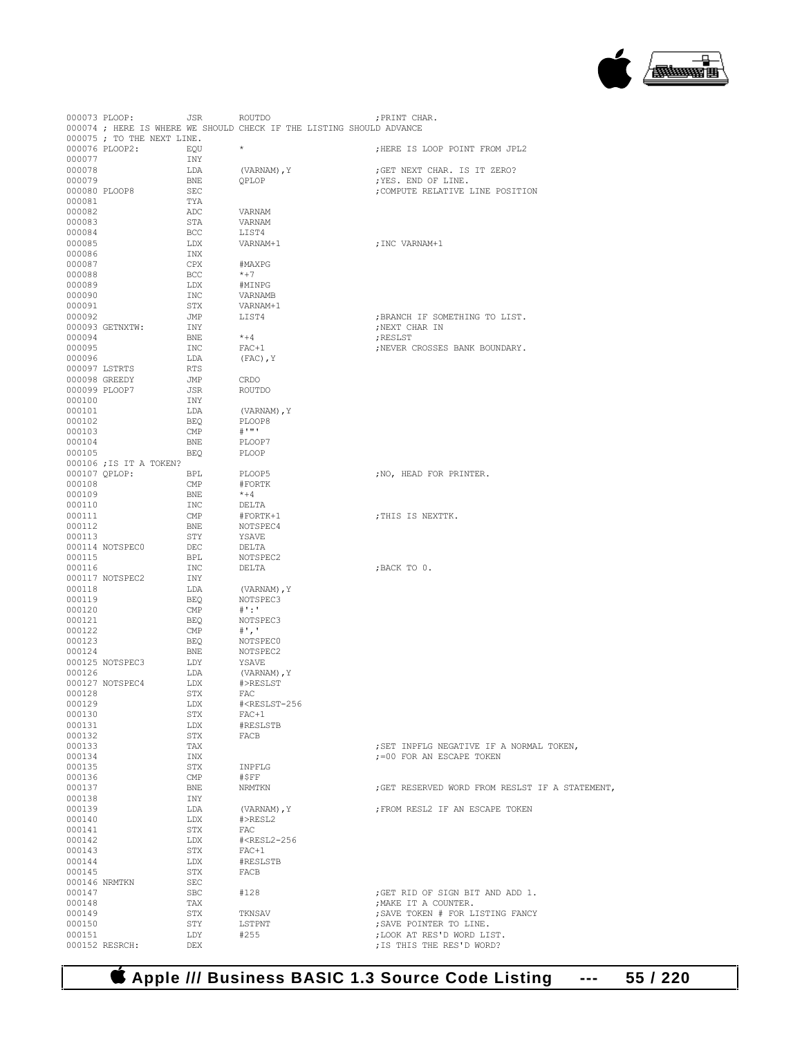```
000073 PLOOP:          JSR       ROUTDO                    ;PRINT CHAR.
000074 ; HERE IS WHERE WE SHOULD CHECK IF THE LISTING SHOULD ADVANCE
000075 ; TO THE NEXT LINE.
000076 PLOOP2:         EQU       *                         ;HERE IS LOOP POINT FROM JPL2
000077                 INY
000078                 LDA       (VARNAM),Y                ;GET NEXT CHAR. IS IT ZERO?
000079                 BNE       QPLOP                     ;YES. END OF LINE.
000080 PLOOP8          SEC                                 ;COMPUTE RELATIVE LINE POSITION
000081                 TYA
000082                 ADC       VARNAM
000083                 STA       VARNAM
000084                 BCC       LIST4
000085                 LDX       VARNAM+1                  ;INC VARNAM+1
000086                 INX
000087                 CPX       #MAXPG
000088                 BCC       *+7
000089                 LDX       #MINPG
000090                 INC       VARNAMB
000091                 STX       VARNAM+1
000092                 JMP       LIST4                     ;BRANCH IF SOMETHING TO LIST.
000093 GETNXTW:        INY                                 ;NEXT CHAR IN
000094                 BNE       *+4                       ;RESLST
000095                 INC       FAC+1                     ;NEVER CROSSES BANK BOUNDARY.
000096                 LDA       (FAC),Y
000097 LSTRTS          RTS
000098 GREEDY          JMP       CRDO
000099 PLOOP7          JSR       ROUTDO
000100                 INY
000101                 LDA       (VARNAM),Y
000102                 BEQ       PLOOP8
000103                 CMP       #'"'
000104                 BNE       PLOOP7
000105                 BEQ       PLOOP
000106 ;IS IT A TOKEN?
000107 QPLOP:          BPL       PLOOP5                    ;NO, HEAD FOR PRINTER.
000108                 CMP       #FORTK
000109                 BNE       *+4
000110                 INC       DELTA
000111                 CMP       #FORTK+1                  ;THIS IS NEXTTK.
000112                 BNE       NOTSPEC4
000113                 STY       YSAVE
000114 NOTSPEC0        DEC       DELTA
000115                 BPL       NOTSPEC2
000116                 INC       DELTA                     ;BACK TO 0.
000117 NOTSPEC2        INY
000118                 LDA       (VARNAM),Y
000119                 BEQ       NOTSPEC3
000120                 CMP       #':'
000121                 BEQ       NOTSPEC3
000122                 CMP       #','
000123                 BEQ       NOTSPEC0
000124                 BNE       NOTSPEC2
000125 NOTSPEC3        LDY       YSAVE
000126                 LDA       (VARNAM),Y
000127 NOTSPEC4        LDX       #>RESLST
000128                 STX       FAC
000129                 LDX       #<RESLST-256
000130                 STX       FAC+1
000131                 LDX       #RESLSTB
000132                 STX       FACB
000133                 TAX                                 ;SET INPFLG NEGATIVE IF A NORMAL TOKEN,
000134                 INX                                 ;=00 FOR AN ESCAPE TOKEN
000135                 STX       INPFLG
000136                 CMP       #$FF
000137                 BNE       NRMTKN                    ;GET RESERVED WORD FROM RESLST IF A STATEMENT,
000138                 INY
000139                 LDA       (VARNAM),Y                ;FROM RESL2 IF AN ESCAPE TOKEN
000140                 LDX       #>RESL2
000141                 STX       FAC
000142                 LDX       #<RESL2-256
000143                 STX       FAC+1
000144                 LDX       #RESLSTB
000145                 STX       FACB
000146 NRMTKN          SEC
000147                 SBC       #128                      ;GET RID OF SIGN BIT AND ADD 1.
000148                 TAX                                 ;MAKE IT A COUNTER.
000149                 STX       TKNSAV                    ;SAVE TOKEN # FOR LISTING FANCY
000150                 STY       LSTPNT                    ;SAVE POINTER TO LINE.
000151                 LDY       #255                      ;LOOK AT RES'D WORD LIST.
000152 RESRCH:         DEX                                 ;IS THIS THE RES'D WORD?
```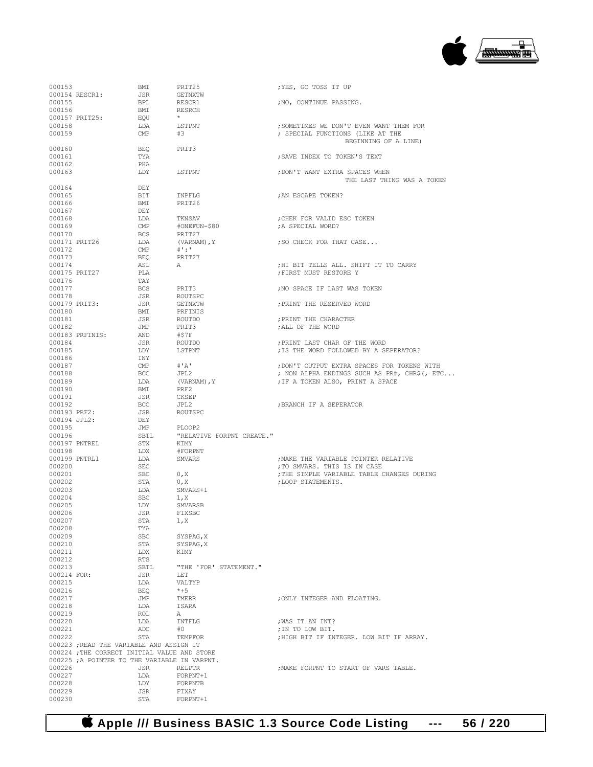```
000153                  BMI       PRIT25                    ;YES, GO TOSS IT UP
000154 RESCR1:          JSR       GETNXTW
000155                  BPL       RESCR1                    ;NO, CONTINUE PASSING.
000156                  BMI       RESRCH
000157 PRIT25:          EQU       *
000158                  LDA       LSTPNT                    ;SOMETIMES WE DON'T EVEN WANT THEM FOR
000159                  CMP       #3                        ; SPECIAL FUNCTIONS (LIKE AT THE
                                                                       BEGINNING OF A LINE)
000160                  BEQ       PRIT3
000161                  TYA                                 ;SAVE INDEX TO TOKEN'S TEXT
000162                  PHA
000163                  LDY       LSTPNT                    ;DON'T WANT EXTRA SPACES WHEN
                                                                       THE LAST THING WAS A TOKEN
000164                  DEY
000165                  BIT       INPFLG                    ;AN ESCAPE TOKEN?
000166                  BMI       PRIT26
000167                  DEY
000168                  LDA       TKNSAV                    ;CHEK FOR VALID ESC TOKEN
000169                  CMP       #ONEFUN-$80               ;A SPECIAL WORD?
000170                  BCS       PRIT27
000171 PRIT26           LDA       (VARNAM),Y                ;SO CHECK FOR THAT CASE...
000172                  CMP       #':'
000173                  BEQ       PRIT27
000174                  ASL       A                         ;HI BIT TELLS ALL. SHIFT IT TO CARRY
000175 PRIT27           PLA                                 ;FIRST MUST RESTORE Y
000176                  TAY
000177                  BCS       PRIT3                     ;NO SPACE IF LAST WAS TOKEN
000178                  JSR       ROUTSPC
000179 PRIT3:           JSR       GETNXTW                   ;PRINT THE RESERVED WORD
000180                  BMI       PRFINIS
000181                  JSR       ROUTDO                    ;PRINT THE CHARACTER
000182                  JMP       PRIT3                     ;ALL OF THE WORD
000183 PRFINIS:         AND       #$7F
000184                  JSR       ROUTDO                    ;PRINT LAST CHAR OF THE WORD
000185                  LDY       LSTPNT                    ;IS THE WORD FOLLOWED BY A SEPERATOR?
000186                  INY
000187                  CMP       #'A'                      ;DON'T OUTPUT EXTRA SPACES FOR TOKENS WITH
000188                  BCC       JPL2                      ; NON ALPHA ENDINGS SUCH AS PR#, CHR$(, ETC...
000189                  LDA       (VARNAM),Y                ;IF A TOKEN ALSO, PRINT A SPACE
000190                  BMI       PRF2
000191                  JSR       CKSEP
000192                  BCC       JPL2                      ;BRANCH IF A SEPERATOR
000193 PRF2:            JSR       ROUTSPC
000194 JPL2:            DEY
000195                  JMP       PLOOP2
000196                  SBTL      "RELATIVE FORPNT CREATE."
000197 PNTREL           STX       KIMY
000198                  LDX       #FORPNT
000199 PNTRL1           LDA       SMVARS                    ;MAKE THE VARIABLE POINTER RELATIVE
000200                  SEC                                 ;TO SMVARS. THIS IS IN CASE
000201                  SBC       0,X                       ;THE SIMPLE VARIABLE TABLE CHANGES DURING
000202                  STA       0,X                       ;LOOP STATEMENTS.
000203                  LDA       SMVARS+1
000204                  SBC       1,X
000205                  LDY       SMVARSB
000206                  JSR       FIXSBC
000207                  STA       1,X
000208                  TYA
000209                  SBC       SYSPAG,X
000210                  STA       SYSPAG,X
000211                  LDX       KIMY
000212                  RTS
000213                  SBTL      "THE 'FOR' STATEMENT."
000214 FOR:             JSR       LET
000215                  LDA       VALTYP
000216                  BEQ       *+5
000217                  JMP       TMERR                     ;ONLY INTEGER AND FLOATING.
000218                  LDA       ISARA
000219                  ROL       A
000220                  LDA       INTFLG                    ;WAS IT AN INT?
000221                  ADC       #0                        ;IN TO LOW BIT.
000222                  STA       TEMPFOR                   ;HIGH BIT IF INTEGER. LOW BIT IF ARRAY.
000223 ;READ THE VARIABLE AND ASSIGN IT
000224 ;THE CORRECT INITIAL VALUE AND STORE
000225 ;A POINTER TO THE VARIABLE IN VARPNT.
000226                  JSR       RELPTR                    ;MAKE FORPNT TO START OF VARS TABLE.
000227                  LDA       FORPNT+1
000228                  LDY       FORPNTB
000229                  JSR       FIXAY
000230                  STA       FORPNT+1
```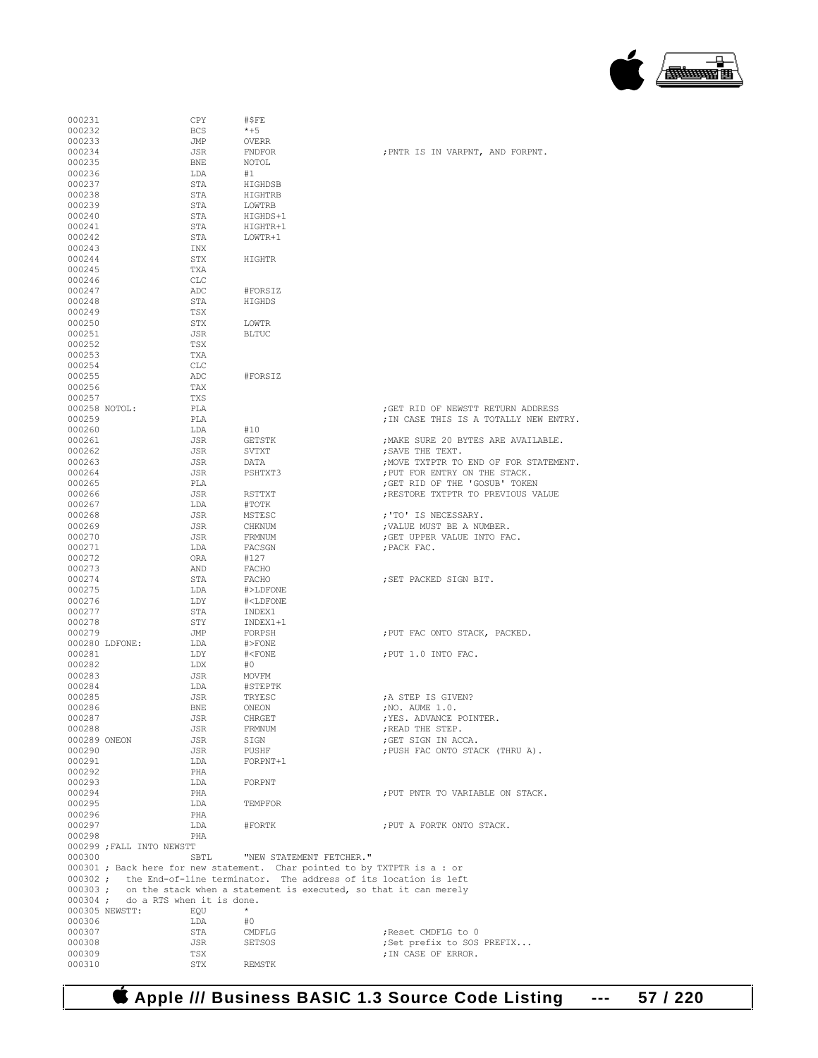```
000231              CPY     #$FE
000232              BCS     *+5
000233              JMP     OVERR
000234              JSR     FNDFOR                          ;PNTR IS IN VARPNT, AND FORPNT.
000235              BNE     NOTOL
000236              LDA     #1
000237              STA     HIGHDSB
000238              STA     HIGHTRB
000239              STA     LOWTRB
000240              STA     HIGHDS+1
000241              STA     HIGHTR+1
000242              STA     LOWTR+1
000243              INX
000244              STX     HIGHTR
000245              TXA
000246              CLC
000247              ADC     #FORSIZ
000248              STA     HIGHDS
000249              TSX
000250              STX     LOWTR
000251              JSR     BLTUC
000252              TSX
000253              TXA
000254              CLC
000255              ADC     #FORSIZ
000256              TAX
000257              TXS
000258 NOTOL:       PLA                                     ;GET RID OF NEWSTT RETURN ADDRESS
000259              PLA                                     ;IN CASE THIS IS A TOTALLY NEW ENTRY.
000260              LDA     #10
000261              JSR     GETSTK                          ;MAKE SURE 20 BYTES ARE AVAILABLE.
000262              JSR     SVTXT                           ;SAVE THE TEXT.
000263              JSR     DATA                            ;MOVE TXTPTR TO END OF FOR STATEMENT.
000264              JSR     PSHTXT3                         ;PUT FOR ENTRY ON THE STACK.
000265              PLA                                     ;GET RID OF THE 'GOSUB' TOKEN
000266              JSR     RSTTXT                          ;RESTORE TXTPTR TO PREVIOUS VALUE
000267              LDA     #TOTK
000268              JSR     MSTESC                          ;'TO' IS NECESSARY.
000269              JSR     CHKNUM                          ;VALUE MUST BE A NUMBER.
000270              JSR     FRMNUM                          ;GET UPPER VALUE INTO FAC.
000271              LDA     FACSGN                          ;PACK FAC.
000272              ORA     #127
000273              AND     FACHO
000274              STA     FACHO                           ;SET PACKED SIGN BIT.
000275              LDA     #>LDFONE
000276              LDY     #<LDFONE
000277              STA     INDEX1
000278              STY     INDEX1+1
000279              JMP     FORPSH                          ;PUT FAC ONTO STACK, PACKED.
000280 LDFONE:      LDA     #>FONE
000281              LDY     #<FONE                          ;PUT 1.0 INTO FAC.
000282              LDX     #0
000283              JSR     MOVFM
000284              LDA     #STEPTK
000285              JSR     TRYESC                          ;A STEP IS GIVEN?
000286              BNE     ONEON                           ;NO. AUME 1.0.
000287              JSR     CHRGET                          ;YES. ADVANCE POINTER.
000288              JSR     FRMNUM                          ;READ THE STEP.
000289 ONEON        JSR     SIGN                            ;GET SIGN IN ACCA.
000290              JSR     PUSHF                           ;PUSH FAC ONTO STACK (THRU A).
000291              LDA     FORPNT+1
000292              PHA
000293              LDA     FORPNT
000294              PHA                                     ;PUT PNTR TO VARIABLE ON STACK.
000295              LDA     TEMPFOR
000296              PHA
000297              LDA     #FORTK                          ;PUT A FORTK ONTO STACK.
000298              PHA
000299 ;FALL INTO NEWSTT
000300              SBTL    "NEW STATEMENT FETCHER."
000301 ; Back here for new statement.  Char pointed to by TXTPTR is a : or
000302 ;   the End-of-line terminator.  The address of its location is left
000303 ;   on the stack when a statement is executed, so that it can merely
000304 ;   do a RTS when it is done.
000305 NEWSTT:      EQU     *
000306              LDA     #0
000307              STA     CMDFLG                          ;Reset CMDFLG to 0
000308              JSR     SETSOS                          ;Set prefix to SOS PREFIX...
000309              TSX                                     ;IN CASE OF ERROR.
000310              STX     REMSTK
```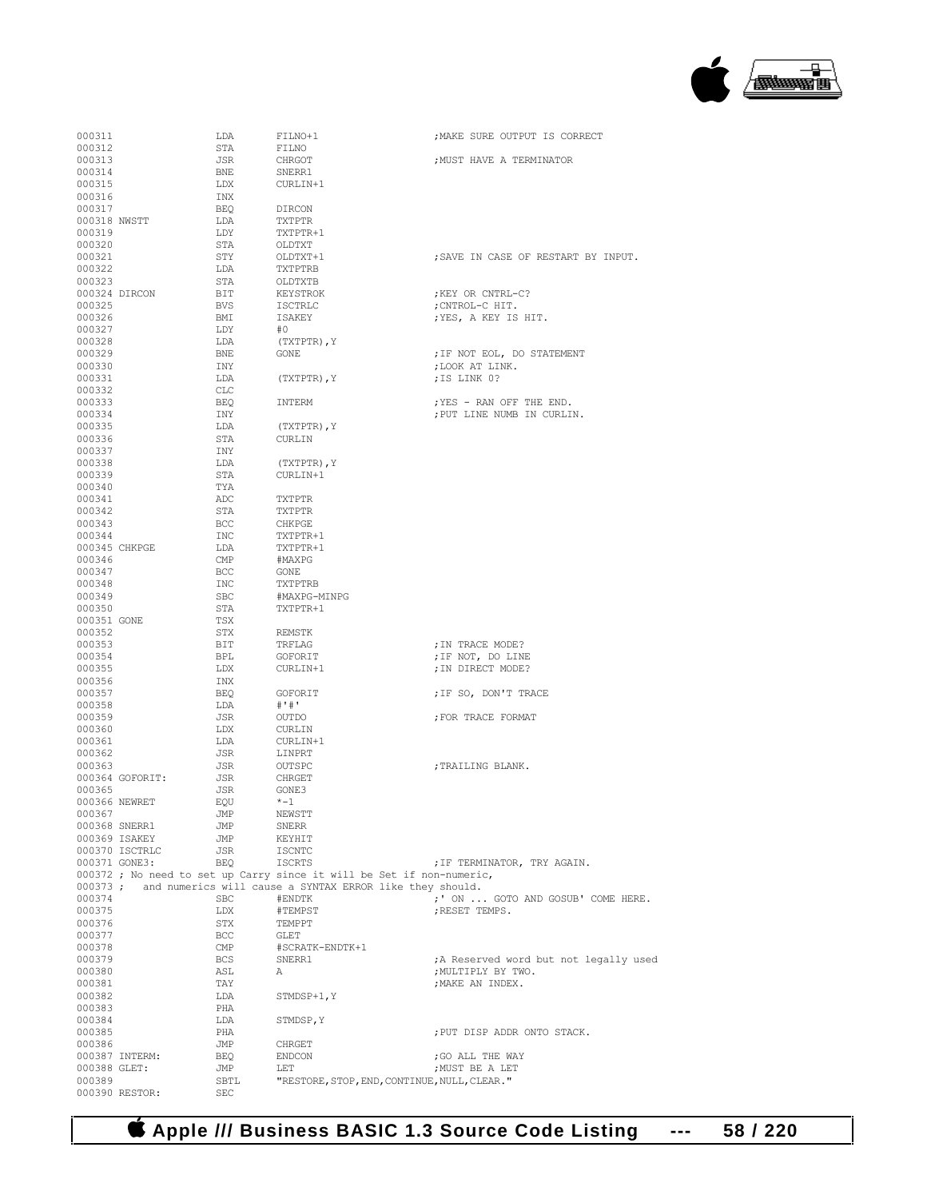```
000311              LDA       FILNO+1                   ;MAKE SURE OUTPUT IS CORRECT
000312              STA       FILNO
000313              JSR       CHRGOT                    ;MUST HAVE A TERMINATOR
000314              BNE       SNERR1
000315              LDX       CURLIN+1
000316              INX
000317              BEQ       DIRCON
000318 NWSTT        LDA       TXTPTR
000319              LDY       TXTPTR+1
000320              STA       OLDTXT
000321              STY       OLDTXT+1                  ;SAVE IN CASE OF RESTART BY INPUT.
000322              LDA       TXTPTRB
000323              STA       OLDTXTB
000324 DIRCON       BIT       KEYSTROK                  ;KEY OR CNTRL-C?
000325              BVS       ISCTRLC                   ;CNTROL-C HIT.
000326              BMI       ISAKEY                    ;YES, A KEY IS HIT.
000327              LDY       #0
000328              LDA       (TXTPTR),Y
000329              BNE       GONE                      ;IF NOT EOL, DO STATEMENT
000330              INY                                 ;LOOK AT LINK.
000331              LDA       (TXTPTR),Y                ;IS LINK 0?
000332              CLC
000333              BEQ       INTERM                    ;YES - RAN OFF THE END.
000334              INY                                 ;PUT LINE NUMB IN CURLIN.
000335              LDA       (TXTPTR),Y
000336              STA       CURLIN
000337              INY
000338              LDA       (TXTPTR),Y
000339              STA       CURLIN+1
000340              TYA
000341              ADC       TXTPTR
000342              STA       TXTPTR
000343              BCC       CHKPGE
000344              INC       TXTPTR+1
000345 CHKPGE       LDA       TXTPTR+1
000346              CMP       #MAXPG
000347              BCC       GONE
000348              INC       TXTPTRB
000349              SBC       #MAXPG-MINPG
000350              STA       TXTPTR+1
000351 GONE         TSX
000352              STX       REMSTK
000353              BIT       TRFLAG                    ;IN TRACE MODE?
000354              BPL       GOFORIT                   ;IF NOT, DO LINE
000355              LDX       CURLIN+1                  ;IN DIRECT MODE?
000356              INX
000357              BEQ       GOFORIT                   ;IF SO, DON'T TRACE
000358              LDA       #'#'
000359              JSR       OUTDO                     ;FOR TRACE FORMAT
000360              LDX       CURLIN
000361              LDA       CURLIN+1
000362              JSR       LINPRT
000363              JSR       OUTSPC                    ;TRAILING BLANK.
000364 GOFORIT:     JSR       CHRGET
000365              JSR       GONE3
000366 NEWRET       EQU       *-1
000367              JMP       NEWSTT
000368 SNERR1       JMP       SNERR
000369 ISAKEY       JMP       KEYHIT
000370 ISCTRLC      JSR       ISCNTC
000371 GONE3:       BEQ       ISCRTS                    ;IF TERMINATOR, TRY AGAIN.
000372 ; No need to set up Carry since it will be Set if non-numeric,
000373 ;   and numerics will cause a SYNTAX ERROR like they should.
000374              SBC       #ENDTK                    ;' ON ... GOTO AND GOSUB' COME HERE.
000375              LDX       #TEMPST                   ;RESET TEMPS.
000376              STX       TEMPPT
000377              BCC       GLET
000378              CMP       #SCRATK-ENDTK+1
000379              BCS       SNERR1                    ;A Reserved word but not legally used
000380              ASL       A                         ;MULTIPLY BY TWO.
000381              TAY                                 ;MAKE AN INDEX.
000382              LDA       STMDSP+1,Y
000383              PHA
000384              LDA       STMDSP,Y
000385              PHA                                 ;PUT DISP ADDR ONTO STACK.
000386              JMP       CHRGET
000387 INTERM:      BEQ       ENDCON                    ;GO ALL THE WAY
000388 GLET:        JMP       LET                       ;MUST BE A LET
000389              SBTL      "RESTORE,STOP,END,CONTINUE,NULL,CLEAR."
000390 RESTOR:      SEC
```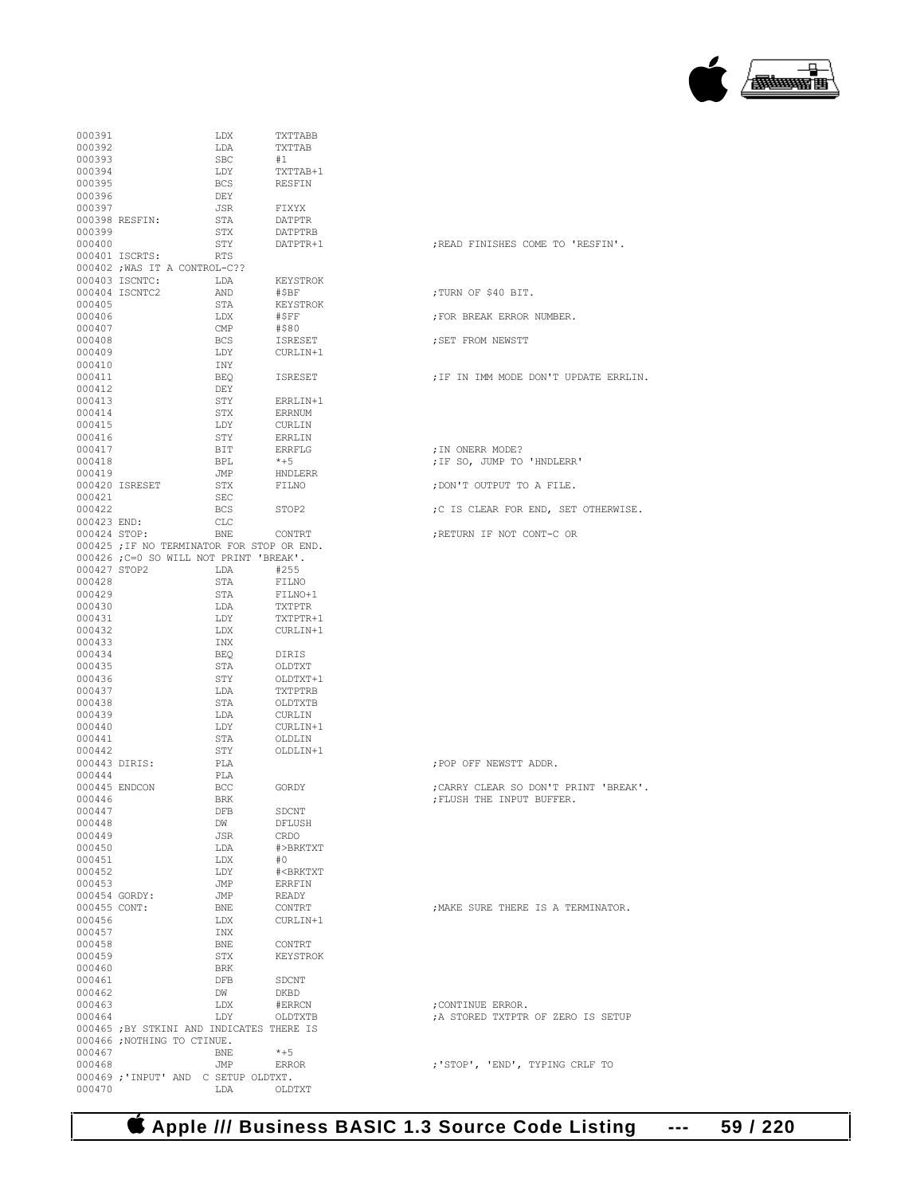```
000391                  LDX       TXTTABB
000392                  LDA       TXTTAB
000393                  SBC       #1
000394                  LDY       TXTTAB+1
000395                  BCS       RESFIN
000396                  DEY
000397                  JSR       FIXYX
000398 RESFIN:          STA       DATPTR
000399                  STX       DATPTRB
000400                  STY       DATPTR+1                          ;READ FINISHES COME TO 'RESFIN'.
000401 ISCRTS:          RTS
000402 ;WAS IT A CONTROL-C??
000403 ISCNTC:          LDA       KEYSTROK
000404 ISCNTC2          AND       #$BF                              ;TURN OF $40 BIT.
000405                  STA       KEYSTROK
000406                  LDX       #$FF                              ;FOR BREAK ERROR NUMBER.
000407                  CMP       #$80
000408                  BCS       ISRESET                           ;SET FROM NEWSTT
000409                  LDY       CURLIN+1
000410                  INY
000411                  BEQ       ISRESET                           ;IF IN IMM MODE DON'T UPDATE ERRLIN.
000412                  DEY
000413                  STY       ERRLIN+1
000414                  STX       ERRNUM
000415                  LDY       CURLIN
000416                  STY       ERRLIN
000417                  BIT       ERRFLG                            ;IN ONERR MODE?
000418                  BPL       *+5                               ;IF SO, JUMP TO 'HNDLERR'
000419                  JMP       HNDLERR
000420 ISRESET          STX       FILNO                             ;DON'T OUTPUT TO A FILE.
000421                  SEC
000422                  BCS       STOP2                             ;C IS CLEAR FOR END, SET OTHERWISE.
000423 END:             CLC
000424 STOP:            BNE       CONTRT                            ;RETURN IF NOT CONT-C OR
000425 ;IF NO TERMINATOR FOR STOP OR END.
000426 ;C=0 SO WILL NOT PRINT 'BREAK'.
000427 STOP2            LDA       #255
000428                  STA       FILNO
000429                  STA       FILNO+1
000430                  LDA       TXTPTR
000431                  LDY       TXTPTR+1
000432                  LDX       CURLIN+1
000433                  INX
000434                  BEQ       DIRIS
000435                  STA       OLDTXT
000436                  STY       OLDTXT+1
000437                  LDA       TXTPTRB
000438                  STA       OLDTXTB
000439                  LDA       CURLIN
000440                  LDY       CURLIN+1
000441                  STA       OLDLIN
000442                  STY       OLDLIN+1
000443 DIRIS:           PLA                                         ;POP OFF NEWSTT ADDR.
000444                  PLA
000445 ENDCON           BCC       GORDY                             ;CARRY CLEAR SO DON'T PRINT 'BREAK'.
000446                  BRK                                         ;FLUSH THE INPUT BUFFER.
000447                  DFB       SDCNT
000448                  DW        DFLUSH
000449                  JSR       CRDO
000450                  LDA       #>BRKTXT
000451                  LDX       #0
000452                  LDY       #<BRKTXT
000453                  JMP       ERRFIN
000454 GORDY:           JMP       READY
000455 CONT:            BNE       CONTRT                            ;MAKE SURE THERE IS A TERMINATOR.
000456                  LDX       CURLIN+1
000457                  INX
000458                  BNE       CONTRT
000459                  STX       KEYSTROK
000460                  BRK
000461                  DFB       SDCNT
000462                  DW        DKBD
000463                  LDX       #ERRCN                            ;CONTINUE ERROR.
000464                  LDY       OLDTXTB                           ;A STORED TXTPTR OF ZERO IS SETUP
000465 ;BY STKINI AND INDICATES THERE IS
000466 ;NOTHING TO CTINUE.
000467                  BNE       *+5
000468                  JMP       ERROR                             ;'STOP', 'END', TYPING CRLF TO
000469 ;'INPUT' AND  C SETUP OLDTXT.
000470                  LDA       OLDTXT
```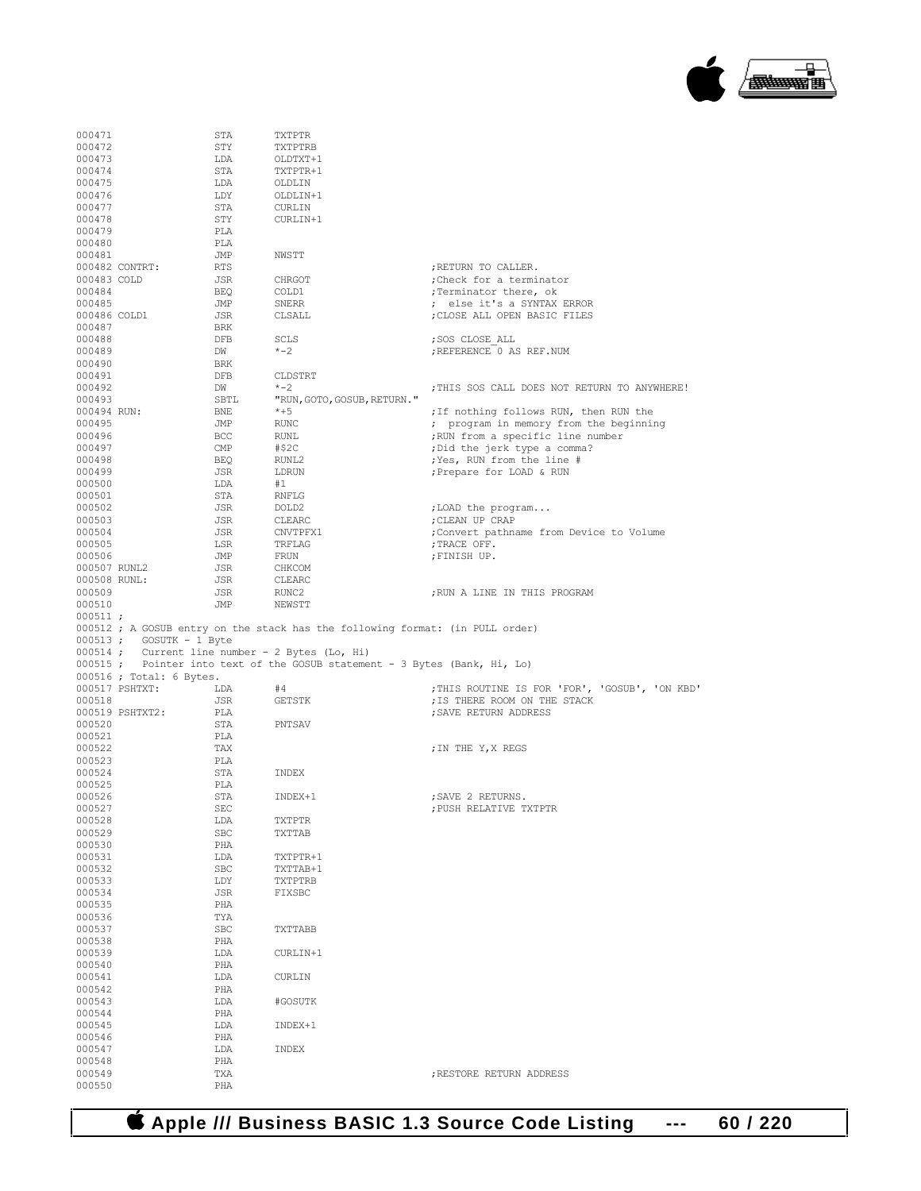```
000471                  STA       TXTPTR
000472                  STY       TXTPTRB
000473                  LDA       OLDTXT+1
000474                  STA       TXTPTR+1
000475                  LDA       OLDLIN
000476                  LDY       OLDLIN+1
000477                  STA       CURLIN
000478                  STY       CURLIN+1
000479                  PLA
000480                  PLA
000481                  JMP       NWSTT
000482 CONTRT:          RTS                                     ;RETURN TO CALLER.
000483 COLD             JSR       CHRGOT                        ;Check for a terminator
000484                  BEQ       COLD1                         ;Terminator there, ok
000485                  JMP       SNERR                         ; else it's a SYNTAX ERROR
000486 COLD1            JSR       CLSALL                        ;CLOSE ALL OPEN BASIC FILES
000487                  BRK
000488                  DFB       SCLS                          ;SOS CLOSE_ALL
000489                  DW        *-2                           ;REFERENCE 0 AS REF.NUM
000490                  BRK
000491                  DFB       CLDSTRT
000492                  DW        *-2                           ;THIS SOS CALL DOES NOT RETURN TO ANYWHERE!
000493                  SBTL      "RUN,GOTO,GOSUB,RETURN."
000494 RUN:             BNE       *+5                           ;If nothing follows RUN, then RUN the
000495                  JMP       RUNC                          ; program in memory from the beginning
000496                  BCC       RUNL                          ;RUN from a specific line number
000497                  CMP       #$2C                          ;Did the jerk type a comma?
000498                  BEQ       RUNL2                         ;Yes, RUN from the line #
000499                  JSR       LDRUN                         ;Prepare for LOAD & RUN
000500                  LDA       #1
000501                  STA       RNFLG
000502                  JSR       DOLD2                         ;LOAD the program...
000503                  JSR       CLEARC                        ;CLEAN UP CRAP
000504                  JSR       CNVTPFX1                      ;Convert pathname from Device to Volume
000505                  LSR       TRFLAG                        ;TRACE OFF.
000506                  JMP       FRUN                          ;FINISH UP.
000507 RUNL2            JSR       CHKCOM
000508 RUNL:            JSR       CLEARC
000509                  JSR       RUNC2                         ;RUN A LINE IN THIS PROGRAM
000510                  JMP       NEWSTT
000511 ;
000512 ; A GOSUB entry on the stack has the following format: (in PULL order)
000513 ;   GOSUTK - 1 Byte
000514 ;   Current line number - 2 Bytes (Lo, Hi)
000515 ;   Pointer into text of the GOSUB statement - 3 Bytes (Bank, Hi, Lo)
000516 ; Total: 6 Bytes.
000517 PSHTXT:          LDA       #4                            ;THIS ROUTINE IS FOR 'FOR', 'GOSUB', 'ON KBD'
000518                  JSR       GETSTK                        ;IS THERE ROOM ON THE STACK
000519 PSHTXT2:         PLA                                     ;SAVE RETURN ADDRESS
000520                  STA       PNTSAV
000521                  PLA
000522                  TAX                                     ;IN THE Y,X REGS
000523                  PLA
000524                  STA       INDEX
000525                  PLA
000526                  STA       INDEX+1                       ;SAVE 2 RETURNS.
000527                  SEC                                     ;PUSH RELATIVE TXTPTR
000528                  LDA       TXTPTR
000529                  SBC       TXTTAB
000530                  PHA
000531                  LDA       TXTPTR+1
000532                  SBC       TXTTAB+1
000533                  LDY       TXTPTRB
000534                  JSR       FIXSBC
000535                  PHA
000536                  TYA
000537                  SBC       TXTTABB
000538                  PHA
000539                  LDA       CURLIN+1
000540                  PHA
000541                  LDA       CURLIN
000542                  PHA
000543                  LDA       #GOSUTK
000544                  PHA
000545                  LDA       INDEX+1
000546                  PHA
000547                  LDA       INDEX
000548                  PHA
000549                  TXA                                     ;RESTORE RETURN ADDRESS
000550                  PHA
```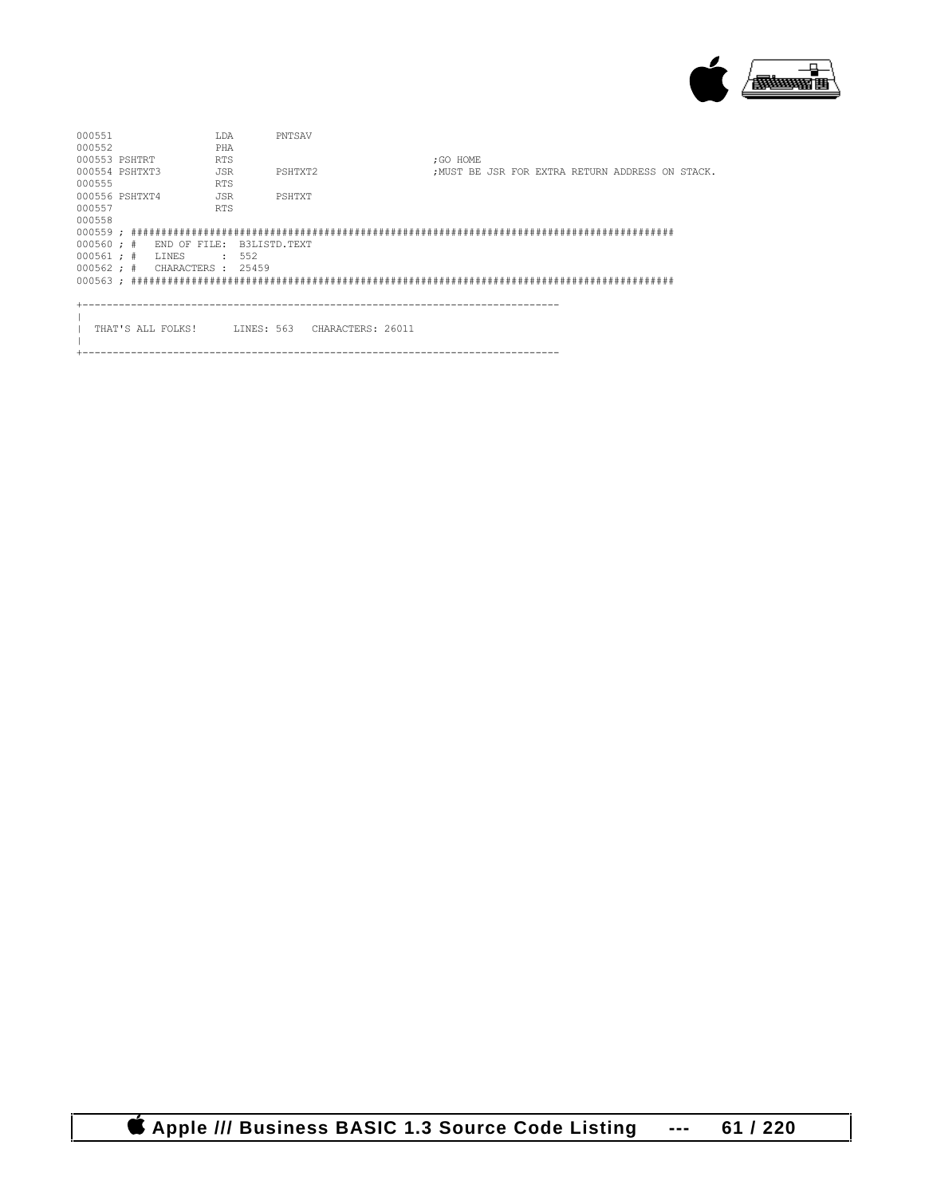```
000551                LDA       PNTSAV
000552                PHA
000553 PSHTRT         RTS                                  ;GO HOME
000554 PSHTXT3        JSR       PSHTXT2                    ;MUST BE JSR FOR EXTRA RETURN ADDRESS ON STACK.
000555                RTS
000556 PSHTXT4        JSR       PSHTXT
000557                RTS
000558
000559 ; ##########################################################################################
000560 ; #   END OF FILE:  B3LISTD.TEXT
000561 ; #   LINES      :  552
000562 ; #   CHARACTERS :  25459
000563 ; ##########################################################################################
```

```
+------------------------------------------------------------------------------
|
|  THAT'S ALL FOLKS!      LINES: 563   CHARACTERS: 26011
|
+------------------------------------------------------------------------------
```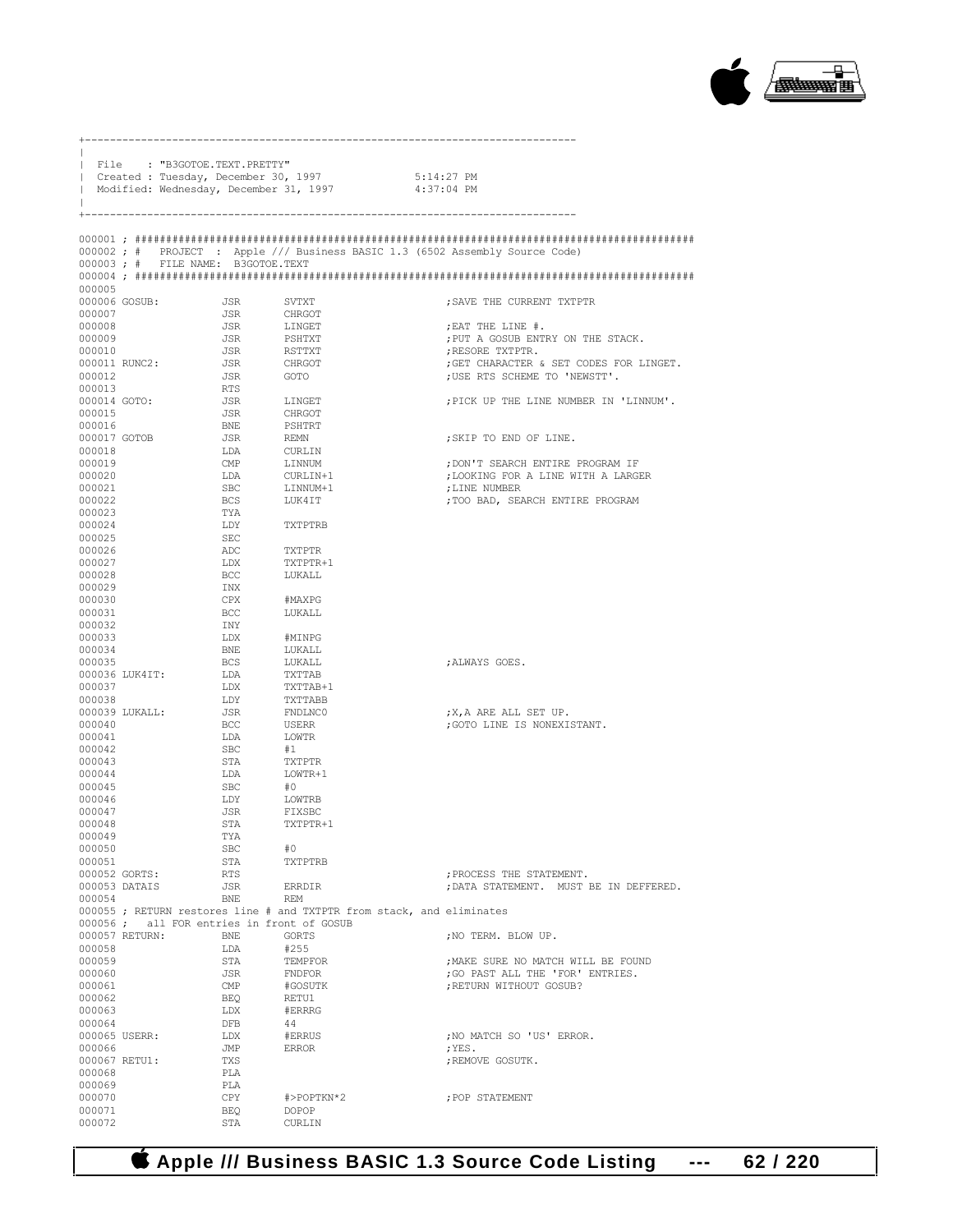```
+------------------------------------------------------------------------------
|
| File    : "B3GOTOE.TEXT.PRETTY"
| Created : Tuesday, December 30, 1997              5:14:27 PM
| Modified: Wednesday, December 31, 1997            4:37:04 PM
|
+------------------------------------------------------------------------------

000001 ; ##########################################################################################
000002 ; #   PROJECT  :  Apple /// Business BASIC 1.3 (6502 Assembly Source Code)
000003 ; #   FILE NAME:  B3GOTOE.TEXT
000004 ; ##########################################################################################
000005
000006 GOSUB:           JSR      SVTXT                    ;SAVE THE CURRENT TXTPTR
000007                  JSR      CHRGOT
000008                  JSR      LINGET                   ;EAT THE LINE #.
000009                  JSR      PSHTXT                   ;PUT A GOSUB ENTRY ON THE STACK.
000010                  JSR      RSTTXT                   ;RESORE TXTPTR.
000011 RUNC2:           JSR      CHRGOT                   ;GET CHARACTER & SET CODES FOR LINGET.
000012                  JSR      GOTO                     ;USE RTS SCHEME TO 'NEWSTT'.
000013                  RTS
000014 GOTO:            JSR      LINGET                   ;PICK UP THE LINE NUMBER IN 'LINNUM'.
000015                  JSR      CHRGOT
000016                  BNE      PSHTRT
000017 GOTOB            JSR      REMN                     ;SKIP TO END OF LINE.
000018                  LDA      CURLIN
000019                  CMP      LINNUM                   ;DON'T SEARCH ENTIRE PROGRAM IF
000020                  LDA      CURLIN+1                 ;LOOKING FOR A LINE WITH A LARGER
000021                  SBC      LINNUM+1                 ;LINE NUMBER
000022                  BCS      LUK4IT                   ;TOO BAD, SEARCH ENTIRE PROGRAM
000023                  TYA
000024                  LDY      TXTPTRB
000025                  SEC
000026                  ADC      TXTPTR
000027                  LDX      TXTPTR+1
000028                  BCC      LUKALL
000029                  INX
000030                  CPX      #MAXPG
000031                  BCC      LUKALL
000032                  INY
000033                  LDX      #MINPG
000034                  BNE      LUKALL
000035                  BCS      LUKALL                   ;ALWAYS GOES.
000036 LUK4IT:          LDA      TXTTAB
000037                  LDX      TXTTAB+1
000038                  LDY      TXTTABB
000039 LUKALL:          JSR      FNDLNC0                  ;X,A ARE ALL SET UP.
000040                  BCC      USERR                    ;GOTO LINE IS NONEXISTANT.
000041                  LDA      LOWTR
000042                  SBC      #1
000043                  STA      TXTPTR
000044                  LDA      LOWTR+1
000045                  SBC      #0
000046                  LDY      LOWTRB
000047                  JSR      FIXSBC
000048                  STA      TXTPTR+1
000049                  TYA
000050                  SBC      #0
000051                  STA      TXTPTRB
000052 GORTS:           RTS                               ;PROCESS THE STATEMENT.
000053 DATAIS           JSR      ERRDIR                   ;DATA STATEMENT.  MUST BE IN DEFFERED.
000054                  BNE      REM
000055 ; RETURN restores line # and TXTPTR from stack, and eliminates
000056 ;   all FOR entries in front of GOSUB
000057 RETURN:          BNE      GORTS                    ;NO TERM. BLOW UP.
000058                  LDA      #255
000059                  STA      TEMPFOR                  ;MAKE SURE NO MATCH WILL BE FOUND
000060                  JSR      FNDFOR                   ;GO PAST ALL THE 'FOR' ENTRIES.
000061                  CMP      #GOSUTK                  ;RETURN WITHOUT GOSUB?
000062                  BEQ      RETU1
000063                  LDX      #ERRRG
000064                  DFB      44
000065 USERR:           LDX      #ERRUS                   ;NO MATCH SO 'US' ERROR.
000066                  JMP      ERROR                    ;YES.
000067 RETU1:           TXS                               ;REMOVE GOSUTK.
000068                  PLA
000069                  PLA
000070                  CPY      #>POPTKN*2               ;POP STATEMENT
000071                  BEQ      DOPOP
000072                  STA      CURLIN
```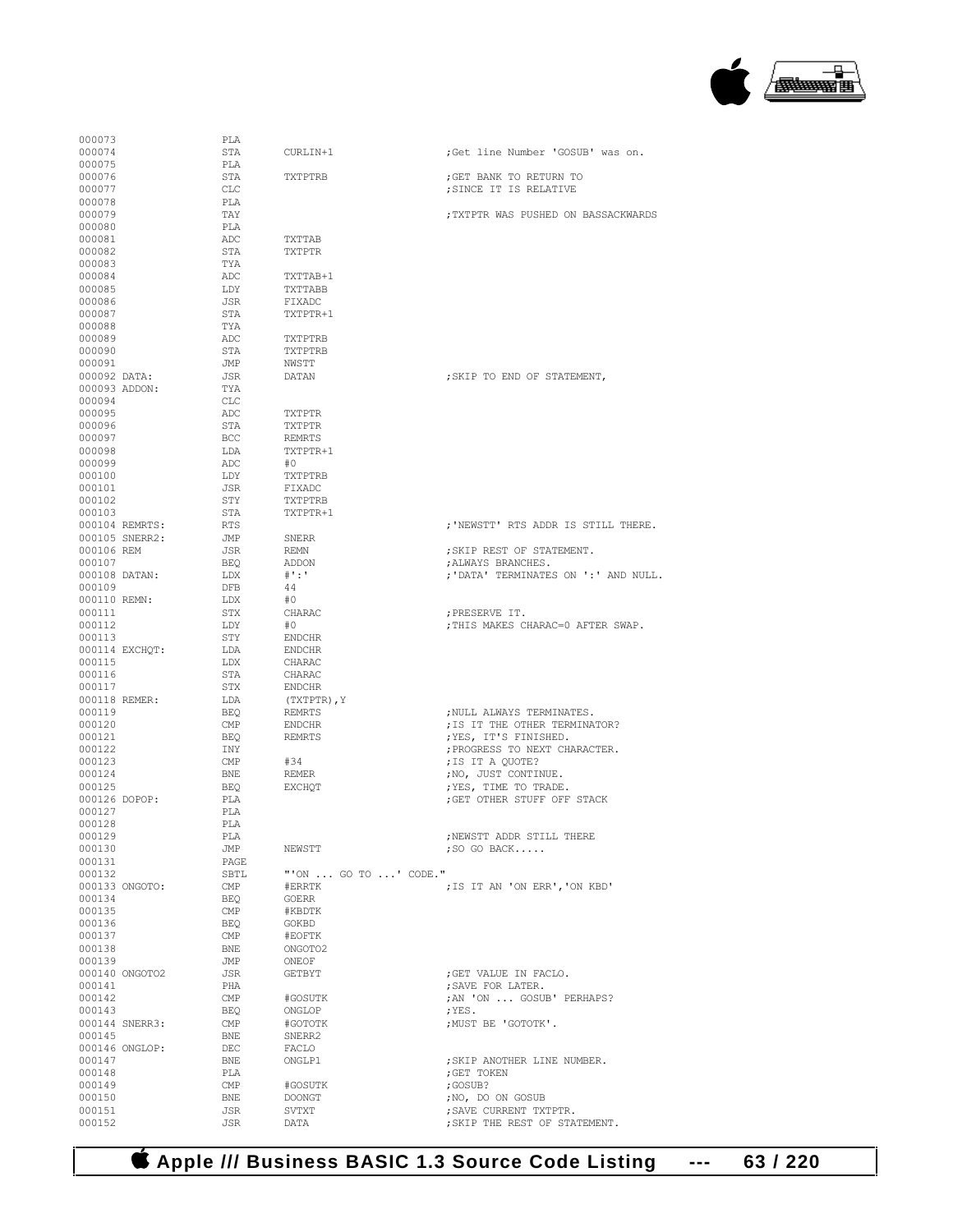```
000073                PLA
000074                STA     CURLIN+1                ;Get line Number 'GOSUB' was on.
000075                PLA
000076                STA     TXTPTRB                 ;GET BANK TO RETURN TO
000077                CLC                             ;SINCE IT IS RELATIVE
000078                PLA
000079                TAY                             ;TXTPTR WAS PUSHED ON BASSACKWARDS
000080                PLA
000081                ADC     TXTTAB
000082                STA     TXTPTR
000083                TYA
000084                ADC     TXTTAB+1
000085                LDY     TXTTABB
000086                JSR     FIXADC
000087                STA     TXTPTR+1
000088                TYA
000089                ADC     TXTPTRB
000090                STA     TXTPTRB
000091                JMP     NWSTT
000092 DATA:          JSR     DATAN                   ;SKIP TO END OF STATEMENT,
000093 ADDON:         TYA
000094                CLC
000095                ADC     TXTPTR
000096                STA     TXTPTR
000097                BCC     REMRTS
000098                LDA     TXTPTR+1
000099                ADC     #0
000100                LDY     TXTPTRB
000101                JSR     FIXADC
000102                STY     TXTPTRB
000103                STA     TXTPTR+1
000104 REMRTS:        RTS                             ;'NEWSTT' RTS ADDR IS STILL THERE.
000105 SNERR2:        JMP     SNERR
000106 REM            JSR     REMN                    ;SKIP REST OF STATEMENT.
000107                BEQ     ADDON                   ;ALWAYS BRANCHES.
000108 DATAN:         LDX     #':'                    ;'DATA' TERMINATES ON ':' AND NULL.
000109                DFB     44
000110 REMN:          LDX     #0
000111                STX     CHARAC                  ;PRESERVE IT.
000112                LDY     #0                      ;THIS MAKES CHARAC=0 AFTER SWAP.
000113                STY     ENDCHR
000114 EXCHQT:        LDA     ENDCHR
000115                LDX     CHARAC
000116                STA     CHARAC
000117                STX     ENDCHR
000118 REMER:         LDA     (TXTPTR),Y
000119                BEQ     REMRTS                  ;NULL ALWAYS TERMINATES.
000120                CMP     ENDCHR                  ;IS IT THE OTHER TERMINATOR?
000121                BEQ     REMRTS                  ;YES, IT'S FINISHED.
000122                INY                             ;PROGRESS TO NEXT CHARACTER.
000123                CMP     #34                     ;IS IT A QUOTE?
000124                BNE     REMER                   ;NO, JUST CONTINUE.
000125                BEQ     EXCHQT                  ;YES, TIME TO TRADE.
000126 DOPOP:         PLA                             ;GET OTHER STUFF OFF STACK
000127                PLA
000128                PLA
000129                PLA                             ;NEWSTT ADDR STILL THERE
000130                JMP     NEWSTT                  ;SO GO BACK.....
000131                PAGE
000132                SBTL    "'ON ... GO TO ...' CODE."
000133 ONGOTO:        CMP     #ERRTK                  ;IS IT AN 'ON ERR','ON KBD'
000134                BEQ     GOERR
000135                CMP     #KBDTK
000136                BEQ     GOKBD
000137                CMP     #EOFTK
000138                BNE     ONGOTO2
000139                JMP     ONEOF
000140 ONGOTO2        JSR     GETBYT                  ;GET VALUE IN FACLO.
000141                PHA                             ;SAVE FOR LATER.
000142                CMP     #GOSUTK                 ;AN 'ON ... GOSUB' PERHAPS?
000143                BEQ     ONGLOP                  ;YES.
000144 SNERR3:        CMP     #GOTOTK                 ;MUST BE 'GOTOTK'.
000145                BNE     SNERR2
000146 ONGLOP:        DEC     FACLO
000147                BNE     ONGLP1                  ;SKIP ANOTHER LINE NUMBER.
000148                PLA                             ;GET TOKEN
000149                CMP     #GOSUTK                 ;GOSUB?
000150                BNE     DOONGT                  ;NO, DO ON GOSUB
000151                JSR     SVTXT                   ;SAVE CURRENT TXTPTR.
000152                JSR     DATA                    ;SKIP THE REST OF STATEMENT.
```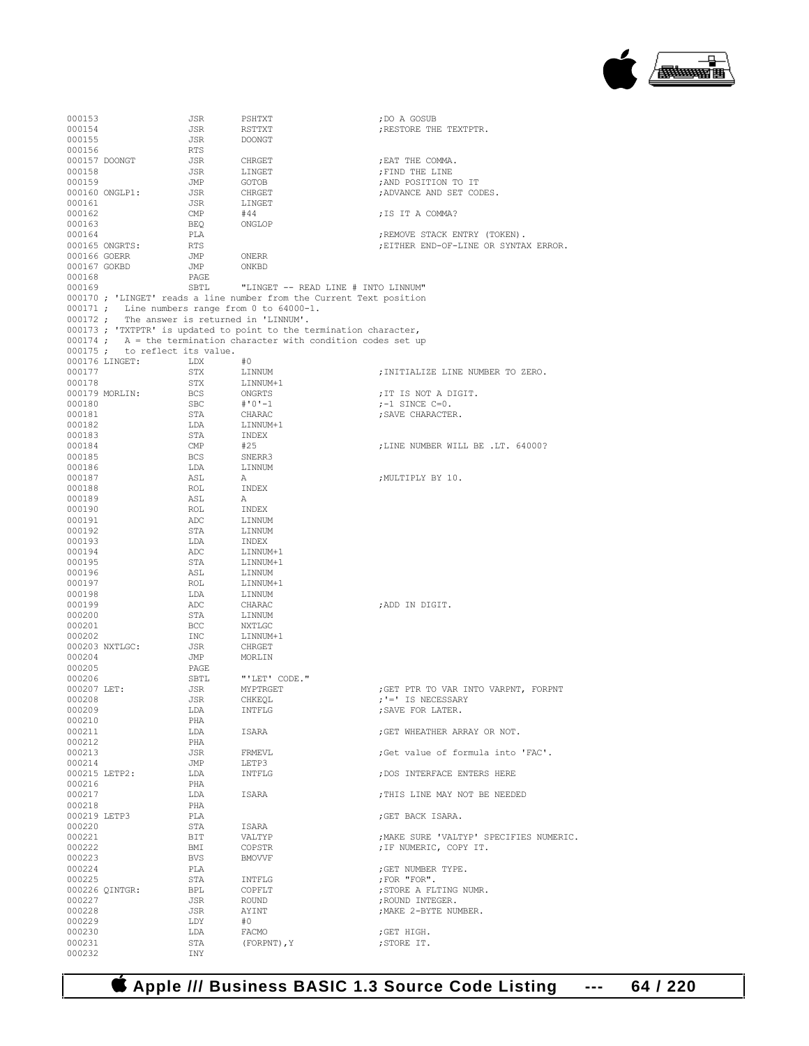```
000153                  JSR        PSHTXT                    ;DO A GOSUB
000154                  JSR        RSTTXT                    ;RESTORE THE TEXTPTR.
000155                  JSR        DOONGT
000156                  RTS
000157 DOONGT           JSR        CHRGET                    ;EAT THE COMMA.
000158                  JSR        LINGET                    ;FIND THE LINE
000159                  JMP        GOTOB                     ;AND POSITION TO IT
000160 ONGLP1:          JSR        CHRGET                    ;ADVANCE AND SET CODES.
000161                  JSR        LINGET
000162                  CMP        #44                       ;IS IT A COMMA?
000163                  BEQ        ONGLOP
000164                  PLA                                  ;REMOVE STACK ENTRY (TOKEN).
000165 ONGRTS:          RTS                                  ;EITHER END-OF-LINE OR SYNTAX ERROR.
000166 GOERR            JMP        ONERR
000167 GOKBD            JMP        ONKBD
000168                  PAGE
000169                  SBTL       "LINGET -- READ LINE # INTO LINNUM"
000170 ; 'LINGET' reads a line number from the Current Text position
000171 ;   Line numbers range from 0 to 64000-1.
000172 ;   The answer is returned in 'LINNUM'.
000173 ; 'TXTPTR' is updated to point to the termination character,
000174 ;   A = the termination character with condition codes set up
000175 ;   to reflect its value.
000176 LINGET:          LDX        #0
000177                  STX        LINNUM                    ;INITIALIZE LINE NUMBER TO ZERO.
000178                  STX        LINNUM+1
000179 MORLIN:          BCS        ONGRTS                    ;IT IS NOT A DIGIT.
000180                  SBC        #'0'-1                    ;-1 SINCE C=0.
000181                  STA        CHARAC                    ;SAVE CHARACTER.
000182                  LDA        LINNUM+1
000183                  STA        INDEX
000184                  CMP        #25                       ;LINE NUMBER WILL BE .LT. 64000?
000185                  BCS        SNERR3
000186                  LDA        LINNUM
000187                  ASL        A                         ;MULTIPLY BY 10.
000188                  ROL        INDEX
000189                  ASL        A
000190                  ROL        INDEX
000191                  ADC        LINNUM
000192                  STA        LINNUM
000193                  LDA        INDEX
000194                  ADC        LINNUM+1
000195                  STA        LINNUM+1
000196                  ASL        LINNUM
000197                  ROL        LINNUM+1
000198                  LDA        LINNUM
000199                  ADC        CHARAC                    ;ADD IN DIGIT.
000200                  STA        LINNUM
000201                  BCC        NXTLGC
000202                  INC        LINNUM+1
000203 NXTLGC:          JSR        CHRGET
000204                  JMP        MORLIN
000205                  PAGE
000206                  SBTL       "'LET' CODE."
000207 LET:             JSR        MYPTRGET                  ;GET PTR TO VAR INTO VARPNT, FORPNT
000208                  JSR        CHKEQL                    ;'=' IS NECESSARY
000209                  LDA        INTFLG                    ;SAVE FOR LATER.
000210                  PHA
000211                  LDA        ISARA                     ;GET WHEATHER ARRAY OR NOT.
000212                  PHA
000213                  JSR        FRMEVL                    ;Get value of formula into 'FAC'.
000214                  JMP        LETP3
000215 LETP2:           LDA        INTFLG                    ;DOS INTERFACE ENTERS HERE
000216                  PHA
000217                  LDA        ISARA                     ;THIS LINE MAY NOT BE NEEDED
000218                  PHA
000219 LETP3            PLA                                  ;GET BACK ISARA.
000220                  STA        ISARA
000221                  BIT        VALTYP                    ;MAKE SURE 'VALTYP' SPECIFIES NUMERIC.
000222                  BMI        COPSTR                    ;IF NUMERIC, COPY IT.
000223                  BVS        BMOVVF
000224                  PLA                                  ;GET NUMBER TYPE.
000225                  STA        INTFLG                    ;FOR "FOR".
000226 QINTGR:          BPL        COPFLT                    ;STORE A FLTING NUMR.
000227                  JSR        ROUND                     ;ROUND INTEGER.
000228                  JSR        AYINT                     ;MAKE 2-BYTE NUMBER.
000229                  LDY        #0
000230                  LDA        FACMO                     ;GET HIGH.
000231                  STA        (FORPNT),Y                ;STORE IT.
000232                  INY
```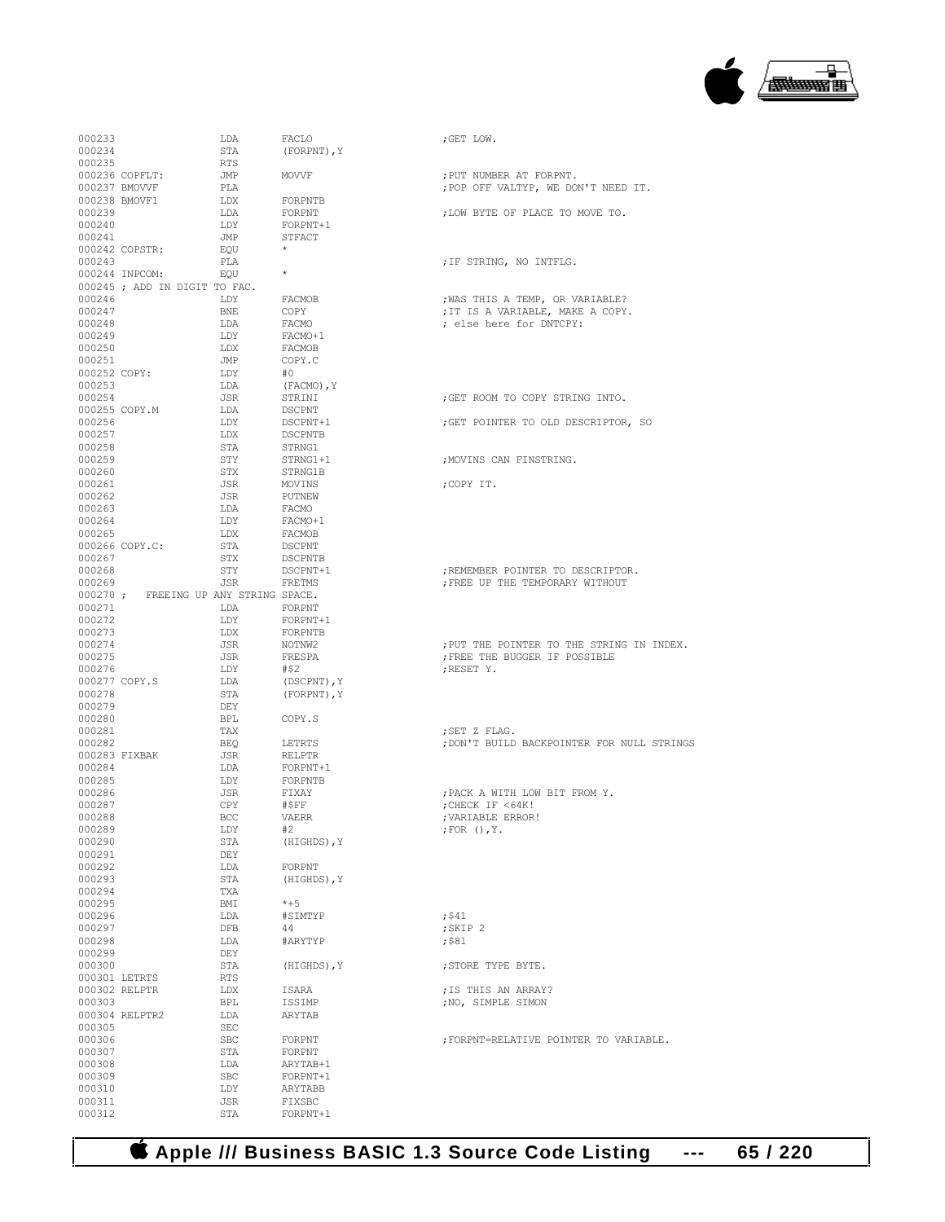```
000233                  LDA       FACLO                       ;GET LOW.
000234                  STA       (FORPNT),Y
000235                  RTS
000236 COPFLT:          JMP       MOVVF                       ;PUT NUMBER AT FORPNT.
000237 BMOVVF           PLA                                   ;POP OFF VALTYP, WE DON'T NEED IT.
000238 BMOVF1           LDX       FORPNTB
000239                  LDA       FORPNT                      ;LOW BYTE OF PLACE TO MOVE TO.
000240                  LDY       FORPNT+1
000241                  JMP       STFACT
000242 COPSTR:          EQU       *
000243                  PLA                                   ;IF STRING, NO INTFLG.
000244 INPCOM:          EQU       *
000245 ; ADD IN DIGIT TO FAC.
000246                  LDY       FACMOB                      ;WAS THIS A TEMP, OR VARIABLE?
000247                  BNE       COPY                        ;IT IS A VARIABLE, MAKE A COPY.
000248                  LDA       FACMO                       ; else here for DNTCPY:
000249                  LDY       FACMO+1
000250                  LDX       FACMOB
000251                  JMP       COPY.C
000252 COPY:            LDY       #0
000253                  LDA       (FACMO),Y
000254                  JSR       STRINI                      ;GET ROOM TO COPY STRING INTO.
000255 COPY.M           LDA       DSCPNT
000256                  LDY       DSCPNT+1                    ;GET POINTER TO OLD DESCRIPTOR, SO
000257                  LDX       DSCPNTB
000258                  STA       STRNG1
000259                  STY       STRNG1+1                    ;MOVINS CAN FINSTRING.
000260                  STX       STRNG1B
000261                  JSR       MOVINS                      ;COPY IT.
000262                  JSR       PUTNEW
000263                  LDA       FACMO
000264                  LDY       FACMO+1
000265                  LDX       FACMOB
000266 COPY.C:          STA       DSCPNT
000267                  STX       DSCPNTB
000268                  STY       DSCPNT+1                    ;REMEMBER POINTER TO DESCRIPTOR.
000269                  JSR       FRETMS                      ;FREE UP THE TEMPORARY WITHOUT
000270 ;   FREEING UP ANY STRING SPACE.
000271                  LDA       FORPNT
000272                  LDY       FORPNT+1
000273                  LDX       FORPNTB
000274                  JSR       NOTNW2                      ;PUT THE POINTER TO THE STRING IN INDEX.
000275                  JSR       FRESPA                      ;FREE THE BUGGER IF POSSIBLE
000276                  LDY       #$2                         ;RESET Y.
000277 COPY.S           LDA       (DSCPNT),Y
000278                  STA       (FORPNT),Y
000279                  DEY
000280                  BPL       COPY.S
000281                  TAX                                   ;SET Z FLAG.
000282                  BEQ       LETRTS                      ;DON'T BUILD BACKPOINTER FOR NULL STRINGS
000283 FIXBAK           JSR       RELPTR
000284                  LDA       FORPNT+1
000285                  LDY       FORPNTB
000286                  JSR       FIXAY                       ;PACK A WITH LOW BIT FROM Y.
000287                  CPY       #$FF                        ;CHECK IF <64K!
000288                  BCC       VAERR                       ;VARIABLE ERROR!
000289                  LDY       #2                          ;FOR (),Y.
000290                  STA       (HIGHDS),Y
000291                  DEY
000292                  LDA       FORPNT
000293                  STA       (HIGHDS),Y
000294                  TXA
000295                  BMI       *+5
000296                  LDA       #SIMTYP                     ;$41
000297                  DFB       44                          ;SKIP 2
000298                  LDA       #ARYTYP                     ;$81
000299                  DEY
000300                  STA       (HIGHDS),Y                  ;STORE TYPE BYTE.
000301 LETRTS           RTS
000302 RELPTR           LDX       ISARA                       ;IS THIS AN ARRAY?
000303                  BPL       ISSIMP                      ;NO, SIMPLE SIMON
000304 RELPTR2          LDA       ARYTAB
000305                  SEC
000306                  SBC       FORPNT                      ;FORPNT=RELATIVE POINTER TO VARIABLE.
000307                  STA       FORPNT
000308                  LDA       ARYTAB+1
000309                  SBC       FORPNT+1
000310                  LDY       ARYTABB
000311                  JSR       FIXSBC
000312                  STA       FORPNT+1
```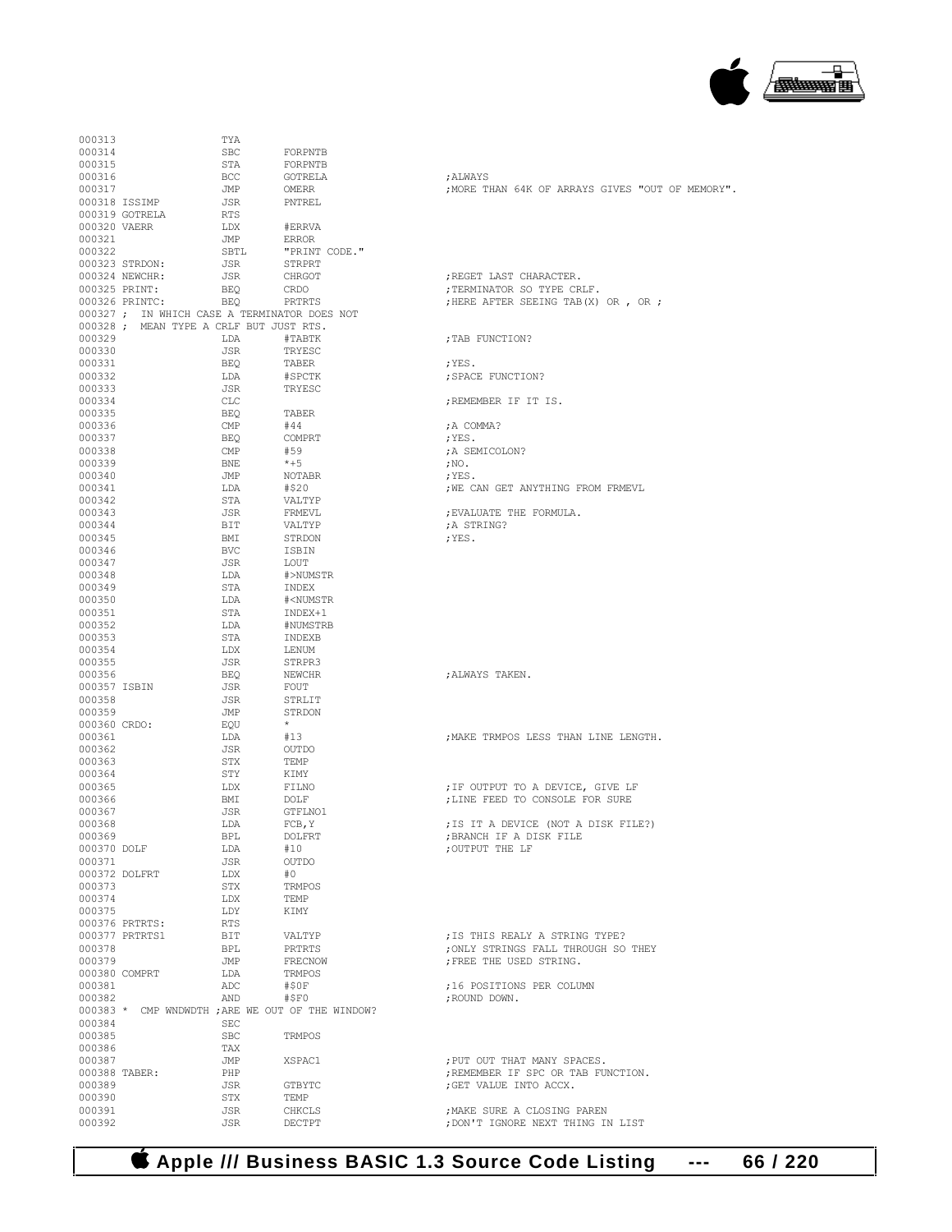```
000313                TYA
000314                SBC       FORPNTB
000315                STA       FORPNTB
000316                BCC       GOTRELA                 ;ALWAYS
000317                JMP       OMERR                   ;MORE THAN 64K OF ARRAYS GIVES "OUT OF MEMORY".
000318 ISSIMP         JSR       PNTREL
000319 GOTRELA        RTS
000320 VAERR          LDX       #ERRVA
000321                JMP       ERROR
000322                SBTL      "PRINT CODE."
000323 STRDON:        JSR       STRPRT
000324 NEWCHR:        JSR       CHRGOT                  ;REGET LAST CHARACTER.
000325 PRINT:         BEQ       CRDO                    ;TERMINATOR SO TYPE CRLF.
000326 PRINTC:        BEQ       PRTRTS                  ;HERE AFTER SEEING TAB(X) OR , OR ;
000327 ;  IN WHICH CASE A TERMINATOR DOES NOT
000328 ;  MEAN TYPE A CRLF BUT JUST RTS.
000329                LDA       #TABTK                  ;TAB FUNCTION?
000330                JSR       TRYESC
000331                BEQ       TABER                   ;YES.
000332                LDA       #SPCTK                  ;SPACE FUNCTION?
000333                JSR       TRYESC
000334                CLC                               ;REMEMBER IF IT IS.
000335                BEQ       TABER
000336                CMP       #44                     ;A COMMA?
000337                BEQ       COMPRT                  ;YES.
000338                CMP       #59                     ;A SEMICOLON?
000339                BNE       *+5                     ;NO.
000340                JMP       NOTABR                  ;YES.
000341                LDA       #$20                    ;WE CAN GET ANYTHING FROM FRMEVL
000342                STA       VALTYP
000343                JSR       FRMEVL                  ;EVALUATE THE FORMULA.
000344                BIT       VALTYP                  ;A STRING?
000345                BMI       STRDON                  ;YES.
000346                BVC       ISBIN
000347                JSR       LOUT
000348                LDA       #>NUMSTR
000349                STA       INDEX
000350                LDA       #<NUMSTR
000351                STA       INDEX+1
000352                LDA       #NUMSTRB
000353                STA       INDEXB
000354                LDX       LENUM
000355                JSR       STRPR3
000356                BEQ       NEWCHR                  ;ALWAYS TAKEN.
000357 ISBIN          JSR       FOUT
000358                JSR       STRLIT
000359                JMP       STRDON
000360 CRDO:          EQU       *
000361                LDA       #13                     ;MAKE TRMPOS LESS THAN LINE LENGTH.
000362                JSR       OUTDO
000363                STX       TEMP
000364                STY       KIMY
000365                LDX       FILNO                   ;IF OUTPUT TO A DEVICE, GIVE LF
000366                BMI       DOLF                    ;LINE FEED TO CONSOLE FOR SURE
000367                JSR       GTFLNO1
000368                LDA       FCB,Y                   ;IS IT A DEVICE (NOT A DISK FILE?)
000369                BPL       DOLFRT                  ;BRANCH IF A DISK FILE
000370 DOLF           LDA       #10                     ;OUTPUT THE LF
000371                JSR       OUTDO
000372 DOLFRT         LDX       #0
000373                STX       TRMPOS
000374                LDX       TEMP
000375                LDY       KIMY
000376 PRTRTS:        RTS
000377 PRTRTS1        BIT       VALTYP                  ;IS THIS REALY A STRING TYPE?
000378                BPL       PRTRTS                  ;ONLY STRINGS FALL THROUGH SO THEY
000379                JMP       FRECNOW                 ;FREE THE USED STRING.
000380 COMPRT         LDA       TRMPOS
000381                ADC       #$0F                    ;16 POSITIONS PER COLUMN
000382                AND       #$F0                    ;ROUND DOWN.
000383 *  CMP WNDWDTH ;ARE WE OUT OF THE WINDOW?
000384                SEC
000385                SBC       TRMPOS
000386                TAX
000387                JMP       XSPAC1                  ;PUT OUT THAT MANY SPACES.
000388 TABER:         PHP                               ;REMEMBER IF SPC OR TAB FUNCTION.
000389                JSR       GTBYTC                  ;GET VALUE INTO ACCX.
000390                STX       TEMP
000391                JSR       CHKCLS                  ;MAKE SURE A CLOSING PAREN
000392                JSR       DECTPT                  ;DON'T IGNORE NEXT THING IN LIST
```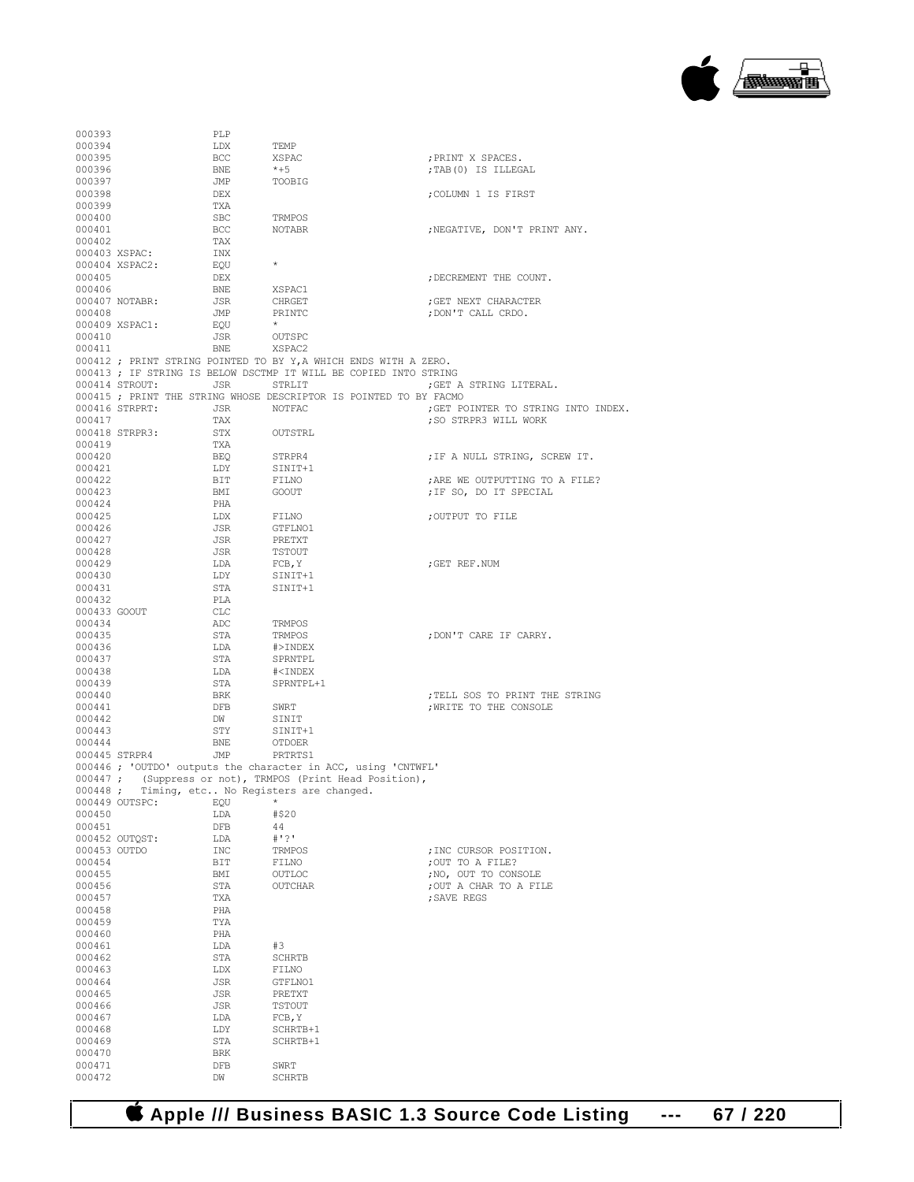```
000393                  PLP
000394                  LDX       TEMP
000395                  BCC       XSPAC                             ;PRINT X SPACES.
000396                  BNE       *+5                               ;TAB(0) IS ILLEGAL
000397                  JMP       TOOBIG
000398                  DEX                                         ;COLUMN 1 IS FIRST
000399                  TXA
000400                  SBC       TRMPOS
000401                  BCC       NOTABR                            ;NEGATIVE, DON'T PRINT ANY.
000402                  TAX
000403 XSPAC:           INX
000404 XSPAC2:          EQU       *
000405                  DEX                                         ;DECREMENT THE COUNT.
000406                  BNE       XSPAC1
000407 NOTABR:          JSR       CHRGET                            ;GET NEXT CHARACTER
000408                  JMP       PRINTC                            ;DON'T CALL CRDO.
000409 XSPAC1:          EQU       *
000410                  JSR       OUTSPC
000411                  BNE       XSPAC2
000412 ; PRINT STRING POINTED TO BY Y,A WHICH ENDS WITH A ZERO.
000413 ; IF STRING IS BELOW DSCTMP IT WILL BE COPIED INTO STRING
000414 STROUT:          JSR       STRLIT                            ;GET A STRING LITERAL.
000415 ; PRINT THE STRING WHOSE DESCRIPTOR IS POINTED TO BY FACMO
000416 STRPRT:          JSR       NOTFAC                            ;GET POINTER TO STRING INTO INDEX.
000417                  TAX                                         ;SO STRPR3 WILL WORK
000418 STRPR3:          STX       OUTSTRL
000419                  TXA
000420                  BEQ       STRPR4                            ;IF A NULL STRING, SCREW IT.
000421                  LDY       SINIT+1
000422                  BIT       FILNO                             ;ARE WE OUTPUTTING TO A FILE?
000423                  BMI       GOOUT                             ;IF SO, DO IT SPECIAL
000424                  PHA
000425                  LDX       FILNO                             ;OUTPUT TO FILE
000426                  JSR       GTFLNO1
000427                  JSR       PRETXT
000428                  JSR       TSTOUT
000429                  LDA       FCB,Y                             ;GET REF.NUM
000430                  LDY       SINIT+1
000431                  STA       SINIT+1
000432                  PLA
000433 GOOUT            CLC
000434                  ADC       TRMPOS
000435                  STA       TRMPOS                            ;DON'T CARE IF CARRY.
000436                  LDA       #>INDEX
000437                  STA       SPRNTPL
000438                  LDA       #<INDEX
000439                  STA       SPRNTPL+1
000440                  BRK                                         ;TELL SOS TO PRINT THE STRING
000441                  DFB       SWRT                              ;WRITE TO THE CONSOLE
000442                  DW        SINIT
000443                  STY       SINIT+1
000444                  BNE       OTDOER
000445 STRPR4           JMP       PRTRTS1
000446 ; 'OUTDO' outputs the character in ACC, using 'CNTWFL'
000447 ;    (Suppress or not), TRMPOS (Print Head Position),
000448 ;    Timing, etc.. No Registers are changed.
000449 OUTSPC:          EQU       *
000450                  LDA       #$20
000451                  DFB       44
000452 OUTQST:          LDA       #'?'
000453 OUTDO            INC       TRMPOS                            ;INC CURSOR POSITION.
000454                  BIT       FILNO                             ;OUT TO A FILE?
000455                  BMI       OUTLOC                            ;NO, OUT TO CONSOLE
000456                  STA       OUTCHAR                           ;OUT A CHAR TO A FILE
000457                  TXA                                         ;SAVE REGS
000458                  PHA
000459                  TYA
000460                  PHA
000461                  LDA       #3
000462                  STA       SCHRTB
000463                  LDX       FILNO
000464                  JSR       GTFLNO1
000465                  JSR       PRETXT
000466                  JSR       TSTOUT
000467                  LDA       FCB,Y
000468                  LDY       SCHRTB+1
000469                  STA       SCHRTB+1
000470                  BRK
000471                  DFB       SWRT
000472                  DW        SCHRTB
```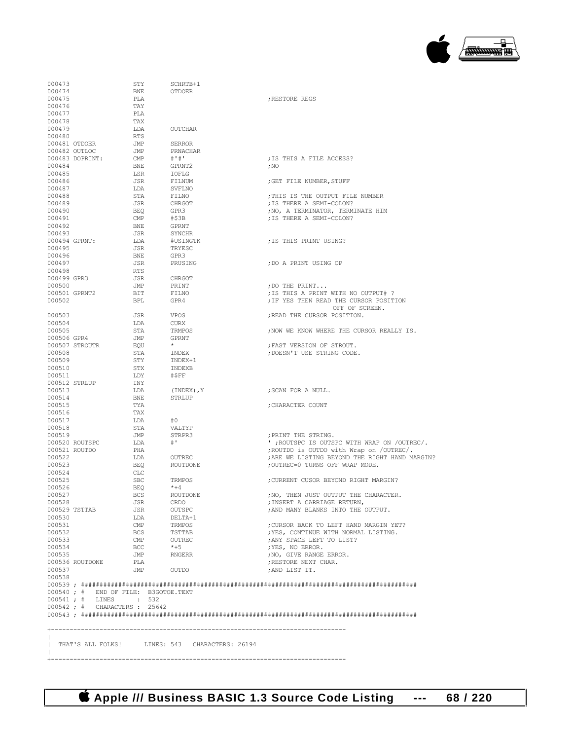```
000473                  STY       SCHRTB+1
000474                  BNE       OTDOER
000475                  PLA                                   ;RESTORE REGS
000476                  TAY
000477                  PLA
000478                  TAX
000479                  LDA       OUTCHAR
000480                  RTS
000481 OTDOER           JMP       SERROR
000482 OUTLOC           JMP       PRNACHAR
000483 DOPRINT:         CMP       #'#'                        ;IS THIS A FILE ACCESS?
000484                  BNE       GPRNT2                      ;NO
000485                  LSR       IOFLG
000486                  JSR       FILNUM                      ;GET FILE NUMBER,STUFF
000487                  LDA       SVFLNO
000488                  STA       FILNO                       ;THIS IS THE OUTPUT FILE NUMBER
000489                  JSR       CHRGOT                      ;IS THERE A SEMI-COLON?
000490                  BEQ       GPR3                        ;NO, A TERMINATOR, TERMINATE HIM
000491                  CMP       #$3B                        ;IS THERE A SEMI-COLON?
000492                  BNE       GPRNT
000493                  JSR       SYNCHR
000494 GPRNT:           LDA       #USINGTK                    ;IS THIS PRINT USING?
000495                  JSR       TRYESC
000496                  BNE       GPR3
000497                  JSR       PRUSING                     ;DO A PRINT USING OP
000498                  RTS
000499 GPR3             JSR       CHRGOT
000500                  JMP       PRINT                       ;DO THE PRINT...
000501 GPRNT2           BIT       FILNO                       ;IS THIS A PRINT WITH NO OUTPUT# ?
000502                  BPL       GPR4                        ;IF YES THEN READ THE CURSOR POSITION
                                                                OFF OF SCREEN.
000503                  JSR       VPOS                        ;READ THE CURSOR POSITION.
000504                  LDA       CURX
000505                  STA       TRMPOS                      ;NOW WE KNOW WHERE THE CURSOR REALLY IS.
000506 GPR4             JMP       GPRNT
000507 STROUTR          EQU       *                           ;FAST VERSION OF STROUT.
000508                  STA       INDEX                       ;DOESN'T USE STRING CODE.
000509                  STY       INDEX+1
000510                  STX       INDEXB
000511                  LDY       #$FF
000512 STRLUP           INY
000513                  LDA       (INDEX),Y                   ;SCAN FOR A NULL.
000514                  BNE       STRLUP
000515                  TYA                                   ;CHARACTER COUNT
000516                  TAX
000517                  LDA       #0
000518                  STA       VALTYP
000519                  JMP       STRPR3                      ;PRINT THE STRING.
000520 ROUTSPC          LDA       #'                          ' ;ROUTSPC IS OUTSPC WITH WRAP ON /OUTREC/.
000521 ROUTDO           PHA                                   ;ROUTDO is OUTDO with Wrap on /OUTREC/.
000522                  LDA       OUTREC                      ;ARE WE LISTING BEYOND THE RIGHT HAND MARGIN?
000523                  BEQ       ROUTDONE                    ;OUTREC=0 TURNS OFF WRAP MODE.
000524                  CLC
000525                  SBC       TRMPOS                      ;CURRENT CUSOR BEYOND RIGHT MARGIN?
000526                  BEQ       *+4
000527                  BCS       ROUTDONE                    ;NO, THEN JUST OUTPUT THE CHARACTER.
000528                  JSR       CRDO                        ;INSERT A CARRIAGE RETURN,
000529 TSTTAB           JSR       OUTSPC                      ;AND MANY BLANKS INTO THE OUTPUT.
000530                  LDA       DELTA+1
000531                  CMP       TRMPOS                      ;CURSOR BACK TO LEFT HAND MARGIN YET?
000532                  BCS       TSTTAB                      ;YES, CONTINUE WITH NORMAL LISTING.
000533                  CMP       OUTREC                      ;ANY SPACE LEFT TO LIST?
000534                  BCC       *+5                         ;YES, NO ERROR.
000535                  JMP       RNGERR                      ;NO, GIVE RANGE ERROR.
000536 ROUTDONE         PLA                                   ;RESTORE NEXT CHAR.
000537                  JMP       OUTDO                       ;AND LIST IT.
000538
000539 ; ##########################################################################################
000540 ; #   END OF FILE: B3GOTOE.TEXT
000541 ; #   LINES      : 532
000542 ; #   CHARACTERS : 25642
000543 ; ##########################################################################################


+------------------------------------------------------------------------------
|
|  THAT'S ALL FOLKS!     LINES: 543   CHARACTERS: 26194
|
+------------------------------------------------------------------------------
```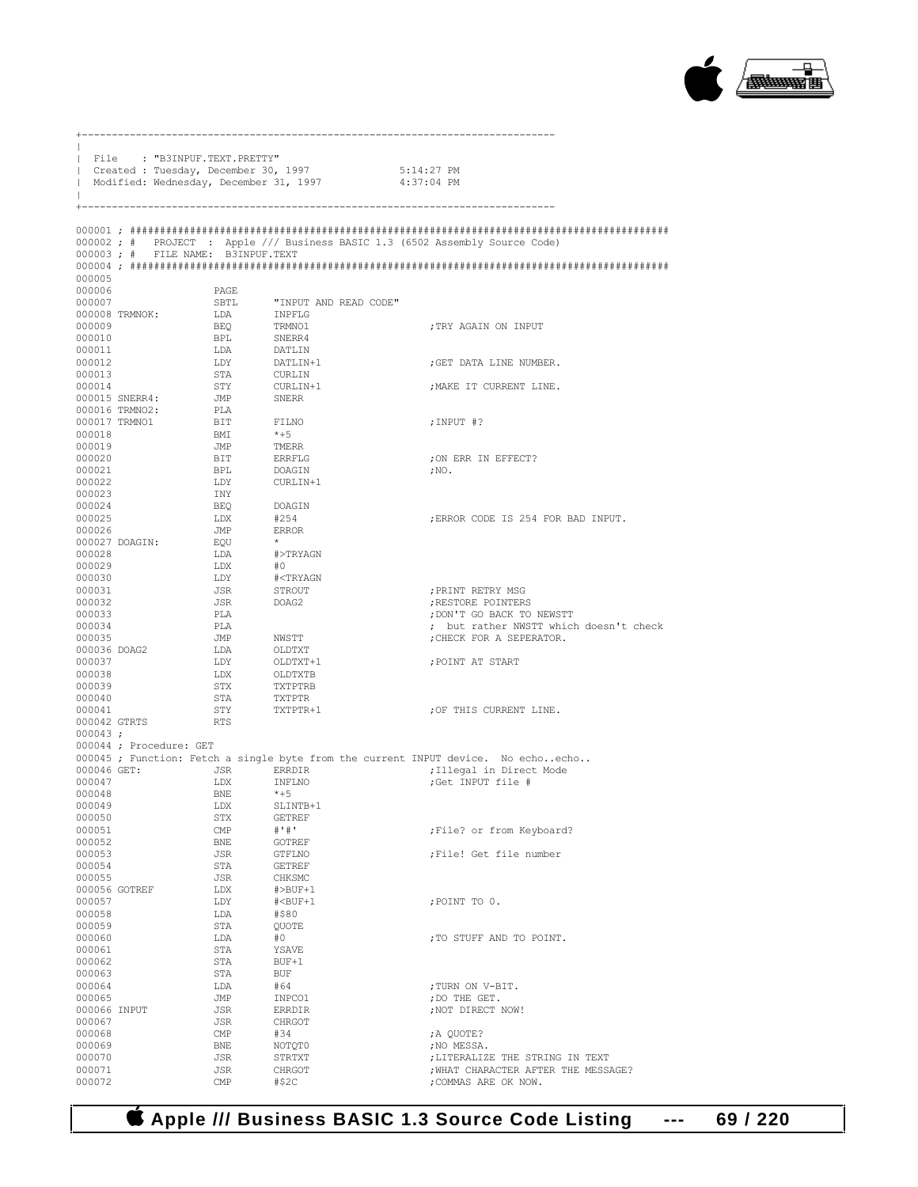```
+------------------------------------------------------------------------------
|
| File    : "B3INPUF.TEXT.PRETTY"
| Created : Tuesday, December 30, 1997             5:14:27 PM
| Modified: Wednesday, December 31, 1997           4:37:04 PM
|
+------------------------------------------------------------------------------

000001 ; ########################################################################################
000002 ; #   PROJECT  : Apple /// Business BASIC 1.3 (6502 Assembly Source Code)
000003 ; #   FILE NAME: B3INPUF.TEXT
000004 ; ########################################################################################
000005
000006                  PAGE
000007                  SBTL     "INPUT AND READ CODE"
000008 TRMNOK:          LDA      INPFLG
000009                  BEQ      TRMNO1                       ;TRY AGAIN ON INPUT
000010                  BPL      SNERR4
000011                  LDA      DATLIN
000012                  LDY      DATLIN+1                     ;GET DATA LINE NUMBER.
000013                  STA      CURLIN
000014                  STY      CURLIN+1                     ;MAKE IT CURRENT LINE.
000015 SNERR4:          JMP      SNERR
000016 TRMNO2:          PLA
000017 TRMNO1           BIT      FILNO                        ;INPUT #?
000018                  BMI      *+5
000019                  JMP      TMERR
000020                  BIT      ERRFLG                       ;ON ERR IN EFFECT?
000021                  BPL      DOAGIN                       ;NO.
000022                  LDY      CURLIN+1
000023                  INY
000024                  BEQ      DOAGIN
000025                  LDX      #254                         ;ERROR CODE IS 254 FOR BAD INPUT.
000026                  JMP      ERROR
000027 DOAGIN:          EQU      *
000028                  LDA      #>TRYAGN
000029                  LDX      #0
000030                  LDY      #<TRYAGN
000031                  JSR      STROUT                       ;PRINT RETRY MSG
000032                  JSR      DOAG2                        ;RESTORE POINTERS
000033                  PLA                                   ;DON'T GO BACK TO NEWSTT
000034                  PLA                                   ; but rather NWSTT which doesn't check
000035                  JMP      NWSTT                        ;CHECK FOR A SEPERATOR.
000036 DOAG2            LDA      OLDTXT
000037                  LDY      OLDTXT+1                     ;POINT AT START
000038                  LDX      OLDTXTB
000039                  STX      TXTPTRB
000040                  STA      TXTPTR
000041                  STY      TXTPTR+1                     ;OF THIS CURRENT LINE.
000042 GTRTS            RTS
000043 ;
000044 ; Procedure: GET
000045 ; Function: Fetch a single byte from the current INPUT device.  No echo..echo..
000046 GET:             JSR      ERRDIR                       ;Illegal in Direct Mode
000047                  LDX      INFLNO                       ;Get INPUT file #
000048                  BNE      *+5
000049                  LDX      SLINTB+1
000050                  STX      GETREF
000051                  CMP      #'#'                         ;File? or from Keyboard?
000052                  BNE      GOTREF
000053                  JSR      GTFLNO                       ;File! Get file number
000054                  STA      GETREF
000055                  JSR      CHKSMC
000056 GOTREF           LDX      #>BUF+1
000057                  LDY      #<BUF+1                      ;POINT TO 0.
000058                  LDA      #$80
000059                  STA      QUOTE
000060                  LDA      #0                           ;TO STUFF AND TO POINT.
000061                  STA      YSAVE
000062                  STA      BUF+1
000063                  STA      BUF
000064                  LDA      #64                          ;TURN ON V-BIT.
000065                  JMP      INPCO1                       ;DO THE GET.
000066 INPUT            JSR      ERRDIR                       ;NOT DIRECT NOW!
000067                  JSR      CHRGOT
000068                  CMP      #34                          ;A QUOTE?
000069                  BNE      NOTQT0                       ;NO MESSA.
000070                  JSR      STRTXT                       ;LITERALIZE THE STRING IN TEXT
000071                  JSR      CHRGOT                       ;WHAT CHARACTER AFTER THE MESSAGE?
000072                  CMP      #$2C                         ;COMMAS ARE OK NOW.
```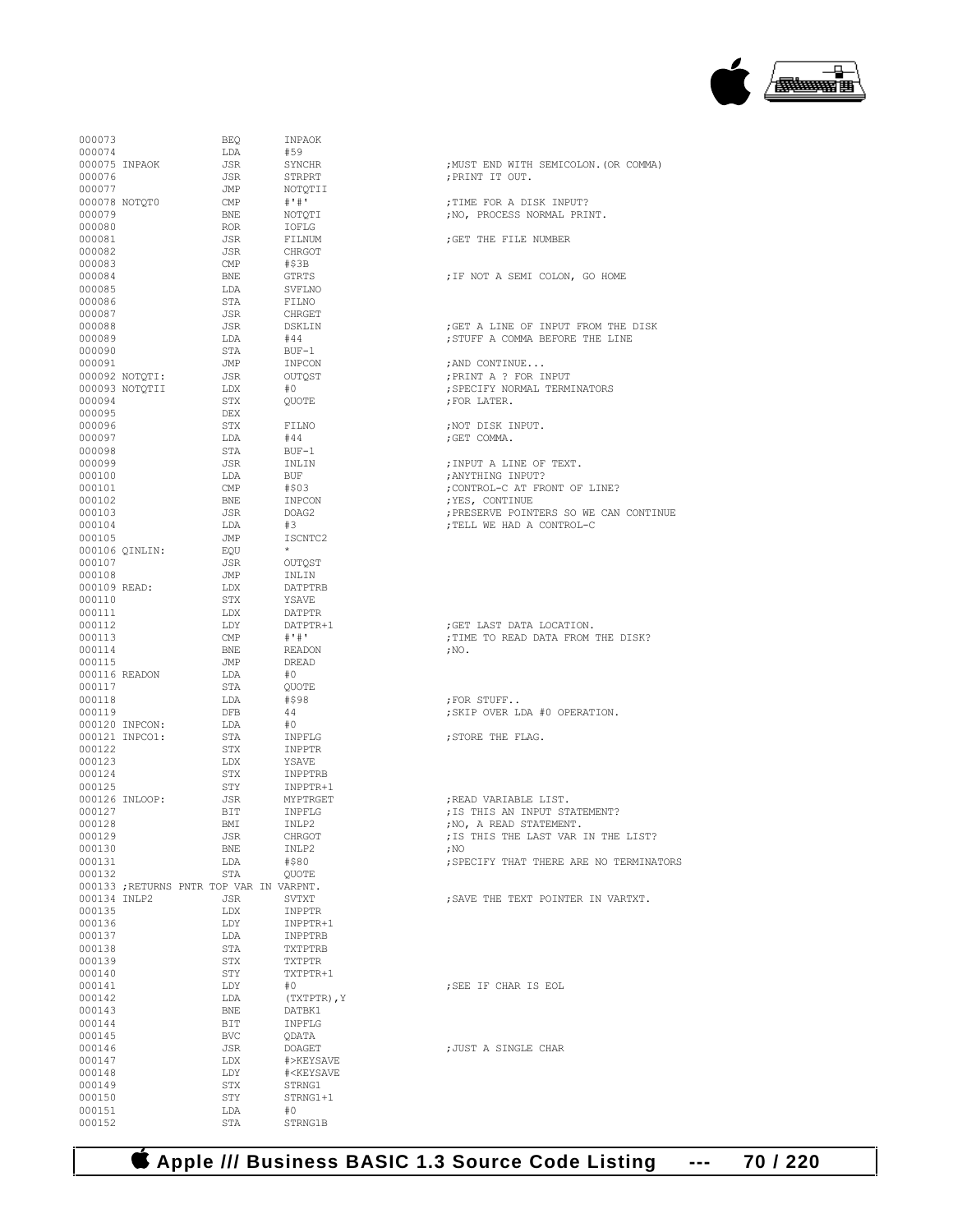```
000073                  BEQ     INPAOK
000074                  LDA     #59
000075 INPAOK           JSR     SYNCHR          ;MUST END WITH SEMICOLON.(OR COMMA)
000076                  JSR     STRPRT          ;PRINT IT OUT.
000077                  JMP     NOTQTII
000078 NOTQT0           CMP     #'#'            ;TIME FOR A DISK INPUT?
000079                  BNE     NOTQTI          ;NO, PROCESS NORMAL PRINT.
000080                  ROR     IOFLG
000081                  JSR     FILNUM          ;GET THE FILE NUMBER
000082                  JSR     CHRGOT
000083                  CMP     #$3B
000084                  BNE     GTRTS           ;IF NOT A SEMI COLON, GO HOME
000085                  LDA     SVFLNO
000086                  STA     FILNO
000087                  JSR     CHRGET
000088                  JSR     DSKLIN          ;GET A LINE OF INPUT FROM THE DISK
000089                  LDA     #44             ;STUFF A COMMA BEFORE THE LINE
000090                  STA     BUF-1
000091                  JMP     INPCON          ;AND CONTINUE...
000092 NOTQTI:          JSR     OUTQST          ;PRINT A ? FOR INPUT
000093 NOTQTII          LDX     #0              ;SPECIFY NORMAL TERMINATORS
000094                  STX     QUOTE           ;FOR LATER.
000095                  DEX
000096                  STX     FILNO           ;NOT DISK INPUT.
000097                  LDA     #44             ;GET COMMA.
000098                  STA     BUF-1
000099                  JSR     INLIN           ;INPUT A LINE OF TEXT.
000100                  LDA     BUF             ;ANYTHING INPUT?
000101                  CMP     #$03            ;CONTROL-C AT FRONT OF LINE?
000102                  BNE     INPCON          ;YES, CONTINUE
000103                  JSR     DOAG2           ;PRESERVE POINTERS SO WE CAN CONTINUE
000104                  LDA     #3              ;TELL WE HAD A CONTROL-C
000105                  JMP     ISCNTC2
000106 QINLIN:          EQU     *
000107                  JSR     OUTQST
000108                  JMP     INLIN
000109 READ:            LDX     DATPTRB
000110                  STX     YSAVE
000111                  LDX     DATPTR
000112                  LDY     DATPTR+1        ;GET LAST DATA LOCATION.
000113                  CMP     #'#'            ;TIME TO READ DATA FROM THE DISK?
000114                  BNE     READON          ;NO.
000115                  JMP     DREAD
000116 READON           LDA     #0
000117                  STA     QUOTE
000118                  LDA     #$98            ;FOR STUFF..
000119                  DFB     44              ;SKIP OVER LDA #0 OPERATION.
000120 INPCON:          LDA     #0
000121 INPCO1:          STA     INPFLG          ;STORE THE FLAG.
000122                  STX     INPPTR
000123                  LDX     YSAVE
000124                  STX     INPPTRB
000125                  STY     INPPTR+1
000126 INLOOP:          JSR     MYPTRGET        ;READ VARIABLE LIST.
000127                  BIT     INPFLG          ;IS THIS AN INPUT STATEMENT?
000128                  BMI     INLP2           ;NO, A READ STATEMENT.
000129                  JSR     CHRGOT          ;IS THIS THE LAST VAR IN THE LIST?
000130                  BNE     INLP2           ;NO
000131                  LDA     #$80            ;SPECIFY THAT THERE ARE NO TERMINATORS
000132                  STA     QUOTE
000133 ;RETURNS PNTR TOP VAR IN VARPNT.
000134 INLP2            JSR     SVTXT           ;SAVE THE TEXT POINTER IN VARTXT.
000135                  LDX     INPPTR
000136                  LDY     INPPTR+1
000137                  LDA     INPPTRB
000138                  STA     TXTPTRB
000139                  STX     TXTPTR
000140                  STY     TXTPTR+1
000141                  LDY     #0              ;SEE IF CHAR IS EOL
000142                  LDA     (TXTPTR),Y
000143                  BNE     DATBK1
000144                  BIT     INPFLG
000145                  BVC     QDATA
000146                  JSR     DOAGET          ;JUST A SINGLE CHAR
000147                  LDX     #>KEYSAVE
000148                  LDY     #<KEYSAVE
000149                  STX     STRNG1
000150                  STY     STRNG1+1
000151                  LDA     #0
000152                  STA     STRNG1B
```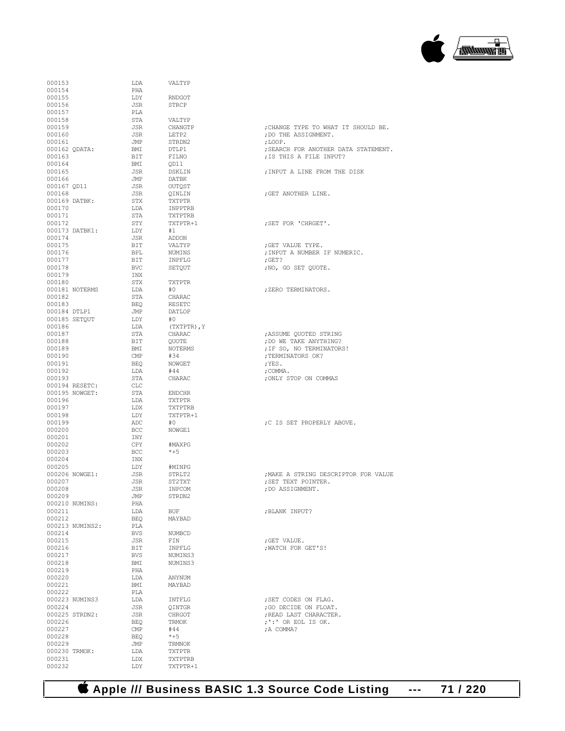```
000153                  LDA      VALTYP
000154                  PHA
000155                  LDY      RNDGOT
000156                  JSR      STRCP
000157                  PLA
000158                  STA      VALTYP
000159                  JSR      CHANGTP                  ;CHANGE TYPE TO WHAT IT SHOULD BE.
000160                  JSR      LETP2                    ;DO THE ASSIGNMENT.
000161                  JMP      STRDN2                   ;LOOP.
000162 QDATA:           BMI      DTLP1                    ;SEARCH FOR ANOTHER DATA STATEMENT.
000163                  BIT      FILNO                    ;IS THIS A FILE INPUT?
000164                  BMI      QD11
000165                  JSR      DSKLIN                   ;INPUT A LINE FROM THE DISK
000166                  JMP      DATBK
000167 QD11             JSR      OUTQST
000168                  JSR      QINLIN                   ;GET ANOTHER LINE.
000169 DATBK:           STX      TXTPTR
000170                  LDA      INPPTRB
000171                  STA      TXTPTRB
000172                  STY      TXTPTR+1                 ;SET FOR 'CHRGET'.
000173 DATBK1:          LDY      #1
000174                  JSR      ADDON
000175                  BIT      VALTYP                   ;GET VALUE TYPE.
000176                  BPL      NUMINS                   ;INPUT A NUMBER IF NUMERIC.
000177                  BIT      INPFLG                   ;GET?
000178                  BVC      SETQUT                   ;NO, GO SET QUOTE.
000179                  INX
000180                  STX      TXTPTR
000181 NOTERMS          LDA      #0                       ;ZERO TERMINATORS.
000182                  STA      CHARAC
000183                  BEQ      RESETC
000184 DTLP1            JMP      DATLOP
000185 SETQUT           LDY      #0
000186                  LDA      (TXTPTR),Y
000187                  STA      CHARAC                   ;ASSUME QUOTED STRING
000188                  BIT      QUOTE                    ;DO WE TAKE ANYTHING?
000189                  BMI      NOTERMS                  ;IF SO, NO TERMINATORS!
000190                  CMP      #34                      ;TERMINATORS OK?
000191                  BEQ      NOWGET                   ;YES.
000192                  LDA      #44                      ;COMMA.
000193                  STA      CHARAC                   ;ONLY STOP ON COMMAS
000194 RESETC:          CLC
000195 NOWGET:          STA      ENDCHR
000196                  LDA      TXTPTR
000197                  LDX      TXTPTRB
000198                  LDY      TXTPTR+1
000199                  ADC      #0                       ;C IS SET PROPERLY ABOVE.
000200                  BCC      NOWGE1
000201                  INY
000202                  CPY      #MAXPG
000203                  BCC      *+5
000204                  INX
000205                  LDY      #MINPG
000206 NOWGE1:          JSR      STRLT2                   ;MAKE A STRING DESCRIPTOR FOR VALUE
000207                  JSR      ST2TXT                   ;SET TEXT POINTER.
000208                  JSR      INPCOM                   ;DO ASSIGNMENT.
000209                  JMP      STRDN2
000210 NUMINS:          PHA
000211                  LDA      BUF                      ;BLANK INPUT?
000212                  BEQ      MAYBAD
000213 NUMINS2:         PLA
000214                  BVS      NUMBCD
000215                  JSR      FIN                      ;GET VALUE.
000216                  BIT      INPFLG                   ;WATCH FOR GET'S!
000217                  BVS      NUMINS3
000218                  BMI      NUMINS3
000219                  PHA
000220                  LDA      ANYNUM
000221                  BMI      MAYBAD
000222                  PLA
000223 NUMINS3          LDA      INTFLG                   ;SET CODES ON FLAG.
000224                  JSR      QINTGR                   ;GO DECIDE ON FLOAT.
000225 STRDN2:          JSR      CHRGOT                   ;READ LAST CHARACTER.
000226                  BEQ      TRMOK                    ;':' OR EOL IS OK.
000227                  CMP      #44                      ;A COMMA?
000228                  BEQ      *+5
000229                  JMP      TRMNOK
000230 TRMOK:           LDA      TXTPTR
000231                  LDX      TXTPTRB
000232                  LDY      TXTPTR+1
```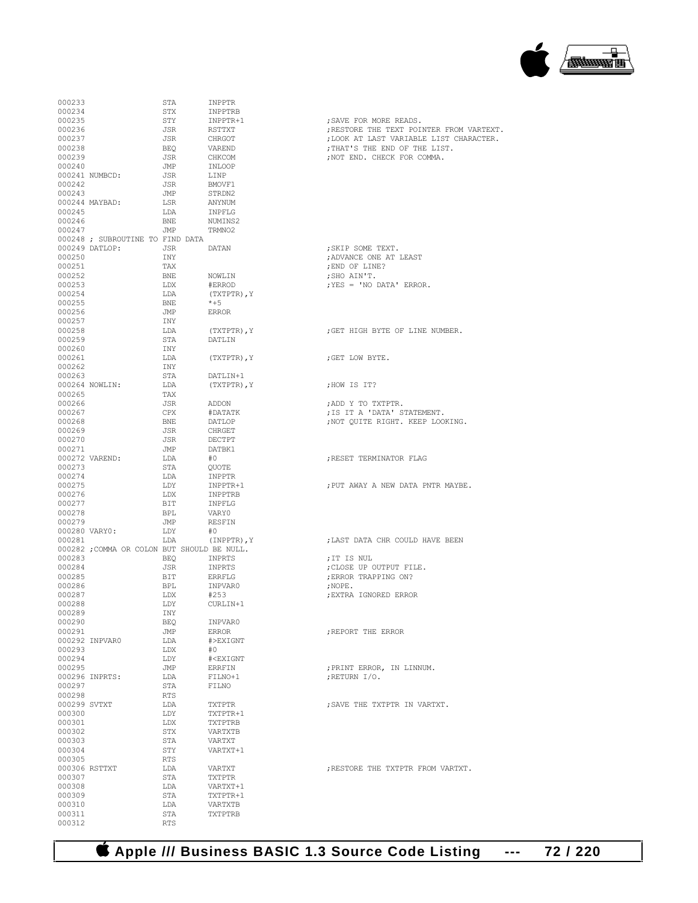```
000233                  STA       INPPTR
000234                  STX       INPPTRB
000235                  STY       INPPTR+1                ;SAVE FOR MORE READS.
000236                  JSR       RSTTXT                  ;RESTORE THE TEXT POINTER FROM VARTEXT.
000237                  JSR       CHRGOT                  ;LOOK AT LAST VARIABLE LIST CHARACTER.
000238                  BEQ       VAREND                  ;THAT'S THE END OF THE LIST.
000239                  JSR       CHKCOM                  ;NOT END. CHECK FOR COMMA.
000240                  JMP       INLOOP
000241 NUMBCD:          JSR       LINP
000242                  JSR       BMOVF1
000243                  JMP       STRDN2
000244 MAYBAD:          LSR       ANYNUM
000245                  LDA       INPFLG
000246                  BNE       NUMINS2
000247                  JMP       TRMNO2
000248 ; SUBROUTINE TO FIND DATA
000249 DATLOP:          JSR       DATAN                   ;SKIP SOME TEXT.
000250                  INY                               ;ADVANCE ONE AT LEAST
000251                  TAX                               ;END OF LINE?
000252                  BNE       NOWLIN                  ;SHO AIN'T.
000253                  LDX       #ERROD                  ;YES = 'NO DATA' ERROR.
000254                  LDA       (TXTPTR),Y
000255                  BNE       *+5
000256                  JMP       ERROR
000257                  INY
000258                  LDA       (TXTPTR),Y              ;GET HIGH BYTE OF LINE NUMBER.
000259                  STA       DATLIN
000260                  INY
000261                  LDA       (TXTPTR),Y              ;GET LOW BYTE.
000262                  INY
000263                  STA       DATLIN+1
000264 NOWLIN:          LDA       (TXTPTR),Y              ;HOW IS IT?
000265                  TAX
000266                  JSR       ADDON                   ;ADD Y TO TXTPTR.
000267                  CPX       #DATATK                 ;IS IT A 'DATA' STATEMENT.
000268                  BNE       DATLOP                  ;NOT QUITE RIGHT. KEEP LOOKING.
000269                  JSR       CHRGET
000270                  JSR       DECTPT
000271                  JMP       DATBK1
000272 VAREND:          LDA       #0                      ;RESET TERMINATOR FLAG
000273                  STA       QUOTE
000274                  LDA       INPPTR
000275                  LDY       INPPTR+1                ;PUT AWAY A NEW DATA PNTR MAYBE.
000276                  LDX       INPPTRB
000277                  BIT       INPFLG
000278                  BPL       VARY0
000279                  JMP       RESFIN
000280 VARY0:           LDY       #0
000281                  LDA       (INPPTR),Y              ;LAST DATA CHR COULD HAVE BEEN
000282 ;COMMA OR COLON BUT SHOULD BE NULL.
000283                  BEQ       INPRTS                  ;IT IS NUL
000284                  JSR       INPRTS                  ;CLOSE UP OUTPUT FILE.
000285                  BIT       ERRFLG                  ;ERROR TRAPPING ON?
000286                  BPL       INPVAR0                 ;NOPE.
000287                  LDX       #253                    ;EXTRA IGNORED ERROR
000288                  LDY       CURLIN+1
000289                  INY
000290                  BEQ       INPVAR0
000291                  JMP       ERROR                   ;REPORT THE ERROR
000292 INPVAR0          LDA       #>EXIGNT
000293                  LDX       #0
000294                  LDY       #<EXIGNT
000295                  JMP       ERRFIN                  ;PRINT ERROR, IN LINNUM.
000296 INPRTS:          LDA       FILNO+1                 ;RETURN I/O.
000297                  STA       FILNO
000298                  RTS
000299 SVTXT            LDA       TXTPTR                  ;SAVE THE TXTPTR IN VARTXT.
000300                  LDY       TXTPTR+1
000301                  LDX       TXTPTRB
000302                  STX       VARTXTB
000303                  STA       VARTXT
000304                  STY       VARTXT+1
000305                  RTS
000306 RSTTXT           LDA       VARTXT                  ;RESTORE THE TXTPTR FROM VARTXT.
000307                  STA       TXTPTR
000308                  LDA       VARTXT+1
000309                  STA       TXTPTR+1
000310                  LDA       VARTXTB
000311                  STA       TXTPTRB
000312                  RTS
```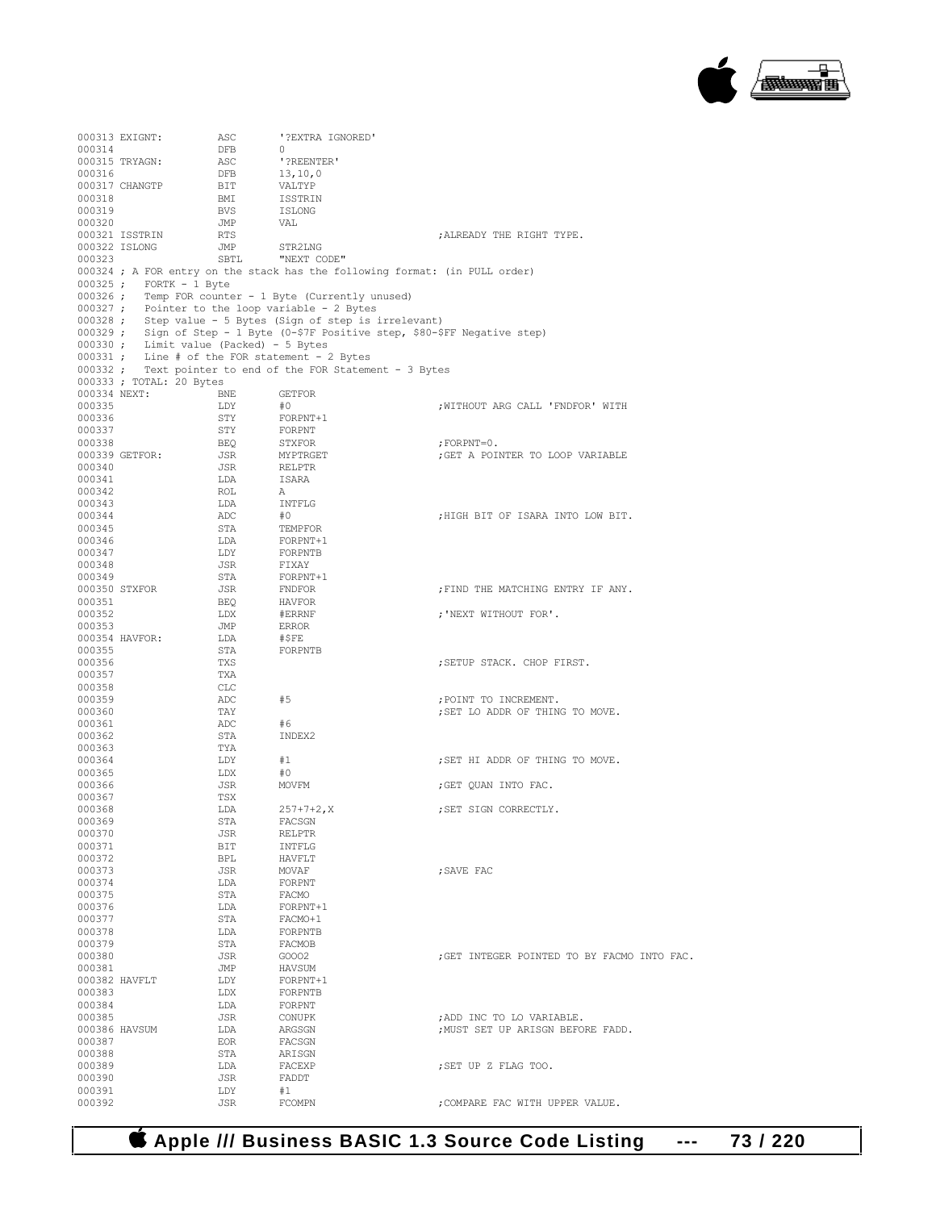```
000313 EXIGNT:          ASC     '?EXTRA IGNORED'
000314                  DFB     0
000315 TRYAGN:          ASC     '?REENTER'
000316                  DFB     13,10,0
000317 CHANGTP          BIT     VALTYP
000318                  BMI     ISSTRIN
000319                  BVS     ISLONG
000320                  JMP     VAL
000321 ISSTRIN          RTS                                     ;ALREADY THE RIGHT TYPE.
000322 ISLONG           JMP     STR2LNG
000323                  SBTL    "NEXT CODE"
000324 ; A FOR entry on the stack has the following format: (in PULL order)
000325 ;   FORTK - 1 Byte
000326 ;   Temp FOR counter - 1 Byte (Currently unused)
000327 ;   Pointer to the loop variable - 2 Bytes
000328 ;   Step value - 5 Bytes (Sign of step is irrelevant)
000329 ;   Sign of Step - 1 Byte (0-$7F Positive step, $80-$FF Negative step)
000330 ;   Limit value (Packed) - 5 Bytes
000331 ;   Line # of the FOR statement - 2 Bytes
000332 ;   Text pointer to end of the FOR Statement - 3 Bytes
000333 ; TOTAL: 20 Bytes
000334 NEXT:            BNE     GETFOR
000335                  LDY     #0                              ;WITHOUT ARG CALL 'FNDFOR' WITH
000336                  STY     FORPNT+1
000337                  STY     FORPNT
000338                  BEQ     STXFOR                          ;FORPNT=0.
000339 GETFOR:          JSR     MYPTRGET                        ;GET A POINTER TO LOOP VARIABLE
000340                  JSR     RELPTR
000341                  LDA     ISARA
000342                  ROL     A
000343                  LDA     INTFLG
000344                  ADC     #0                              ;HIGH BIT OF ISARA INTO LOW BIT.
000345                  STA     TEMPFOR
000346                  LDA     FORPNT+1
000347                  LDY     FORPNTB
000348                  JSR     FIXAY
000349                  STA     FORPNT+1
000350 STXFOR           JSR     FNDFOR                          ;FIND THE MATCHING ENTRY IF ANY.
000351                  BEQ     HAVFOR
000352                  LDX     #ERRNF                          ;'NEXT WITHOUT FOR'.
000353                  JMP     ERROR
000354 HAVFOR:          LDA     #$FE
000355                  STA     FORPNTB
000356                  TXS                                     ;SETUP STACK. CHOP FIRST.
000357                  TXA
000358                  CLC
000359                  ADC     #5                              ;POINT TO INCREMENT.
000360                  TAY                                     ;SET LO ADDR OF THING TO MOVE.
000361                  ADC     #6
000362                  STA     INDEX2
000363                  TYA
000364                  LDY     #1                              ;SET HI ADDR OF THING TO MOVE.
000365                  LDX     #0
000366                  JSR     MOVFM                           ;GET QUAN INTO FAC.
000367                  TSX
000368                  LDA     257+7+2,X                       ;SET SIGN CORRECTLY.
000369                  STA     FACSGN
000370                  JSR     RELPTR
000371                  BIT     INTFLG
000372                  BPL     HAVFLT
000373                  JSR     MOVAF                           ;SAVE FAC
000374                  LDA     FORPNT
000375                  STA     FACMO
000376                  LDA     FORPNT+1
000377                  STA     FACMO+1
000378                  LDA     FORPNTB
000379                  STA     FACMOB
000380                  JSR     GOOO2                           ;GET INTEGER POINTED TO BY FACMO INTO FAC.
000381                  JMP     HAVSUM
000382 HAVFLT           LDY     FORPNT+1
000383                  LDX     FORPNTB
000384                  LDA     FORPNT
000385                  JSR     CONUPK                          ;ADD INC TO LO VARIABLE.
000386 HAVSUM           LDA     ARGSGN                          ;MUST SET UP ARISGN BEFORE FADD.
000387                  EOR     FACSGN
000388                  STA     ARISGN
000389                  LDA     FACEXP                          ;SET UP Z FLAG TOO.
000390                  JSR     FADDT
000391                  LDY     #1
000392                  JSR     FCOMPN                          ;COMPARE FAC WITH UPPER VALUE.
```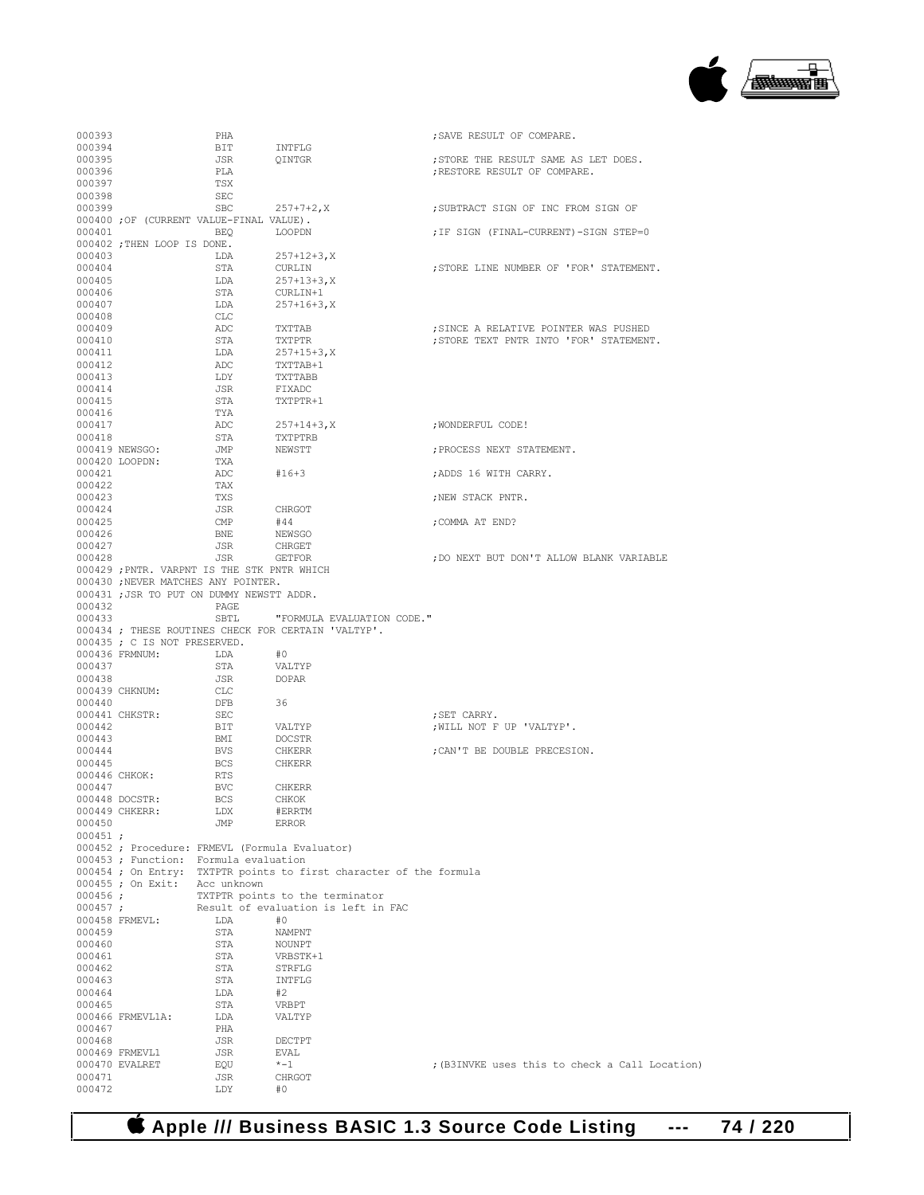```
000393                PHA                                ;SAVE RESULT OF COMPARE.
000394                BIT       INTFLG
000395                JSR       QINTGR                   ;STORE THE RESULT SAME AS LET DOES.
000396                PLA                                ;RESTORE RESULT OF COMPARE.
000397                TSX
000398                SEC
000399                SBC       257+7+2,X                ;SUBTRACT SIGN OF INC FROM SIGN OF
000400 ;OF (CURRENT VALUE-FINAL VALUE).
000401                BEQ       LOOPDN                   ;IF SIGN (FINAL-CURRENT)-SIGN STEP=0
000402 ;THEN LOOP IS DONE.
000403                LDA       257+12+3,X
000404                STA       CURLIN                   ;STORE LINE NUMBER OF 'FOR' STATEMENT.
000405                LDA       257+13+3,X
000406                STA       CURLIN+1
000407                LDA       257+16+3,X
000408                CLC
000409                ADC       TXTTAB                   ;SINCE A RELATIVE POINTER WAS PUSHED
000410                STA       TXTPTR                   ;STORE TEXT PNTR INTO 'FOR' STATEMENT.
000411                LDA       257+15+3,X
000412                ADC       TXTTAB+1
000413                LDY       TXTTABB
000414                JSR       FIXADC
000415                STA       TXTPTR+1
000416                TYA
000417                ADC       257+14+3,X               ;WONDERFUL CODE!
000418                STA       TXTPTRB
000419 NEWSGO:        JMP       NEWSTT                   ;PROCESS NEXT STATEMENT.
000420 LOOPDN:        TXA
000421                ADC       #16+3                    ;ADDS 16 WITH CARRY.
000422                TAX
000423                TXS                                ;NEW STACK PNTR.
000424                JSR       CHRGOT
000425                CMP       #44                      ;COMMA AT END?
000426                BNE       NEWSGO
000427                JSR       CHRGET
000428                JSR       GETFOR                   ;DO NEXT BUT DON'T ALLOW BLANK VARIABLE
000429 ;PNTR. VARPNT IS THE STK PNTR WHICH
000430 ;NEVER MATCHES ANY POINTER.
000431 ;JSR TO PUT ON DUMMY NEWSTT ADDR.
000432                PAGE
000433                SBTL      "FORMULA EVALUATION CODE."
000434 ; THESE ROUTINES CHECK FOR CERTAIN 'VALTYP'.
000435 ; C IS NOT PRESERVED.
000436 FRMNUM:        LDA       #0
000437                STA       VALTYP
000438                JSR       DOPAR
000439 CHKNUM:        CLC
000440                DFB       36
000441 CHKSTR:        SEC                                ;SET CARRY.
000442                BIT       VALTYP                   ;WILL NOT F UP 'VALTYP'.
000443                BMI       DOCSTR
000444                BVS       CHKERR                   ;CAN'T BE DOUBLE PRECESION.
000445                BCS       CHKERR
000446 CHKOK:         RTS
000447                BVC       CHKERR
000448 DOCSTR:        BCS       CHKOK
000449 CHKERR:        LDX       #ERRTM
000450                JMP       ERROR
000451 ;
000452 ; Procedure: FRMEVL (Formula Evaluator)
000453 ; Function:  Formula evaluation
000454 ; On Entry:  TXTPTR points to first character of the formula
000455 ; On Exit:   Acc unknown
000456 ;            TXTPTR points to the terminator
000457 ;            Result of evaluation is left in FAC
000458 FRMEVL:        LDA       #0
000459                STA       NAMPNT
000460                STA       NOUNPT
000461                STA       VRBSTK+1
000462                STA       STRFLG
000463                STA       INTFLG
000464                LDA       #2
000465                STA       VRBPT
000466 FRMEVL1A:      LDA       VALTYP
000467                PHA
000468                JSR       DECTPT
000469 FRMEVL1        JSR       EVAL
000470 EVALRET        EQU       *-1                      ;(B3INVKE uses this to check a Call Location)
000471                JSR       CHRGOT
000472                LDY       #0
```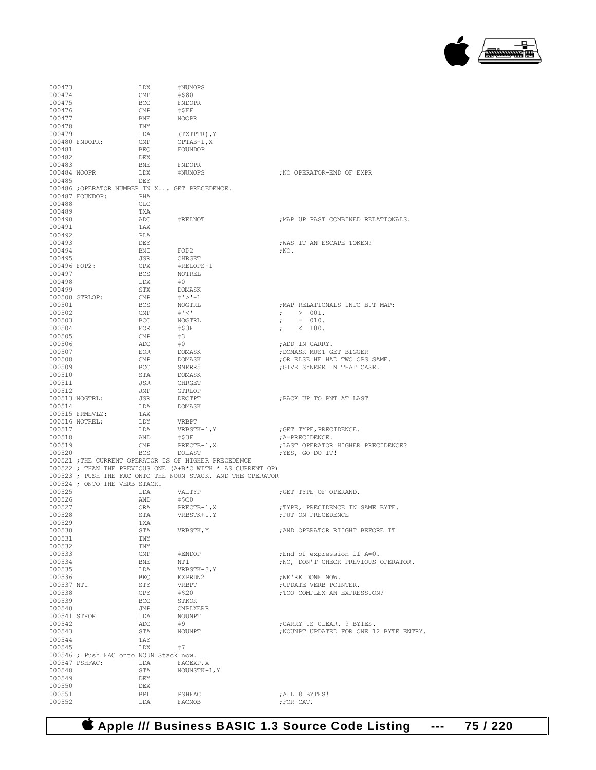```
000473                  LDX       #NUMOPS
000474                  CMP       #$80
000475                  BCC       FNDOPR
000476                  CMP       #$FF
000477                  BNE       NOOPR
000478                  INY
000479                  LDA       (TXTPTR),Y
000480 FNDOPR:          CMP       OPTAB-1,X
000481                  BEQ       FOUNDOP
000482                  DEX
000483                  BNE       FNDOPR
000484 NOOPR            LDX       #NUMOPS                    ;NO OPERATOR-END OF EXPR
000485                  DEY
000486 ;OPERATOR NUMBER IN X... GET PRECEDENCE.
000487 FOUNDOP:         PHA
000488                  CLC
000489                  TXA
000490                  ADC       #RELNOT                    ;MAP UP PAST COMBINED RELATIONALS.
000491                  TAX
000492                  PLA
000493                  DEY                                  ;WAS IT AN ESCAPE TOKEN?
000494                  BMI       FOP2                       ;NO.
000495                  JSR       CHRGET
000496 FOP2:            CPX       #RELOPS+1
000497                  BCS       NOTREL
000498                  LDX       #0
000499                  STX       DOMASK
000500 GTRLOP:          CMP       #'>'+1
000501                  BCS       NOGTRL                     ;MAP RELATIONALS INTO BIT MAP:
000502                  CMP       #'<'                       ;    >  001.
000503                  BCC       NOGTRL                     ;    =  010.
000504                  EOR       #$3F                       ;    <  100.
000505                  CMP       #3
000506                  ADC       #0                         ;ADD IN CARRY.
000507                  EOR       DOMASK                     ;DOMASK MUST GET BIGGER
000508                  CMP       DOMASK                     ;OR ELSE HE HAD TWO OPS SAME.
000509                  BCC       SNERR5                     ;GIVE SYNERR IN THAT CASE.
000510                  STA       DOMASK
000511                  JSR       CHRGET
000512                  JMP       GTRLOP
000513 NOGTRL:          JSR       DECTPT                     ;BACK UP TO PNT AT LAST
000514                  LDA       DOMASK
000515 FRMEVLZ:         TAX
000516 NOTREL:          LDY       VRBPT
000517                  LDA       VRBSTK-1,Y                 ;GET TYPE,PRECIDENCE.
000518                  AND       #$3F                       ;A=PRECIDENCE.
000519                  CMP       PRECTB-1,X                 ;LAST OPERATOR HIGHER PRECEDENCE?
000520                  BCS       DOLAST                     ;YES, GO DO IT!
000521 ;THE CURRENT OPERATOR IS OF HIGHER PRECEDENCE
000522 ; THAN THE PREVIOUS ONE (A+B*C WITH * AS CURRENT OP)
000523 ; PUSH THE FAC ONTO THE NOUN STACK, AND THE OPERATOR
000524 ; ONTO THE VERB STACK.
000525                  LDA       VALTYP                     ;GET TYPE OF OPERAND.
000526                  AND       #$C0
000527                  ORA       PRECTB-1,X                 ;TYPE, PRECIDENCE IN SAME BYTE.
000528                  STA       VRBSTK+1,Y                 ;PUT ON PRECEDENCE
000529                  TXA
000530                  STA       VRBSTK,Y                   ;AND OPERATOR RIIGHT BEFORE IT
000531                  INY
000532                  INY
000533                  CMP       #ENDOP                     ;End of expression if A=0.
000534                  BNE       NT1                        ;NO, DON'T CHECK PREVIOUS OPERATOR.
000535                  LDA       VRBSTK-3,Y
000536                  BEQ       EXPRDN2                    ;WE'RE DONE NOW.
000537 NT1              STY       VRBPT                      ;UPDATE VERB POINTER.
000538                  CPY       #$20                       ;TOO COMPLEX AN EXPRESSION?
000539                  BCC       STKOK
000540                  JMP       CMPLXERR
000541 STKOK            LDA       NOUNPT
000542                  ADC       #9                         ;CARRY IS CLEAR. 9 BYTES.
000543                  STA       NOUNPT                     ;NOUNPT UPDATED FOR ONE 12 BYTE ENTRY.
000544                  TAY
000545                  LDX       #7
000546 ; Push FAC onto NOUN Stack now.
000547 PSHFAC:          LDA       FACEXP,X
000548                  STA       NOUNSTK-1,Y
000549                  DEY
000550                  DEX
000551                  BPL       PSHFAC                     ;ALL 8 BYTES!
000552                  LDA       FACMOB                     ;FOR CAT.
```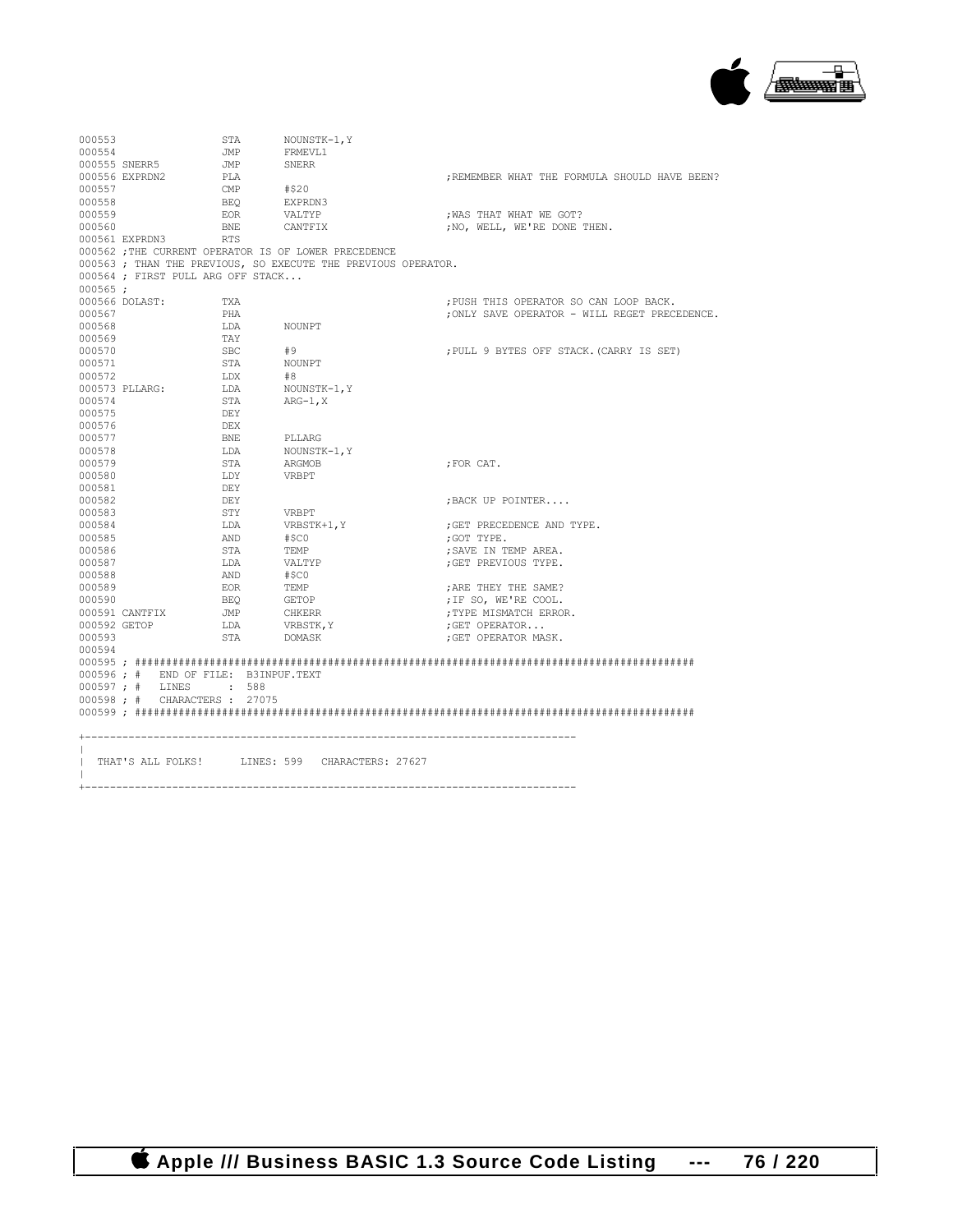```
000553                  STA      NOUNSTK-1,Y
000554                  JMP      FRMEVL1
000555 SNERR5           JMP      SNERR
000556 EXPRDN2          PLA                                 ;REMEMBER WHAT THE FORMULA SHOULD HAVE BEEN?
000557                  CMP      #$20
000558                  BEQ      EXPRDN3
000559                  EOR      VALTYP                     ;WAS THAT WHAT WE GOT?
000560                  BNE      CANTFIX                    ;NO, WELL, WE'RE DONE THEN.
000561 EXPRDN3          RTS
000562 ;THE CURRENT OPERATOR IS OF LOWER PRECEDENCE
000563 ; THAN THE PREVIOUS, SO EXECUTE THE PREVIOUS OPERATOR.
000564 ; FIRST PULL ARG OFF STACK...
000565 ;
000566 DOLAST:          TXA                                 ;PUSH THIS OPERATOR SO CAN LOOP BACK.
000567                  PHA                                 ;ONLY SAVE OPERATOR - WILL REGET PRECEDENCE.
000568                  LDA      NOUNPT
000569                  TAY
000570                  SBC      #9                         ;PULL 9 BYTES OFF STACK.(CARRY IS SET)
000571                  STA      NOUNPT
000572                  LDX      #8
000573 PLLARG:          LDA      NOUNSTK-1,Y
000574                  STA      ARG-1,X
000575                  DEY
000576                  DEX
000577                  BNE      PLLARG
000578                  LDA      NOUNSTK-1,Y
000579                  STA      ARGMOB                     ;FOR CAT.
000580                  LDY      VRBPT
000581                  DEY
000582                  DEY                                 ;BACK UP POINTER....
000583                  STY      VRBPT
000584                  LDA      VRBSTK+1,Y                 ;GET PRECEDENCE AND TYPE.
000585                  AND      #$C0                       ;GOT TYPE.
000586                  STA      TEMP                       ;SAVE IN TEMP AREA.
000587                  LDA      VALTYP                     ;GET PREVIOUS TYPE.
000588                  AND      #$C0
000589                  EOR      TEMP                       ;ARE THEY THE SAME?
000590                  BEQ      GETOP                      ;IF SO, WE'RE COOL.
000591 CANTFIX          JMP      CHKERR                     ;TYPE MISMATCH ERROR.
000592 GETOP            LDA      VRBSTK,Y                   ;GET OPERATOR...
000593                  STA      DOMASK                     ;GET OPERATOR MASK.
000594
000595 ; ########################################################################################
000596 ; #   END OF FILE: B3INPUF.TEXT
000597 ; #   LINES      : 588
000598 ; #   CHARACTERS : 27075
000599 ; ########################################################################################

+------------------------------------------------------------------------------
|
|  THAT'S ALL FOLKS!      LINES: 599   CHARACTERS: 27627
|
+------------------------------------------------------------------------------
```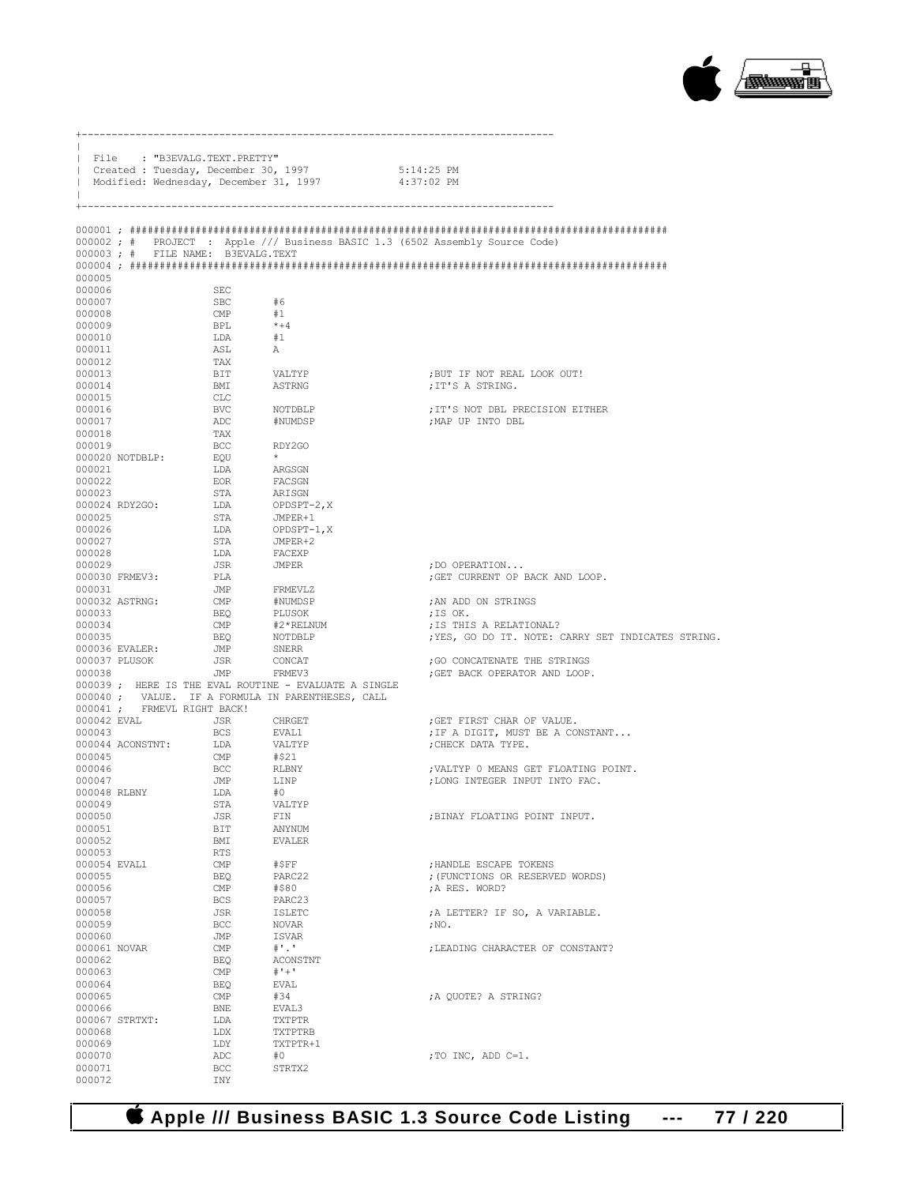```
+------------------------------------------------------------------------------
|
| File    : "B3EVALG.TEXT.PRETTY"
| Created : Tuesday, December 30, 1997              5:14:25 PM
| Modified: Wednesday, December 31, 1997            4:37:02 PM
|
+------------------------------------------------------------------------------
```

```
000001 ; #########################################################################################
000002 ; #   PROJECT  :  Apple /// Business BASIC 1.3 (6502 Assembly Source Code)
000003 ; #   FILE NAME:  B3EVALG.TEXT
000004 ; #########################################################################################
000005
000006                 SEC
000007                 SBC       #6
000008                 CMP       #1
000009                 BPL       *+4
000010                 LDA       #1
000011                 ASL       A
000012                 TAX
000013                 BIT       VALTYP                       ;BUT IF NOT REAL LOOK OUT!
000014                 BMI       ASTRNG                       ;IT'S A STRING.
000015                 CLC
000016                 BVC       NOTDBLP                      ;IT'S NOT DBL PRECISION EITHER
000017                 ADC       #NUMDSP                      ;MAP UP INTO DBL
000018                 TAX
000019                 BCC       RDY2GO
000020 NOTDBLP:        EQU       *
000021                 LDA       ARGSGN
000022                 EOR       FACSGN
000023                 STA       ARISGN
000024 RDY2GO:         LDA       OPDSPT-2,X
000025                 STA       JMPER+1
000026                 LDA       OPDSPT-1,X
000027                 STA       JMPER+2
000028                 LDA       FACEXP
000029                 JSR       JMPER                        ;DO OPERATION...
000030 FRMEV3:         PLA                                    ;GET CURRENT OP BACK AND LOOP.
000031                 JMP       FRMEVLZ
000032 ASTRNG:         CMP       #NUMDSP                      ;AN ADD ON STRINGS
000033                 BEQ       PLUSOK                       ;IS OK.
000034                 CMP       #2*RELNUM                    ;IS THIS A RELATIONAL?
000035                 BEQ       NOTDBLP                      ;YES, GO DO IT. NOTE: CARRY SET INDICATES STRING.
000036 EVALER:         JMP       SNERR
000037 PLUSOK          JSR       CONCAT                       ;GO CONCATENATE THE STRINGS
000038                 JMP       FRMEV3                       ;GET BACK OPERATOR AND LOOP.
000039 ;  HERE IS THE EVAL ROUTINE - EVALUATE A SINGLE
000040 ;   VALUE.  IF A FORMULA IN PARENTHESES, CALL
000041 ;   FRMEVL RIGHT BACK!
000042 EVAL            JSR       CHRGET                       ;GET FIRST CHAR OF VALUE.
000043                 BCS       EVAL1                        ;IF A DIGIT, MUST BE A CONSTANT...
000044 ACONSTNT:       LDA       VALTYP                       ;CHECK DATA TYPE.
000045                 CMP       #$21
000046                 BCC       RLBNY                        ;VALTYP 0 MEANS GET FLOATING POINT.
000047                 JMP       LINP                         ;LONG INTEGER INPUT INTO FAC.
000048 RLBNY           LDA       #0
000049                 STA       VALTYP
000050                 JSR       FIN                          ;BINAY FLOATING POINT INPUT.
000051                 BIT       ANYNUM
000052                 BMI       EVALER
000053                 RTS
000054 EVAL1           CMP       #$FF                         ;HANDLE ESCAPE TOKENS
000055                 BEQ       PARC22                       ;(FUNCTIONS OR RESERVED WORDS)
000056                 CMP       #$80                         ;A RES. WORD?
000057                 BCS       PARC23
000058                 JSR       ISLETC                       ;A LETTER? IF SO, A VARIABLE.
000059                 BCC       NOVAR                        ;NO.
000060                 JMP       ISVAR
000061 NOVAR           CMP       #'.'                         ;LEADING CHARACTER OF CONSTANT?
000062                 BEQ       ACONSTNT
000063                 CMP       #'+'
000064                 BEQ       EVAL
000065                 CMP       #34                          ;A QUOTE? A STRING?
000066                 BNE       EVAL3
000067 STRTXT:         LDA       TXTPTR
000068                 LDX       TXTPTRB
000069                 LDY       TXTPTR+1
000070                 ADC       #0                           ;TO INC, ADD C=1.
000071                 BCC       STRTX2
000072                 INY
```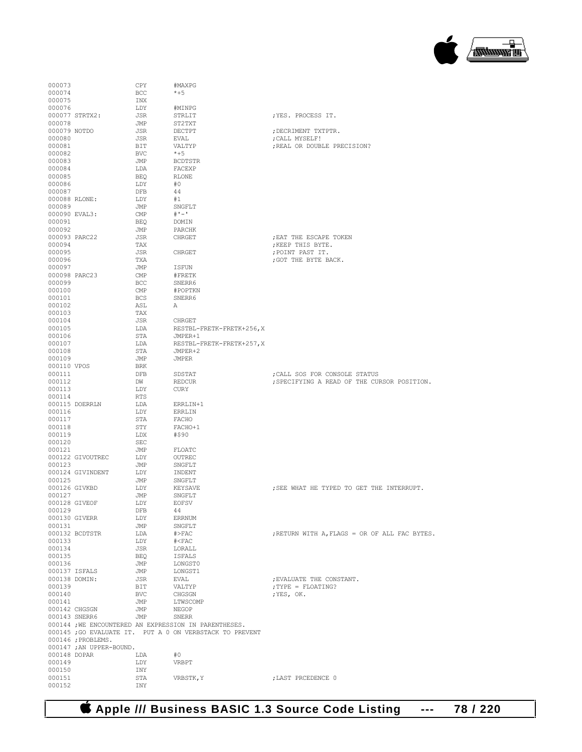```
000073                  CPY       #MAXPG
000074                  BCC       *+5
000075                  INX
000076                  LDY       #MINPG
000077 STRTX2:          JSR       STRLIT                    ;YES. PROCESS IT.
000078                  JMP       ST2TXT
000079 NOTDO            JSR       DECTPT                    ;DECRIMENT TXTPTR.
000080                  JSR       EVAL                      ;CALL MYSELF!
000081                  BIT       VALTYP                    ;REAL OR DOUBLE PRECISION?
000082                  BVC       *+5
000083                  JMP       BCDTSTR
000084                  LDA       FACEXP
000085                  BEQ       RLONE
000086                  LDY       #0
000087                  DFB       44
000088 RLONE:           LDY       #1
000089                  JMP       SNGFLT
000090 EVAL3:           CMP       #'-'
000091                  BEQ       DOMIN
000092                  JMP       PARCHK
000093 PARC22           JSR       CHRGET                    ;EAT THE ESCAPE TOKEN
000094                  TAX                                 ;KEEP THIS BYTE.
000095                  JSR       CHRGET                    ;POINT PAST IT.
000096                  TXA                                 ;GOT THE BYTE BACK.
000097                  JMP       ISFUN
000098 PARC23           CMP       #FRETK
000099                  BCC       SNERR6
000100                  CMP       #POPTKN
000101                  BCS       SNERR6
000102                  ASL       A
000103                  TAX
000104                  JSR       CHRGET
000105                  LDA       RESTBL-FRETK-FRETK+256,X
000106                  STA       JMPER+1
000107                  LDA       RESTBL-FRETK-FRETK+257,X
000108                  STA       JMPER+2
000109                  JMP       JMPER
000110 VPOS             BRK
000111                  DFB       SDSTAT                    ;CALL SOS FOR CONSOLE STATUS
000112                  DW        REDCUR                    ;SPECIFYING A READ OF THE CURSOR POSITION.
000113                  LDY       CURY
000114                  RTS
000115 DOERRLN          LDA       ERRLIN+1
000116                  LDY       ERRLIN
000117                  STA       FACHO
000118                  STY       FACHO+1
000119                  LDX       #$90
000120                  SEC
000121                  JMP       FLOATC
000122 GIVOUTREC        LDY       OUTREC
000123                  JMP       SNGFLT
000124 GIVINDENT        LDY       INDENT
000125                  JMP       SNGFLT
000126 GIVKBD           LDY       KEYSAVE                   ;SEE WHAT HE TYPED TO GET THE INTERRUPT.
000127                  JMP       SNGFLT
000128 GIVEOF           LDY       EOFSV
000129                  DFB       44
000130 GIVERR           LDY       ERRNUM
000131                  JMP       SNGFLT
000132 BCDTSTR          LDA       #>FAC                     ;RETURN WITH A,FLAGS = OR OF ALL FAC BYTES.
000133                  LDY       #<FAC
000134                  JSR       LORALL
000135                  BEQ       ISFALS
000136                  JMP       LONGST0
000137 ISFALS           JMP       LONGST1
000138 DOMIN:           JSR       EVAL                      ;EVALUATE THE CONSTANT.
000139                  BIT       VALTYP                    ;TYPE = FLOATING?
000140                  BVC       CHGSGN                    ;YES, OK.
000141                  JMP       LTWSCOMP
000142 CHGSGN           JMP       NEGOP
000143 SNERR6           JMP       SNERR
000144 ;WE ENCOUNTERED AN EXPRESSION IN PARENTHESES.
000145 ;GO EVALUATE IT.  PUT A 0 ON VERBSTACK TO PREVENT
000146 ;PROBLEMS.
000147 ;AN UPPER-BOUND.
000148 DOPAR            LDA       #0
000149                  LDY       VRBPT
000150                  INY
000151                  STA       VRBSTK,Y                  ;LAST PRCEDENCE 0
000152                  INY
```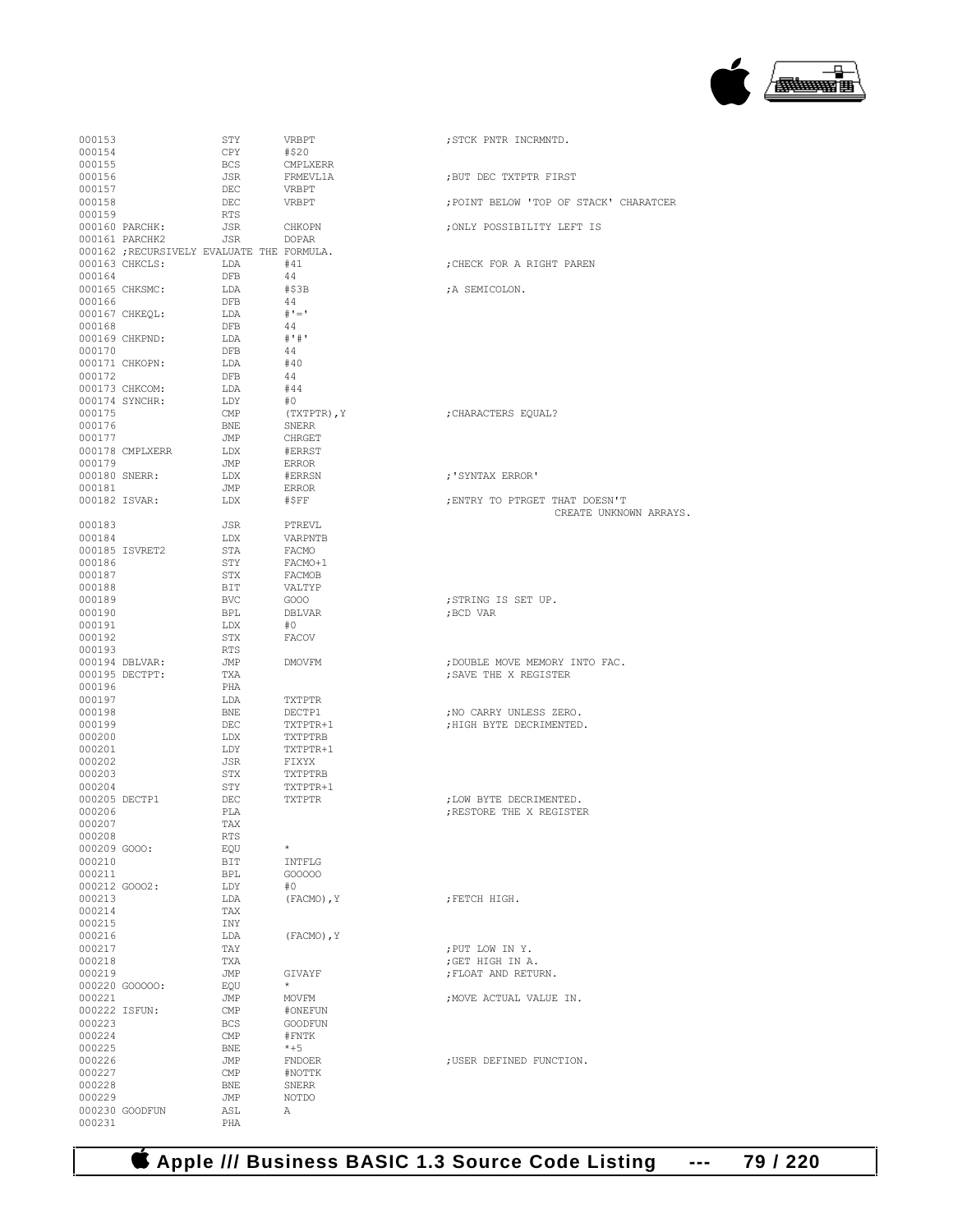```
000153                STY       VRBPT                    ;STCK PNTR INCRMNTD.
000154                CPY       #$20
000155                BCS       CMPLXERR
000156                JSR       FRMEVL1A                 ;BUT DEC TXTPTR FIRST
000157                DEC       VRBPT
000158                DEC       VRBPT                    ;POINT BELOW 'TOP OF STACK' CHARATCER
000159                RTS
000160 PARCHK:        JSR       CHKOPN                   ;ONLY POSSIBILITY LEFT IS
000161 PARCHK2        JSR       DOPAR
000162 ;RECURSIVELY EVALUATE THE FORMULA.
000163 CHKCLS:        LDA       #41                      ;CHECK FOR A RIGHT PAREN
000164                DFB       44
000165 CHKSMC:        LDA       #$3B                     ;A SEMICOLON.
000166                DFB       44
000167 CHKEQL:        LDA       #'='
000168                DFB       44
000169 CHKPND:        LDA       #'#'
000170                DFB       44
000171 CHKOPN:        LDA       #40
000172                DFB       44
000173 CHKCOM:        LDA       #44
000174 SYNCHR:        LDY       #0
000175                CMP       (TXTPTR),Y               ;CHARACTERS EQUAL?
000176                BNE       SNERR
000177                JMP       CHRGET
000178 CMPLXERR       LDX       #ERRST
000179                JMP       ERROR
000180 SNERR:         LDX       #ERRSN                   ;'SYNTAX ERROR'
000181                JMP       ERROR
000182 ISVAR:         LDX       #$FF                     ;ENTRY TO PTRGET THAT DOESN'T
                                                                          CREATE UNKNOWN ARRAYS.
000183                JSR       PTREVL
000184                LDX       VARPNTB
000185 ISVRET2        STA       FACMO
000186                STY       FACMO+1
000187                STX       FACMOB
000188                BIT       VALTYP
000189                BVC       GOOO                     ;STRING IS SET UP.
000190                BPL       DBLVAR                   ;BCD VAR
000191                LDX       #0
000192                STX       FACOV
000193                RTS
000194 DBLVAR:        JMP       DMOVFM                   ;DOUBLE MOVE MEMORY INTO FAC.
000195 DECTPT:        TXA                                ;SAVE THE X REGISTER
000196                PHA
000197                LDA       TXTPTR
000198                BNE       DECTP1                   ;NO CARRY UNLESS ZERO.
000199                DEC       TXTPTR+1                 ;HIGH BYTE DECRIMENTED.
000200                LDX       TXTPTRB
000201                LDY       TXTPTR+1
000202                JSR       FIXYX
000203                STX       TXTPTRB
000204                STY       TXTPTR+1
000205 DECTP1         DEC       TXTPTR                   ;LOW BYTE DECRIMENTED.
000206                PLA                                ;RESTORE THE X REGISTER
000207                TAX
000208                RTS
000209 GOOO:          EQU       *
000210                BIT       INTFLG
000211                BPL       GOOOOO
000212 GOOO2:         LDY       #0
000213                LDA       (FACMO),Y                ;FETCH HIGH.
000214                TAX
000215                INY
000216                LDA       (FACMO),Y
000217                TAY                                ;PUT LOW IN Y.
000218                TXA                                ;GET HIGH IN A.
000219                JMP       GIVAYF                   ;FLOAT AND RETURN.
000220 GOOOOO:        EQU       *
000221                JMP       MOVFM                    ;MOVE ACTUAL VALUE IN.
000222 ISFUN:         CMP       #ONEFUN
000223                BCS       GOODFUN
000224                CMP       #FNTK
000225                BNE       *+5
000226                JMP       FNDOER                   ;USER DEFINED FUNCTION.
000227                CMP       #NOTTK
000228                BNE       SNERR
000229                JMP       NOTDO
000230 GOODFUN        ASL       A
000231                PHA
```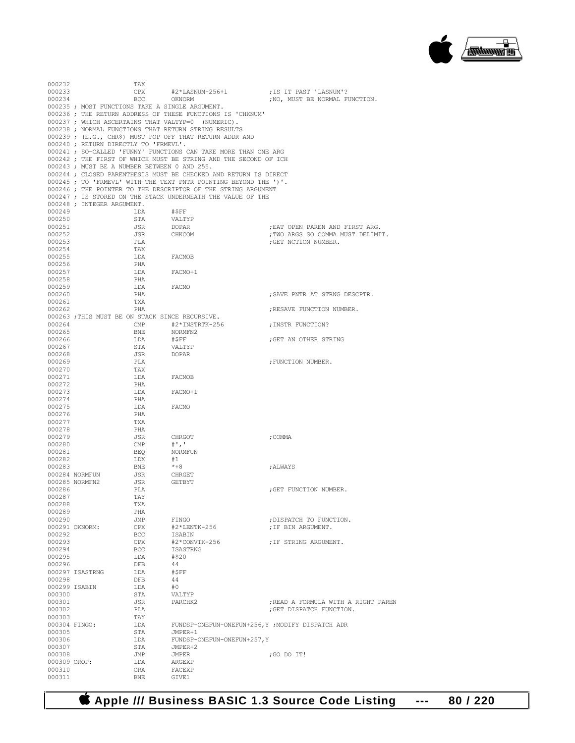```
000232                  TAX
000233                  CPX       #2*LASNUM-256+1          ;IS IT PAST 'LASNUM'?
000234                  BCC       OKNORM                   ;NO, MUST BE NORMAL FUNCTION.
000235 ; MOST FUNCTIONS TAKE A SINGLE ARGUMENT.
000236 ; THE RETURN ADDRESS OF THESE FUNCTIONS IS 'CHKNUM'
000237 ; WHICH ASCERTAINS THAT VALTYP=0  (NUMERIC).
000238 ; NORMAL FUNCTIONS THAT RETURN STRING RESULTS
000239 ; (E.G., CHR$) MUST POP OFF THAT RETURN ADDR AND
000240 ; RETURN DIRECTLY TO 'FRMEVL'.
000241 ; SO-CALLED 'FUNNY' FUNCTIONS CAN TAKE MORE THAN ONE ARG
000242 ; THE FIRST OF WHICH MUST BE STRING AND THE SECOND OF ICH
000243 ; MUST BE A NUMBER BETWEEN 0 AND 255.
000244 ; CLOSED PARENTHESIS MUST BE CHECKED AND RETURN IS DIRECT
000245 ; TO 'FRMEVL' WITH THE TEXT PNTR POINTING BEYOND THE ')'.
000246 ; THE POINTER TO THE DESCRIPTOR OF THE STRING ARGUMENT
000247 ; IS STORED ON THE STACK UNDERNEATH THE VALUE OF THE
000248 ; INTEGER ARGUMENT.
000249                  LDA       #$FF
000250                  STA       VALTYP
000251                  JSR       DOPAR                    ;EAT OPEN PAREN AND FIRST ARG.
000252                  JSR       CHKCOM                   ;TWO ARGS SO COMMA MUST DELIMIT.
000253                  PLA                                ;GET NCTION NUMBER.
000254                  TAX
000255                  LDA       FACMOB
000256                  PHA
000257                  LDA       FACMO+1
000258                  PHA
000259                  LDA       FACMO
000260                  PHA                                ;SAVE PNTR AT STRNG DESCPTR.
000261                  TXA
000262                  PHA                                ;RESAVE FUNCTION NUMBER.
000263 ;THIS MUST BE ON STACK SINCE RECURSIVE.
000264                  CMP       #2*INSTRTK-256           ;INSTR FUNCTION?
000265                  BNE       NORMFN2
000266                  LDA       #$FF                     ;GET AN OTHER STRING
000267                  STA       VALTYP
000268                  JSR       DOPAR
000269                  PLA                                ;FUNCTION NUMBER.
000270                  TAX
000271                  LDA       FACMOB
000272                  PHA
000273                  LDA       FACMO+1
000274                  PHA
000275                  LDA       FACMO
000276                  PHA
000277                  TXA
000278                  PHA
000279                  JSR       CHRGOT                   ;COMMA
000280                  CMP       #','
000281                  BEQ       NORMFUN
000282                  LDX       #1
000283                  BNE       *+8                      ;ALWAYS
000284 NORMFUN          JSR       CHRGET
000285 NORMFN2          JSR       GETBYT
000286                  PLA                                ;GET FUNCTION NUMBER.
000287                  TAY
000288                  TXA
000289                  PHA
000290                  JMP       FINGO                    ;DISPATCH TO FUNCTION.
000291 OKNORM:          CPX       #2*LENTK-256             ;IF BIN ARGUMENT.
000292                  BCC       ISABIN
000293                  CPX       #2*CONVTK-256            ;IF STRING ARGUMENT.
000294                  BCC       ISASTRNG
000295                  LDA       #$20
000296                  DFB       44
000297 ISASTRNG         LDA       #$FF
000298                  DFB       44
000299 ISABIN           LDA       #0
000300                  STA       VALTYP
000301                  JSR       PARCHK2                  ;READ A FORMULA WITH A RIGHT PAREN
000302                  PLA                                ;GET DISPATCH FUNCTION.
000303                  TAY
000304 FINGO:           LDA       FUNDSP-ONEFUN-ONEFUN+256,Y ;MODIFY DISPATCH ADR
000305                  STA       JMPER+1
000306                  LDA       FUNDSP-ONEFUN-ONEFUN+257,Y
000307                  STA       JMPER+2
000308                  JMP       JMPER                    ;GO DO IT!
000309 OROP:            LDA       ARGEXP
000310                  ORA       FACEXP
000311                  BNE       GIVE1
```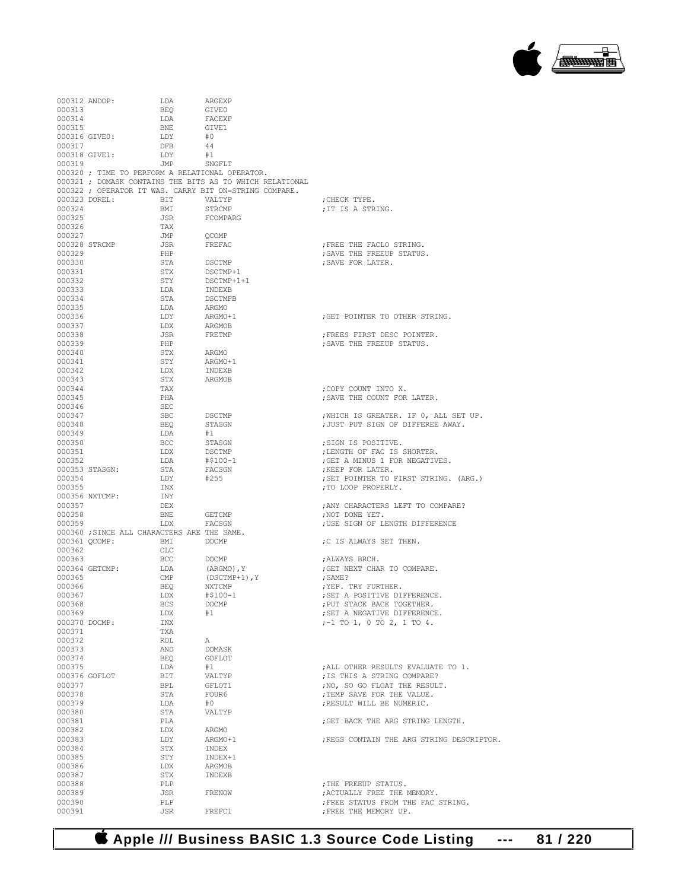```
000312 ANDOP:          LDA       ARGEXP
000313                 BEQ       GIVE0
000314                 LDA       FACEXP
000315                 BNE       GIVE1
000316 GIVE0:          LDY       #0
000317                 DFB       44
000318 GIVE1:          LDY       #1
000319                 JMP       SNGFLT
000320 ; TIME TO PERFORM A RELATIONAL OPERATOR.
000321 ; DOMASK CONTAINS THE BITS AS TO WHICH RELATIONAL
000322 ; OPERATOR IT WAS. CARRY BIT ON=STRING COMPARE.
000323 DOREL:          BIT       VALTYP                         ;CHECK TYPE.
000324                 BMI       STRCMP                         ;IT IS A STRING.
000325                 JSR       FCOMPARG
000326                 TAX
000327                 JMP       QCOMP
000328 STRCMP          JSR       FREFAC                         ;FREE THE FACLO STRING.
000329                 PHP                                      ;SAVE THE FREEUP STATUS.
000330                 STA       DSCTMP                         ;SAVE FOR LATER.
000331                 STX       DSCTMP+1
000332                 STY       DSCTMP+1+1
000333                 LDA       INDEXB
000334                 STA       DSCTMPB
000335                 LDA       ARGMO
000336                 LDY       ARGMO+1                        ;GET POINTER TO OTHER STRING.
000337                 LDX       ARGMOB
000338                 JSR       FRETMP                         ;FREES FIRST DESC POINTER.
000339                 PHP                                      ;SAVE THE FREEUP STATUS.
000340                 STX       ARGMO
000341                 STY       ARGMO+1
000342                 LDX       INDEXB
000343                 STX       ARGMOB
000344                 TAX                                      ;COPY COUNT INTO X.
000345                 PHA                                      ;SAVE THE COUNT FOR LATER.
000346                 SEC
000347                 SBC       DSCTMP                         ;WHICH IS GREATER. IF 0, ALL SET UP.
000348                 BEQ       STASGN                         ;JUST PUT SIGN OF DIFFEREE AWAY.
000349                 LDA       #1
000350                 BCC       STASGN                         ;SIGN IS POSITIVE.
000351                 LDX       DSCTMP                         ;LENGTH OF FAC IS SHORTER.
000352                 LDA       #$100-1                        ;GET A MINUS 1 FOR NEGATIVES.
000353 STASGN:         STA       FACSGN                         ;KEEP FOR LATER.
000354                 LDY       #255                           ;SET POINTER TO FIRST STRING. (ARG.)
000355                 INX                                      ;TO LOOP PROPERLY.
000356 NXTCMP:         INY
000357                 DEX                                      ;ANY CHARACTERS LEFT TO COMPARE?
000358                 BNE       GETCMP                         ;NOT DONE YET.
000359                 LDX       FACSGN                         ;USE SIGN OF LENGTH DIFFERENCE
000360 ;SINCE ALL CHARACTERS ARE THE SAME.
000361 QCOMP:          BMI       DOCMP                          ;C IS ALWAYS SET THEN.
000362                 CLC
000363                 BCC       DOCMP                          ;ALWAYS BRCH.
000364 GETCMP:         LDA       (ARGMO),Y                      ;GET NEXT CHAR TO COMPARE.
000365                 CMP       (DSCTMP+1),Y                   ;SAME?
000366                 BEQ       NXTCMP                         ;YEP. TRY FURTHER.
000367                 LDX       #$100-1                        ;SET A POSITIVE DIFFERENCE.
000368                 BCS       DOCMP                          ;PUT STACK BACK TOGETHER.
000369                 LDX       #1                             ;SET A NEGATIVE DIFFERENCE.
000370 DOCMP:          INX                                      ;-1 TO 1, 0 TO 2, 1 TO 4.
000371                 TXA
000372                 ROL       A
000373                 AND       DOMASK
000374                 BEQ       GOFLOT
000375                 LDA       #1                             ;ALL OTHER RESULTS EVALUATE TO 1.
000376 GOFLOT          BIT       VALTYP                         ;IS THIS A STRING COMPARE?
000377                 BPL       GFLOT1                         ;NO, SO GO FLOAT THE RESULT.
000378                 STA       FOUR6                          ;TEMP SAVE FOR THE VALUE.
000379                 LDA       #0                             ;RESULT WILL BE NUMERIC.
000380                 STA       VALTYP
000381                 PLA                                      ;GET BACK THE ARG STRING LENGTH.
000382                 LDX       ARGMO
000383                 LDY       ARGMO+1                        ;REGS CONTAIN THE ARG STRING DESCRIPTOR.
000384                 STX       INDEX
000385                 STY       INDEX+1
000386                 LDX       ARGMOB
000387                 STX       INDEXB
000388                 PLP                                      ;THE FREEUP STATUS.
000389                 JSR       FRENOW                         ;ACTUALLY FREE THE MEMORY.
000390                 PLP                                      ;FREE STATUS FROM THE FAC STRING.
000391                 JSR       FREFC1                         ;FREE THE MEMORY UP.
```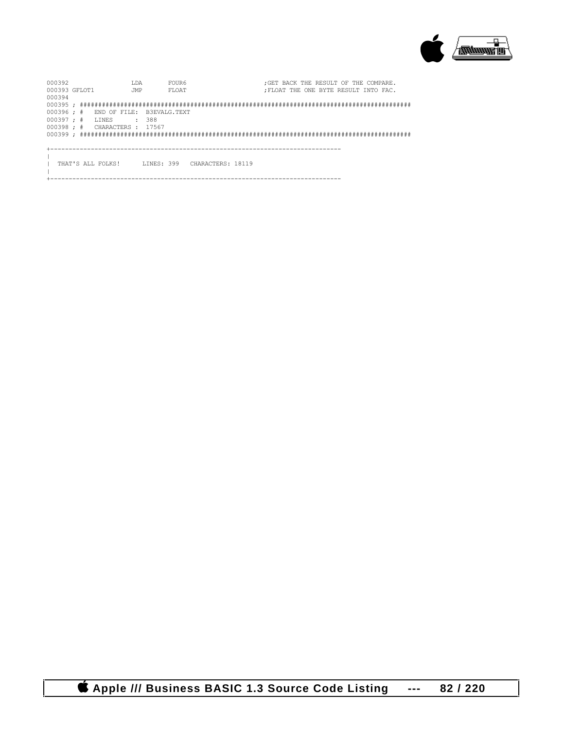```
000392                LDA       FOUR6                     ;GET BACK THE RESULT OF THE COMPARE.
000393 GFLOT1         JMP       FLOAT                     ;FLOAT THE ONE BYTE RESULT INTO FAC.
000394
000395 ; ##########################################################################################
000396 ; #   END OF FILE:  B3EVALG.TEXT
000397 ; #   LINES      :  388
000398 ; #   CHARACTERS :  17567
000399 ; ##########################################################################################
```

```
+------------------------------------------------------------------------------
|
|  THAT'S ALL FOLKS!      LINES: 399   CHARACTERS: 18119
|
+------------------------------------------------------------------------------
```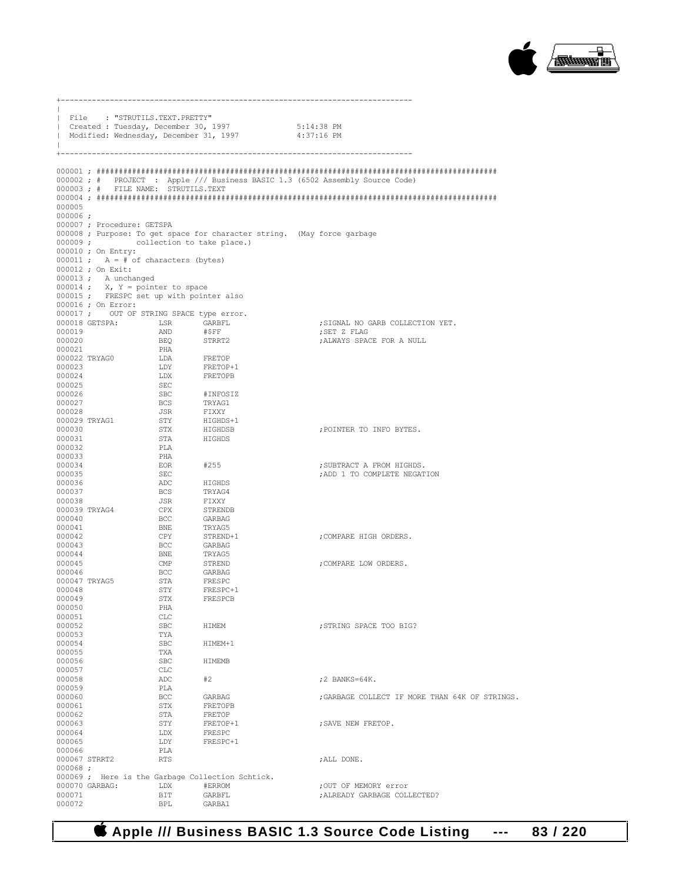```
+------------------------------------------------------------------------------
|
| File    : "STRUTILS.TEXT.PRETTY"
| Created : Tuesday, December 30, 1997              5:14:38 PM
| Modified: Wednesday, December 31, 1997            4:37:16 PM
|
+------------------------------------------------------------------------------

000001 ; ########################################################################################
000002 ; #   PROJECT  : Apple /// Business BASIC 1.3 (6502 Assembly Source Code)
000003 ; #   FILE NAME:  STRUTILS.TEXT
000004 ; ########################################################################################
000005
000006 ;
000007 ; Procedure: GETSPA
000008 ; Purpose: To get space for character string.  (May force garbage
000009 ;          collection to take place.)
000010 ; On Entry:
000011 ;   A = # of characters (bytes)
000012 ; On Exit:
000013 ;   A unchanged
000014 ;   X, Y = pointer to space
000015 ;   FRESPC set up with pointer also
000016 ; On Error:
000017 ;    OUT OF STRING SPACE type error.
000018 GETSPA:         LSR       GARBFL                     ;SIGNAL NO GARB COLLECTION YET.
000019                 AND       #$FF                       ;SET Z FLAG
000020                 BEQ       STRRT2                     ;ALWAYS SPACE FOR A NULL
000021                 PHA
000022 TRYAG0          LDA       FRETOP
000023                 LDY       FRETOP+1
000024                 LDX       FRETOPB
000025                 SEC
000026                 SBC       #INFOSIZ
000027                 BCS       TRYAG1
000028                 JSR       FIXXY
000029 TRYAG1          STY       HIGHDS+1
000030                 STX       HIGHDSB                    ;POINTER TO INFO BYTES.
000031                 STA       HIGHDS
000032                 PLA
000033                 PHA
000034                 EOR       #255                       ;SUBTRACT A FROM HIGHDS.
000035                 SEC                                  ;ADD 1 TO COMPLETE NEGATION
000036                 ADC       HIGHDS
000037                 BCS       TRYAG4
000038                 JSR       FIXXY
000039 TRYAG4          CPX       STRENDB
000040                 BCC       GARBAG
000041                 BNE       TRYAG5
000042                 CPY       STREND+1                   ;COMPARE HIGH ORDERS.
000043                 BCC       GARBAG
000044                 BNE       TRYAG5
000045                 CMP       STREND                     ;COMPARE LOW ORDERS.
000046                 BCC       GARBAG
000047 TRYAG5          STA       FRESPC
000048                 STY       FRESPC+1
000049                 STX       FRESPCB
000050                 PHA
000051                 CLC
000052                 SBC       HIMEM                      ;STRING SPACE TOO BIG?
000053                 TYA
000054                 SBC       HIMEM+1
000055                 TXA
000056                 SBC       HIMEMB
000057                 CLC
000058                 ADC       #2                         ;2 BANKS=64K.
000059                 PLA
000060                 BCC       GARBAG                     ;GARBAGE COLLECT IF MORE THAN 64K OF STRINGS.
000061                 STX       FRETOPB
000062                 STA       FRETOP
000063                 STY       FRETOP+1                   ;SAVE NEW FRETOP.
000064                 LDX       FRESPC
000065                 LDY       FRESPC+1
000066                 PLA
000067 STRRT2          RTS                                  ;ALL DONE.
000068 ;
000069 ;  Here is the Garbage Collection Schtick.
000070 GARBAG:         LDX       #ERROM                     ;OUT OF MEMORY error
000071                 BIT       GARBFL                     ;ALREADY GARBAGE COLLECTED?
000072                 BPL       GARBA1
```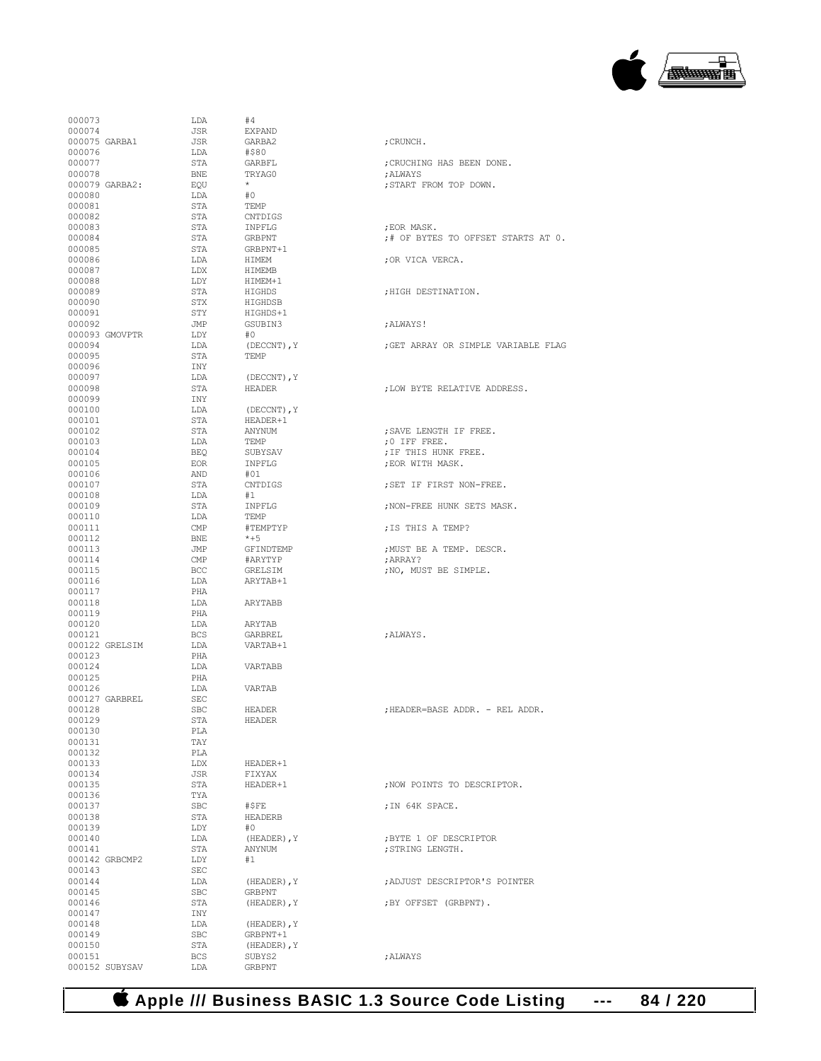```
000073                  LDA     #4
000074                  JSR     EXPAND
000075 GARBA1           JSR     GARBA2                  ;CRUNCH.
000076                  LDA     #$80
000077                  STA     GARBFL                  ;CRUCHING HAS BEEN DONE.
000078                  BNE     TRYAG0                  ;ALWAYS
000079 GARBA2:          EQU     *                       ;START FROM TOP DOWN.
000080                  LDA     #0
000081                  STA     TEMP
000082                  STA     CNTDIGS
000083                  STA     INPFLG                  ;EOR MASK.
000084                  STA     GRBPNT                  ;# OF BYTES TO OFFSET STARTS AT 0.
000085                  STA     GRBPNT+1
000086                  LDA     HIMEM                   ;OR VICA VERCA.
000087                  LDX     HIMEMB
000088                  LDY     HIMEM+1
000089                  STA     HIGHDS                  ;HIGH DESTINATION.
000090                  STX     HIGHDSB
000091                  STY     HIGHDS+1
000092                  JMP     GSUBIN3                 ;ALWAYS!
000093 GMOVPTR          LDY     #0
000094                  LDA     (DECCNT),Y              ;GET ARRAY OR SIMPLE VARIABLE FLAG
000095                  STA     TEMP
000096                  INY
000097                  LDA     (DECCNT),Y
000098                  STA     HEADER                  ;LOW BYTE RELATIVE ADDRESS.
000099                  INY
000100                  LDA     (DECCNT),Y
000101                  STA     HEADER+1
000102                  STA     ANYNUM                  ;SAVE LENGTH IF FREE.
000103                  LDA     TEMP                    ;0 IFF FREE.
000104                  BEQ     SUBYSAV                 ;IF THIS HUNK FREE.
000105                  EOR     INPFLG                  ;EOR WITH MASK.
000106                  AND     #01
000107                  STA     CNTDIGS                 ;SET IF FIRST NON-FREE.
000108                  LDA     #1
000109                  STA     INPFLG                  ;NON-FREE HUNK SETS MASK.
000110                  LDA     TEMP
000111                  CMP     #TEMPTYP                ;IS THIS A TEMP?
000112                  BNE     *+5
000113                  JMP     GFINDTEMP               ;MUST BE A TEMP. DESCR.
000114                  CMP     #ARYTYP                 ;ARRAY?
000115                  BCC     GRELSIM                 ;NO, MUST BE SIMPLE.
000116                  LDA     ARYTAB+1
000117                  PHA
000118                  LDA     ARYTABB
000119                  PHA
000120                  LDA     ARYTAB
000121                  BCS     GARBREL                 ;ALWAYS.
000122 GRELSIM          LDA     VARTAB+1
000123                  PHA
000124                  LDA     VARTABB
000125                  PHA
000126                  LDA     VARTAB
000127 GARBREL          SEC
000128                  SBC     HEADER                  ;HEADER=BASE ADDR. - REL ADDR.
000129                  STA     HEADER
000130                  PLA
000131                  TAY
000132                  PLA
000133                  LDX     HEADER+1
000134                  JSR     FIXYAX
000135                  STA     HEADER+1                ;NOW POINTS TO DESCRIPTOR.
000136                  TYA
000137                  SBC     #$FE                    ;IN 64K SPACE.
000138                  STA     HEADERB
000139                  LDY     #0
000140                  LDA     (HEADER),Y              ;BYTE 1 OF DESCRIPTOR
000141                  STA     ANYNUM                  ;STRING LENGTH.
000142 GRBCMP2          LDY     #1
000143                  SEC
000144                  LDA     (HEADER),Y              ;ADJUST DESCRIPTOR'S POINTER
000145                  SBC     GRBPNT
000146                  STA     (HEADER),Y              ;BY OFFSET (GRBPNT).
000147                  INY
000148                  LDA     (HEADER),Y
000149                  SBC     GRBPNT+1
000150                  STA     (HEADER),Y
000151                  BCS     SUBYS2                  ;ALWAYS
000152 SUBYSAV          LDA     GRBPNT
```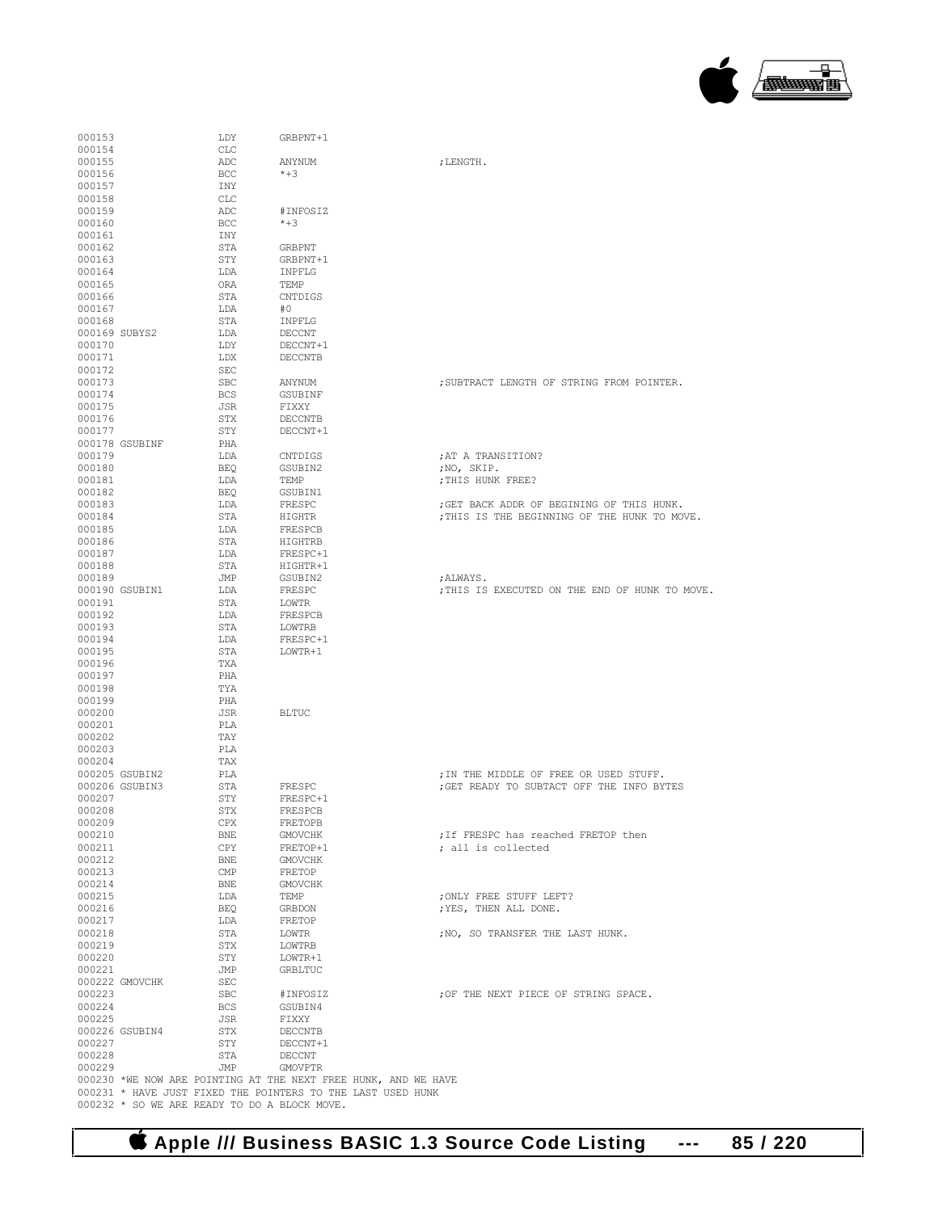```
000153                LDY     GRBPNT+1
000154                CLC
000155                ADC     ANYNUM                  ;LENGTH.
000156                BCC     *+3
000157                INY
000158                CLC
000159                ADC     #INFOSIZ
000160                BCC     *+3
000161                INY
000162                STA     GRBPNT
000163                STY     GRBPNT+1
000164                LDA     INPFLG
000165                ORA     TEMP
000166                STA     CNTDIGS
000167                LDA     #0
000168                STA     INPFLG
000169 SUBYS2         LDA     DECCNT
000170                LDY     DECCNT+1
000171                LDX     DECCNTB
000172                SEC
000173                SBC     ANYNUM                  ;SUBTRACT LENGTH OF STRING FROM POINTER.
000174                BCS     GSUBINF
000175                JSR     FIXXY
000176                STX     DECCNTB
000177                STY     DECCNT+1
000178 GSUBINF        PHA
000179                LDA     CNTDIGS                 ;AT A TRANSITION?
000180                BEQ     GSUBIN2                 ;NO, SKIP.
000181                LDA     TEMP                    ;THIS HUNK FREE?
000182                BEQ     GSUBIN1
000183                LDA     FRESPC                  ;GET BACK ADDR OF BEGINING OF THIS HUNK.
000184                STA     HIGHTR                  ;THIS IS THE BEGINNING OF THE HUNK TO MOVE.
000185                LDA     FRESPCB
000186                STA     HIGHTRB
000187                LDA     FRESPC+1
000188                STA     HIGHTR+1
000189                JMP     GSUBIN2                 ;ALWAYS.
000190 GSUBIN1        LDA     FRESPC                  ;THIS IS EXECUTED ON THE END OF HUNK TO MOVE.
000191                STA     LOWTR
000192                LDA     FRESPCB
000193                STA     LOWTRB
000194                LDA     FRESPC+1
000195                STA     LOWTR+1
000196                TXA
000197                PHA
000198                TYA
000199                PHA
000200                JSR     BLTUC
000201                PLA
000202                TAY
000203                PLA
000204                TAX
000205 GSUBIN2        PLA                             ;IN THE MIDDLE OF FREE OR USED STUFF.
000206 GSUBIN3        STA     FRESPC                  ;GET READY TO SUBTACT OFF THE INFO BYTES
000207                STY     FRESPC+1
000208                STX     FRESPCB
000209                CPX     FRETOPB
000210                BNE     GMOVCHK                 ;If FRESPC has reached FRETOP then
000211                CPY     FRETOP+1                ; all is collected
000212                BNE     GMOVCHK
000213                CMP     FRETOP
000214                BNE     GMOVCHK
000215                LDA     TEMP                    ;ONLY FREE STUFF LEFT?
000216                BEQ     GRBDON                  ;YES, THEN ALL DONE.
000217                LDA     FRETOP
000218                STA     LOWTR                   ;NO, SO TRANSFER THE LAST HUNK.
000219                STX     LOWTRB
000220                STY     LOWTR+1
000221                JMP     GRBLTUC
000222 GMOVCHK        SEC
000223                SBC     #INFOSIZ                ;OF THE NEXT PIECE OF STRING SPACE.
000224                BCS     GSUBIN4
000225                JSR     FIXXY
000226 GSUBIN4        STX     DECCNTB
000227                STY     DECCNT+1
000228                STA     DECCNT
000229                JMP     GMOVPTR
000230 *WE NOW ARE POINTING AT THE NEXT FREE HUNK, AND WE HAVE
000231 * HAVE JUST FIXED THE POINTERS TO THE LAST USED HUNK
000232 * SO WE ARE READY TO DO A BLOCK MOVE.
```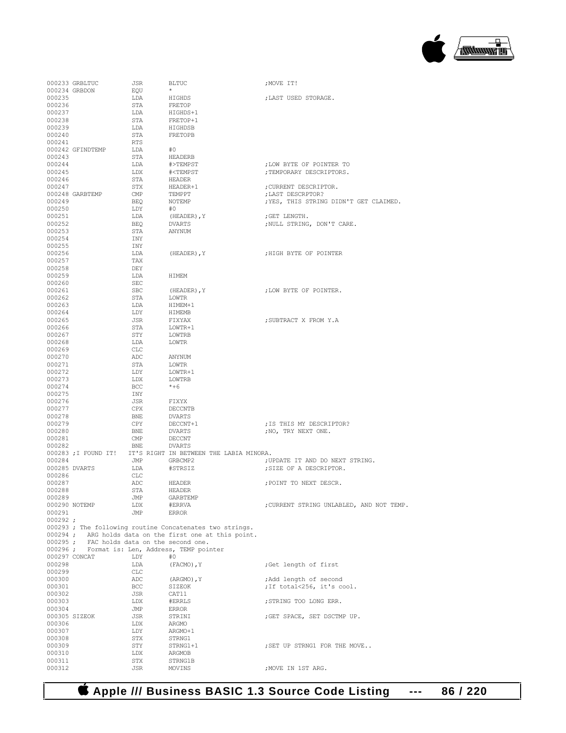```
000233 GRBLTUC         JSR       BLTUC                         ;MOVE IT!
000234 GRBDON          EQU       *
000235                 LDA       HIGHDS                        ;LAST USED STORAGE.
000236                 STA       FRETOP
000237                 LDA       HIGHDS+1
000238                 STA       FRETOP+1
000239                 LDA       HIGHDSB
000240                 STA       FRETOPB
000241                 RTS
000242 GFINDTEMP       LDA       #0
000243                 STA       HEADERB
000244                 LDA       #>TEMPST                      ;LOW BYTE OF POINTER TO
000245                 LDX       #<TEMPST                      ;TEMPORARY DESCRIPTORS.
000246                 STA       HEADER
000247                 STX       HEADER+1                      ;CURRENT DESCRIPTOR.
000248 GARBTEMP        CMP       TEMPPT                        ;LAST DESCRPTOR?
000249                 BEQ       NOTEMP                        ;YES, THIS STRING DIDN'T GET CLAIMED.
000250                 LDY       #0
000251                 LDA       (HEADER),Y                    ;GET LENGTH.
000252                 BEQ       DVARTS                        ;NULL STRING, DON'T CARE.
000253                 STA       ANYNUM
000254                 INY
000255                 INY
000256                 LDA       (HEADER),Y                    ;HIGH BYTE OF POINTER
000257                 TAX
000258                 DEY
000259                 LDA       HIMEM
000260                 SEC
000261                 SBC       (HEADER),Y                    ;LOW BYTE OF POINTER.
000262                 STA       LOWTR
000263                 LDA       HIMEM+1
000264                 LDY       HIMEMB
000265                 JSR       FIXYAX                        ;SUBTRACT X FROM Y.A
000266                 STA       LOWTR+1
000267                 STY       LOWTRB
000268                 LDA       LOWTR
000269                 CLC
000270                 ADC       ANYNUM
000271                 STA       LOWTR
000272                 LDY       LOWTR+1
000273                 LDX       LOWTRB
000274                 BCC       *+6
000275                 INY
000276                 JSR       FIXYX
000277                 CPX       DECCNTB
000278                 BNE       DVARTS
000279                 CPY       DECCNT+1                      ;IS THIS MY DESCRIPTOR?
000280                 BNE       DVARTS                        ;NO, TRY NEXT ONE.
000281                 CMP       DECCNT
000282                 BNE       DVARTS
000283 ;I FOUND IT!   IT'S RIGHT IN BETWEEN THE LABIA MINORA.
000284                 JMP       GRBCMP2                       ;UPDATE IT AND DO NEXT STRING.
000285 DVARTS          LDA       #STRSIZ                       ;SIZE OF A DESCRIPTOR.
000286                 CLC
000287                 ADC       HEADER                        ;POINT TO NEXT DESCR.
000288                 STA       HEADER
000289                 JMP       GARBTEMP
000290 NOTEMP          LDX       #ERRVA                        ;CURRENT STRING UNLABLED, AND NOT TEMP.
000291                 JMP       ERROR
000292 ;
000293 ; The following routine Concatenates two strings.
000294 ;   ARG holds data on the first one at this point.
000295 ;   FAC holds data on the second one.
000296 ;   Format is: Len, Address, TEMP pointer
000297 CONCAT          LDY       #0
000298                 LDA       (FACMO),Y                     ;Get length of first
000299                 CLC
000300                 ADC       (ARGMO),Y                     ;Add length of second
000301                 BCC       SIZEOK                        ;If total<256, it's cool.
000302                 JSR       CAT11
000303                 LDX       #ERRLS                        ;STRING TOO LONG ERR.
000304                 JMP       ERROR
000305 SIZEOK          JSR       STRINI                        ;GET SPACE, SET DSCTMP UP.
000306                 LDX       ARGMO
000307                 LDY       ARGMO+1
000308                 STX       STRNG1
000309                 STY       STRNG1+1                      ;SET UP STRNG1 FOR THE MOVE..
000310                 LDX       ARGMOB
000311                 STX       STRNG1B
000312                 JSR       MOVINS                        ;MOVE IN 1ST ARG.
```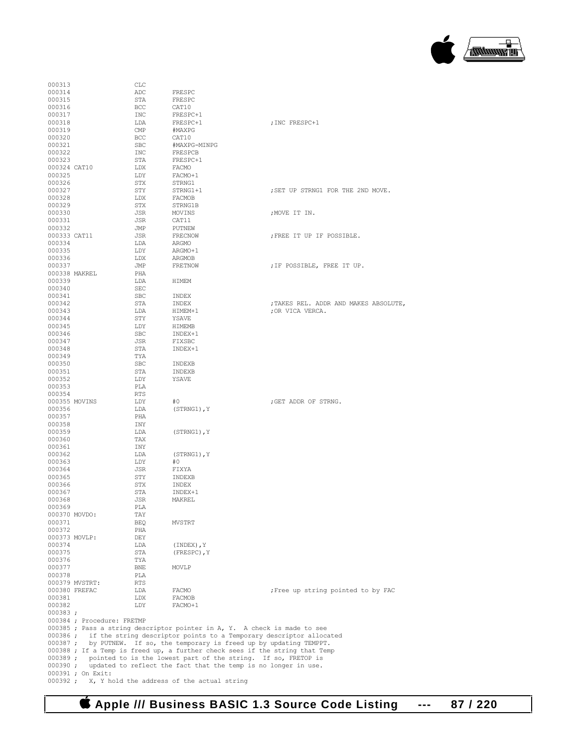```
000313                  CLC
000314                  ADC     FRESPC
000315                  STA     FRESPC
000316                  BCC     CAT10
000317                  INC     FRESPC+1
000318                  LDA     FRESPC+1                ;INC FRESPC+1
000319                  CMP     #MAXPG
000320                  BCC     CAT10
000321                  SBC     #MAXPG-MINPG
000322                  INC     FRESPCB
000323                  STA     FRESPC+1
000324 CAT10            LDX     FACMO
000325                  LDY     FACMO+1
000326                  STX     STRNG1
000327                  STY     STRNG1+1                ;SET UP STRNG1 FOR THE 2ND MOVE.
000328                  LDX     FACMOB
000329                  STX     STRNG1B
000330                  JSR     MOVINS                  ;MOVE IT IN.
000331                  JSR     CAT11
000332                  JMP     PUTNEW
000333 CAT11            JSR     FRECNOW                 ;FREE IT UP IF POSSIBLE.
000334                  LDA     ARGMO
000335                  LDY     ARGMO+1
000336                  LDX     ARGMOB
000337                  JMP     FRETNOW                 ;IF POSSIBLE, FREE IT UP.
000338 MAKREL           PHA
000339                  LDA     HIMEM
000340                  SEC
000341                  SBC     INDEX
000342                  STA     INDEX                   ;TAKES REL. ADDR AND MAKES ABSOLUTE,
000343                  LDA     HIMEM+1                 ;OR VICA VERCA.
000344                  STY     YSAVE
000345                  LDY     HIMEMB
000346                  SBC     INDEX+1
000347                  JSR     FIXSBC
000348                  STA     INDEX+1
000349                  TYA
000350                  SBC     INDEXB
000351                  STA     INDEXB
000352                  LDY     YSAVE
000353                  PLA
000354                  RTS
000355 MOVINS           LDY     #0                      ;GET ADDR OF STRNG.
000356                  LDA     (STRNG1),Y
000357                  PHA
000358                  INY
000359                  LDA     (STRNG1),Y
000360                  TAX
000361                  INY
000362                  LDA     (STRNG1),Y
000363                  LDY     #0
000364                  JSR     FIXYA
000365                  STY     INDEXB
000366                  STX     INDEX
000367                  STA     INDEX+1
000368                  JSR     MAKREL
000369                  PLA
000370 MOVDO:           TAY
000371                  BEQ     MVSTRT
000372                  PHA
000373 MOVLP:           DEY
000374                  LDA     (INDEX),Y
000375                  STA     (FRESPC),Y
000376                  TYA
000377                  BNE     MOVLP
000378                  PLA
000379 MVSTRT:          RTS
000380 FREFAC           LDA     FACMO                   ;Free up string pointed to by FAC
000381                  LDX     FACMOB
000382                  LDY     FACMO+1
000383 ;
000384 ; Procedure: FRETMP
000385 ; Pass a string descriptor pointer in A, Y.  A check is made to see
000386 ;   if the string descriptor points to a Temporary descriptor allocated
000387 ;   by PUTNEW.  If so, the temporary is freed up by updating TEMPPT.
000388 ; If a Temp is freed up, a further check sees if the string that Temp
000389 ;   pointed to is the lowest part of the string.  If so, FRETOP is
000390 ;   updated to reflect the fact that the temp is no longer in use.
000391 ; On Exit:
000392 ;   X, Y hold the address of the actual string
```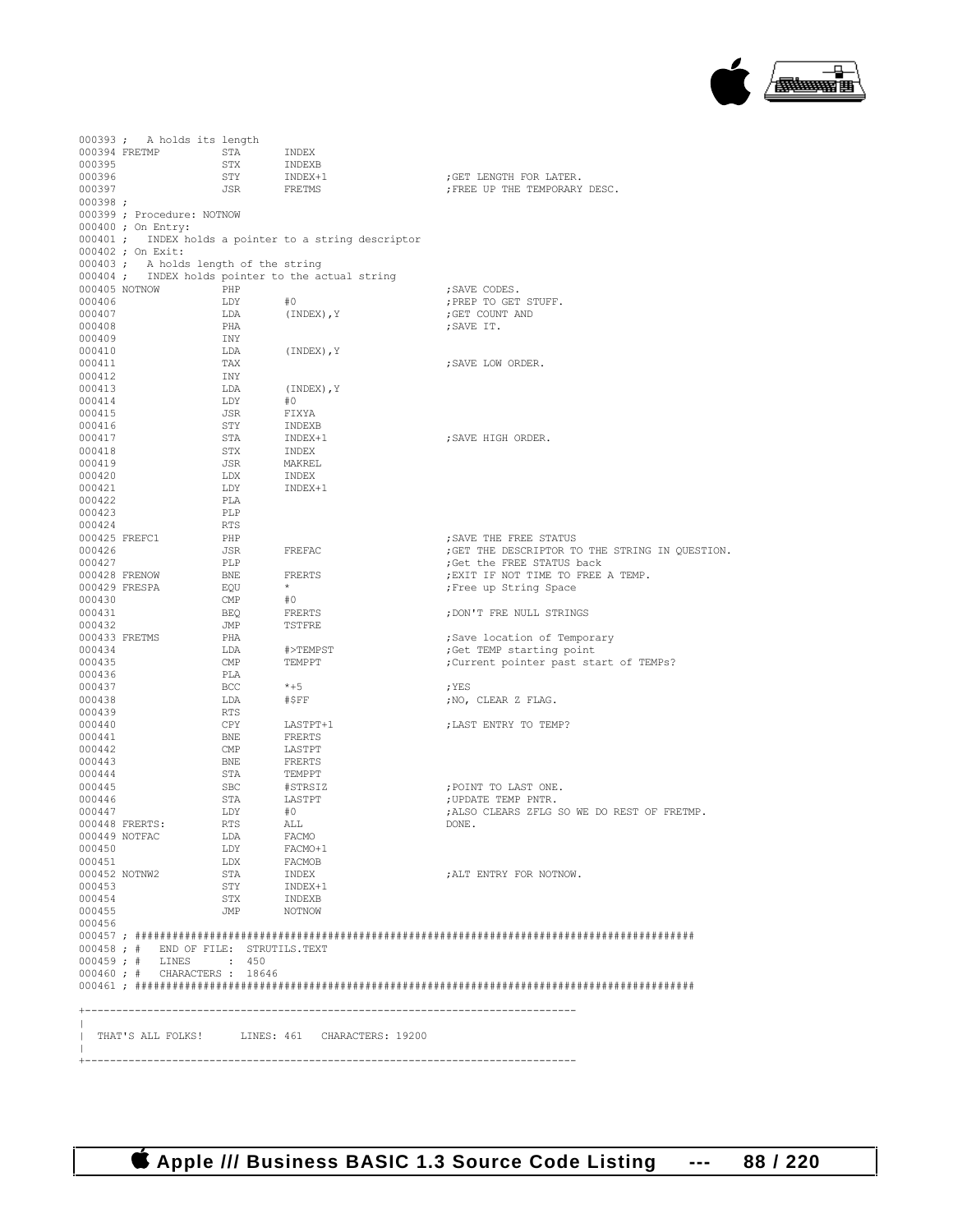```
000393 ;   A holds its length
000394 FRETMP          STA       INDEX
000395                 STX       INDEXB
000396                 STY       INDEX+1                        ;GET LENGTH FOR LATER.
000397                 JSR       FRETMS                         ;FREE UP THE TEMPORARY DESC.
000398 ;
000399 ; Procedure: NOTNOW
000400 ; On Entry:
000401 ;   INDEX holds a pointer to a string descriptor
000402 ; On Exit:
000403 ;   A holds length of the string
000404 ;   INDEX holds pointer to the actual string
000405 NOTNOW          PHP                                      ;SAVE CODES.
000406                 LDY       #0                             ;PREP TO GET STUFF.
000407                 LDA       (INDEX),Y                      ;GET COUNT AND
000408                 PHA                                      ;SAVE IT.
000409                 INY
000410                 LDA       (INDEX),Y
000411                 TAX                                      ;SAVE LOW ORDER.
000412                 INY
000413                 LDA       (INDEX),Y
000414                 LDY       #0
000415                 JSR       FIXYA
000416                 STY       INDEXB
000417                 STA       INDEX+1                        ;SAVE HIGH ORDER.
000418                 STX       INDEX
000419                 JSR       MAKREL
000420                 LDX       INDEX
000421                 LDY       INDEX+1
000422                 PLA
000423                 PLP
000424                 RTS
000425 FREFC1          PHP                                      ;SAVE THE FREE STATUS
000426                 JSR       FREFAC                         ;GET THE DESCRIPTOR TO THE STRING IN QUESTION.
000427                 PLP                                      ;Get the FREE STATUS back
000428 FRENOW          BNE       FRERTS                         ;EXIT IF NOT TIME TO FREE A TEMP.
000429 FRESPA          EQU       *                              ;Free up String Space
000430                 CMP       #0
000431                 BEQ       FRERTS                         ;DON'T FRE NULL STRINGS
000432                 JMP       TSTFRE
000433 FRETMS          PHA                                      ;Save location of Temporary
000434                 LDA       #>TEMPST                       ;Get TEMP starting point
000435                 CMP       TEMPPT                         ;Current pointer past start of TEMPs?
000436                 PLA
000437                 BCC       *+5                            ;YES
000438                 LDA       #$FF                           ;NO, CLEAR Z FLAG.
000439                 RTS
000440                 CPY       LASTPT+1                       ;LAST ENTRY TO TEMP?
000441                 BNE       FRERTS
000442                 CMP       LASTPT
000443                 BNE       FRERTS
000444                 STA       TEMPPT
000445                 SBC       #STRSIZ                        ;POINT TO LAST ONE.
000446                 STA       LASTPT                         ;UPDATE TEMP PNTR.
000447                 LDY       #0                             ;ALSO CLEARS ZFLG SO WE DO REST OF FRETMP.
000448 FRERTS:         RTS       ALL                            DONE.
000449 NOTFAC          LDA       FACMO
000450                 LDY       FACMO+1
000451                 LDX       FACMOB
000452 NOTNW2          STA       INDEX                          ;ALT ENTRY FOR NOTNOW.
000453                 STY       INDEX+1
000454                 STX       INDEXB
000455                 JMP       NOTNOW
000456
000457 ; ##########################################################################################
000458 ; #   END OF FILE:  STRUTILS.TEXT
000459 ; #   LINES      :  450
000460 ; #   CHARACTERS :  18646
000461 ; ##########################################################################################


+------------------------------------------------------------------------------
|
|  THAT'S ALL FOLKS!      LINES: 461   CHARACTERS: 19200
|
+------------------------------------------------------------------------------
```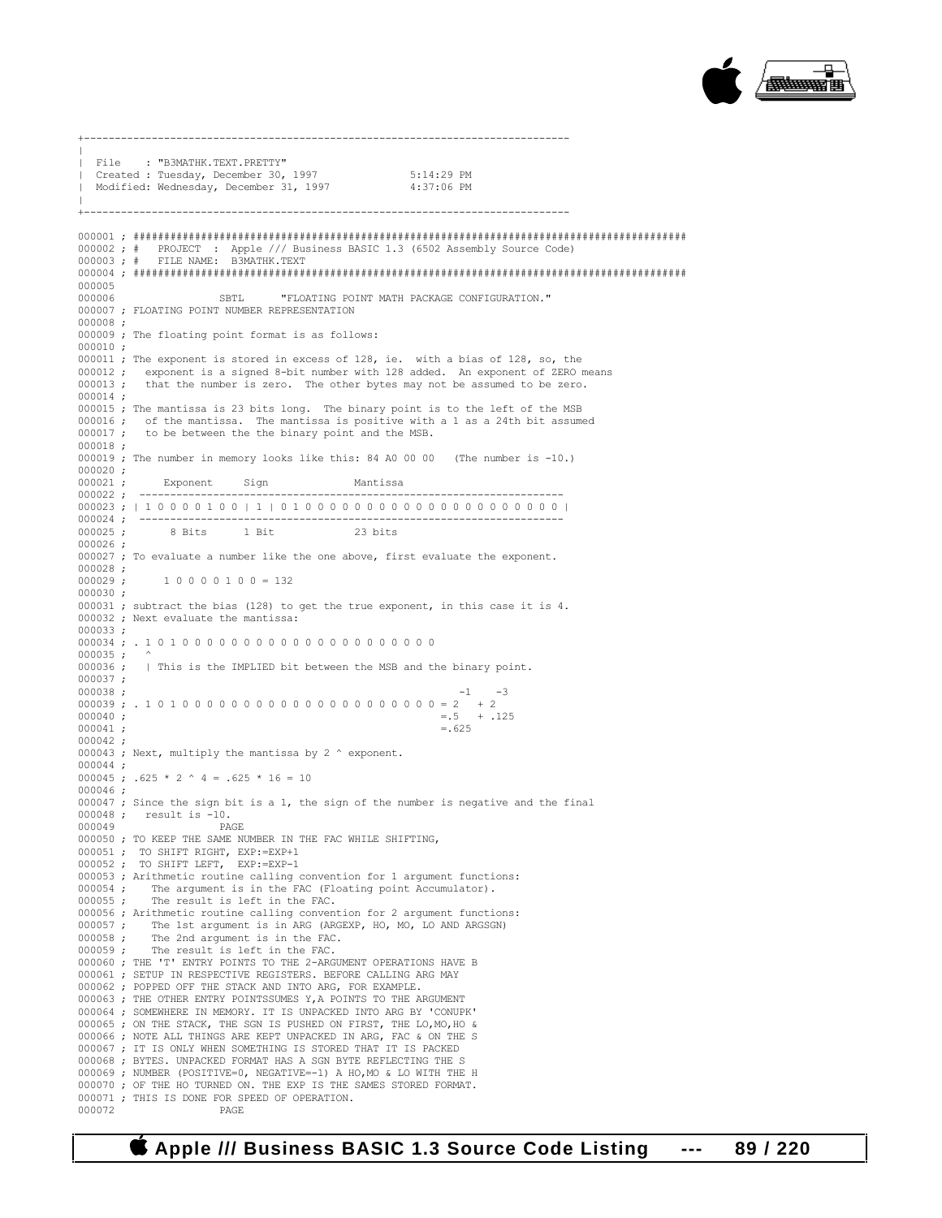```
+------------------------------------------------------------------------------
|
| File    : "B3MATHK.TEXT.PRETTY"
| Created : Tuesday, December 30, 1997              5:14:29 PM
| Modified: Wednesday, December 31, 1997            4:37:06 PM
|
+------------------------------------------------------------------------------

000001 ; ########################################################################################
000002 ; #   PROJECT  :  Apple /// Business BASIC 1.3 (6502 Assembly Source Code)
000003 ; #   FILE NAME:  B3MATHK.TEXT
000004 ; ########################################################################################
000005
000006                  SBTL      "FLOATING POINT MATH PACKAGE CONFIGURATION."
000007 ; FLOATING POINT NUMBER REPRESENTATION
000008 ;
000009 ; The floating point format is as follows:
000010 ;
000011 ; The exponent is stored in excess of 128, ie.  with a bias of 128, so, the
000012 ;   exponent is a signed 8-bit number with 128 added.  An exponent of ZERO means
000013 ;   that the number is zero.  The other bytes may not be assumed to be zero.
000014 ;
000015 ; The mantissa is 23 bits long.  The binary point is to the left of the MSB
000016 ;   of the mantissa.  The mantissa is positive with a 1 as a 24th bit assumed
000017 ;   to be between the the binary point and the MSB.
000018 ;
000019 ; The number in memory looks like this: 84 A0 00 00   (The number is -10.)
000020 ;
000021 ;      Exponent     Sign              Mantissa
000022 ;  -------------------------------------------------------------------
000023 ; | 1 0 0 0 0 1 0 0 | 1 | 0 1 0 0 0 0 0 0 0 0 0 0 0 0 0 0 0 0 0 0 0 0 0 |
000024 ;  -------------------------------------------------------------------
000025 ;       8 Bits      1 Bit             23 bits
000026 ;
000027 ; To evaluate a number like the one above, first evaluate the exponent.
000028 ;
000029 ;      1 0 0 0 0 1 0 0 = 132
000030 ;
000031 ; subtract the bias (128) to get the true exponent, in this case it is 4.
000032 ; Next evaluate the mantissa:
000033 ;
000034 ; . 1 0 1 0 0 0 0 0 0 0 0 0 0 0 0 0 0 0 0 0 0 0 0 0
000035 ;   ^
000036 ;   | This is the IMPLIED bit between the MSB and the binary point.
000037 ;
000038 ;                                                    -1    -3
000039 ; . 1 0 1 0 0 0 0 0 0 0 0 0 0 0 0 0 0 0 0 0 0 0 0 0 = 2   + 2
000040 ;                                                  =.5   + .125
000041 ;                                                  =.625
000042 ;
000043 ; Next, multiply the mantissa by 2 ^ exponent.
000044 ;
000045 ; .625 * 2 ^ 4 = .625 * 16 = 10
000046 ;
000047 ; Since the sign bit is a 1, the sign of the number is negative and the final
000048 ;   result is -10.
000049                  PAGE
000050 ; TO KEEP THE SAME NUMBER IN THE FAC WHILE SHIFTING,
000051 ;  TO SHIFT RIGHT, EXP:=EXP+1
000052 ;  TO SHIFT LEFT,  EXP:=EXP-1
000053 ; Arithmetic routine calling convention for 1 argument functions:
000054 ;    The argument is in the FAC (Floating point Accumulator).
000055 ;    The result is left in the FAC.
000056 ; Arithmetic routine calling convention for 2 argument functions:
000057 ;    The 1st argument is in ARG (ARGEXP, HO, MO, LO AND ARGSGN)
000058 ;    The 2nd argument is in the FAC.
000059 ;    The result is left in the FAC.
000060 ; THE 'T' ENTRY POINTS TO THE 2-ARGUMENT OPERATIONS HAVE B
000061 ; SETUP IN RESPECTIVE REGISTERS. BEFORE CALLING ARG MAY
000062 ; POPPED OFF THE STACK AND INTO ARG, FOR EXAMPLE.
000063 ; THE OTHER ENTRY POINTSSUMES Y,A POINTS TO THE ARGUMENT
000064 ; SOMEWHERE IN MEMORY. IT IS UNPACKED INTO ARG BY 'CONUPK'
000065 ; ON THE STACK, THE SGN IS PUSHED ON FIRST, THE LO,MO,HO &
000066 ; NOTE ALL THINGS ARE KEPT UNPACKED IN ARG, FAC & ON THE S
000067 ; IT IS ONLY WHEN SOMETHING IS STORED THAT IT IS PACKED
000068 ; BYTES. UNPACKED FORMAT HAS A SGN BYTE REFLECTING THE S
000069 ; NUMBER (POSITIVE=0, NEGATIVE=-1) A HO,MO & LO WITH THE H
000070 ; OF THE HO TURNED ON. THE EXP IS THE SAMES STORED FORMAT.
000071 ; THIS IS DONE FOR SPEED OF OPERATION.
000072                  PAGE
```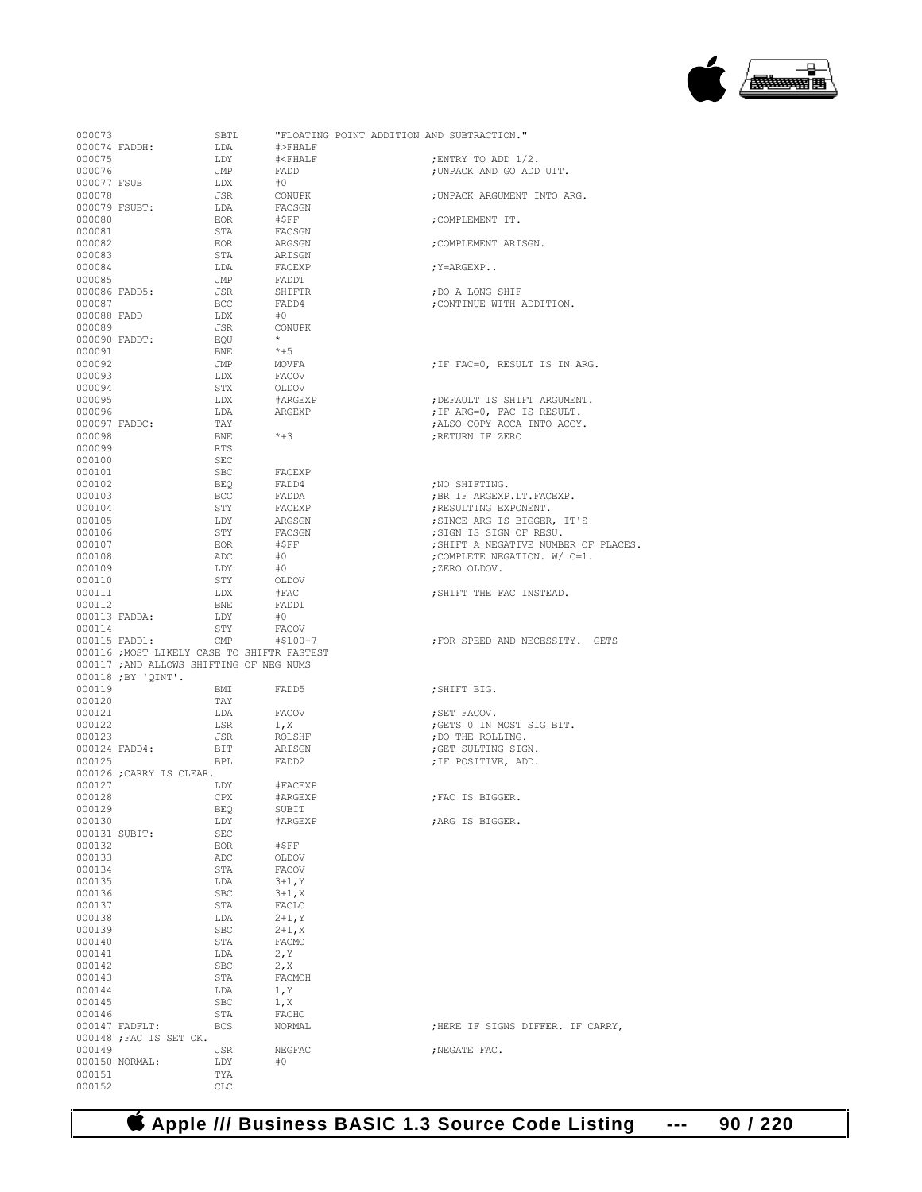```
000073                  SBTL    "FLOATING POINT ADDITION AND SUBTRACTION."
000074 FADDH:           LDA     #>FHALF
000075                  LDY     #<FHALF                 ;ENTRY TO ADD 1/2.
000076                  JMP     FADD                    ;UNPACK AND GO ADD UIT.
000077 FSUB             LDX     #0
000078                  JSR     CONUPK                  ;UNPACK ARGUMENT INTO ARG.
000079 FSUBT:           LDA     FACSGN
000080                  EOR     #$FF                    ;COMPLEMENT IT.
000081                  STA     FACSGN
000082                  EOR     ARGSGN                  ;COMPLEMENT ARISGN.
000083                  STA     ARISGN
000084                  LDA     FACEXP                  ;Y=ARGEXP..
000085                  JMP     FADDT
000086 FADD5:           JSR     SHIFTR                  ;DO A LONG SHIF
000087                  BCC     FADD4                   ;CONTINUE WITH ADDITION.
000088 FADD             LDX     #0
000089                  JSR     CONUPK
000090 FADDT:           EQU     *
000091                  BNE     *+5
000092                  JMP     MOVFA                   ;IF FAC=0, RESULT IS IN ARG.
000093                  LDX     FACOV
000094                  STX     OLDOV
000095                  LDX     #ARGEXP                 ;DEFAULT IS SHIFT ARGUMENT.
000096                  LDA     ARGEXP                  ;IF ARG=0, FAC IS RESULT.
000097 FADDC:           TAY                             ;ALSO COPY ACCA INTO ACCY.
000098                  BNE     *+3                     ;RETURN IF ZERO
000099                  RTS
000100                  SEC
000101                  SBC     FACEXP
000102                  BEQ     FADD4                   ;NO SHIFTING.
000103                  BCC     FADDA                   ;BR IF ARGEXP.LT.FACEXP.
000104                  STY     FACEXP                  ;RESULTING EXPONENT.
000105                  LDY     ARGSGN                  ;SINCE ARG IS BIGGER, IT'S
000106                  STY     FACSGN                  ;SIGN IS SIGN OF RESU.
000107                  EOR     #$FF                    ;SHIFT A NEGATIVE NUMBER OF PLACES.
000108                  ADC     #0                      ;COMPLETE NEGATION. W/ C=1.
000109                  LDY     #0                      ;ZERO OLDOV.
000110                  STY     OLDOV
000111                  LDX     #FAC                    ;SHIFT THE FAC INSTEAD.
000112                  BNE     FADD1
000113 FADDA:           LDY     #0
000114                  STY     FACOV
000115 FADD1:           CMP     #$100-7                 ;FOR SPEED AND NECESSITY.  GETS
000116 ;MOST LIKELY CASE TO SHIFTR FASTEST
000117 ;AND ALLOWS SHIFTING OF NEG NUMS
000118 ;BY 'QINT'.
000119                  BMI     FADD5                   ;SHIFT BIG.
000120                  TAY
000121                  LDA     FACOV                   ;SET FACOV.
000122                  LSR     1,X                     ;GETS 0 IN MOST SIG BIT.
000123                  JSR     ROLSHF                  ;DO THE ROLLING.
000124 FADD4:           BIT     ARISGN                  ;GET SULTING SIGN.
000125                  BPL     FADD2                   ;IF POSITIVE, ADD.
000126 ;CARRY IS CLEAR.
000127                  LDY     #FACEXP
000128                  CPX     #ARGEXP                 ;FAC IS BIGGER.
000129                  BEQ     SUBIT
000130                  LDY     #ARGEXP                 ;ARG IS BIGGER.
000131 SUBIT:           SEC
000132                  EOR     #$FF
000133                  ADC     OLDOV
000134                  STA     FACOV
000135                  LDA     3+1,Y
000136                  SBC     3+1,X
000137                  STA     FACLO
000138                  LDA     2+1,Y
000139                  SBC     2+1,X
000140                  STA     FACMO
000141                  LDA     2,Y
000142                  SBC     2,X
000143                  STA     FACMOH
000144                  LDA     1,Y
000145                  SBC     1,X
000146                  STA     FACHO
000147 FADFLT:          BCS     NORMAL                  ;HERE IF SIGNS DIFFER. IF CARRY,
000148 ;FAC IS SET OK.
000149                  JSR     NEGFAC                  ;NEGATE FAC.
000150 NORMAL:          LDY     #0
000151                  TYA
000152                  CLC
```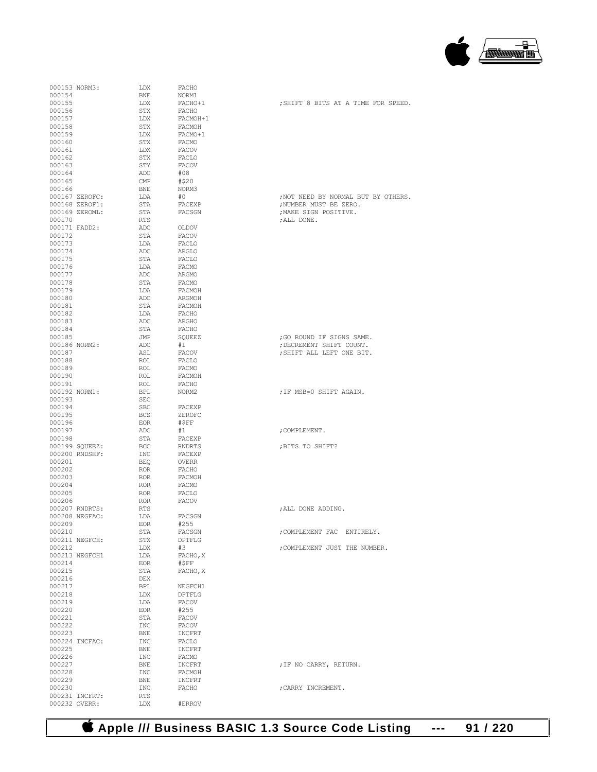```
000153 NORM3:          LDX     FACHO
000154                 BNE     NORM1
000155                 LDX     FACHO+1                 ;SHIFT 8 BITS AT A TIME FOR SPEED.
000156                 STX     FACHO
000157                 LDX     FACMOH+1
000158                 STX     FACMOH
000159                 LDX     FACMO+1
000160                 STX     FACMO
000161                 LDX     FACOV
000162                 STX     FACLO
000163                 STY     FACOV
000164                 ADC     #08
000165                 CMP     #$20
000166                 BNE     NORM3
000167 ZEROFC:         LDA     #0                      ;NOT NEED BY NORMAL BUT BY OTHERS.
000168 ZEROF1:         STA     FACEXP                  ;NUMBER MUST BE ZERO.
000169 ZEROML:         STA     FACSGN                  ;MAKE SIGN POSITIVE.
000170                 RTS                             ;ALL DONE.
000171 FADD2:          ADC     OLDOV
000172                 STA     FACOV
000173                 LDA     FACLO
000174                 ADC     ARGLO
000175                 STA     FACLO
000176                 LDA     FACMO
000177                 ADC     ARGMO
000178                 STA     FACMO
000179                 LDA     FACMOH
000180                 ADC     ARGMOH
000181                 STA     FACMOH
000182                 LDA     FACHO
000183                 ADC     ARGHO
000184                 STA     FACHO
000185                 JMP     SQUEEZ                  ;GO ROUND IF SIGNS SAME.
000186 NORM2:          ADC     #1                      ;DECREMENT SHIFT COUNT.
000187                 ASL     FACOV                   ;SHIFT ALL LEFT ONE BIT.
000188                 ROL     FACLO
000189                 ROL     FACMO
000190                 ROL     FACMOH
000191                 ROL     FACHO
000192 NORM1:          BPL     NORM2                   ;IF MSB=0 SHIFT AGAIN.
000193                 SEC
000194                 SBC     FACEXP
000195                 BCS     ZEROFC
000196                 EOR     #$FF
000197                 ADC     #1                      ;COMPLEMENT.
000198                 STA     FACEXP
000199 SQUEEZ:         BCC     RNDRTS                  ;BITS TO SHIFT?
000200 RNDSHF:         INC     FACEXP
000201                 BEQ     OVERR
000202                 ROR     FACHO
000203                 ROR     FACMOH
000204                 ROR     FACMO
000205                 ROR     FACLO
000206                 ROR     FACOV
000207 RNDRTS:         RTS                             ;ALL DONE ADDING.
000208 NEGFAC:         LDA     FACSGN
000209                 EOR     #255
000210                 STA     FACSGN                  ;COMPLEMENT FAC  ENTIRELY.
000211 NEGFCH:         STX     DPTFLG
000212                 LDX     #3                      ;COMPLEMENT JUST THE NUMBER.
000213 NEGFCH1         LDA     FACHO,X
000214                 EOR     #$FF
000215                 STA     FACHO,X
000216                 DEX
000217                 BPL     NEGFCH1
000218                 LDX     DPTFLG
000219                 LDA     FACOV
000220                 EOR     #255
000221                 STA     FACOV
000222                 INC     FACOV
000223                 BNE     INCFRT
000224 INCFAC:         INC     FACLO
000225                 BNE     INCFRT
000226                 INC     FACMO
000227                 BNE     INCFRT                  ;IF NO CARRY, RETURN.
000228                 INC     FACMOH
000229                 BNE     INCFRT
000230                 INC     FACHO                   ;CARRY INCREMENT.
000231 INCFRT:         RTS
000232 OVERR:          LDX     #ERROV
```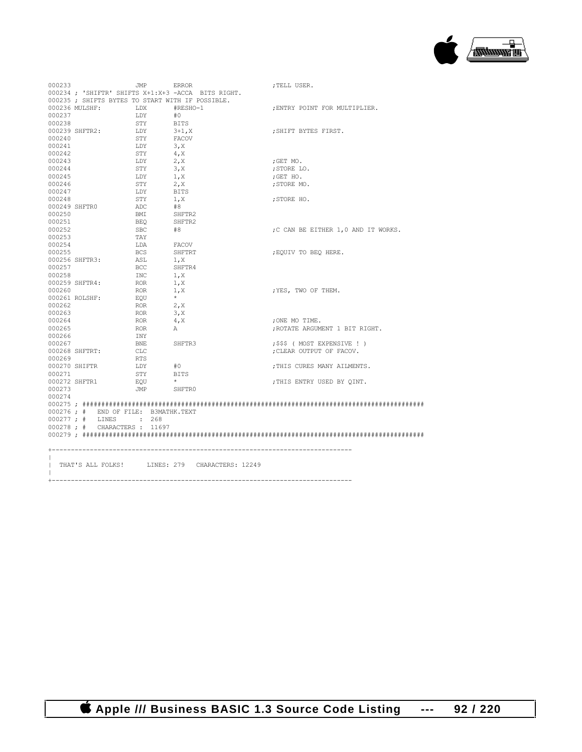```
000233                JMP       ERROR                     ;TELL USER.
000234 ; 'SHIFTR' SHIFTS X+1:X+3 -ACCA  BITS RIGHT.
000235 ; SHIFTS BYTES TO START WITH IF POSSIBLE.
000236 MULSHF:        LDX       #RESHO-1                  ;ENTRY POINT FOR MULTIPLIER.
000237                LDY       #0
000238                STY       BITS
000239 SHFTR2:        LDY       3+1,X                     ;SHIFT BYTES FIRST.
000240                STY       FACOV
000241                LDY       3,X
000242                STY       4,X
000243                LDY       2,X                       ;GET MO.
000244                STY       3,X                       ;STORE LO.
000245                LDY       1,X                       ;GET HO.
000246                STY       2,X                       ;STORE MO.
000247                LDY       BITS
000248                STY       1,X                       ;STORE HO.
000249 SHFTR0         ADC       #8
000250                BMI       SHFTR2
000251                BEQ       SHFTR2
000252                SBC       #8                        ;C CAN BE EITHER 1,0 AND IT WORKS.
000253                TAY
000254                LDA       FACOV
000255                BCS       SHFTRT                    ;EQUIV TO BEQ HERE.
000256 SHFTR3:        ASL       1,X
000257                BCC       SHFTR4
000258                INC       1,X
000259 SHFTR4:        ROR       1,X
000260                ROR       1,X                       ;YES, TWO OF THEM.
000261 ROLSHF:        EQU       *
000262                ROR       2,X
000263                ROR       3,X
000264                ROR       4,X                       ;ONE MO TIME.
000265                ROR       A                         ;ROTATE ARGUMENT 1 BIT RIGHT.
000266                INY
000267                BNE       SHFTR3                    ;$$$ ( MOST EXPENSIVE ! )
000268 SHFTRT:        CLC                                 ;CLEAR OUTPUT OF FACOV.
000269                RTS
000270 SHIFTR         LDY       #0                        ;THIS CURES MANY AILMENTS.
000271                STY       BITS
000272 SHFTR1         EQU       *                         ;THIS ENTRY USED BY QINT.
000273                JMP       SHFTR0
000274
000275 ; ##########################################################################################
000276 ; #   END OF FILE:  B3MATHK.TEXT
000277 ; #   LINES      :  268
000278 ; #   CHARACTERS :  11697
000279 ; ##########################################################################################

+------------------------------------------------------------------------------
|
|  THAT'S ALL FOLKS!      LINES: 279   CHARACTERS: 12249
|
+------------------------------------------------------------------------------
```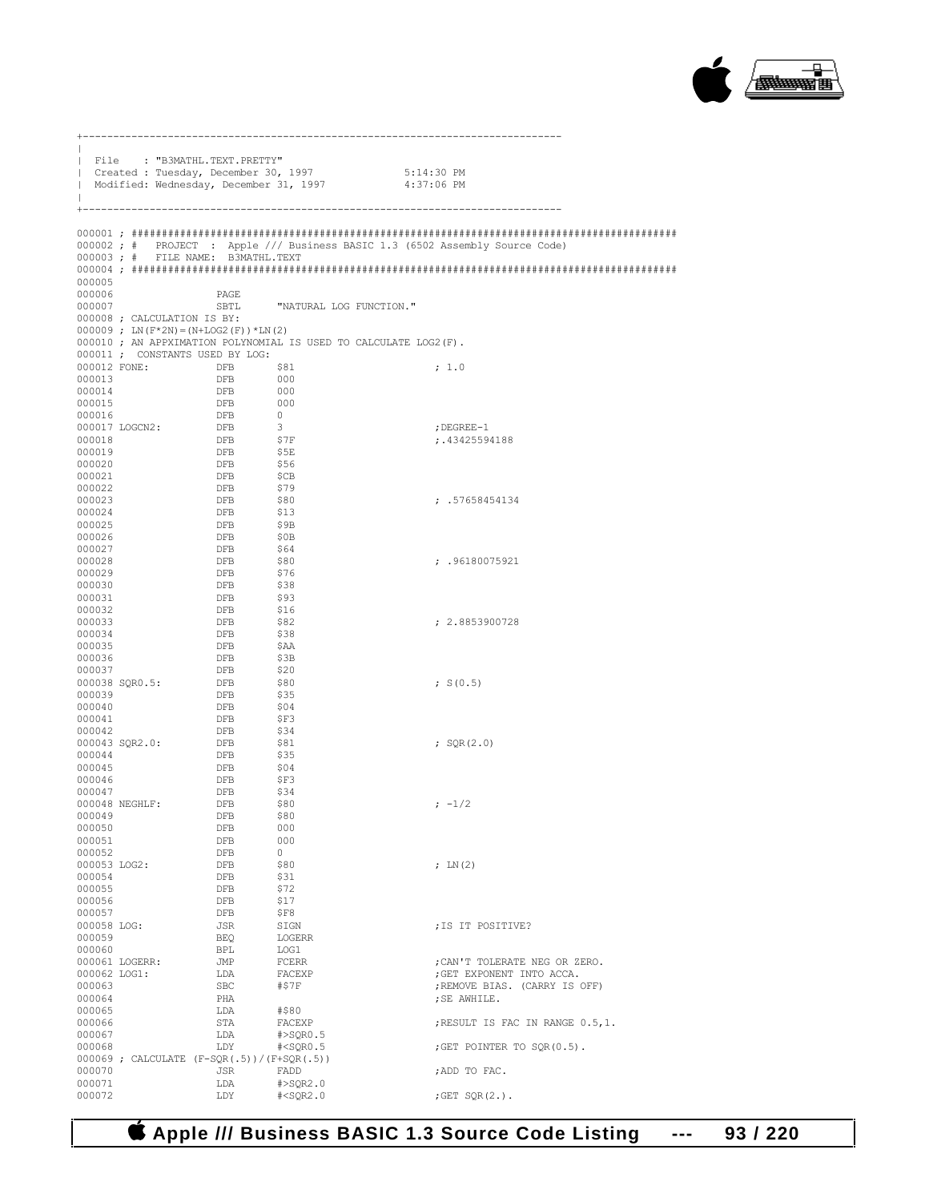```
+------------------------------------------------------------------------------
|
| File    : "B3MATHL.TEXT.PRETTY"
| Created : Tuesday, December 30, 1997             5:14:30 PM
| Modified: Wednesday, December 31, 1997           4:37:06 PM
|
+------------------------------------------------------------------------------

000001 ; ####################################################################################
000002 ; #   PROJECT  : Apple /// Business BASIC 1.3 (6502 Assembly Source Code)
000003 ; #   FILE NAME: B3MATHL.TEXT
000004 ; ####################################################################################
000005
000006                 PAGE
000007                 SBTL      "NATURAL LOG FUNCTION."
000008 ; CALCULATION IS BY:
000009 ; LN(F*2N)=(N+LOG2(F))*LN(2)
000010 ; AN APPXIMATION POLYNOMIAL IS USED TO CALCULATE LOG2(F).
000011 ;  CONSTANTS USED BY LOG:
000012 FONE:           DFB       $81                      ; 1.0
000013                 DFB       000
000014                 DFB       000
000015                 DFB       000
000016                 DFB       0
000017 LOGCN2:         DFB       3                        ;DEGREE-1
000018                 DFB       $7F                      ;.43425594188
000019                 DFB       $5E
000020                 DFB       $56
000021                 DFB       $CB
000022                 DFB       $79
000023                 DFB       $80                      ; .57658454134
000024                 DFB       $13
000025                 DFB       $9B
000026                 DFB       $0B
000027                 DFB       $64
000028                 DFB       $80                      ; .96180075921
000029                 DFB       $76
000030                 DFB       $38
000031                 DFB       $93
000032                 DFB       $16
000033                 DFB       $82                      ; 2.8853900728
000034                 DFB       $38
000035                 DFB       $AA
000036                 DFB       $3B
000037                 DFB       $20
000038 SQR0.5:         DFB       $80                      ; S(0.5)
000039                 DFB       $35
000040                 DFB       $04
000041                 DFB       $F3
000042                 DFB       $34
000043 SQR2.0:         DFB       $81                      ; SQR(2.0)
000044                 DFB       $35
000045                 DFB       $04
000046                 DFB       $F3
000047                 DFB       $34
000048 NEGHLF:         DFB       $80                      ; -1/2
000049                 DFB       $80
000050                 DFB       000
000051                 DFB       000
000052                 DFB       0
000053 LOG2:           DFB       $80                      ; LN(2)
000054                 DFB       $31
000055                 DFB       $72
000056                 DFB       $17
000057                 DFB       $F8
000058 LOG:            JSR       SIGN                     ;IS IT POSITIVE?
000059                 BEQ       LOGERR
000060                 BPL       LOG1
000061 LOGERR:         JMP       FCERR                    ;CAN'T TOLERATE NEG OR ZERO.
000062 LOG1:           LDA       FACEXP                   ;GET EXPONENT INTO ACCA.
000063                 SBC       #$7F                     ;REMOVE BIAS. (CARRY IS OFF)
000064                 PHA                                ;SE AWHILE.
000065                 LDA       #$80
000066                 STA       FACEXP                   ;RESULT IS FAC IN RANGE 0.5,1.
000067                 LDA       #>SQR0.5
000068                 LDY       #<SQR0.5                 ;GET POINTER TO SQR(0.5).
000069 ; CALCULATE (F-SQR(.5))/(F+SQR(.5))
000070                 JSR       FADD                     ;ADD TO FAC.
000071                 LDA       #>SQR2.0
000072                 LDY       #<SQR2.0                 ;GET SQR(2.).
```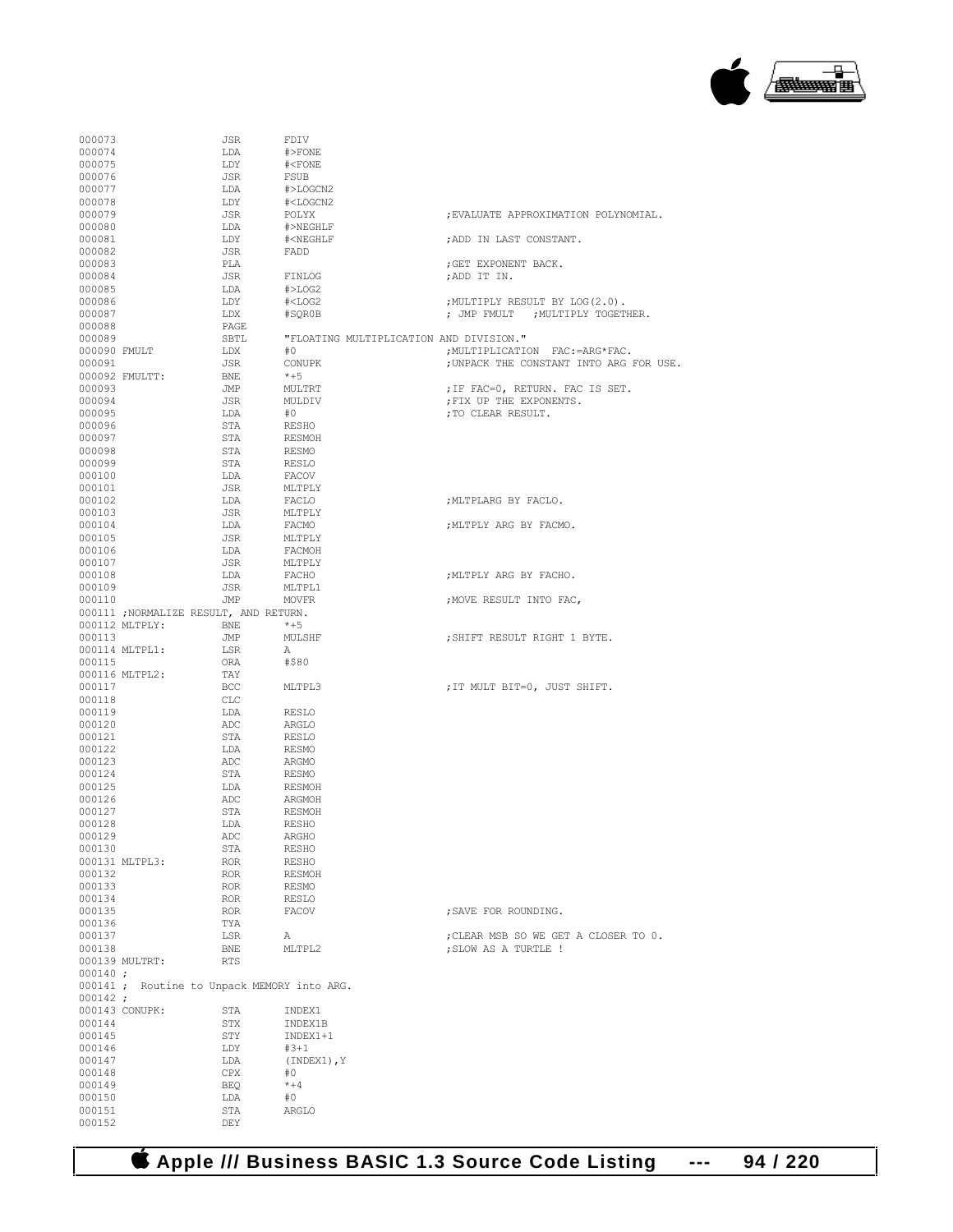```
000073                  JSR       FDIV
000074                  LDA       #>FONE
000075                  LDY       #<FONE
000076                  JSR       FSUB
000077                  LDA       #>LOGCN2
000078                  LDY       #<LOGCN2
000079                  JSR       POLYX                         ;EVALUATE APPROXIMATION POLYNOMIAL.
000080                  LDA       #>NEGHLF
000081                  LDY       #<NEGHLF                      ;ADD IN LAST CONSTANT.
000082                  JSR       FADD
000083                  PLA                                     ;GET EXPONENT BACK.
000084                  JSR       FINLOG                        ;ADD IT IN.
000085                  LDA       #>LOG2
000086                  LDY       #<LOG2                        ;MULTIPLY RESULT BY LOG(2.0).
000087                  LDX       #SQR0B                        ; JMP FMULT   ;MULTIPLY TOGETHER.
000088                  PAGE
000089                  SBTL      "FLOATING MULTIPLICATION AND DIVISION."
000090 FMULT            LDX       #0                            ;MULTIPLICATION  FAC:=ARG*FAC.
000091                  JSR       CONUPK                        ;UNPACK THE CONSTANT INTO ARG FOR USE.
000092 FMULTT:          BNE       *+5
000093                  JMP       MULTRT                        ;IF FAC=0, RETURN. FAC IS SET.
000094                  JSR       MULDIV                        ;FIX UP THE EXPONENTS.
000095                  LDA       #0                            ;TO CLEAR RESULT.
000096                  STA       RESHO
000097                  STA       RESMOH
000098                  STA       RESMO
000099                  STA       RESLO
000100                  LDA       FACOV
000101                  JSR       MLTPLY
000102                  LDA       FACLO                         ;MLTPLARG BY FACLO.
000103                  JSR       MLTPLY
000104                  LDA       FACMO                         ;MLTPLY ARG BY FACMO.
000105                  JSR       MLTPLY
000106                  LDA       FACMOH
000107                  JSR       MLTPLY
000108                  LDA       FACHO                         ;MLTPLY ARG BY FACHO.
000109                  JSR       MLTPL1
000110                  JMP       MOVFR                         ;MOVE RESULT INTO FAC,
000111 ;NORMALIZE RESULT, AND RETURN.
000112 MLTPLY:          BNE       *+5
000113                  JMP       MULSHF                        ;SHIFT RESULT RIGHT 1 BYTE.
000114 MLTPL1:          LSR       A
000115                  ORA       #$80
000116 MLTPL2:          TAY
000117                  BCC       MLTPL3                        ;IT MULT BIT=0, JUST SHIFT.
000118                  CLC
000119                  LDA       RESLO
000120                  ADC       ARGLO
000121                  STA       RESLO
000122                  LDA       RESMO
000123                  ADC       ARGMO
000124                  STA       RESMO
000125                  LDA       RESMOH
000126                  ADC       ARGMOH
000127                  STA       RESMOH
000128                  LDA       RESHO
000129                  ADC       ARGHO
000130                  STA       RESHO
000131 MLTPL3:          ROR       RESHO
000132                  ROR       RESMOH
000133                  ROR       RESMO
000134                  ROR       RESLO
000135                  ROR       FACOV                         ;SAVE FOR ROUNDING.
000136                  TYA
000137                  LSR       A                             ;CLEAR MSB SO WE GET A CLOSER TO 0.
000138                  BNE       MLTPL2                        ;SLOW AS A TURTLE !
000139 MULTRT:          RTS
000140 ;
000141 ;  Routine to Unpack MEMORY into ARG.
000142 ;
000143 CONUPK:          STA       INDEX1
000144                  STX       INDEX1B
000145                  STY       INDEX1+1
000146                  LDY       #3+1
000147                  LDA       (INDEX1),Y
000148                  CPX       #0
000149                  BEQ       *+4
000150                  LDA       #0
000151                  STA       ARGLO
000152                  DEY
```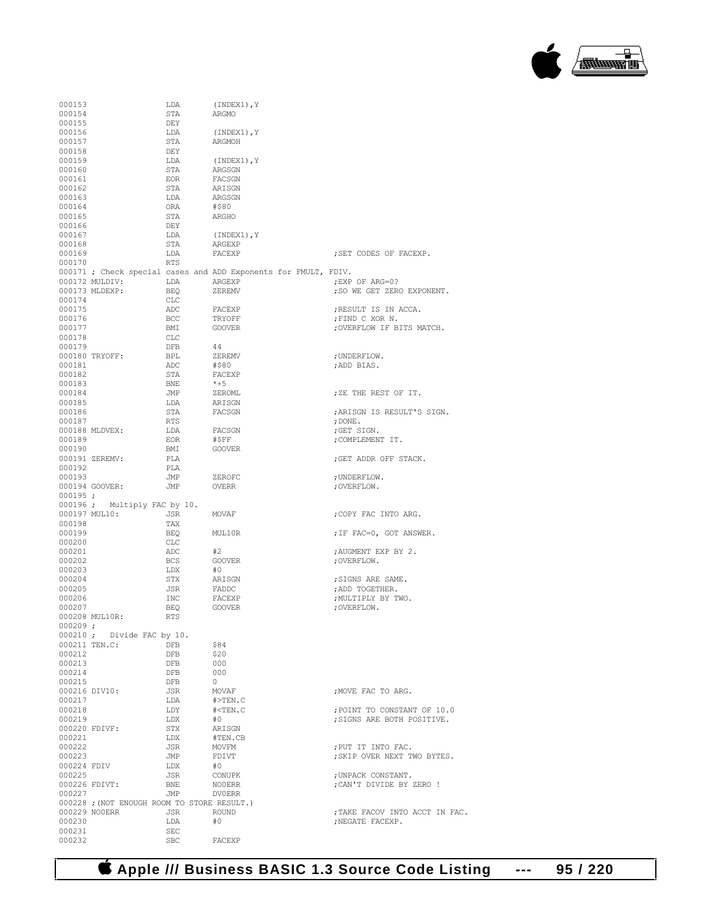```
000153                LDA       (INDEX1),Y
000154                STA       ARGMO
000155                DEY
000156                LDA       (INDEX1),Y
000157                STA       ARGMOH
000158                DEY
000159                LDA       (INDEX1),Y
000160                STA       ARGSGN
000161                EOR       FACSGN
000162                STA       ARISGN
000163                LDA       ARGSGN
000164                ORA       #$80
000165                STA       ARGHO
000166                DEY
000167                LDA       (INDEX1),Y
000168                STA       ARGEXP
000169                LDA       FACEXP                     ;SET CODES OF FACEXP.
000170                RTS
000171 ; Check special cases and ADD Exponents for FMULT, FDIV.
000172 MULDIV:        LDA       ARGEXP                     ;EXP OF ARG=0?
000173 MLDEXP:        BEQ       ZEREMV                     ;SO WE GET ZERO EXPONENT.
000174                CLC
000175                ADC       FACEXP                     ;RESULT IS IN ACCA.
000176                BCC       TRYOFF                     ;FIND C XOR N.
000177                BMI       GOOVER                     ;OVERFLOW IF BITS MATCH.
000178                CLC
000179                DFB       44
000180 TRYOFF:        BPL       ZEREMV                     ;UNDERFLOW.
000181                ADC       #$80                       ;ADD BIAS.
000182                STA       FACEXP
000183                BNE       *+5
000184                JMP       ZEROML                     ;ZE THE REST OF IT.
000185                LDA       ARISGN
000186                STA       FACSGN                     ;ARISGN IS RESULT'S SIGN.
000187                RTS                                  ;DONE.
000188 MLDVEX:        LDA       FACSGN                     ;GET SIGN.
000189                EOR       #$FF                       ;COMPLEMENT IT.
000190                BMI       GOOVER
000191 ZEREMV:        PLA                                  ;GET ADDR OFF STACK.
000192                PLA
000193                JMP       ZEROFC                     ;UNDERFLOW.
000194 GOOVER:        JMP       OVERR                      ;OVERFLOW.
000195 ;
000196 ;   Multiply FAC by 10.
000197 MUL10:         JSR       MOVAF                      ;COPY FAC INTO ARG.
000198                TAX
000199                BEQ       MUL10R                     ;IF FAC=0, GOT ANSWER.
000200                CLC
000201                ADC       #2                         ;AUGMENT EXP BY 2.
000202                BCS       GOOVER                     ;OVERFLOW.
000203                LDX       #0
000204                STX       ARISGN                     ;SIGNS ARE SAME.
000205                JSR       FADDC                      ;ADD TOGETHER.
000206                INC       FACEXP                     ;MULTIPLY BY TWO.
000207                BEQ       GOOVER                     ;OVERFLOW.
000208 MUL10R:        RTS
000209 ;
000210 ;   Divide FAC by 10.
000211 TEN.C:         DFB       $84
000212                DFB       $20
000213                DFB       000
000214                DFB       000
000215                DFB       0
000216 DIV10:         JSR       MOVAF                      ;MOVE FAC TO ARG.
000217                LDA       #>TEN.C
000218                LDY       #<TEN.C                    ;POINT TO CONSTANT OF 10.0
000219                LDX       #0                         ;SIGNS ARE BOTH POSITIVE.
000220 FDIVF:         STX       ARISGN
000221                LDX       #TEN.CB
000222                JSR       MOVFM                      ;PUT IT INTO FAC.
000223                JMP       FDIVT                      ;SKIP OVER NEXT TWO BYTES.
000224 FDIV           LDX       #0
000225                JSR       CONUPK                     ;UNPACK CONSTANT.
000226 FDIVT:         BNE       NO0ERR                     ;CAN'T DIVIDE BY ZERO !
000227                JMP       DV0ERR
000228 ;(NOT ENOUGH ROOM TO STORE RESULT.)
000229 NO0ERR         JSR       ROUND                      ;TAKE FACOV INTO ACCT IN FAC.
000230                LDA       #0                         ;NEGATE FACEXP.
000231                SEC
000232                SBC       FACEXP
```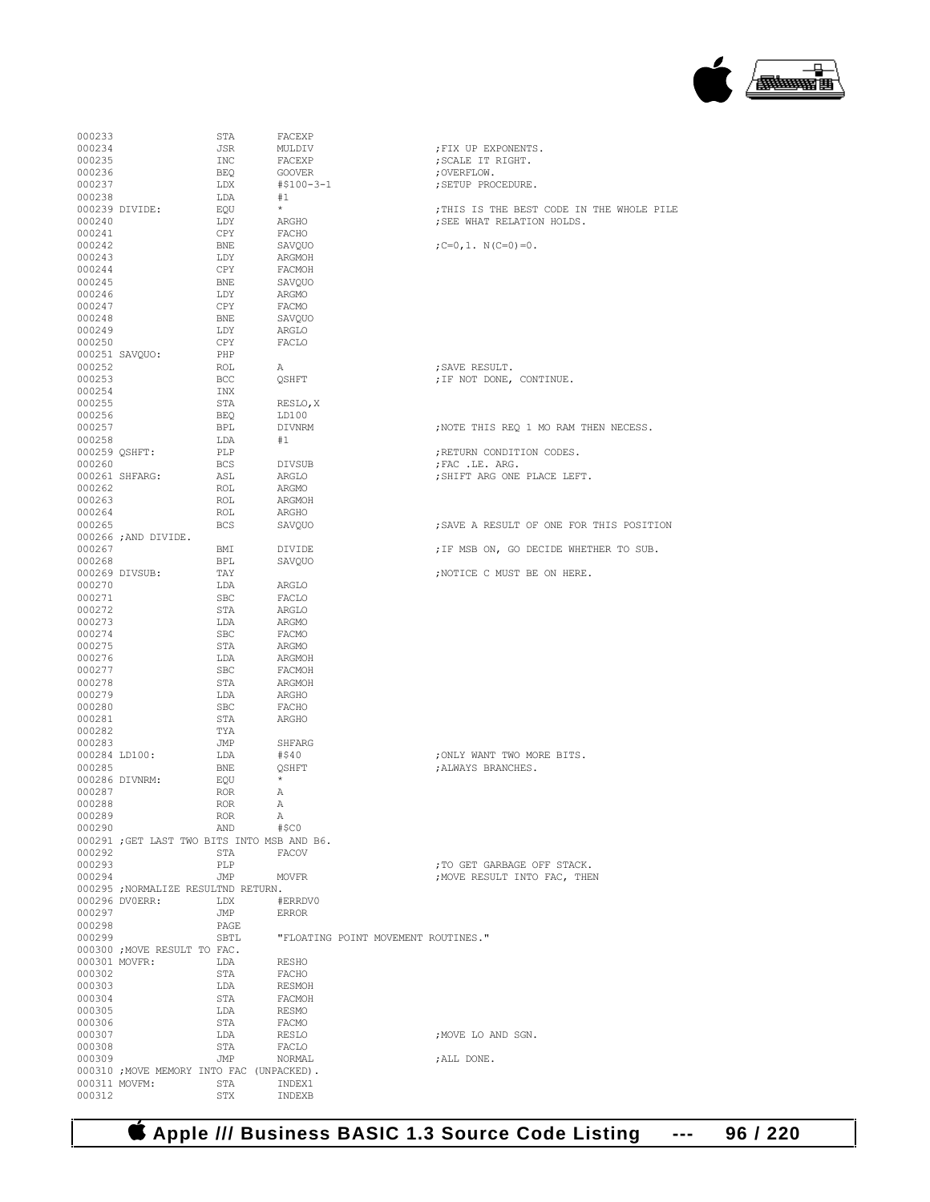```
000233                 STA       FACEXP
000234                 JSR       MULDIV                    ;FIX UP EXPONENTS.
000235                 INC       FACEXP                    ;SCALE IT RIGHT.
000236                 BEQ       GOOVER                    ;OVERFLOW.
000237                 LDX       #$100-3-1                 ;SETUP PROCEDURE.
000238                 LDA       #1
000239 DIVIDE:         EQU       *                         ;THIS IS THE BEST CODE IN THE WHOLE PILE
000240                 LDY       ARGHO                     ;SEE WHAT RELATION HOLDS.
000241                 CPY       FACHO
000242                 BNE       SAVQUO                    ;C=0,1. N(C=0)=0.
000243                 LDY       ARGMOH
000244                 CPY       FACMOH
000245                 BNE       SAVQUO
000246                 LDY       ARGMO
000247                 CPY       FACMO
000248                 BNE       SAVQUO
000249                 LDY       ARGLO
000250                 CPY       FACLO
000251 SAVQUO:         PHP
000252                 ROL       A                         ;SAVE RESULT.
000253                 BCC       QSHFT                     ;IF NOT DONE, CONTINUE.
000254                 INX
000255                 STA       RESLO,X
000256                 BEQ       LD100
000257                 BPL       DIVNRM                    ;NOTE THIS REQ 1 MO RAM THEN NECESS.
000258                 LDA       #1
000259 QSHFT:          PLP                                 ;RETURN CONDITION CODES.
000260                 BCS       DIVSUB                    ;FAC .LE. ARG.
000261 SHFARG:         ASL       ARGLO                     ;SHIFT ARG ONE PLACE LEFT.
000262                 ROL       ARGMO
000263                 ROL       ARGMOH
000264                 ROL       ARGHO
000265                 BCS       SAVQUO                    ;SAVE A RESULT OF ONE FOR THIS POSITION
000266 ;AND DIVIDE.
000267                 BMI       DIVIDE                    ;IF MSB ON, GO DECIDE WHETHER TO SUB.
000268                 BPL       SAVQUO
000269 DIVSUB:         TAY                                 ;NOTICE C MUST BE ON HERE.
000270                 LDA       ARGLO
000271                 SBC       FACLO
000272                 STA       ARGLO
000273                 LDA       ARGMO
000274                 SBC       FACMO
000275                 STA       ARGMO
000276                 LDA       ARGMOH
000277                 SBC       FACMOH
000278                 STA       ARGMOH
000279                 LDA       ARGHO
000280                 SBC       FACHO
000281                 STA       ARGHO
000282                 TYA
000283                 JMP       SHFARG
000284 LD100:          LDA       #$40                      ;ONLY WANT TWO MORE BITS.
000285                 BNE       QSHFT                     ;ALWAYS BRANCHES.
000286 DIVNRM:         EQU       *
000287                 ROR       A
000288                 ROR       A
000289                 ROR       A
000290                 AND       #$C0
000291 ;GET LAST TWO BITS INTO MSB AND B6.
000292                 STA       FACOV
000293                 PLP                                 ;TO GET GARBAGE OFF STACK.
000294                 JMP       MOVFR                     ;MOVE RESULT INTO FAC, THEN
000295 ;NORMALIZE RESULTND RETURN.
000296 DV0ERR:         LDX       #ERRDV0
000297                 JMP       ERROR
000298                 PAGE
000299                 SBTL      "FLOATING POINT MOVEMENT ROUTINES."
000300 ;MOVE RESULT TO FAC.
000301 MOVFR:          LDA       RESHO
000302                 STA       FACHO
000303                 LDA       RESMOH
000304                 STA       FACMOH
000305                 LDA       RESMO
000306                 STA       FACMO
000307                 LDA       RESLO                     ;MOVE LO AND SGN.
000308                 STA       FACLO
000309                 JMP       NORMAL                    ;ALL DONE.
000310 ;MOVE MEMORY INTO FAC (UNPACKED).
000311 MOVFM:          STA       INDEX1
000312                 STX       INDEXB
```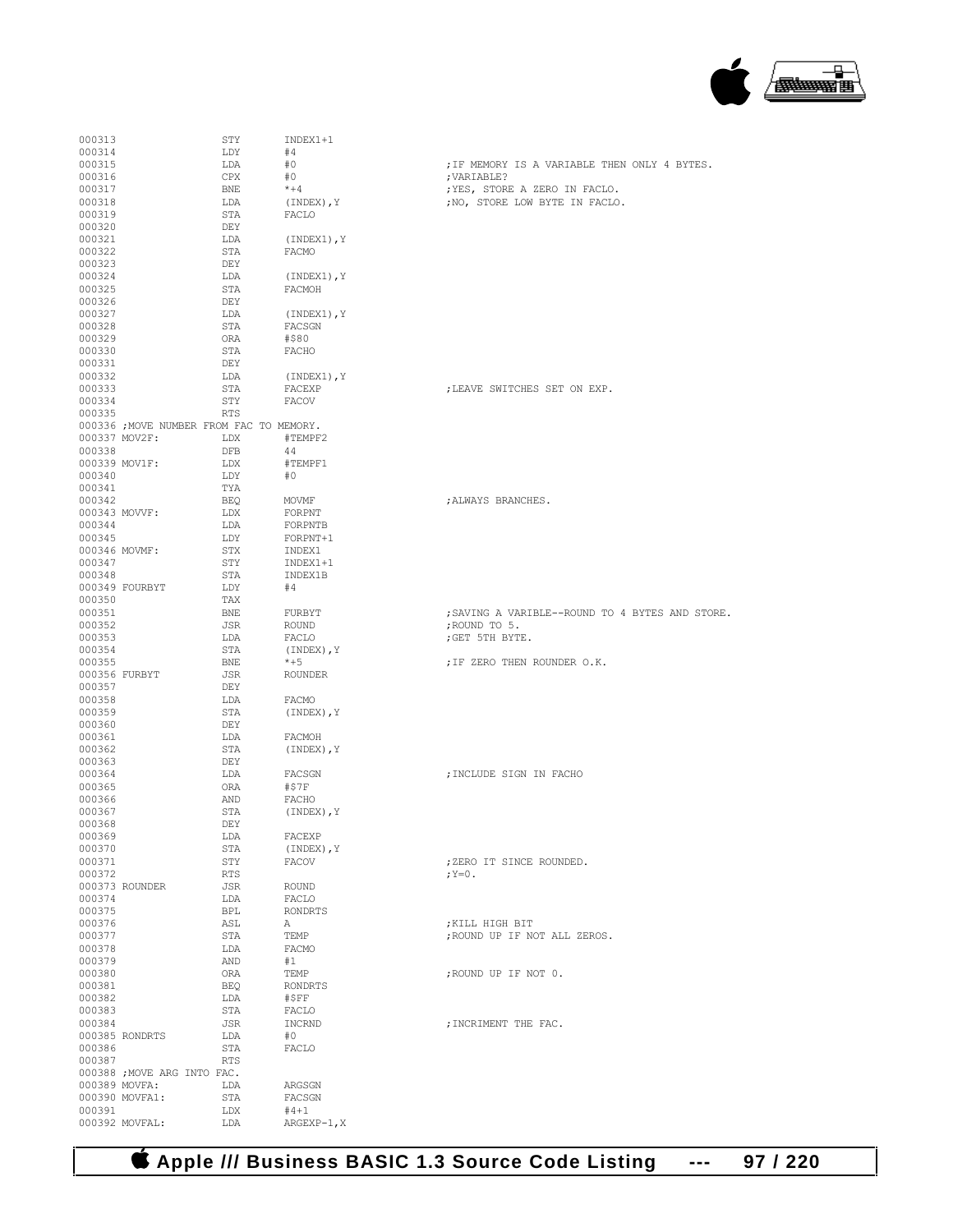```
000313                  STY       INDEX1+1
000314                  LDY       #4
000315                  LDA       #0                          ;IF MEMORY IS A VARIABLE THEN ONLY 4 BYTES.
000316                  CPX       #0                          ;VARIABLE?
000317                  BNE       *+4                         ;YES, STORE A ZERO IN FACLO.
000318                  LDA       (INDEX),Y                   ;NO, STORE LOW BYTE IN FACLO.
000319                  STA       FACLO
000320                  DEY
000321                  LDA       (INDEX1),Y
000322                  STA       FACMO
000323                  DEY
000324                  LDA       (INDEX1),Y
000325                  STA       FACMOH
000326                  DEY
000327                  LDA       (INDEX1),Y
000328                  STA       FACSGN
000329                  ORA       #$80
000330                  STA       FACHO
000331                  DEY
000332                  LDA       (INDEX1),Y
000333                  STA       FACEXP                      ;LEAVE SWITCHES SET ON EXP.
000334                  STY       FACOV
000335                  RTS
000336 ;MOVE NUMBER FROM FAC TO MEMORY.
000337 MOV2F:           LDX       #TEMPF2
000338                  DFB       44
000339 MOV1F:           LDX       #TEMPF1
000340                  LDY       #0
000341                  TYA
000342                  BEQ       MOVMF                       ;ALWAYS BRANCHES.
000343 MOVVF:           LDX       FORPNT
000344                  LDA       FORPNTB
000345                  LDY       FORPNT+1
000346 MOVMF:           STX       INDEX1
000347                  STY       INDEX1+1
000348                  STA       INDEX1B
000349 FOURBYT          LDY       #4
000350                  TAX
000351                  BNE       FURBYT                      ;SAVING A VARIBLE--ROUND TO 4 BYTES AND STORE.
000352                  JSR       ROUND                       ;ROUND TO 5.
000353                  LDA       FACLO                       ;GET 5TH BYTE.
000354                  STA       (INDEX),Y
000355                  BNE       *+5                         ;IF ZERO THEN ROUNDER O.K.
000356 FURBYT           JSR       ROUNDER
000357                  DEY
000358                  LDA       FACMO
000359                  STA       (INDEX),Y
000360                  DEY
000361                  LDA       FACMOH
000362                  STA       (INDEX),Y
000363                  DEY
000364                  LDA       FACSGN                      ;INCLUDE SIGN IN FACHO
000365                  ORA       #$7F
000366                  AND       FACHO
000367                  STA       (INDEX),Y
000368                  DEY
000369                  LDA       FACEXP
000370                  STA       (INDEX),Y
000371                  STY       FACOV                       ;ZERO IT SINCE ROUNDED.
000372                  RTS                                   ;Y=0.
000373 ROUNDER          JSR       ROUND
000374                  LDA       FACLO
000375                  BPL       RONDRTS
000376                  ASL       A                           ;KILL HIGH BIT
000377                  STA       TEMP                        ;ROUND UP IF NOT ALL ZEROS.
000378                  LDA       FACMO
000379                  AND       #1
000380                  ORA       TEMP                        ;ROUND UP IF NOT 0.
000381                  BEQ       RONDRTS
000382                  LDA       #$FF
000383                  STA       FACLO
000384                  JSR       INCRND                      ;INCRIMENT THE FAC.
000385 RONDRTS          LDA       #0
000386                  STA       FACLO
000387                  RTS
000388 ;MOVE ARG INTO FAC.
000389 MOVFA:           LDA       ARGSGN
000390 MOVFA1:          STA       FACSGN
000391                  LDX       #4+1
000392 MOVFAL:          LDA       ARGEXP-1,X
```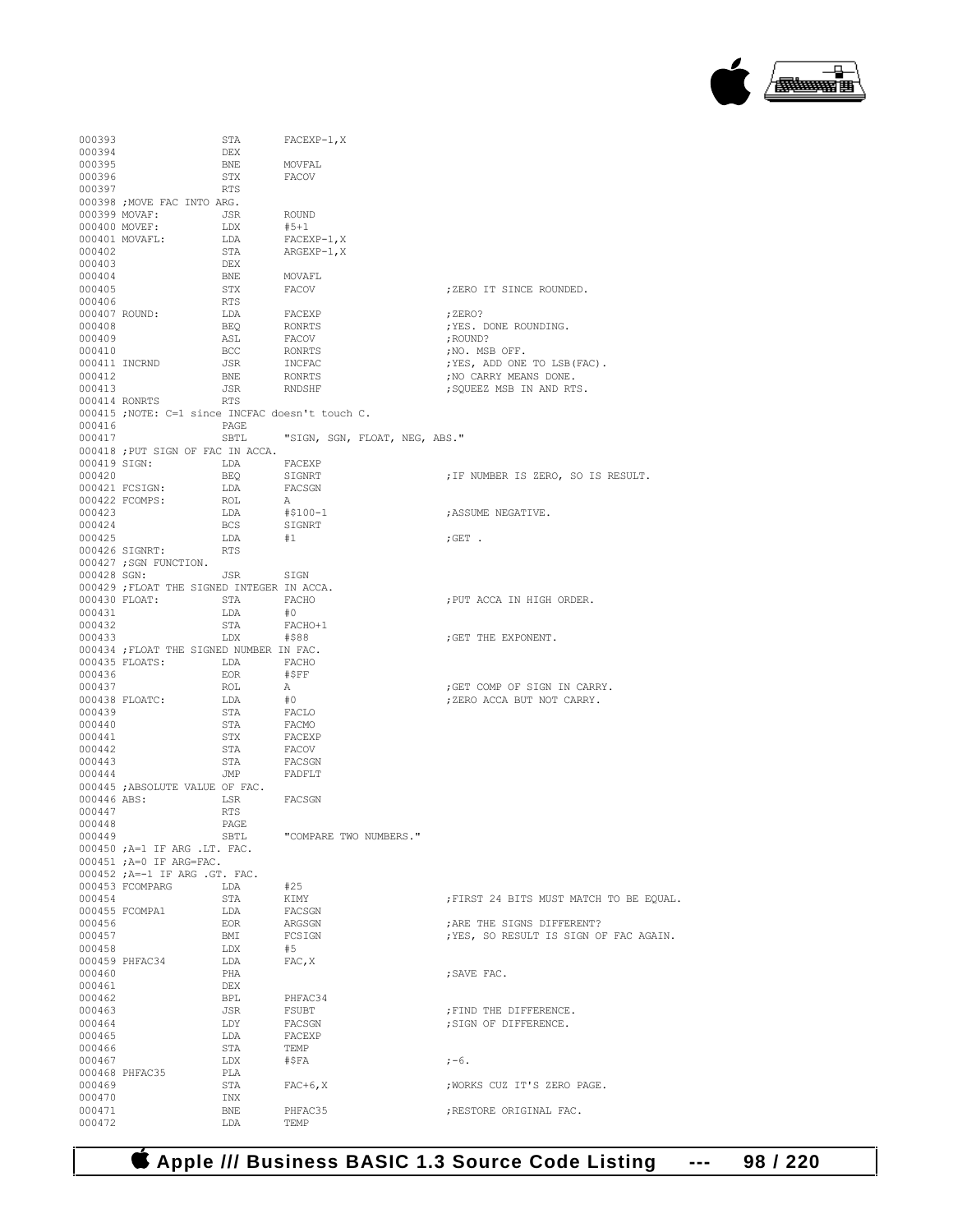```
000393                  STA       FACEXP-1,X
000394                  DEX
000395                  BNE       MOVFAL
000396                  STX       FACOV
000397                  RTS
000398 ;MOVE FAC INTO ARG.
000399 MOVAF:           JSR       ROUND
000400 MOVEF:           LDX       #5+1
000401 MOVAFL:          LDA       FACEXP-1,X
000402                  STA       ARGEXP-1,X
000403                  DEX
000404                  BNE       MOVAFL
000405                  STX       FACOV                   ;ZERO IT SINCE ROUNDED.
000406                  RTS
000407 ROUND:           LDA       FACEXP                  ;ZERO?
000408                  BEQ       RONRTS                  ;YES. DONE ROUNDING.
000409                  ASL       FACOV                   ;ROUND?
000410                  BCC       RONRTS                  ;NO. MSB OFF.
000411 INCRND           JSR       INCFAC                  ;YES, ADD ONE TO LSB(FAC).
000412                  BNE       RONRTS                  ;NO CARRY MEANS DONE.
000413                  JSR       RNDSHF                  ;SQUEEZ MSB IN AND RTS.
000414 RONRTS           RTS
000415 ;NOTE: C=1 since INCFAC doesn't touch C.
000416                  PAGE
000417                  SBTL      "SIGN, SGN, FLOAT, NEG, ABS."
000418 ;PUT SIGN OF FAC IN ACCA.
000419 SIGN:            LDA       FACEXP
000420                  BEQ       SIGNRT                  ;IF NUMBER IS ZERO, SO IS RESULT.
000421 FCSIGN:          LDA       FACSGN
000422 FCOMPS:          ROL       A
000423                  LDA       #$100-1                 ;ASSUME NEGATIVE.
000424                  BCS       SIGNRT
000425                  LDA       #1                      ;GET .
000426 SIGNRT:          RTS
000427 ;SGN FUNCTION.
000428 SGN:             JSR       SIGN
000429 ;FLOAT THE SIGNED INTEGER IN ACCA.
000430 FLOAT:           STA       FACHO                   ;PUT ACCA IN HIGH ORDER.
000431                  LDA       #0
000432                  STA       FACHO+1
000433                  LDX       #$88                    ;GET THE EXPONENT.
000434 ;FLOAT THE SIGNED NUMBER IN FAC.
000435 FLOATS:          LDA       FACHO
000436                  EOR       #$FF
000437                  ROL       A                       ;GET COMP OF SIGN IN CARRY.
000438 FLOATC:          LDA       #0                      ;ZERO ACCA BUT NOT CARRY.
000439                  STA       FACLO
000440                  STA       FACMO
000441                  STX       FACEXP
000442                  STA       FACOV
000443                  STA       FACSGN
000444                  JMP       FADFLT
000445 ;ABSOLUTE VALUE OF FAC.
000446 ABS:             LSR       FACSGN
000447                  RTS
000448                  PAGE
000449                  SBTL      "COMPARE TWO NUMBERS."
000450 ;A=1 IF ARG .LT. FAC.
000451 ;A=0 IF ARG=FAC.
000452 ;A=-1 IF ARG .GT. FAC.
000453 FCOMPARG         LDA       #25
000454                  STA       KIMY                    ;FIRST 24 BITS MUST MATCH TO BE EQUAL.
000455 FCOMPA1          LDA       FACSGN
000456                  EOR       ARGSGN                  ;ARE THE SIGNS DIFFERENT?
000457                  BMI       FCSIGN                  ;YES, SO RESULT IS SIGN OF FAC AGAIN.
000458                  LDX       #5
000459 PHFAC34          LDA       FAC,X
000460                  PHA                               ;SAVE FAC.
000461                  DEX
000462                  BPL       PHFAC34
000463                  JSR       FSUBT                   ;FIND THE DIFFERENCE.
000464                  LDY       FACSGN                  ;SIGN OF DIFFERENCE.
000465                  LDA       FACEXP
000466                  STA       TEMP
000467                  LDX       #$FA                    ;-6.
000468 PHFAC35          PLA
000469                  STA       FAC+6,X                 ;WORKS CUZ IT'S ZERO PAGE.
000470                  INX
000471                  BNE       PHFAC35                 ;RESTORE ORIGINAL FAC.
000472                  LDA       TEMP
```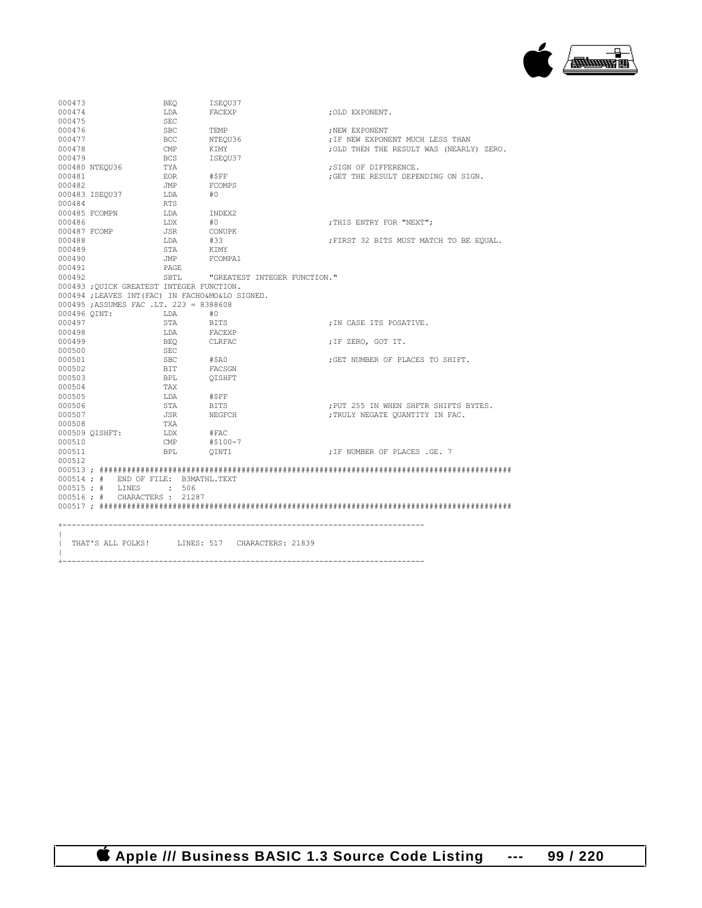```
000473                BEQ     ISEQU37
000474                LDA     FACEXP                        ;OLD EXPONENT.
000475                SEC
000476                SBC     TEMP                          ;NEW EXPONENT
000477                BCC     NTEQU36                       ;IF NEW EXPONENT MUCH LESS THAN
000478                CMP     KIMY                          ;OLD THEN THE RESULT WAS (NEARLY) ZERO.
000479                BCS     ISEQU37
000480 NTEQU36        TYA                                   ;SIGN OF DIFFERENCE.
000481                EOR     #$FF                          ;GET THE RESULT DEPENDING ON SIGN.
000482                JMP     FCOMPS
000483 ISEQU37        LDA     #0
000484                RTS
000485 FCOMPN         LDA     INDEX2
000486                LDX     #0                            ;THIS ENTRY FOR "NEXT";
000487 FCOMP          JSR     CONUPK
000488                LDA     #33                           ;FIRST 32 BITS MUST MATCH TO BE EQUAL.
000489                STA     KIMY
000490                JMP     FCOMPA1
000491                PAGE
000492                SBTL    "GREATEST INTEGER FUNCTION."
000493 ;QUICK GREATEST INTEGER FUNCTION.
000494 ;LEAVES INT(FAC) IN FACHO&MO&LO SIGNED.
000495 ;ASSUMES FAC .LT. 223 = 8388608
000496 QINT:          LDA     #0
000497                STA     BITS                          ;IN CASE ITS POSATIVE.
000498                LDA     FACEXP
000499                BEQ     CLRFAC                        ;IF ZERO, GOT IT.
000500                SEC
000501                SBC     #$A0                          ;GET NUMBER OF PLACES TO SHIFT.
000502                BIT     FACSGN
000503                BPL     QISHFT
000504                TAX
000505                LDA     #$FF
000506                STA     BITS                          ;PUT 255 IN WHEN SHFTR SHIFTS BYTES.
000507                JSR     NEGFCH                        ;TRULY NEGATE QUANTITY IN FAC.
000508                TXA
000509 QISHFT:        LDX     #FAC
000510                CMP     #$100-7
000511                BPL     QINT1                         ;IF NUMBER OF PLACES .GE. 7
000512
000513 ; ##########################################################################################
000514 ; #   END OF FILE:  B3MATHL.TEXT
000515 ; #   LINES      :  506
000516 ; #   CHARACTERS :  21287
000517 ; ##########################################################################################


+------------------------------------------------------------------------------
|
|  THAT'S ALL FOLKS!      LINES: 517   CHARACTERS: 21839
|
+------------------------------------------------------------------------------
```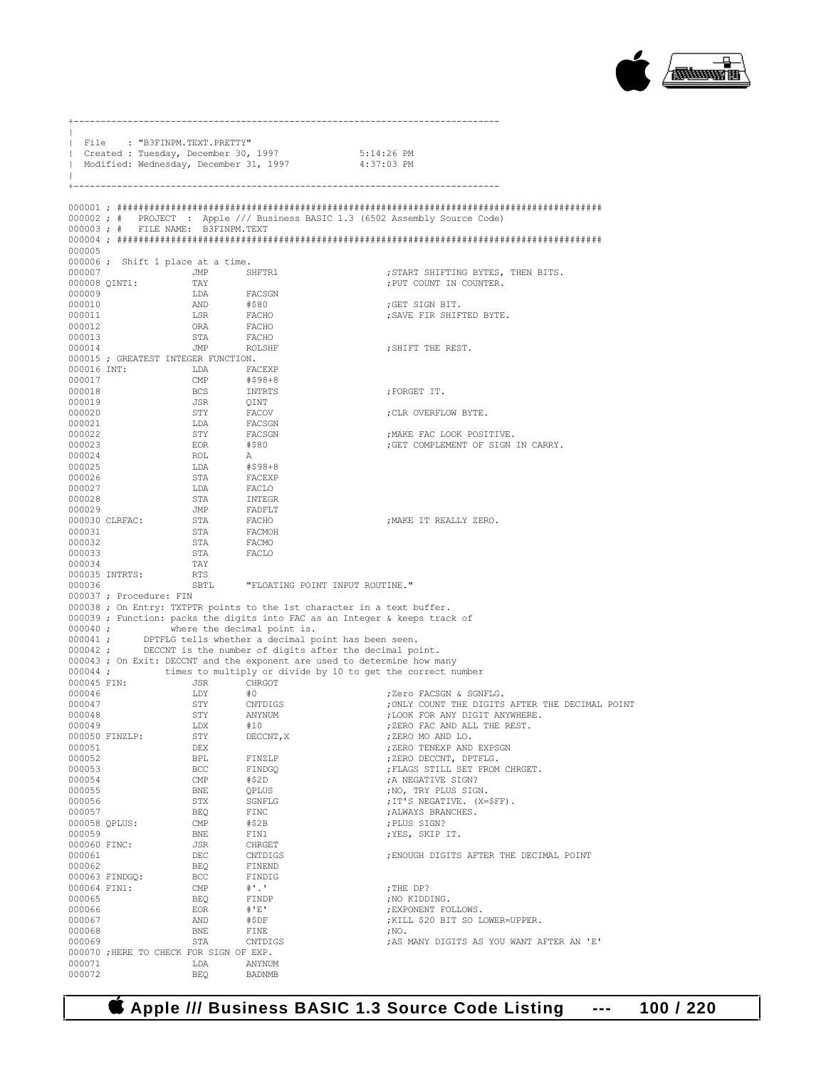```
+------------------------------------------------------------------------------
|
| File    : "B3FINPM.TEXT.PRETTY"
| Created : Tuesday, December 30, 1997              5:14:26 PM
| Modified: Wednesday, December 31, 1997            4:37:03 PM
|
+------------------------------------------------------------------------------
```

```
000001 ; ########################################################################################
000002 ; #   PROJECT  : Apple /// Business BASIC 1.3 (6502 Assembly Source Code)
000003 ; #   FILE NAME: B3FINPM.TEXT
000004 ; ########################################################################################
000005
000006 ;  Shift 1 place at a time.
000007                 JMP       SHFTR1                      ;START SHIFTING BYTES, THEN BITS.
000008 QINT1:          TAY                                   ;PUT COUNT IN COUNTER.
000009                 LDA       FACSGN
000010                 AND       #$80                        ;GET SIGN BIT.
000011                 LSR       FACHO                       ;SAVE FIR SHIFTED BYTE.
000012                 ORA       FACHO
000013                 STA       FACHO
000014                 JMP       ROLSHF                      ;SHIFT THE REST.
000015 ; GREATEST INTEGER FUNCTION.
000016 INT:            LDA       FACEXP
000017                 CMP       #$98+8
000018                 BCS       INTRTS                      ;FORGET IT.
000019                 JSR       QINT
000020                 STY       FACOV                       ;CLR OVERFLOW BYTE.
000021                 LDA       FACSGN
000022                 STY       FACSGN                      ;MAKE FAC LOOK POSITIVE.
000023                 EOR       #$80                        ;GET COMPLEMENT OF SIGN IN CARRY.
000024                 ROL       A
000025                 LDA       #$98+8
000026                 STA       FACEXP
000027                 LDA       FACLO
000028                 STA       INTEGR
000029                 JMP       FADFLT
000030 CLRFAC:         STA       FACHO                       ;MAKE IT REALLY ZERO.
000031                 STA       FACMOH
000032                 STA       FACMO
000033                 STA       FACLO
000034                 TAY
000035 INTRTS:         RTS
000036                 SBTL      "FLOATING POINT INPUT ROUTINE."
000037 ; Procedure: FIN
000038 ; On Entry: TXTPTR points to the 1st character in a text buffer.
000039 ; Function: packs the digits into FAC as an Integer & keeps track of
000040 ;           where the decimal point is.
000041 ;       DPTFLG tells whether a decimal point has been seen.
000042 ;       DECCNT is the number of digits after the decimal point.
000043 ; On Exit: DECCNT and the exponent are used to determine how many
000044 ;          times to multiply or divide by 10 to get the correct number
000045 FIN:            JSR       CHRGOT
000046                 LDY       #0                          ;Zero FACSGN & SGNFLG.
000047                 STY       CNTDIGS                     ;ONLY COUNT THE DIGITS AFTER THE DECIMAL POINT
000048                 STY       ANYNUM                      ;LOOK FOR ANY DIGIT ANYWHERE.
000049                 LDX       #10                         ;ZERO FAC AND ALL THE REST.
000050 FINZLP:         STY       DECCNT,X                    ;ZERO MO AND LO.
000051                 DEX                                   ;ZERO TENEXP AND EXPSGN
000052                 BPL       FINZLP                      ;ZERO DECCNT, DPTFLG.
000053                 BCC       FINDGQ                      ;FLAGS STILL SET FROM CHRGET.
000054                 CMP       #$2D                        ;A NEGATIVE SIGN?
000055                 BNE       QPLUS                       ;NO, TRY PLUS SIGN.
000056                 STX       SGNFLG                      ;IT'S NEGATIVE. (X=$FF).
000057                 BEQ       FINC                        ;ALWAYS BRANCHES.
000058 QPLUS:          CMP       #$2B                        ;PLUS SIGN?
000059                 BNE       FIN1                        ;YES, SKIP IT.
000060 FINC:           JSR       CHRGET
000061                 DEC       CNTDIGS                     ;ENOUGH DIGITS AFTER THE DECIMAL POINT
000062                 BEQ       FINEND
000063 FINDGQ:         BCC       FINDIG
000064 FIN1:           CMP       #'.'                        ;THE DP?
000065                 BEQ       FINDP                       ;NO KIDDING.
000066                 EOR       #'E'                        ;EXPONENT FOLLOWS.
000067                 AND       #$DF                        ;KILL $20 BIT SO LOWER=UPPER.
000068                 BNE       FINE                        ;NO.
000069                 STA       CNTDIGS                     ;AS MANY DIGITS AS YOU WANT AFTER AN 'E'
000070 ;HERE TO CHECK FOR SIGN OF EXP.
000071                 LDA       ANYNUM
000072                 BEQ       BADNMB
```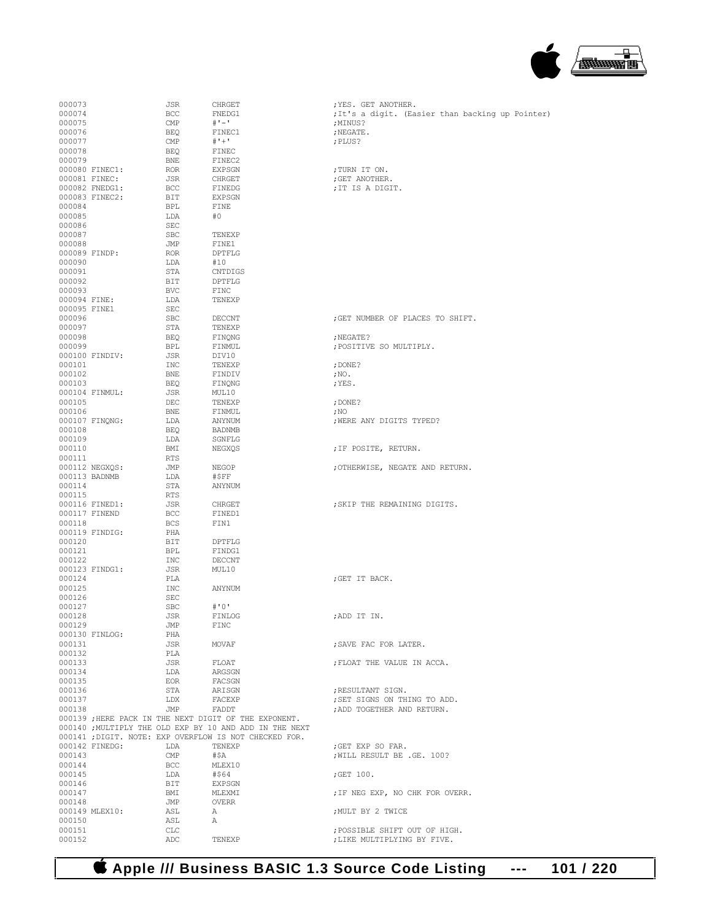```
000073                  JSR        CHRGET                          ;YES. GET ANOTHER.
000074                  BCC        FNEDG1                          ;It's a digit. (Easier than backing up Pointer)
000075                  CMP        #'-'                            ;MINUS?
000076                  BEQ        FINEC1                          ;NEGATE.
000077                  CMP        #'+'                            ;PLUS?
000078                  BEQ        FINEC
000079                  BNE        FINEC2
000080 FINEC1:          ROR        EXPSGN                          ;TURN IT ON.
000081 FINEC:           JSR        CHRGET                          ;GET ANOTHER.
000082 FNEDG1:          BCC        FINEDG                          ;IT IS A DIGIT.
000083 FINEC2:          BIT        EXPSGN
000084                  BPL        FINE
000085                  LDA        #0
000086                  SEC
000087                  SBC        TENEXP
000088                  JMP        FINE1
000089 FINDP:           ROR        DPTFLG
000090                  LDA        #10
000091                  STA        CNTDIGS
000092                  BIT        DPTFLG
000093                  BVC        FINC
000094 FINE:            LDA        TENEXP
000095 FINE1            SEC
000096                  SBC        DECCNT                          ;GET NUMBER OF PLACES TO SHIFT.
000097                  STA        TENEXP
000098                  BEQ        FINQNG                          ;NEGATE?
000099                  BPL        FINMUL                          ;POSITIVE SO MULTIPLY.
000100 FINDIV:          JSR        DIV10
000101                  INC        TENEXP                          ;DONE?
000102                  BNE        FINDIV                          ;NO.
000103                  BEQ        FINQNG                          ;YES.
000104 FINMUL:          JSR        MUL10
000105                  DEC        TENEXP                          ;DONE?
000106                  BNE        FINMUL                          ;NO
000107 FINQNG:          LDA        ANYNUM                          ;WERE ANY DIGITS TYPED?
000108                  BEQ        BADNMB
000109                  LDA        SGNFLG
000110                  BMI        NEGXQS                          ;IF POSITE, RETURN.
000111                  RTS
000112 NEGXQS:          JMP        NEGOP                           ;OTHERWISE, NEGATE AND RETURN.
000113 BADNMB           LDA        #$FF
000114                  STA        ANYNUM
000115                  RTS
000116 FINED1:          JSR        CHRGET                          ;SKIP THE REMAINING DIGITS.
000117 FINEND           BCC        FINED1
000118                  BCS        FIN1
000119 FINDIG:          PHA
000120                  BIT        DPTFLG
000121                  BPL        FINDG1
000122                  INC        DECCNT
000123 FINDG1:          JSR        MUL10
000124                  PLA                                        ;GET IT BACK.
000125                  INC        ANYNUM
000126                  SEC
000127                  SBC        #'0'
000128                  JSR        FINLOG                          ;ADD IT IN.
000129                  JMP        FINC
000130 FINLOG:          PHA
000131                  JSR        MOVAF                           ;SAVE FAC FOR LATER.
000132                  PLA
000133                  JSR        FLOAT                           ;FLOAT THE VALUE IN ACCA.
000134                  LDA        ARGSGN
000135                  EOR        FACSGN
000136                  STA        ARISGN                          ;RESULTANT SIGN.
000137                  LDX        FACEXP                          ;SET SIGNS ON THING TO ADD.
000138                  JMP        FADDT                           ;ADD TOGETHER AND RETURN.
000139 ;HERE PACK IN THE NEXT DIGIT OF THE EXPONENT.
000140 ;MULTIPLY THE OLD EXP BY 10 AND ADD IN THE NEXT
000141 ;DIGIT. NOTE: EXP OVERFLOW IS NOT CHECKED FOR.
000142 FINEDG:          LDA        TENEXP                          ;GET EXP SO FAR.
000143                  CMP        #$A                             ;WILL RESULT BE .GE. 100?
000144                  BCC        MLEX10
000145                  LDA        #$64                            ;GET 100.
000146                  BIT        EXPSGN
000147                  BMI        MLEXMI                          ;IF NEG EXP, NO CHK FOR OVERR.
000148                  JMP        OVERR
000149 MLEX10:          ASL        A                               ;MULT BY 2 TWICE
000150                  ASL        A
000151                  CLC                                        ;POSSIBLE SHIFT OUT OF HIGH.
000152                  ADC        TENEXP                          ;LIKE MULTIPLYING BY FIVE.
```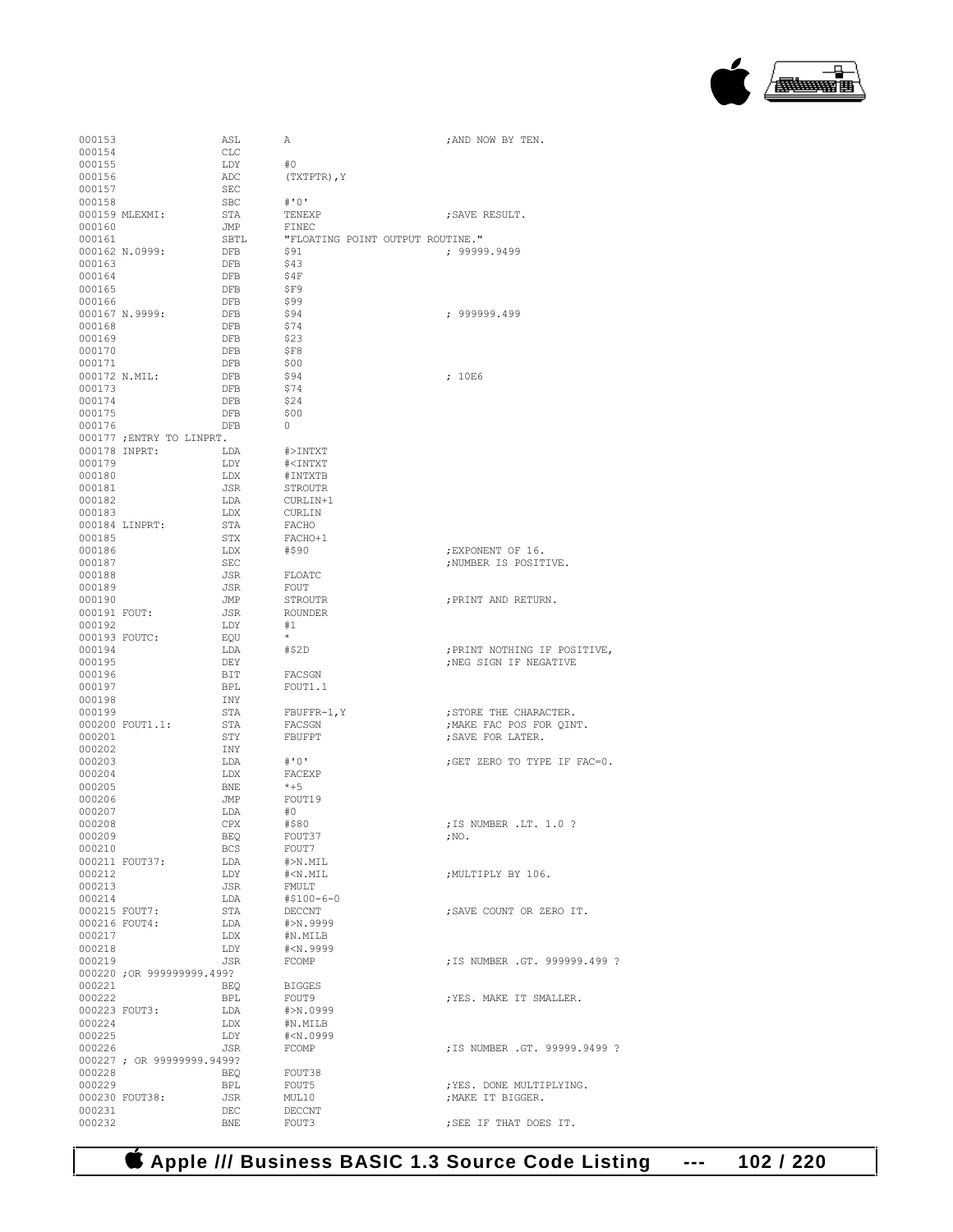```
000153                ASL      A                               ;AND NOW BY TEN.
000154                CLC
000155                LDY      #0
000156                ADC      (TXTPTR),Y
000157                SEC
000158                SBC      #'0'
000159 MLEXMI:        STA      TENEXP                          ;SAVE RESULT.
000160                JMP      FINEC
000161                SBTL     "FLOATING POINT OUTPUT ROUTINE."
000162 N.0999:        DFB      $91                             ; 99999.9499
000163                DFB      $43
000164                DFB      $4F
000165                DFB      $F9
000166                DFB      $99
000167 N.9999:        DFB      $94                             ; 999999.499
000168                DFB      $74
000169                DFB      $23
000170                DFB      $F8
000171                DFB      $00
000172 N.MIL:         DFB      $94                             ; 10E6
000173                DFB      $74
000174                DFB      $24
000175                DFB      $00
000176                DFB      0
000177 ;ENTRY TO LINPRT.
000178 INPRT:         LDA      #>INTXT
000179                LDY      #<INTXT
000180                LDX      #INTXTB
000181                JSR      STROUTR
000182                LDA      CURLIN+1
000183                LDX      CURLIN
000184 LINPRT:        STA      FACHO
000185                STX      FACHO+1
000186                LDX      #$90                            ;EXPONENT OF 16.
000187                SEC                                      ;NUMBER IS POSITIVE.
000188                JSR      FLOATC
000189                JSR      FOUT
000190                JMP      STROUTR                         ;PRINT AND RETURN.
000191 FOUT:          JSR      ROUNDER
000192                LDY      #1
000193 FOUTC:         EQU      *
000194                LDA      #$2D                            ;PRINT NOTHING IF POSITIVE,
000195                DEY                                      ;NEG SIGN IF NEGATIVE
000196                BIT      FACSGN
000197                BPL      FOUT1.1
000198                INY
000199                STA      FBUFFR-1,Y                      ;STORE THE CHARACTER.
000200 FOUT1.1:       STA      FACSGN                          ;MAKE FAC POS FOR QINT.
000201                STY      FBUFPT                          ;SAVE FOR LATER.
000202                INY
000203                LDA      #'0'                            ;GET ZERO TO TYPE IF FAC=0.
000204                LDX      FACEXP
000205                BNE      *+5
000206                JMP      FOUT19
000207                LDA      #0
000208                CPX      #$80                            ;IS NUMBER .LT. 1.0 ?
000209                BEQ      FOUT37                          ;NO.
000210                BCS      FOUT7
000211 FOUT37:        LDA      #>N.MIL
000212                LDY      #<N.MIL                         ;MULTIPLY BY 106.
000213                JSR      FMULT
000214                LDA      #$100-6-0
000215 FOUT7:         STA      DECCNT                          ;SAVE COUNT OR ZERO IT.
000216 FOUT4:         LDA      #>N.9999
000217                LDX      #N.MILB
000218                LDY      #<N.9999
000219                JSR      FCOMP                           ;IS NUMBER .GT. 999999.499 ?
000220 ;OR 999999999.499?
000221                BEQ      BIGGES
000222                BPL      FOUT9                           ;YES. MAKE IT SMALLER.
000223 FOUT3:         LDA      #>N.0999
000224                LDX      #N.MILB
000225                LDY      #<N.0999
000226                JSR      FCOMP                           ;IS NUMBER .GT. 99999.9499 ?
000227 ; OR 99999999.9499?
000228                BEQ      FOUT38
000229                BPL      FOUT5                           ;YES. DONE MULTIPLYING.
000230 FOUT38:        JSR      MUL10                           ;MAKE IT BIGGER.
000231                DEC      DECCNT
000232                BNE      FOUT3                           ;SEE IF THAT DOES IT.
```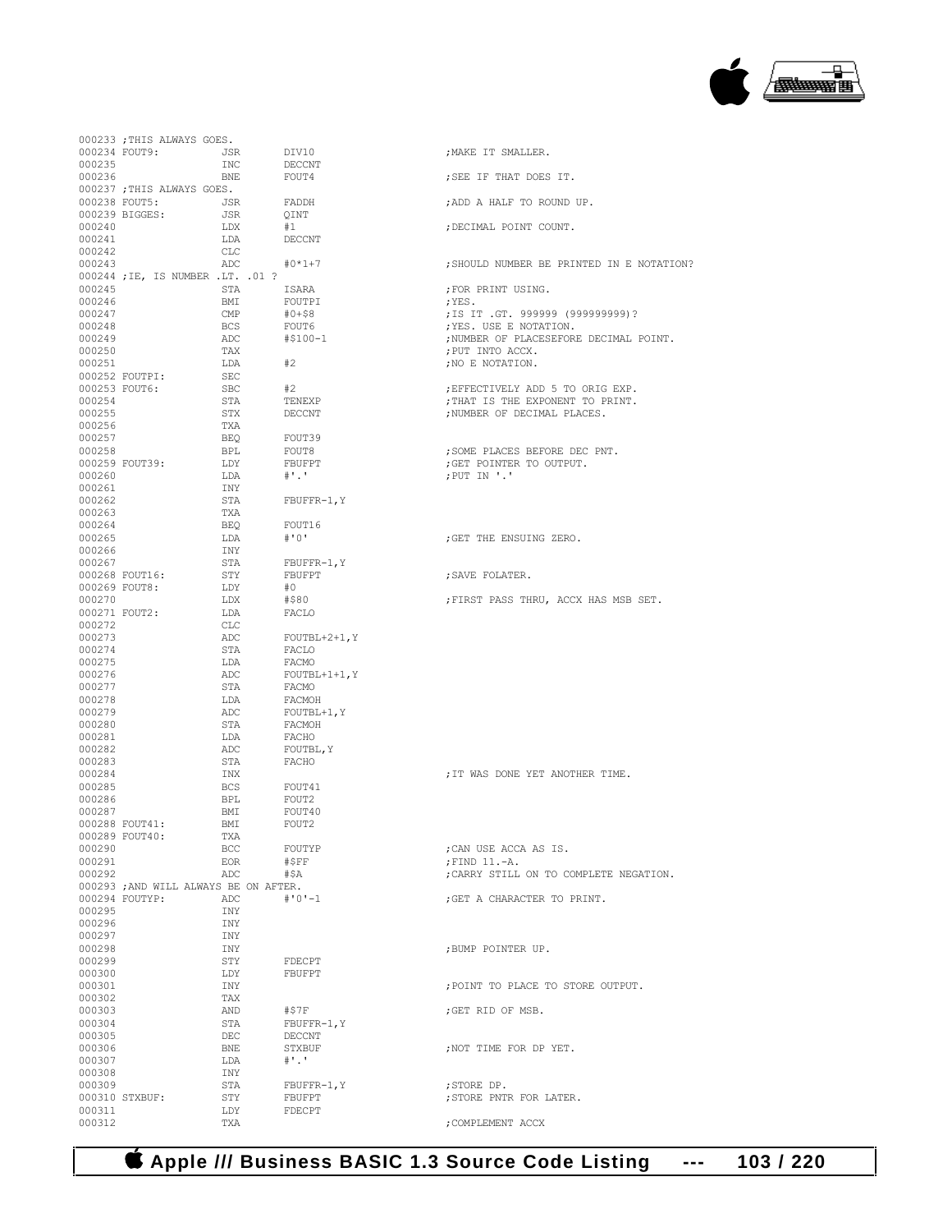```
000233 ;THIS ALWAYS GOES.
000234 FOUT9:         JSR     DIV10                ;MAKE IT SMALLER.
000235                INC     DECCNT
000236                BNE     FOUT4                ;SEE IF THAT DOES IT.
000237 ;THIS ALWAYS GOES.
000238 FOUT5:         JSR     FADDH                ;ADD A HALF TO ROUND UP.
000239 BIGGES:        JSR     QINT
000240                LDX     #1                   ;DECIMAL POINT COUNT.
000241                LDA     DECCNT
000242                CLC
000243                ADC     #0*1+7               ;SHOULD NUMBER BE PRINTED IN E NOTATION?
000244 ;IE, IS NUMBER .LT. .01 ?
000245                STA     ISARA                ;FOR PRINT USING.
000246                BMI     FOUTPI               ;YES.
000247                CMP     #0+$8                ;IS IT .GT. 999999 (999999999)?
000248                BCS     FOUT6                ;YES. USE E NOTATION.
000249                ADC     #$100-1              ;NUMBER OF PLACESEFORE DECIMAL POINT.
000250                TAX                          ;PUT INTO ACCX.
000251                LDA     #2                   ;NO E NOTATION.
000252 FOUTPI:        SEC
000253 FOUT6:         SBC     #2                   ;EFFECTIVELY ADD 5 TO ORIG EXP.
000254                STA     TENEXP               ;THAT IS THE EXPONENT TO PRINT.
000255                STX     DECCNT               ;NUMBER OF DECIMAL PLACES.
000256                TXA
000257                BEQ     FOUT39
000258                BPL     FOUT8                ;SOME PLACES BEFORE DEC PNT.
000259 FOUT39:        LDY     FBUFPT               ;GET POINTER TO OUTPUT.
000260                LDA     #'.'                 ;PUT IN '.'
000261                INY
000262                STA     FBUFFR-1,Y
000263                TXA
000264                BEQ     FOUT16
000265                LDA     #'0'                 ;GET THE ENSUING ZERO.
000266                INY
000267                STA     FBUFFR-1,Y
000268 FOUT16:        STY     FBUFPT               ;SAVE FOLATER.
000269 FOUT8:         LDY     #0
000270                LDX     #$80                 ;FIRST PASS THRU, ACCX HAS MSB SET.
000271 FOUT2:         LDA     FACLO
000272                CLC
000273                ADC     FOUTBL+2+1,Y
000274                STA     FACLO
000275                LDA     FACMO
000276                ADC     FOUTBL+1+1,Y
000277                STA     FACMO
000278                LDA     FACMOH
000279                ADC     FOUTBL+1,Y
000280                STA     FACMOH
000281                LDA     FACHO
000282                ADC     FOUTBL,Y
000283                STA     FACHO
000284                INX                          ;IT WAS DONE YET ANOTHER TIME.
000285                BCS     FOUT41
000286                BPL     FOUT2
000287                BMI     FOUT40
000288 FOUT41:        BMI     FOUT2
000289 FOUT40:        TXA
000290                BCC     FOUTYP               ;CAN USE ACCA AS IS.
000291                EOR     #$FF                 ;FIND 11.-A.
000292                ADC     #$A                  ;CARRY STILL ON TO COMPLETE NEGATION.
000293 ;AND WILL ALWAYS BE ON AFTER.
000294 FOUTYP:        ADC     #'0'-1               ;GET A CHARACTER TO PRINT.
000295                INY
000296                INY
000297                INY
000298                INY                          ;BUMP POINTER UP.
000299                STY     FDECPT
000300                LDY     FBUFPT
000301                INY                          ;POINT TO PLACE TO STORE OUTPUT.
000302                TAX
000303                AND     #$7F                 ;GET RID OF MSB.
000304                STA     FBUFFR-1,Y
000305                DEC     DECCNT
000306                BNE     STXBUF               ;NOT TIME FOR DP YET.
000307                LDA     #'.'
000308                INY
000309                STA     FBUFFR-1,Y           ;STORE DP.
000310 STXBUF:        STY     FBUFPT               ;STORE PNTR FOR LATER.
000311                LDY     FDECPT
000312                TXA                          ;COMPLEMENT ACCX
```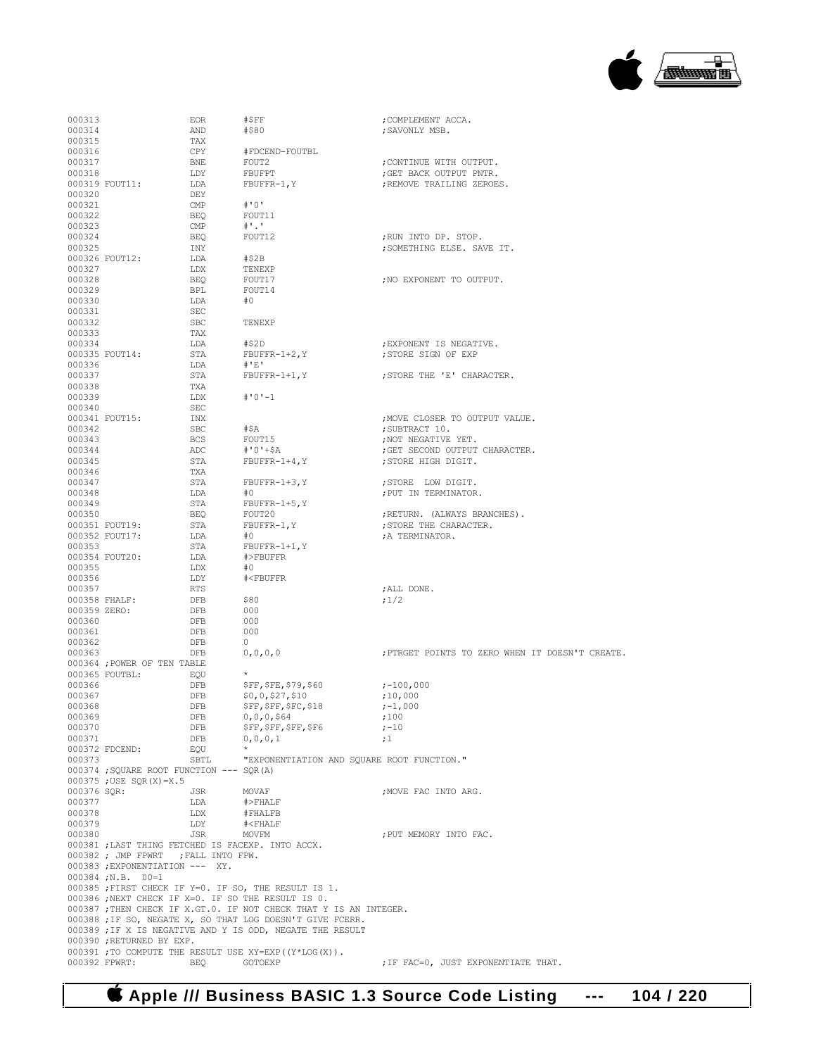```
000313                  EOR       #$FF                              ;COMPLEMENT ACCA.
000314                  AND       #$80                              ;SAVONLY MSB.
000315                  TAX
000316                  CPY       #FDCEND-FOUTBL
000317                  BNE       FOUT2                             ;CONTINUE WITH OUTPUT.
000318                  LDY       FBUFPT                            ;GET BACK OUTPUT PNTR.
000319 FOUT11:          LDA       FBUFFR-1,Y                        ;REMOVE TRAILING ZEROES.
000320                  DEY
000321                  CMP       #'0'
000322                  BEQ       FOUT11
000323                  CMP       #'.'
000324                  BEQ       FOUT12                            ;RUN INTO DP. STOP.
000325                  INY                                         ;SOMETHING ELSE. SAVE IT.
000326 FOUT12:          LDA       #$2B
000327                  LDX       TENEXP
000328                  BEQ       FOUT17                            ;NO EXPONENT TO OUTPUT.
000329                  BPL       FOUT14
000330                  LDA       #0
000331                  SEC
000332                  SBC       TENEXP
000333                  TAX
000334                  LDA       #$2D                              ;EXPONENT IS NEGATIVE.
000335 FOUT14:          STA       FBUFFR-1+2,Y                      ;STORE SIGN OF EXP
000336                  LDA       #'E'
000337                  STA       FBUFFR-1+1,Y                      ;STORE THE 'E' CHARACTER.
000338                  TXA
000339                  LDX       #'0'-1
000340                  SEC
000341 FOUT15:          INX                                         ;MOVE CLOSER TO OUTPUT VALUE.
000342                  SBC       #$A                               ;SUBTRACT 10.
000343                  BCS       FOUT15                            ;NOT NEGATIVE YET.
000344                  ADC       #'0'+$A                           ;GET SECOND OUTPUT CHARACTER.
000345                  STA       FBUFFR-1+4,Y                      ;STORE HIGH DIGIT.
000346                  TXA
000347                  STA       FBUFFR-1+3,Y                      ;STORE  LOW DIGIT.
000348                  LDA       #0                                ;PUT IN TERMINATOR.
000349                  STA       FBUFFR-1+5,Y
000350                  BEQ       FOUT20                            ;RETURN. (ALWAYS BRANCHES).
000351 FOUT19:          STA       FBUFFR-1,Y                        ;STORE THE CHARACTER.
000352 FOUT17:          LDA       #0                                ;A TERMINATOR.
000353                  STA       FBUFFR-1+1,Y
000354 FOUT20:          LDA       #>FBUFFR
000355                  LDX       #0
000356                  LDY       #<FBUFFR
000357                  RTS                                         ;ALL DONE.
000358 FHALF:           DFB       $80                               ;1/2
000359 ZERO:            DFB       000
000360                  DFB       000
000361                  DFB       000
000362                  DFB       0
000363                  DFB       0,0,0,0                           ;PTRGET POINTS TO ZERO WHEN IT DOESN'T CREATE.
000364 ;POWER OF TEN TABLE
000365 FOUTBL:          EQU       *
000366                  DFB       $FF,$FE,$79,$60                   ;-100,000
000367                  DFB       $0,0,$27,$10                      ;10,000
000368                  DFB       $FF,$FF,$FC,$18                   ;-1,000
000369                  DFB       0,0,0,$64                         ;100
000370                  DFB       $FF,$FF,$FF,$F6                   ;-10
000371                  DFB       0,0,0,1                           ;1
000372 FDCEND:          EQU       *
000373                  SBTL      "EXPONENTIATION AND SQUARE ROOT FUNCTION."
000374 ;SQUARE ROOT FUNCTION --- SQR(A)
000375 ;USE SQR(X)=X.5
000376 SQR:             JSR       MOVAF                             ;MOVE FAC INTO ARG.
000377                  LDA       #>FHALF
000378                  LDX       #FHALFB
000379                  LDY       #<FHALF
000380                  JSR       MOVFM                             ;PUT MEMORY INTO FAC.
000381 ;LAST THING FETCHED IS FACEXP. INTO ACCX.
000382 ; JMP FPWRT   ;FALL INTO FPW.
000383 ;EXPONENTIATION --- XY.
000384 ;N.B.  00=1
000385 ;FIRST CHECK IF Y=0. IF SO, THE RESULT IS 1.
000386 ;NEXT CHECK IF X=0. IF SO THE RESULT IS 0.
000387 ;THEN CHECK IF X.GT.0. IF NOT CHECK THAT Y IS AN INTEGER.
000388 ;IF SO, NEGATE X, SO THAT LOG DOESN'T GIVE FCERR.
000389 ;IF X IS NEGATIVE AND Y IS ODD, NEGATE THE RESULT
000390 ;RETURNED BY EXP.
000391 ;TO COMPUTE THE RESULT USE XY=EXP((Y*LOG(X)).
000392 FPWRT:           BEQ       GOTOEXP                           ;IF FAC=0, JUST EXPONENTIATE THAT.
```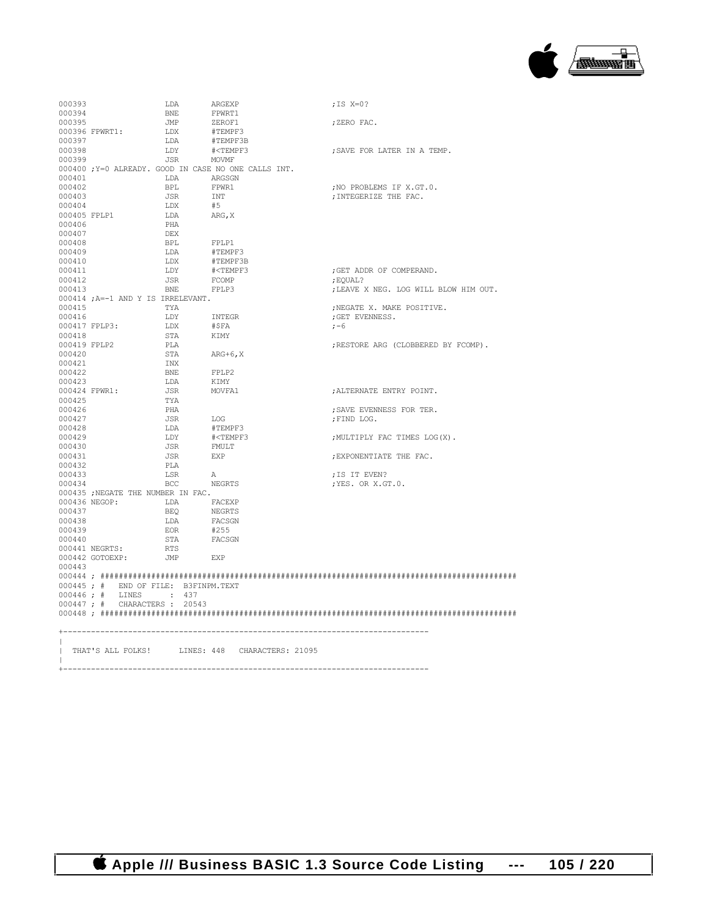```
000393                  LDA       ARGEXP                       ;IS X=0?
000394                  BNE       FPWRT1
000395                  JMP       ZEROF1                       ;ZERO FAC.
000396 FPWRT1:          LDX       #TEMPF3
000397                  LDA       #TEMPF3B
000398                  LDY       #<TEMPF3                     ;SAVE FOR LATER IN A TEMP.
000399                  JSR       MOVMF
000400 ;Y=0 ALREADY. GOOD IN CASE NO ONE CALLS INT.
000401                  LDA       ARGSGN
000402                  BPL       FPWR1                        ;NO PROBLEMS IF X.GT.0.
000403                  JSR       INT                          ;INTEGERIZE THE FAC.
000404                  LDX       #5
000405 FPLP1            LDA       ARG,X
000406                  PHA
000407                  DEX
000408                  BPL       FPLP1
000409                  LDA       #TEMPF3
000410                  LDX       #TEMPF3B
000411                  LDY       #<TEMPF3                     ;GET ADDR OF COMPERAND.
000412                  JSR       FCOMP                        ;EQUAL?
000413                  BNE       FPLP3                        ;LEAVE X NEG. LOG WILL BLOW HIM OUT.
000414 ;A=-1 AND Y IS IRRELEVANT.
000415                  TYA                                    ;NEGATE X. MAKE POSITIVE.
000416                  LDY       INTEGR                       ;GET EVENNESS.
000417 FPLP3:           LDX       #$FA                         ;-6
000418                  STA       KIMY
000419 FPLP2            PLA                                    ;RESTORE ARG (CLOBBERED BY FCOMP).
000420                  STA       ARG+6,X
000421                  INX
000422                  BNE       FPLP2
000423                  LDA       KIMY
000424 FPWR1:           JSR       MOVFA1                       ;ALTERNATE ENTRY POINT.
000425                  TYA
000426                  PHA                                    ;SAVE EVENNESS FOR TER.
000427                  JSR       LOG                          ;FIND LOG.
000428                  LDA       #TEMPF3
000429                  LDY       #<TEMPF3                     ;MULTIPLY FAC TIMES LOG(X).
000430                  JSR       FMULT
000431                  JSR       EXP                          ;EXPONENTIATE THE FAC.
000432                  PLA
000433                  LSR       A                            ;IS IT EVEN?
000434                  BCC       NEGRTS                       ;YES. OR X.GT.0.
000435 ;NEGATE THE NUMBER IN FAC.
000436 NEGOP:           LDA       FACEXP
000437                  BEQ       NEGRTS
000438                  LDA       FACSGN
000439                  EOR       #255
000440                  STA       FACSGN
000441 NEGRTS:          RTS
000442 GOTOEXP:         JMP       EXP
000443
000444 ; ###########################################################################################
000445 ; #   END OF FILE: B3FINPM.TEXT
000446 ; #   LINES      : 437
000447 ; #   CHARACTERS : 20543
000448 ; ###########################################################################################

+------------------------------------------------------------------------------
|
|  THAT'S ALL FOLKS!      LINES: 448   CHARACTERS: 21095
|
+------------------------------------------------------------------------------
```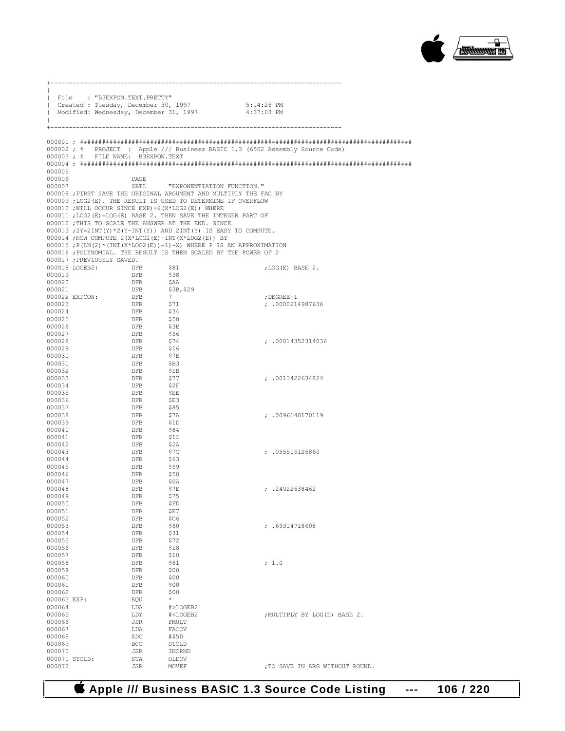```
+------------------------------------------------------------------------------
|
| File    : "B3EXPON.TEXT.PRETTY"
| Created : Tuesday, December 30, 1997              5:14:26 PM
| Modified: Wednesday, December 31, 1997            4:37:03 PM
|
+------------------------------------------------------------------------------

000001 ; ##########################################################################################
000002 ; #   PROJECT  :  Apple /// Business BASIC 1.3 (6502 Assembly Source Code)
000003 ; #   FILE NAME:  B3EXPON.TEXT
000004 ; ##########################################################################################
000005
000006                 PAGE
000007                 SBTL       "EXPONENTIATION FUNCTION."
000008 ;FIRST SAVE THE ORIGINAL ARGUMENT AND MULTIPLY THE FAC BY
000009 ;LOG2(E). THE RESULT IS USED TO DETERMINE IF OVERFLOW
000010 ;WILL OCCUR SINCE EXP)=2(X*LOG2(E)) WHERE
000011 ;LOG2(E)=LOG(E) BASE 2. THEN SAVE THE INTEGER PART OF
000012 ;THIS TO SCALE THE ANSWER AT THE END. SINCE
000013 ;2Y=2INT(Y)*2(Y-INT(Y)) AND 2INT(Y) IS EASY TO COMPUTE.
000014 ;NOW COMPUTE 2(X*LOG2(E)-INT(X*LOG2(E)) BY
000015 ;P(LN(2)*(INT(X*LOG2(E))+1)-X) WHERE P IS AN APPROXIMATION
000016 ;POLYNOMIAL. THE RESULT IS THEN SCALED BY THE POWER OF 2
000017 ;PREVIOUSLY SAVED.
000018 LOGEB2:         DFB        $81                         ;LOG(E) BASE 2.
000019                 DFB        $38
000020                 DFB        $AA
000021                 DFB        $3B,$29
000022 EXPCON:         DFB        7                           ;DEGREE-1
000023                 DFB        $71                         ; .0000214987636
000024                 DFB        $34
000025                 DFB        $58
000026                 DFB        $3E
000027                 DFB        $56
000028                 DFB        $74                         ; .00014352314036
000029                 DFB        $16
000030                 DFB        $7E
000031                 DFB        $B3
000032                 DFB        $1B
000033                 DFB        $77                         ; .0013422634824
000034                 DFB        $2F
000035                 DFB        $EE
000036                 DFB        $E3
000037                 DFB        $85
000038                 DFB        $7A                         ; .0096140170119
000039                 DFB        $1D
000040                 DFB        $84
000041                 DFB        $1C
000042                 DFB        $2A
000043                 DFB        $7C                         ; .055505126860
000044                 DFB        $63
000045                 DFB        $59
000046                 DFB        $58
000047                 DFB        $0A
000048                 DFB        $7E                         ; .24022638462
000049                 DFB        $75
000050                 DFB        $FD
000051                 DFB        $E7
000052                 DFB        $C6
000053                 DFB        $80                         ; .69314718608
000054                 DFB        $31
000055                 DFB        $72
000056                 DFB        $18
000057                 DFB        $10
000058                 DFB        $81                         ; 1.0
000059                 DFB        $00
000060                 DFB        $00
000061                 DFB        $00
000062                 DFB        $00
000063 EXP:            EQU        *
000064                 LDA        #>LOGEB2
000065                 LDY        #<LOGEB2                    ;MULTIPLY BY LOG(E) BASE 2.
000066                 JSR        FMULT
000067                 LDA        FACOV
000068                 ADC        #$50
000069                 BCC        STOLD
000070                 JSR        INCRND
000071 STOLD:          STA        OLDOV
000072                 JSR        MOVEF                       ;TO SAVE IN ARG WITHOUT ROUND.
```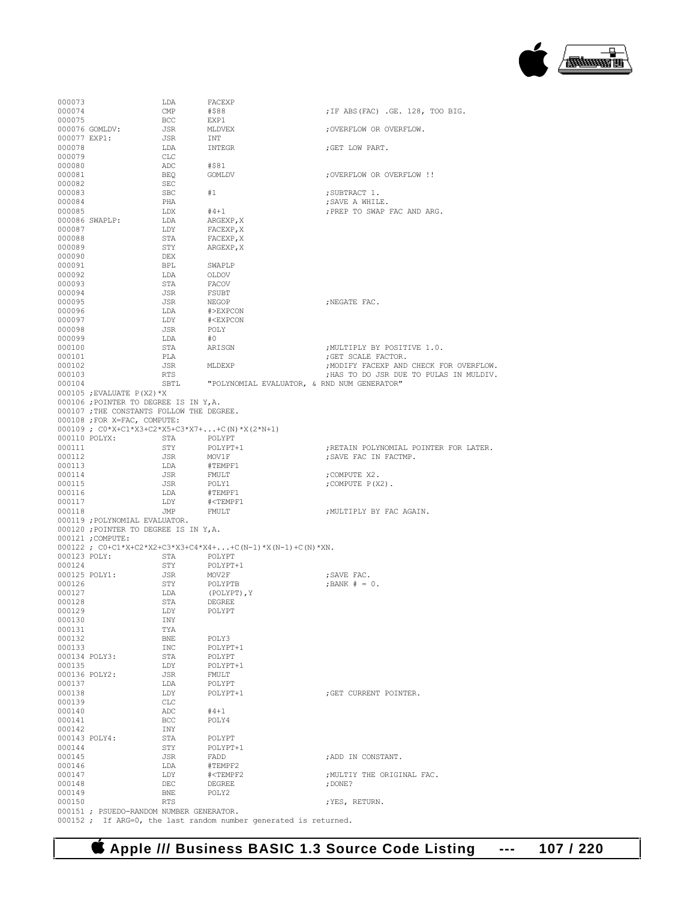```
000073                  LDA       FACEXP
000074                  CMP       #$88                          ;IF ABS(FAC) .GE. 128, TOO BIG.
000075                  BCC       EXP1
000076 GOMLDV:          JSR       MLDVEX                        ;OVERFLOW OR OVERFLOW.
000077 EXP1:            JSR       INT
000078                  LDA       INTEGR                        ;GET LOW PART.
000079                  CLC
000080                  ADC       #$81
000081                  BEQ       GOMLDV                        ;OVERFLOW OR OVERFLOW !!
000082                  SEC
000083                  SBC       #1                            ;SUBTRACT 1.
000084                  PHA                                     ;SAVE A WHILE.
000085                  LDX       #4+1                          ;PREP TO SWAP FAC AND ARG.
000086 SWAPLP:          LDA       ARGEXP,X
000087                  LDY       FACEXP,X
000088                  STA       FACEXP,X
000089                  STY       ARGEXP,X
000090                  DEX
000091                  BPL       SWAPLP
000092                  LDA       OLDOV
000093                  STA       FACOV
000094                  JSR       FSUBT
000095                  JSR       NEGOP                         ;NEGATE FAC.
000096                  LDA       #>EXPCON
000097                  LDY       #<EXPCON
000098                  JSR       POLY
000099                  LDA       #0
000100                  STA       ARISGN                        ;MULTIPLY BY POSITIVE 1.0.
000101                  PLA                                     ;GET SCALE FACTOR.
000102                  JSR       MLDEXP                        ;MODIFY FACEXP AND CHECK FOR OVERFLOW.
000103                  RTS                                     ;HAS TO DO JSR DUE TO PULAS IN MULDIV.
000104                  SBTL      "POLYNOMIAL EVALUATOR, & RND NUM GENERATOR"
000105 ;EVALUATE P(X2)*X
000106 ;POINTER TO DEGREE IS IN Y,A.
000107 ;THE CONSTANTS FOLLOW THE DEGREE.
000108 ;FOR X=FAC, COMPUTE:
000109 ; C0*X+C1*X3+C2*X5+C3*X7+...+C(N)*X(2*N+1)
000110 POLYX:           STA       POLYPT
000111                  STY       POLYPT+1                      ;RETAIN POLYNOMIAL POINTER FOR LATER.
000112                  JSR       MOV1F                         ;SAVE FAC IN FACTMP.
000113                  LDA       #TEMPF1
000114                  JSR       FMULT                         ;COMPUTE X2.
000115                  JSR       POLY1                         ;COMPUTE P(X2).
000116                  LDA       #TEMPF1
000117                  LDY       #<TEMPF1
000118                  JMP       FMULT                         ;MULTIPLY BY FAC AGAIN.
000119 ;POLYNOMIAL EVALUATOR.
000120 ;POINTER TO DEGREE IS IN Y,A.
000121 ;COMPUTE:
000122 ; C0+C1*X+C2*X2+C3*X3+C4*X4+...+C(N-1)*X(N-1)+C(N)*XN.
000123 POLY:            STA       POLYPT
000124                  STY       POLYPT+1
000125 POLY1:           JSR       MOV2F                         ;SAVE FAC.
000126                  STY       POLYPTB                       ;BANK # = 0.
000127                  LDA       (POLYPT),Y
000128                  STA       DEGREE
000129                  LDY       POLYPT
000130                  INY
000131                  TYA
000132                  BNE       POLY3
000133                  INC       POLYPT+1
000134 POLY3:           STA       POLYPT
000135                  LDY       POLYPT+1
000136 POLY2:           JSR       FMULT
000137                  LDA       POLYPT
000138                  LDY       POLYPT+1                      ;GET CURRENT POINTER.
000139                  CLC
000140                  ADC       #4+1
000141                  BCC       POLY4
000142                  INY
000143 POLY4:           STA       POLYPT
000144                  STY       POLYPT+1
000145                  JSR       FADD                          ;ADD IN CONSTANT.
000146                  LDA       #TEMPF2
000147                  LDY       #<TEMPF2                      ;MULTIY THE ORIGINAL FAC.
000148                  DEC       DEGREE                        ;DONE?
000149                  BNE       POLY2
000150                  RTS                                     ;YES, RETURN.
000151 ; PSUEDO-RANDOM NUMBER GENERATOR.
000152 ;  If ARG=0, the last random number generated is returned.
```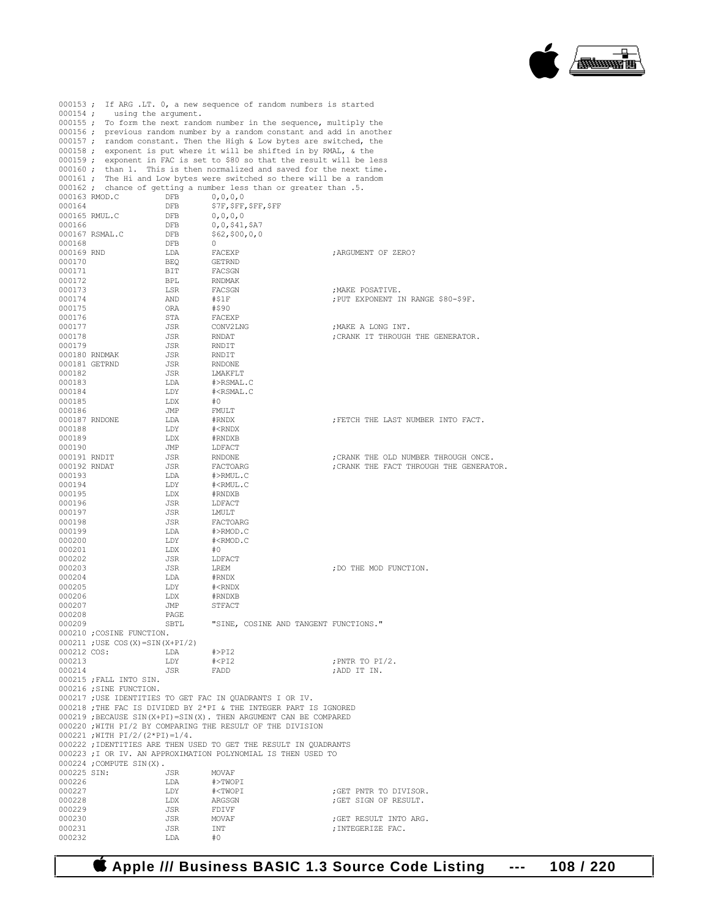```
000153 ;  If ARG .LT. 0, a new sequence of random numbers is started
000154 ;    using the argument.
000155 ;  To form the next random number in the sequence, multiply the
000156 ;  previous random number by a random constant and add in another
000157 ;  random constant. Then the High & Low bytes are switched, the
000158 ;  exponent is put where it will be shifted in by RMAL, & the
000159 ;  exponent in FAC is set to $80 so that the result will be less
000160 ;  than 1.  This is then normalized and saved for the next time.
000161 ;  The Hi and Low bytes were switched so there will be a random
000162 ;  chance of getting a number less than or greater than .5.
000163 RMOD.C          DFB       0,0,0,0
000164                 DFB       $7F,$FF,$FF,$FF
000165 RMUL.C          DFB       0,0,0,0
000166                 DFB       0,0,$41,$A7
000167 RSMAL.C         DFB       $62,$00,0,0
000168                 DFB       0
000169 RND             LDA       FACEXP                    ;ARGUMENT OF ZERO?
000170                 BEQ       GETRND
000171                 BIT       FACSGN
000172                 BPL       RNDMAK
000173                 LSR       FACSGN                    ;MAKE POSATIVE.
000174                 AND       #$1F                      ;PUT EXPONENT IN RANGE $80-$9F.
000175                 ORA       #$90
000176                 STA       FACEXP
000177                 JSR       CONV2LNG                  ;MAKE A LONG INT.
000178                 JSR       RNDAT                     ;CRANK IT THROUGH THE GENERATOR.
000179                 JSR       RNDIT
000180 RNDMAK          JSR       RNDIT
000181 GETRND          JSR       RNDONE
000182                 JSR       LMAKFLT
000183                 LDA       #>RSMAL.C
000184                 LDY       #<RSMAL.C
000185                 LDX       #0
000186                 JMP       FMULT
000187 RNDONE          LDA       #RNDX                     ;FETCH THE LAST NUMBER INTO FACT.
000188                 LDY       #<RNDX
000189                 LDX       #RNDXB
000190                 JMP       LDFACT
000191 RNDIT           JSR       RNDONE                    ;CRANK THE OLD NUMBER THROUGH ONCE.
000192 RNDAT           JSR       FACTOARG                  ;CRANK THE FACT THROUGH THE GENERATOR.
000193                 LDA       #>RMUL.C
000194                 LDY       #<RMUL.C
000195                 LDX       #RNDXB
000196                 JSR       LDFACT
000197                 JSR       LMULT
000198                 JSR       FACTOARG
000199                 LDA       #>RMOD.C
000200                 LDY       #<RMOD.C
000201                 LDX       #0
000202                 JSR       LDFACT
000203                 JSR       LREM                      ;DO THE MOD FUNCTION.
000204                 LDA       #RNDX
000205                 LDY       #<RNDX
000206                 LDX       #RNDXB
000207                 JMP       STFACT
000208                 PAGE
000209                 SBTL      "SINE, COSINE AND TANGENT FUNCTIONS."
000210 ;COSINE FUNCTION.
000211 ;USE COS(X)=SIN(X+PI/2)
000212 COS:            LDA       #>PI2
000213                 LDY       #<PI2                     ;PNTR TO PI/2.
000214                 JSR       FADD                      ;ADD IT IN.
000215 ;FALL INTO SIN.
000216 ;SINE FUNCTION.
000217 ;USE IDENTITIES TO GET FAC IN QUADRANTS I OR IV.
000218 ;THE FAC IS DIVIDED BY 2*PI & THE INTEGER PART IS IGNORED
000219 ;BECAUSE SIN(X+PI)=SIN(X). THEN ARGUMENT CAN BE COMPARED
000220 ;WITH PI/2 BY COMPARING THE RESULT OF THE DIVISION
000221 ;WITH PI/2/(2*PI)=1/4.
000222 ;IDENTITIES ARE THEN USED TO GET THE RESULT IN QUADRANTS
000223 ;I OR IV. AN APPROXIMATION POLYNOMIAL IS THEN USED TO
000224 ;COMPUTE SIN(X).
000225 SIN:            JSR       MOVAF
000226                 LDA       #>TWOPI
000227                 LDY       #<TWOPI                   ;GET PNTR TO DIVISOR.
000228                 LDX       ARGSGN                    ;GET SIGN OF RESULT.
000229                 JSR       FDIVF
000230                 JSR       MOVAF                     ;GET RESULT INTO ARG.
000231                 JSR       INT                       ;INTEGERIZE FAC.
000232                 LDA       #0
```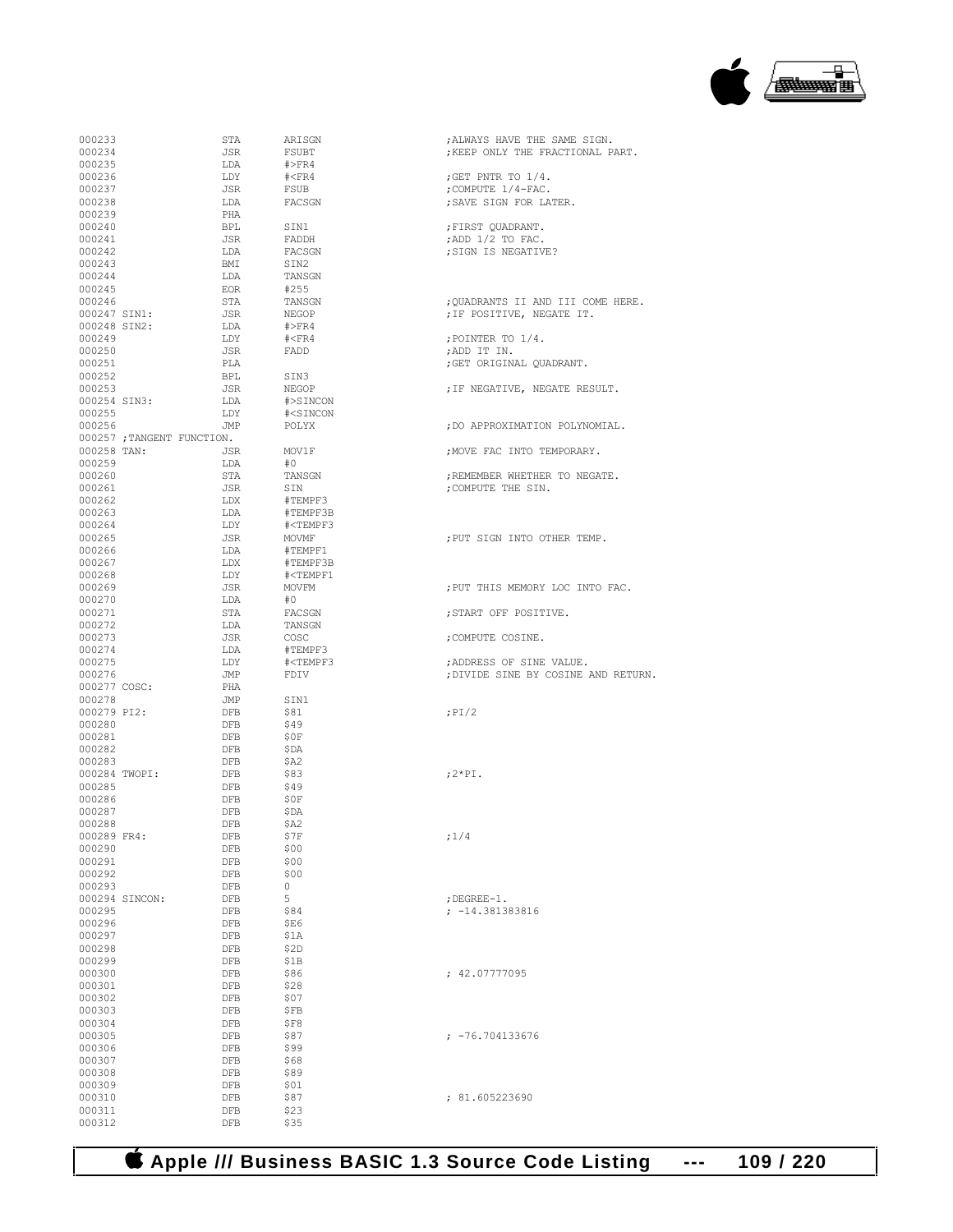```
000233                  STA     ARISGN                  ;ALWAYS HAVE THE SAME SIGN.
000234                  JSR     FSUBT                   ;KEEP ONLY THE FRACTIONAL PART.
000235                  LDA     #>FR4
000236                  LDY     #<FR4                   ;GET PNTR TO 1/4.
000237                  JSR     FSUB                    ;COMPUTE 1/4-FAC.
000238                  LDA     FACSGN                  ;SAVE SIGN FOR LATER.
000239                  PHA
000240                  BPL     SIN1                    ;FIRST QUADRANT.
000241                  JSR     FADDH                   ;ADD 1/2 TO FAC.
000242                  LDA     FACSGN                  ;SIGN IS NEGATIVE?
000243                  BMI     SIN2
000244                  LDA     TANSGN
000245                  EOR     #255
000246                  STA     TANSGN                  ;QUADRANTS II AND III COME HERE.
000247 SIN1:            JSR     NEGOP                   ;IF POSITIVE, NEGATE IT.
000248 SIN2:            LDA     #>FR4
000249                  LDY     #<FR4                   ;POINTER TO 1/4.
000250                  JSR     FADD                    ;ADD IT IN.
000251                  PLA                             ;GET ORIGINAL QUADRANT.
000252                  BPL     SIN3
000253                  JSR     NEGOP                   ;IF NEGATIVE, NEGATE RESULT.
000254 SIN3:            LDA     #>SINCON
000255                  LDY     #<SINCON
000256                  JMP     POLYX                   ;DO APPROXIMATION POLYNOMIAL.
000257 ;TANGENT FUNCTION.
000258 TAN:             JSR     MOV1F                   ;MOVE FAC INTO TEMPORARY.
000259                  LDA     #0
000260                  STA     TANSGN                  ;REMEMBER WHETHER TO NEGATE.
000261                  JSR     SIN                     ;COMPUTE THE SIN.
000262                  LDX     #TEMPF3
000263                  LDA     #TEMPF3B
000264                  LDY     #<TEMPF3
000265                  JSR     MOVMF                   ;PUT SIGN INTO OTHER TEMP.
000266                  LDA     #TEMPF1
000267                  LDX     #TEMPF3B
000268                  LDY     #<TEMPF1
000269                  JSR     MOVFM                   ;PUT THIS MEMORY LOC INTO FAC.
000270                  LDA     #0
000271                  STA     FACSGN                  ;START OFF POSITIVE.
000272                  LDA     TANSGN
000273                  JSR     COSC                    ;COMPUTE COSINE.
000274                  LDA     #TEMPF3
000275                  LDY     #<TEMPF3                ;ADDRESS OF SINE VALUE.
000276                  JMP     FDIV                    ;DIVIDE SINE BY COSINE AND RETURN.
000277 COSC:            PHA
000278                  JMP     SIN1
000279 PI2:             DFB     $81                     ;PI/2
000280                  DFB     $49
000281                  DFB     $0F
000282                  DFB     $DA
000283                  DFB     $A2
000284 TWOPI:           DFB     $83                     ;2*PI.
000285                  DFB     $49
000286                  DFB     $0F
000287                  DFB     $DA
000288                  DFB     $A2
000289 FR4:             DFB     $7F                     ;1/4
000290                  DFB     $00
000291                  DFB     $00
000292                  DFB     $00
000293                  DFB     0
000294 SINCON:          DFB     5                       ;DEGREE-1.
000295                  DFB     $84                     ; -14.381383816
000296                  DFB     $E6
000297                  DFB     $1A
000298                  DFB     $2D
000299                  DFB     $1B
000300                  DFB     $86                     ; 42.07777095
000301                  DFB     $28
000302                  DFB     $07
000303                  DFB     $FB
000304                  DFB     $F8
000305                  DFB     $87                     ; -76.704133676
000306                  DFB     $99
000307                  DFB     $68
000308                  DFB     $89
000309                  DFB     $01
000310                  DFB     $87                     ; 81.605223690
000311                  DFB     $23
000312                  DFB     $35
```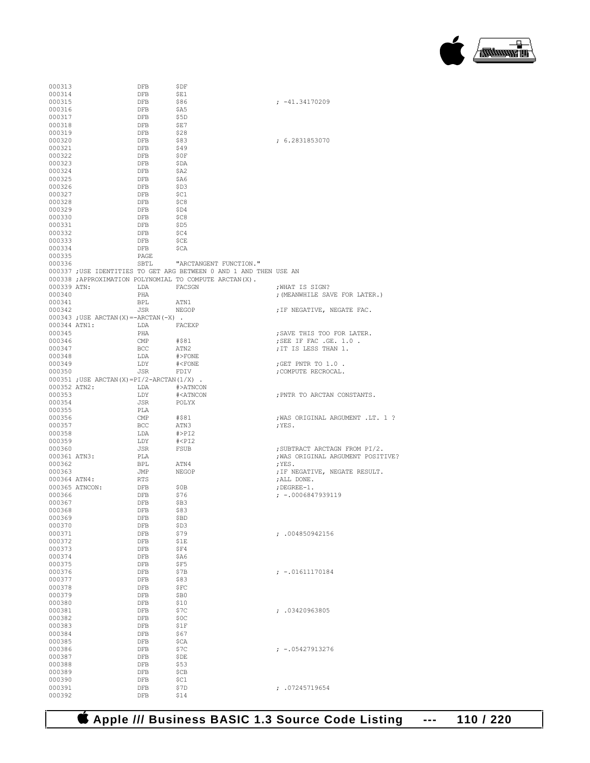```
000313                  DFB       $DF
000314                  DFB       $E1
000315                  DFB       $86                       ; -41.34170209
000316                  DFB       $A5
000317                  DFB       $5D
000318                  DFB       $E7
000319                  DFB       $28
000320                  DFB       $83                       ; 6.2831853070
000321                  DFB       $49
000322                  DFB       $0F
000323                  DFB       $DA
000324                  DFB       $A2
000325                  DFB       $A6
000326                  DFB       $D3
000327                  DFB       $C1
000328                  DFB       $C8
000329                  DFB       $D4
000330                  DFB       $C8
000331                  DFB       $D5
000332                  DFB       $C4
000333                  DFB       $CE
000334                  DFB       $CA
000335                  PAGE
000336                  SBTL      "ARCTANGENT FUNCTION."
000337 ;USE IDENTITIES TO GET ARG BETWEEN 0 AND 1 AND THEN USE AN
000338 ;APPROXIMATION POLYNOMIAL TO COMPUTE ARCTAN(X).
000339 ATN:             LDA       FACSGN                    ;WHAT IS SIGN?
000340                  PHA                                 ;(MEANWHILE SAVE FOR LATER.)
000341                  BPL       ATN1
000342                  JSR       NEGOP                     ;IF NEGATIVE, NEGATE FAC.
000343 ;USE ARCTAN(X)=-ARCTAN(-X) .
000344 ATN1:            LDA       FACEXP
000345                  PHA                                 ;SAVE THIS TOO FOR LATER.
000346                  CMP       #$81                      ;SEE IF FAC .GE. 1.0 .
000347                  BCC       ATN2                      ;IT IS LESS THAN 1.
000348                  LDA       #>FONE
000349                  LDY       #<FONE                    ;GET PNTR TO 1.0 .
000350                  JSR       FDIV                      ;COMPUTE RECROCAL.
000351 ;USE ARCTAN(X)=PI/2-ARCTAN(1/X) .
000352 ATN2:            LDA       #>ATNCON
000353                  LDY       #<ATNCON                  ;PNTR TO ARCTAN CONSTANTS.
000354                  JSR       POLYX
000355                  PLA
000356                  CMP       #$81                      ;WAS ORIGINAL ARGUMENT .LT. 1 ?
000357                  BCC       ATN3                      ;YES.
000358                  LDA       #>PI2
000359                  LDY       #<PI2
000360                  JSR       FSUB                      ;SUBTRACT ARCTAGN FROM PI/2.
000361 ATN3:            PLA                                 ;WAS ORIGINAL ARGUMENT POSITIVE?
000362                  BPL       ATN4                      ;YES.
000363                  JMP       NEGOP                     ;IF NEGATIVE, NEGATE RESULT.
000364 ATN4:            RTS                                 ;ALL DONE.
000365 ATNCON:          DFB       $0B                       ;DEGREE-1.
000366                  DFB       $76                       ; -.0006847939119
000367                  DFB       $B3
000368                  DFB       $83
000369                  DFB       $BD
000370                  DFB       $D3
000371                  DFB       $79                       ; .004850942156
000372                  DFB       $1E
000373                  DFB       $F4
000374                  DFB       $A6
000375                  DFB       $F5
000376                  DFB       $7B                       ; -.01611170184
000377                  DFB       $83
000378                  DFB       $FC
000379                  DFB       $B0
000380                  DFB       $10
000381                  DFB       $7C                       ; .03420963805
000382                  DFB       $0C
000383                  DFB       $1F
000384                  DFB       $67
000385                  DFB       $CA
000386                  DFB       $7C                       ; -.05427913276
000387                  DFB       $DE
000388                  DFB       $53
000389                  DFB       $CB
000390                  DFB       $C1
000391                  DFB       $7D                       ; .07245719654
000392                  DFB       $14
```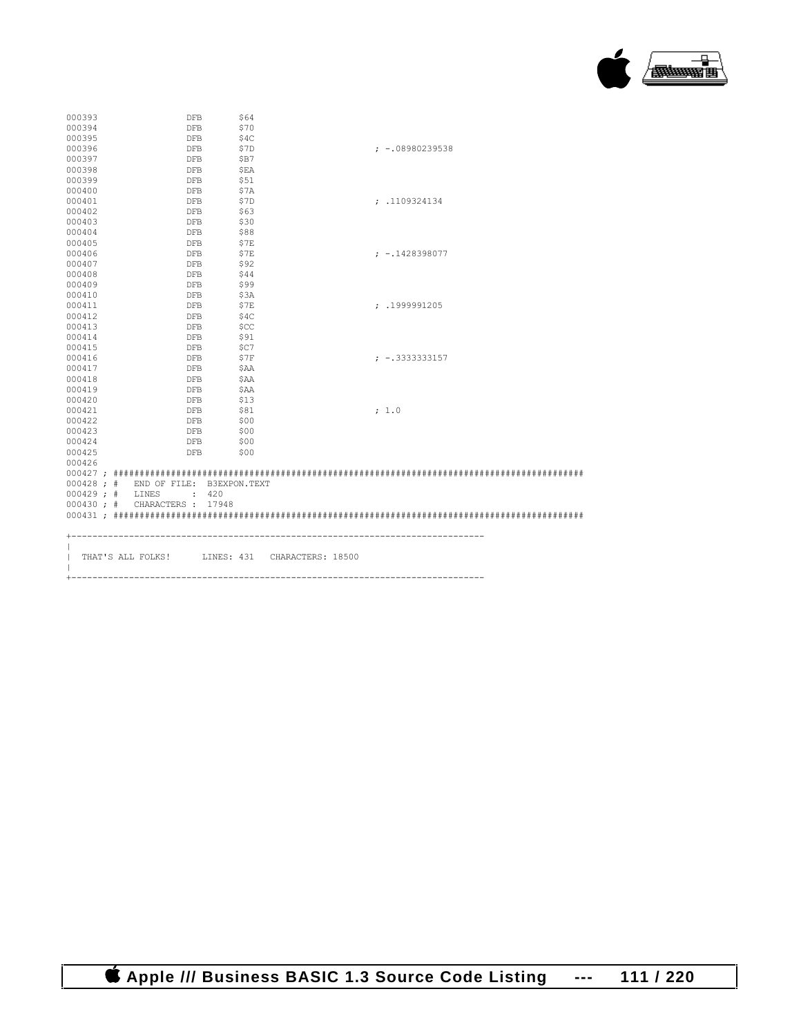```
000393              DFB     $64
000394              DFB     $70
000395              DFB     $4C
000396              DFB     $7D                     ; -.08980239538
000397              DFB     $B7
000398              DFB     $EA
000399              DFB     $51
000400              DFB     $7A
000401              DFB     $7D                     ; .1109324134
000402              DFB     $63
000403              DFB     $30
000404              DFB     $88
000405              DFB     $7E
000406              DFB     $7E                     ; -.1428398077
000407              DFB     $92
000408              DFB     $44
000409              DFB     $99
000410              DFB     $3A
000411              DFB     $7E                     ; .1999991205
000412              DFB     $4C
000413              DFB     $CC
000414              DFB     $91
000415              DFB     $C7
000416              DFB     $7F                     ; -.3333333157
000417              DFB     $AA
000418              DFB     $AA
000419              DFB     $AA
000420              DFB     $13
000421              DFB     $81                     ; 1.0
000422              DFB     $00
000423              DFB     $00
000424              DFB     $00
000425              DFB     $00
000426
000427 ; ########################################################################################
000428 ; #   END OF FILE:  B3EXPON.TEXT
000429 ; #   LINES      :  420
000430 ; #   CHARACTERS :  17948
000431 ; ########################################################################################

+------------------------------------------------------------------------------
|
|  THAT'S ALL FOLKS!      LINES: 431   CHARACTERS: 18500
|
+------------------------------------------------------------------------------
```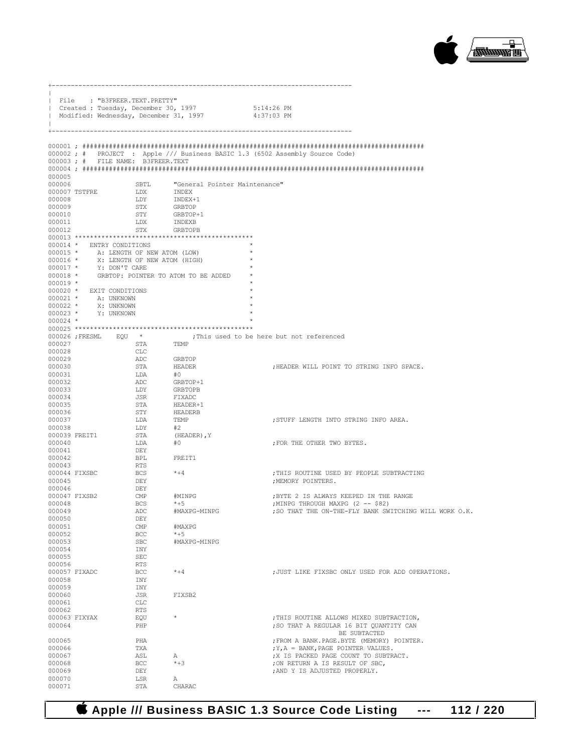```
+------------------------------------------------------------------------------
|
| File   : "B3FREER.TEXT.PRETTY"
| Created : Tuesday, December 30, 1997            5:14:26 PM
| Modified: Wednesday, December 31, 1997          4:37:03 PM
|
+------------------------------------------------------------------------------

000001 ; #########################################################################################
000002 ; #   PROJECT  : Apple /// Business BASIC 1.3 (6502 Assembly Source Code)
000003 ; #   FILE NAME: B3FREER.TEXT
000004 ; #########################################################################################
000005
000006                 SBTL      "General Pointer Maintenance"
000007 TSTFRE          LDX       INDEX
000008                 LDY       INDEX+1
000009                 STX       GRBTOP
000010                 STY       GRBTOP+1
000011                 LDX       INDEXB
000012                 STX       GRBTOPB
000013 ***********************************************
000014 *   ENTRY CONDITIONS                           *
000015 *     A: LENGTH OF NEW ATOM (LOW)              *
000016 *     X: LENGTH OF NEW ATOM (HIGH)             *
000017 *     Y: DON'T CARE                            *
000018 *     GRBTOP: POINTER TO ATOM TO BE ADDED      *
000019 *                                              *
000020 *   EXIT CONDITIONS                            *
000021 *     A: UNKNOWN                               *
000022 *     X: UNKNOWN                               *
000023 *     Y: UNKNOWN                               *
000024 *                                              *
000025 ***********************************************
000026 ;FRESML    EQU   *             ;This used to be here but not referenced
000027                 STA       TEMP
000028                 CLC
000029                 ADC       GRBTOP
000030                 STA       HEADER                   ;HEADER WILL POINT TO STRING INFO SPACE.
000031                 LDA       #0
000032                 ADC       GRBTOP+1
000033                 LDY       GRBTOPB
000034                 JSR       FIXADC
000035                 STA       HEADER+1
000036                 STY       HEADERB
000037                 LDA       TEMP                     ;STUFF LENGTH INTO STRING INFO AREA.
000038                 LDY       #2
000039 FREIT1          STA       (HEADER),Y
000040                 LDA       #0                       ;FOR THE OTHER TWO BYTES.
000041                 DEY
000042                 BPL       FREIT1
000043                 RTS
000044 FIXSBC          BCS       *+4                      ;THIS ROUTINE USED BY PEOPLE SUBTRACTING
000045                 DEY                                ;MEMORY POINTERS.
000046                 DEY
000047 FIXSB2          CMP       #MINPG                   ;BYTE 2 IS ALWAYS KEEPED IN THE RANGE
000048                 BCS       *+5                      ;MINPG THROUGH MAXPG (2 -- $82)
000049                 ADC       #MAXPG-MINPG             ;SO THAT THE ON-THE-FLY BANK SWITCHING WILL WORK O.K.
000050                 DEY
000051                 CMP       #MAXPG
000052                 BCC       *+5
000053                 SBC       #MAXPG-MINPG
000054                 INY
000055                 SEC
000056                 RTS
000057 FIXADC          BCC       *+4                      ;JUST LIKE FIXSBC ONLY USED FOR ADD OPERATIONS.
000058                 INY
000059                 INY
000060                 JSR       FIXSB2
000061                 CLC
000062                 RTS
000063 FIXYAX          EQU       *                        ;THIS ROUTINE ALLOWS MIXED SUBTRACTION,
000064                 PHP                                ;SO THAT A REGULAR 16 BIT QUANTITY CAN
                                                            BE SUBTACTED
000065                 PHA                                ;FROM A BANK.PAGE.BYTE (MEMORY) POINTER.
000066                 TXA                                ;Y,A = BANK,PAGE POINTER VALUES.
000067                 ASL       A                        ;X IS PACKED PAGE COUNT TO SUBTRACT.
000068                 BCC       *+3                      ;ON RETURN A IS RESULT OF SBC,
000069                 DEY                                ;AND Y IS ADJUSTED PROPERLY.
000070                 LSR       A
000071                 STA       CHARAC
```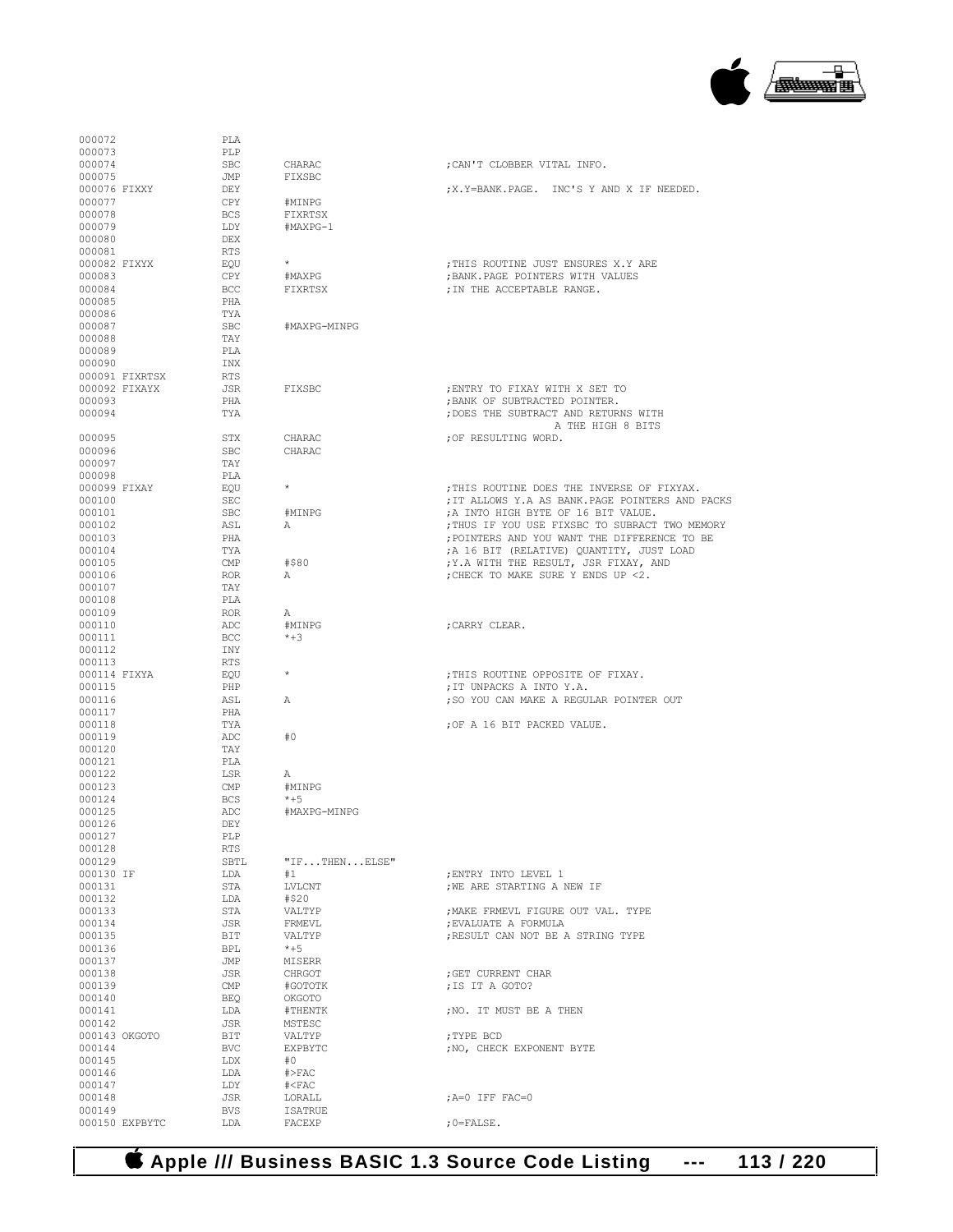```
000072                PLA
000073                PLP
000074                SBC     CHARAC                  ;CAN'T CLOBBER VITAL INFO.
000075                JMP     FIXSBC
000076 FIXXY          DEY                             ;X.Y=BANK.PAGE.  INC'S Y AND X IF NEEDED.
000077                CPY     #MINPG
000078                BCS     FIXRTSX
000079                LDY     #MAXPG-1
000080                DEX
000081                RTS
000082 FIXYX          EQU     *                       ;THIS ROUTINE JUST ENSURES X.Y ARE
000083                CPY     #MAXPG                  ;BANK.PAGE POINTERS WITH VALUES
000084                BCC     FIXRTSX                 ;IN THE ACCEPTABLE RANGE.
000085                PHA
000086                TYA
000087                SBC     #MAXPG-MINPG
000088                TAY
000089                PLA
000090                INX
000091 FIXRTSX        RTS
000092 FIXAYX         JSR     FIXSBC                  ;ENTRY TO FIXAY WITH X SET TO
000093                PHA                             ;BANK OF SUBTRACTED POINTER.
000094                TYA                             ;DOES THE SUBTRACT AND RETURNS WITH
                                                               A THE HIGH 8 BITS
000095                STX     CHARAC                  ;OF RESULTING WORD.
000096                SBC     CHARAC
000097                TAY
000098                PLA
000099 FIXAY          EQU     *                       ;THIS ROUTINE DOES THE INVERSE OF FIXYAX.
000100                SEC                             ;IT ALLOWS Y.A AS BANK.PAGE POINTERS AND PACKS
000101                SBC     #MINPG                  ;A INTO HIGH BYTE OF 16 BIT VALUE.
000102                ASL     A                       ;THUS IF YOU USE FIXSBC TO SUBRACT TWO MEMORY
000103                PHA                             ;POINTERS AND YOU WANT THE DIFFERENCE TO BE
000104                TYA                             ;A 16 BIT (RELATIVE) QUANTITY, JUST LOAD
000105                CMP     #$80                    ;Y.A WITH THE RESULT, JSR FIXAY, AND
000106                ROR     A                       ;CHECK TO MAKE SURE Y ENDS UP <2.
000107                TAY
000108                PLA
000109                ROR     A
000110                ADC     #MINPG                  ;CARRY CLEAR.
000111                BCC     *+3
000112                INY
000113                RTS
000114 FIXYA          EQU     *                       ;THIS ROUTINE OPPOSITE OF FIXAY.
000115                PHP                             ;IT UNPACKS A INTO Y.A.
000116                ASL     A                       ;SO YOU CAN MAKE A REGULAR POINTER OUT
000117                PHA
000118                TYA                             ;OF A 16 BIT PACKED VALUE.
000119                ADC     #0
000120                TAY
000121                PLA
000122                LSR     A
000123                CMP     #MINPG
000124                BCS     *+5
000125                ADC     #MAXPG-MINPG
000126                DEY
000127                PLP
000128                RTS
000129                SBTL    "IF...THEN...ELSE"
000130 IF             LDA     #1                      ;ENTRY INTO LEVEL 1
000131                STA     LVLCNT                  ;WE ARE STARTING A NEW IF
000132                LDA     #$20
000133                STA     VALTYP                  ;MAKE FRMEVL FIGURE OUT VAL. TYPE
000134                JSR     FRMEVL                  ;EVALUATE A FORMULA
000135                BIT     VALTYP                  ;RESULT CAN NOT BE A STRING TYPE
000136                BPL     *+5
000137                JMP     MISERR
000138                JSR     CHRGOT                  ;GET CURRENT CHAR
000139                CMP     #GOTOTK                 ;IS IT A GOTO?
000140                BEQ     OKGOTO
000141                LDA     #THENTK                 ;NO. IT MUST BE A THEN
000142                JSR     MSTESC
000143 OKGOTO         BIT     VALTYP                  ;TYPE BCD
000144                BVC     EXPBYTC                 ;NO, CHECK EXPONENT BYTE
000145                LDX     #0
000146                LDA     #>FAC
000147                LDY     #<FAC
000148                JSR     LORALL                  ;A=0 IFF FAC=0
000149                BVS     ISATRUE
000150 EXPBYTC        LDA     FACEXP                  ;0=FALSE.
```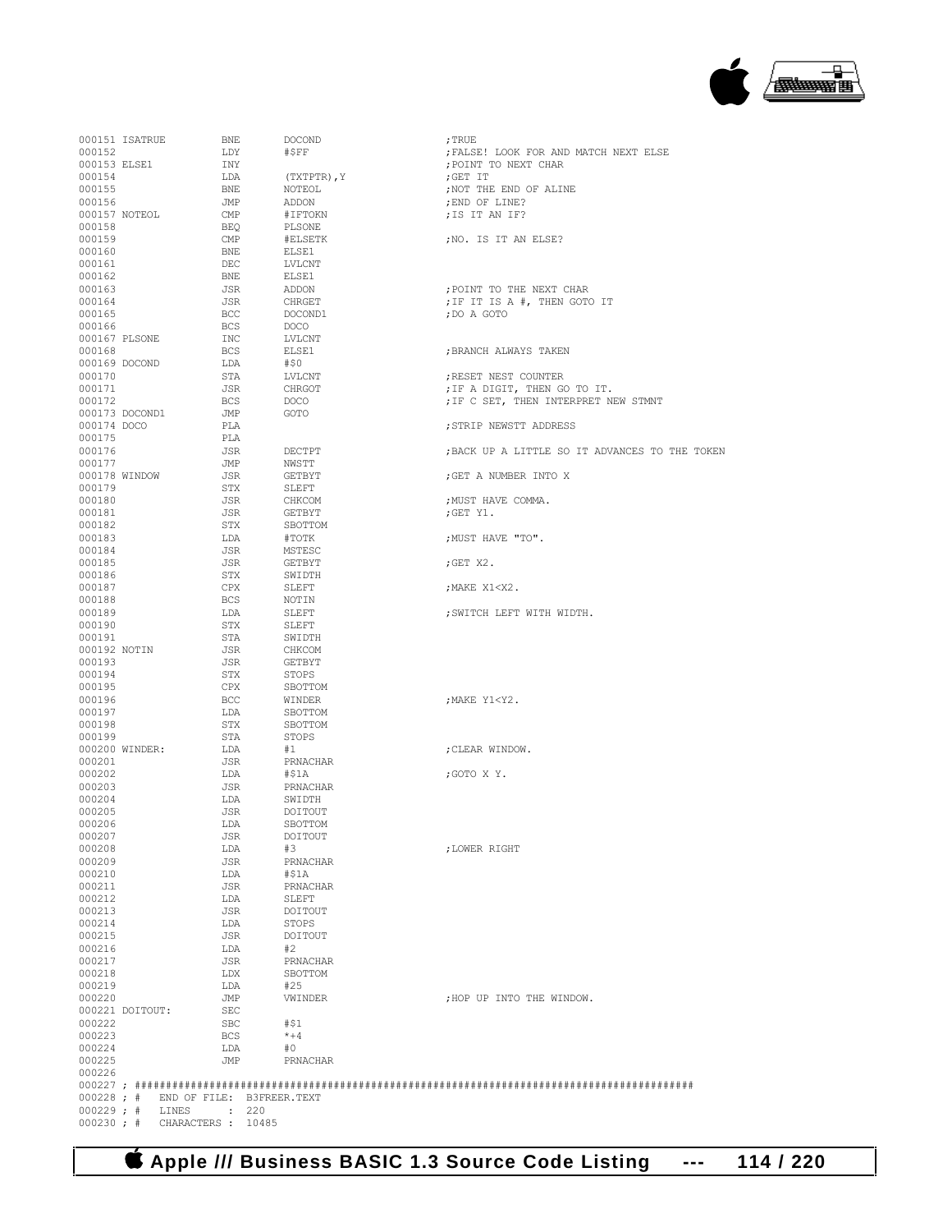```
000151 ISATRUE      BNE     DOCOND              ;TRUE
000152              LDY     #$FF                ;FALSE! LOOK FOR AND MATCH NEXT ELSE
000153 ELSE1        INY                         ;POINT TO NEXT CHAR
000154              LDA     (TXTPTR),Y          ;GET IT
000155              BNE     NOTEOL              ;NOT THE END OF ALINE
000156              JMP     ADDON               ;END OF LINE?
000157 NOTEOL       CMP     #IFTOKN             ;IS IT AN IF?
000158              BEQ     PLSONE
000159              CMP     #ELSETK             ;NO. IS IT AN ELSE?
000160              BNE     ELSE1
000161              DEC     LVLCNT
000162              BNE     ELSE1
000163              JSR     ADDON               ;POINT TO THE NEXT CHAR
000164              JSR     CHRGET              ;IF IT IS A #, THEN GOTO IT
000165              BCC     DOCOND1             ;DO A GOTO
000166              BCS     DOCO
000167 PLSONE       INC     LVLCNT
000168              BCS     ELSE1               ;BRANCH ALWAYS TAKEN
000169 DOCOND       LDA     #$0
000170              STA     LVLCNT              ;RESET NEST COUNTER
000171              JSR     CHRGOT              ;IF A DIGIT, THEN GO TO IT.
000172              BCS     DOCO                ;IF C SET, THEN INTERPRET NEW STMNT
000173 DOCOND1      JMP     GOTO
000174 DOCO         PLA                         ;STRIP NEWSTT ADDRESS
000175              PLA
000176              JSR     DECTPT              ;BACK UP A LITTLE SO IT ADVANCES TO THE TOKEN
000177              JMP     NWSTT
000178 WINDOW       JSR     GETBYT              ;GET A NUMBER INTO X
000179              STX     SLEFT
000180              JSR     CHKCOM              ;MUST HAVE COMMA.
000181              JSR     GETBYT              ;GET Y1.
000182              STX     SBOTTOM
000183              LDA     #TOTK               ;MUST HAVE "TO".
000184              JSR     MSTESC
000185              JSR     GETBYT              ;GET X2.
000186              STX     SWIDTH
000187              CPX     SLEFT               ;MAKE X1<X2.
000188              BCS     NOTIN
000189              LDA     SLEFT               ;SWITCH LEFT WITH WIDTH.
000190              STX     SLEFT
000191              STA     SWIDTH
000192 NOTIN        JSR     CHKCOM
000193              JSR     GETBYT
000194              STX     STOPS
000195              CPX     SBOTTOM
000196              BCC     WINDER              ;MAKE Y1<Y2.
000197              LDA     SBOTTOM
000198              STX     SBOTTOM
000199              STA     STOPS
000200 WINDER:      LDA     #1                  ;CLEAR WINDOW.
000201              JSR     PRNACHAR
000202              LDA     #$1A                ;GOTO X Y.
000203              JSR     PRNACHAR
000204              LDA     SWIDTH
000205              JSR     DOITOUT
000206              LDA     SBOTTOM
000207              JSR     DOITOUT
000208              LDA     #3                  ;LOWER RIGHT
000209              JSR     PRNACHAR
000210              LDA     #$1A
000211              JSR     PRNACHAR
000212              LDA     SLEFT
000213              JSR     DOITOUT
000214              LDA     STOPS
000215              JSR     DOITOUT
000216              LDA     #2
000217              JSR     PRNACHAR
000218              LDX     SBOTTOM
000219              LDA     #25
000220              JMP     VWINDER             ;HOP UP INTO THE WINDOW.
000221 DOITOUT:     SEC
000222              SBC     #$1
000223              BCS     *+4
000224              LDA     #0
000225              JMP     PRNACHAR
000226
000227 ; ##########################################################################################
000228 ; #    END OF FILE: B3FREER.TEXT
000229 ; #    LINES       : 220
000230 ; #    CHARACTERS : 10485
```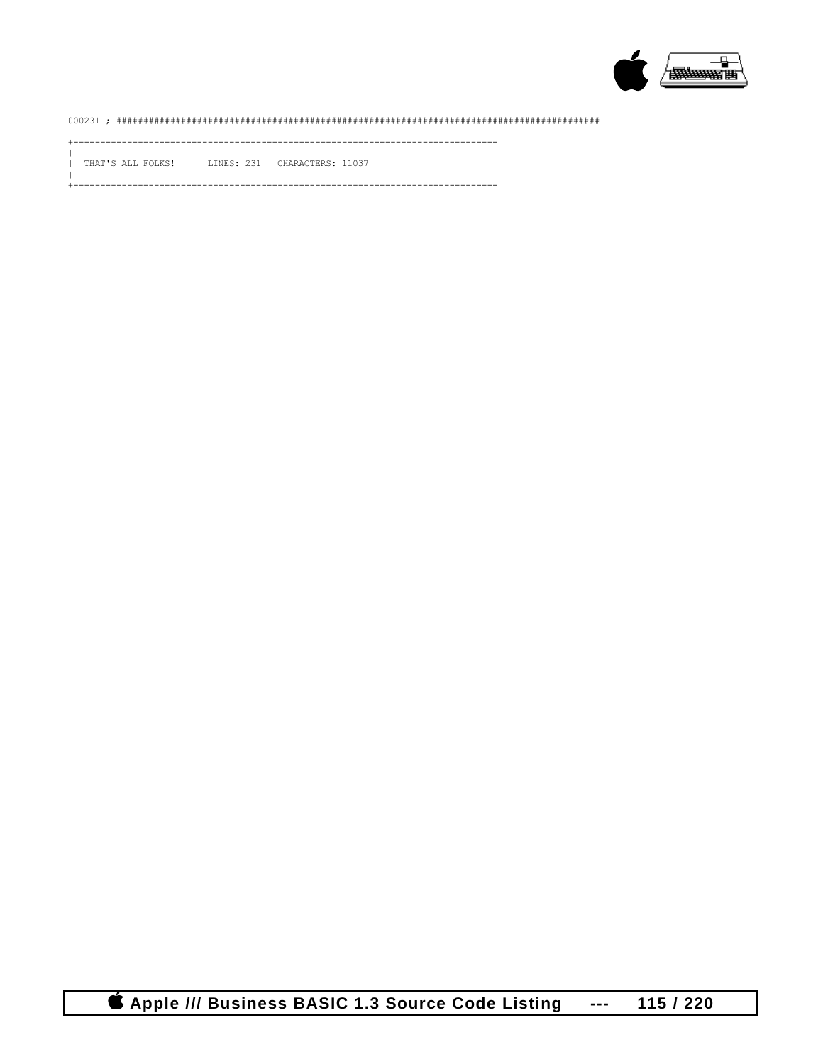```
000231 ; ##########################################################################################

+-----------------------------------------------------------------------------
|
|  THAT'S ALL FOLKS!      LINES: 231   CHARACTERS: 11037
|
+-----------------------------------------------------------------------------
```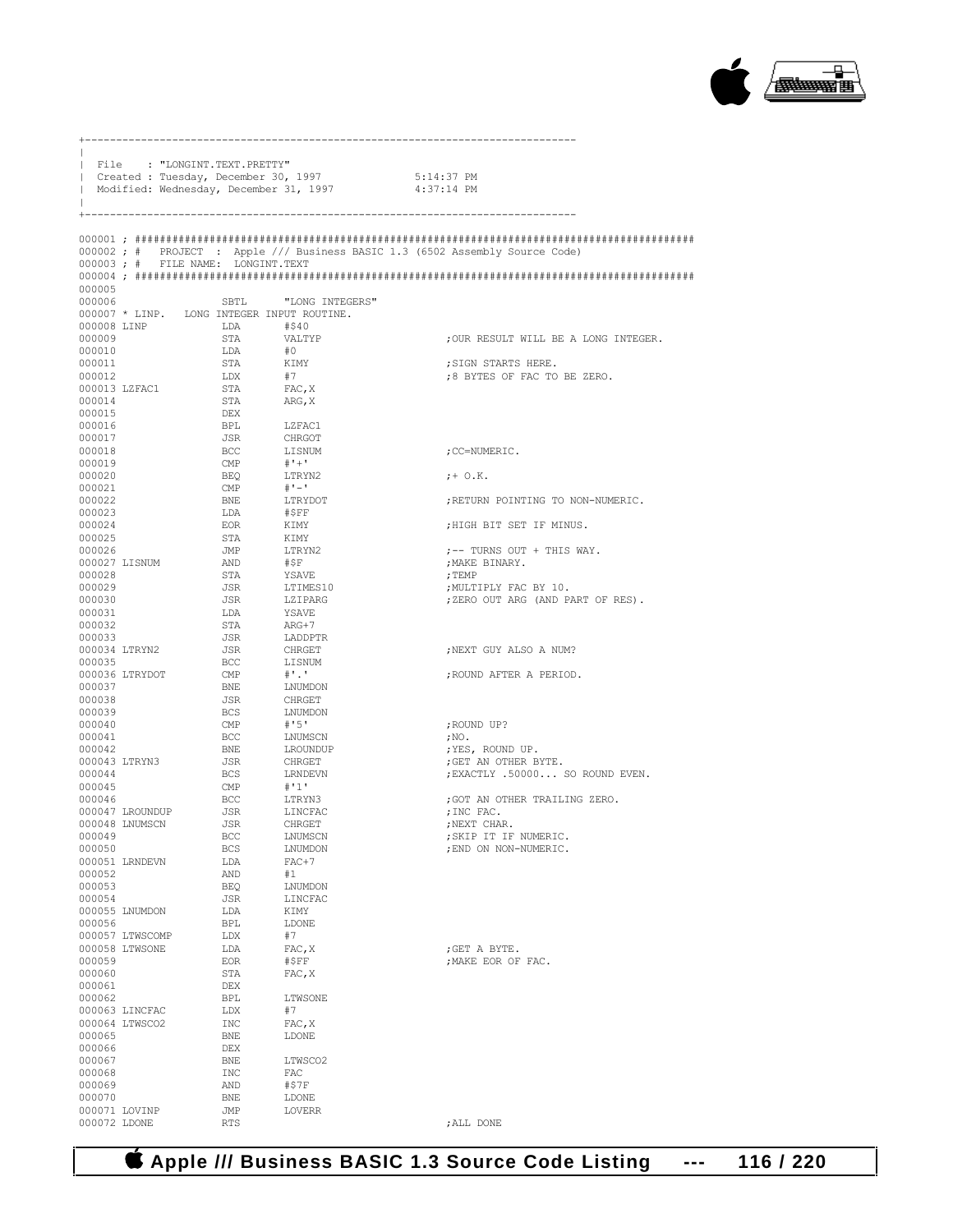```
+------------------------------------------------------------------------------
|
| File   : "LONGINT.TEXT.PRETTY"
| Created : Tuesday, December 30, 1997            5:14:37 PM
| Modified: Wednesday, December 31, 1997          4:37:14 PM
|
+------------------------------------------------------------------------------
```

```
000001 ; ########################################################################################
000002 ; #   PROJECT  : Apple /// Business BASIC 1.3 (6502 Assembly Source Code)
000003 ; #   FILE NAME: LONGINT.TEXT
000004 ; ########################################################################################
000005
000006                SBTL      "LONG INTEGERS"
000007 * LINP.   LONG INTEGER INPUT ROUTINE.
000008 LINP           LDA       #$40
000009                STA       VALTYP                      ;OUR RESULT WILL BE A LONG INTEGER.
000010                LDA       #0
000011                STA       KIMY                        ;SIGN STARTS HERE.
000012                LDX       #7                          ;8 BYTES OF FAC TO BE ZERO.
000013 LZFAC1         STA       FAC,X
000014                STA       ARG,X
000015                DEX
000016                BPL       LZFAC1
000017                JSR       CHRGOT
000018                BCC       LISNUM                      ;CC=NUMERIC.
000019                CMP       #'+'
000020                BEQ       LTRYN2                      ;+ O.K.
000021                CMP       #'-'
000022                BNE       LTRYDOT                     ;RETURN POINTING TO NON-NUMERIC.
000023                LDA       #$FF
000024                EOR       KIMY                        ;HIGH BIT SET IF MINUS.
000025                STA       KIMY
000026                JMP       LTRYN2                      ;-- TURNS OUT + THIS WAY.
000027 LISNUM         AND       #$F                         ;MAKE BINARY.
000028                STA       YSAVE                       ;TEMP
000029                JSR       LTIMES10                    ;MULTIPLY FAC BY 10.
000030                JSR       LZIPARG                     ;ZERO OUT ARG (AND PART OF RES).
000031                LDA       YSAVE
000032                STA       ARG+7
000033                JSR       LADDPTR
000034 LTRYN2         JSR       CHRGET                      ;NEXT GUY ALSO A NUM?
000035                BCC       LISNUM
000036 LTRYDOT        CMP       #'.'                        ;ROUND AFTER A PERIOD.
000037                BNE       LNUMDON
000038                JSR       CHRGET
000039                BCS       LNUMDON
000040                CMP       #'5'                        ;ROUND UP?
000041                BCC       LNUMSCN                     ;NO.
000042                BNE       LROUNDUP                    ;YES, ROUND UP.
000043 LTRYN3         JSR       CHRGET                      ;GET AN OTHER BYTE.
000044                BCS       LRNDEVN                     ;EXACTLY .50000... SO ROUND EVEN.
000045                CMP       #'1'
000046                BCC       LTRYN3                      ;GOT AN OTHER TRAILING ZERO.
000047 LROUNDUP       JSR       LINCFAC                     ;INC FAC.
000048 LNUMSCN        JSR       CHRGET                      ;NEXT CHAR.
000049                BCC       LNUMSCN                     ;SKIP IT IF NUMERIC.
000050                BCS       LNUMDON                     ;END ON NON-NUMERIC.
000051 LRNDEVN        LDA       FAC+7
000052                AND       #1
000053                BEQ       LNUMDON
000054                JSR       LINCFAC
000055 LNUMDON        LDA       KIMY
000056                BPL       LDONE
000057 LTWSCOMP       LDX       #7
000058 LTWSONE        LDA       FAC,X                       ;GET A BYTE.
000059                EOR       #$FF                        ;MAKE EOR OF FAC.
000060                STA       FAC,X
000061                DEX
000062                BPL       LTWSONE
000063 LINCFAC        LDX       #7
000064 LTWSCO2        INC       FAC,X
000065                BNE       LDONE
000066                DEX
000067                BNE       LTWSCO2
000068                INC       FAC
000069                AND       #$7F
000070                BNE       LDONE
000071 LOVINP         JMP       LOVERR
000072 LDONE          RTS                                   ;ALL DONE
```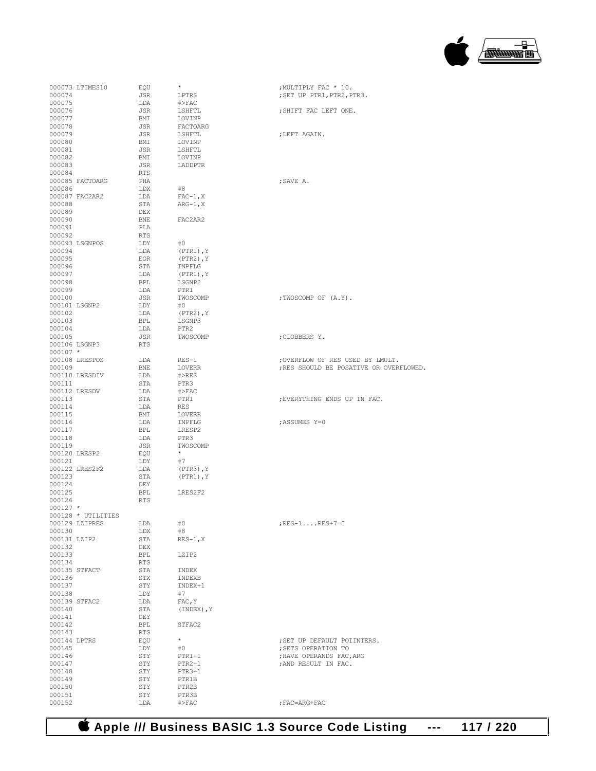```
000073 LTIMES10        EQU      *                    ;MULTIPLY FAC * 10.
000074                 JSR      LPTRS                ;SET UP PTR1,PTR2,PTR3.
000075                 LDA      #>FAC
000076                 JSR      LSHFTL               ;SHIFT FAC LEFT ONE.
000077                 BMI      LOVINP
000078                 JSR      FACTOARG
000079                 JSR      LSHFTL               ;LEFT AGAIN.
000080                 BMI      LOVINP
000081                 JSR      LSHFTL
000082                 BMI      LOVINP
000083                 JSR      LADDPTR
000084                 RTS
000085 FACTOARG        PHA                           ;SAVE A.
000086                 LDX      #8
000087 FAC2AR2         LDA      FAC-1,X
000088                 STA      ARG-1,X
000089                 DEX
000090                 BNE      FAC2AR2
000091                 PLA
000092                 RTS
000093 LSGNPOS         LDY      #0
000094                 LDA      (PTR1),Y
000095                 EOR      (PTR2),Y
000096                 STA      INPFLG
000097                 LDA      (PTR1),Y
000098                 BPL      LSGNP2
000099                 LDA      PTR1
000100                 JSR      TWOSCOMP             ;TWOSCOMP OF (A.Y).
000101 LSGNP2          LDY      #0
000102                 LDA      (PTR2),Y
000103                 BPL      LSGNP3
000104                 LDA      PTR2
000105                 JSR      TWOSCOMP             ;CLOBBERS Y.
000106 LSGNP3          RTS
000107 *
000108 LRESPOS         LDA      RES-1                ;OVERFLOW OF RES USED BY LMULT.
000109                 BNE      LOVERR               ;RES SHOULD BE POSATIVE OR OVERFLOWED.
000110 LRESDIV         LDA      #>RES
000111                 STA      PTR3
000112 LRESDV          LDA      #>FAC
000113                 STA      PTR1                 ;EVERYTHING ENDS UP IN FAC.
000114                 LDA      RES
000115                 BMI      LOVERR
000116                 LDA      INPFLG               ;ASSUMES Y=0
000117                 BPL      LRESP2
000118                 LDA      PTR3
000119                 JSR      TWOSCOMP
000120 LRESP2          EQU      *
000121                 LDY      #7
000122 LRES2F2         LDA      (PTR3),Y
000123                 STA      (PTR1),Y
000124                 DEY
000125                 BPL      LRES2F2
000126                 RTS
000127 *
000128 * UTILITIES
000129 LZIPRES         LDA      #0                   ;RES-1....RES+7=0
000130                 LDX      #8
000131 LZIP2           STA      RES-1,X
000132                 DEX
000133                 BPL      LZIP2
000134                 RTS
000135 STFACT          STA      INDEX
000136                 STX      INDEXB
000137                 STY      INDEX+1
000138                 LDY      #7
000139 STFAC2          LDA      FAC,Y
000140                 STA      (INDEX),Y
000141                 DEY
000142                 BPL      STFAC2
000143                 RTS
000144 LPTRS           EQU      *                    ;SET UP DEFAULT POIINTERS.
000145                 LDY      #0                   ;SETS OPERATION TO
000146                 STY      PTR1+1               ;HAVE OPERANDS FAC,ARG
000147                 STY      PTR2+1               ;AND RESULT IN FAC.
000148                 STY      PTR3+1
000149                 STY      PTR1B
000150                 STY      PTR2B
000151                 STY      PTR3B
000152                 LDA      #>FAC                ;FAC=ARG+FAC
```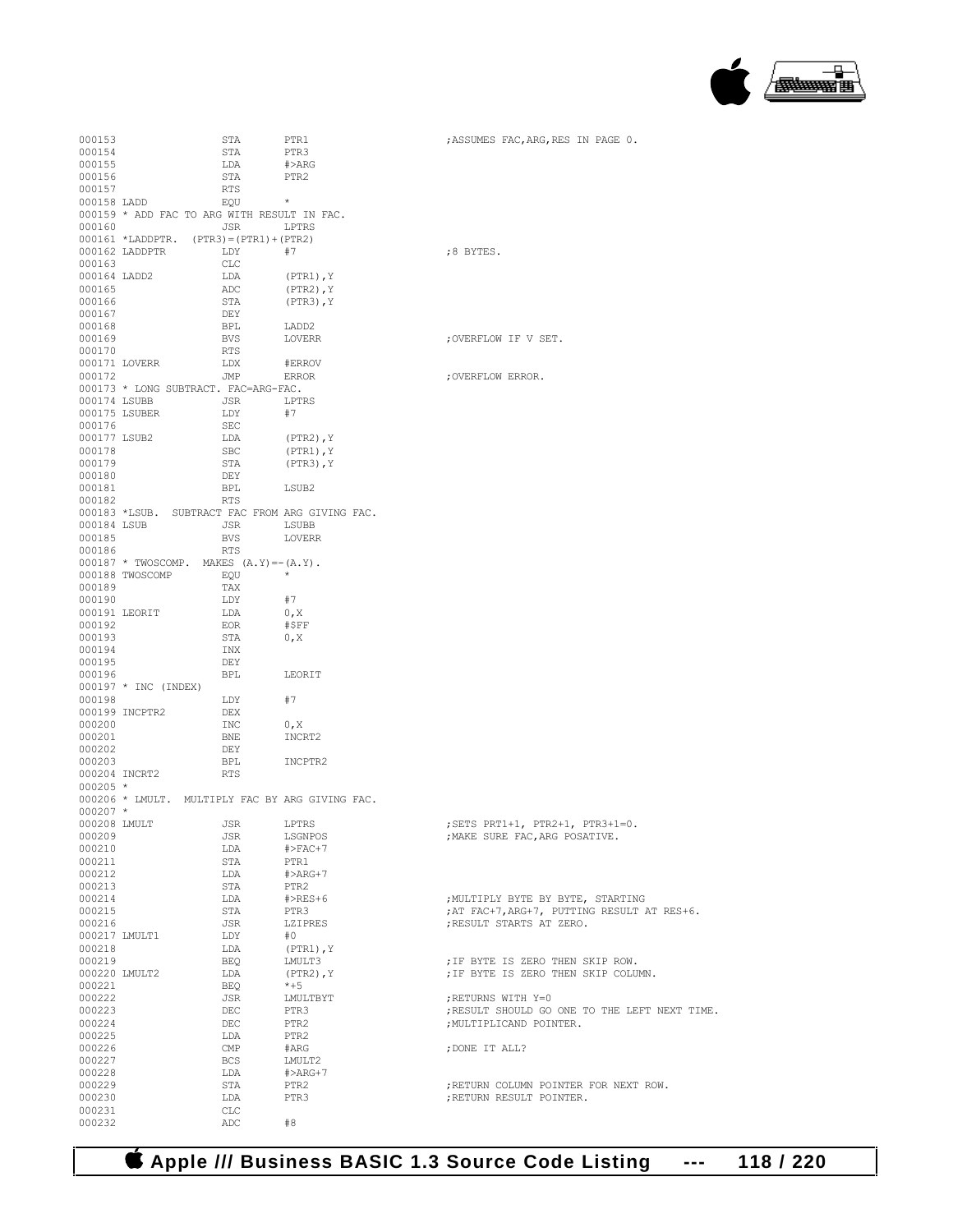```
000153                STA       PTR1                           ;ASSUMES FAC,ARG,RES IN PAGE 0.
000154                STA       PTR3
000155                LDA       #>ARG
000156                STA       PTR2
000157                RTS
000158 LADD           EQU       *
000159 * ADD FAC TO ARG WITH RESULT IN FAC.
000160                JSR       LPTRS
000161 *LADDPTR.  (PTR3)=(PTR1)+(PTR2)
000162 LADDPTR        LDY       #7                             ;8 BYTES.
000163                CLC
000164 LADD2          LDA       (PTR1),Y
000165                ADC       (PTR2),Y
000166                STA       (PTR3),Y
000167                DEY
000168                BPL       LADD2
000169                BVS       LOVERR                         ;OVERFLOW IF V SET.
000170                RTS
000171 LOVERR         LDX       #ERROV
000172                JMP       ERROR                          ;OVERFLOW ERROR.
000173 * LONG SUBTRACT. FAC=ARG-FAC.
000174 LSUBB          JSR       LPTRS
000175 LSUBER         LDY       #7
000176                SEC
000177 LSUB2          LDA       (PTR2),Y
000178                SBC       (PTR1),Y
000179                STA       (PTR3),Y
000180                DEY
000181                BPL       LSUB2
000182                RTS
000183 *LSUB.  SUBTRACT FAC FROM ARG GIVING FAC.
000184 LSUB           JSR       LSUBB
000185                BVS       LOVERR
000186                RTS
000187 * TWOSCOMP.  MAKES (A.Y)=-(A.Y).
000188 TWOSCOMP       EQU       *
000189                TAX
000190                LDY       #7
000191 LEORIT         LDA       0,X
000192                EOR       #$FF
000193                STA       0,X
000194                INX
000195                DEY
000196                BPL       LEORIT
000197 * INC (INDEX)
000198                LDY       #7
000199 INCPTR2        DEX
000200                INC       0,X
000201                BNE       INCRT2
000202                DEY
000203                BPL       INCPTR2
000204 INCRT2         RTS
000205 *
000206 * LMULT.  MULTIPLY FAC BY ARG GIVING FAC.
000207 *
000208 LMULT          JSR       LPTRS                          ;SETS PRT1+1, PTR2+1, PTR3+1=0.
000209                JSR       LSGNPOS                        ;MAKE SURE FAC,ARG POSATIVE.
000210                LDA       #>FAC+7
000211                STA       PTR1
000212                LDA       #>ARG+7
000213                STA       PTR2
000214                LDA       #>RES+6                        ;MULTIPLY BYTE BY BYTE, STARTING
000215                STA       PTR3                           ;AT FAC+7,ARG+7, PUTTING RESULT AT RES+6.
000216                JSR       LZIPRES                        ;RESULT STARTS AT ZERO.
000217 LMULT1         LDY       #0
000218                LDA       (PTR1),Y
000219                BEQ       LMULT3                         ;IF BYTE IS ZERO THEN SKIP ROW.
000220 LMULT2         LDA       (PTR2),Y                       ;IF BYTE IS ZERO THEN SKIP COLUMN.
000221                BEQ       *+5
000222                JSR       LMULTBYT                       ;RETURNS WITH Y=0
000223                DEC       PTR3                           ;RESULT SHOULD GO ONE TO THE LEFT NEXT TIME.
000224                DEC       PTR2                           ;MULTIPLICAND POINTER.
000225                LDA       PTR2
000226                CMP       #ARG                           ;DONE IT ALL?
000227                BCS       LMULT2
000228                LDA       #>ARG+7
000229                STA       PTR2                           ;RETURN COLUMN POINTER FOR NEXT ROW.
000230                LDA       PTR3                           ;RETURN RESULT POINTER.
000231                CLC
000232                ADC       #8
```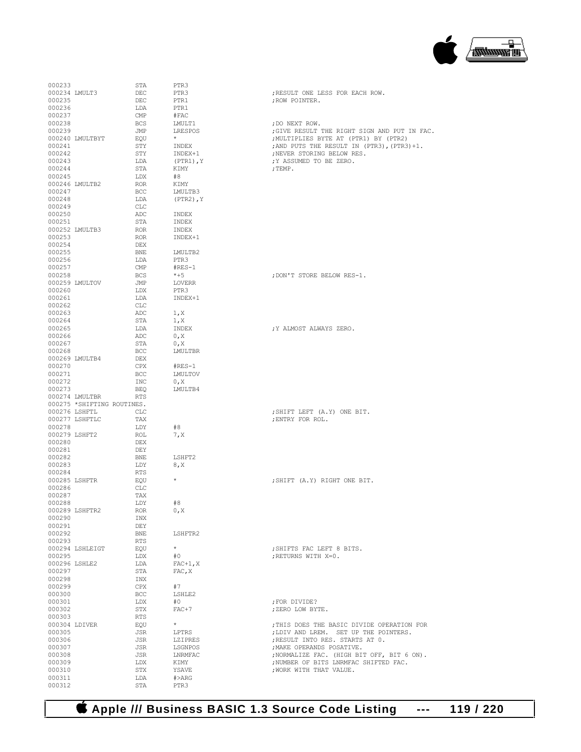```
000233                  STA      PTR3
000234 LMULT3           DEC      PTR3                          ;RESULT ONE LESS FOR EACH ROW.
000235                  DEC      PTR1                          ;ROW POINTER.
000236                  LDA      PTR1
000237                  CMP      #FAC
000238                  BCS      LMULT1                        ;DO NEXT ROW.
000239                  JMP      LRESPOS                       ;GIVE RESULT THE RIGHT SIGN AND PUT IN FAC.
000240 LMULTBYT         EQU      *                             ;MULTIPLIES BYTE AT (PTR1) BY (PTR2)
000241                  STY      INDEX                         ;AND PUTS THE RESULT IN (PTR3),(PTR3)+1.
000242                  STY      INDEX+1                       ;NEVER STORING BELOW RES.
000243                  LDA      (PTR1),Y                      ;Y ASSUMED TO BE ZERO.
000244                  STA      KIMY                          ;TEMP.
000245                  LDX      #8
000246 LMULTB2          ROR      KIMY
000247                  BCC      LMULTB3
000248                  LDA      (PTR2),Y
000249                  CLC
000250                  ADC      INDEX
000251                  STA      INDEX
000252 LMULTB3          ROR      INDEX
000253                  ROR      INDEX+1
000254                  DEX
000255                  BNE      LMULTB2
000256                  LDA      PTR3
000257                  CMP      #RES-1
000258                  BCS      *+5                           ;DON'T STORE BELOW RES-1.
000259 LMULTOV          JMP      LOVERR
000260                  LDX      PTR3
000261                  LDA      INDEX+1
000262                  CLC
000263                  ADC      1,X
000264                  STA      1,X
000265                  LDA      INDEX                         ;Y ALMOST ALWAYS ZERO.
000266                  ADC      0,X
000267                  STA      0,X
000268                  BCC      LMULTBR
000269 LMULTB4          DEX
000270                  CPX      #RES-1
000271                  BCC      LMULTOV
000272                  INC      0,X
000273                  BEQ      LMULTB4
000274 LMULTBR          RTS
000275 *SHIFTING ROUTINES.
000276 LSHFTL           CLC                                    ;SHIFT LEFT (A.Y) ONE BIT.
000277 LSHFTLC          TAX                                    ;ENTRY FOR ROL.
000278                  LDY      #8
000279 LSHFT2           ROL      7,X
000280                  DEX
000281                  DEY
000282                  BNE      LSHFT2
000283                  LDY      8,X
000284                  RTS
000285 LSHFTR           EQU      *                             ;SHIFT (A.Y) RIGHT ONE BIT.
000286                  CLC
000287                  TAX
000288                  LDY      #8
000289 LSHFTR2          ROR      0,X
000290                  INX
000291                  DEY
000292                  BNE      LSHFTR2
000293                  RTS
000294 LSHLEIGT         EQU      *                             ;SHIFTS FAC LEFT 8 BITS.
000295                  LDX      #0                            ;RETURNS WITH X=0.
000296 LSHLE2           LDA      FAC+1,X
000297                  STA      FAC,X
000298                  INX
000299                  CPX      #7
000300                  BCC      LSHLE2
000301                  LDX      #0                            ;FOR DIVIDE?
000302                  STX      FAC+7                         ;ZERO LOW BYTE.
000303                  RTS
000304 LDIVER           EQU      *                             ;THIS DOES THE BASIC DIVIDE OPERATION FOR
000305                  JSR      LPTRS                         ;LDIV AND LREM.  SET UP THE POINTERS.
000306                  JSR      LZIPRES                       ;RESULT INTO RES. STARTS AT 0.
000307                  JSR      LSGNPOS                       ;MAKE OPERANDS POSATIVE.
000308                  JSR      LNRMFAC                       ;NORMALIZE FAC. (HIGH BIT OFF, BIT 6 ON).
000309                  LDX      KIMY                          ;NUMBER OF BITS LNRMFAC SHIFTED FAC.
000310                  STX      YSAVE                         ;WORK WITH THAT VALUE.
000311                  LDA      #>ARG
000312                  STA      PTR3
```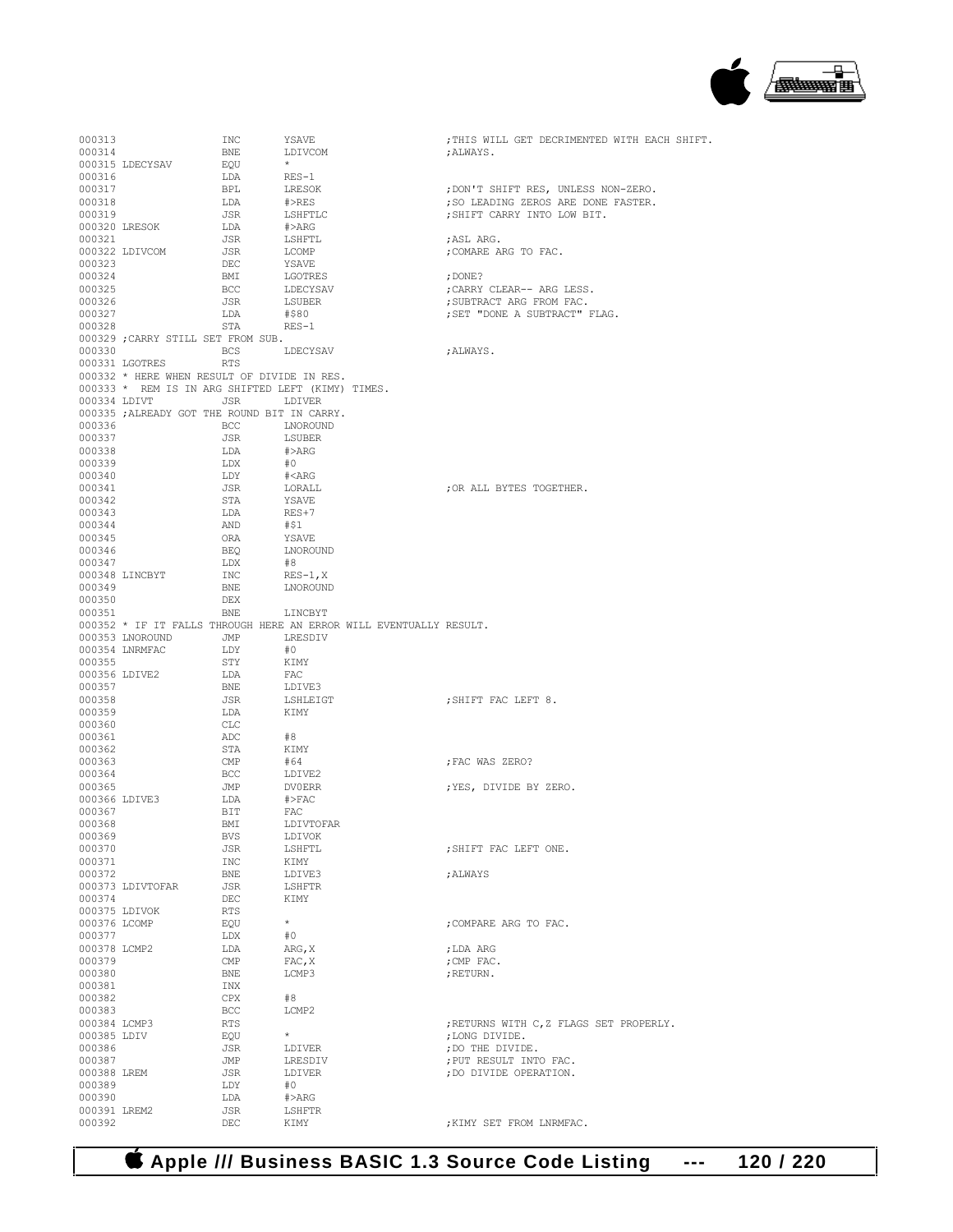```
000313                INC       YSAVE                      ;THIS WILL GET DECRIMENTED WITH EACH SHIFT.
000314                BNE       LDIVCOM                    ;ALWAYS.
000315 LDECYSAV       EQU       *
000316                LDA       RES-1
000317                BPL       LRESOK                     ;DON'T SHIFT RES, UNLESS NON-ZERO.
000318                LDA       #>RES                      ;SO LEADING ZEROS ARE DONE FASTER.
000319                JSR       LSHFTLC                    ;SHIFT CARRY INTO LOW BIT.
000320 LRESOK         LDA       #>ARG
000321                JSR       LSHFTL                     ;ASL ARG.
000322 LDIVCOM        JSR       LCOMP                      ;COMARE ARG TO FAC.
000323                DEC       YSAVE
000324                BMI       LGOTRES                    ;DONE?
000325                BCC       LDECYSAV                   ;CARRY CLEAR-- ARG LESS.
000326                JSR       LSUBER                     ;SUBTRACT ARG FROM FAC.
000327                LDA       #$80                       ;SET "DONE A SUBTRACT" FLAG.
000328                STA       RES-1
000329 ;CARRY STILL SET FROM SUB.
000330                BCS       LDECYSAV                   ;ALWAYS.
000331 LGOTRES        RTS
000332 * HERE WHEN RESULT OF DIVIDE IN RES.
000333 *  REM IS IN ARG SHIFTED LEFT (KIMY) TIMES.
000334 LDIVT          JSR       LDIVER
000335 ;ALREADY GOT THE ROUND BIT IN CARRY.
000336                BCC       LNOROUND
000337                JSR       LSUBER
000338                LDA       #>ARG
000339                LDX       #0
000340                LDY       #<ARG
000341                JSR       LORALL                     ;OR ALL BYTES TOGETHER.
000342                STA       YSAVE
000343                LDA       RES+7
000344                AND       #$1
000345                ORA       YSAVE
000346                BEQ       LNOROUND
000347                LDX       #8
000348 LINCBYT        INC       RES-1,X
000349                BNE       LNOROUND
000350                DEX
000351                BNE       LINCBYT
000352 * IF IT FALLS THROUGH HERE AN ERROR WILL EVENTUALLY RESULT.
000353 LNOROUND       JMP       LRESDIV
000354 LNRMFAC        LDY       #0
000355                STY       KIMY
000356 LDIVE2         LDA       FAC
000357                BNE       LDIVE3
000358                JSR       LSHLEIGT                   ;SHIFT FAC LEFT 8.
000359                LDA       KIMY
000360                CLC
000361                ADC       #8
000362                STA       KIMY
000363                CMP       #64                        ;FAC WAS ZERO?
000364                BCC       LDIVE2
000365                JMP       DV0ERR                     ;YES, DIVIDE BY ZERO.
000366 LDIVE3         LDA       #>FAC
000367                BIT       FAC
000368                BMI       LDIVTOFAR
000369                BVS       LDIVOK
000370                JSR       LSHFTL                     ;SHIFT FAC LEFT ONE.
000371                INC       KIMY
000372                BNE       LDIVE3                     ;ALWAYS
000373 LDIVTOFAR      JSR       LSHFTR
000374                DEC       KIMY
000375 LDIVOK         RTS
000376 LCOMP          EQU       *                          ;COMPARE ARG TO FAC.
000377                LDX       #0
000378 LCMP2          LDA       ARG,X                      ;LDA ARG
000379                CMP       FAC,X                      ;CMP FAC.
000380                BNE       LCMP3                      ;RETURN.
000381                INX
000382                CPX       #8
000383                BCC       LCMP2
000384 LCMP3          RTS                                  ;RETURNS WITH C,Z FLAGS SET PROPERLY.
000385 LDIV           EQU       *                          ;LONG DIVIDE.
000386                JSR       LDIVER                     ;DO THE DIVIDE.
000387                JMP       LRESDIV                    ;PUT RESULT INTO FAC.
000388 LREM           JSR       LDIVER                     ;DO DIVIDE OPERATION.
000389                LDY       #0
000390                LDA       #>ARG
000391 LREM2          JSR       LSHFTR
000392                DEC       KIMY                       ;KIMY SET FROM LNRMFAC.
```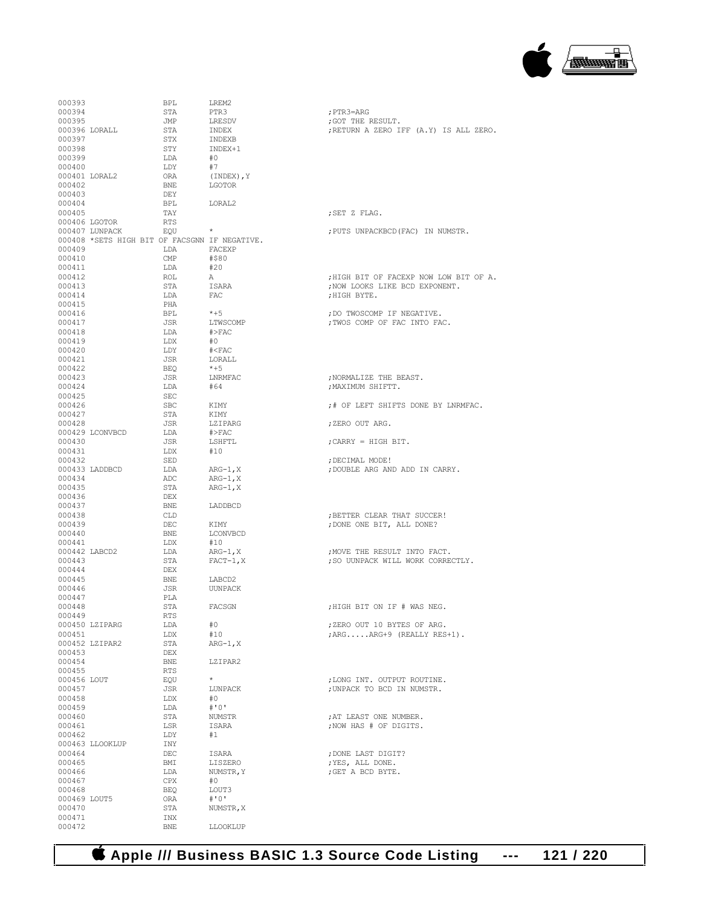```
000393                  BPL       LREM2
000394                  STA       PTR3                        ;PTR3=ARG
000395                  JMP       LRESDV                      ;GOT THE RESULT.
000396 LORALL           STA       INDEX                       ;RETURN A ZERO IFF (A.Y) IS ALL ZERO.
000397                  STX       INDEXB
000398                  STY       INDEX+1
000399                  LDA       #0
000400                  LDY       #7
000401 LORAL2           ORA       (INDEX),Y
000402                  BNE       LGOTOR
000403                  DEY
000404                  BPL       LORAL2
000405                  TAY                                   ;SET Z FLAG.
000406 LGOTOR           RTS
000407 LUNPACK          EQU       *                           ;PUTS UNPACKBCD(FAC) IN NUMSTR.
000408 *SETS HIGH BIT OF FACSGNN IF NEGATIVE.
000409                  LDA       FACEXP
000410                  CMP       #$80
000411                  LDA       #20
000412                  ROL       A                           ;HIGH BIT OF FACEXP NOW LOW BIT OF A.
000413                  STA       ISARA                       ;NOW LOOKS LIKE BCD EXPONENT.
000414                  LDA       FAC                         ;HIGH BYTE.
000415                  PHA
000416                  BPL       *+5                         ;DO TWOSCOMP IF NEGATIVE.
000417                  JSR       LTWSCOMP                    ;TWOS COMP OF FAC INTO FAC.
000418                  LDA       #>FAC
000419                  LDX       #0
000420                  LDY       #<FAC
000421                  JSR       LORALL
000422                  BEQ       *+5
000423                  JSR       LNRMFAC                     ;NORMALIZE THE BEAST.
000424                  LDA       #64                         ;MAXIMUM SHIFTT.
000425                  SEC
000426                  SBC       KIMY                        ;# OF LEFT SHIFTS DONE BY LNRMFAC.
000427                  STA       KIMY
000428                  JSR       LZIPARG                     ;ZERO OUT ARG.
000429 LCONVBCD         LDA       #>FAC
000430                  JSR       LSHFTL                      ;CARRY = HIGH BIT.
000431                  LDX       #10
000432                  SED                                   ;DECIMAL MODE!
000433 LADDBCD          LDA       ARG-1,X                     ;DOUBLE ARG AND ADD IN CARRY.
000434                  ADC       ARG-1,X
000435                  STA       ARG-1,X
000436                  DEX
000437                  BNE       LADDBCD
000438                  CLD                                   ;BETTER CLEAR THAT SUCCER!
000439                  DEC       KIMY                        ;DONE ONE BIT, ALL DONE?
000440                  BNE       LCONVBCD
000441                  LDX       #10
000442 LABCD2           LDA       ARG-1,X                     ;MOVE THE RESULT INTO FACT.
000443                  STA       FACT-1,X                    ;SO UUNPACK WILL WORK CORRECTLY.
000444                  DEX
000445                  BNE       LABCD2
000446                  JSR       UUNPACK
000447                  PLA
000448                  STA       FACSGN                      ;HIGH BIT ON IF # WAS NEG.
000449                  RTS
000450 LZIPARG          LDA       #0                          ;ZERO OUT 10 BYTES OF ARG.
000451                  LDX       #10                         ;ARG.....ARG+9 (REALLY RES+1).
000452 LZIPAR2          STA       ARG-1,X
000453                  DEX
000454                  BNE       LZIPAR2
000455                  RTS
000456 LOUT             EQU       *                           ;LONG INT. OUTPUT ROUTINE.
000457                  JSR       LUNPACK                     ;UNPACK TO BCD IN NUMSTR.
000458                  LDX       #0
000459                  LDA       #'0'
000460                  STA       NUMSTR                      ;AT LEAST ONE NUMBER.
000461                  LSR       ISARA                       ;NOW HAS # OF DIGITS.
000462                  LDY       #1
000463 LLOOKLUP         INY
000464                  DEC       ISARA                       ;DONE LAST DIGIT?
000465                  BMI       LISZERO                     ;YES, ALL DONE.
000466                  LDA       NUMSTR,Y                    ;GET A BCD BYTE.
000467                  CPX       #0
000468                  BEQ       LOUT3
000469 LOUT5            ORA       #'0'
000470                  STA       NUMSTR,X
000471                  INX
000472                  BNE       LLOOKLUP
```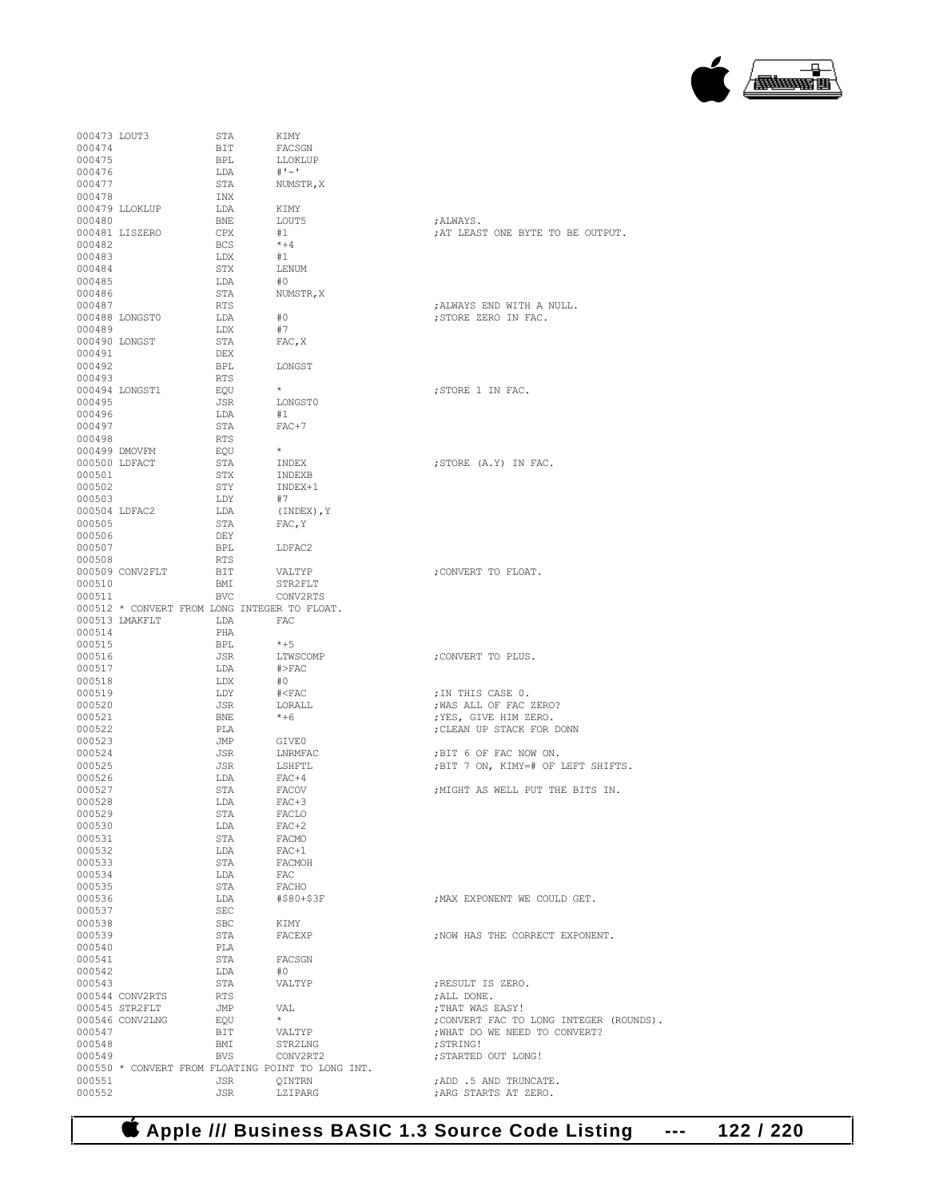```
000473 LOUT3            STA     KIMY
000474                  BIT     FACSGN
000475                  BPL     LLOKLUP
000476                  LDA     #'-'
000477                  STA     NUMSTR,X
000478                  INX
000479 LLOKLUP          LDA     KIMY
000480                  BNE     LOUT5                   ;ALWAYS.
000481 LISZERO          CPX     #1                      ;AT LEAST ONE BYTE TO BE OUTPUT.
000482                  BCS     *+4
000483                  LDX     #1
000484                  STX     LENUM
000485                  LDA     #0
000486                  STA     NUMSTR,X
000487                  RTS                             ;ALWAYS END WITH A NULL.
000488 LONGST0          LDA     #0                      ;STORE ZERO IN FAC.
000489                  LDX     #7
000490 LONGST           STA     FAC,X
000491                  DEX
000492                  BPL     LONGST
000493                  RTS
000494 LONGST1          EQU     *                       ;STORE 1 IN FAC.
000495                  JSR     LONGST0
000496                  LDA     #1
000497                  STA     FAC+7
000498                  RTS
000499 DMOVFM           EQU     *
000500 LDFACT           STA     INDEX                   ;STORE (A.Y) IN FAC.
000501                  STX     INDEXB
000502                  STY     INDEX+1
000503                  LDY     #7
000504 LDFAC2           LDA     (INDEX),Y
000505                  STA     FAC,Y
000506                  DEY
000507                  BPL     LDFAC2
000508                  RTS
000509 CONV2FLT         BIT     VALTYP                  ;CONVERT TO FLOAT.
000510                  BMI     STR2FLT
000511                  BVC     CONV2RTS
000512 * CONVERT FROM LONG INTEGER TO FLOAT.
000513 LMAKFLT          LDA     FAC
000514                  PHA
000515                  BPL     *+5
000516                  JSR     LTWSCOMP                ;CONVERT TO PLUS.
000517                  LDA     #>FAC
000518                  LDX     #0
000519                  LDY     #<FAC                   ;IN THIS CASE 0.
000520                  JSR     LORALL                  ;WAS ALL OF FAC ZERO?
000521                  BNE     *+6                     ;YES, GIVE HIM ZERO.
000522                  PLA                             ;CLEAN UP STACK FOR DONN
000523                  JMP     GIVE0
000524                  JSR     LNRMFAC                 ;BIT 6 OF FAC NOW ON.
000525                  JSR     LSHFTL                  ;BIT 7 ON, KIMY=# OF LEFT SHIFTS.
000526                  LDA     FAC+4
000527                  STA     FACOV                   ;MIGHT AS WELL PUT THE BITS IN.
000528                  LDA     FAC+3
000529                  STA     FACLO
000530                  LDA     FAC+2
000531                  STA     FACMO
000532                  LDA     FAC+1
000533                  STA     FACMOH
000534                  LDA     FAC
000535                  STA     FACHO
000536                  LDA     #$80+$3F                ;MAX EXPONENT WE COULD GET.
000537                  SEC
000538                  SBC     KIMY
000539                  STA     FACEXP                  ;NOW HAS THE CORRECT EXPONENT.
000540                  PLA
000541                  STA     FACSGN
000542                  LDA     #0
000543                  STA     VALTYP                  ;RESULT IS ZERO.
000544 CONV2RTS         RTS                             ;ALL DONE.
000545 STR2FLT          JMP     VAL                     ;THAT WAS EASY!
000546 CONV2LNG         EQU     *                       ;CONVERT FAC TO LONG INTEGER (ROUNDS).
000547                  BIT     VALTYP                  ;WHAT DO WE NEED TO CONVERT?
000548                  BMI     STR2LNG                 ;STRING!
000549                  BVS     CONV2RT2                ;STARTED OUT LONG!
000550 * CONVERT FROM FLOATING POINT TO LONG INT.
000551                  JSR     QINTRN                  ;ADD .5 AND TRUNCATE.
000552                  JSR     LZIPARG                 ;ARG STARTS AT ZERO.
```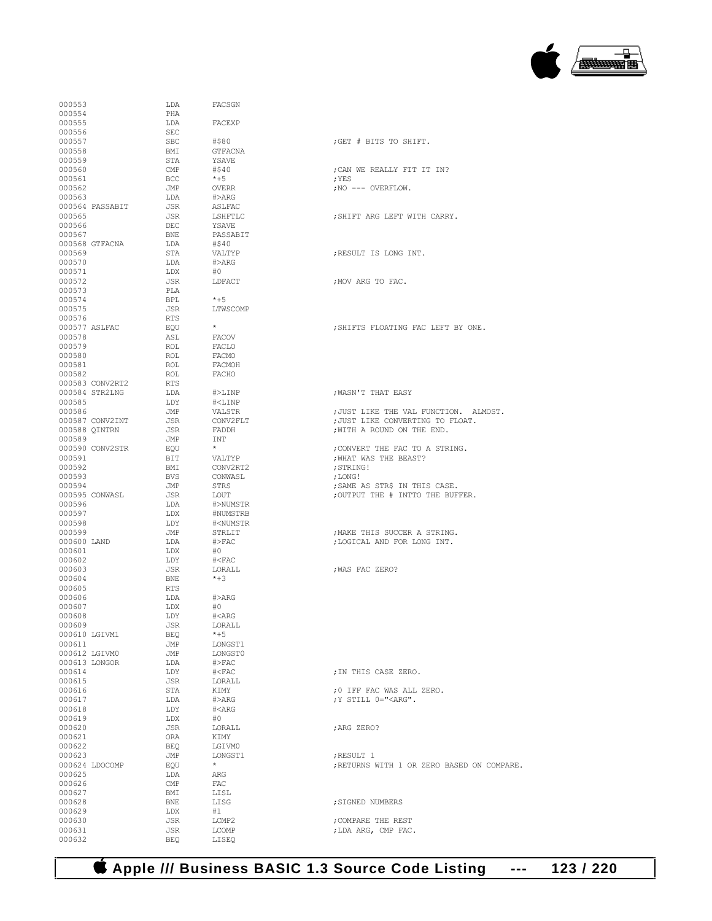```
000553                  LDA     FACSGN
000554                  PHA
000555                  LDA     FACEXP
000556                  SEC
000557                  SBC     #$80                    ;GET # BITS TO SHIFT.
000558                  BMI     GTFACNA
000559                  STA     YSAVE
000560                  CMP     #$40                    ;CAN WE REALLY FIT IT IN?
000561                  BCC     *+5                     ;YES
000562                  JMP     OVERR                   ;NO --- OVERFLOW.
000563                  LDA     #>ARG
000564 PASSABIT         JSR     ASLFAC
000565                  JSR     LSHFTLC                 ;SHIFT ARG LEFT WITH CARRY.
000566                  DEC     YSAVE
000567                  BNE     PASSABIT
000568 GTFACNA          LDA     #$40
000569                  STA     VALTYP                  ;RESULT IS LONG INT.
000570                  LDA     #>ARG
000571                  LDX     #0
000572                  JSR     LDFACT                  ;MOV ARG TO FAC.
000573                  PLA
000574                  BPL     *+5
000575                  JSR     LTWSCOMP
000576                  RTS
000577 ASLFAC           EQU     *                       ;SHIFTS FLOATING FAC LEFT BY ONE.
000578                  ASL     FACOV
000579                  ROL     FACLO
000580                  ROL     FACMO
000581                  ROL     FACMOH
000582                  ROL     FACHO
000583 CONV2RT2         RTS
000584 STR2LNG          LDA     #>LINP                  ;WASN'T THAT EASY
000585                  LDY     #<LINP
000586                  JMP     VALSTR                  ;JUST LIKE THE VAL FUNCTION.  ALMOST.
000587 CONV2INT         JSR     CONV2FLT                ;JUST LIKE CONVERTING TO FLOAT.
000588 QINTRN           JSR     FADDH                   ;WITH A ROUND ON THE END.
000589                  JMP     INT
000590 CONV2STR         EQU     *                       ;CONVERT THE FAC TO A STRING.
000591                  BIT     VALTYP                  ;WHAT WAS THE BEAST?
000592                  BMI     CONV2RT2                ;STRING!
000593                  BVS     CONWASL                 ;LONG!
000594                  JMP     STRS                    ;SAME AS STR$ IN THIS CASE.
000595 CONWASL          JSR     LOUT                    ;OUTPUT THE # INTTO THE BUFFER.
000596                  LDA     #>NUMSTR
000597                  LDX     #NUMSTRB
000598                  LDY     #<NUMSTR
000599                  JMP     STRLIT                  ;MAKE THIS SUCCER A STRING.
000600 LAND             LDA     #>FAC                   ;LOGICAL AND FOR LONG INT.
000601                  LDX     #0
000602                  LDY     #<FAC
000603                  JSR     LORALL                  ;WAS FAC ZERO?
000604                  BNE     *+3
000605                  RTS
000606                  LDA     #>ARG
000607                  LDX     #0
000608                  LDY     #<ARG
000609                  JSR     LORALL
000610 LGIVM1           BEQ     *+5
000611                  JMP     LONGST1
000612 LGIVM0           JMP     LONGST0
000613 LONGOR           LDA     #>FAC
000614                  LDY     #<FAC                   ;IN THIS CASE ZERO.
000615                  JSR     LORALL
000616                  STA     KIMY                    ;0 IFF FAC WAS ALL ZERO.
000617                  LDA     #>ARG                   ;Y STILL 0="<ARG".
000618                  LDY     #<ARG
000619                  LDX     #0
000620                  JSR     LORALL                  ;ARG ZERO?
000621                  ORA     KIMY
000622                  BEQ     LGIVM0
000623                  JMP     LONGST1                 ;RESULT 1
000624 LDOCOMP          EQU     *                       ;RETURNS WITH 1 OR ZERO BASED ON COMPARE.
000625                  LDA     ARG
000626                  CMP     FAC
000627                  BMI     LISL
000628                  BNE     LISG                    ;SIGNED NUMBERS
000629                  LDX     #1
000630                  JSR     LCMP2                   ;COMPARE THE REST
000631                  JSR     LCOMP                   ;LDA ARG, CMP FAC.
000632                  BEQ     LISEQ
```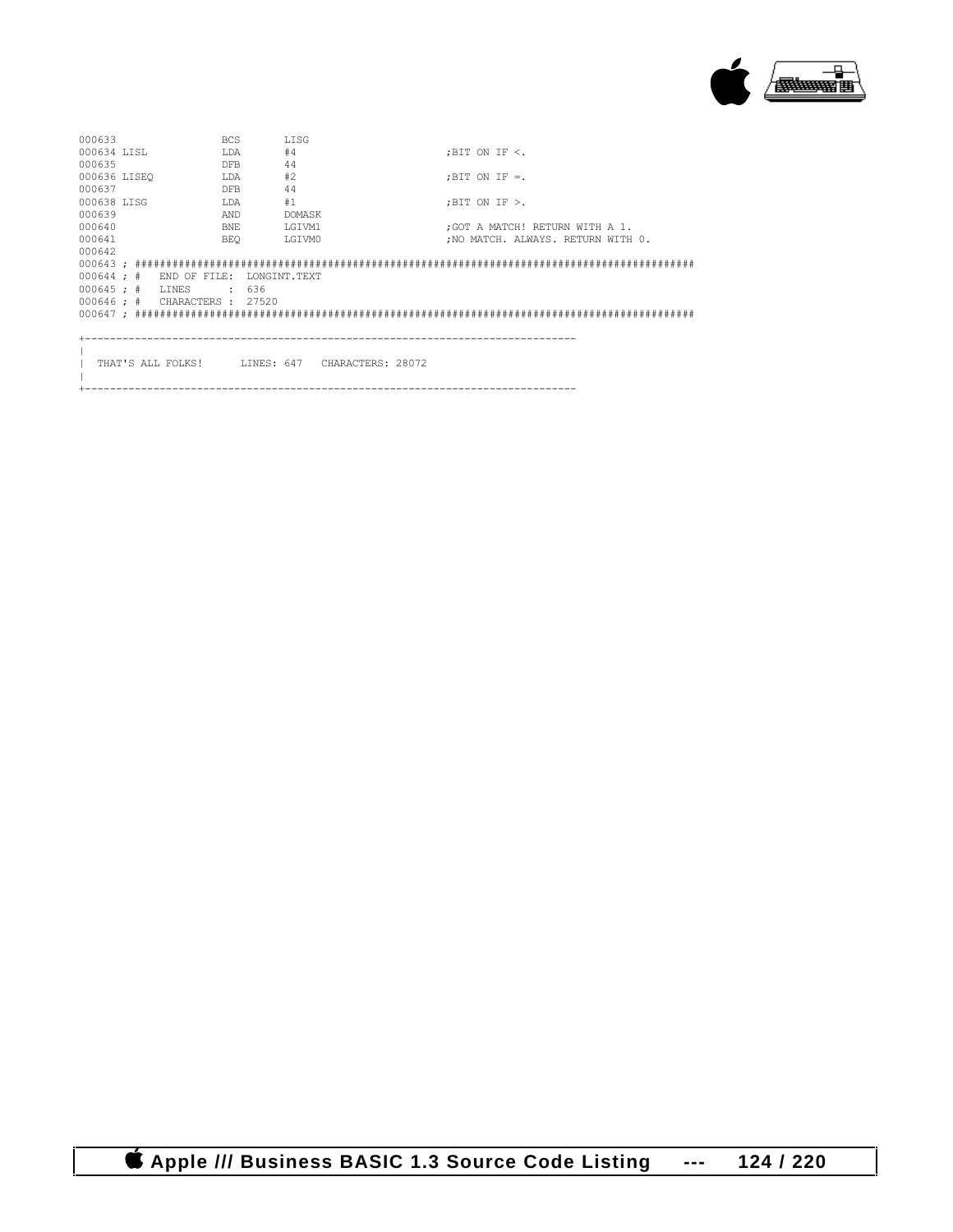```
000633                BCS       LISG
000634 LISL           LDA       #4                          ;BIT ON IF <.
000635                DFB       44
000636 LISEQ          LDA       #2                          ;BIT ON IF =.
000637                DFB       44
000638 LISG           LDA       #1                          ;BIT ON IF >.
000639                AND       DOMASK
000640                BNE       LGIVM1                      ;GOT A MATCH! RETURN WITH A 1.
000641                BEQ       LGIVM0                      ;NO MATCH. ALWAYS. RETURN WITH 0.
000642
000643 ; ##########################################################################################
000644 ; #   END OF FILE:  LONGINT.TEXT
000645 ; #   LINES      :  636
000646 ; #   CHARACTERS :  27520
000647 ; ##########################################################################################

+-----------------------------------------------------------------------------
|
|  THAT'S ALL FOLKS!      LINES: 647   CHARACTERS: 28072
|
+-----------------------------------------------------------------------------
```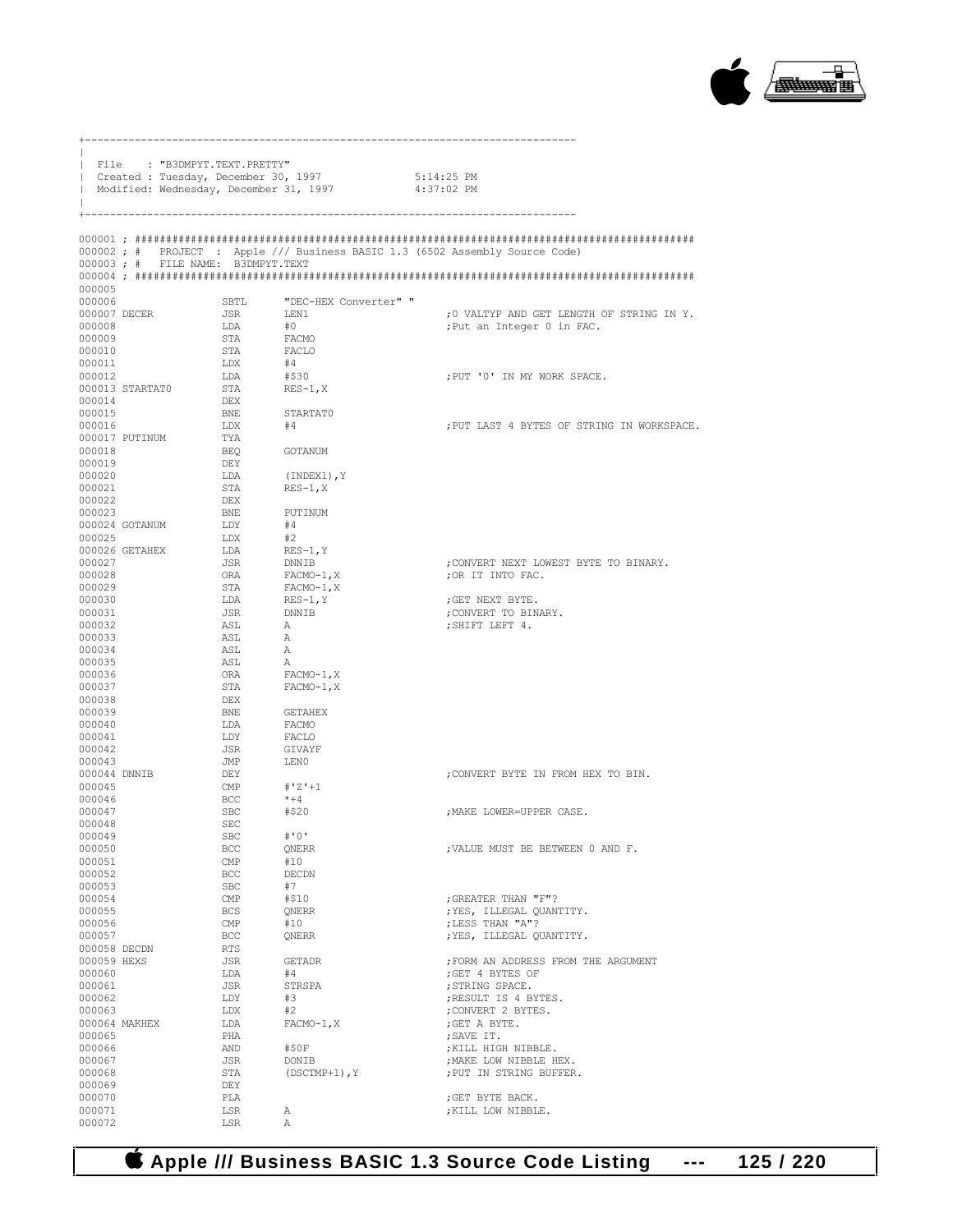```
+------------------------------------------------------------------------------
|
| File    : "B3DMPYT.TEXT.PRETTY"
| Created : Tuesday, December 30, 1997              5:14:25 PM
| Modified: Wednesday, December 31, 1997            4:37:02 PM
|
+------------------------------------------------------------------------------

000001 ; ########################################################################################
000002 ; #   PROJECT  :  Apple /// Business BASIC 1.3 (6502 Assembly Source Code)
000003 ; #   FILE NAME:  B3DMPYT.TEXT
000004 ; ########################################################################################
000005
000006                  SBTL      "DEC-HEX Converter" "
000007 DECER            JSR       LEN1                        ;0 VALTYP AND GET LENGTH OF STRING IN Y.
000008                  LDA       #0                          ;Put an Integer 0 in FAC.
000009                  STA       FACMO
000010                  STA       FACLO
000011                  LDX       #4
000012                  LDA       #$30                        ;PUT '0' IN MY WORK SPACE.
000013 STARTAT0         STA       RES-1,X
000014                  DEX
000015                  BNE       STARTAT0
000016                  LDX       #4                          ;PUT LAST 4 BYTES OF STRING IN WORKSPACE.
000017 PUTINUM          TYA
000018                  BEQ       GOTANUM
000019                  DEY
000020                  LDA       (INDEX1),Y
000021                  STA       RES-1,X
000022                  DEX
000023                  BNE       PUTINUM
000024 GOTANUM          LDY       #4
000025                  LDX       #2
000026 GETAHEX          LDA       RES-1,Y
000027                  JSR       DNNIB                       ;CONVERT NEXT LOWEST BYTE TO BINARY.
000028                  ORA       FACMO-1,X                   ;OR IT INTO FAC.
000029                  STA       FACMO-1,X
000030                  LDA       RES-1,Y                     ;GET NEXT BYTE.
000031                  JSR       DNNIB                       ;CONVERT TO BINARY.
000032                  ASL       A                           ;SHIFT LEFT 4.
000033                  ASL       A
000034                  ASL       A
000035                  ASL       A
000036                  ORA       FACMO-1,X
000037                  STA       FACMO-1,X
000038                  DEX
000039                  BNE       GETAHEX
000040                  LDA       FACMO
000041                  LDY       FACLO
000042                  JSR       GIVAYF
000043                  JMP       LEN0
000044 DNNIB            DEY                                   ;CONVERT BYTE IN FROM HEX TO BIN.
000045                  CMP       #'Z'+1
000046                  BCC       *+4
000047                  SBC       #$20                        ;MAKE LOWER=UPPER CASE.
000048                  SEC
000049                  SBC       #'0'
000050                  BCC       QNERR                       ;VALUE MUST BE BETWEEN 0 AND F.
000051                  CMP       #10
000052                  BCC       DECDN
000053                  SBC       #7
000054                  CMP       #$10                        ;GREATER THAN "F"?
000055                  BCS       QNERR                       ;YES, ILLEGAL QUANTITY.
000056                  CMP       #10                         ;LESS THAN "A"?
000057                  BCC       QNERR                       ;YES, ILLEGAL QUANTITY.
000058 DECDN            RTS
000059 HEXS             JSR       GETADR                      ;FORM AN ADDRESS FROM THE ARGUMENT
000060                  LDA       #4                          ;GET 4 BYTES OF
000061                  JSR       STRSPA                      ;STRING SPACE.
000062                  LDY       #3                          ;RESULT IS 4 BYTES.
000063                  LDX       #2                          ;CONVERT 2 BYTES.
000064 MAKHEX           LDA       FACMO-1,X                   ;GET A BYTE.
000065                  PHA                                   ;SAVE IT.
000066                  AND       #$0F                        ;KILL HIGH NIBBLE.
000067                  JSR       DONIB                       ;MAKE LOW NIBBLE HEX.
000068                  STA       (DSCTMP+1),Y                ;PUT IN STRING BUFFER.
000069                  DEY
000070                  PLA                                   ;GET BYTE BACK.
000071                  LSR       A                           ;KILL LOW NIBBLE.
000072                  LSR       A
```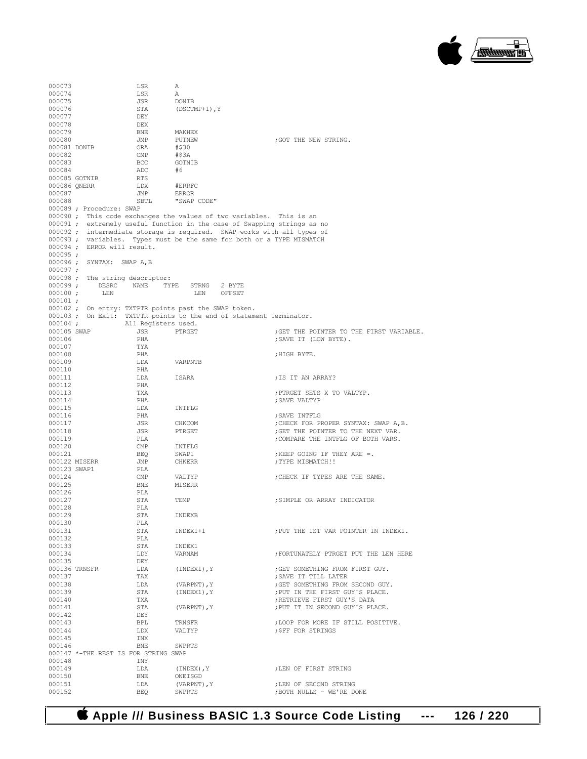```
000073                LSR       A
000074                LSR       A
000075                JSR       DONIB
000076                STA       (DSCTMP+1),Y
000077                DEY
000078                DEX
000079                BNE       MAKHEX
000080                JMP       PUTNEW                      ;GOT THE NEW STRING.
000081 DONIB          ORA       #$30
000082                CMP       #$3A
000083                BCC       GOTNIB
000084                ADC       #6
000085 GOTNIB         RTS
000086 QNERR          LDX       #ERRFC
000087                JMP       ERROR
000088                SBTL      "SWAP CODE"
000089 ; Procedure: SWAP
000090 ;  This code exchanges the values of two variables.  This is an
000091 ;  extremely useful function in the case of Swapping strings as no
000092 ;  intermediate storage is required.  SWAP works with all types of
000093 ;  variables.  Types must be the same for both or a TYPE MISMATCH
000094 ;  ERROR will result.
000095 ;
000096 ;  SYNTAX:  SWAP A,B
000097 ;
000098 ;  The string descriptor:
000099 ;     DESRC    NAME    TYPE   STRNG   2 BYTE
000100 ;      LEN                    LEN     OFFSET
000101 ;
000102 ;  On entry: TXTPTR points past the SWAP token.
000103 ;  On Exit:  TXTPTR points to the end of statement terminator.
000104 ;            All Registers used.
000105 SWAP           JSR       PTRGET                      ;GET THE POINTER TO THE FIRST VARIABLE.
000106                PHA                                   ;SAVE IT (LOW BYTE).
000107                TYA
000108                PHA                                   ;HIGH BYTE.
000109                LDA       VARPNTB
000110                PHA
000111                LDA       ISARA                       ;IS IT AN ARRAY?
000112                PHA
000113                TXA                                   ;PTRGET SETS X TO VALTYP.
000114                PHA                                   ;SAVE VALTYP
000115                LDA       INTFLG
000116                PHA                                   ;SAVE INTFLG
000117                JSR       CHKCOM                      ;CHECK FOR PROPER SYNTAX: SWAP A,B.
000118                JSR       PTRGET                      ;GET THE POINTER TO THE NEXT VAR.
000119                PLA                                   ;COMPARE THE INTFLG OF BOTH VARS.
000120                CMP       INTFLG
000121                BEQ       SWAP1                       ;KEEP GOING IF THEY ARE =.
000122 MISERR         JMP       CHKERR                      ;TYPE MISMATCH!!
000123 SWAP1          PLA
000124                CMP       VALTYP                      ;CHECK IF TYPES ARE THE SAME.
000125                BNE       MISERR
000126                PLA
000127                STA       TEMP                        ;SIMPLE OR ARRAY INDICATOR
000128                PLA
000129                STA       INDEXB
000130                PLA
000131                STA       INDEX1+1                    ;PUT THE 1ST VAR POINTER IN INDEX1.
000132                PLA
000133                STA       INDEX1
000134                LDY       VARNAM                      ;FORTUNATELY PTRGET PUT THE LEN HERE
000135                DEY
000136 TRNSFR         LDA       (INDEX1),Y                  ;GET SOMETHING FROM FIRST GUY.
000137                TAX                                   ;SAVE IT TILL LATER
000138                LDA       (VARPNT),Y                  ;GET SOMETHING FROM SECOND GUY.
000139                STA       (INDEX1),Y                  ;PUT IN THE FIRST GUY'S PLACE.
000140                TXA                                   ;RETRIEVE FIRST GUY'S DATA
000141                STA       (VARPNT),Y                  ;PUT IT IN SECOND GUY'S PLACE.
000142                DEY
000143                BPL       TRNSFR                      ;LOOP FOR MORE IF STILL POSITIVE.
000144                LDX       VALTYP                      ;$FF FOR STRINGS
000145                INX
000146                BNE       SWPRTS
000147 *-THE REST IS FOR STRING SWAP
000148                INY
000149                LDA       (INDEX),Y                   ;LEN OF FIRST STRING
000150                BNE       ONEISGD
000151                LDA       (VARPNT),Y                  ;LEN OF SECOND STRING
000152                BEQ       SWPRTS                      ;BOTH NULLS - WE'RE DONE
```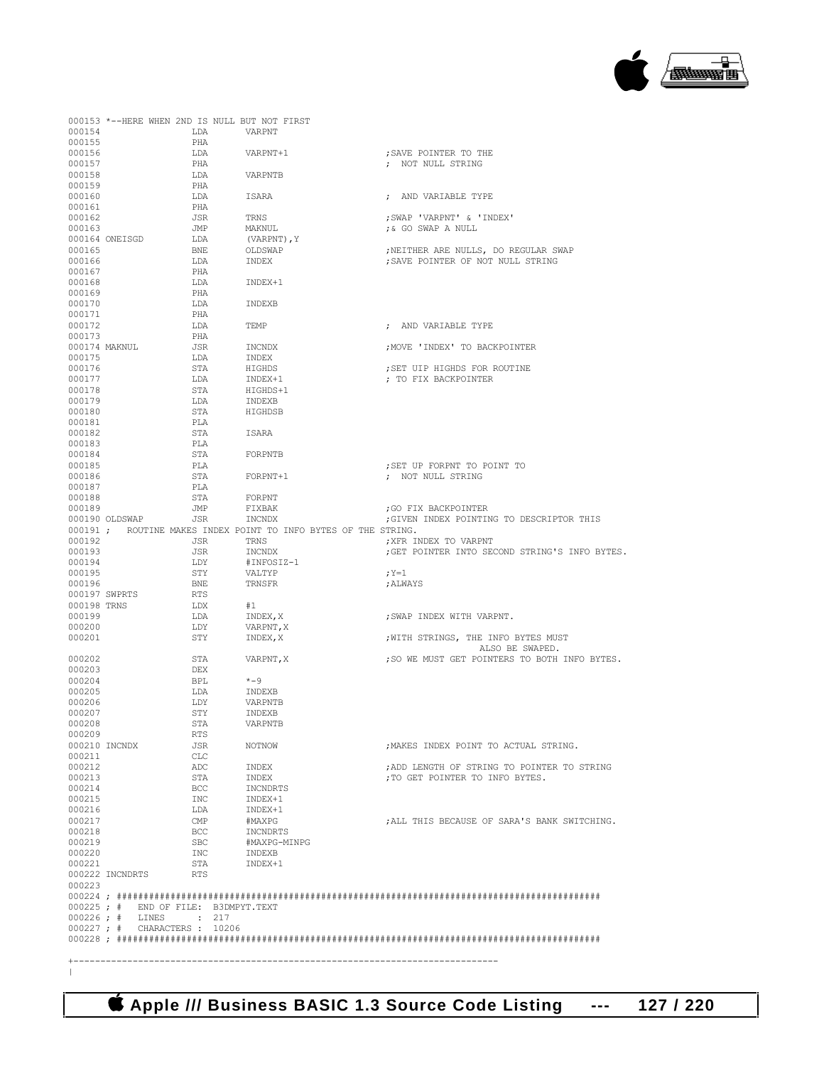```
000153 *--HERE WHEN 2ND IS NULL BUT NOT FIRST
000154                LDA       VARPNT
000155                PHA
000156                LDA       VARPNT+1                    ;SAVE POINTER TO THE
000157                PHA                                   ; NOT NULL STRING
000158                LDA       VARPNTB
000159                PHA
000160                LDA       ISARA                       ; AND VARIABLE TYPE
000161                PHA
000162                JSR       TRNS                        ;SWAP 'VARPNT' & 'INDEX'
000163                JMP       MAKNUL                      ;& GO SWAP A NULL
000164 ONEISGD        LDA       (VARPNT),Y
000165                BNE       OLDSWAP                     ;NEITHER ARE NULLS, DO REGULAR SWAP
000166                LDA       INDEX                       ;SAVE POINTER OF NOT NULL STRING
000167                PHA
000168                LDA       INDEX+1
000169                PHA
000170                LDA       INDEXB
000171                PHA
000172                LDA       TEMP                        ; AND VARIABLE TYPE
000173                PHA
000174 MAKNUL         JSR       INCNDX                      ;MOVE 'INDEX' TO BACKPOINTER
000175                LDA       INDEX
000176                STA       HIGHDS                      ;SET UIP HIGHDS FOR ROUTINE
000177                LDA       INDEX+1                     ; TO FIX BACKPOINTER
000178                STA       HIGHDS+1
000179                LDA       INDEXB
000180                STA       HIGHDSB
000181                PLA
000182                STA       ISARA
000183                PLA
000184                STA       FORPNTB
000185                PLA                                   ;SET UP FORPNT TO POINT TO
000186                STA       FORPNT+1                    ; NOT NULL STRING
000187                PLA
000188                STA       FORPNT
000189                JMP       FIXBAK                      ;GO FIX BACKPOINTER
000190 OLDSWAP        JSR       INCNDX                      ;GIVEN INDEX POINTING TO DESCRIPTOR THIS
000191 ;   ROUTINE MAKES INDEX POINT TO INFO BYTES OF THE STRING.
000192                JSR       TRNS                        ;XFR INDEX TO VARPNT
000193                JSR       INCNDX                      ;GET POINTER INTO SECOND STRING'S INFO BYTES.
000194                LDY       #INFOSIZ-1
000195                STY       VALTYP                      ;Y=1
000196                BNE       TRNSFR                      ;ALWAYS
000197 SWPRTS         RTS
000198 TRNS           LDX       #1
000199                LDA       INDEX,X                     ;SWAP INDEX WITH VARPNT.
000200                LDY       VARPNT,X
000201                STY       INDEX,X                     ;WITH STRINGS, THE INFO BYTES MUST
                                                                        ALSO BE SWAPED.
000202                STA       VARPNT,X                    ;SO WE MUST GET POINTERS TO BOTH INFO BYTES.
000203                DEX
000204                BPL       *-9
000205                LDA       INDEXB
000206                LDY       VARPNTB
000207                STY       INDEXB
000208                STA       VARPNTB
000209                RTS
000210 INCNDX         JSR       NOTNOW                      ;MAKES INDEX POINT TO ACTUAL STRING.
000211                CLC
000212                ADC       INDEX                       ;ADD LENGTH OF STRING TO POINTER TO STRING
000213                STA       INDEX                       ;TO GET POINTER TO INFO BYTES.
000214                BCC       INCNDRTS
000215                INC       INDEX+1
000216                LDA       INDEX+1
000217                CMP       #MAXPG                      ;ALL THIS BECAUSE OF SARA'S BANK SWITCHING.
000218                BCC       INCNDRTS
000219                SBC       #MAXPG-MINPG
000220                INC       INDEXB
000221                STA       INDEX+1
000222 INCNDRTS       RTS
000223
000224 ; #########################################################################################
000225 ; #   END OF FILE: B3DMPYT.TEXT
000226 ; #   LINES       : 217
000227 ; #   CHARACTERS : 10206
000228 ; #########################################################################################
```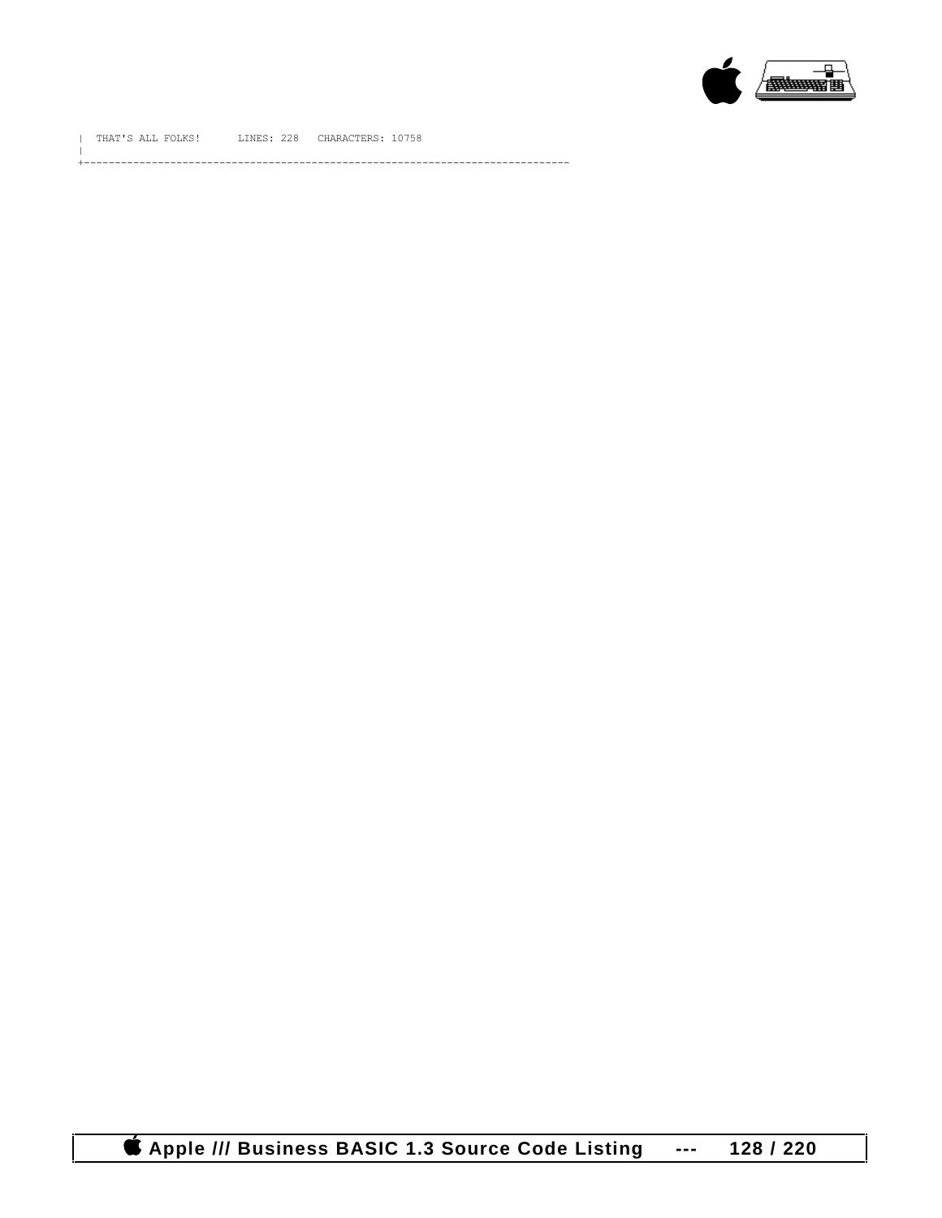```
|  THAT'S ALL FOLKS!      LINES: 228   CHARACTERS: 10758
|
+------------------------------------------------------------------------------
```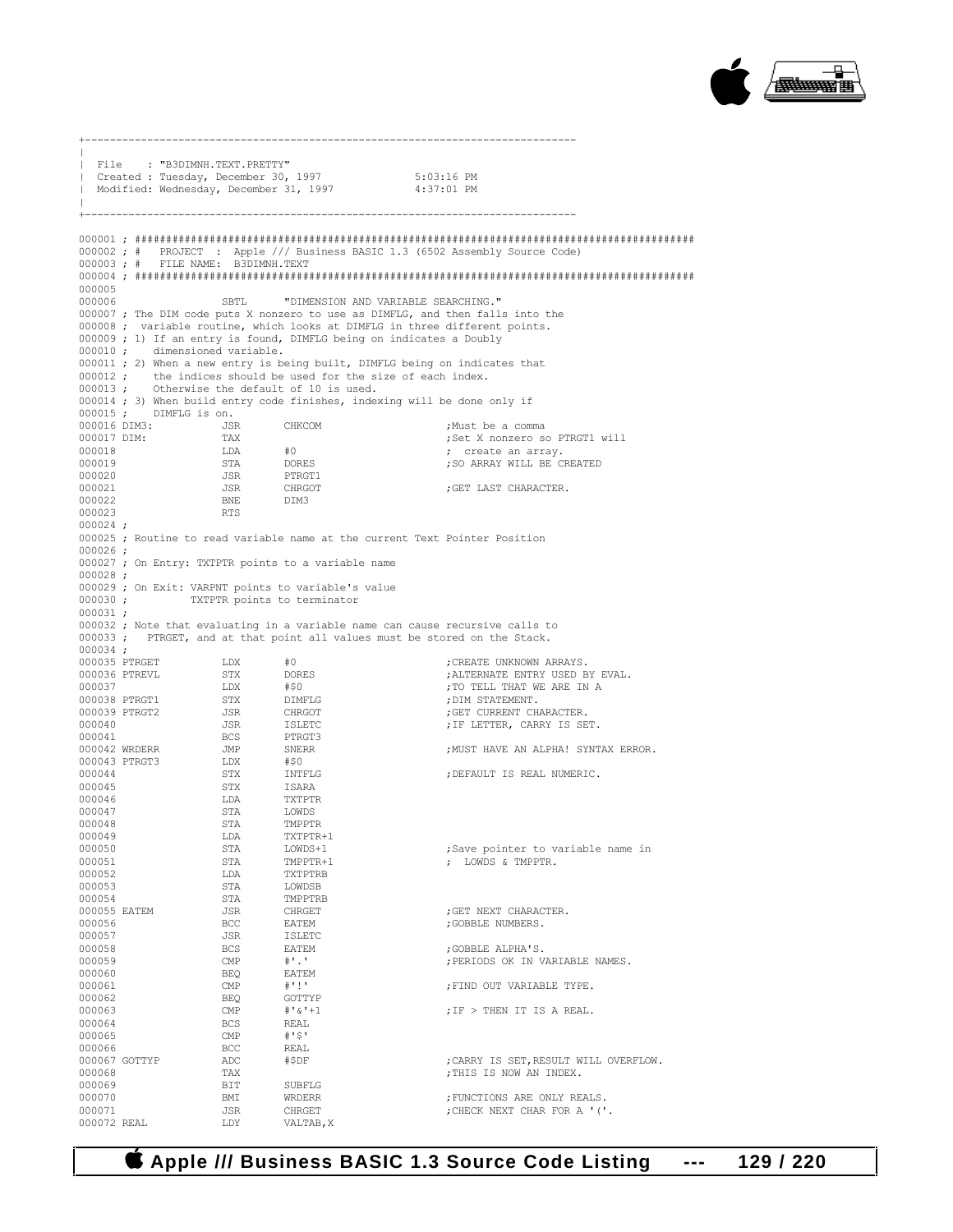```
+------------------------------------------------------------------------------
|
| File    : "B3DIMNH.TEXT.PRETTY"
| Created : Tuesday, December 30, 1997             5:03:16 PM
| Modified: Wednesday, December 31, 1997           4:37:01 PM
|
+------------------------------------------------------------------------------

000001 ; ########################################################################################
000002 ; #   PROJECT  : Apple /// Business BASIC 1.3 (6502 Assembly Source Code)
000003 ; #   FILE NAME:  B3DIMNH.TEXT
000004 ; ########################################################################################
000005
000006                 SBTL     "DIMENSION AND VARIABLE SEARCHING."
000007 ; The DIM code puts X nonzero to use as DIMFLG, and then falls into the
000008 ;  variable routine, which looks at DIMFLG in three different points.
000009 ; 1) If an entry is found, DIMFLG being on indicates a Doubly
000010 ;    dimensioned variable.
000011 ; 2) When a new entry is being built, DIMFLG being on indicates that
000012 ;    the indices should be used for the size of each index.
000013 ;    Otherwise the default of 10 is used.
000014 ; 3) When build entry code finishes, indexing will be done only if
000015 ;    DIMFLG is on.
000016 DIM3:           JSR      CHKCOM                    ;Must be a comma
000017 DIM:            TAX                                ;Set X nonzero so PTRGT1 will
000018                 LDA      #0                        ; create an array.
000019                 STA      DORES                     ;SO ARRAY WILL BE CREATED
000020                 JSR      PTRGT1
000021                 JSR      CHRGOT                    ;GET LAST CHARACTER.
000022                 BNE      DIM3
000023                 RTS
000024 ;
000025 ; Routine to read variable name at the current Text Pointer Position
000026 ;
000027 ; On Entry: TXTPTR points to a variable name
000028 ;
000029 ; On Exit: VARPNT points to variable's value
000030 ;          TXTPTR points to terminator
000031 ;
000032 ; Note that evaluating in a variable name can cause recursive calls to
000033 ;   PTRGET, and at that point all values must be stored on the Stack.
000034 ;
000035 PTRGET          LDX      #0                        ;CREATE UNKNOWN ARRAYS.
000036 PTREVL          STX      DORES                     ;ALTERNATE ENTRY USED BY EVAL.
000037                 LDX      #$0                       ;TO TELL THAT WE ARE IN A
000038 PTRGT1          STX      DIMFLG                    ;DIM STATEMENT.
000039 PTRGT2          JSR      CHRGOT                    ;GET CURRENT CHARACTER.
000040                 JSR      ISLETC                    ;IF LETTER, CARRY IS SET.
000041                 BCS      PTRGT3
000042 WRDERR          JMP      SNERR                     ;MUST HAVE AN ALPHA! SYNTAX ERROR.
000043 PTRGT3          LDX      #$0
000044                 STX      INTFLG                    ;DEFAULT IS REAL NUMERIC.
000045                 STX      ISARA
000046                 LDA      TXTPTR
000047                 STA      LOWDS
000048                 STA      TMPPTR
000049                 LDA      TXTPTR+1
000050                 STA      LOWDS+1                   ;Save pointer to variable name in
000051                 STA      TMPPTR+1                  ; LOWDS & TMPPTR.
000052                 LDA      TXTPTRB
000053                 STA      LOWDSB
000054                 STA      TMPPTRB
000055 EATEM           JSR      CHRGET                    ;GET NEXT CHARACTER.
000056                 BCC      EATEM                     ;GOBBLE NUMBERS.
000057                 JSR      ISLETC
000058                 BCS      EATEM                     ;GOBBLE ALPHA'S.
000059                 CMP      #'.'                      ;PERIODS OK IN VARIABLE NAMES.
000060                 BEQ      EATEM
000061                 CMP      #'!'                      ;FIND OUT VARIABLE TYPE.
000062                 BEQ      GOTTYP
000063                 CMP      #'&'+1                    ;IF > THEN IT IS A REAL.
000064                 BCS      REAL
000065                 CMP      #'$'
000066                 BCC      REAL
000067 GOTTYP          ADC      #$DF                      ;CARRY IS SET,RESULT WILL OVERFLOW.
000068                 TAX                                ;THIS IS NOW AN INDEX.
000069                 BIT      SUBFLG
000070                 BMI      WRDERR                    ;FUNCTIONS ARE ONLY REALS.
000071                 JSR      CHRGET                    ;CHECK NEXT CHAR FOR A '('.
000072 REAL            LDY      VALTAB,X
```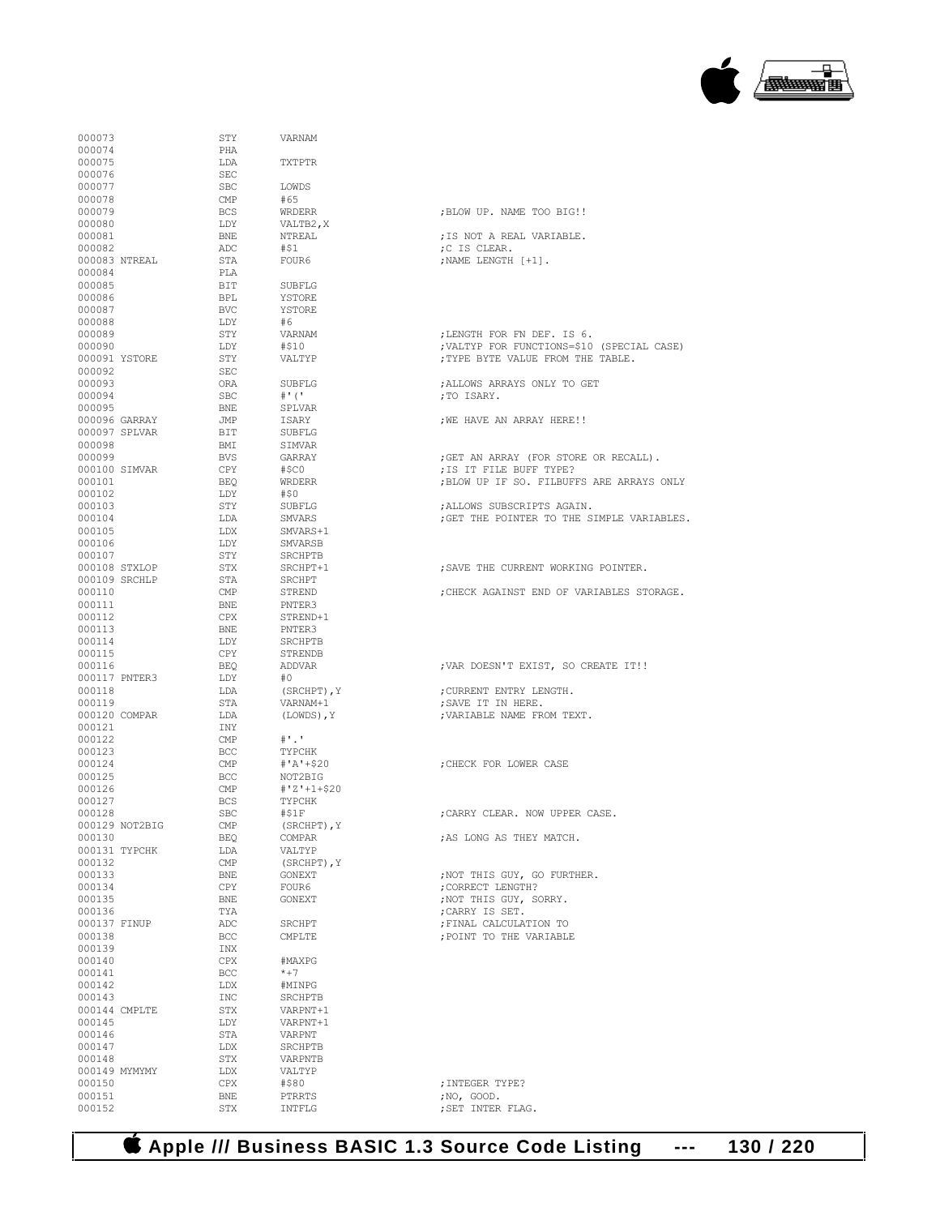```
000073                  STY      VARNAM
000074                  PHA
000075                  LDA      TXTPTR
000076                  SEC
000077                  SBC      LOWDS
000078                  CMP      #65
000079                  BCS      WRDERR                 ;BLOW UP. NAME TOO BIG!!
000080                  LDY      VALTB2,X
000081                  BNE      NTREAL                 ;IS NOT A REAL VARIABLE.
000082                  ADC      #$1                    ;C IS CLEAR.
000083 NTREAL           STA      FOUR6                  ;NAME LENGTH [+1].
000084                  PLA
000085                  BIT      SUBFLG
000086                  BPL      YSTORE
000087                  BVC      YSTORE
000088                  LDY      #6
000089                  STY      VARNAM                 ;LENGTH FOR FN DEF. IS 6.
000090                  LDY      #$10                   ;VALTYP FOR FUNCTIONS=$10 (SPECIAL CASE)
000091 YSTORE           STY      VALTYP                 ;TYPE BYTE VALUE FROM THE TABLE.
000092                  SEC
000093                  ORA      SUBFLG                 ;ALLOWS ARRAYS ONLY TO GET
000094                  SBC      #'('                   ;TO ISARY.
000095                  BNE      SPLVAR
000096 GARRAY           JMP      ISARY                  ;WE HAVE AN ARRAY HERE!!
000097 SPLVAR           BIT      SUBFLG
000098                  BMI      SIMVAR
000099                  BVS      GARRAY                 ;GET AN ARRAY (FOR STORE OR RECALL).
000100 SIMVAR           CPY      #$C0                   ;IS IT FILE BUFF TYPE?
000101                  BEQ      WRDERR                 ;BLOW UP IF SO. FILBUFFS ARE ARRAYS ONLY
000102                  LDY      #$0
000103                  STY      SUBFLG                 ;ALLOWS SUBSCRIPTS AGAIN.
000104                  LDA      SMVARS                 ;GET THE POINTER TO THE SIMPLE VARIABLES.
000105                  LDX      SMVARS+1
000106                  LDY      SMVARSB
000107                  STY      SRCHPTB
000108 STXLOP           STX      SRCHPT+1               ;SAVE THE CURRENT WORKING POINTER.
000109 SRCHLP           STA      SRCHPT
000110                  CMP      STREND                 ;CHECK AGAINST END OF VARIABLES STORAGE.
000111                  BNE      PNTER3
000112                  CPX      STREND+1
000113                  BNE      PNTER3
000114                  LDY      SRCHPTB
000115                  CPY      STRENDB
000116                  BEQ      ADDVAR                 ;VAR DOESN'T EXIST, SO CREATE IT!!
000117 PNTER3           LDY      #0
000118                  LDA      (SRCHPT),Y             ;CURRENT ENTRY LENGTH.
000119                  STA      VARNAM+1               ;SAVE IT IN HERE.
000120 COMPAR           LDA      (LOWDS),Y              ;VARIABLE NAME FROM TEXT.
000121                  INY
000122                  CMP      #'.'
000123                  BCC      TYPCHK
000124                  CMP      #'A'+$20               ;CHECK FOR LOWER CASE
000125                  BCC      NOT2BIG
000126                  CMP      #'Z'+1+$20
000127                  BCS      TYPCHK
000128                  SBC      #$1F                   ;CARRY CLEAR. NOW UPPER CASE.
000129 NOT2BIG          CMP      (SRCHPT),Y
000130                  BEQ      COMPAR                 ;AS LONG AS THEY MATCH.
000131 TYPCHK           LDA      VALTYP
000132                  CMP      (SRCHPT),Y
000133                  BNE      GONEXT                 ;NOT THIS GUY, GO FURTHER.
000134                  CPY      FOUR6                  ;CORRECT LENGTH?
000135                  BNE      GONEXT                 ;NOT THIS GUY, SORRY.
000136                  TYA                             ;CARRY IS SET.
000137 FINUP            ADC      SRCHPT                 ;FINAL CALCULATION TO
000138                  BCC      CMPLTE                 ;POINT TO THE VARIABLE
000139                  INX
000140                  CPX      #MAXPG
000141                  BCC      *+7
000142                  LDX      #MINPG
000143                  INC      SRCHPTB
000144 CMPLTE           STX      VARPNT+1
000145                  LDY      VARPNT+1
000146                  STA      VARPNT
000147                  LDX      SRCHPTB
000148                  STX      VARPNTB
000149 MYMYMY           LDX      VALTYP
000150                  CPX      #$80                   ;INTEGER TYPE?
000151                  BNE      PTRRTS                 ;NO, GOOD.
000152                  STX      INTFLG                 ;SET INTER FLAG.
```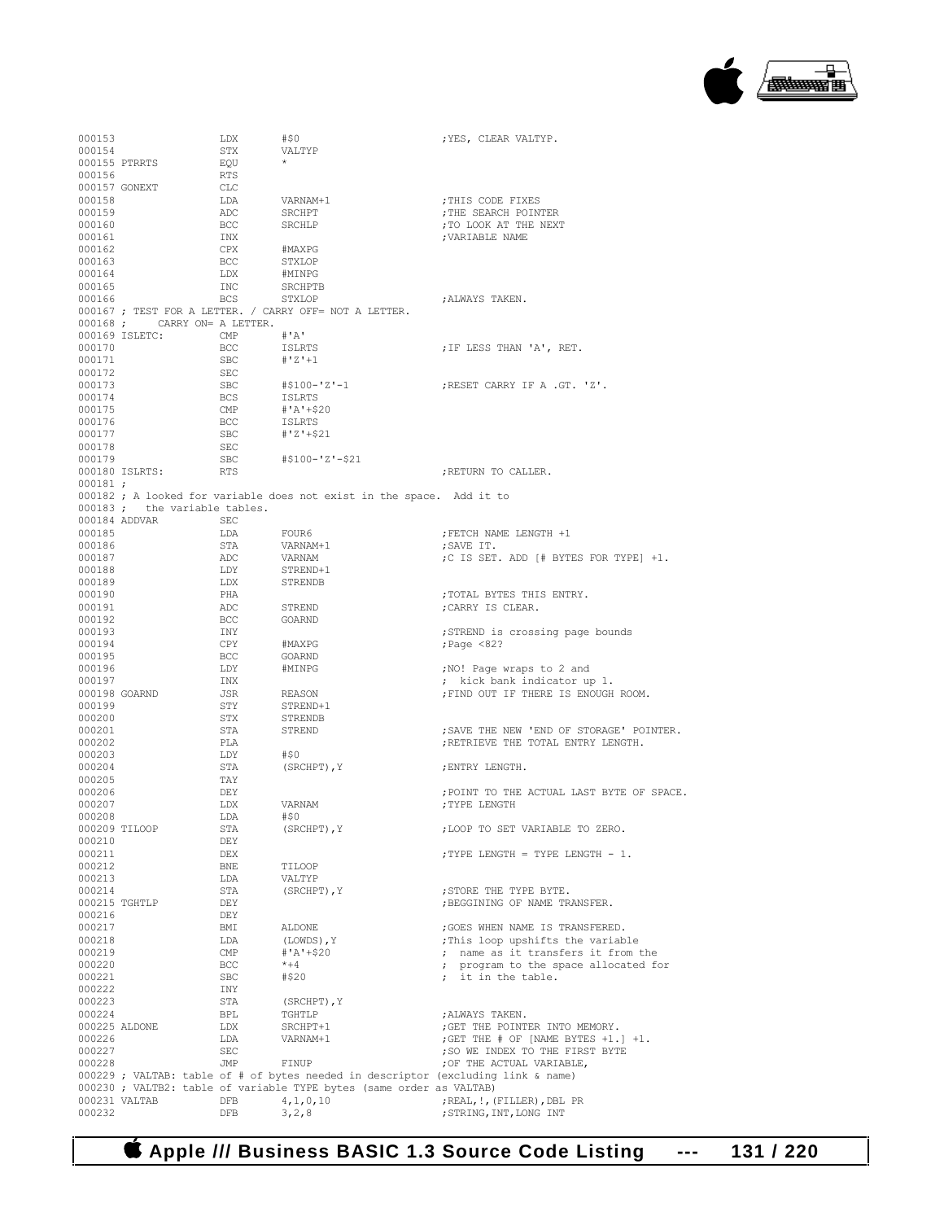```
000153                LDX       #$0                         ;YES, CLEAR VALTYP.
000154                STX       VALTYP
000155 PTRRTS         EQU       *
000156                RTS
000157 GONEXT         CLC
000158                LDA       VARNAM+1                    ;THIS CODE FIXES
000159                ADC       SRCHPT                      ;THE SEARCH POINTER
000160                BCC       SRCHLP                      ;TO LOOK AT THE NEXT
000161                INX                                   ;VARIABLE NAME
000162                CPX       #MAXPG
000163                BCC       STXLOP
000164                LDX       #MINPG
000165                INC       SRCHPTB
000166                BCS       STXLOP                      ;ALWAYS TAKEN.
000167 ; TEST FOR A LETTER. / CARRY OFF= NOT A LETTER.
000168 ;     CARRY ON= A LETTER.
000169 ISLETC:        CMP       #'A'
000170                BCC       ISLRTS                      ;IF LESS THAN 'A', RET.
000171                SBC       #'Z'+1
000172                SEC
000173                SBC       #$100-'Z'-1                 ;RESET CARRY IF A .GT. 'Z'.
000174                BCS       ISLRTS
000175                CMP       #'A'+$20
000176                BCC       ISLRTS
000177                SBC       #'Z'+$21
000178                SEC
000179                SBC       #$100-'Z'-$21
000180 ISLRTS:        RTS                                   ;RETURN TO CALLER.
000181 ;
000182 ; A looked for variable does not exist in the space.  Add it to
000183 ;   the variable tables.
000184 ADDVAR         SEC
000185                LDA       FOUR6                       ;FETCH NAME LENGTH +1
000186                STA       VARNAM+1                    ;SAVE IT.
000187                ADC       VARNAM                      ;C IS SET. ADD [# BYTES FOR TYPE] +1.
000188                LDY       STREND+1
000189                LDX       STRENDB
000190                PHA                                   ;TOTAL BYTES THIS ENTRY.
000191                ADC       STREND                      ;CARRY IS CLEAR.
000192                BCC       GOARND
000193                INY                                   ;STREND is crossing page bounds
000194                CPY       #MAXPG                      ;Page <82?
000195                BCC       GOARND
000196                LDY       #MINPG                      ;NO! Page wraps to 2 and
000197                INX                                   ; kick bank indicator up 1.
000198 GOARND         JSR       REASON                      ;FIND OUT IF THERE IS ENOUGH ROOM.
000199                STY       STREND+1
000200                STX       STRENDB
000201                STA       STREND                      ;SAVE THE NEW 'END OF STORAGE' POINTER.
000202                PLA                                   ;RETRIEVE THE TOTAL ENTRY LENGTH.
000203                LDY       #$0
000204                STA       (SRCHPT),Y                  ;ENTRY LENGTH.
000205                TAY
000206                DEY                                   ;POINT TO THE ACTUAL LAST BYTE OF SPACE.
000207                LDX       VARNAM                      ;TYPE LENGTH
000208                LDA       #$0
000209 TILOOP         STA       (SRCHPT),Y                  ;LOOP TO SET VARIABLE TO ZERO.
000210                DEY
000211                DEX                                   ;TYPE LENGTH = TYPE LENGTH - 1.
000212                BNE       TILOOP
000213                LDA       VALTYP
000214                STA       (SRCHPT),Y                  ;STORE THE TYPE BYTE.
000215 TGHTLP         DEY                                   ;BEGGINING OF NAME TRANSFER.
000216                DEY
000217                BMI       ALDONE                      ;GOES WHEN NAME IS TRANSFERED.
000218                LDA       (LOWDS),Y                   ;This loop upshifts the variable
000219                CMP       #'A'+$20                    ; name as it transfers it from the
000220                BCC       *+4                         ; program to the space allocated for
000221                SBC       #$20                        ; it in the table.
000222                INY
000223                STA       (SRCHPT),Y
000224                BPL       TGHTLP                      ;ALWAYS TAKEN.
000225 ALDONE         LDX       SRCHPT+1                    ;GET THE POINTER INTO MEMORY.
000226                LDA       VARNAM+1                    ;GET THE # OF [NAME BYTES +1.] +1.
000227                SEC                                   ;SO WE INDEX TO THE FIRST BYTE
000228                JMP       FINUP                       ;OF THE ACTUAL VARIABLE,
000229 ; VALTAB: table of # of bytes needed in descriptor (excluding link & name)
000230 ; VALTB2: table of variable TYPE bytes (same order as VALTAB)
000231 VALTAB         DFB       4,1,0,10                    ;REAL,!,(FILLER),DBL PR
000232                DFB       3,2,8                       ;STRING,INT,LONG INT
```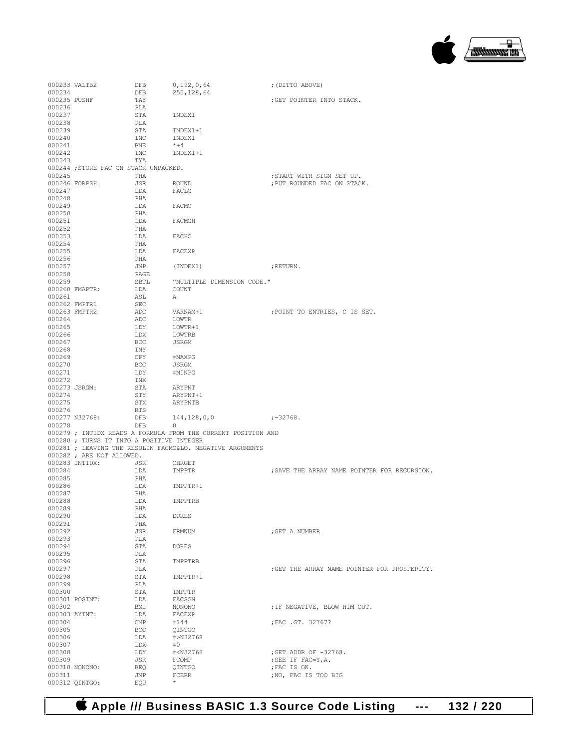```
000233 VALTB2          DFB       0,192,0,64                   ;(DITTO ABOVE)
000234                 DFB       255,128,64
000235 PUSHF           TAY                                    ;GET POINTER INTO STACK.
000236                 PLA
000237                 STA       INDEX1
000238                 PLA
000239                 STA       INDEX1+1
000240                 INC       INDEX1
000241                 BNE       *+4
000242                 INC       INDEX1+1
000243                 TYA
000244 ;STORE FAC ON STACK UNPACKED.
000245                 PHA                                    ;START WITH SIGN SET UP.
000246 FORPSH          JSR       ROUND                        ;PUT ROUNDED FAC ON STACK.
000247                 LDA       FACLO
000248                 PHA
000249                 LDA       FACMO
000250                 PHA
000251                 LDA       FACMOH
000252                 PHA
000253                 LDA       FACHO
000254                 PHA
000255                 LDA       FACEXP
000256                 PHA
000257                 JMP       (INDEX1)                     ;RETURN.
000258                 PAGE
000259                 SBTL      "MULTIPLE DIMENSION CODE."
000260 FMAPTR:         LDA       COUNT
000261                 ASL       A
000262 FMPTR1          SEC
000263 FMPTR2          ADC       VARNAM+1                     ;POINT TO ENTRIES, C IS SET.
000264                 ADC       LOWTR
000265                 LDY       LOWTR+1
000266                 LDX       LOWTRB
000267                 BCC       JSRGM
000268                 INY
000269                 CPY       #MAXPG
000270                 BCC       JSRGM
000271                 LDY       #MINPG
000272                 INX
000273 JSRGM:          STA       ARYPNT
000274                 STY       ARYPNT+1
000275                 STX       ARYPNTB
000276                 RTS
000277 N32768:         DFB       144,128,0,0                  ;-32768.
000278                 DFB       0
000279 ; INTIDX READS A FORMULA FROM THE CURRENT POSITION AND
000280 ; TURNS IT INTO A POSITIVE INTEGER
000281 ; LEAVING THE RESULIN FACMO&LO. NEGATIVE ARGUMENTS
000282 ; ARE NOT ALLOWED.
000283 INTIDX:         JSR       CHRGET
000284                 LDA       TMPPTR                       ;SAVE THE ARRAY NAME POINTER FOR RECURSION.
000285                 PHA
000286                 LDA       TMPPTR+1
000287                 PHA
000288                 LDA       TMPPTRB
000289                 PHA
000290                 LDA       DORES
000291                 PHA
000292                 JSR       FRMNUM                       ;GET A NUMBER
000293                 PLA
000294                 STA       DORES
000295                 PLA
000296                 STA       TMPPTRB
000297                 PLA                                    ;GET THE ARRAY NAME POINTER FOR PROSPERITY.
000298                 STA       TMPPTR+1
000299                 PLA
000300                 STA       TMPPTR
000301 POSINT:         LDA       FACSGN
000302                 BMI       NONONO                       ;IF NEGATIVE, BLOW HIM OUT.
000303 AYINT:          LDA       FACEXP
000304                 CMP       #144                         ;FAC .GT. 32767?
000305                 BCC       QINTGO
000306                 LDA       #>N32768
000307                 LDX       #0
000308                 LDY       #<N32768                     ;GET ADDR OF -32768.
000309                 JSR       FCOMP                        ;SEE IF FAC=Y,A.
000310 NONONO:         BEQ       QINTGO                       ;FAC IS OK.
000311                 JMP       FCERR                        ;NO, FAC IS TOO BIG
000312 QINTGO:         EQU       *
```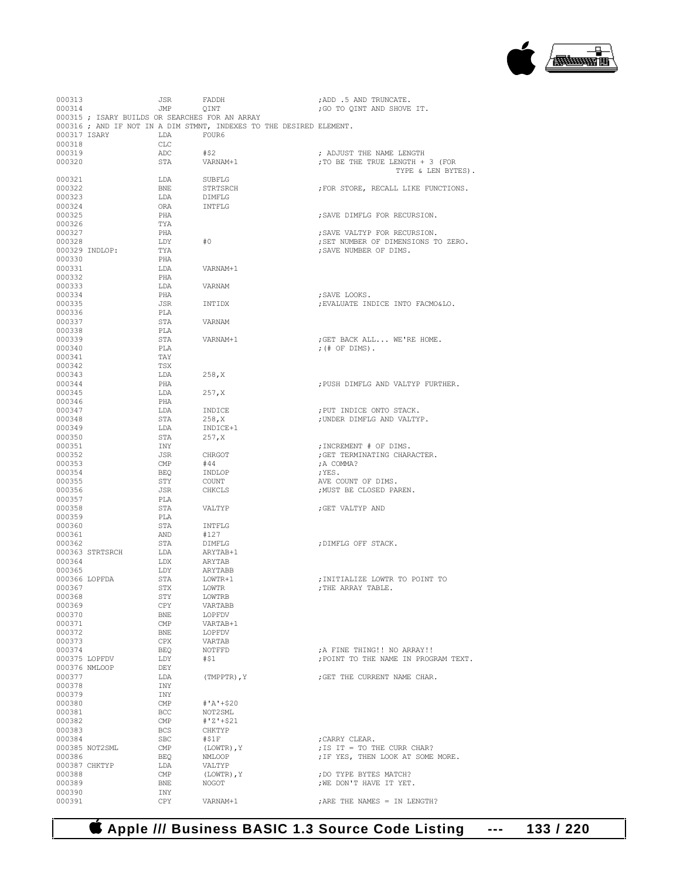```
000313                JSR       FADDH                       ;ADD .5 AND TRUNCATE.
000314                JMP       QINT                        ;GO TO QINT AND SHOVE IT.
000315 ; ISARY BUILDS OR SEARCHES FOR AN ARRAY
000316 ; AND IF NOT IN A DIM STMNT, INDEXES TO THE DESIRED ELEMENT.
000317 ISARY          LDA       FOUR6
000318                CLC
000319                ADC       #$2                         ; ADJUST THE NAME LENGTH
000320                STA       VARNAM+1                    ;TO BE THE TRUE LENGTH + 3 (FOR
                                                                         TYPE & LEN BYTES).
000321                LDA       SUBFLG
000322                BNE       STRTSRCH                    ;FOR STORE, RECALL LIKE FUNCTIONS.
000323                LDA       DIMFLG
000324                ORA       INTFLG
000325                PHA                                   ;SAVE DIMFLG FOR RECURSION.
000326                TYA
000327                PHA                                   ;SAVE VALTYP FOR RECURSION.
000328                LDY       #0                          ;SET NUMBER OF DIMENSIONS TO ZERO.
000329 INDLOP:        TYA                                   ;SAVE NUMBER OF DIMS.
000330                PHA
000331                LDA       VARNAM+1
000332                PHA
000333                LDA       VARNAM
000334                PHA                                   ;SAVE LOOKS.
000335                JSR       INTIDX                      ;EVALUATE INDICE INTO FACMO&LO.
000336                PLA
000337                STA       VARNAM
000338                PLA
000339                STA       VARNAM+1                    ;GET BACK ALL... WE'RE HOME.
000340                PLA                                   ;(# OF DIMS).
000341                TAY
000342                TSX
000343                LDA       258,X
000344                PHA                                   ;PUSH DIMFLG AND VALTYP FURTHER.
000345                LDA       257,X
000346                PHA
000347                LDA       INDICE                      ;PUT INDICE ONTO STACK.
000348                STA       258,X                       ;UNDER DIMFLG AND VALTYP.
000349                LDA       INDICE+1
000350                STA       257,X
000351                INY                                   ;INCREMENT # OF DIMS.
000352                JSR       CHRGOT                      ;GET TERMINATING CHARACTER.
000353                CMP       #44                         ;A COMMA?
000354                BEQ       INDLOP                      ;YES.
000355                STY       COUNT                       AVE COUNT OF DIMS.
000356                JSR       CHKCLS                      ;MUST BE CLOSED PAREN.
000357                PLA
000358                STA       VALTYP                      ;GET VALTYP AND
000359                PLA
000360                STA       INTFLG
000361                AND       #127
000362                STA       DIMFLG                      ;DIMFLG OFF STACK.
000363 STRTSRCH       LDA       ARYTAB+1
000364                LDX       ARYTAB
000365                LDY       ARYTABB
000366 LOPFDA         STA       LOWTR+1                     ;INITIALIZE LOWTR TO POINT TO
000367                STX       LOWTR                       ;THE ARRAY TABLE.
000368                STY       LOWTRB
000369                CPY       VARTABB
000370                BNE       LOPFDV
000371                CMP       VARTAB+1
000372                BNE       LOPFDV
000373                CPX       VARTAB
000374                BEQ       NOTFFD                      ;A FINE THING!! NO ARRAY!!
000375 LOPFDV         LDY       #$1                         ;POINT TO THE NAME IN PROGRAM TEXT.
000376 NMLOOP         DEY
000377                LDA       (TMPPTR),Y                  ;GET THE CURRENT NAME CHAR.
000378                INY
000379                INY
000380                CMP       #'A'+$20
000381                BCC       NOT2SML
000382                CMP       #'Z'+$21
000383                BCS       CHKTYP
000384                SBC       #$1F                        ;CARRY CLEAR.
000385 NOT2SML        CMP       (LOWTR),Y                   ;IS IT = TO THE CURR CHAR?
000386                BEQ       NMLOOP                      ;IF YES, THEN LOOK AT SOME MORE.
000387 CHKTYP         LDA       VALTYP
000388                CMP       (LOWTR),Y                   ;DO TYPE BYTES MATCH?
000389                BNE       NOGOT                       ;WE DON'T HAVE IT YET.
000390                INY
000391                CPY       VARNAM+1                    ;ARE THE NAMES = IN LENGTH?
```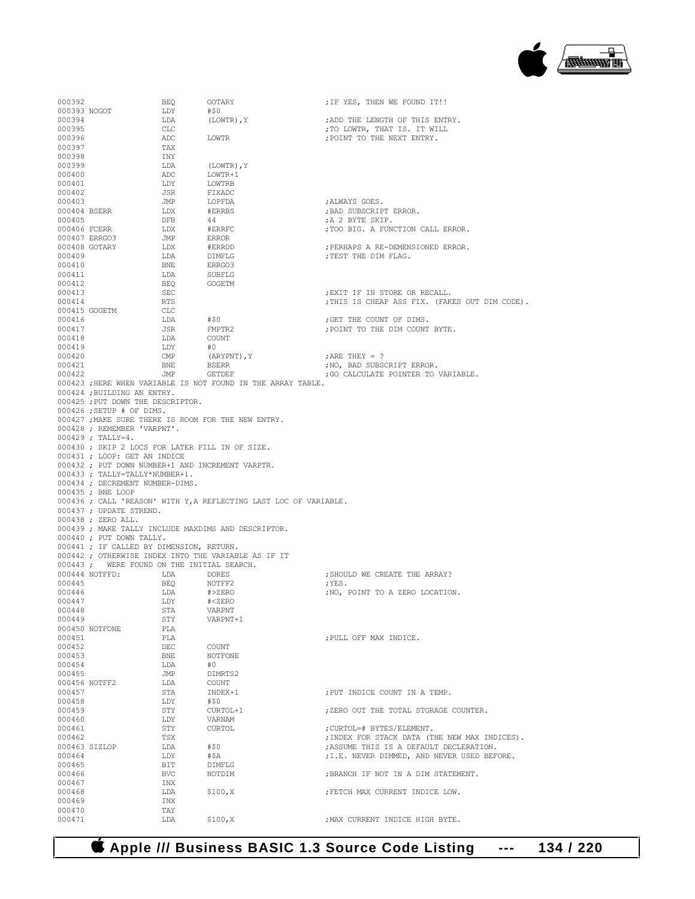```
000392                BEQ       GOTARY                        ;IF YES, THEN WE FOUND IT!!
000393 NOGOT          LDY       #$0
000394                LDA       (LOWTR),Y                     ;ADD THE LENGTH OF THIS ENTRY.
000395                CLC                                     ;TO LOWTR, THAT IS. IT WILL
000396                ADC       LOWTR                         ;POINT TO THE NEXT ENTRY.
000397                TAX
000398                INY
000399                LDA       (LOWTR),Y
000400                ADC       LOWTR+1
000401                LDY       LOWTRB
000402                JSR       FIXADC
000403                JMP       LOPFDA                        ;ALWAYS GOES.
000404 BSERR          LDX       #ERRBS                        ;BAD SUBSCRIPT ERROR.
000405                DFB       44                            ;A 2 BYTE SKIP.
000406 FCERR          LDX       #ERRFC                        ;TOO BIG. A FUNCTION CALL ERROR.
000407 ERRGO3         JMP       ERROR
000408 GOTARY         LDX       #ERRDD                        ;PERHAPS A RE-DEMENSIONED ERROR.
000409                LDA       DIMFLG                        ;TEST THE DIM FLAG.
000410                BNE       ERRGO3
000411                LDA       SUBFLG
000412                BEQ       GOGETM
000413                SEC                                     ;EXIT IF IN STORE OR RECALL.
000414                RTS                                     ;THIS IS CHEAP ASS FIX. (FAKES OUT DIM CODE).
000415 GOGETM         CLC
000416                LDA       #$0                           ;GET THE COUNT OF DIMS.
000417                JSR       FMPTR2                        ;POINT TO THE DIM COUNT BYTE.
000418                LDA       COUNT
000419                LDY       #0
000420                CMP       (ARYPNT),Y                    ;ARE THEY = ?
000421                BNE       BSERR                         ;NO, BAD SUBSCRIPT ERROR.
000422                JMP       GETDEF                        ;GO CALCULATE POINTER TO VARIABLE.
000423 ;HERE WHEN VARIABLE IS NOT FOUND IN THE ARRAY TABLE.
000424 ;BUILDING AN ENTRY.
000425 ;PUT DOWN THE DESCRIPTOR.
000426 ;SETUP # OF DIMS.
000427 ;MAKE SURE THERE IS ROOM FOR THE NEW ENTRY.
000428 ; REMEMBER 'VARPNT'.
000429 ; TALLY=4.
000430 ; SKIP 2 LOCS FOR LATER FILL IN OF SIZE.
000431 ; LOOP: GET AN INDICE
000432 ; PUT DOWN NUMBER+1 AND INCREMENT VARPTR.
000433 ; TALLY=TALLY*NUMBER+1.
000434 ; DECREMENT NUMBER-DIMS.
000435 ; BNE LOOP
000436 ; CALL 'REASON' WITH Y,A REFLECTING LAST LOC OF VARIABLE.
000437 ; UPDATE STREND.
000438 ; ZERO ALL.
000439 ; MAKE TALLY INCLUDE MAXDIMS AND DESCRIPTOR.
000440 ; PUT DOWN TALLY.
000441 ; IF CALLED BY DIMENSION, RETURN.
000442 ; OTHERWISE INDEX INTO THE VARIABLE AS IF IT
000443 ;   WERE FOUND ON THE INITIAL SEARCH.
000444 NOTFFD:        LDA       DORES                         ;SHOULD WE CREATE THE ARRAY?
000445                BEQ       NOTFF2                        ;YES.
000446                LDA       #>ZERO                        ;NO, POINT TO A ZERO LOCATION.
000447                LDY       #<ZERO
000448                STA       VARPNT
000449                STY       VARPNT+1
000450 NOTFONE        PLA
000451                PLA                                     ;PULL OFF MAX INDICE.
000452                DEC       COUNT
000453                BNE       NOTFONE
000454                LDA       #0
000455                JMP       DIMRTS2
000456 NOTFF2         LDA       COUNT
000457                STA       INDEX+1                       ;PUT INDICE COUNT IN A TEMP.
000458                LDY       #$0
000459                STY       CURTOL+1                      ;ZERO OUT THE TOTAL STORAGE COUNTER.
000460                LDY       VARNAM
000461                STY       CURTOL                        ;CURTOL=# BYTES/ELEMENT.
000462                TSX                                     ;INDEX FOR STACK DATA (THE NEW MAX INDICES).
000463 SIZLOP         LDA       #$0                           ;ASSUME THIS IS A DEFAULT DECLERATION.
000464                LDY       #$A                           ;I.E. NEVER DIMMED, AND NEVER USED BEFORE.
000465                BIT       DIMFLG
000466                BVC       NOTDIM                        ;BRANCH IF NOT IN A DIM STATEMENT.
000467                INX
000468                LDA       $100,X                        ;FETCH MAX CURRENT INDICE LOW.
000469                INX
000470                TAY
000471                LDA       $100,X                        ;MAX CURRENT INDICE HIGH BYTE.
```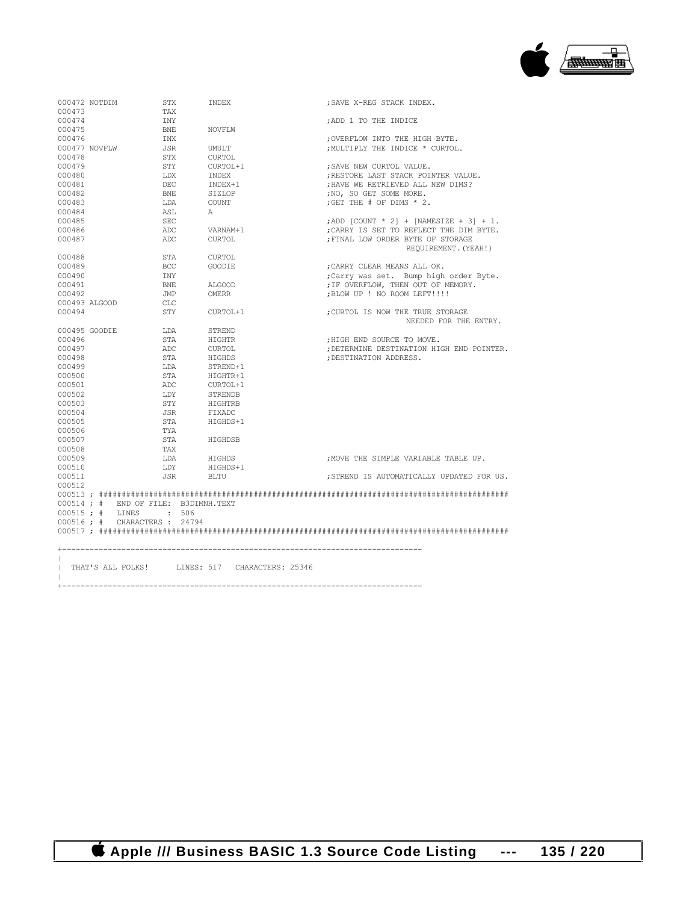```
000472 NOTDIM          STX      INDEX              ;SAVE X-REG STACK INDEX.
000473                 TAX
000474                 INY                         ;ADD 1 TO THE INDICE
000475                 BNE      NOVFLW
000476                 INX                         ;OVERFLOW INTO THE HIGH BYTE.
000477 NOVFLW          JSR      UMULT              ;MULTIPLY THE INDICE * CURTOL.
000478                 STX      CURTOL
000479                 STY      CURTOL+1           ;SAVE NEW CURTOL VALUE.
000480                 LDX      INDEX              ;RESTORE LAST STACK POINTER VALUE.
000481                 DEC      INDEX+1            ;HAVE WE RETRIEVED ALL NEW DIMS?
000482                 BNE      SIZLOP             ;NO, SO GET SOME MORE.
000483                 LDA      COUNT              ;GET THE # OF DIMS * 2.
000484                 ASL      A
000485                 SEC                         ;ADD [COUNT * 2] + [NAMESIZE + 3] + 1.
000486                 ADC      VARNAM+1           ;CARRY IS SET TO REFLECT THE DIM BYTE.
000487                 ADC      CURTOL             ;FINAL LOW ORDER BYTE OF STORAGE
                                                                REQUIREMENT.(YEAH!)
000488                 STA      CURTOL
000489                 BCC      GOODIE             ;CARRY CLEAR MEANS ALL OK.
000490                 INY                         ;Carry was set.  Bump high order Byte.
000491                 BNE      ALGOOD             ;IF OVERFLOW, THEN OUT OF MEMORY.
000492                 JMP      OMERR              ;BLOW UP ! NO ROOM LEFT!!!!
000493 ALGOOD          CLC
000494                 STY      CURTOL+1           ;CURTOL IS NOW THE TRUE STORAGE
                                                                NEEDED FOR THE ENTRY.
000495 GOODIE          LDA      STREND
000496                 STA      HIGHTR             ;HIGH END SOURCE TO MOVE.
000497                 ADC      CURTOL             ;DETERMINE DESTINATION HIGH END POINTER.
000498                 STA      HIGHDS             ;DESTINATION ADDRESS.
000499                 LDA      STREND+1
000500                 STA      HIGHTR+1
000501                 ADC      CURTOL+1
000502                 LDY      STRENDB
000503                 STY      HIGHTRB
000504                 JSR      FIXADC
000505                 STA      HIGHDS+1
000506                 TYA
000507                 STA      HIGHDSB
000508                 TAX
000509                 LDA      HIGHDS             ;MOVE THE SIMPLE VARIABLE TABLE UP.
000510                 LDY      HIGHDS+1
000511                 JSR      BLTU               ;STREND IS AUTOMATICALLY UPDATED FOR US.
000512
000513 ; ##########################################################################################
000514 ; #    END OF FILE:  B3DIMNH.TEXT
000515 ; #    LINES       :  506
000516 ; #    CHARACTERS :  24794
000517 ; ##########################################################################################


+------------------------------------------------------------------------------
|
|  THAT'S ALL FOLKS!      LINES: 517    CHARACTERS: 25346
|
+------------------------------------------------------------------------------
```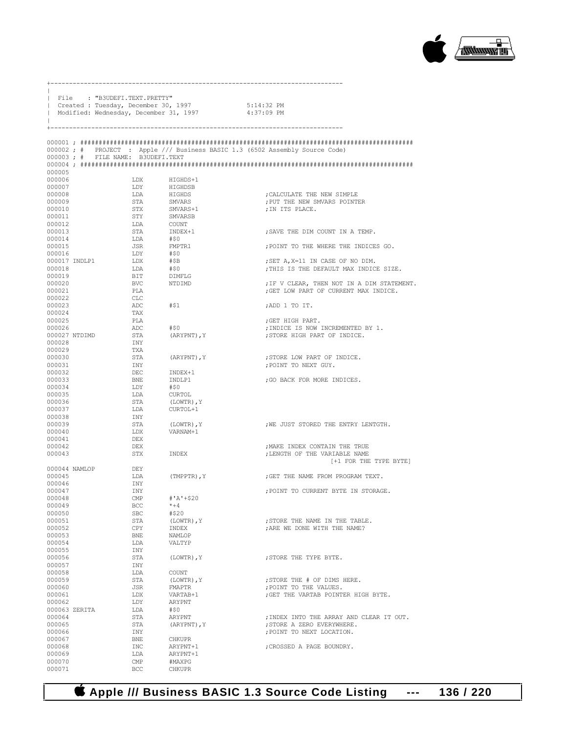```
+-------------------------------------------------------------------------------
|
| File    : "B3UDEFI.TEXT.PRETTY"
| Created : Tuesday, December 30, 1997              5:14:32 PM
| Modified: Wednesday, December 31, 1997            4:37:09 PM
|
+-------------------------------------------------------------------------------

000001 ; ##########################################################################################
000002 ; #   PROJECT  : Apple /// Business BASIC 1.3 (6502 Assembly Source Code)
000003 ; #   FILE NAME:  B3UDEFI.TEXT
000004 ; ##########################################################################################
000005
000006                  LDX       HIGHDS+1
000007                  LDY       HIGHDSB
000008                  LDA       HIGHDS                    ;CALCULATE THE NEW SIMPLE
000009                  STA       SMVARS                    ;PUT THE NEW SMVARS POINTER
000010                  STX       SMVARS+1                  ;IN ITS PLACE.
000011                  STY       SMVARSB
000012                  LDA       COUNT
000013                  STA       INDEX+1                   ;SAVE THE DIM COUNT IN A TEMP.
000014                  LDA       #$0
000015                  JSR       FMPTR1                    ;POINT TO THE WHERE THE INDICES GO.
000016                  LDY       #$0
000017 INDLP1           LDX       #$B                       ;SET A,X=11 IN CASE OF NO DIM.
000018                  LDA       #$0                       ;THIS IS THE DEFAULT MAX INDICE SIZE.
000019                  BIT       DIMFLG
000020                  BVC       NTDIMD                    ;IF V CLEAR, THEN NOT IN A DIM STATEMENT.
000021                  PLA                                 ;GET LOW PART OF CURRENT MAX INDICE.
000022                  CLC
000023                  ADC       #$1                       ;ADD 1 TO IT.
000024                  TAX
000025                  PLA                                 ;GET HIGH PART.
000026                  ADC       #$0                       ;INDICE IS NOW INCREMENTED BY 1.
000027 NTDIMD           STA       (ARYPNT),Y                ;STORE HIGH PART OF INDICE.
000028                  INY
000029                  TXA
000030                  STA       (ARYPNT),Y                ;STORE LOW PART OF INDICE.
000031                  INY                                 ;POINT TO NEXT GUY.
000032                  DEC       INDEX+1
000033                  BNE       INDLP1                    ;GO BACK FOR MORE INDICES.
000034                  LDY       #$0
000035                  LDA       CURTOL
000036                  STA       (LOWTR),Y
000037                  LDA       CURTOL+1
000038                  INY
000039                  STA       (LOWTR),Y                 ;WE JUST STORED THE ENTRY LENTGTH.
000040                  LDX       VARNAM+1
000041                  DEX
000042                  DEX                                 ;MAKE INDEX CONTAIN THE TRUE
000043                  STX       INDEX                     ;LENGTH OF THE VARIABLE NAME
                                                                        [+1 FOR THE TYPE BYTE]
000044 NAMLOP           DEY
000045                  LDA       (TMPPTR),Y                ;GET THE NAME FROM PROGRAM TEXT.
000046                  INY
000047                  INY                                 ;POINT TO CURRENT BYTE IN STORAGE.
000048                  CMP       #'A'+$20
000049                  BCC       *+4
000050                  SBC       #$20
000051                  STA       (LOWTR),Y                 ;STORE THE NAME IN THE TABLE.
000052                  CPY       INDEX                     ;ARE WE DONE WITH THE NAME?
000053                  BNE       NAMLOP
000054                  LDA       VALTYP
000055                  INY
000056                  STA       (LOWTR),Y                 ;STORE THE TYPE BYTE.
000057                  INY
000058                  LDA       COUNT
000059                  STA       (LOWTR),Y                 ;STORE THE # OF DIMS HERE.
000060                  JSR       FMAPTR                    ;POINT TO THE VALUES.
000061                  LDX       VARTAB+1                  ;GET THE VARTAB POINTER HIGH BYTE.
000062                  LDY       ARYPNT
000063 ZERITA           LDA       #$0
000064                  STA       ARYPNT                    ;INDEX INTO THE ARRAY AND CLEAR IT OUT.
000065                  STA       (ARYPNT),Y                ;STORE A ZERO EVERYWHERE.
000066                  INY                                 ;POINT TO NEXT LOCATION.
000067                  BNE       CHKUPR
000068                  INC       ARYPNT+1                  ;CROSSED A PAGE BOUNDRY.
000069                  LDA       ARYPNT+1
000070                  CMP       #MAXPG
000071                  BCC       CHKUPR
```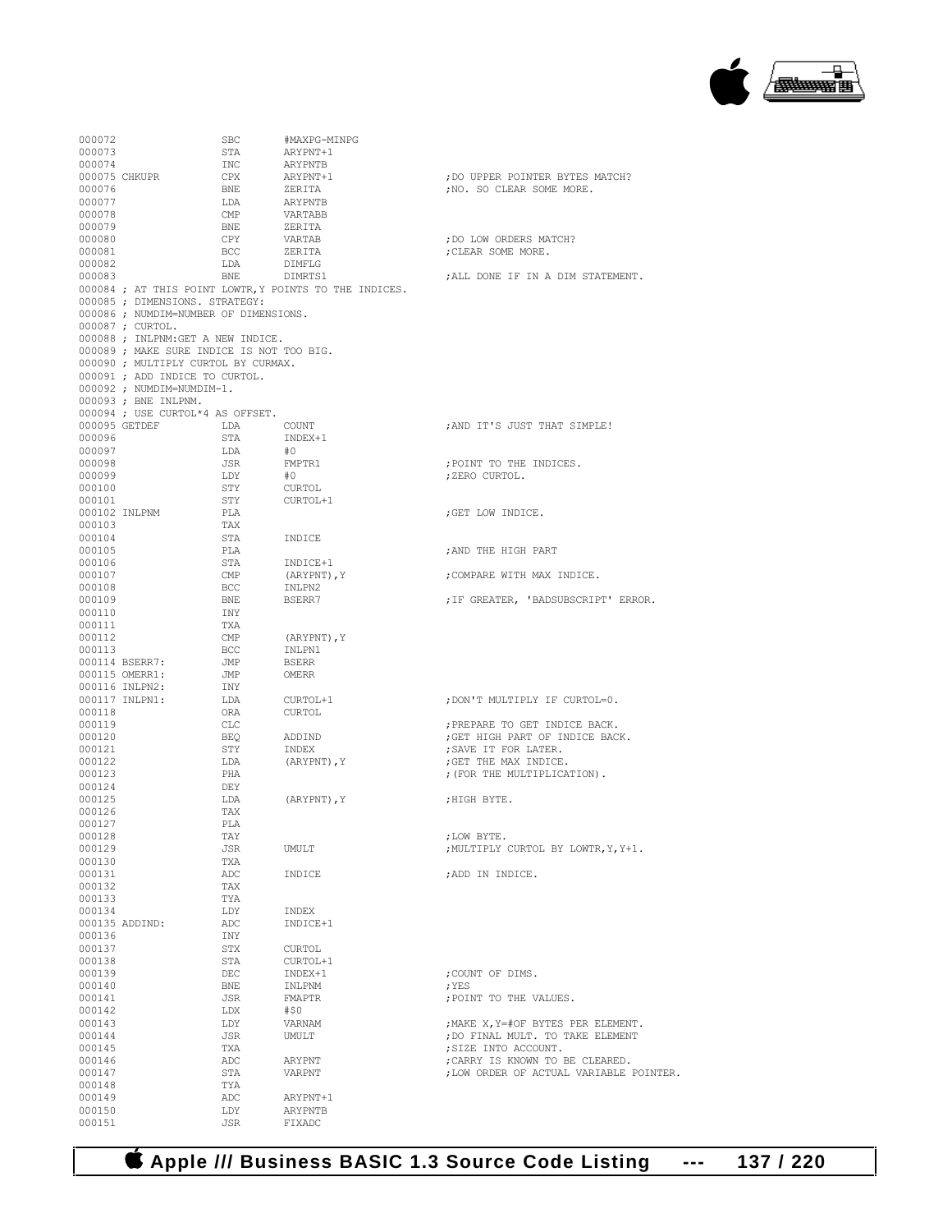```
000072                SBC       #MAXPG-MINPG
000073                STA       ARYPNT+1
000074                INC       ARYPNTB
000075 CHKUPR         CPX       ARYPNT+1                ;DO UPPER POINTER BYTES MATCH?
000076                BNE       ZERITA                  ;NO. SO CLEAR SOME MORE.
000077                LDA       ARYPNTB
000078                CMP       VARTABB
000079                BNE       ZERITA
000080                CPY       VARTAB                  ;DO LOW ORDERS MATCH?
000081                BCC       ZERITA                  ;CLEAR SOME MORE.
000082                LDA       DIMFLG
000083                BNE       DIMRTS1                 ;ALL DONE IF IN A DIM STATEMENT.
000084 ; AT THIS POINT LOWTR,Y POINTS TO THE INDICES.
000085 ; DIMENSIONS. STRATEGY:
000086 ; NUMDIM=NUMBER OF DIMENSIONS.
000087 ; CURTOL.
000088 ; INLPNM:GET A NEW INDICE.
000089 ; MAKE SURE INDICE IS NOT TOO BIG.
000090 ; MULTIPLY CURTOL BY CURMAX.
000091 ; ADD INDICE TO CURTOL.
000092 ; NUMDIM=NUMDIM-1.
000093 ; BNE INLPNM.
000094 ; USE CURTOL*4 AS OFFSET.
000095 GETDEF         LDA       COUNT                   ;AND IT'S JUST THAT SIMPLE!
000096                STA       INDEX+1
000097                LDA       #0
000098                JSR       FMPTR1                  ;POINT TO THE INDICES.
000099                LDY       #0                      ;ZERO CURTOL.
000100                STY       CURTOL
000101                STY       CURTOL+1
000102 INLPNM         PLA                               ;GET LOW INDICE.
000103                TAX
000104                STA       INDICE
000105                PLA                               ;AND THE HIGH PART
000106                STA       INDICE+1
000107                CMP       (ARYPNT),Y              ;COMPARE WITH MAX INDICE.
000108                BCC       INLPN2
000109                BNE       BSERR7                  ;IF GREATER, 'BADSUBSCRIPT' ERROR.
000110                INY
000111                TXA
000112                CMP       (ARYPNT),Y
000113                BCC       INLPN1
000114 BSERR7:        JMP       BSERR
000115 OMERR1:        JMP       OMERR
000116 INLPN2:        INY
000117 INLPN1:        LDA       CURTOL+1                ;DON'T MULTIPLY IF CURTOL=0.
000118                ORA       CURTOL
000119                CLC                               ;PREPARE TO GET INDICE BACK.
000120                BEQ       ADDIND                  ;GET HIGH PART OF INDICE BACK.
000121                STY       INDEX                   ;SAVE IT FOR LATER.
000122                LDA       (ARYPNT),Y              ;GET THE MAX INDICE.
000123                PHA                               ;(FOR THE MULTIPLICATION).
000124                DEY
000125                LDA       (ARYPNT),Y              ;HIGH BYTE.
000126                TAX
000127                PLA
000128                TAY                               ;LOW BYTE.
000129                JSR       UMULT                   ;MULTIPLY CURTOL BY LOWTR,Y,Y+1.
000130                TXA
000131                ADC       INDICE                  ;ADD IN INDICE.
000132                TAX
000133                TYA
000134                LDY       INDEX
000135 ADDIND:        ADC       INDICE+1
000136                INY
000137                STX       CURTOL
000138                STA       CURTOL+1
000139                DEC       INDEX+1                 ;COUNT OF DIMS.
000140                BNE       INLPNM                  ;YES
000141                JSR       FMAPTR                  ;POINT TO THE VALUES.
000142                LDX       #$0
000143                LDY       VARNAM                  ;MAKE X,Y=#OF BYTES PER ELEMENT.
000144                JSR       UMULT                   ;DO FINAL MULT. TO TAKE ELEMENT
000145                TXA                               ;SIZE INTO ACCOUNT.
000146                ADC       ARYPNT                  ;CARRY IS KNOWN TO BE CLEARED.
000147                STA       VARPNT                  ;LOW ORDER OF ACTUAL VARIABLE POINTER.
000148                TYA
000149                ADC       ARYPNT+1
000150                LDY       ARYPNTB
000151                JSR       FIXADC
```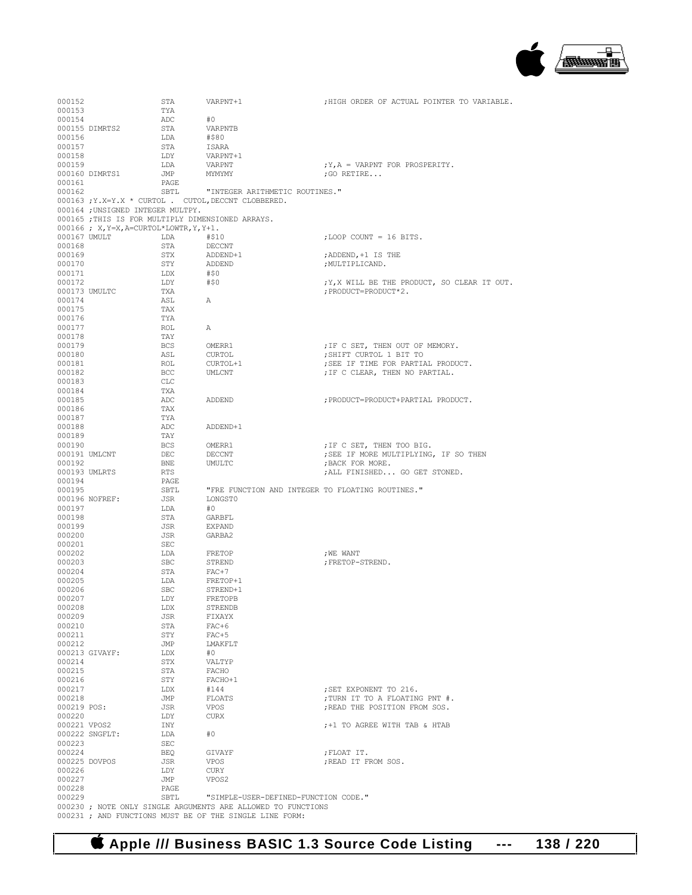```
000152                STA     VARPNT+1                    ;HIGH ORDER OF ACTUAL POINTER TO VARIABLE.
000153                TYA
000154                ADC     #0
000155 DIMRTS2        STA     VARPNTB
000156                LDA     #$80
000157                STA     ISARA
000158                LDY     VARPNT+1
000159                LDA     VARPNT                      ;Y,A = VARPNT FOR PROSPERITY.
000160 DIMRTS1        JMP     MYMYMY                      ;GO RETIRE...
000161                PAGE
000162                SBTL    "INTEGER ARITHMETIC ROUTINES."
000163 ;Y.X=Y.X * CURTOL .  CUTOL,DECCNT CLOBBERED.
000164 ;UNSIGNED INTEGER MULTPY.
000165 ;THIS IS FOR MULTIPLY DIMENSIONED ARRAYS.
000166 ; X,Y=X,A=CURTOL*LOWTR,Y,Y+1.
000167 UMULT          LDA     #$10                        ;LOOP COUNT = 16 BITS.
000168                STA     DECCNT
000169                STX     ADDEND+1                    ;ADDEND,+1 IS THE
000170                STY     ADDEND                      ;MULTIPLICAND.
000171                LDX     #$0
000172                LDY     #$0                         ;Y,X WILL BE THE PRODUCT, SO CLEAR IT OUT.
000173 UMULTC         TXA                                 ;PRODUCT=PRODUCT*2.
000174                ASL     A
000175                TAX
000176                TYA
000177                ROL     A
000178                TAY
000179                BCS     OMERR1                      ;IF C SET, THEN OUT OF MEMORY.
000180                ASL     CURTOL                      ;SHIFT CURTOL 1 BIT TO
000181                ROL     CURTOL+1                    ;SEE IF TIME FOR PARTIAL PRODUCT.
000182                BCC     UMLCNT                      ;IF C CLEAR, THEN NO PARTIAL.
000183                CLC
000184                TXA
000185                ADC     ADDEND                      ;PRODUCT=PRODUCT+PARTIAL PRODUCT.
000186                TAX
000187                TYA
000188                ADC     ADDEND+1
000189                TAY
000190                BCS     OMERR1                      ;IF C SET, THEN TOO BIG.
000191 UMLCNT         DEC     DECCNT                      ;SEE IF MORE MULTIPLYING, IF SO THEN
000192                BNE     UMULTC                      ;BACK FOR MORE.
000193 UMLRTS         RTS                                 ;ALL FINISHED... GO GET STONED.
000194                PAGE
000195                SBTL    "FRE FUNCTION AND INTEGER TO FLOATING ROUTINES."
000196 NOFREF:        JSR     LONGST0
000197                LDA     #0
000198                STA     GARBFL
000199                JSR     EXPAND
000200                JSR     GARBA2
000201                SEC
000202                LDA     FRETOP                      ;WE WANT
000203                SBC     STREND                      ;FRETOP-STREND.
000204                STA     FAC+7
000205                LDA     FRETOP+1
000206                SBC     STREND+1
000207                LDY     FRETOPB
000208                LDX     STRENDB
000209                JSR     FIXAYX
000210                STA     FAC+6
000211                STY     FAC+5
000212                JMP     LMAKFLT
000213 GIVAYF:        LDX     #0
000214                STX     VALTYP
000215                STA     FACHO
000216                STY     FACHO+1
000217                LDX     #144                        ;SET EXPONENT TO 216.
000218                JMP     FLOATS                      ;TURN IT TO A FLOATING PNT #.
000219 POS:           JSR     VPOS                        ;READ THE POSITION FROM SOS.
000220                LDY     CURX
000221 VPOS2          INY                                 ;+1 TO AGREE WITH TAB & HTAB
000222 SNGFLT:        LDA     #0
000223                SEC
000224                BEQ     GIVAYF                      ;FLOAT IT.
000225 DOVPOS         JSR     VPOS                        ;READ IT FROM SOS.
000226                LDY     CURY
000227                JMP     VPOS2
000228                PAGE
000229                SBTL    "SIMPLE-USER-DEFINED-FUNCTION CODE."
000230 ; NOTE ONLY SINGLE ARGUMENTS ARE ALLOWED TO FUNCTIONS
000231 ; AND FUNCTIONS MUST BE OF THE SINGLE LINE FORM:
```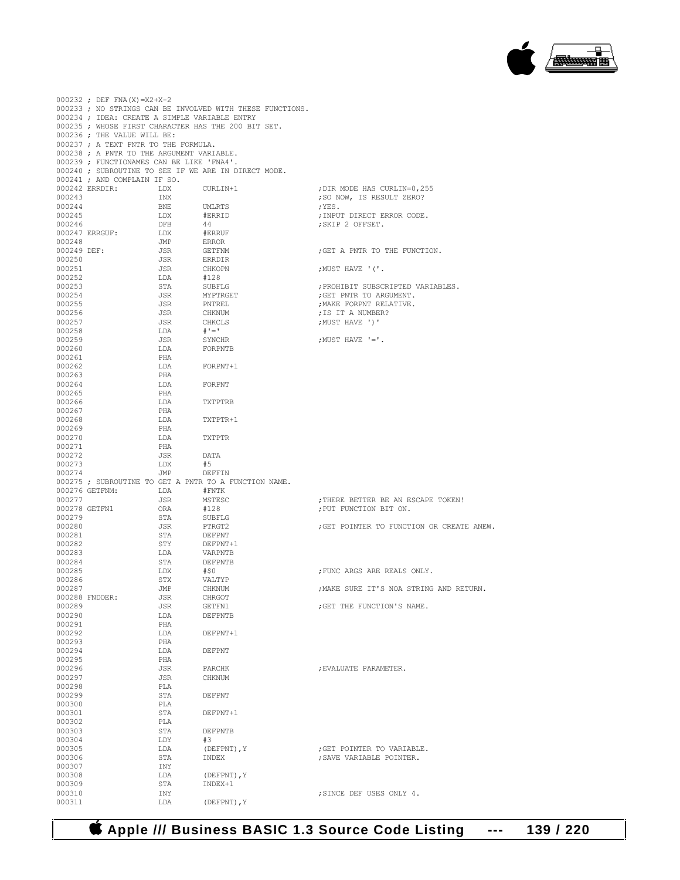```
000232 ; DEF FNA(X)=X2+X-2
000233 ; NO STRINGS CAN BE INVOLVED WITH THESE FUNCTIONS.
000234 ; IDEA: CREATE A SIMPLE VARIABLE ENTRY
000235 ; WHOSE FIRST CHARACTER HAS THE 200 BIT SET.
000236 ; THE VALUE WILL BE:
000237 ; A TEXT PNTR TO THE FORMULA.
000238 ; A PNTR TO THE ARGUMENT VARIABLE.
000239 ; FUNCTIONAMES CAN BE LIKE 'FNA4'.
000240 ; SUBROUTINE TO SEE IF WE ARE IN DIRECT MODE.
000241 ; AND COMPLAIN IF SO.
000242 ERRDIR:         LDX      CURLIN+1                    ;DIR MODE HAS CURLIN=0,255
000243                 INX                                  ;SO NOW, IS RESULT ZERO?
000244                 BNE      UMLRTS                      ;YES.
000245                 LDX      #ERRID                      ;INPUT DIRECT ERROR CODE.
000246                 DFB      44                          ;SKIP 2 OFFSET.
000247 ERRGUF:         LDX      #ERRUF
000248                 JMP      ERROR
000249 DEF:            JSR      GETFNM                      ;GET A PNTR TO THE FUNCTION.
000250                 JSR      ERRDIR
000251                 JSR      CHKOPN                      ;MUST HAVE '('.
000252                 LDA      #128
000253                 STA      SUBFLG                      ;PROHIBIT SUBSCRIPTED VARIABLES.
000254                 JSR      MYPTRGET                    ;GET PNTR TO ARGUMENT.
000255                 JSR      PNTREL                      ;MAKE FORPNT RELATIVE.
000256                 JSR      CHKNUM                      ;IS IT A NUMBER?
000257                 JSR      CHKCLS                      ;MUST HAVE ')'
000258                 LDA      #'='
000259                 JSR      SYNCHR                      ;MUST HAVE '='.
000260                 LDA      FORPNTB
000261                 PHA
000262                 LDA      FORPNT+1
000263                 PHA
000264                 LDA      FORPNT
000265                 PHA
000266                 LDA      TXTPTRB
000267                 PHA
000268                 LDA      TXTPTR+1
000269                 PHA
000270                 LDA      TXTPTR
000271                 PHA
000272                 JSR      DATA
000273                 LDX      #5
000274                 JMP      DEFFIN
000275 ; SUBROUTINE TO GET A PNTR TO A FUNCTION NAME.
000276 GETFNM:         LDA      #FNTK
000277                 JSR      MSTESC                      ;THERE BETTER BE AN ESCAPE TOKEN!
000278 GETFN1         ORA      #128                        ;PUT FUNCTION BIT ON.
000279                 STA      SUBFLG
000280                 JSR      PTRGT2                      ;GET POINTER TO FUNCTION OR CREATE ANEW.
000281                 STA      DEFPNT
000282                 STY      DEFPNT+1
000283                 LDA      VARPNTB
000284                 STA      DEFPNTB
000285                 LDX      #$0                         ;FUNC ARGS ARE REALS ONLY.
000286                 STX      VALTYP
000287                 JMP      CHKNUM                      ;MAKE SURE IT'S NOA STRING AND RETURN.
000288 FNDOER:         JSR      CHRGOT
000289                 JSR      GETFN1                      ;GET THE FUNCTION'S NAME.
000290                 LDA      DEFPNTB
000291                 PHA
000292                 LDA      DEFPNT+1
000293                 PHA
000294                 LDA      DEFPNT
000295                 PHA
000296                 JSR      PARCHK                      ;EVALUATE PARAMETER.
000297                 JSR      CHKNUM
000298                 PLA
000299                 STA      DEFPNT
000300                 PLA
000301                 STA      DEFPNT+1
000302                 PLA
000303                 STA      DEFPNTB
000304                 LDY      #3
000305                 LDA      (DEFPNT),Y                  ;GET POINTER TO VARIABLE.
000306                 STA      INDEX                       ;SAVE VARIABLE POINTER.
000307                 INY
000308                 LDA      (DEFPNT),Y
000309                 STA      INDEX+1
000310                 INY                                  ;SINCE DEF USES ONLY 4.
000311                 LDA      (DEFPNT),Y
```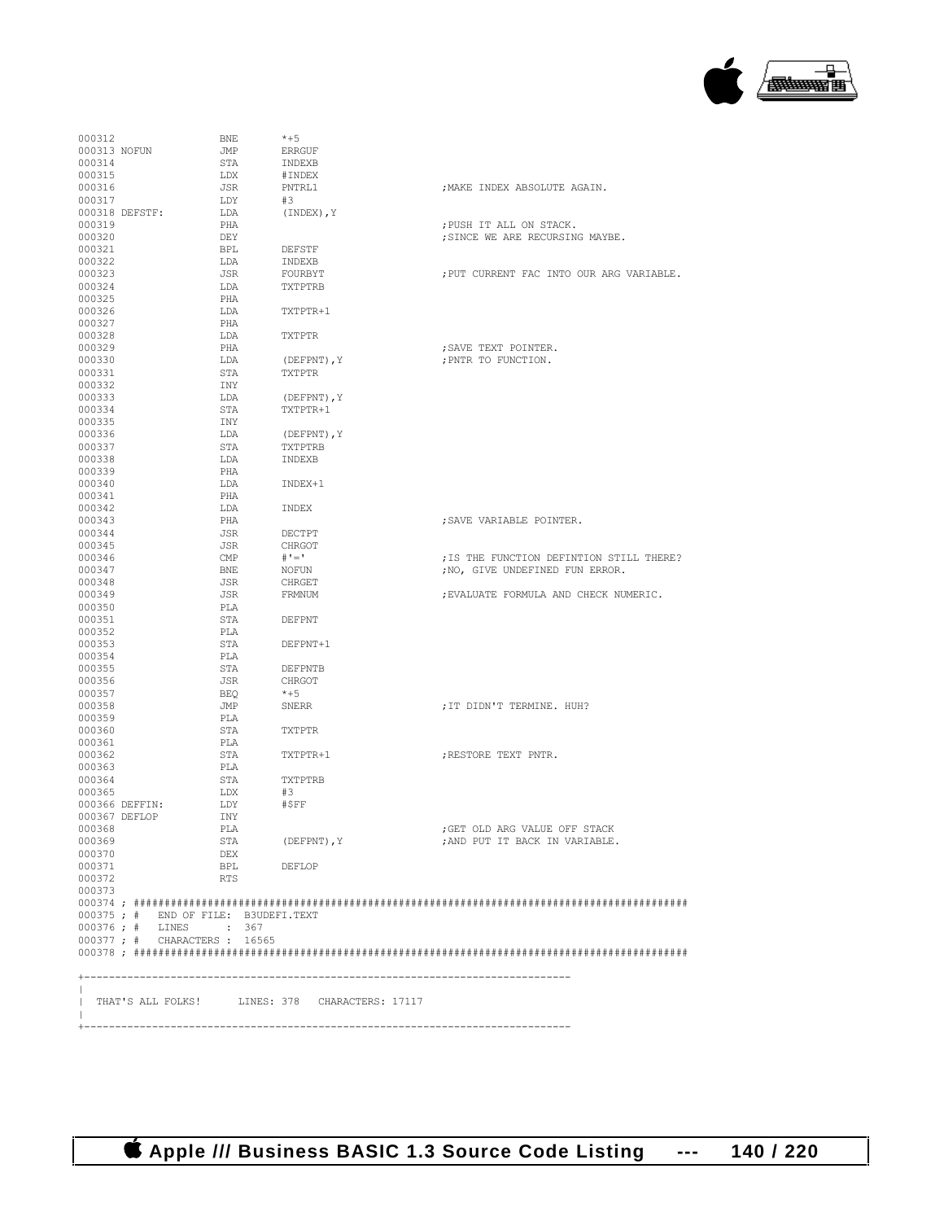```
000312                  BNE     *+5
000313 NOFUN            JMP     ERRGUF
000314                  STA     INDEXB
000315                  LDX     #INDEX
000316                  JSR     PNTRL1                  ;MAKE INDEX ABSOLUTE AGAIN.
000317                  LDY     #3
000318 DEFSTF:          LDA     (INDEX),Y
000319                  PHA                             ;PUSH IT ALL ON STACK.
000320                  DEY                             ;SINCE WE ARE RECURSING MAYBE.
000321                  BPL     DEFSTF
000322                  LDA     INDEXB
000323                  JSR     FOURBYT                 ;PUT CURRENT FAC INTO OUR ARG VARIABLE.
000324                  LDA     TXTPTRB
000325                  PHA
000326                  LDA     TXTPTR+1
000327                  PHA
000328                  LDA     TXTPTR
000329                  PHA                             ;SAVE TEXT POINTER.
000330                  LDA     (DEFPNT),Y              ;PNTR TO FUNCTION.
000331                  STA     TXTPTR
000332                  INY
000333                  LDA     (DEFPNT),Y
000334                  STA     TXTPTR+1
000335                  INY
000336                  LDA     (DEFPNT),Y
000337                  STA     TXTPTRB
000338                  LDA     INDEXB
000339                  PHA
000340                  LDA     INDEX+1
000341                  PHA
000342                  LDA     INDEX
000343                  PHA                             ;SAVE VARIABLE POINTER.
000344                  JSR     DECTPT
000345                  JSR     CHRGOT
000346                  CMP     #'='                    ;IS THE FUNCTION DEFINTION STILL THERE?
000347                  BNE     NOFUN                   ;NO, GIVE UNDEFINED FUN ERROR.
000348                  JSR     CHRGET
000349                  JSR     FRMNUM                  ;EVALUATE FORMULA AND CHECK NUMERIC.
000350                  PLA
000351                  STA     DEFPNT
000352                  PLA
000353                  STA     DEFPNT+1
000354                  PLA
000355                  STA     DEFPNTB
000356                  JSR     CHRGOT
000357                  BEQ     *+5
000358                  JMP     SNERR                   ;IT DIDN'T TERMINE. HUH?
000359                  PLA
000360                  STA     TXTPTR
000361                  PLA
000362                  STA     TXTPTR+1                ;RESTORE TEXT PNTR.
000363                  PLA
000364                  STA     TXTPTRB
000365                  LDX     #3
000366 DEFFIN:          LDY     #$FF
000367 DEFLOP           INY
000368                  PLA                             ;GET OLD ARG VALUE OFF STACK
000369                  STA     (DEFPNT),Y              ;AND PUT IT BACK IN VARIABLE.
000370                  DEX
000371                  BPL     DEFLOP
000372                  RTS
000373
000374 ; ##########################################################################################
000375 ; #   END OF FILE: B3UDEFI.TEXT
000376 ; #   LINES      : 367
000377 ; #   CHARACTERS : 16565
000378 ; ##########################################################################################


+-----------------------------------------------------------------------------
|
|  THAT'S ALL FOLKS!      LINES: 378   CHARACTERS: 17117
|
+-----------------------------------------------------------------------------
```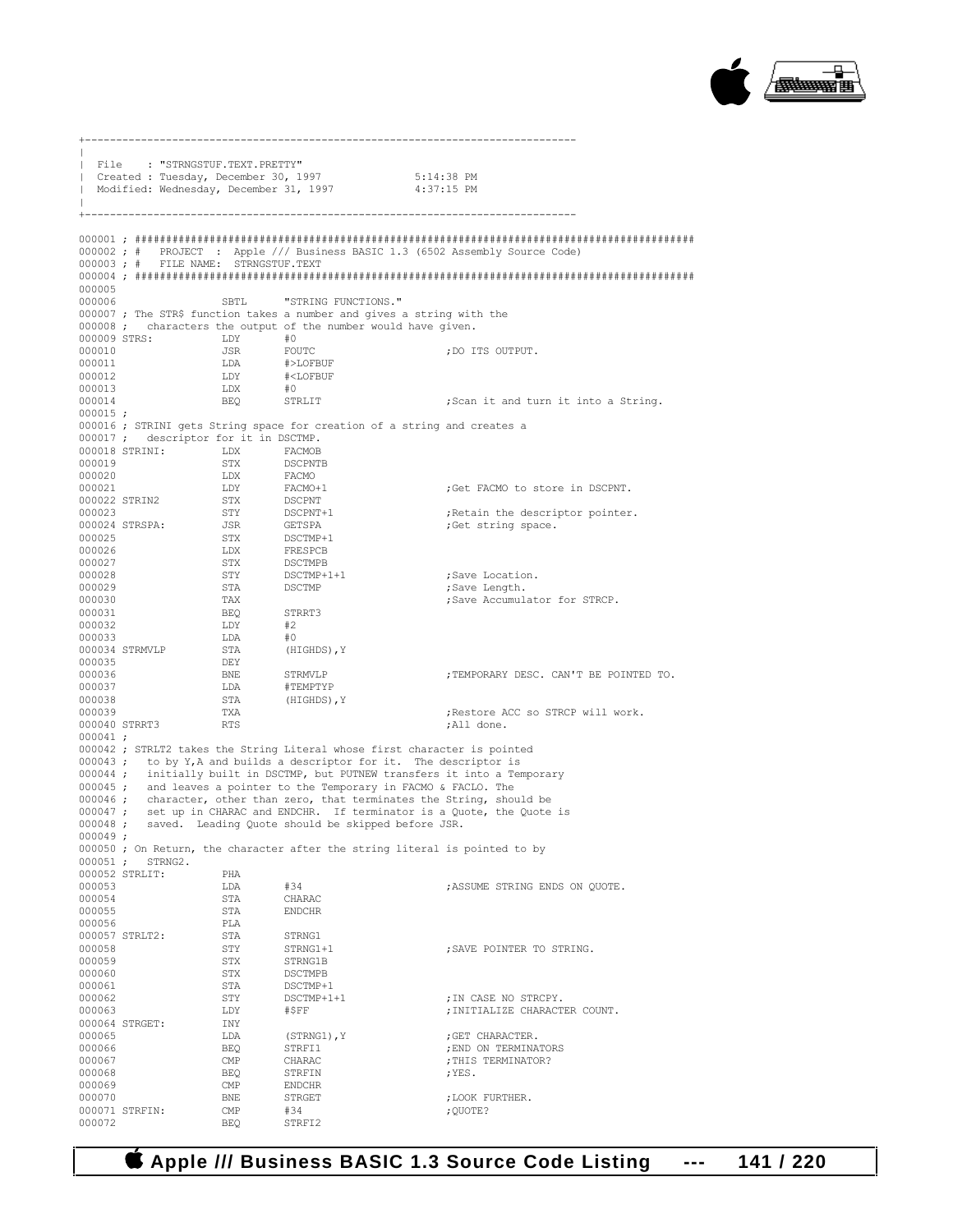```
+------------------------------------------------------------------------------
|
| File    : "STRNGSTUF.TEXT.PRETTY"
| Created : Tuesday, December 30, 1997              5:14:38 PM
| Modified: Wednesday, December 31, 1997            4:37:15 PM
|
+------------------------------------------------------------------------------

000001 ; ########################################################################################
000002 ; #   PROJECT  : Apple /// Business BASIC 1.3 (6502 Assembly Source Code)
000003 ; #   FILE NAME:  STRNGSTUF.TEXT
000004 ; ########################################################################################
000005
000006                SBTL      "STRING FUNCTIONS."
000007 ; The STR$ function takes a number and gives a string with the
000008 ;   characters the output of the number would have given.
000009 STRS:          LDY       #0
000010                JSR       FOUTC                         ;DO ITS OUTPUT.
000011                LDA       #>LOFBUF
000012                LDY       #<LOFBUF
000013                LDX       #0
000014                BEQ       STRLIT                        ;Scan it and turn it into a String.
000015 ;
000016 ; STRINI gets String space for creation of a string and creates a
000017 ;   descriptor for it in DSCTMP.
000018 STRINI:        LDX       FACMOB
000019                STX       DSCPNTB
000020                LDX       FACMO
000021                LDY       FACMO+1                       ;Get FACMO to store in DSCPNT.
000022 STRIN2         STX       DSCPNT
000023                STY       DSCPNT+1                      ;Retain the descriptor pointer.
000024 STRSPA:        JSR       GETSPA                        ;Get string space.
000025                STX       DSCTMP+1
000026                LDX       FRESPCB
000027                STX       DSCTMPB
000028                STY       DSCTMP+1+1                    ;Save Location.
000029                STA       DSCTMP                        ;Save Length.
000030                TAX                                     ;Save Accumulator for STRCP.
000031                BEQ       STRRT3
000032                LDY       #2
000033                LDA       #0
000034 STRMVLP        STA       (HIGHDS),Y
000035                DEY
000036                BNE       STRMVLP                       ;TEMPORARY DESC. CAN'T BE POINTED TO.
000037                LDA       #TEMPTYP
000038                STA       (HIGHDS),Y
000039                TXA                                     ;Restore ACC so STRCP will work.
000040 STRRT3         RTS                                     ;All done.
000041 ;
000042 ; STRLT2 takes the String Literal whose first character is pointed
000043 ;   to by Y,A and builds a descriptor for it.  The descriptor is
000044 ;   initially built in DSCTMP, but PUTNEW transfers it into a Temporary
000045 ;   and leaves a pointer to the Temporary in FACMO & FACLO. The
000046 ;   character, other than zero, that terminates the String, should be
000047 ;   set up in CHARAC and ENDCHR.  If terminator is a Quote, the Quote is
000048 ;   saved.  Leading Quote should be skipped before JSR.
000049 ;
000050 ; On Return, the character after the string literal is pointed to by
000051 ;   STRNG2.
000052 STRLIT:        PHA
000053                LDA       #34                           ;ASSUME STRING ENDS ON QUOTE.
000054                STA       CHARAC
000055                STA       ENDCHR
000056                PLA
000057 STRLT2:        STA       STRNG1
000058                STY       STRNG1+1                      ;SAVE POINTER TO STRING.
000059                STX       STRNG1B
000060                STX       DSCTMPB
000061                STA       DSCTMP+1
000062                STY       DSCTMP+1+1                    ;IN CASE NO STRCPY.
000063                LDY       #$FF                          ;INITIALIZE CHARACTER COUNT.
000064 STRGET:        INY
000065                LDA       (STRNG1),Y                    ;GET CHARACTER.
000066                BEQ       STRFI1                        ;END ON TERMINATORS
000067                CMP       CHARAC                        ;THIS TERMINATOR?
000068                BEQ       STRFIN                        ;YES.
000069                CMP       ENDCHR
000070                BNE       STRGET                        ;LOOK FURTHER.
000071 STRFIN:        CMP       #34                           ;QUOTE?
000072                BEQ       STRFI2
```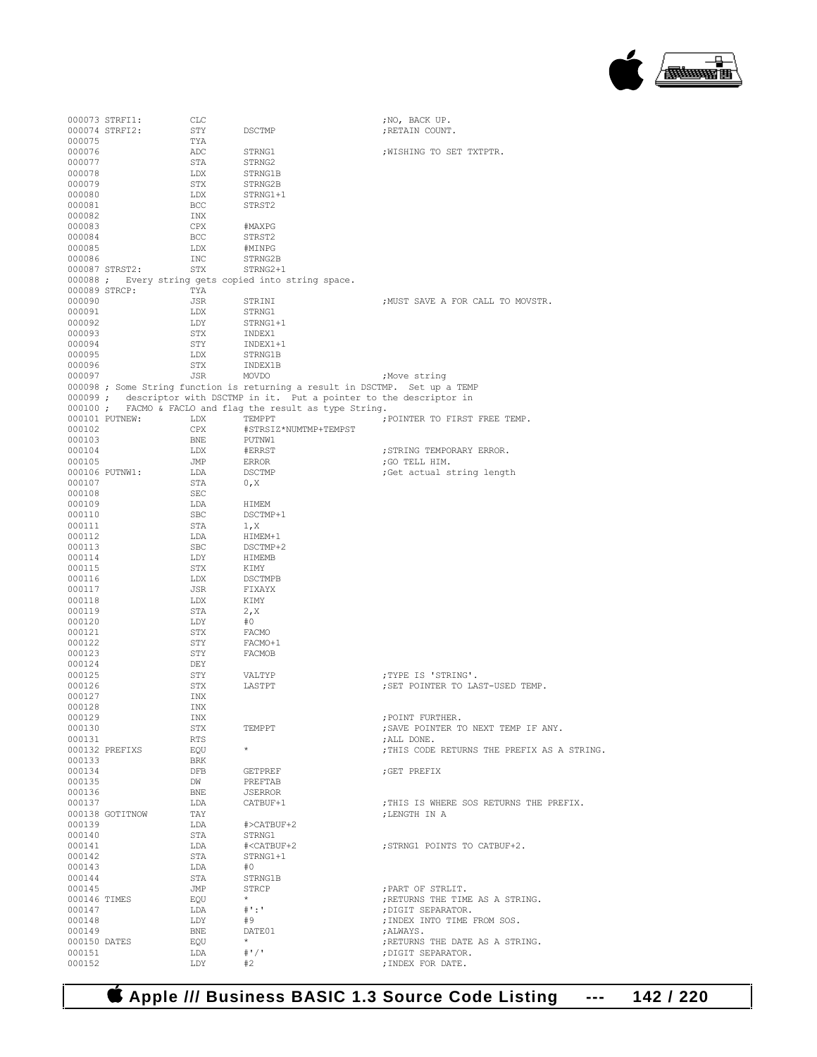```
000073 STRFI1:          CLC                                     ;NO, BACK UP.
000074 STRFI2:          STY     DSCTMP                          ;RETAIN COUNT.
000075                  TYA
000076                  ADC     STRNG1                          ;WISHING TO SET TXTPTR.
000077                  STA     STRNG2
000078                  LDX     STRNG1B
000079                  STX     STRNG2B
000080                  LDX     STRNG1+1
000081                  BCC     STRST2
000082                  INX
000083                  CPX     #MAXPG
000084                  BCC     STRST2
000085                  LDX     #MINPG
000086                  INC     STRNG2B
000087 STRST2:          STX     STRNG2+1
000088 ;  Every string gets copied into string space.
000089 STRCP:           TYA
000090                  JSR     STRINI                          ;MUST SAVE A FOR CALL TO MOVSTR.
000091                  LDX     STRNG1
000092                  LDY     STRNG1+1
000093                  STX     INDEX1
000094                  STY     INDEX1+1
000095                  LDX     STRNG1B
000096                  STX     INDEX1B
000097                  JSR     MOVDO                           ;Move string
000098 ; Some String function is returning a result in DSCTMP.  Set up a TEMP
000099 ;  descriptor with DSCTMP in it.  Put a pointer to the descriptor in
000100 ;  FACMO & FACLO and flag the result as type String.
000101 PUTNEW:          LDX     TEMPPT                          ;POINTER TO FIRST FREE TEMP.
000102                  CPX     #STRSIZ*NUMTMP+TEMPST
000103                  BNE     PUTNW1
000104                  LDX     #ERRST                          ;STRING TEMPORARY ERROR.
000105                  JMP     ERROR                           ;GO TELL HIM.
000106 PUTNW1:          LDA     DSCTMP                          ;Get actual string length
000107                  STA     0,X
000108                  SEC
000109                  LDA     HIMEM
000110                  SBC     DSCTMP+1
000111                  STA     1,X
000112                  LDA     HIMEM+1
000113                  SBC     DSCTMP+2
000114                  LDY     HIMEMB
000115                  STX     KIMY
000116                  LDX     DSCTMPB
000117                  JSR     FIXAYX
000118                  LDX     KIMY
000119                  STA     2,X
000120                  LDY     #0
000121                  STX     FACMO
000122                  STY     FACMO+1
000123                  STY     FACMOB
000124                  DEY
000125                  STY     VALTYP                          ;TYPE IS 'STRING'.
000126                  STX     LASTPT                          ;SET POINTER TO LAST-USED TEMP.
000127                  INX
000128                  INX
000129                  INX                                     ;POINT FURTHER.
000130                  STX     TEMPPT                          ;SAVE POINTER TO NEXT TEMP IF ANY.
000131                  RTS                                     ;ALL DONE.
000132 PREFIXS          EQU     *                               ;THIS CODE RETURNS THE PREFIX AS A STRING.
000133                  BRK
000134                  DFB     GETPREF                         ;GET PREFIX
000135                  DW      PREFTAB
000136                  BNE     JSERROR
000137                  LDA     CATBUF+1                        ;THIS IS WHERE SOS RETURNS THE PREFIX.
000138 GOTITNOW         TAY                                     ;LENGTH IN A
000139                  LDA     #>CATBUF+2
000140                  STA     STRNG1
000141                  LDA     #<CATBUF+2                      ;STRNG1 POINTS TO CATBUF+2.
000142                  STA     STRNG1+1
000143                  LDA     #0
000144                  STA     STRNG1B
000145                  JMP     STRCP                           ;PART OF STRLIT.
000146 TIMES            EQU     *                               ;RETURNS THE TIME AS A STRING.
000147                  LDA     #':'                            ;DIGIT SEPARATOR.
000148                  LDY     #9                              ;INDEX INTO TIME FROM SOS.
000149                  BNE     DATE01                          ;ALWAYS.
000150 DATES            EQU     *                               ;RETURNS THE DATE AS A STRING.
000151                  LDA     #'/'                            ;DIGIT SEPARATOR.
000152                  LDY     #2                              ;INDEX FOR DATE.
```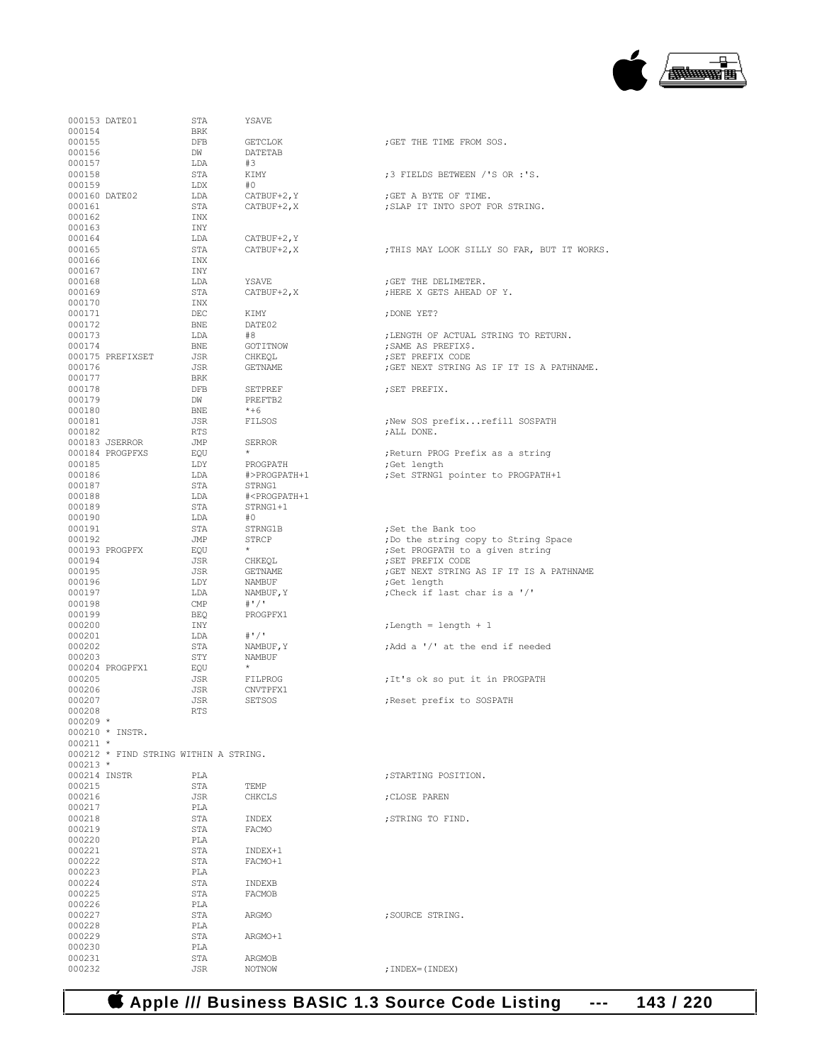```
000153 DATE01           STA     YSAVE
000154                  BRK
000155                  DFB     GETCLOK                 ;GET THE TIME FROM SOS.
000156                  DW      DATETAB
000157                  LDA     #3
000158                  STA     KIMY                    ;3 FIELDS BETWEEN /'S OR :'S.
000159                  LDX     #0
000160 DATE02           LDA     CATBUF+2,Y              ;GET A BYTE OF TIME.
000161                  STA     CATBUF+2,X              ;SLAP IT INTO SPOT FOR STRING.
000162                  INX
000163                  INY
000164                  LDA     CATBUF+2,Y
000165                  STA     CATBUF+2,X              ;THIS MAY LOOK SILLY SO FAR, BUT IT WORKS.
000166                  INX
000167                  INY
000168                  LDA     YSAVE                   ;GET THE DELIMETER.
000169                  STA     CATBUF+2,X              ;HERE X GETS AHEAD OF Y.
000170                  INX
000171                  DEC     KIMY                    ;DONE YET?
000172                  BNE     DATE02
000173                  LDA     #8                      ;LENGTH OF ACTUAL STRING TO RETURN.
000174                  BNE     GOTITNOW                ;SAME AS PREFIX$.
000175 PREFIXSET        JSR     CHKEQL                  ;SET PREFIX CODE
000176                  JSR     GETNAME                 ;GET NEXT STRING AS IF IT IS A PATHNAME.
000177                  BRK
000178                  DFB     SETPREF                 ;SET PREFIX.
000179                  DW      PREFTB2
000180                  BNE     *+6
000181                  JSR     FILSOS                  ;New SOS prefix...refill SOSPATH
000182                  RTS                             ;ALL DONE.
000183 JSERROR          JMP     SERROR
000184 PROGPFXS         EQU     *                       ;Return PROG Prefix as a string
000185                  LDY     PROGPATH                ;Get length
000186                  LDA     #>PROGPATH+1            ;Set STRNG1 pointer to PROGPATH+1
000187                  STA     STRNG1
000188                  LDA     #<PROGPATH+1
000189                  STA     STRNG1+1
000190                  LDA     #0
000191                  STA     STRNG1B                 ;Set the Bank too
000192                  JMP     STRCP                   ;Do the string copy to String Space
000193 PROGPFX          EQU     *                       ;Set PROGPATH to a given string
000194                  JSR     CHKEQL                  ;SET PREFIX CODE
000195                  JSR     GETNAME                 ;GET NEXT STRING AS IF IT IS A PATHNAME
000196                  LDY     NAMBUF                  ;Get length
000197                  LDA     NAMBUF,Y                ;Check if last char is a '/'
000198                  CMP     #'/'
000199                  BEQ     PROGPFX1
000200                  INY                             ;Length = length + 1
000201                  LDA     #'/'
000202                  STA     NAMBUF,Y                ;Add a '/' at the end if needed
000203                  STY     NAMBUF
000204 PROGPFX1         EQU     *
000205                  JSR     FILPROG                 ;It's ok so put it in PROGPATH
000206                  JSR     CNVTPFX1
000207                  JSR     SETSOS                  ;Reset prefix to SOSPATH
000208                  RTS
000209 *
000210 * INSTR.
000211 *
000212 * FIND STRING WITHIN A STRING.
000213 *
000214 INSTR            PLA                             ;STARTING POSITION.
000215                  STA     TEMP
000216                  JSR     CHKCLS                  ;CLOSE PAREN
000217                  PLA
000218                  STA     INDEX                   ;STRING TO FIND.
000219                  STA     FACMO
000220                  PLA
000221                  STA     INDEX+1
000222                  STA     FACMO+1
000223                  PLA
000224                  STA     INDEXB
000225                  STA     FACMOB
000226                  PLA
000227                  STA     ARGMO                   ;SOURCE STRING.
000228                  PLA
000229                  STA     ARGMO+1
000230                  PLA
000231                  STA     ARGMOB
000232                  JSR     NOTNOW                  ;INDEX=(INDEX)
```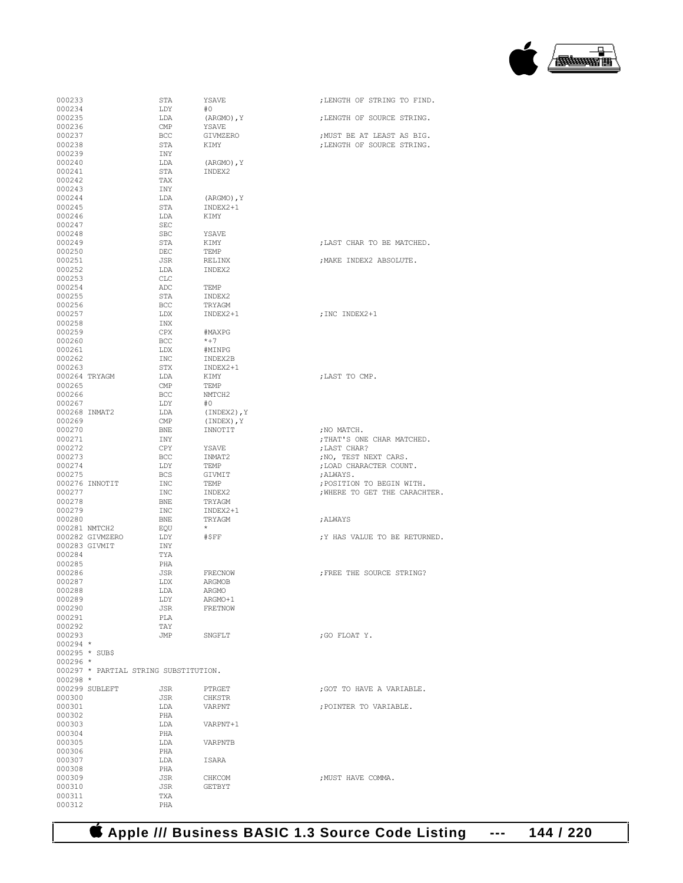```
000233                 STA      YSAVE                    ;LENGTH OF STRING TO FIND.
000234                 LDY      #0
000235                 LDA      (ARGMO),Y                ;LENGTH OF SOURCE STRING.
000236                 CMP      YSAVE
000237                 BCC      GIVMZERO                 ;MUST BE AT LEAST AS BIG.
000238                 STA      KIMY                     ;LENGTH OF SOURCE STRING.
000239                 INY
000240                 LDA      (ARGMO),Y
000241                 STA      INDEX2
000242                 TAX
000243                 INY
000244                 LDA      (ARGMO),Y
000245                 STA      INDEX2+1
000246                 LDA      KIMY
000247                 SEC
000248                 SBC      YSAVE
000249                 STA      KIMY                     ;LAST CHAR TO BE MATCHED.
000250                 DEC      TEMP
000251                 JSR      RELINX                   ;MAKE INDEX2 ABSOLUTE.
000252                 LDA      INDEX2
000253                 CLC
000254                 ADC      TEMP
000255                 STA      INDEX2
000256                 BCC      TRYAGM
000257                 LDX      INDEX2+1                 ;INC INDEX2+1
000258                 INX
000259                 CPX      #MAXPG
000260                 BCC      *+7
000261                 LDX      #MINPG
000262                 INC      INDEX2B
000263                 STX      INDEX2+1
000264 TRYAGM          LDA      KIMY                     ;LAST TO CMP.
000265                 CMP      TEMP
000266                 BCC      NMTCH2
000267                 LDY      #0
000268 INMAT2          LDA      (INDEX2),Y
000269                 CMP      (INDEX),Y
000270                 BNE      INNOTIT                  ;NO MATCH.
000271                 INY                               ;THAT'S ONE CHAR MATCHED.
000272                 CPY      YSAVE                    ;LAST CHAR?
000273                 BCC      INMAT2                   ;NO, TEST NEXT CARS.
000274                 LDY      TEMP                     ;LOAD CHARACTER COUNT.
000275                 BCS      GIVMIT                   ;ALWAYS.
000276 INNOTIT         INC      TEMP                     ;POSITION TO BEGIN WITH.
000277                 INC      INDEX2                   ;WHERE TO GET THE CARACHTER.
000278                 BNE      TRYAGM
000279                 INC      INDEX2+1
000280                 BNE      TRYAGM                   ;ALWAYS
000281 NMTCH2          EQU      *
000282 GIVMZERO        LDY      #$FF                     ;Y HAS VALUE TO BE RETURNED.
000283 GIVMIT          INY
000284                 TYA
000285                 PHA
000286                 JSR      FRECNOW                  ;FREE THE SOURCE STRING?
000287                 LDX      ARGMOB
000288                 LDA      ARGMO
000289                 LDY      ARGMO+1
000290                 JSR      FRETNOW
000291                 PLA
000292                 TAY
000293                 JMP      SNGFLT                   ;GO FLOAT Y.
000294 *
000295 * SUB$
000296 *
000297 * PARTIAL STRING SUBSTITUTION.
000298 *
000299 SUBLEFT         JSR      PTRGET                   ;GOT TO HAVE A VARIABLE.
000300                 JSR      CHKSTR
000301                 LDA      VARPNT                   ;POINTER TO VARIABLE.
000302                 PHA
000303                 LDA      VARPNT+1
000304                 PHA
000305                 LDA      VARPNTB
000306                 PHA
000307                 LDA      ISARA
000308                 PHA
000309                 JSR      CHKCOM                   ;MUST HAVE COMMA.
000310                 JSR      GETBYT
000311                 TXA
000312                 PHA
```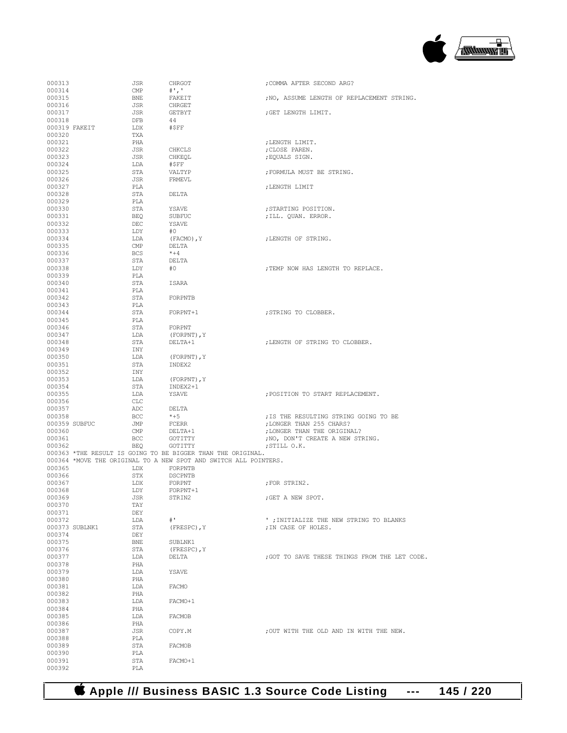```
000313              JSR       CHRGOT                    ;COMMA AFTER SECOND ARG?
000314              CMP       #','
000315              BNE       FAKEIT                    ;NO, ASSUME LENGTH OF REPLACEMENT STRING.
000316              JSR       CHRGET
000317              JSR       GETBYT                    ;GET LENGTH LIMIT.
000318              DFB       44
000319 FAKEIT       LDX       #$FF
000320              TXA
000321              PHA                                 ;LENGTH LIMIT.
000322              JSR       CHKCLS                    ;CLOSE PAREN.
000323              JSR       CHKEQL                    ;EQUALS SIGN.
000324              LDA       #$FF
000325              STA       VALTYP                    ;FORMULA MUST BE STRING.
000326              JSR       FRMEVL
000327              PLA                                 ;LENGTH LIMIT
000328              STA       DELTA
000329              PLA
000330              STA       YSAVE                     ;STARTING POSITION.
000331              BEQ       SUBFUC                    ;ILL. QUAN. ERROR.
000332              DEC       YSAVE
000333              LDY       #0
000334              LDA       (FACMO),Y                 ;LENGTH OF STRING.
000335              CMP       DELTA
000336              BCS       *+4
000337              STA       DELTA
000338              LDY       #0                        ;TEMP NOW HAS LENGTH TO REPLACE.
000339              PLA
000340              STA       ISARA
000341              PLA
000342              STA       FORPNTB
000343              PLA
000344              STA       FORPNT+1                  ;STRING TO CLOBBER.
000345              PLA
000346              STA       FORPNT
000347              LDA       (FORPNT),Y
000348              STA       DELTA+1                   ;LENGTH OF STRING TO CLOBBER.
000349              INY
000350              LDA       (FORPNT),Y
000351              STA       INDEX2
000352              INY
000353              LDA       (FORPNT),Y
000354              STA       INDEX2+1
000355              LDA       YSAVE                     ;POSITION TO START REPLACEMENT.
000356              CLC
000357              ADC       DELTA
000358              BCC       *+5                       ;IS THE RESULTING STRING GOING TO BE
000359 SUBFUC       JMP       FCERR                     ;LONGER THAN 255 CHARS?
000360              CMP       DELTA+1                   ;LONGER THAN THE ORIGINAL?
000361              BCC       GOTITTY                   ;NO, DON'T CREATE A NEW STRING.
000362              BEQ       GOTITTY                   ;STILL O.K.
000363 *THE RESULT IS GOING TO BE BIGGER THAN THE ORIGINAL.
000364 *MOVE THE ORIGINAL TO A NEW SPOT AND SWITCH ALL POINTERS.
000365              LDX       FORPNTB
000366              STX       DSCPNTB
000367              LDX       FORPNT                    ;FOR STRIN2.
000368              LDY       FORPNT+1
000369              JSR       STRIN2                    ;GET A NEW SPOT.
000370              TAY
000371              DEY
000372              LDA       #'                        ' ;INITIALIZE THE NEW STRING TO BLANKS
000373 SUBLNK1      STA       (FRESPC),Y                ;IN CASE OF HOLES.
000374              DEY
000375              BNE       SUBLNK1
000376              STA       (FRESPC),Y
000377              LDA       DELTA                     ;GOT TO SAVE THESE THINGS FROM THE LET CODE.
000378              PHA
000379              LDA       YSAVE
000380              PHA
000381              LDA       FACMO
000382              PHA
000383              LDA       FACMO+1
000384              PHA
000385              LDA       FACMOB
000386              PHA
000387              JSR       COPY.M                    ;OUT WITH THE OLD AND IN WITH THE NEW.
000388              PLA
000389              STA       FACMOB
000390              PLA
000391              STA       FACMO+1
000392              PLA
```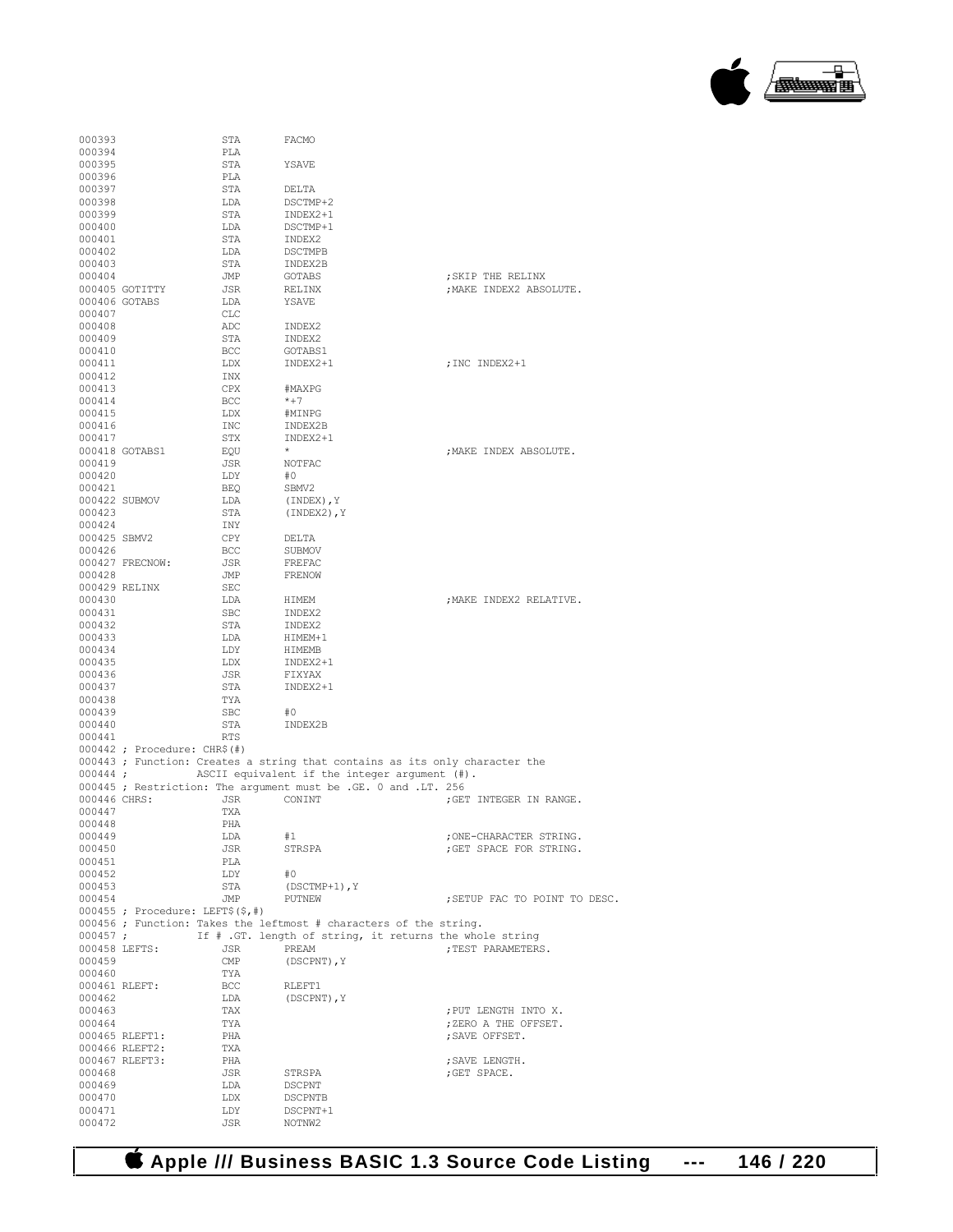```
000393                  STA      FACMO
000394                  PLA
000395                  STA      YSAVE
000396                  PLA
000397                  STA      DELTA
000398                  LDA      DSCTMP+2
000399                  STA      INDEX2+1
000400                  LDA      DSCTMP+1
000401                  STA      INDEX2
000402                  LDA      DSCTMPB
000403                  STA      INDEX2B
000404                  JMP      GOTABS                    ;SKIP THE RELINX
000405 GOTITTY          JSR      RELINX                    ;MAKE INDEX2 ABSOLUTE.
000406 GOTABS           LDA      YSAVE
000407                  CLC
000408                  ADC      INDEX2
000409                  STA      INDEX2
000410                  BCC      GOTABS1
000411                  LDX      INDEX2+1                  ;INC INDEX2+1
000412                  INX
000413                  CPX      #MAXPG
000414                  BCC      *+7
000415                  LDX      #MINPG
000416                  INC      INDEX2B
000417                  STX      INDEX2+1
000418 GOTABS1          EQU      *                         ;MAKE INDEX ABSOLUTE.
000419                  JSR      NOTFAC
000420                  LDY      #0
000421                  BEQ      SBMV2
000422 SUBMOV           LDA      (INDEX),Y
000423                  STA      (INDEX2),Y
000424                  INY
000425 SBMV2            CPY      DELTA
000426                  BCC      SUBMOV
000427 FRECNOW:         JSR      FREFAC
000428                  JMP      FRENOW
000429 RELINX           SEC
000430                  LDA      HIMEM                     ;MAKE INDEX2 RELATIVE.
000431                  SBC      INDEX2
000432                  STA      INDEX2
000433                  LDA      HIMEM+1
000434                  LDY      HIMEMB
000435                  LDX      INDEX2+1
000436                  JSR      FIXYAX
000437                  STA      INDEX2+1
000438                  TYA
000439                  SBC      #0
000440                  STA      INDEX2B
000441                  RTS
000442 ; Procedure: CHR$(#)
000443 ; Function: Creates a string that contains as its only character the
000444 ;           ASCII equivalent if the integer argument (#).
000445 ; Restriction: The argument must be .GE. 0 and .LT. 256
000446 CHRS:            JSR      CONINT                    ;GET INTEGER IN RANGE.
000447                  TXA
000448                  PHA
000449                  LDA      #1                        ;ONE-CHARACTER STRING.
000450                  JSR      STRSPA                    ;GET SPACE FOR STRING.
000451                  PLA
000452                  LDY      #0
000453                  STA      (DSCTMP+1),Y
000454                  JMP      PUTNEW                    ;SETUP FAC TO POINT TO DESC.
000455 ; Procedure: LEFT$($,#)
000456 ; Function: Takes the leftmost # characters of the string.
000457 ;           If # .GT. length of string, it returns the whole string
000458 LEFTS:           JSR      PREAM                     ;TEST PARAMETERS.
000459                  CMP      (DSCPNT),Y
000460                  TYA
000461 RLEFT:           BCC      RLEFT1
000462                  LDA      (DSCPNT),Y
000463                  TAX                                ;PUT LENGTH INTO X.
000464                  TYA                                ;ZERO A THE OFFSET.
000465 RLEFT1:          PHA                                ;SAVE OFFSET.
000466 RLEFT2:          TXA
000467 RLEFT3:          PHA                                ;SAVE LENGTH.
000468                  JSR      STRSPA                    ;GET SPACE.
000469                  LDA      DSCPNT
000470                  LDX      DSCPNTB
000471                  LDY      DSCPNT+1
000472                  JSR      NOTNW2
```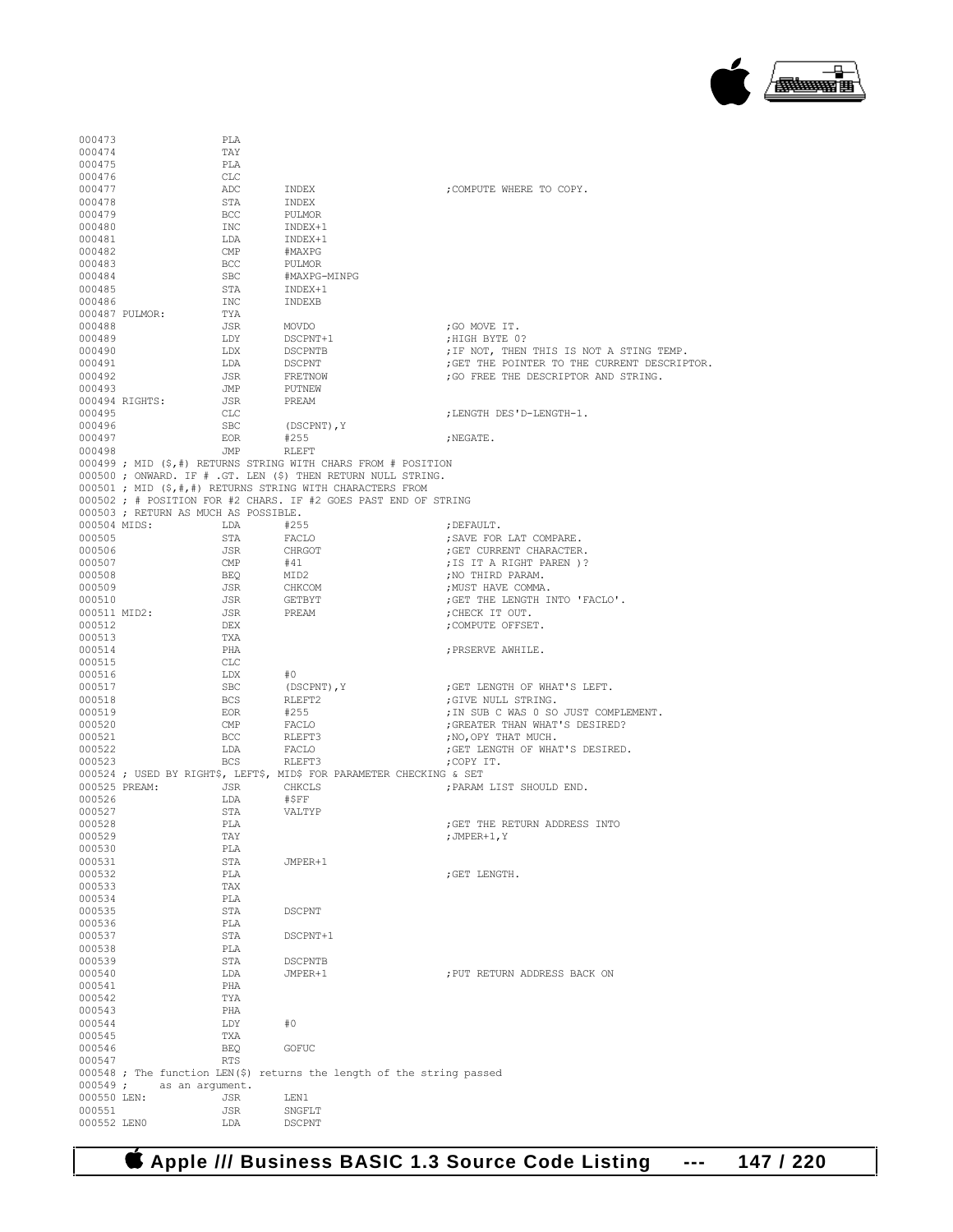```
000473                PLA
000474                TAY
000475                PLA
000476                CLC
000477                ADC       INDEX                    ;COMPUTE WHERE TO COPY.
000478                STA       INDEX
000479                BCC       PULMOR
000480                INC       INDEX+1
000481                LDA       INDEX+1
000482                CMP       #MAXPG
000483                BCC       PULMOR
000484                SBC       #MAXPG-MINPG
000485                STA       INDEX+1
000486                INC       INDEXB
000487 PULMOR:        TYA
000488                JSR       MOVDO                    ;GO MOVE IT.
000489                LDY       DSCPNT+1                 ;HIGH BYTE 0?
000490                LDX       DSCPNTB                  ;IF NOT, THEN THIS IS NOT A STING TEMP.
000491                LDA       DSCPNT                   ;GET THE POINTER TO THE CURRENT DESCRIPTOR.
000492                JSR       FRETNOW                  ;GO FREE THE DESCRIPTOR AND STRING.
000493                JMP       PUTNEW
000494 RIGHTS:        JSR       PREAM
000495                CLC                                ;LENGTH DES'D-LENGTH-1.
000496                SBC       (DSCPNT),Y
000497                EOR       #255                     ;NEGATE.
000498                JMP       RLEFT
000499 ; MID ($,#) RETURNS STRING WITH CHARS FROM # POSITION
000500 ; ONWARD. IF # .GT. LEN ($) THEN RETURN NULL STRING.
000501 ; MID ($,#,#) RETURNS STRING WITH CHARACTERS FROM
000502 ; # POSITION FOR #2 CHARS. IF #2 GOES PAST END OF STRING
000503 ; RETURN AS MUCH AS POSSIBLE.
000504 MIDS:          LDA       #255                     ;DEFAULT.
000505                STA       FACLO                    ;SAVE FOR LAT COMPARE.
000506                JSR       CHRGOT                   ;GET CURRENT CHARACTER.
000507                CMP       #41                      ;IS IT A RIGHT PAREN )?
000508                BEQ       MID2                     ;NO THIRD PARAM.
000509                JSR       CHKCOM                   ;MUST HAVE COMMA.
000510                JSR       GETBYT                   ;GET THE LENGTH INTO 'FACLO'.
000511 MID2:          JSR       PREAM                    ;CHECK IT OUT.
000512                DEX                                ;COMPUTE OFFSET.
000513                TXA
000514                PHA                                ;PRSERVE AWHILE.
000515                CLC
000516                LDX       #0
000517                SBC       (DSCPNT),Y               ;GET LENGTH OF WHAT'S LEFT.
000518                BCS       RLEFT2                   ;GIVE NULL STRING.
000519                EOR       #255                     ;IN SUB C WAS 0 SO JUST COMPLEMENT.
000520                CMP       FACLO                    ;GREATER THAN WHAT'S DESIRED?
000521                BCC       RLEFT3                   ;NO,OPY THAT MUCH.
000522                LDA       FACLO                    ;GET LENGTH OF WHAT'S DESIRED.
000523                BCS       RLEFT3                   ;COPY IT.
000524 ; USED BY RIGHT$, LEFT$, MID$ FOR PARAMETER CHECKING & SET
000525 PREAM:         JSR       CHKCLS                   ;PARAM LIST SHOULD END.
000526                LDA       #$FF
000527                STA       VALTYP
000528                PLA                                ;GET THE RETURN ADDRESS INTO
000529                TAY                                ;JMPER+1,Y
000530                PLA
000531                STA       JMPER+1
000532                PLA                                ;GET LENGTH.
000533                TAX
000534                PLA
000535                STA       DSCPNT
000536                PLA
000537                STA       DSCPNT+1
000538                PLA
000539                STA       DSCPNTB
000540                LDA       JMPER+1                  ;PUT RETURN ADDRESS BACK ON
000541                PHA
000542                TYA
000543                PHA
000544                LDY       #0
000545                TXA
000546                BEQ       GOFUC
000547                RTS
000548 ; The function LEN($) returns the length of the string passed
000549 ;    as an argument.
000550 LEN:           JSR       LEN1
000551                JSR       SNGFLT
000552 LEN0           LDA       DSCPNT
```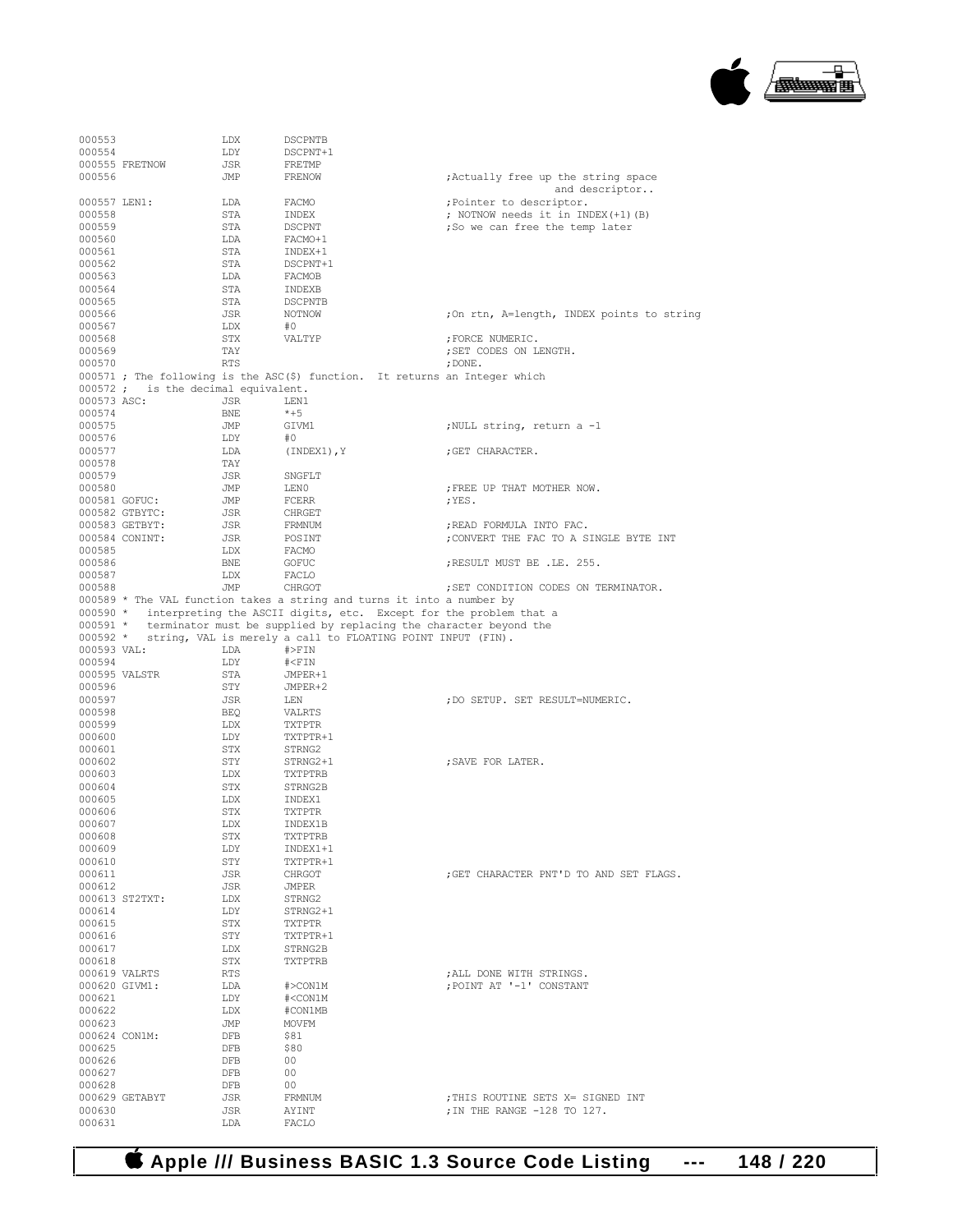```
000553                  LDX         DSCPNTB
000554                  LDY         DSCPNT+1
000555 FRETNOW          JSR         FRETMP
000556                  JMP         FRENOW                    ;Actually free up the string space
                                                                    and descriptor..
000557 LEN1:            LDA         FACMO                     ;Pointer to descriptor.
000558                  STA         INDEX                     ; NOTNOW needs it in INDEX(+1)(B)
000559                  STA         DSCPNT                    ;So we can free the temp later
000560                  LDA         FACMO+1
000561                  STA         INDEX+1
000562                  STA         DSCPNT+1
000563                  LDA         FACMOB
000564                  STA         INDEXB
000565                  STA         DSCPNTB
000566                  JSR         NOTNOW                    ;On rtn, A=length, INDEX points to string
000567                  LDX         #0
000568                  STX         VALTYP                    ;FORCE NUMERIC.
000569                  TAY                                   ;SET CODES ON LENGTH.
000570                  RTS                                   ;DONE.
000571 ; The following is the ASC($) function.  It returns an Integer which
000572 ;   is the decimal equivalent.
000573 ASC:             JSR         LEN1
000574                  BNE         *+5
000575                  JMP         GIVM1                     ;NULL string, return a -1
000576                  LDY         #0
000577                  LDA         (INDEX1),Y                ;GET CHARACTER.
000578                  TAY
000579                  JSR         SNGFLT
000580                  JMP         LEN0                      ;FREE UP THAT MOTHER NOW.
000581 GOFUC:           JMP         FCERR                     ;YES.
000582 GTBYTC:          JSR         CHRGET
000583 GETBYT:          JSR         FRMNUM                    ;READ FORMULA INTO FAC.
000584 CONINT:          JSR         POSINT                    ;CONVERT THE FAC TO A SINGLE BYTE INT
000585                  LDX         FACMO
000586                  BNE         GOFUC                     ;RESULT MUST BE .LE. 255.
000587                  LDX         FACLO
000588                  JMP         CHRGOT                    ;SET CONDITION CODES ON TERMINATOR.
000589 * The VAL function takes a string and turns it into a number by
000590 *   interpreting the ASCII digits, etc.  Except for the problem that a
000591 *   terminator must be supplied by replacing the character beyond the
000592 *   string, VAL is merely a call to FLOATING POINT INPUT (FIN).
000593 VAL:             LDA         #>FIN
000594                  LDY         #<FIN
000595 VALSTR           STA         JMPER+1
000596                  STY         JMPER+2
000597                  JSR         LEN                       ;DO SETUP. SET RESULT=NUMERIC.
000598                  BEQ         VALRTS
000599                  LDX         TXTPTR
000600                  LDY         TXTPTR+1
000601                  STX         STRNG2
000602                  STY         STRNG2+1                  ;SAVE FOR LATER.
000603                  LDX         TXTPTRB
000604                  STX         STRNG2B
000605                  LDX         INDEX1
000606                  STX         TXTPTR
000607                  LDX         INDEX1B
000608                  STX         TXTPTRB
000609                  LDY         INDEX1+1
000610                  STY         TXTPTR+1
000611                  JSR         CHRGOT                    ;GET CHARACTER PNT'D TO AND SET FLAGS.
000612                  JSR         JMPER
000613 ST2TXT:          LDX         STRNG2
000614                  LDY         STRNG2+1
000615                  STX         TXTPTR
000616                  STY         TXTPTR+1
000617                  LDX         STRNG2B
000618                  STX         TXTPTRB
000619 VALRTS           RTS                                   ;ALL DONE WITH STRINGS.
000620 GIVM1:           LDA         #>CON1M                   ;POINT AT '-1' CONSTANT
000621                  LDY         #<CON1M
000622                  LDX         #CON1MB
000623                  JMP         MOVFM
000624 CON1M:           DFB         $81
000625                  DFB         $80
000626                  DFB         00
000627                  DFB         00
000628                  DFB         00
000629 GETABYT          JSR         FRMNUM                    ;THIS ROUTINE SETS X= SIGNED INT
000630                  JSR         AYINT                     ;IN THE RANGE -128 TO 127.
000631                  LDA         FACLO
```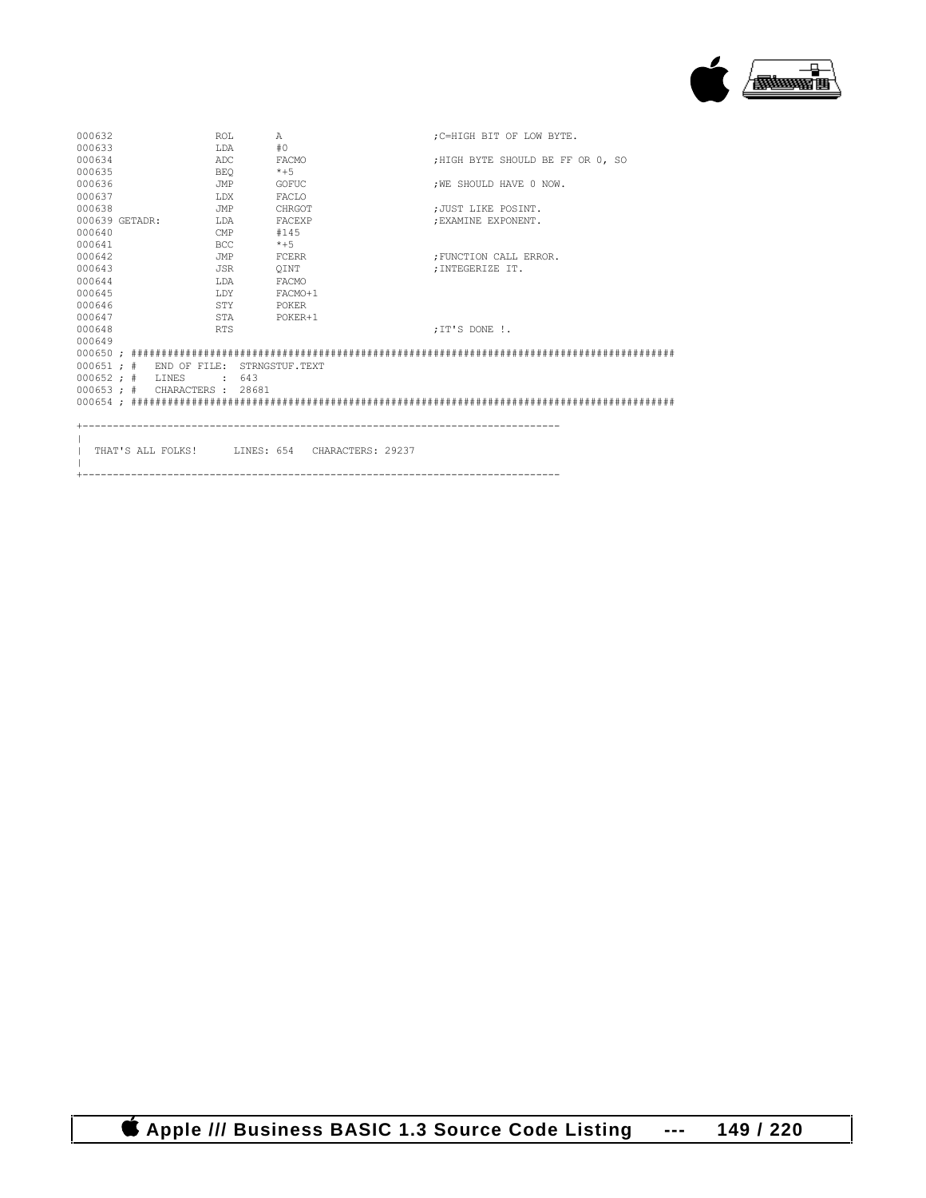```
000632                ROL       A                          ;C=HIGH BIT OF LOW BYTE.
000633                LDA       #0
000634                ADC       FACMO                      ;HIGH BYTE SHOULD BE FF OR 0, SO
000635                BEQ       *+5
000636                JMP       GOFUC                      ;WE SHOULD HAVE 0 NOW.
000637                LDX       FACLO
000638                JMP       CHRGOT                     ;JUST LIKE POSINT.
000639 GETADR:        LDA       FACEXP                     ;EXAMINE EXPONENT.
000640                CMP       #145
000641                BCC       *+5
000642                JMP       FCERR                      ;FUNCTION CALL ERROR.
000643                JSR       QINT                       ;INTEGERIZE IT.
000644                LDA       FACMO
000645                LDY       FACMO+1
000646                STY       POKER
000647                STA       POKER+1
000648                RTS                                  ;IT'S DONE !.
000649
000650 ; ##########################################################################################
000651 ; #   END OF FILE:  STRNGSTUF.TEXT
000652 ; #   LINES      :  643
000653 ; #   CHARACTERS :  28681
000654 ; ##########################################################################################

+-----------------------------------------------------------------------------
|
|  THAT'S ALL FOLKS!      LINES: 654   CHARACTERS: 29237
|
+-----------------------------------------------------------------------------
```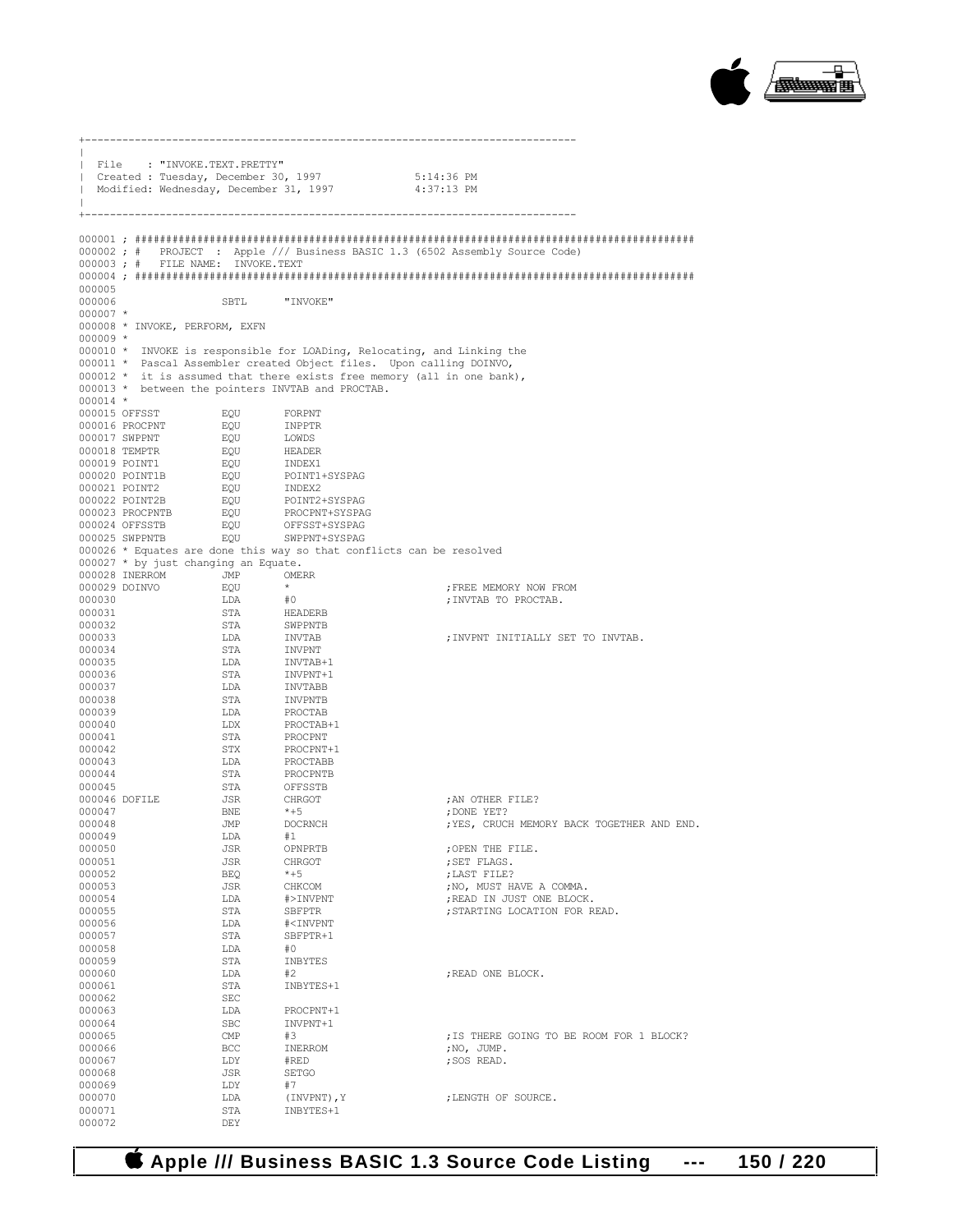```
+-------------------------------------------------------------------------------
|
| File    : "INVOKE.TEXT.PRETTY"
| Created : Tuesday, December 30, 1997            5:14:36 PM
| Modified: Wednesday, December 31, 1997          4:37:13 PM
|
+-------------------------------------------------------------------------------

000001 ; ##########################################################################################
000002 ; #   PROJECT  : Apple /// Business BASIC 1.3 (6502 Assembly Source Code)
000003 ; #   FILE NAME:  INVOKE.TEXT
000004 ; ##########################################################################################
000005
000006                 SBTL      "INVOKE"
000007 *
000008 * INVOKE, PERFORM, EXFN
000009 *
000010 *  INVOKE is responsible for LOADing, Relocating, and Linking the
000011 *  Pascal Assembler created Object files.  Upon calling DOINVO,
000012 *  it is assumed that there exists free memory (all in one bank),
000013 *  between the pointers INVTAB and PROCTAB.
000014 *
000015 OFFSST          EQU       FORPNT
000016 PROCPNT         EQU       INPPTR
000017 SWPPNT          EQU       LOWDS
000018 TEMPTR          EQU       HEADER
000019 POINT1          EQU       INDEX1
000020 POINT1B         EQU       POINT1+SYSPAG
000021 POINT2          EQU       INDEX2
000022 POINT2B         EQU       POINT2+SYSPAG
000023 PROCPNTB        EQU       PROCPNT+SYSPAG
000024 OFFSSTB         EQU       OFFSST+SYSPAG
000025 SWPPNTB         EQU       SWPPNT+SYSPAG
000026 * Equates are done this way so that conflicts can be resolved
000027 * by just changing an Equate.
000028 INERROM         JMP       OMERR
000029 DOINVO          EQU       *                        ;FREE MEMORY NOW FROM
000030                 LDA       #0                       ;INVTAB TO PROCTAB.
000031                 STA       HEADERB
000032                 STA       SWPPNTB
000033                 LDA       INVTAB                   ;INVPNT INITIALLY SET TO INVTAB.
000034                 STA       INVPNT
000035                 LDA       INVTAB+1
000036                 STA       INVPNT+1
000037                 LDA       INVTABB
000038                 STA       INVPNTB
000039                 LDA       PROCTAB
000040                 LDX       PROCTAB+1
000041                 STA       PROCPNT
000042                 STX       PROCPNT+1
000043                 LDA       PROCTABB
000044                 STA       PROCPNTB
000045                 STA       OFFSSTB
000046 DOFILE          JSR       CHRGOT                   ;AN OTHER FILE?
000047                 BNE       *+5                      ;DONE YET?
000048                 JMP       DOCRNCH                  ;YES, CRUCH MEMORY BACK TOGETHER AND END.
000049                 LDA       #1
000050                 JSR       OPNPRTB                  ;OPEN THE FILE.
000051                 JSR       CHRGOT                   ;SET FLAGS.
000052                 BEQ       *+5                      ;LAST FILE?
000053                 JSR       CHKCOM                   ;NO, MUST HAVE A COMMA.
000054                 LDA       #>INVPNT                 ;READ IN JUST ONE BLOCK.
000055                 STA       SBFPTR                   ;STARTING LOCATION FOR READ.
000056                 LDA       #<INVPNT
000057                 STA       SBFPTR+1
000058                 LDA       #0
000059                 STA       INBYTES
000060                 LDA       #2                       ;READ ONE BLOCK.
000061                 STA       INBYTES+1
000062                 SEC
000063                 LDA       PROCPNT+1
000064                 SBC       INVPNT+1
000065                 CMP       #3                       ;IS THERE GOING TO BE ROOM FOR 1 BLOCK?
000066                 BCC       INERROM                  ;NO, JUMP.
000067                 LDY       #RED                     ;SOS READ.
000068                 JSR       SETGO
000069                 LDY       #7
000070                 LDA       (INVPNT),Y               ;LENGTH OF SOURCE.
000071                 STA       INBYTES+1
000072                 DEY
```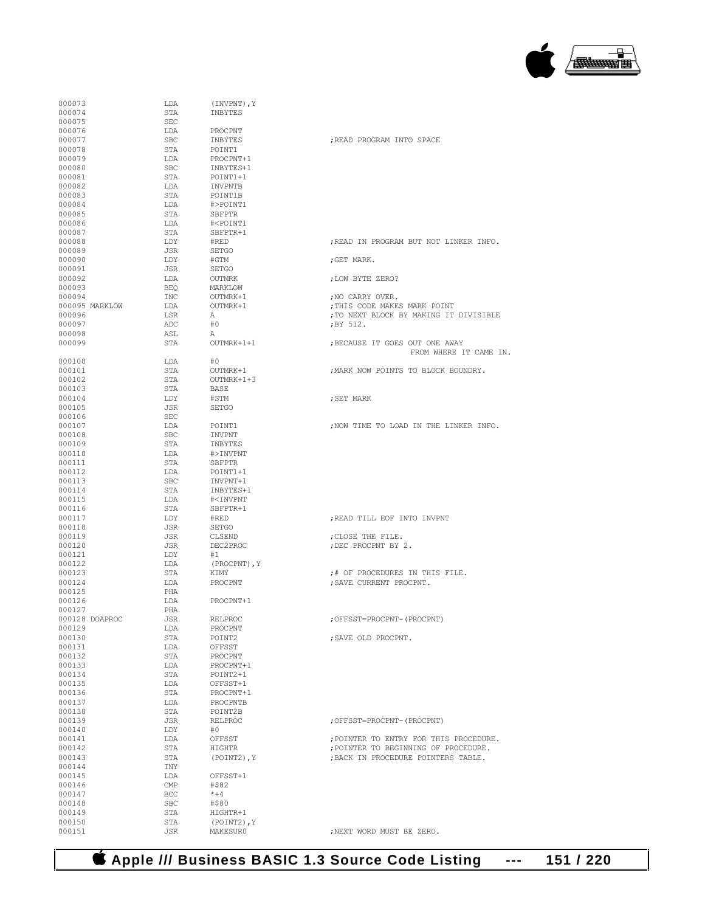```
000073              LDA      (INVPNT),Y
000074              STA      INBYTES
000075              SEC
000076              LDA      PROCPNT
000077              SBC      INBYTES                 ;READ PROGRAM INTO SPACE
000078              STA      POINT1
000079              LDA      PROCPNT+1
000080              SBC      INBYTES+1
000081              STA      POINT1+1
000082              LDA      INVPNTB
000083              STA      POINT1B
000084              LDA      #>POINT1
000085              STA      SBFPTR
000086              LDA      #<POINT1
000087              STA      SBFPTR+1
000088              LDY      #RED                    ;READ IN PROGRAM BUT NOT LINKER INFO.
000089              JSR      SETGO
000090              LDY      #GTM                    ;GET MARK.
000091              JSR      SETGO
000092              LDA      OUTMRK                  ;LOW BYTE ZERO?
000093              BEQ      MARKLOW
000094              INC      OUTMRK+1                ;NO CARRY OVER.
000095 MARKLOW      LDA      OUTMRK+1                ;THIS CODE MAKES MARK POINT
000096              LSR      A                       ;TO NEXT BLOCK BY MAKING IT DIVISIBLE
000097              ADC      #0                      ;BY 512.
000098              ASL      A
000099              STA      OUTMRK+1+1              ;BECAUSE IT GOES OUT ONE AWAY
                                                                  FROM WHERE IT CAME IN.
000100              LDA      #0
000101              STA      OUTMRK+1                ;MARK NOW POINTS TO BLOCK BOUNDRY.
000102              STA      OUTMRK+1+3
000103              STA      BASE
000104              LDY      #STM                    ;SET MARK
000105              JSR      SETGO
000106              SEC
000107              LDA      POINT1                  ;NOW TIME TO LOAD IN THE LINKER INFO.
000108              SBC      INVPNT
000109              STA      INBYTES
000110              LDA      #>INVPNT
000111              STA      SBFPTR
000112              LDA      POINT1+1
000113              SBC      INVPNT+1
000114              STA      INBYTES+1
000115              LDA      #<INVPNT
000116              STA      SBFPTR+1
000117              LDY      #RED                    ;READ TILL EOF INTO INVPNT
000118              JSR      SETGO
000119              JSR      CLSEND                  ;CLOSE THE FILE.
000120              JSR      DEC2PROC                ;DEC PROCPNT BY 2.
000121              LDY      #1
000122              LDA      (PROCPNT),Y
000123              STA      KIMY                    ;# OF PROCEDURES IN THIS FILE.
000124              LDA      PROCPNT                 ;SAVE CURRENT PROCPNT.
000125              PHA
000126              LDA      PROCPNT+1
000127              PHA
000128 DOAPROC      JSR      RELPROC                 ;OFFSST=PROCPNT-(PROCPNT)
000129              LDA      PROCPNT
000130              STA      POINT2                  ;SAVE OLD PROCPNT.
000131              LDA      OFFSST
000132              STA      PROCPNT
000133              LDA      PROCPNT+1
000134              STA      POINT2+1
000135              LDA      OFFSST+1
000136              STA      PROCPNT+1
000137              LDA      PROCPNTB
000138              STA      POINT2B
000139              JSR      RELPROC                 ;OFFSST=PROCPNT-(PROCPNT)
000140              LDY      #0
000141              LDA      OFFSST                  ;POINTER TO ENTRY FOR THIS PROCEDURE.
000142              STA      HIGHTR                  ;POINTER TO BEGINNING OF PROCEDURE.
000143              STA      (POINT2),Y              ;BACK IN PROCEDURE POINTERS TABLE.
000144              INY
000145              LDA      OFFSST+1
000146              CMP      #$82
000147              BCC      *+4
000148              SBC      #$80
000149              STA      HIGHTR+1
000150              STA      (POINT2),Y
000151              JSR      MAKESUR0                ;NEXT WORD MUST BE ZERO.
```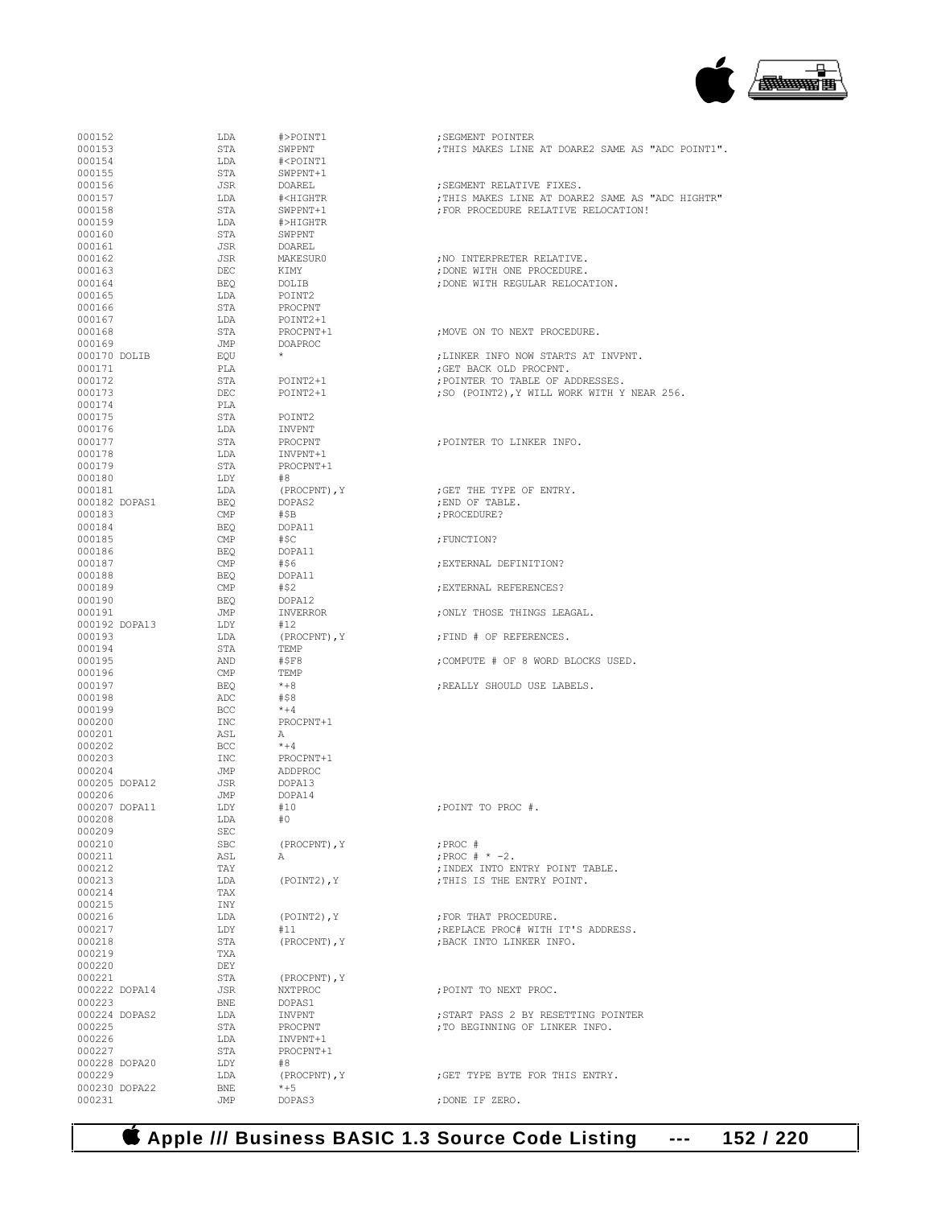```
000152              LDA      #>POINT1              ;SEGMENT POINTER
000153              STA      SWPPNT                ;THIS MAKES LINE AT DOARE2 SAME AS "ADC POINT1".
000154              LDA      #<POINT1
000155              STA      SWPPNT+1
000156              JSR      DOAREL                ;SEGMENT RELATIVE FIXES.
000157              LDA      #<HIGHTR              ;THIS MAKES LINE AT DOARE2 SAME AS "ADC HIGHTR"
000158              STA      SWPPNT+1              ;FOR PROCEDURE RELATIVE RELOCATION!
000159              LDA      #>HIGHTR
000160              STA      SWPPNT
000161              JSR      DOAREL
000162              JSR      MAKESUR0              ;NO INTERPRETER RELATIVE.
000163              DEC      KIMY                  ;DONE WITH ONE PROCEDURE.
000164              BEQ      DOLIB                 ;DONE WITH REGULAR RELOCATION.
000165              LDA      POINT2
000166              STA      PROCPNT
000167              LDA      POINT2+1
000168              STA      PROCPNT+1             ;MOVE ON TO NEXT PROCEDURE.
000169              JMP      DOAPROC
000170 DOLIB        EQU      *                     ;LINKER INFO NOW STARTS AT INVPNT.
000171              PLA                            ;GET BACK OLD PROCPNT.
000172              STA      POINT2+1              ;POINTER TO TABLE OF ADDRESSES.
000173              DEC      POINT2+1              ;SO (POINT2),Y WILL WORK WITH Y NEAR 256.
000174              PLA
000175              STA      POINT2
000176              LDA      INVPNT
000177              STA      PROCPNT               ;POINTER TO LINKER INFO.
000178              LDA      INVPNT+1
000179              STA      PROCPNT+1
000180              LDY      #8
000181              LDA      (PROCPNT),Y           ;GET THE TYPE OF ENTRY.
000182 DOPAS1       BEQ      DOPAS2                ;END OF TABLE.
000183              CMP      #$B                   ;PROCEDURE?
000184              BEQ      DOPA11
000185              CMP      #$C                   ;FUNCTION?
000186              BEQ      DOPA11
000187              CMP      #$6                   ;EXTERNAL DEFINITION?
000188              BEQ      DOPA11
000189              CMP      #$2                   ;EXTERNAL REFERENCES?
000190              BEQ      DOPA12
000191              JMP      INVERROR              ;ONLY THOSE THINGS LEAGAL.
000192 DOPA13       LDY      #12
000193              LDA      (PROCPNT),Y           ;FIND # OF REFERENCES.
000194              STA      TEMP
000195              AND      #$F8                  ;COMPUTE # OF 8 WORD BLOCKS USED.
000196              CMP      TEMP
000197              BEQ      *+8                   ;REALLY SHOULD USE LABELS.
000198              ADC      #$8
000199              BCC      *+4
000200              INC      PROCPNT+1
000201              ASL      A
000202              BCC      *+4
000203              INC      PROCPNT+1
000204              JMP      ADDPROC
000205 DOPA12       JSR      DOPA13
000206              JMP      DOPA14
000207 DOPA11       LDY      #10                   ;POINT TO PROC #.
000208              LDA      #0
000209              SEC
000210              SBC      (PROCPNT),Y           ;PROC #
000211              ASL      A                     ;PROC # * -2.
000212              TAY                            ;INDEX INTO ENTRY POINT TABLE.
000213              LDA      (POINT2),Y            ;THIS IS THE ENTRY POINT.
000214              TAX
000215              INY
000216              LDA      (POINT2),Y            ;FOR THAT PROCEDURE.
000217              LDY      #11                   ;REPLACE PROC# WITH IT'S ADDRESS.
000218              STA      (PROCPNT),Y           ;BACK INTO LINKER INFO.
000219              TXA
000220              DEY
000221              STA      (PROCPNT),Y
000222 DOPA14       JSR      NXTPROC               ;POINT TO NEXT PROC.
000223              BNE      DOPAS1
000224 DOPAS2       LDA      INVPNT                ;START PASS 2 BY RESETTING POINTER
000225              STA      PROCPNT               ;TO BEGINNING OF LINKER INFO.
000226              LDA      INVPNT+1
000227              STA      PROCPNT+1
000228 DOPA20       LDY      #8
000229              LDA      (PROCPNT),Y           ;GET TYPE BYTE FOR THIS ENTRY.
000230 DOPA22       BNE      *+5
000231              JMP      DOPAS3                ;DONE IF ZERO.
```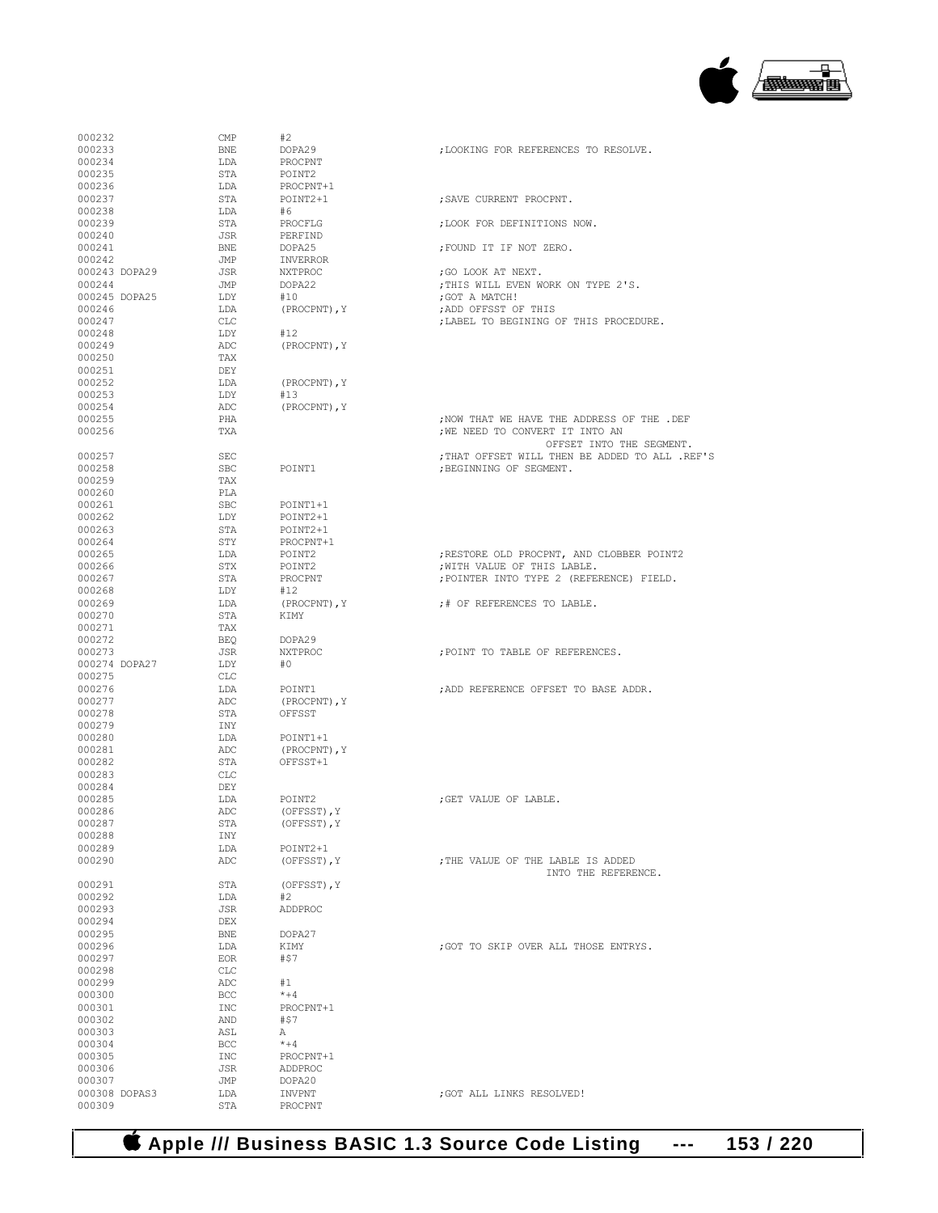```
000232                  CMP      #2
000233                  BNE      DOPA29                     ;LOOKING FOR REFERENCES TO RESOLVE.
000234                  LDA      PROCPNT
000235                  STA      POINT2
000236                  LDA      PROCPNT+1
000237                  STA      POINT2+1                   ;SAVE CURRENT PROCPNT.
000238                  LDA      #6
000239                  STA      PROCFLG                    ;LOOK FOR DEFINITIONS NOW.
000240                  JSR      PERFIND
000241                  BNE      DOPA25                     ;FOUND IT IF NOT ZERO.
000242                  JMP      INVERROR
000243 DOPA29           JSR      NXTPROC                    ;GO LOOK AT NEXT.
000244                  JMP      DOPA22                     ;THIS WILL EVEN WORK ON TYPE 2'S.
000245 DOPA25           LDY      #10                        ;GOT A MATCH!
000246                  LDA      (PROCPNT),Y                ;ADD OFFSST OF THIS
000247                  CLC                                 ;LABEL TO BEGINING OF THIS PROCEDURE.
000248                  LDY      #12
000249                  ADC      (PROCPNT),Y
000250                  TAX
000251                  DEY
000252                  LDA      (PROCPNT),Y
000253                  LDY      #13
000254                  ADC      (PROCPNT),Y
000255                  PHA                                 ;NOW THAT WE HAVE THE ADDRESS OF THE .DEF
000256                  TXA                                 ;WE NEED TO CONVERT IT INTO AN
                                                                  OFFSET INTO THE SEGMENT.
000257                  SEC                                 ;THAT OFFSET WILL THEN BE ADDED TO ALL .REF'S
000258                  SBC      POINT1                     ;BEGINNING OF SEGMENT.
000259                  TAX
000260                  PLA
000261                  SBC      POINT1+1
000262                  LDY      POINT2+1
000263                  STA      POINT2+1
000264                  STY      PROCPNT+1
000265                  LDA      POINT2                     ;RESTORE OLD PROCPNT, AND CLOBBER POINT2
000266                  STX      POINT2                     ;WITH VALUE OF THIS LABLE.
000267                  STA      PROCPNT                    ;POINTER INTO TYPE 2 (REFERENCE) FIELD.
000268                  LDY      #12
000269                  LDA      (PROCPNT),Y                ;# OF REFERENCES TO LABLE.
000270                  STA      KIMY
000271                  TAX
000272                  BEQ      DOPA29
000273                  JSR      NXTPROC                    ;POINT TO TABLE OF REFERENCES.
000274 DOPA27           LDY      #0
000275                  CLC
000276                  LDA      POINT1                     ;ADD REFERENCE OFFSET TO BASE ADDR.
000277                  ADC      (PROCPNT),Y
000278                  STA      OFFSST
000279                  INY
000280                  LDA      POINT1+1
000281                  ADC      (PROCPNT),Y
000282                  STA      OFFSST+1
000283                  CLC
000284                  DEY
000285                  LDA      POINT2                     ;GET VALUE OF LABLE.
000286                  ADC      (OFFSST),Y
000287                  STA      (OFFSST),Y
000288                  INY
000289                  LDA      POINT2+1
000290                  ADC      (OFFSST),Y                 ;THE VALUE OF THE LABLE IS ADDED
                                                                       INTO THE REFERENCE.
000291                  STA      (OFFSST),Y
000292                  LDA      #2
000293                  JSR      ADDPROC
000294                  DEX
000295                  BNE      DOPA27
000296                  LDA      KIMY                       ;GOT TO SKIP OVER ALL THOSE ENTRYS.
000297                  EOR      #$7
000298                  CLC
000299                  ADC      #1
000300                  BCC      *+4
000301                  INC      PROCPNT+1
000302                  AND      #$7
000303                  ASL      A
000304                  BCC      *+4
000305                  INC      PROCPNT+1
000306                  JSR      ADDPROC
000307                  JMP      DOPA20
000308 DOPAS3           LDA      INVPNT                     ;GOT ALL LINKS RESOLVED!
000309                  STA      PROCPNT
```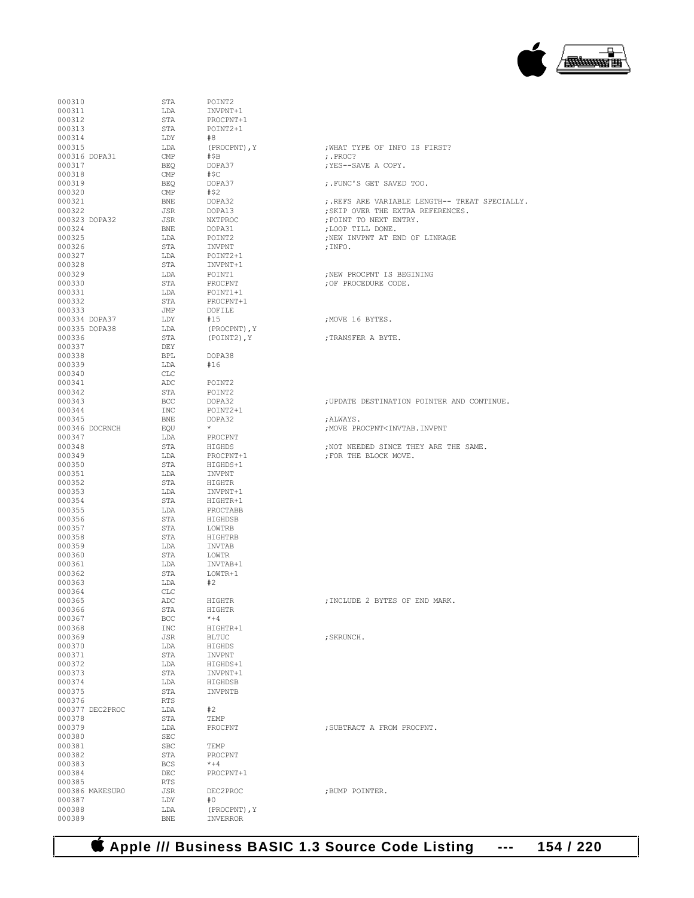```
000310                  STA     POINT2
000311                  LDA     INVPNT+1
000312                  STA     PROCPNT+1
000313                  STA     POINT2+1
000314                  LDY     #8
000315                  LDA     (PROCPNT),Y            ;WHAT TYPE OF INFO IS FIRST?
000316 DOPA31           CMP     #$B                    ;.PROC?
000317                  BEQ     DOPA37                 ;YES--SAVE A COPY.
000318                  CMP     #$C
000319                  BEQ     DOPA37                 ;.FUNC'S GET SAVED TOO.
000320                  CMP     #$2
000321                  BNE     DOPA32                 ;.REFS ARE VARIABLE LENGTH-- TREAT SPECIALLY.
000322                  JSR     DOPA13                 ;SKIP OVER THE EXTRA REFERENCES.
000323 DOPA32           JSR     NXTPROC                ;POINT TO NEXT ENTRY.
000324                  BNE     DOPA31                 ;LOOP TILL DONE.
000325                  LDA     POINT2                 ;NEW INVPNT AT END OF LINKAGE
000326                  STA     INVPNT                 ;INFO.
000327                  LDA     POINT2+1
000328                  STA     INVPNT+1
000329                  LDA     POINT1                 ;NEW PROCPNT IS BEGINING
000330                  STA     PROCPNT                ;OF PROCEDURE CODE.
000331                  LDA     POINT1+1
000332                  STA     PROCPNT+1
000333                  JMP     DOFILE
000334 DOPA37           LDY     #15                    ;MOVE 16 BYTES.
000335 DOPA38           LDA     (PROCPNT),Y
000336                  STA     (POINT2),Y             ;TRANSFER A BYTE.
000337                  DEY
000338                  BPL     DOPA38
000339                  LDA     #16
000340                  CLC
000341                  ADC     POINT2
000342                  STA     POINT2
000343                  BCC     DOPA32                 ;UPDATE DESTINATION POINTER AND CONTINUE.
000344                  INC     POINT2+1
000345                  BNE     DOPA32                 ;ALWAYS.
000346 DOCRNCH          EQU     *                      ;MOVE PROCPNT<INVTAB.INVPNT
000347                  LDA     PROCPNT
000348                  STA     HIGHDS                 ;NOT NEEDED SINCE THEY ARE THE SAME.
000349                  LDA     PROCPNT+1              ;FOR THE BLOCK MOVE.
000350                  STA     HIGHDS+1
000351                  LDA     INVPNT
000352                  STA     HIGHTR
000353                  LDA     INVPNT+1
000354                  STA     HIGHTR+1
000355                  LDA     PROCTABB
000356                  STA     HIGHDSB
000357                  STA     LOWTRB
000358                  STA     HIGHTRB
000359                  LDA     INVTAB
000360                  STA     LOWTR
000361                  LDA     INVTAB+1
000362                  STA     LOWTR+1
000363                  LDA     #2
000364                  CLC
000365                  ADC     HIGHTR                 ;INCLUDE 2 BYTES OF END MARK.
000366                  STA     HIGHTR
000367                  BCC     *+4
000368                  INC     HIGHTR+1
000369                  JSR     BLTUC                  ;SKRUNCH.
000370                  LDA     HIGHDS
000371                  STA     INVPNT
000372                  LDA     HIGHDS+1
000373                  STA     INVPNT+1
000374                  LDA     HIGHDSB
000375                  STA     INVPNTB
000376                  RTS
000377 DEC2PROC         LDA     #2
000378                  STA     TEMP
000379                  LDA     PROCPNT                ;SUBTRACT A FROM PROCPNT.
000380                  SEC
000381                  SBC     TEMP
000382                  STA     PROCPNT
000383                  BCS     *+4
000384                  DEC     PROCPNT+1
000385                  RTS
000386 MAKESUR0         JSR     DEC2PROC               ;BUMP POINTER.
000387                  LDY     #0
000388                  LDA     (PROCPNT),Y
000389                  BNE     INVERROR
```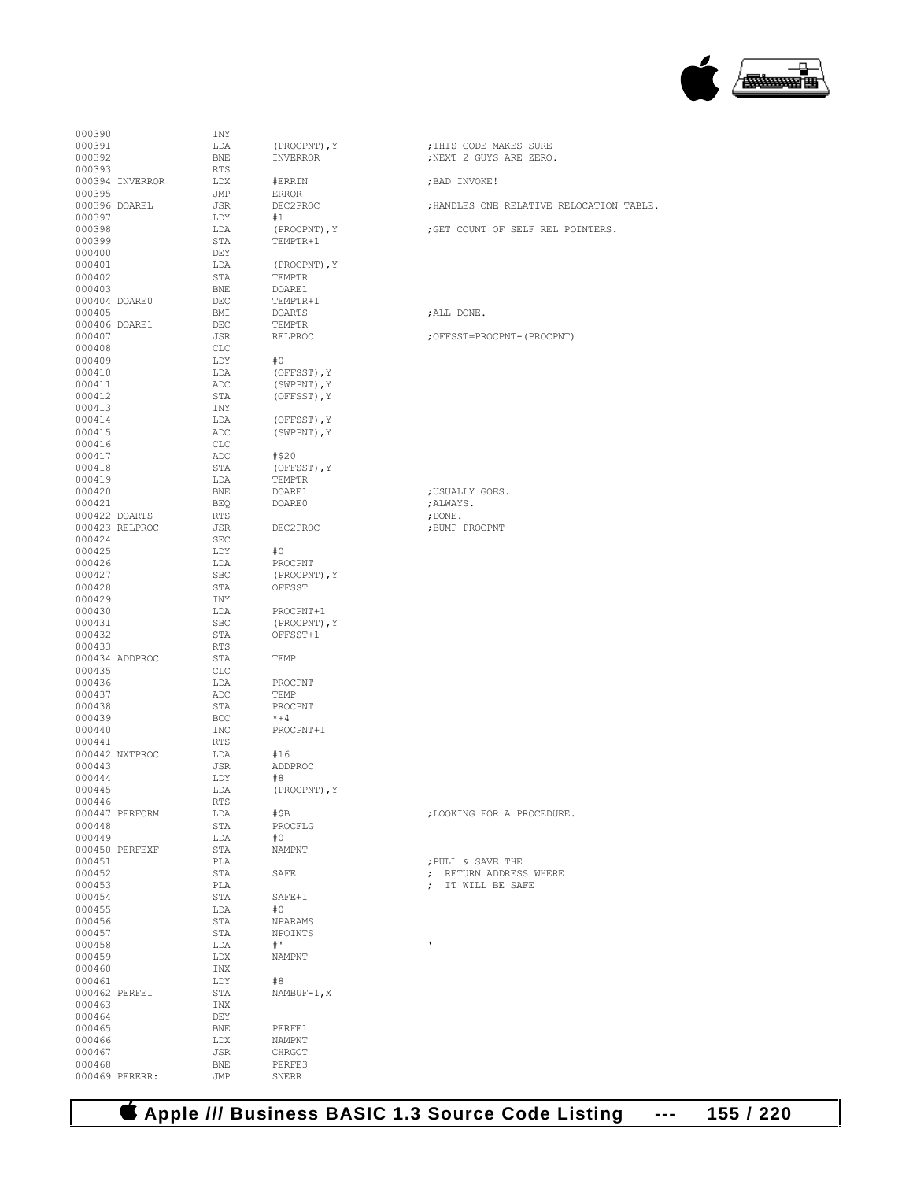```
000390                  INY
000391                  LDA     (PROCPNT),Y             ;THIS CODE MAKES SURE
000392                  BNE     INVERROR                ;NEXT 2 GUYS ARE ZERO.
000393                  RTS
000394 INVERROR         LDX     #ERRIN                  ;BAD INVOKE!
000395                  JMP     ERROR
000396 DOAREL           JSR     DEC2PROC                ;HANDLES ONE RELATIVE RELOCATION TABLE.
000397                  LDY     #1
000398                  LDA     (PROCPNT),Y             ;GET COUNT OF SELF REL POINTERS.
000399                  STA     TEMPTR+1
000400                  DEY
000401                  LDA     (PROCPNT),Y
000402                  STA     TEMPTR
000403                  BNE     DOARE1
000404 DOARE0           DEC     TEMPTR+1
000405                  BMI     DOARTS                  ;ALL DONE.
000406 DOARE1           DEC     TEMPTR
000407                  JSR     RELPROC                 ;OFFSST=PROCPNT-(PROCPNT)
000408                  CLC
000409                  LDY     #0
000410                  LDA     (OFFSST),Y
000411                  ADC     (SWPPNT),Y
000412                  STA     (OFFSST),Y
000413                  INY
000414                  LDA     (OFFSST),Y
000415                  ADC     (SWPPNT),Y
000416                  CLC
000417                  ADC     #$20
000418                  STA     (OFFSST),Y
000419                  LDA     TEMPTR
000420                  BNE     DOARE1                  ;USUALLY GOES.
000421                  BEQ     DOARE0                  ;ALWAYS.
000422 DOARTS           RTS                             ;DONE.
000423 RELPROC          JSR     DEC2PROC                ;BUMP PROCPNT
000424                  SEC
000425                  LDY     #0
000426                  LDA     PROCPNT
000427                  SBC     (PROCPNT),Y
000428                  STA     OFFSST
000429                  INY
000430                  LDA     PROCPNT+1
000431                  SBC     (PROCPNT),Y
000432                  STA     OFFSST+1
000433                  RTS
000434 ADDPROC          STA     TEMP
000435                  CLC
000436                  LDA     PROCPNT
000437                  ADC     TEMP
000438                  STA     PROCPNT
000439                  BCC     *+4
000440                  INC     PROCPNT+1
000441                  RTS
000442 NXTPROC          LDA     #16
000443                  JSR     ADDPROC
000444                  LDY     #8
000445                  LDA     (PROCPNT),Y
000446                  RTS
000447 PERFORM          LDA     #$B                     ;LOOKING FOR A PROCEDURE.
000448                  STA     PROCFLG
000449                  LDA     #0
000450 PERFEXF          STA     NAMPNT
000451                  PLA                             ;PULL & SAVE THE
000452                  STA     SAFE                    ; RETURN ADDRESS WHERE
000453                  PLA                             ; IT WILL BE SAFE
000454                  STA     SAFE+1
000455                  LDA     #0
000456                  STA     NPARAMS
000457                  STA     NPOINTS
000458                  LDA     #'                      '
000459                  LDX     NAMPNT
000460                  INX
000461                  LDY     #8
000462 PERFE1           STA     NAMBUF-1,X
000463                  INX
000464                  DEY
000465                  BNE     PERFE1
000466                  LDX     NAMPNT
000467                  JSR     CHRGOT
000468                  BNE     PERFE3
000469 PERERR:          JMP     SNERR
```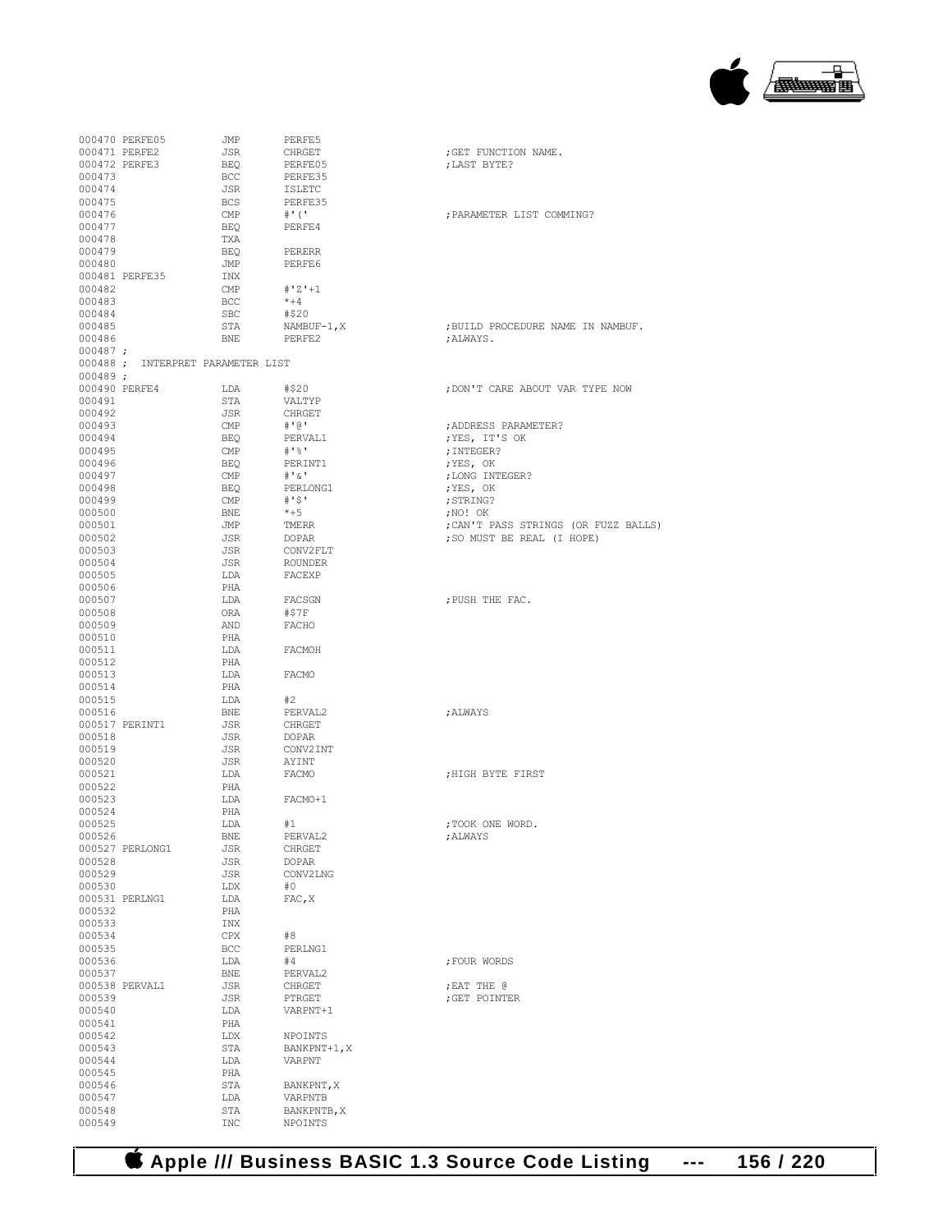```
000470 PERFE05          JMP       PERFE5
000471 PERFE2           JSR       CHRGET                   ;GET FUNCTION NAME.
000472 PERFE3           BEQ       PERFE05                  ;LAST BYTE?
000473                  BCC       PERFE35
000474                  JSR       ISLETC
000475                  BCS       PERFE35
000476                  CMP       #'('                     ;PARAMETER LIST COMMING?
000477                  BEQ       PERFE4
000478                  TXA
000479                  BEQ       PERERR
000480                  JMP       PERFE6
000481 PERFE35          INX
000482                  CMP       #'Z'+1
000483                  BCC       *+4
000484                  SBC       #$20
000485                  STA       NAMBUF-1,X               ;BUILD PROCEDURE NAME IN NAMBUF.
000486                  BNE       PERFE2                   ;ALWAYS.
000487 ;
000488 ;  INTERPRET PARAMETER LIST
000489 ;
000490 PERFE4           LDA       #$20                     ;DON'T CARE ABOUT VAR TYPE NOW
000491                  STA       VALTYP
000492                  JSR       CHRGET
000493                  CMP       #'@'                     ;ADDRESS PARAMETER?
000494                  BEQ       PERVAL1                  ;YES, IT'S OK
000495                  CMP       #'%'                     ;INTEGER?
000496                  BEQ       PERINT1                  ;YES, OK
000497                  CMP       #'&'                     ;LONG INTEGER?
000498                  BEQ       PERLONG1                 ;YES, OK
000499                  CMP       #'$'                     ;STRING?
000500                  BNE       *+5                      ;NO! OK
000501                  JMP       TMERR                    ;CAN'T PASS STRINGS (OR FUZZ BALLS)
000502                  JSR       DOPAR                    ;SO MUST BE REAL (I HOPE)
000503                  JSR       CONV2FLT
000504                  JSR       ROUNDER
000505                  LDA       FACEXP
000506                  PHA
000507                  LDA       FACSGN                   ;PUSH THE FAC.
000508                  ORA       #$7F
000509                  AND       FACHO
000510                  PHA
000511                  LDA       FACMOH
000512                  PHA
000513                  LDA       FACMO
000514                  PHA
000515                  LDA       #2
000516                  BNE       PERVAL2                  ;ALWAYS
000517 PERINT1          JSR       CHRGET
000518                  JSR       DOPAR
000519                  JSR       CONV2INT
000520                  JSR       AYINT
000521                  LDA       FACMO                    ;HIGH BYTE FIRST
000522                  PHA
000523                  LDA       FACMO+1
000524                  PHA
000525                  LDA       #1                       ;TOOK ONE WORD.
000526                  BNE       PERVAL2                  ;ALWAYS
000527 PERLONG1         JSR       CHRGET
000528                  JSR       DOPAR
000529                  JSR       CONV2LNG
000530                  LDX       #0
000531 PERLNG1          LDA       FAC,X
000532                  PHA
000533                  INX
000534                  CPX       #8
000535                  BCC       PERLNG1
000536                  LDA       #4                       ;FOUR WORDS
000537                  BNE       PERVAL2
000538 PERVAL1          JSR       CHRGET                   ;EAT THE @
000539                  JSR       PTRGET                   ;GET POINTER
000540                  LDA       VARPNT+1
000541                  PHA
000542                  LDX       NPOINTS
000543                  STA       BANKPNT+1,X
000544                  LDA       VARPNT
000545                  PHA
000546                  STA       BANKPNT,X
000547                  LDA       VARPNTB
000548                  STA       BANKPNTB,X
000549                  INC       NPOINTS
```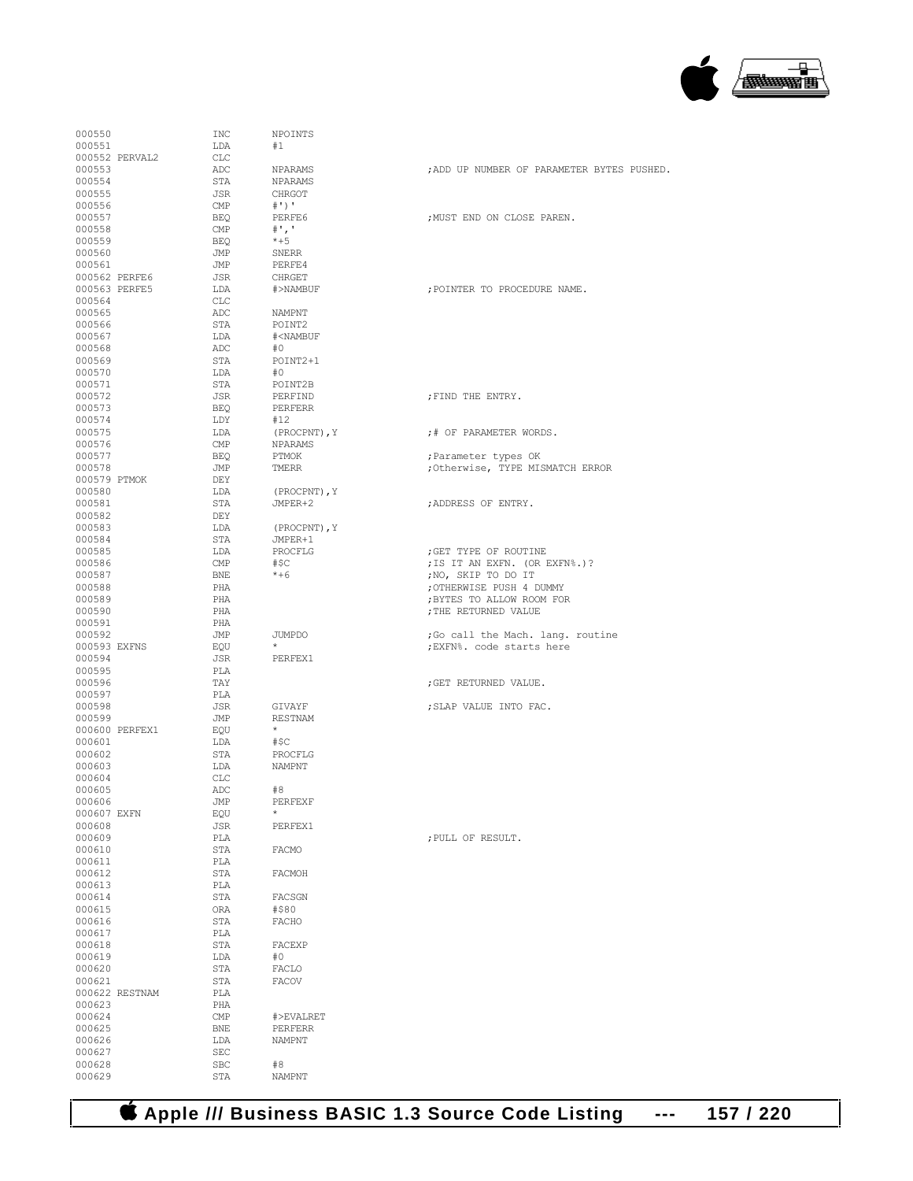```
000550                INC     NPOINTS
000551                LDA     #1
000552 PERVAL2        CLC
000553                ADC     NPARAMS                ;ADD UP NUMBER OF PARAMETER BYTES PUSHED.
000554                STA     NPARAMS
000555                JSR     CHRGOT
000556                CMP     #')'
000557                BEQ     PERFE6                 ;MUST END ON CLOSE PAREN.
000558                CMP     #','
000559                BEQ     *+5
000560                JMP     SNERR
000561                JMP     PERFE4
000562 PERFE6         JSR     CHRGET
000563 PERFE5         LDA     #>NAMBUF               ;POINTER TO PROCEDURE NAME.
000564                CLC
000565                ADC     NAMPNT
000566                STA     POINT2
000567                LDA     #<NAMBUF
000568                ADC     #0
000569                STA     POINT2+1
000570                LDA     #0
000571                STA     POINT2B
000572                JSR     PERFIND                ;FIND THE ENTRY.
000573                BEQ     PERFERR
000574                LDY     #12
000575                LDA     (PROCPNT),Y            ;# OF PARAMETER WORDS.
000576                CMP     NPARAMS
000577                BEQ     PTMOK                  ;Parameter types OK
000578                JMP     TMERR                  ;Otherwise, TYPE MISMATCH ERROR
000579 PTMOK          DEY
000580                LDA     (PROCPNT),Y
000581                STA     JMPER+2                ;ADDRESS OF ENTRY.
000582                DEY
000583                LDA     (PROCPNT),Y
000584                STA     JMPER+1
000585                LDA     PROCFLG                ;GET TYPE OF ROUTINE
000586                CMP     #$C                    ;IS IT AN EXFN. (OR EXFN%.)?
000587                BNE     *+6                    ;NO, SKIP TO DO IT
000588                PHA                            ;OTHERWISE PUSH 4 DUMMY
000589                PHA                            ;BYTES TO ALLOW ROOM FOR
000590                PHA                            ;THE RETURNED VALUE
000591                PHA
000592                JMP     JUMPDO                 ;Go call the Mach. lang. routine
000593 EXFNS          EQU     *                      ;EXFN%. code starts here
000594                JSR     PERFEX1
000595                PLA
000596                TAY                            ;GET RETURNED VALUE.
000597                PLA
000598                JSR     GIVAYF                 ;SLAP VALUE INTO FAC.
000599                JMP     RESTNAM
000600 PERFEX1        EQU     *
000601                LDA     #$C
000602                STA     PROCFLG
000603                LDA     NAMPNT
000604                CLC
000605                ADC     #8
000606                JMP     PERFEXF
000607 EXFN           EQU     *
000608                JSR     PERFEX1
000609                PLA                            ;PULL OF RESULT.
000610                STA     FACMO
000611                PLA
000612                STA     FACMOH
000613                PLA
000614                STA     FACSGN
000615                ORA     #$80
000616                STA     FACHO
000617                PLA
000618                STA     FACEXP
000619                LDA     #0
000620                STA     FACLO
000621                STA     FACOV
000622 RESTNAM        PLA
000623                PHA
000624                CMP     #>EVALRET
000625                BNE     PERFERR
000626                LDA     NAMPNT
000627                SEC
000628                SBC     #8
000629                STA     NAMPNT
```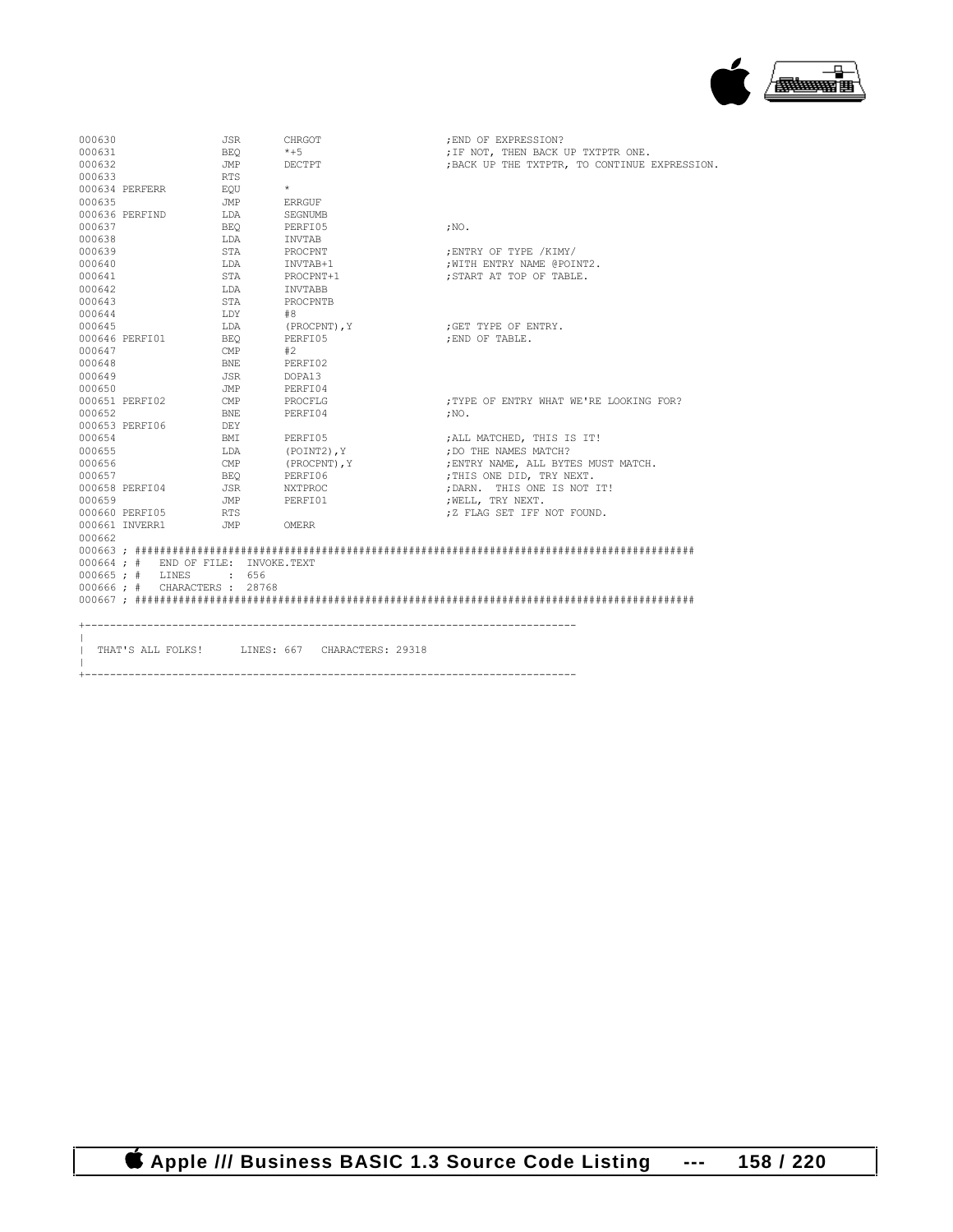```
000630                JSR       CHRGOT                  ;END OF EXPRESSION?
000631                BEQ       *+5                     ;IF NOT, THEN BACK UP TXTPTR ONE.
000632                JMP       DECTPT                  ;BACK UP THE TXTPTR, TO CONTINUE EXPRESSION.
000633                RTS
000634 PERFERR        EQU       *
000635                JMP       ERRGUF
000636 PERFIND        LDA       SEGNUMB
000637                BEQ       PERFI05                 ;NO.
000638                LDA       INVTAB
000639                STA       PROCPNT                 ;ENTRY OF TYPE /KIMY/
000640                LDA       INVTAB+1                ;WITH ENTRY NAME @POINT2.
000641                STA       PROCPNT+1               ;START AT TOP OF TABLE.
000642                LDA       INVTABB
000643                STA       PROCPNTB
000644                LDY       #8
000645                LDA       (PROCPNT),Y             ;GET TYPE OF ENTRY.
000646 PERFI01        BEQ       PERFI05                 ;END OF TABLE.
000647                CMP       #2
000648                BNE       PERFI02
000649                JSR       DOPA13
000650                JMP       PERFI04
000651 PERFI02        CMP       PROCFLG                 ;TYPE OF ENTRY WHAT WE'RE LOOKING FOR?
000652                BNE       PERFI04                 ;NO.
000653 PERFI06        DEY
000654                BMI       PERFI05                 ;ALL MATCHED, THIS IS IT!
000655                LDA       (POINT2),Y              ;DO THE NAMES MATCH?
000656                CMP       (PROCPNT),Y             ;ENTRY NAME, ALL BYTES MUST MATCH.
000657                BEQ       PERFI06                 ;THIS ONE DID, TRY NEXT.
000658 PERFI04        JSR       NXTPROC                 ;DARN.  THIS ONE IS NOT IT!
000659                JMP       PERFI01                 ;WELL, TRY NEXT.
000660 PERFI05        RTS                               ;Z FLAG SET IFF NOT FOUND.
000661 INVERR1        JMP       OMERR
000662
000663 ; ##########################################################################################
000664 ; #   END OF FILE:  INVOKE.TEXT
000665 ; #   LINES       :  656
000666 ; #   CHARACTERS  :  28768
000667 ; ##########################################################################################

+------------------------------------------------------------------------------
|
|  THAT'S ALL FOLKS!      LINES: 667    CHARACTERS: 29318
|
+------------------------------------------------------------------------------
```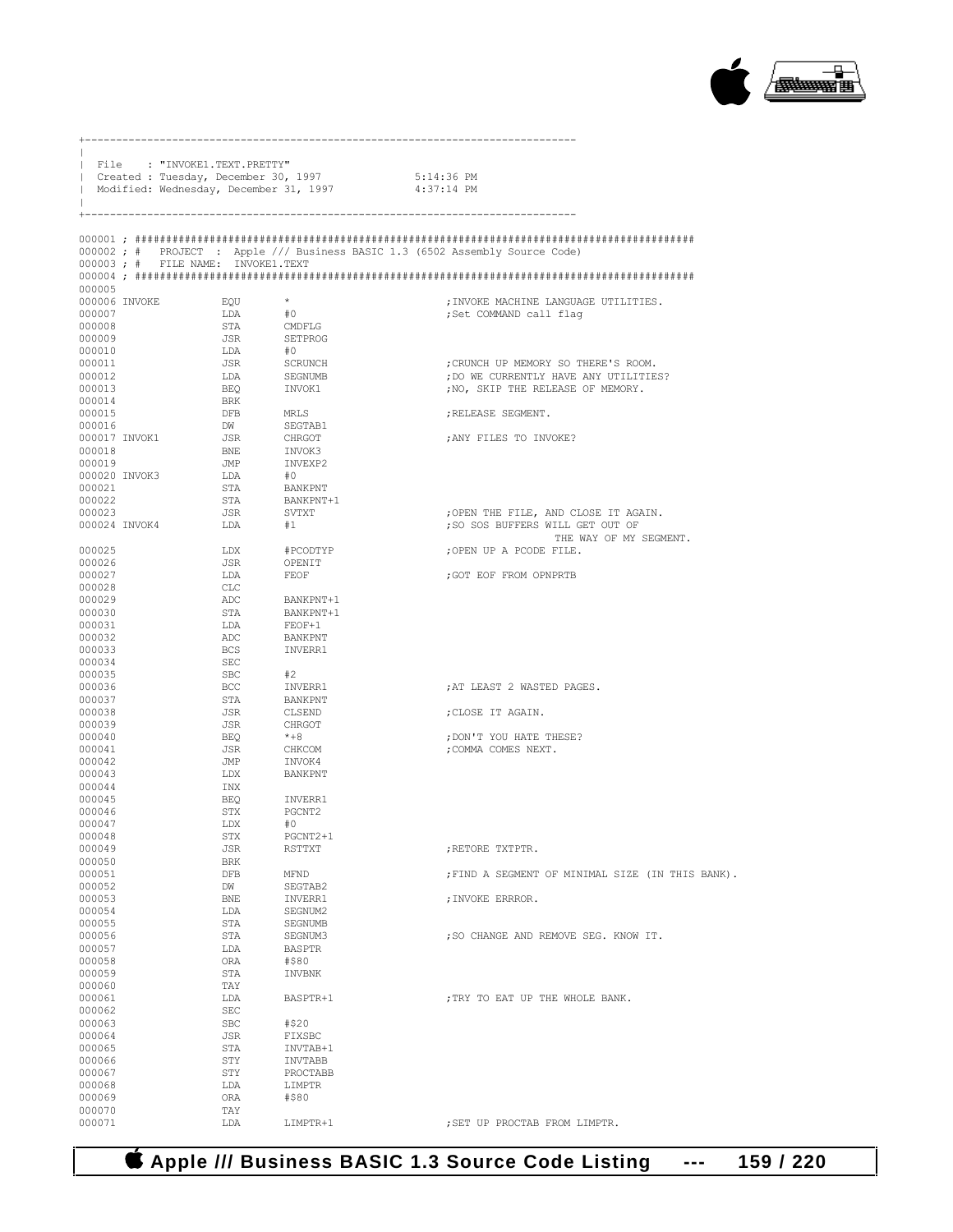```
+------------------------------------------------------------------------------
|
| File    : "INVOKE1.TEXT.PRETTY"
| Created : Tuesday, December 30, 1997              5:14:36 PM
| Modified: Wednesday, December 31, 1997            4:37:14 PM
|
+------------------------------------------------------------------------------
```

```
000001 ; ########################################################################################
000002 ; #   PROJECT  : Apple /// Business BASIC 1.3 (6502 Assembly Source Code)
000003 ; #   FILE NAME: INVOKE1.TEXT
000004 ; ########################################################################################
000005
000006 INVOKE          EQU     *                       ;INVOKE MACHINE LANGUAGE UTILITIES.
000007                 LDA     #0                      ;Set COMMAND call flag
000008                 STA     CMDFLG
000009                 JSR     SETPROG
000010                 LDA     #0
000011                 JSR     SCRUNCH                 ;CRUNCH UP MEMORY SO THERE'S ROOM.
000012                 LDA     SEGNUMB                 ;DO WE CURRENTLY HAVE ANY UTILITIES?
000013                 BEQ     INVOK1                  ;NO, SKIP THE RELEASE OF MEMORY.
000014                 BRK
000015                 DFB     MRLS                    ;RELEASE SEGMENT.
000016                 DW      SEGTAB1
000017 INVOK1          JSR     CHRGOT                  ;ANY FILES TO INVOKE?
000018                 BNE     INVOK3
000019                 JMP     INVEXP2
000020 INVOK3          LDA     #0
000021                 STA     BANKPNT
000022                 STA     BANKPNT+1
000023                 JSR     SVTXT                   ;OPEN THE FILE, AND CLOSE IT AGAIN.
000024 INVOK4          LDA     #1                      ;SO SOS BUFFERS WILL GET OUT OF
                                                                THE WAY OF MY SEGMENT.
000025                 LDX     #PCODTYP                ;OPEN UP A PCODE FILE.
000026                 JSR     OPENIT
000027                 LDA     FEOF                    ;GOT EOF FROM OPNPRTB
000028                 CLC
000029                 ADC     BANKPNT+1
000030                 STA     BANKPNT+1
000031                 LDA     FEOF+1
000032                 ADC     BANKPNT
000033                 BCS     INVERR1
000034                 SEC
000035                 SBC     #2
000036                 BCC     INVERR1                 ;AT LEAST 2 WASTED PAGES.
000037                 STA     BANKPNT
000038                 JSR     CLSEND                  ;CLOSE IT AGAIN.
000039                 JSR     CHRGOT
000040                 BEQ     *+8                     ;DON'T YOU HATE THESE?
000041                 JSR     CHKCOM                  ;COMMA COMES NEXT.
000042                 JMP     INVOK4
000043                 LDX     BANKPNT
000044                 INX
000045                 BEQ     INVERR1
000046                 STX     PGCNT2
000047                 LDX     #0
000048                 STX     PGCNT2+1
000049                 JSR     RSTTXT                  ;RETORE TXTPTR.
000050                 BRK
000051                 DFB     MFND                    ;FIND A SEGMENT OF MINIMAL SIZE (IN THIS BANK).
000052                 DW      SEGTAB2
000053                 BNE     INVERR1                 ;INVOKE ERRROR.
000054                 LDA     SEGNUM2
000055                 STA     SEGNUMB
000056                 STA     SEGNUM3                 ;SO CHANGE AND REMOVE SEG. KNOW IT.
000057                 LDA     BASPTR
000058                 ORA     #$80
000059                 STA     INVBNK
000060                 TAY
000061                 LDA     BASPTR+1                ;TRY TO EAT UP THE WHOLE BANK.
000062                 SEC
000063                 SBC     #$20
000064                 JSR     FIXSBC
000065                 STA     INVTAB+1
000066                 STY     INVTABB
000067                 STY     PROCTABB
000068                 LDA     LIMPTR
000069                 ORA     #$80
000070                 TAY
000071                 LDA     LIMPTR+1                ;SET UP PROCTAB FROM LIMPTR.
```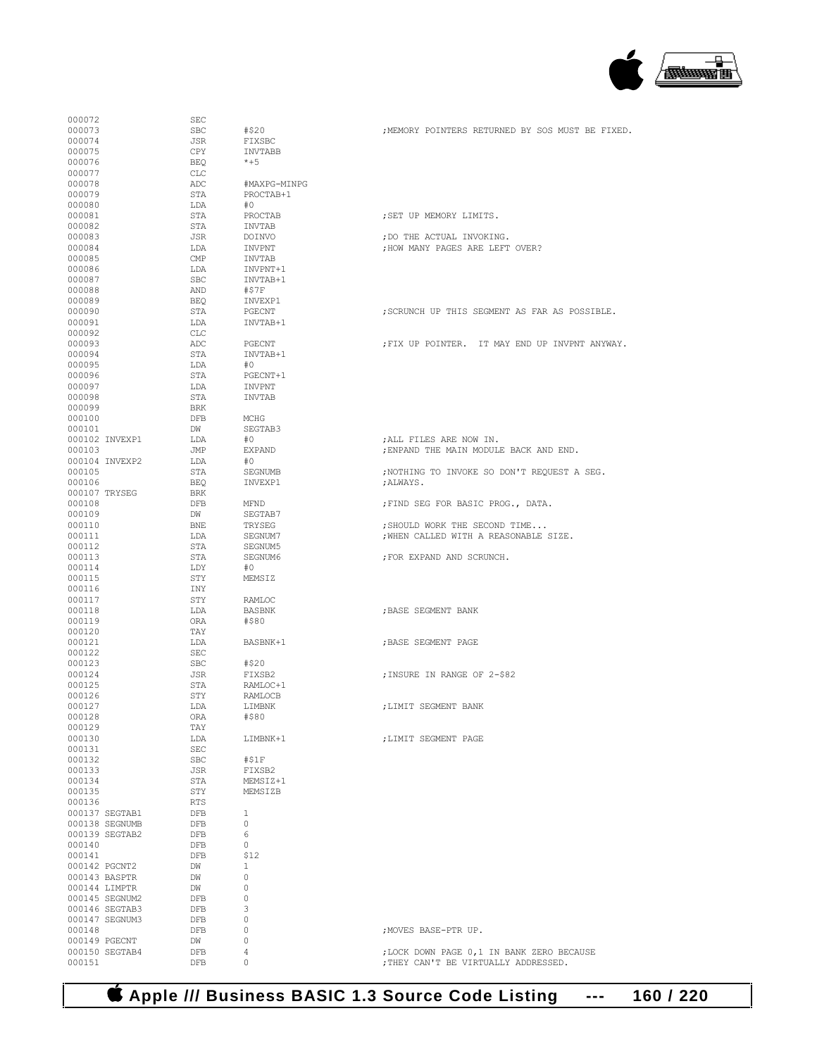```
000072                  SEC
000073                  SBC     #$20                    ;MEMORY POINTERS RETURNED BY SOS MUST BE FIXED.
000074                  JSR     FIXSBC
000075                  CPY     INVTABB
000076                  BEQ     *+5
000077                  CLC
000078                  ADC     #MAXPG-MINPG
000079                  STA     PROCTAB+1
000080                  LDA     #0
000081                  STA     PROCTAB                 ;SET UP MEMORY LIMITS.
000082                  STA     INVTAB
000083                  JSR     DOINVO                  ;DO THE ACTUAL INVOKING.
000084                  LDA     INVPNT                  ;HOW MANY PAGES ARE LEFT OVER?
000085                  CMP     INVTAB
000086                  LDA     INVPNT+1
000087                  SBC     INVTAB+1
000088                  AND     #$7F
000089                  BEQ     INVEXP1
000090                  STA     PGECNT                  ;SCRUNCH UP THIS SEGMENT AS FAR AS POSSIBLE.
000091                  LDA     INVTAB+1
000092                  CLC
000093                  ADC     PGECNT                  ;FIX UP POINTER.  IT MAY END UP INVPNT ANYWAY.
000094                  STA     INVTAB+1
000095                  LDA     #0
000096                  STA     PGECNT+1
000097                  LDA     INVPNT
000098                  STA     INVTAB
000099                  BRK
000100                  DFB     MCHG
000101                  DW      SEGTAB3
000102 INVEXP1          LDA     #0                      ;ALL FILES ARE NOW IN.
000103                  JMP     EXPAND                  ;ENPAND THE MAIN MODULE BACK AND END.
000104 INVEXP2          LDA     #0
000105                  STA     SEGNUMB                 ;NOTHING TO INVOKE SO DON'T REQUEST A SEG.
000106                  BEQ     INVEXP1                 ;ALWAYS.
000107 TRYSEG           BRK
000108                  DFB     MFND                    ;FIND SEG FOR BASIC PROG., DATA.
000109                  DW      SEGTAB7
000110                  BNE     TRYSEG                  ;SHOULD WORK THE SECOND TIME...
000111                  LDA     SEGNUM7                 ;WHEN CALLED WITH A REASONABLE SIZE.
000112                  STA     SEGNUM5
000113                  STA     SEGNUM6                 ;FOR EXPAND AND SCRUNCH.
000114                  LDY     #0
000115                  STY     MEMSIZ
000116                  INY
000117                  STY     RAMLOC
000118                  LDA     BASBNK                  ;BASE SEGMENT BANK
000119                  ORA     #$80
000120                  TAY
000121                  LDA     BASBNK+1                ;BASE SEGMENT PAGE
000122                  SEC
000123                  SBC     #$20
000124                  JSR     FIXSB2                  ;INSURE IN RANGE OF 2-$82
000125                  STA     RAMLOC+1
000126                  STY     RAMLOCB
000127                  LDA     LIMBNK                  ;LIMIT SEGMENT BANK
000128                  ORA     #$80
000129                  TAY
000130                  LDA     LIMBNK+1                ;LIMIT SEGMENT PAGE
000131                  SEC
000132                  SBC     #$1F
000133                  JSR     FIXSB2
000134                  STA     MEMSIZ+1
000135                  STY     MEMSIZB
000136                  RTS
000137 SEGTAB1          DFB     1
000138 SEGNUMB          DFB     0
000139 SEGTAB2          DFB     6
000140                  DFB     0
000141                  DFB     $12
000142 PGCNT2           DW      1
000143 BASPTR           DW      0
000144 LIMPTR           DW      0
000145 SEGNUM2          DFB     0
000146 SEGTAB3          DFB     3
000147 SEGNUM3          DFB     0
000148                  DFB     0                       ;MOVES BASE-PTR UP.
000149 PGECNT           DW      0
000150 SEGTAB4          DFB     4                       ;LOCK DOWN PAGE 0,1 IN BANK ZERO BECAUSE
000151                  DFB     0                       ;THEY CAN'T BE VIRTUALLY ADDRESSED.
```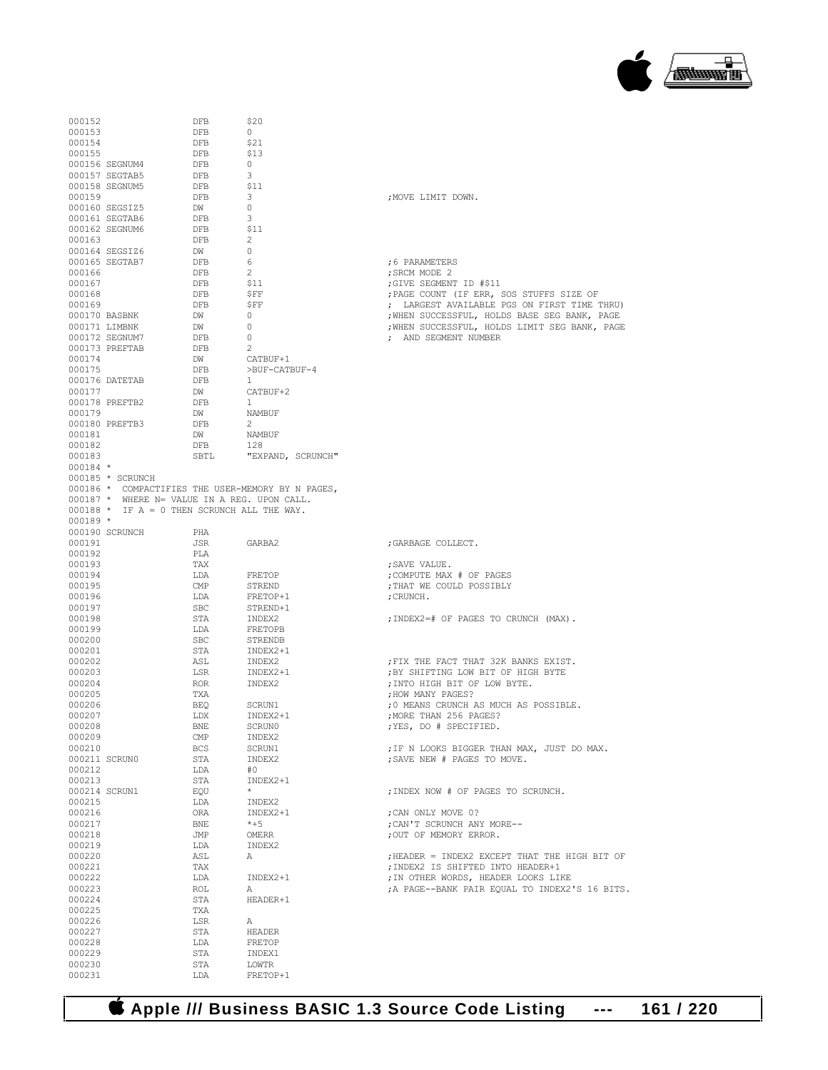```
000152                  DFB     $20
000153                  DFB     0
000154                  DFB     $21
000155                  DFB     $13
000156 SEGNUM4          DFB     0
000157 SEGTAB5          DFB     3
000158 SEGNUM5          DFB     $11
000159                  DFB     3                       ;MOVE LIMIT DOWN.
000160 SEGSIZ5          DW      0
000161 SEGTAB6          DFB     3
000162 SEGNUM6          DFB     $11
000163                  DFB     2
000164 SEGSIZ6          DW      0
000165 SEGTAB7          DFB     6                       ;6 PARAMETERS
000166                  DFB     2                       ;SRCM MODE 2
000167                  DFB     $11                     ;GIVE SEGMENT ID #$11
000168                  DFB     $FF                     ;PAGE COUNT (IF ERR, SOS STUFFS SIZE OF
000169                  DFB     $FF                     ; LARGEST AVAILABLE PGS ON FIRST TIME THRU)
000170 BASBNK           DW      0                       ;WHEN SUCCESSFUL, HOLDS BASE SEG BANK, PAGE
000171 LIMBNK           DW      0                       ;WHEN SUCCESSFUL, HOLDS LIMIT SEG BANK, PAGE
000172 SEGNUM7          DFB     0                       ; AND SEGMENT NUMBER
000173 PREFTAB          DFB     2
000174                  DW      CATBUF+1
000175                  DFB     >BUF-CATBUF-4
000176 DATETAB          DFB     1
000177                  DW      CATBUF+2
000178 PREFTB2          DFB     1
000179                  DW      NAMBUF
000180 PREFTB3          DFB     2
000181                  DW      NAMBUF
000182                  DFB     128
000183                  SBTL    "EXPAND, SCRUNCH"
000184 *
000185 * SCRUNCH
000186 *  COMPACTIFIES THE USER-MEMORY BY N PAGES,
000187 *  WHERE N= VALUE IN A REG. UPON CALL.
000188 *  IF A = 0 THEN SCRUNCH ALL THE WAY.
000189 *
000190 SCRUNCH          PHA
000191                  JSR     GARBA2                  ;GARBAGE COLLECT.
000192                  PLA
000193                  TAX                             ;SAVE VALUE.
000194                  LDA     FRETOP                  ;COMPUTE MAX # OF PAGES
000195                  CMP     STREND                  ;THAT WE COULD POSSIBLY
000196                  LDA     FRETOP+1                ;CRUNCH.
000197                  SBC     STREND+1
000198                  STA     INDEX2                  ;INDEX2=# OF PAGES TO CRUNCH (MAX).
000199                  LDA     FRETOPB
000200                  SBC     STRENDB
000201                  STA     INDEX2+1
000202                  ASL     INDEX2                  ;FIX THE FACT THAT 32K BANKS EXIST.
000203                  LSR     INDEX2+1                ;BY SHIFTING LOW BIT OF HIGH BYTE
000204                  ROR     INDEX2                  ;INTO HIGH BIT OF LOW BYTE.
000205                  TXA                             ;HOW MANY PAGES?
000206                  BEQ     SCRUN1                  ;0 MEANS CRUNCH AS MUCH AS POSSIBLE.
000207                  LDX     INDEX2+1                ;MORE THAN 256 PAGES?
000208                  BNE     SCRUN0                  ;YES, DO # SPECIFIED.
000209                  CMP     INDEX2
000210                  BCS     SCRUN1                  ;IF N LOOKS BIGGER THAN MAX, JUST DO MAX.
000211 SCRUN0           STA     INDEX2                  ;SAVE NEW # PAGES TO MOVE.
000212                  LDA     #0
000213                  STA     INDEX2+1
000214 SCRUN1           EQU     *                       ;INDEX NOW # OF PAGES TO SCRUNCH.
000215                  LDA     INDEX2
000216                  ORA     INDEX2+1                ;CAN ONLY MOVE 0?
000217                  BNE     *+5                     ;CAN'T SCRUNCH ANY MORE--
000218                  JMP     OMERR                   ;OUT OF MEMORY ERROR.
000219                  LDA     INDEX2
000220                  ASL     A                       ;HEADER = INDEX2 EXCEPT THAT THE HIGH BIT OF
000221                  TAX                             ;INDEX2 IS SHIFTED INTO HEADER+1
000222                  LDA     INDEX2+1                ;IN OTHER WORDS, HEADER LOOKS LIKE
000223                  ROL     A                       ;A PAGE--BANK PAIR EQUAL TO INDEX2'S 16 BITS.
000224                  STA     HEADER+1
000225                  TXA
000226                  LSR     A
000227                  STA     HEADER
000228                  LDA     FRETOP
000229                  STA     INDEX1
000230                  STA     LOWTR
000231                  LDA     FRETOP+1
```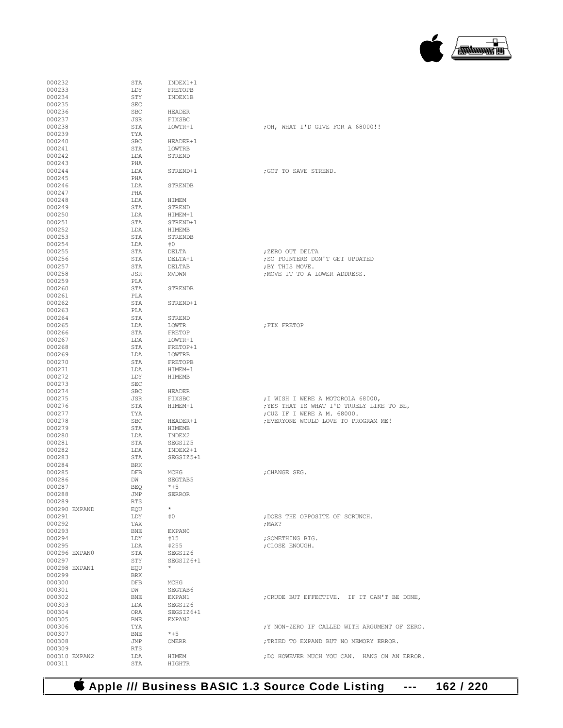```
000232              STA     INDEX1+1
000233              LDY     FRETOPB
000234              STY     INDEX1B
000235              SEC
000236              SBC     HEADER
000237              JSR     FIXSBC
000238              STA     LOWTR+1              ;OH, WHAT I'D GIVE FOR A 68000!!
000239              TYA
000240              SBC     HEADER+1
000241              STA     LOWTRB
000242              LDA     STREND
000243              PHA
000244              LDA     STREND+1             ;GOT TO SAVE STREND.
000245              PHA
000246              LDA     STRENDB
000247              PHA
000248              LDA     HIMEM
000249              STA     STREND
000250              LDA     HIMEM+1
000251              STA     STREND+1
000252              LDA     HIMEMB
000253              STA     STRENDB
000254              LDA     #0
000255              STA     DELTA                ;ZERO OUT DELTA
000256              STA     DELTA+1              ;SO POINTERS DON'T GET UPDATED
000257              STA     DELTAB               ;BY THIS MOVE.
000258              JSR     MVDWN                ;MOVE IT TO A LOWER ADDRESS.
000259              PLA
000260              STA     STRENDB
000261              PLA
000262              STA     STREND+1
000263              PLA
000264              STA     STREND
000265              LDA     LOWTR                ;FIX FRETOP
000266              STA     FRETOP
000267              LDA     LOWTR+1
000268              STA     FRETOP+1
000269              LDA     LOWTRB
000270              STA     FRETOPB
000271              LDA     HIMEM+1
000272              LDY     HIMEMB
000273              SEC
000274              SBC     HEADER
000275              JSR     FIXSBC               ;I WISH I WERE A MOTOROLA 68000,
000276              STA     HIMEM+1              ;YES THAT IS WHAT I'D TRUELY LIKE TO BE,
000277              TYA                          ;CUZ IF I WERE A M. 68000.
000278              SBC     HEADER+1             ;EVERYONE WOULD LOVE TO PROGRAM ME!
000279              STA     HIMEMB
000280              LDA     INDEX2
000281              STA     SEGSIZ5
000282              LDA     INDEX2+1
000283              STA     SEGSIZ5+1
000284              BRK
000285              DFB     MCHG                 ;CHANGE SEG.
000286              DW      SEGTAB5
000287              BEQ     *+5
000288              JMP     SERROR
000289              RTS
000290 EXPAND       EQU     *
000291              LDY     #0                   ;DOES THE OPPOSITE OF SCRUNCH.
000292              TAX                          ;MAX?
000293              BNE     EXPAN0
000294              LDY     #15                  ;SOMETHING BIG.
000295              LDA     #255                 ;CLOSE ENOUGH.
000296 EXPAN0       STA     SEGSIZ6
000297              STY     SEGSIZ6+1
000298 EXPAN1       EQU     *
000299              BRK
000300              DFB     MCHG
000301              DW      SEGTAB6
000302              BNE     EXPAN1               ;CRUDE BUT EFFECTIVE.  IF IT CAN'T BE DONE,
000303              LDA     SEGSIZ6
000304              ORA     SEGSIZ6+1
000305              BNE     EXPAN2
000306              TYA                          ;Y NON-ZERO IF CALLED WITH ARGUMENT OF ZERO.
000307              BNE     *+5
000308              JMP     OMERR                ;TRIED TO EXPAND BUT NO MEMORY ERROR.
000309              RTS
000310 EXPAN2       LDA     HIMEM                ;DO HOWEVER MUCH YOU CAN.  HANG ON AN ERROR.
000311              STA     HIGHTR
```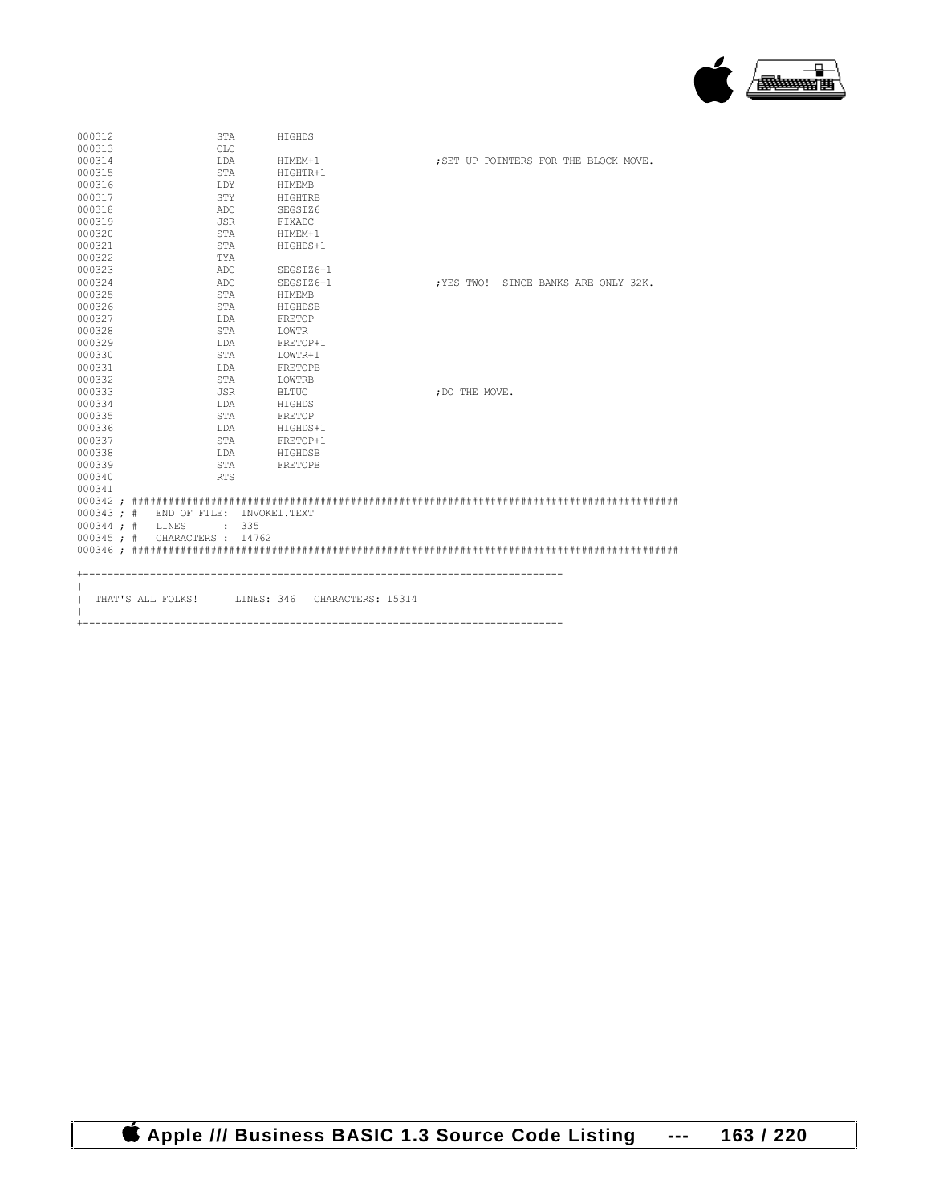```
000312              STA       HIGHDS
000313              CLC
000314              LDA       HIMEM+1                 ;SET UP POINTERS FOR THE BLOCK MOVE.
000315              STA       HIGHTR+1
000316              LDY       HIMEMB
000317              STY       HIGHTRB
000318              ADC       SEGSIZ6
000319              JSR       FIXADC
000320              STA       HIMEM+1
000321              STA       HIGHDS+1
000322              TYA
000323              ADC       SEGSIZ6+1
000324              ADC       SEGSIZ6+1               ;YES TWO!  SINCE BANKS ARE ONLY 32K.
000325              STA       HIMEMB
000326              STA       HIGHDSB
000327              LDA       FRETOP
000328              STA       LOWTR
000329              LDA       FRETOP+1
000330              STA       LOWTR+1
000331              LDA       FRETOPB
000332              STA       LOWTRB
000333              JSR       BLTUC                   ;DO THE MOVE.
000334              LDA       HIGHDS
000335              STA       FRETOP
000336              LDA       HIGHDS+1
000337              STA       FRETOP+1
000338              LDA       HIGHDSB
000339              STA       FRETOPB
000340              RTS
000341
000342 ; ##########################################################################################
000343 ; #   END OF FILE:  INVOKE1.TEXT
000344 ; #   LINES      :  335
000345 ; #   CHARACTERS :  14762
000346 ; ##########################################################################################

+------------------------------------------------------------------------------
|
|  THAT'S ALL FOLKS!      LINES: 346   CHARACTERS: 15314
|
+------------------------------------------------------------------------------
```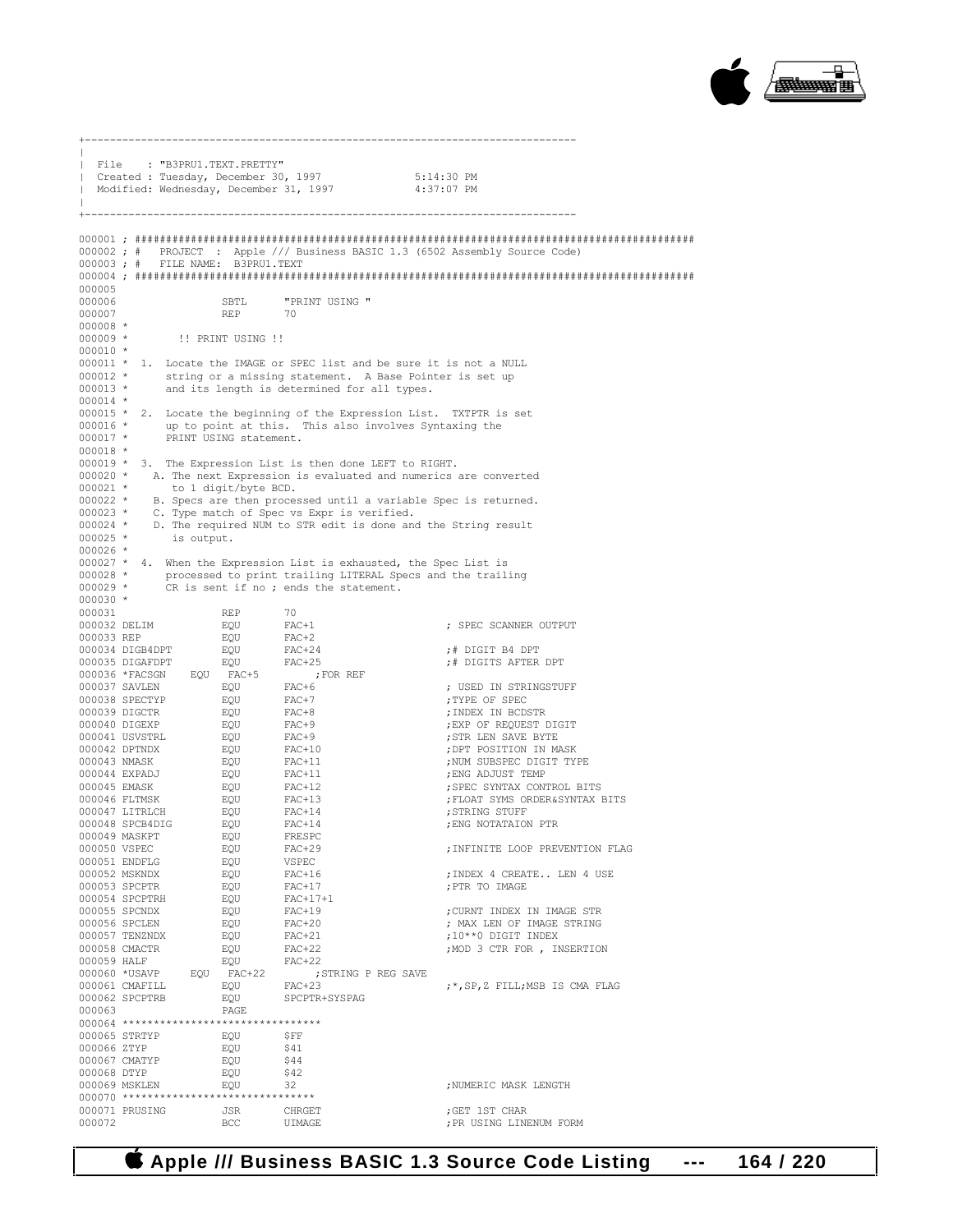```
+------------------------------------------------------------------------------
|
| File    : "B3PRU1.TEXT.PRETTY"
| Created : Tuesday, December 30, 1997            5:14:30 PM
| Modified: Wednesday, December 31, 1997          4:37:07 PM
|
+------------------------------------------------------------------------------

000001 ; ##########################################################################################
000002 ; #   PROJECT  :  Apple /// Business BASIC 1.3 (6502 Assembly Source Code)
000003 ; #   FILE NAME:  B3PRU1.TEXT
000004 ; ##########################################################################################
000005
000006                  SBTL      "PRINT USING "
000007                  REP       70
000008 *
000009 *        !! PRINT USING !!
000010 *
000011 *  1.  Locate the IMAGE or SPEC list and be sure it is not a NULL
000012 *      string or a missing statement.  A Base Pointer is set up
000013 *      and its length is determined for all types.
000014 *
000015 *  2.  Locate the beginning of the Expression List.  TXTPTR is set
000016 *      up to point at this.  This also involves Syntaxing the
000017 *      PRINT USING statement.
000018 *
000019 *  3.  The Expression List is then done LEFT to RIGHT.
000020 *     A. The next Expression is evaluated and numerics are converted
000021 *        to 1 digit/byte BCD.
000022 *     B. Specs are then processed until a variable Spec is returned.
000023 *     C. Type match of Spec vs Expr is verified.
000024 *     D. The required NUM to STR edit is done and the String result
000025 *        is output.
000026 *
000027 *  4.  When the Expression List is exhausted, the Spec List is
000028 *      processed to print trailing LITERAL Specs and the trailing
000029 *      CR is sent if no ; ends the statement.
000030 *
000031                  REP       70
000032 DELIM            EQU       FAC+1                    ; SPEC SCANNER OUTPUT
000033 REP              EQU       FAC+2
000034 DIGB4DPT         EQU       FAC+24                   ;# DIGIT B4 DPT
000035 DIGAFDPT         EQU       FAC+25                   ;# DIGITS AFTER DPT
000036 *FACSGN    EQU  FAC+5        ;FOR REF
000037 SAVLEN           EQU       FAC+6                    ; USED IN STRINGSTUFF
000038 SPECTYP          EQU       FAC+7                    ;TYPE OF SPEC
000039 DIGCTR           EQU       FAC+8                    ;INDEX IN BCDSTR
000040 DIGEXP           EQU       FAC+9                    ;EXP OF REQUEST DIGIT
000041 USVSTRL          EQU       FAC+9                    ;STR LEN SAVE BYTE
000042 DPTNDX           EQU       FAC+10                   ;DPT POSITION IN MASK
000043 NMASK            EQU       FAC+11                   ;NUM SUBSPEC DIGIT TYPE
000044 EXPADJ           EQU       FAC+11                   ;ENG ADJUST TEMP
000045 EMASK            EQU       FAC+12                   ;SPEC SYNTAX CONTROL BITS
000046 FLTMSK           EQU       FAC+13                   ;FLOAT SYMS ORDER&SYNTAX BITS
000047 LITRLCH          EQU       FAC+14                   ;STRING STUFF
000048 SPCB4DIG         EQU       FAC+14                   ;ENG NOTATAION PTR
000049 MASKPT           EQU       FRESPC
000050 VSPEC            EQU       FAC+29                   ;INFINITE LOOP PREVENTION FLAG
000051 ENDFLG           EQU       VSPEC
000052 MSKNDX           EQU       FAC+16                   ;INDEX 4 CREATE.. LEN 4 USE
000053 SPCPTR           EQU       FAC+17                   ;PTR TO IMAGE
000054 SPCPTRH          EQU       FAC+17+1
000055 SPCNDX           EQU       FAC+19                   ;CURNT INDEX IN IMAGE STR
000056 SPCLEN           EQU       FAC+20                   ; MAX LEN OF IMAGE STRING
000057 TENZNDX          EQU       FAC+21                   ;10**0 DIGIT INDEX
000058 CMACTR           EQU       FAC+22                   ;MOD 3 CTR FOR , INSERTION
000059 HALF             EQU       FAC+22
000060 *USAVP     EQU  FAC+22       ;STRING P REG SAVE
000061 CMAFILL          EQU       FAC+23                   ;*,SP,Z FILL;MSB IS CMA FLAG
000062 SPCPTRB          EQU       SPCPTR+SYSPAG
000063                  PAGE
000064 ********************************
000065 STRTYP           EQU       $FF
000066 ZTYP             EQU       $41
000067 CMATYP           EQU       $44
000068 DTYP             EQU       $42
000069 MSKLEN           EQU       32                       ;NUMERIC MASK LENGTH
000070 *******************************
000071 PRUSING          JSR       CHRGET                   ;GET 1ST CHAR
000072                  BCC       UIMAGE                   ;PR USING LINENUM FORM
```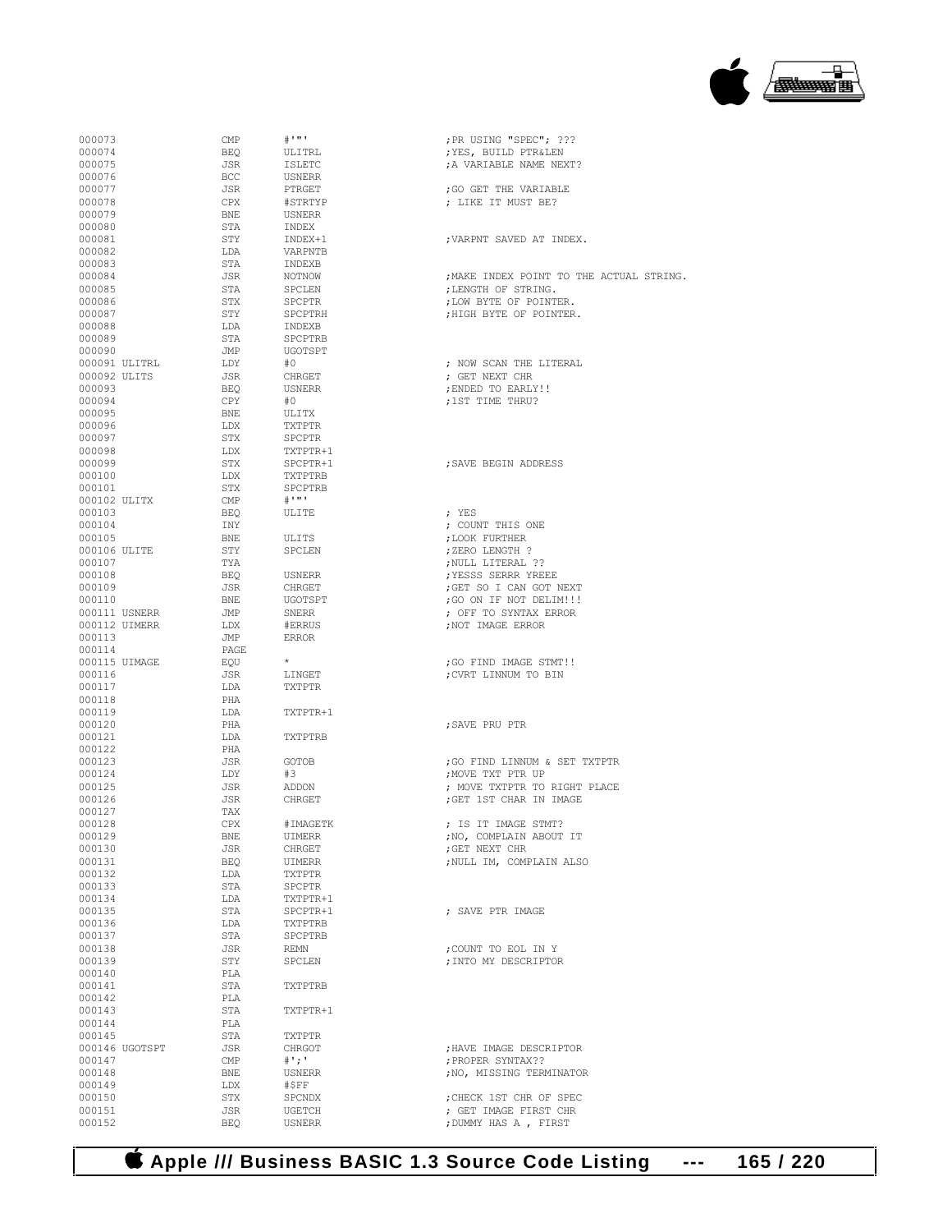```
000073                  CMP      #'"'                 ;PR USING "SPEC"; ???
000074                  BEQ      ULITRL               ;YES, BUILD PTR&LEN
000075                  JSR      ISLETC               ;A VARIABLE NAME NEXT?
000076                  BCC      USNERR
000077                  JSR      PTRGET               ;GO GET THE VARIABLE
000078                  CPX      #STRTYP              ; LIKE IT MUST BE?
000079                  BNE      USNERR
000080                  STA      INDEX
000081                  STY      INDEX+1              ;VARPNT SAVED AT INDEX.
000082                  LDA      VARPNTB
000083                  STA      INDEXB
000084                  JSR      NOTNOW               ;MAKE INDEX POINT TO THE ACTUAL STRING.
000085                  STA      SPCLEN               ;LENGTH OF STRING.
000086                  STX      SPCPTR               ;LOW BYTE OF POINTER.
000087                  STY      SPCPTRH              ;HIGH BYTE OF POINTER.
000088                  LDA      INDEXB
000089                  STA      SPCPTRB
000090                  JMP      UGOTSPT
000091 ULITRL           LDY      #0                   ; NOW SCAN THE LITERAL
000092 ULITS            JSR      CHRGET               ; GET NEXT CHR
000093                  BEQ      USNERR               ;ENDED TO EARLY!!
000094                  CPY      #0                   ;1ST TIME THRU?
000095                  BNE      ULITX
000096                  LDX      TXTPTR
000097                  STX      SPCPTR
000098                  LDX      TXTPTR+1
000099                  STX      SPCPTR+1             ;SAVE BEGIN ADDRESS
000100                  LDX      TXTPTRB
000101                  STX      SPCPTRB
000102 ULITX            CMP      #'"'
000103                  BEQ      ULITE                ; YES
000104                  INY                           ; COUNT THIS ONE
000105                  BNE      ULITS                ;LOOK FURTHER
000106 ULITE            STY      SPCLEN               ;ZERO LENGTH ?
000107                  TYA                           ;NULL LITERAL ??
000108                  BEQ      USNERR               ;YESSS SERRR YREEE
000109                  JSR      CHRGET               ;GET SO I CAN GOT NEXT
000110                  BNE      UGOTSPT              ;GO ON IF NOT DELIM!!!
000111 USNERR           JMP      SNERR                ; OFF TO SYNTAX ERROR
000112 UIMERR           LDX      #ERRUS               ;NOT IMAGE ERROR
000113                  JMP      ERROR
000114                  PAGE
000115 UIMAGE           EQU      *                    ;GO FIND IMAGE STMT!!
000116                  JSR      LINGET               ;CVRT LINNUM TO BIN
000117                  LDA      TXTPTR
000118                  PHA
000119                  LDA      TXTPTR+1
000120                  PHA                           ;SAVE PRU PTR
000121                  LDA      TXTPTRB
000122                  PHA
000123                  JSR      GOTOB                ;GO FIND LINNUM & SET TXTPTR
000124                  LDY      #3                   ;MOVE TXT PTR UP
000125                  JSR      ADDON                ; MOVE TXTPTR TO RIGHT PLACE
000126                  JSR      CHRGET               ;GET 1ST CHAR IN IMAGE
000127                  TAX
000128                  CPX      #IMAGETK             ; IS IT IMAGE STMT?
000129                  BNE      UIMERR               ;NO, COMPLAIN ABOUT IT
000130                  JSR      CHRGET               ;GET NEXT CHR
000131                  BEQ      UIMERR               ;NULL IM, COMPLAIN ALSO
000132                  LDA      TXTPTR
000133                  STA      SPCPTR
000134                  LDA      TXTPTR+1
000135                  STA      SPCPTR+1             ; SAVE PTR IMAGE
000136                  LDA      TXTPTRB
000137                  STA      SPCPTRB
000138                  JSR      REMN                 ;COUNT TO EOL IN Y
000139                  STY      SPCLEN               ;INTO MY DESCRIPTOR
000140                  PLA
000141                  STA      TXTPTRB
000142                  PLA
000143                  STA      TXTPTR+1
000144                  PLA
000145                  STA      TXTPTR
000146 UGOTSPT          JSR      CHRGOT               ;HAVE IMAGE DESCRIPTOR
000147                  CMP      #';'                 ;PROPER SYNTAX??
000148                  BNE      USNERR               ;NO, MISSING TERMINATOR
000149                  LDX      #$FF
000150                  STX      SPCNDX               ;CHECK 1ST CHR OF SPEC
000151                  JSR      UGETCH               ; GET IMAGE FIRST CHR
000152                  BEQ      USNERR               ;DUMMY HAS A , FIRST
```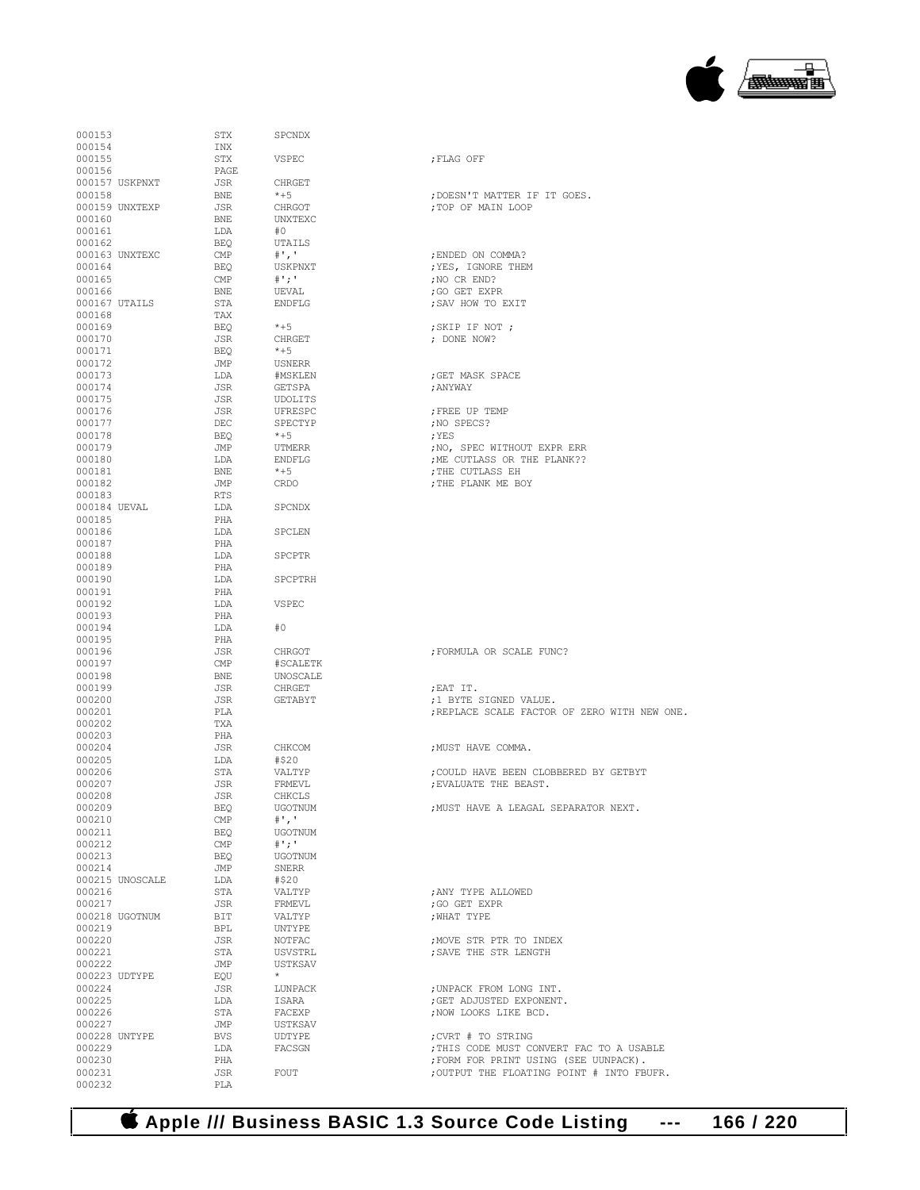```
000153                  STX     SPCNDX
000154                  INX
000155                  STX     VSPEC                   ;FLAG OFF
000156                  PAGE
000157 USKPNXT          JSR     CHRGET
000158                  BNE     *+5                     ;DOESN'T MATTER IF IT GOES.
000159 UNXTEXP          JSR     CHRGOT                  ;TOP OF MAIN LOOP
000160                  BNE     UNXTEXC
000161                  LDA     #0
000162                  BEQ     UTAILS
000163 UNXTEXC          CMP     #','                    ;ENDED ON COMMA?
000164                  BEQ     USKPNXT                 ;YES, IGNORE THEM
000165                  CMP     #';'                    ;NO CR END?
000166                  BNE     UEVAL                   ;GO GET EXPR
000167 UTAILS           STA     ENDFLG                  ;SAV HOW TO EXIT
000168                  TAX
000169                  BEQ     *+5                     ;SKIP IF NOT ;
000170                  JSR     CHRGET                  ; DONE NOW?
000171                  BEQ     *+5
000172                  JMP     USNERR
000173                  LDA     #MSKLEN                 ;GET MASK SPACE
000174                  JSR     GETSPA                  ;ANYWAY
000175                  JSR     UDOLITS
000176                  JSR     UFRESPC                 ;FREE UP TEMP
000177                  DEC     SPECTYP                 ;NO SPECS?
000178                  BEQ     *+5                     ;YES
000179                  JMP     UTMERR                  ;NO, SPEC WITHOUT EXPR ERR
000180                  LDA     ENDFLG                  ;ME CUTLASS OR THE PLANK??
000181                  BNE     *+5                     ;THE CUTLASS EH
000182                  JMP     CRDO                    ;THE PLANK ME BOY
000183                  RTS
000184 UEVAL            LDA     SPCNDX
000185                  PHA
000186                  LDA     SPCLEN
000187                  PHA
000188                  LDA     SPCPTR
000189                  PHA
000190                  LDA     SPCPTRH
000191                  PHA
000192                  LDA     VSPEC
000193                  PHA
000194                  LDA     #0
000195                  PHA
000196                  JSR     CHRGOT                  ;FORMULA OR SCALE FUNC?
000197                  CMP     #SCALETK
000198                  BNE     UNOSCALE
000199                  JSR     CHRGET                  ;EAT IT.
000200                  JSR     GETABYT                 ;1 BYTE SIGNED VALUE.
000201                  PLA                             ;REPLACE SCALE FACTOR OF ZERO WITH NEW ONE.
000202                  TXA
000203                  PHA
000204                  JSR     CHKCOM                  ;MUST HAVE COMMA.
000205                  LDA     #$20
000206                  STA     VALTYP                  ;COULD HAVE BEEN CLOBBERED BY GETBYT
000207                  JSR     FRMEVL                  ;EVALUATE THE BEAST.
000208                  JSR     CHKCLS
000209                  BEQ     UGOTNUM                 ;MUST HAVE A LEAGAL SEPARATOR NEXT.
000210                  CMP     #','
000211                  BEQ     UGOTNUM
000212                  CMP     #';'
000213                  BEQ     UGOTNUM
000214                  JMP     SNERR
000215 UNOSCALE         LDA     #$20
000216                  STA     VALTYP                  ;ANY TYPE ALLOWED
000217                  JSR     FRMEVL                  ;GO GET EXPR
000218 UGOTNUM          BIT     VALTYP                  ;WHAT TYPE
000219                  BPL     UNTYPE
000220                  JSR     NOTFAC                  ;MOVE STR PTR TO INDEX
000221                  STA     USVSTRL                 ;SAVE THE STR LENGTH
000222                  JMP     USTKSAV
000223 UDTYPE           EQU     *
000224                  JSR     LUNPACK                 ;UNPACK FROM LONG INT.
000225                  LDA     ISARA                   ;GET ADJUSTED EXPONENT.
000226                  STA     FACEXP                  ;NOW LOOKS LIKE BCD.
000227                  JMP     USTKSAV
000228 UNTYPE           BVS     UDTYPE                  ;CVRT # TO STRING
000229                  LDA     FACSGN                  ;THIS CODE MUST CONVERT FAC TO A USABLE
000230                  PHA                             ;FORM FOR PRINT USING (SEE UUNPACK).
000231                  JSR     FOUT                    ;OUTPUT THE FLOATING POINT # INTO FBUFR.
000232                  PLA
```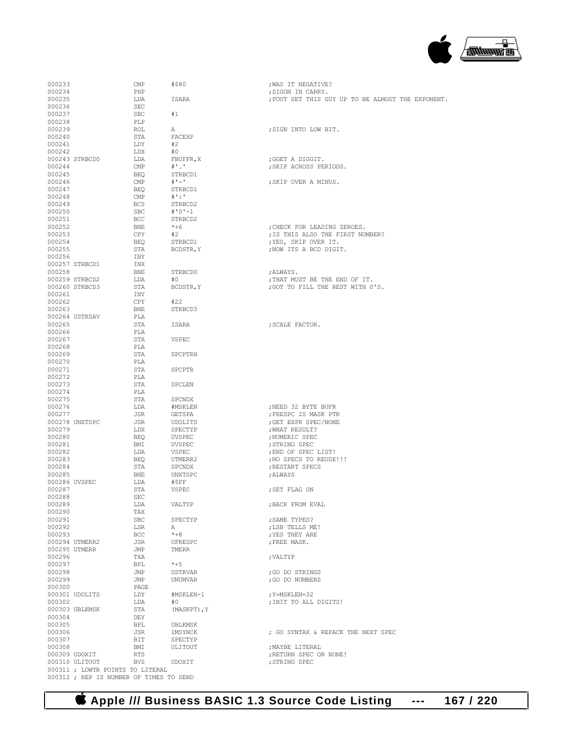```
000233                CMP      #$80                    ;WAS IT NEGATIVE?
000234                PHP                              ;SIGGN IN CARRY.
000235                LDA      ISARA                   ;FOUT SET THIS GUY UP TO BE ALMOST THE EXPONENT.
000236                SEC
000237                SBC      #1
000238                PLP
000239                ROL      A                       ;SIGN INTO LOW BIT.
000240                STA      FACEXP
000241                LDY      #2
000242                LDX      #0
000243 STRBCD0        LDA      FBUFFR,X                ;GGET A DIGGIT.
000244                CMP      #'.'                    ;SKIP ACROSS PERIODS.
000245                BEQ      STRBCD1
000246                CMP      #'-'                    ;SKIP OVER A MINUS.
000247                BEQ      STRBCD1
000248                CMP      #':'
000249                BCS      STRBCD2
000250                SBC      #'0'-1
000251                BCC      STRBCD2
000252                BNE      *+6                     ;CHECK FOR LEADING ZEROES.
000253                CPY      #2                      ;IS THIS ALSO THE FIRST NUMBER?
000254                BEQ      STRBCD1                 ;YES, SKIP OVER IT.
000255                STA      BCDSTR,Y                ;NOW ITS A BCD DIGIT.
000256                INY
000257 STRBCD1        INX
000258                BNE      STRBCD0                 ;ALWAYS.
000259 STRBCD2        LDA      #0                      ;THAT MUST BE THE END OF IT.
000260 STRBCD3        STA      BCDSTR,Y                ;GOT TO FILL THE REST WITH 0'S.
000261                INY
000262                CPY      #22
000263                BNE      STRBCD3
000264 USTKSAV        PLA
000265                STA      ISARA                   ;SCALE FACTOR.
000266                PLA
000267                STA      VSPEC
000268                PLA
000269                STA      SPCPTRH
000270                PLA
000271                STA      SPCPTR
000272                PLA
000273                STA      SPCLEN
000274                PLA
000275                STA      SPCNDX
000276                LDA      #MSKLEN                 ;NEED 32 BYTE BUFR
000277                JSR      GETSPA                  ;FRESPC IS MASK PTR
000278 UNXTSPC        JSR      UDOLITS                 ;GET EXPR SPEC/NONE
000279                LDX      SPECTYP                 ;WHAT RESULT?
000280                BEQ      UVSPEC                  ;NUMERIC SPEC
000281                BMI      UVSPEC                  ;STRING SPEC
000282                LDA      VSPEC                   ;END OF SPEC LIST!
000283                BEQ      UTMERR2                 ;NO SPECS TO REUSE!!!
000284                STA      SPCNDX                  ;RESTART SPECS
000285                BNE      UNXTSPC                 ;ALWAYS
000286 UVSPEC         LDA      #$FF
000287                STA      VSPEC                   ;SET FLAG ON
000288                SEC
000289                LDA      VALTYP                  ;BACK FROM EVAL
000290                TAX
000291                SBC      SPECTYP                 ;SAME TYPES?
000292                LSR      A                       ;LSB TELLS ME!
000293                BCC      *+8                     ;YES THEY ARE
000294 UTMERR2        JSR      UFRESPC                 ;FREE MASK.
000295 UTMERR         JMP      TMERR
000296                TXA                              ;VALTYP
000297                BPL      *+5
000298                JMP      USTRVAR                 ;GO DO STRINGS
000299                JMP      UNUMVAR                 ;GO DO NUMBERS
000300                PAGE
000301 UDOLITS        LDY      #MSKLEN-1               ;Y=MSKLEN=32
000302                LDA      #0                      ;INIT TO ALL DIGITS!
000303 UBLKMSK        STA      (MASKPT),Y
000304                DEY
000305                BPL      UBLKMSK
000306                JSR      IMSYNCK                 ; GO SYNTAX & REPACK THE NEXT SPEC
000307                BIT      SPECTYP
000308                BMI      ULITOUT                 ;MAYBE LITERAL
000309 UDOXIT         RTS                              ;RETURN SPEC OR NONE!
000310 ULITOUT        BVS      UDOXIT                  ;STRING SPEC
000311 ; LOWTR POINTS TO LITERAL
000312 ; REP IS NUMBER OF TIMES TO SEND
```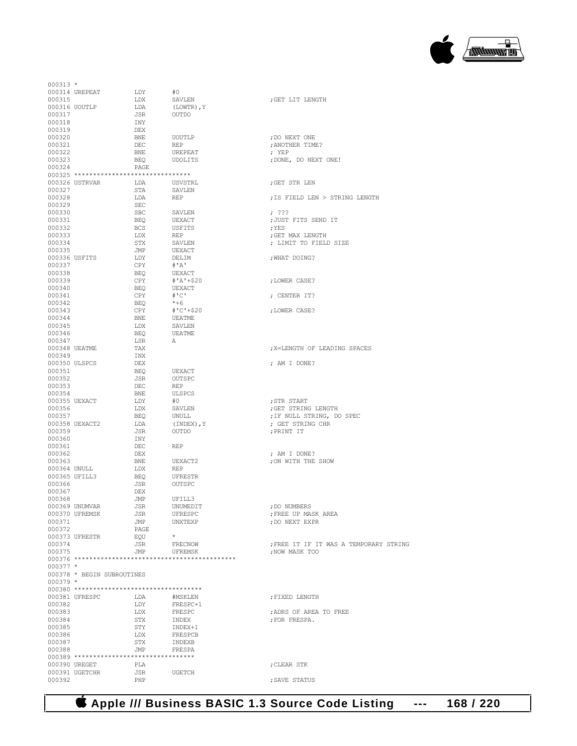```
000313 *
000314 UREPEAT         LDY     #0
000315                 LDX     SAVLEN              ;GET LIT LENGTH
000316 UOUTLP          LDA     (LOWTR),Y
000317                 JSR     OUTDO
000318                 INY
000319                 DEX
000320                 BNE     UOUTLP              ;DO NEXT ONE
000321                 DEC     REP                 ;ANOTHER TIME?
000322                 BNE     UREPEAT             ; YEP
000323                 BEQ     UDOLITS             ;DONE, DO NEXT ONE!
000324                 PAGE
000325 ********************************
000326 USTRVAR         LDA     USVSTRL             ;GET STR LEN
000327                 STA     SAVLEN
000328                 LDA     REP                 ;IS FIELD LEN > STRING LENGTH
000329                 SEC
000330                 SBC     SAVLEN              ; ???
000331                 BEQ     UEXACT              ;JUST FITS SEND IT
000332                 BCS     USFITS              ;YES
000333                 LDX     REP                 ;GET MAX LENGTH
000334                 STX     SAVLEN              ; LIMIT TO FIELD SIZE
000335                 JMP     UEXACT
000336 USFITS          LDY     DELIM               ;WHAT DOING?
000337                 CPY     #'A'
000338                 BEQ     UEXACT
000339                 CPY     #'A'+$20            ;LOWER CASE?
000340                 BEQ     UEXACT
000341                 CPY     #'C'                ; CENTER IT?
000342                 BEQ     *+6
000343                 CPY     #'C'+$20            ;LOWER CASE?
000344                 BNE     UEATME
000345                 LDX     SAVLEN
000346                 BEQ     UEATME
000347                 LSR     A
000348 UEATME          TAX                         ;X=LENGTH OF LEADING SPACES
000349                 INX
000350 ULSPCS          DEX                         ; AM I DONE?
000351                 BEQ     UEXACT
000352                 JSR     OUTSPC
000353                 DEC     REP
000354                 BNE     ULSPCS
000355 UEXACT          LDY     #0                  ;STR START
000356                 LDX     SAVLEN              ;GET STRING LENGTH
000357                 BEQ     UNULL               ;IF NULL STRING, DO SPEC
000358 UEXACT2         LDA     (INDEX),Y           ; GET STRING CHR
000359                 JSR     OUTDO               ;PRINT IT
000360                 INY
000361                 DEC     REP
000362                 DEX                         ; AM I DONE?
000363                 BNE     UEXACT2             ;ON WITH THE SHOW
000364 UNULL           LDX     REP
000365 UFILL3          BEQ     UFRESTR
000366                 JSR     OUTSPC
000367                 DEX
000368                 JMP     UFILL3
000369 UNUMVAR         JSR     UNUMEDIT            ;DO NUMBERS
000370 UFREMSK         JSR     UFRESPC             ;FREE UP MASK AREA
000371                 JMP     UNXTEXP             ;DO NEXT EXPR
000372                 PAGE
000373 UFRESTR         EQU     *
000374                 JSR     FRECNOW             ;FREE IT IF IT WAS A TEMPORARY STRING
000375                 JMP     UFREMSK             ;NOW MASK TOO
000376 ********************************************
000377 *
000378 * BEGIN SUBROUTINES
000379 *
000380 **********************************
000381 UFRESPC         LDA     #MSKLEN             ;FIXED LENGTH
000382                 LDY     FRESPC+1
000383                 LDX     FRESPC              ;ADRS OF AREA TO FREE
000384                 STX     INDEX               ;FOR FRESPA.
000385                 STY     INDEX+1
000386                 LDX     FRESPCB
000387                 STX     INDEXB
000388                 JMP     FRESPA
000389 ********************************
000390 UREGET          PLA                         ;CLEAR STK
000391 UGETCHR         JSR     UGETCH
000392                 PHP                         ;SAVE STATUS
```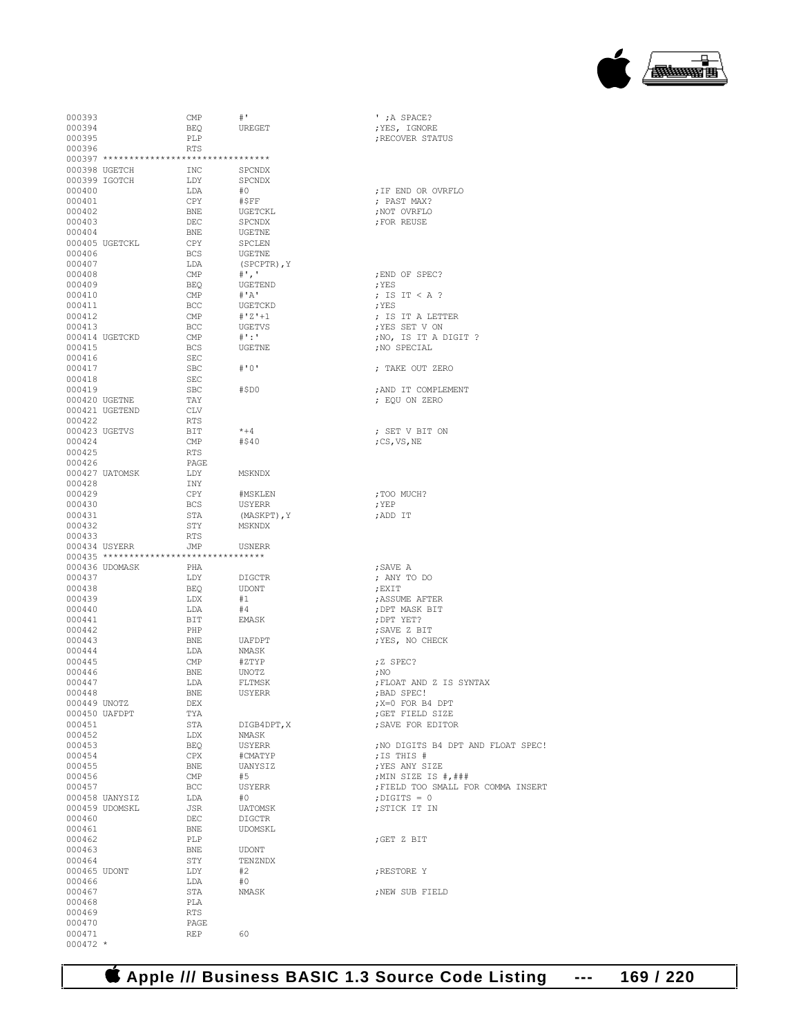```
000393              CMP       #'                          ' ;A SPACE?
000394              BEQ       UREGET                      ;YES, IGNORE
000395              PLP                                   ;RECOVER STATUS
000396              RTS
000397 ********************************
000398 UGETCH       INC       SPCNDX
000399 IGOTCH       LDY       SPCNDX
000400              LDA       #0                          ;IF END OR OVRFLO
000401              CPY       #$FF                        ; PAST MAX?
000402              BNE       UGETCKL                     ;NOT OVRFLO
000403              DEC       SPCNDX                      ;FOR REUSE
000404              BNE       UGETNE
000405 UGETCKL      CPY       SPCLEN
000406              BCS       UGETNE
000407              LDA       (SPCPTR),Y
000408              CMP       #','                        ;END OF SPEC?
000409              BEQ       UGETEND                     ;YES
000410              CMP       #'A'                        ; IS IT < A ?
000411              BCC       UGETCKD                     ;YES
000412              CMP       #'Z'+1                      ; IS IT A LETTER
000413              BCC       UGETVS                      ;YES SET V ON
000414 UGETCKD      CMP       #':'                        ;NO, IS IT A DIGIT ?
000415              BCS       UGETNE                      ;NO SPECIAL
000416              SEC
000417              SBC       #'0'                        ; TAKE OUT ZERO
000418              SEC
000419              SBC       #$D0                        ;AND IT COMPLEMENT
000420 UGETNE       TAY                                   ; EQU ON ZERO
000421 UGETEND      CLV
000422              RTS
000423 UGETVS       BIT       *+4                         ; SET V BIT ON
000424              CMP       #$40                        ;CS,VS,NE
000425              RTS
000426              PAGE
000427 UATOMSK      LDY       MSKNDX
000428              INY
000429              CPY       #MSKLEN                     ;TOO MUCH?
000430              BCS       USYERR                      ;YEP
000431              STA       (MASKPT),Y                  ;ADD IT
000432              STY       MSKNDX
000433              RTS
000434 USYERR       JMP       USNERR
000435 *******************************
000436 UDOMASK      PHA                                   ;SAVE A
000437              LDY       DIGCTR                      ; ANY TO DO
000438              BEQ       UDONT                       ;EXIT
000439              LDX       #1                          ;ASSUME AFTER
000440              LDA       #4                          ;DPT MASK BIT
000441              BIT       EMASK                       ;DPT YET?
000442              PHP                                   ;SAVE Z BIT
000443              BNE       UAFDPT                      ;YES, NO CHECK
000444              LDA       NMASK
000445              CMP       #ZTYP                       ;Z SPEC?
000446              BNE       UNOTZ                       ;NO
000447              LDA       FLTMSK                      ;FLOAT AND Z IS SYNTAX
000448              BNE       USYERR                      ;BAD SPEC!
000449 UNOTZ        DEX                                   ;X=0 FOR B4 DPT
000450 UAFDPT       TYA                                   ;GET FIELD SIZE
000451              STA       DIGB4DPT,X                  ;SAVE FOR EDITOR
000452              LDX       NMASK
000453              BEQ       USYERR                      ;NO DIGITS B4 DPT AND FLOAT SPEC!
000454              CPX       #CMATYP                     ;IS THIS #
000455              BNE       UANYSIZ                     ;YES ANY SIZE
000456              CMP       #5                          ;MIN SIZE IS #,###
000457              BCC       USYERR                      ;FIELD TOO SMALL FOR COMMA INSERT
000458 UANYSIZ      LDA       #0                          ;DIGITS = 0
000459 UDOMSKL      JSR       UATOMSK                     ;STICK IT IN
000460              DEC       DIGCTR
000461              BNE       UDOMSKL
000462              PLP                                   ;GET Z BIT
000463              BNE       UDONT
000464              STY       TENZNDX
000465 UDONT        LDY       #2                          ;RESTORE Y
000466              LDA       #0
000467              STA       NMASK                       ;NEW SUB FIELD
000468              PLA
000469              RTS
000470              PAGE
000471              REP       60
000472 *
```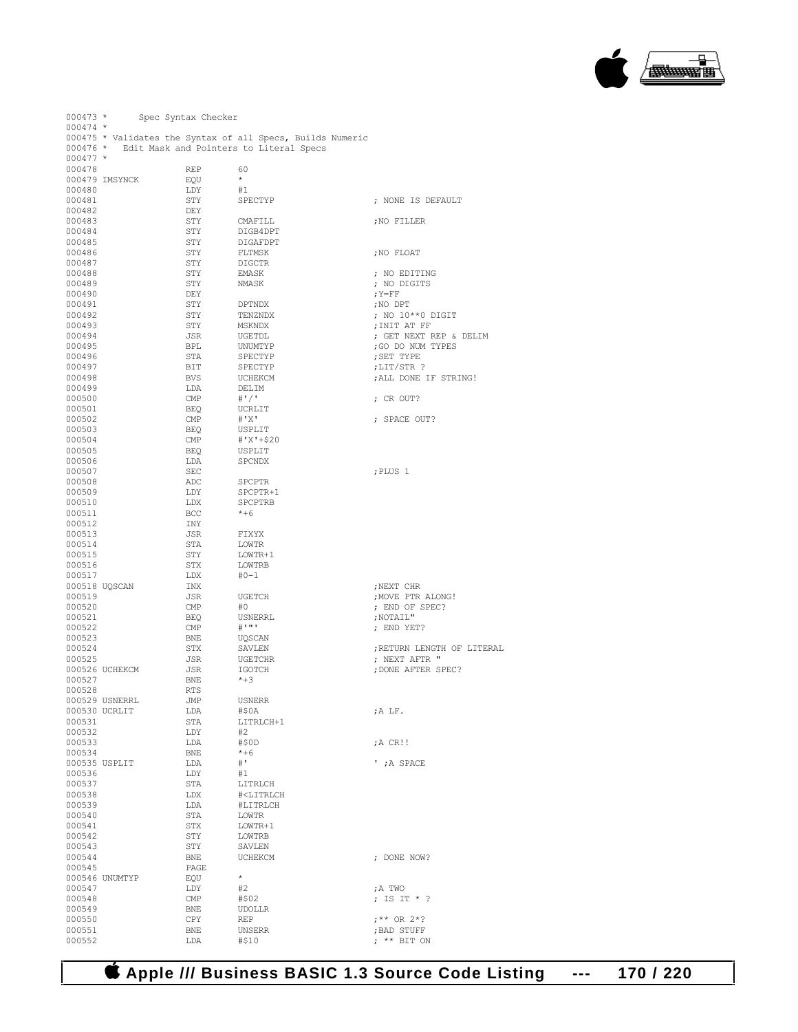```
000473 *      Spec Syntax Checker
000474 *
000475 * Validates the Syntax of all Specs, Builds Numeric
000476 *   Edit Mask and Pointers to Literal Specs
000477 *
000478                REP       60
000479 IMSYNCK        EQU       *
000480                LDY       #1
000481                STY       SPECTYP                    ; NONE IS DEFAULT
000482                DEY
000483                STY       CMAFILL                    ;NO FILLER
000484                STY       DIGB4DPT
000485                STY       DIGAFDPT
000486                STY       FLTMSK                     ;NO FLOAT
000487                STY       DIGCTR
000488                STY       EMASK                      ; NO EDITING
000489                STY       NMASK                      ; NO DIGITS
000490                DEY                                  ;Y=FF
000491                STY       DPTNDX                     ;NO DPT
000492                STY       TENZNDX                    ; NO 10**0 DIGIT
000493                STY       MSKNDX                     ;INIT AT FF
000494                JSR       UGETDL                     ; GET NEXT REP & DELIM
000495                BPL       UNUMTYP                    ;GO DO NUM TYPES
000496                STA       SPECTYP                    ;SET TYPE
000497                BIT       SPECTYP                    ;LIT/STR ?
000498                BVS       UCHEKCM                    ;ALL DONE IF STRING!
000499                LDA       DELIM
000500                CMP       #'/'                       ; CR OUT?
000501                BEQ       UCRLIT
000502                CMP       #'X'                       ; SPACE OUT?
000503                BEQ       USPLIT
000504                CMP       #'X'+$20
000505                BEQ       USPLIT
000506                LDA       SPCNDX
000507                SEC                                  ;PLUS 1
000508                ADC       SPCPTR
000509                LDY       SPCPTR+1
000510                LDX       SPCPTRB
000511                BCC       *+6
000512                INY
000513                JSR       FIXYX
000514                STA       LOWTR
000515                STY       LOWTR+1
000516                STX       LOWTRB
000517                LDX       #0-1
000518 UQSCAN         INX                                  ;NEXT CHR
000519                JSR       UGETCH                     ;MOVE PTR ALONG!
000520                CMP       #0                         ; END OF SPEC?
000521                BEQ       USNERRL                    ;NOTAIL"
000522                CMP       #'"'                       ; END YET?
000523                BNE       UQSCAN
000524                STX       SAVLEN                     ;RETURN LENGTH OF LITERAL
000525                JSR       UGETCHR                    ; NEXT AFTR "
000526 UCHEKCM        JSR       IGOTCH                     ;DONE AFTER SPEC?
000527                BNE       *+3
000528                RTS
000529 USNERRL        JMP       USNERR
000530 UCRLIT         LDA       #$0A                       ;A LF.
000531                STA       LITRLCH+1
000532                LDY       #2
000533                LDA       #$0D                       ;A CR!!
000534                BNE       *+6
000535 USPLIT         LDA       #'                         ' ;A SPACE
000536                LDY       #1
000537                STA       LITRLCH
000538                LDX       #<LITRLCH
000539                LDA       #LITRLCH
000540                STA       LOWTR
000541                STX       LOWTR+1
000542                STY       LOWTRB
000543                STY       SAVLEN
000544                BNE       UCHEKCM                    ; DONE NOW?
000545                PAGE
000546 UNUMTYP        EQU       *
000547                LDY       #2                         ;A TWO
000548                CMP       #$02                       ; IS IT * ?
000549                BNE       UDOLLR
000550                CPY       REP                        ;** OR 2*?
000551                BNE       UNSERR                     ;BAD STUFF
000552                LDA       #$10                       ; ** BIT ON
```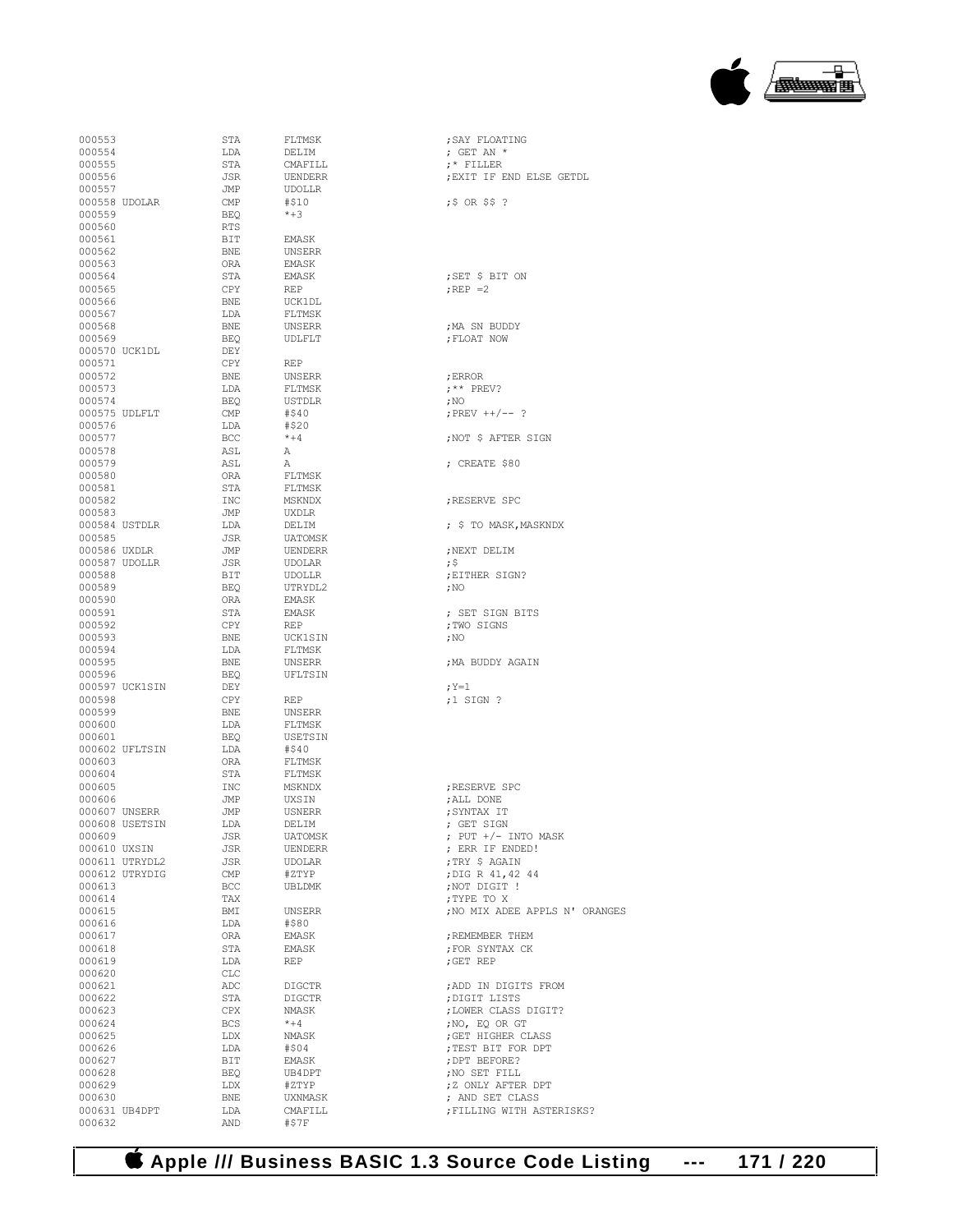```
000553              STA      FLTMSK                  ;SAY FLOATING
000554              LDA      DELIM                   ; GET AN *
000555              STA      CMAFILL                 ;* FILLER
000556              JSR      UENDERR                 ;EXIT IF END ELSE GETDL
000557              JMP      UDOLLR
000558 UDOLAR       CMP      #$10                    ;$ OR $$ ?
000559              BEQ      *+3
000560              RTS
000561              BIT      EMASK
000562              BNE      UNSERR
000563              ORA      EMASK
000564              STA      EMASK                   ;SET $ BIT ON
000565              CPY      REP                     ;REP =2
000566              BNE      UCK1DL
000567              LDA      FLTMSK
000568              BNE      UNSERR                  ;MA SN BUDDY
000569              BEQ      UDLFLT                  ;FLOAT NOW
000570 UCK1DL       DEY
000571              CPY      REP
000572              BNE      UNSERR                  ;ERROR
000573              LDA      FLTMSK                  ;** PREV?
000574              BEQ      USTDLR                  ;NO
000575 UDLFLT       CMP      #$40                    ;PREV ++/-- ?
000576              LDA      #$20
000577              BCC      *+4                     ;NOT $ AFTER SIGN
000578              ASL      A
000579              ASL      A                       ; CREATE $80
000580              ORA      FLTMSK
000581              STA      FLTMSK
000582              INC      MSKNDX                  ;RESERVE SPC
000583              JMP      UXDLR
000584 USTDLR       LDA      DELIM                   ; $ TO MASK,MASKNDX
000585              JSR      UATOMSK
000586 UXDLR        JMP      UENDERR                 ;NEXT DELIM
000587 UDOLLR       JSR      UDOLAR                  ;$
000588              BIT      UDOLLR                  ;EITHER SIGN?
000589              BEQ      UTRYDL2                 ;NO
000590              ORA      EMASK
000591              STA      EMASK                   ; SET SIGN BITS
000592              CPY      REP                     ;TWO SIGNS
000593              BNE      UCK1SIN                 ;NO
000594              LDA      FLTMSK
000595              BNE      UNSERR                  ;MA BUDDY AGAIN
000596              BEQ      UFLTSIN
000597 UCK1SIN      DEY                              ;Y=1
000598              CPY      REP                     ;1 SIGN ?
000599              BNE      UNSERR
000600              LDA      FLTMSK
000601              BEQ      USETSIN
000602 UFLTSIN      LDA      #$40
000603              ORA      FLTMSK
000604              STA      FLTMSK
000605              INC      MSKNDX                  ;RESERVE SPC
000606              JMP      UXSIN                   ;ALL DONE
000607 UNSERR       JMP      USNERR                  ;SYNTAX IT
000608 USETSIN      LDA      DELIM                   ; GET SIGN
000609              JSR      UATOMSK                 ; PUT +/- INTO MASK
000610 UXSIN        JSR      UENDERR                 ; ERR IF ENDED!
000611 UTRYDL2      JSR      UDOLAR                  ;TRY $ AGAIN
000612 UTRYDIG      CMP      #ZTYP                   ;DIG R 41,42 44
000613              BCC      UBLDMK                  ;NOT DIGIT !
000614              TAX                              ;TYPE TO X
000615              BMI      UNSERR                  ;NO MIX ADEE APPLS N' ORANGES
000616              LDA      #$80
000617              ORA      EMASK                   ;REMEMBER THEM
000618              STA      EMASK                   ;FOR SYNTAX CK
000619              LDA      REP                     ;GET REP
000620              CLC
000621              ADC      DIGCTR                  ;ADD IN DIGITS FROM
000622              STA      DIGCTR                  ;DIGIT LISTS
000623              CPX      NMASK                   ;LOWER CLASS DIGIT?
000624              BCS      *+4                     ;NO, EQ OR GT
000625              LDX      NMASK                   ;GET HIGHER CLASS
000626              LDA      #$04                    ;TEST BIT FOR DPT
000627              BIT      EMASK                   ;DPT BEFORE?
000628              BEQ      UB4DPT                  ;NO SET FILL
000629              LDX      #ZTYP                   ;Z ONLY AFTER DPT
000630              BNE      UXNMASK                 ; AND SET CLASS
000631 UB4DPT       LDA      CMAFILL                 ;FILLING WITH ASTERISKS?
000632              AND      #$7F
```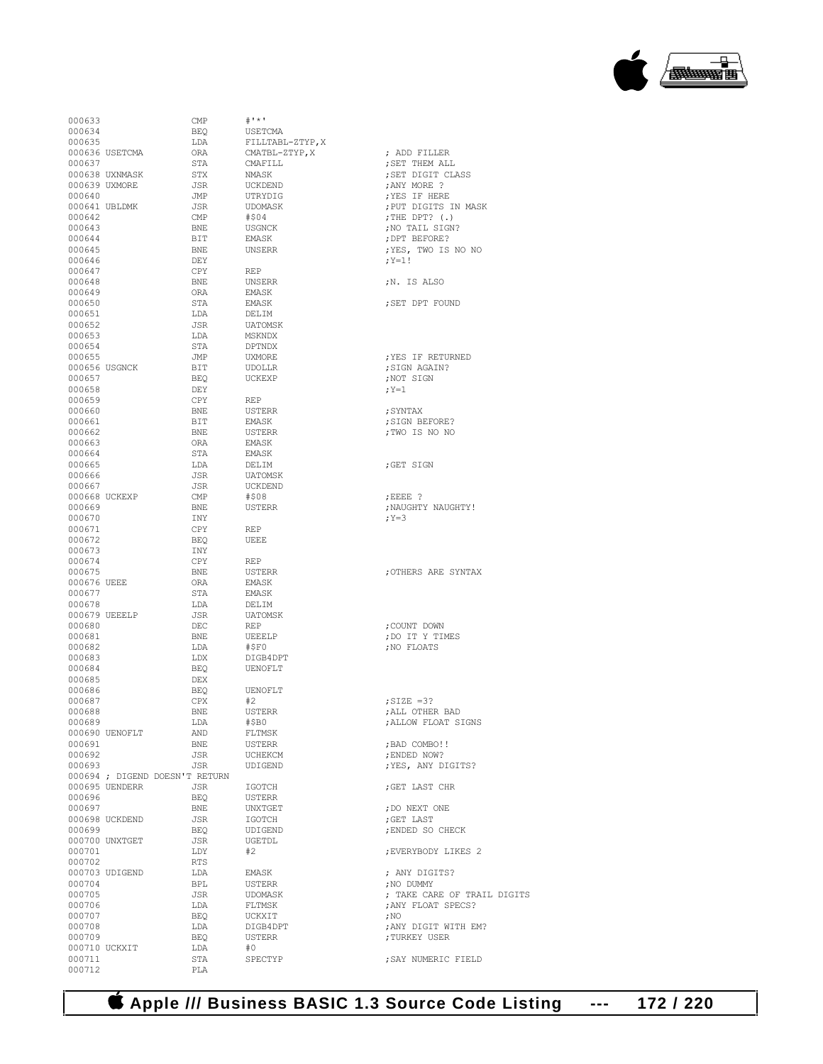```
000633                  CMP     #'*'
000634                  BEQ     USETCMA
000635                  LDA     FILLTABL-ZTYP,X
000636 USETCMA          ORA     CMATBL-ZTYP,X           ; ADD FILLER
000637                  STA     CMAFILL                 ;SET THEM ALL
000638 UXNMASK          STX     NMASK                   ;SET DIGIT CLASS
000639 UXMORE           JSR     UCKDEND                 ;ANY MORE ?
000640                  JMP     UTRYDIG                 ;YES IF HERE
000641 UBLDMK           JSR     UDOMASK                 ;PUT DIGITS IN MASK
000642                  CMP     #$04                    ;THE DPT? (.)
000643                  BNE     USGNCK                  ;NO TAIL SIGN?
000644                  BIT     EMASK                   ;DPT BEFORE?
000645                  BNE     UNSERR                  ;YES, TWO IS NO NO
000646                  DEY                             ;Y=1!
000647                  CPY     REP
000648                  BNE     UNSERR                  ;N. IS ALSO
000649                  ORA     EMASK
000650                  STA     EMASK                   ;SET DPT FOUND
000651                  LDA     DELIM
000652                  JSR     UATOMSK
000653                  LDA     MSKNDX
000654                  STA     DPTNDX
000655                  JMP     UXMORE                  ;YES IF RETURNED
000656 USGNCK           BIT     UDOLLR                  ;SIGN AGAIN?
000657                  BEQ     UCKEXP                  ;NOT SIGN
000658                  DEY                             ;Y=1
000659                  CPY     REP
000660                  BNE     USTERR                  ;SYNTAX
000661                  BIT     EMASK                   ;SIGN BEFORE?
000662                  BNE     USTERR                  ;TWO IS NO NO
000663                  ORA     EMASK
000664                  STA     EMASK
000665                  LDA     DELIM                   ;GET SIGN
000666                  JSR     UATOMSK
000667                  JSR     UCKDEND
000668 UCKEXP           CMP     #$08                    ;EEEE ?
000669                  BNE     USTERR                  ;NAUGHTY NAUGHTY!
000670                  INY                             ;Y=3
000671                  CPY     REP
000672                  BEQ     UEEE
000673                  INY
000674                  CPY     REP
000675                  BNE     USTERR                  ;OTHERS ARE SYNTAX
000676 UEEE             ORA     EMASK
000677                  STA     EMASK
000678                  LDA     DELIM
000679 UEEELP           JSR     UATOMSK
000680                  DEC     REP                     ;COUNT DOWN
000681                  BNE     UEEELP                  ;DO IT Y TIMES
000682                  LDA     #$F0                    ;NO FLOATS
000683                  LDX     DIGB4DPT
000684                  BEQ     UENOFLT
000685                  DEX
000686                  BEQ     UENOFLT
000687                  CPX     #2                      ;SIZE =3?
000688                  BNE     USTERR                  ;ALL OTHER BAD
000689                  LDA     #$B0                    ;ALLOW FLOAT SIGNS
000690 UENOFLT          AND     FLTMSK
000691                  BNE     USTERR                  ;BAD COMBO!!
000692                  JSR     UCHEKCM                 ;ENDED NOW?
000693                  JSR     UDIGEND                 ;YES, ANY DIGITS?
000694 ; DIGEND DOESN'T RETURN
000695 UENDERR          JSR     IGOTCH                  ;GET LAST CHR
000696                  BEQ     USTERR
000697                  BNE     UNXTGET                 ;DO NEXT ONE
000698 UCKDEND          JSR     IGOTCH                  ;GET LAST
000699                  BEQ     UDIGEND                 ;ENDED SO CHECK
000700 UNXTGET          JSR     UGETDL
000701                  LDY     #2                      ;EVERYBODY LIKES 2
000702                  RTS
000703 UDIGEND          LDA     EMASK                   ; ANY DIGITS?
000704                  BPL     USTERR                  ;NO DUMMY
000705                  JSR     UDOMASK                 ; TAKE CARE OF TRAIL DIGITS
000706                  LDA     FLTMSK                  ;ANY FLOAT SPECS?
000707                  BEQ     UCKXIT                  ;NO
000708                  LDA     DIGB4DPT                ;ANY DIGIT WITH EM?
000709                  BEQ     USTERR                  ;TURKEY USER
000710 UCKXIT           LDA     #0
000711                  STA     SPECTYP                 ;SAY NUMERIC FIELD
000712                  PLA
```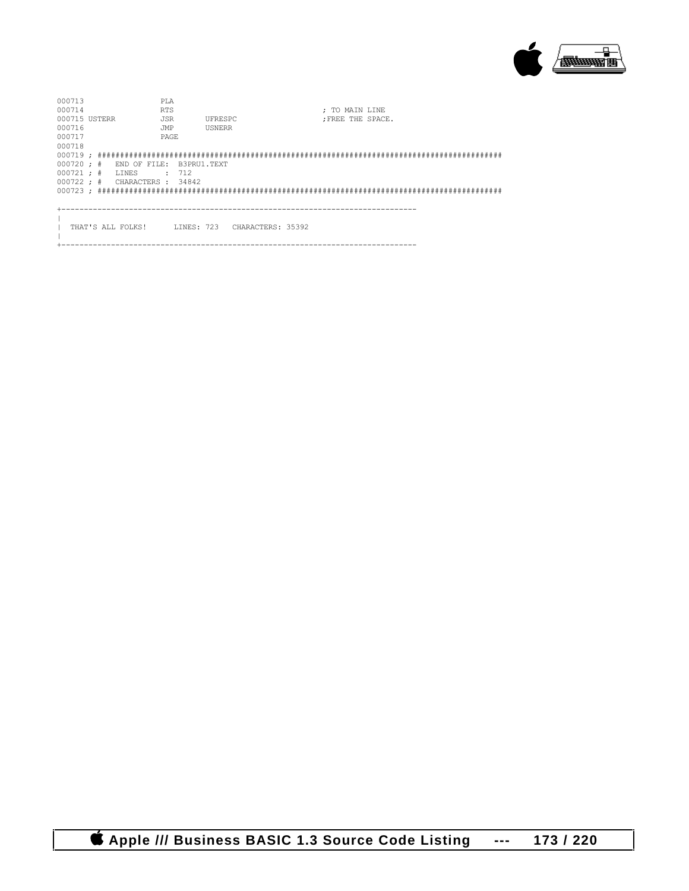```
000713                  PLA
000714                  RTS                                 ; TO MAIN LINE
000715 USTERR           JSR       UFRESPC                   ;FREE THE SPACE.
000716                  JMP       USNERR
000717                  PAGE
000718
000719 ; ##########################################################################################
000720 ; #   END OF FILE:  B3PRU1.TEXT
000721 ; #   LINES      :  712
000722 ; #   CHARACTERS :  34842
000723 ; ##########################################################################################
```

```
+------------------------------------------------------------------------------
|
|  THAT'S ALL FOLKS!      LINES: 723   CHARACTERS: 35392
|
+------------------------------------------------------------------------------
```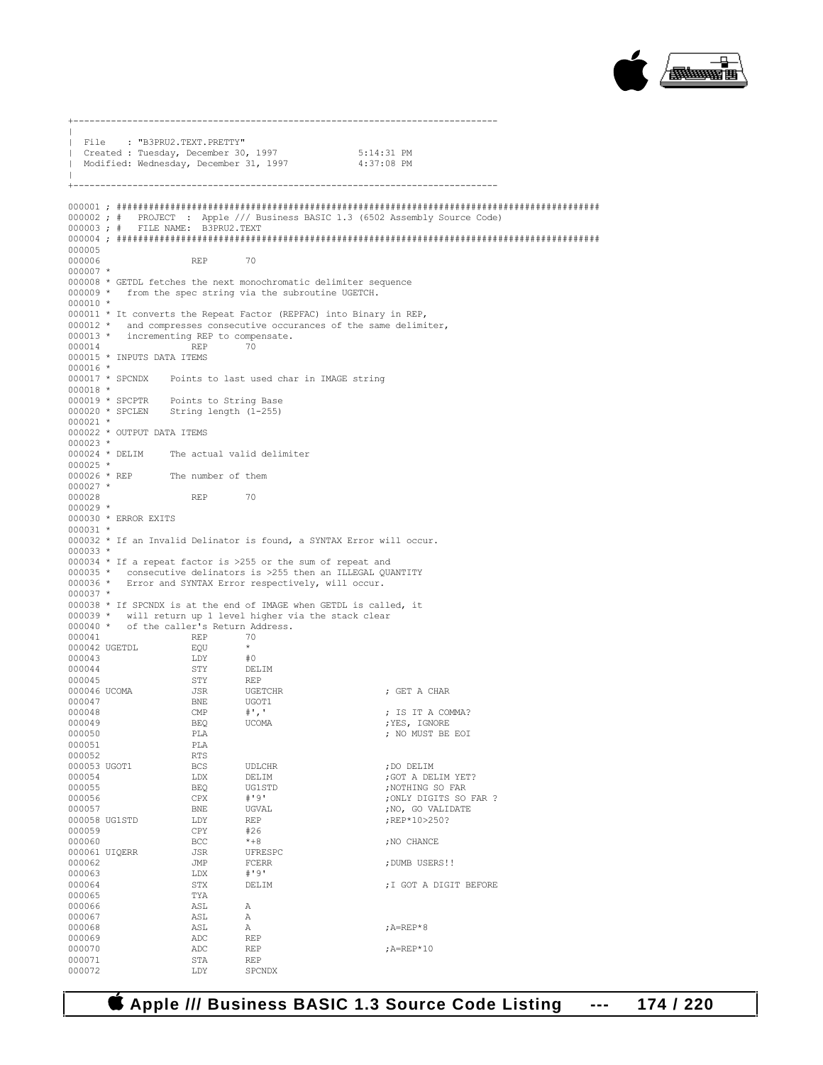```
+-----------------------------------------------------------------------------
|
| File    : "B3PRU2.TEXT.PRETTY"
| Created : Tuesday, December 30, 1997              5:14:31 PM
| Modified: Wednesday, December 31, 1997            4:37:08 PM
|
+-----------------------------------------------------------------------------

000001 ; ########################################################################################
000002 ; #   PROJECT  :  Apple /// Business BASIC 1.3 (6502 Assembly Source Code)
000003 ; #   FILE NAME:  B3PRU2.TEXT
000004 ; ########################################################################################
000005
000006                 REP       70
000007 *
000008 * GETDL fetches the next monochromatic delimiter sequence
000009 *   from the spec string via the subroutine UGETCH.
000010 *
000011 * It converts the Repeat Factor (REPFAC) into Binary in REP,
000012 *   and compresses consecutive occurances of the same delimiter,
000013 *   incrementing REP to compensate.
000014                 REP       70
000015 * INPUTS DATA ITEMS
000016 *
000017 * SPCNDX    Points to last used char in IMAGE string
000018 *
000019 * SPCPTR    Points to String Base
000020 * SPCLEN    String length (1-255)
000021 *
000022 * OUTPUT DATA ITEMS
000023 *
000024 * DELIM     The actual valid delimiter
000025 *
000026 * REP       The number of them
000027 *
000028                 REP       70
000029 *
000030 * ERROR EXITS
000031 *
000032 * If an Invalid Delinator is found, a SYNTAX Error will occur.
000033 *
000034 * If a repeat factor is >255 or the sum of repeat and
000035 *   consecutive delinators is >255 then an ILLEGAL QUANTITY
000036 *   Error and SYNTAX Error respectively, will occur.
000037 *
000038 * If SPCNDX is at the end of IMAGE when GETDL is called, it
000039 *   will return up 1 level higher via the stack clear
000040 *   of the caller's Return Address.
000041                 REP       70
000042 UGETDL          EQU       *
000043                 LDY       #0
000044                 STY       DELIM
000045                 STY       REP
000046 UCOMA           JSR       UGETCHR                  ; GET A CHAR
000047                 BNE       UGOT1
000048                 CMP       #','                     ; IS IT A COMMA?
000049                 BEQ       UCOMA                    ;YES, IGNORE
000050                 PLA                                ; NO MUST BE EOI
000051                 PLA
000052                 RTS
000053 UGOT1           BCS       UDLCHR                   ;DO DELIM
000054                 LDX       DELIM                    ;GOT A DELIM YET?
000055                 BEQ       UG1STD                   ;NOTHING SO FAR
000056                 CPX       #'9'                     ;ONLY DIGITS SO FAR ?
000057                 BNE       UGVAL                    ;NO, GO VALIDATE
000058 UG1STD          LDY       REP                      ;REP*10>250?
000059                 CPY       #26
000060                 BCC       *+8                      ;NO CHANCE
000061 UIQERR          JSR       UFRESPC
000062                 JMP       FCERR                    ;DUMB USERS!!
000063                 LDX       #'9'
000064                 STX       DELIM                    ;I GOT A DIGIT BEFORE
000065                 TYA
000066                 ASL       A
000067                 ASL       A
000068                 ASL       A                        ;A=REP*8
000069                 ADC       REP
000070                 ADC       REP                      ;A=REP*10
000071                 STA       REP
000072                 LDY       SPCNDX
```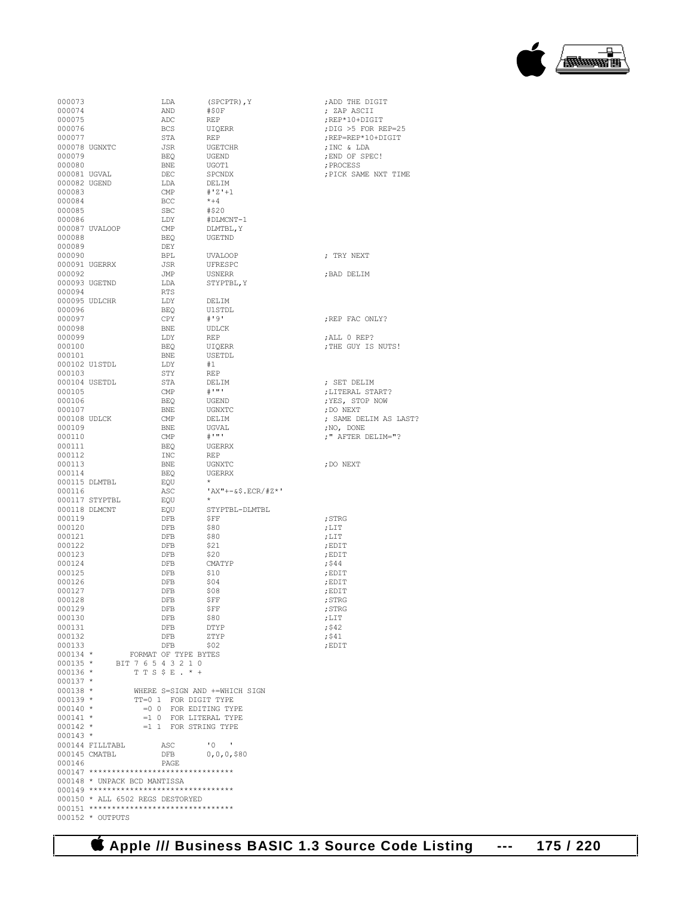```
000073                  LDA       (SPCPTR),Y              ;ADD THE DIGIT
000074                  AND       #$0F                    ; ZAP ASCII
000075                  ADC       REP                     ;REP*10+DIGIT
000076                  BCS       UIQERR                  ;DIG >5 FOR REP=25
000077                  STA       REP                     ;REP=REP*10+DIGIT
000078 UGNXTC           JSR       UGETCHR                 ;INC & LDA
000079                  BEQ       UGEND                   ;END OF SPEC!
000080                  BNE       UGOT1                   ;PROCESS
000081 UGVAL            DEC       SPCNDX                  ;PICK SAME NXT TIME
000082 UGEND            LDA       DELIM
000083                  CMP       #'Z'+1
000084                  BCC       *+4
000085                  SBC       #$20
000086                  LDY       #DLMCNT-1
000087 UVALOOP          CMP       DLMTBL,Y
000088                  BEQ       UGETND
000089                  DEY
000090                  BPL       UVALOOP                 ; TRY NEXT
000091 UGERRX           JSR       UFRESPC
000092                  JMP       USNERR                  ;BAD DELIM
000093 UGETND           LDA       STYPTBL,Y
000094                  RTS
000095 UDLCHR           LDY       DELIM
000096                  BEQ       U1STDL
000097                  CPY       #'9'                    ;REP FAC ONLY?
000098                  BNE       UDLCK
000099                  LDY       REP                     ;ALL 0 REP?
000100                  BEQ       UIQERR                  ;THE GUY IS NUTS!
000101                  BNE       USETDL
000102 U1STDL           LDY       #1
000103                  STY       REP
000104 USETDL           STA       DELIM                   ; SET DELIM
000105                  CMP       #'"'                    ;LITERAL START?
000106                  BEQ       UGEND                   ;YES, STOP NOW
000107                  BNE       UGNXTC                  ;DO NEXT
000108 UDLCK            CMP       DELIM                   ; SAME DELIM AS LAST?
000109                  BNE       UGVAL                   ;NO, DONE
000110                  CMP       #'"'                    ;" AFTER DELIM="?
000111                  BEQ       UGERRX
000112                  INC       REP
000113                  BNE       UGNXTC                  ;DO NEXT
000114                  BEQ       UGERRX
000115 DLMTBL           EQU       *
000116                  ASC       'AX"+-&$.ECR/#Z*'
000117 STYPTBL          EQU       *
000118 DLMCNT           EQU       STYPTBL-DLMTBL
000119                  DFB       $FF                     ;STRG
000120                  DFB       $80                     ;LIT
000121                  DFB       $80                     ;LIT
000122                  DFB       $21                     ;EDIT
000123                  DFB       $20                     ;EDIT
000124                  DFB       CMATYP                  ;$44
000125                  DFB       $10                     ;EDIT
000126                  DFB       $04                     ;EDIT
000127                  DFB       $08                     ;EDIT
000128                  DFB       $FF                     ;STRG
000129                  DFB       $FF                     ;STRG
000130                  DFB       $80                     ;LIT
000131                  DFB       DTYP                    ;$42
000132                  DFB       ZTYP                    ;$41
000133                  DFB       $02                     ;EDIT
000134 *        FORMAT OF TYPE BYTES
000135 *     BIT 7 6 5 4 3 2 1 0
000136 *         T T S $ E . * +
000137 *
000138 *         WHERE S=SIGN AND +=WHICH SIGN
000139 *         TT=0 1  FOR DIGIT TYPE
000140 *           =0 0  FOR EDITING TYPE
000141 *           =1 0  FOR LITERAL TYPE
000142 *           =1 1  FOR STRING TYPE
000143 *
000144 FILLTABL         ASC       '0   '
000145 CMATBL           DFB       0,0,0,$80
000146                  PAGE
000147 ********************************
000148 * UNPACK BCD MANTISSA
000149 ********************************
000150 * ALL 6502 REGS DESTORYED
000151 ********************************
000152 * OUTPUTS
```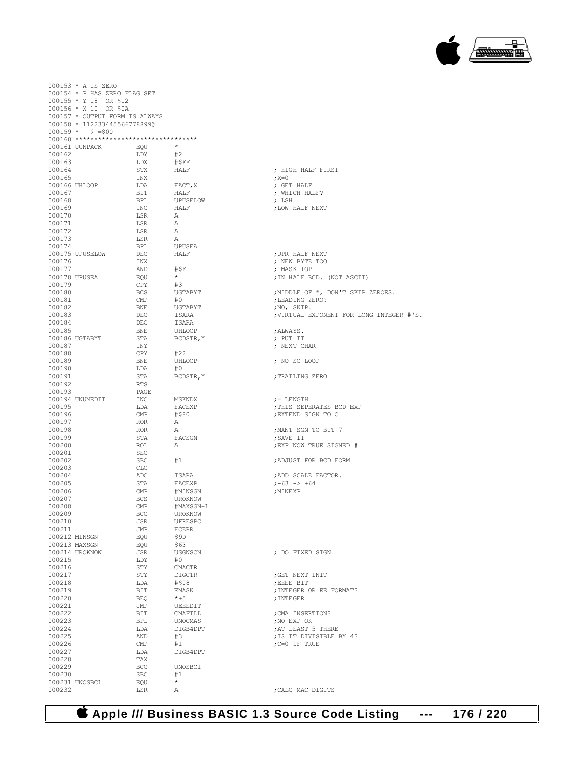```
000153 * A IS ZERO
000154 * P HAS ZERO FLAG SET
000155 * Y 18  OR $12
000156 * X 10  OR $0A
000157 * OUTPUT FORM IS ALWAYS
000158 * 1122334455667788990
000159 *   @ =$00
000160 ********************************
000161 UUNPACK         EQU     *
000162                 LDY     #2
000163                 LDX     #$FF
000164                 STX     HALF                    ; HIGH HALF FIRST
000165                 INX                             ;X=0
000166 UHLOOP          LDA     FACT,X                  ; GET HALF
000167                 BIT     HALF                    ; WHICH HALF?
000168                 BPL     UPUSELOW                ; LSH
000169                 INC     HALF                    ;LOW HALF NEXT
000170                 LSR     A
000171                 LSR     A
000172                 LSR     A
000173                 LSR     A
000174                 BPL     UPUSEA
000175 UPUSELOW        DEC     HALF                    ;UPR HALF NEXT
000176                 INX                             ; NEW BYTE TOO
000177                 AND     #$F                     ; MASK TOP
000178 UPUSEA          EQU     *                       ;IN HALF BCD. (NOT ASCII)
000179                 CPY     #3
000180                 BCS     UGTABYT                 ;MIDDLE OF #, DON'T SKIP ZEROES.
000181                 CMP     #0                      ;LEADING ZERO?
000182                 BNE     UGTABYT                 ;NO, SKIP.
000183                 DEC     ISARA                   ;VIRTUAL EXPONENT FOR LONG INTEGER #'S.
000184                 DEC     ISARA
000185                 BNE     UHLOOP                  ;ALWAYS.
000186 UGTABYT         STA     BCDSTR,Y                ; PUT IT
000187                 INY                             ; NEXT CHAR
000188                 CPY     #22
000189                 BNE     UHLOOP                  ; NO SO LOOP
000190                 LDA     #0
000191                 STA     BCDSTR,Y                ;TRAILING ZERO
000192                 RTS
000193                 PAGE
000194 UNUMEDIT        INC     MSKNDX                  ;= LENGTH
000195                 LDA     FACEXP                  ;THIS SEPERATES BCD EXP
000196                 CMP     #$80                    ;EXTEND SIGN TO C
000197                 ROR     A
000198                 ROR     A                       ;MANT SGN TO BIT 7
000199                 STA     FACSGN                  ;SAVE IT
000200                 ROL     A                       ;EXP NOW TRUE SIGNED #
000201                 SEC
000202                 SBC     #1                      ;ADJUST FOR BCD FORM
000203                 CLC
000204                 ADC     ISARA                   ;ADD SCALE FACTOR.
000205                 STA     FACEXP                  ;-63 -> +64
000206                 CMP     #MINSGN                 ;MINEXP
000207                 BCS     UROKNOW
000208                 CMP     #MAXSGN+1
000209                 BCC     UROKNOW
000210                 JSR     UFRESPC
000211                 JMP     FCERR
000212 MINSGN          EQU     $9D
000213 MAXSGN          EQU     $63
000214 UROKNOW         JSR     USGNSCN                 ; DO FIXED SIGN
000215                 LDY     #0
000216                 STY     CMACTR
000217                 STY     DIGCTR                  ;GET NEXT INIT
000218                 LDA     #$08                    ;EEEE BIT
000219                 BIT     EMASK                   ;INTEGER OR EE FORMAT?
000220                 BEQ     *+5                     ;INTEGER
000221                 JMP     UEEEDIT
000222                 BIT     CMAFILL                 ;CMA INSERTION?
000223                 BPL     UNOCMAS                 ;NO EXP OK
000224                 LDA     DIGB4DPT                ;AT LEAST 5 THERE
000225                 AND     #3                      ;IS IT DIVISIBLE BY 4?
000226                 CMP     #1                      ;C=0 IF TRUE
000227                 LDA     DIGB4DPT
000228                 TAX
000229                 BCC     UNOSBC1
000230                 SBC     #1
000231 UNOSBC1         EQU     *
000232                 LSR     A                       ;CALC MAC DIGITS
```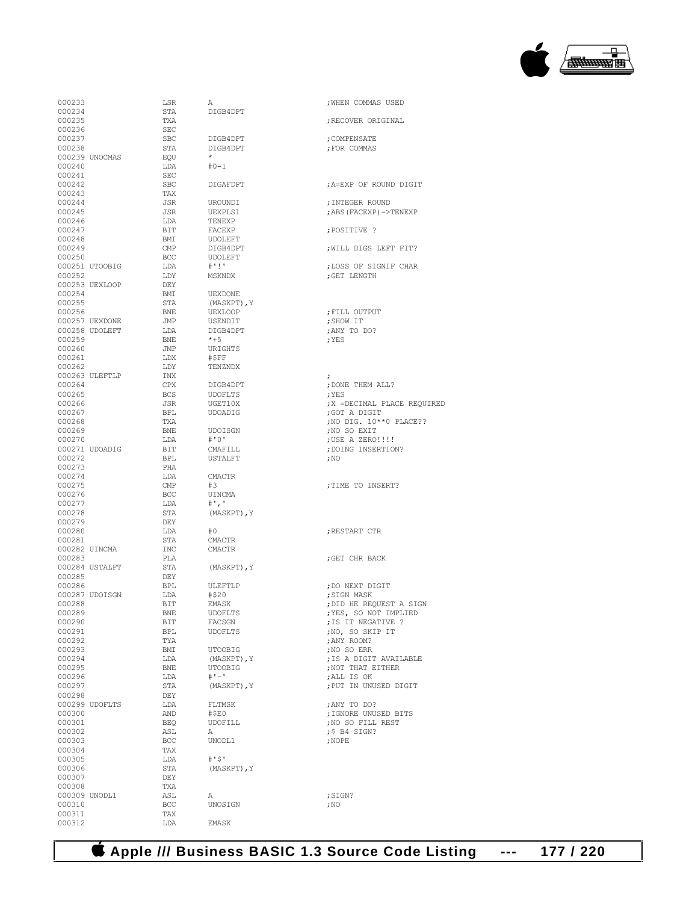```
000233                LSR      A                          ;WHEN COMMAS USED
000234                STA      DIGB4DPT
000235                TXA                                 ;RECOVER ORIGINAL
000236                SEC
000237                SBC      DIGB4DPT                   ;COMPENSATE
000238                STA      DIGB4DPT                   ;FOR COMMAS
000239 UNOCMAS        EQU      *
000240                LDA      #0-1
000241                SEC
000242                SBC      DIGAFDPT                   ;A=EXP OF ROUND DIGIT
000243                TAX
000244                JSR      UROUNDI                    ;INTEGER ROUND
000245                JSR      UEXPLS1                    ;ABS(FACEXP)->TENEXP
000246                LDA      TENEXP
000247                BIT      FACEXP                     ;POSITIVE ?
000248                BMI      UDOLEFT
000249                CMP      DIGB4DPT                   ;WILL DIGS LEFT FIT?
000250                BCC      UDOLEFT
000251 UTOOBIG        LDA      #'!'                       ;LOSS OF SIGNIF CHAR
000252                LDY      MSKNDX                     ;GET LENGTH
000253 UEXLOOP        DEY
000254                BMI      UEXDONE
000255                STA      (MASKPT),Y
000256                BNE      UEXLOOP                    ;FILL OUTPUT
000257 UEXDONE        JMP      USENDIT                    ;SHOW IT
000258 UDOLEFT        LDA      DIGB4DPT                   ;ANY TO DO?
000259                BNE      *+5                        ;YES
000260                JMP      URIGHTS
000261                LDX      #$FF
000262                LDY      TENZNDX
000263 ULEFTLP        INX                                 ;
000264                CPX      DIGB4DPT                   ;DONE THEM ALL?
000265                BCS      UDOFLTS                    ;YES
000266                JSR      UGET10X                    ;X =DECIMAL PLACE REQUIRED
000267                BPL      UDOADIG                    ;GOT A DIGIT
000268                TXA                                 ;NO DIG. 10**0 PLACE??
000269                BNE      UDOISGN                    ;NO SO EXIT
000270                LDA      #'0'                       ;USE A ZERO!!!!
000271 UDOADIG        BIT      CMAFILL                    ;DOING INSERTION?
000272                BPL      USTALFT                    ;NO
000273                PHA
000274                LDA      CMACTR
000275                CMP      #3                         ;TIME TO INSERT?
000276                BCC      UINCMA
000277                LDA      #','
000278                STA      (MASKPT),Y
000279                DEY
000280                LDA      #0                         ;RESTART CTR
000281                STA      CMACTR
000282 UINCMA         INC      CMACTR
000283                PLA                                 ;GET CHR BACK
000284 USTALFT        STA      (MASKPT),Y
000285                DEY
000286                BPL      ULEFTLP                    ;DO NEXT DIGIT
000287 UDOISGN        LDA      #$20                       ;SIGN MASK
000288                BIT      EMASK                      ;DID HE REQUEST A SIGN
000289                BNE      UDOFLTS                    ;YES, SO NOT IMPLIED
000290                BIT      FACSGN                     ;IS IT NEGATIVE ?
000291                BPL      UDOFLTS                    ;NO, SO SKIP IT
000292                TYA                                 ;ANY ROOM?
000293                BMI      UTOOBIG                    ;NO SO ERR
000294                LDA      (MASKPT),Y                 ;IS A DIGIT AVAILABLE
000295                BNE      UTOOBIG                    ;NOT THAT EITHER
000296                LDA      #'-'                       ;ALL IS OK
000297                STA      (MASKPT),Y                 ;PUT IN UNUSED DIGIT
000298                DEY
000299 UDOFLTS        LDA      FLTMSK                     ;ANY TO DO?
000300                AND      #$E0                       ;IGNORE UNUSED BITS
000301                BEQ      UDOFILL                    ;NO SO FILL REST
000302                ASL      A                          ;$ B4 SIGN?
000303                BCC      UNODL1                     ;NOPE
000304                TAX
000305                LDA      #'$'
000306                STA      (MASKPT),Y
000307                DEY
000308                TXA
000309 UNODL1         ASL      A                          ;SIGN?
000310                BCC      UNOSIGN                    ;NO
000311                TAX
000312                LDA      EMASK
```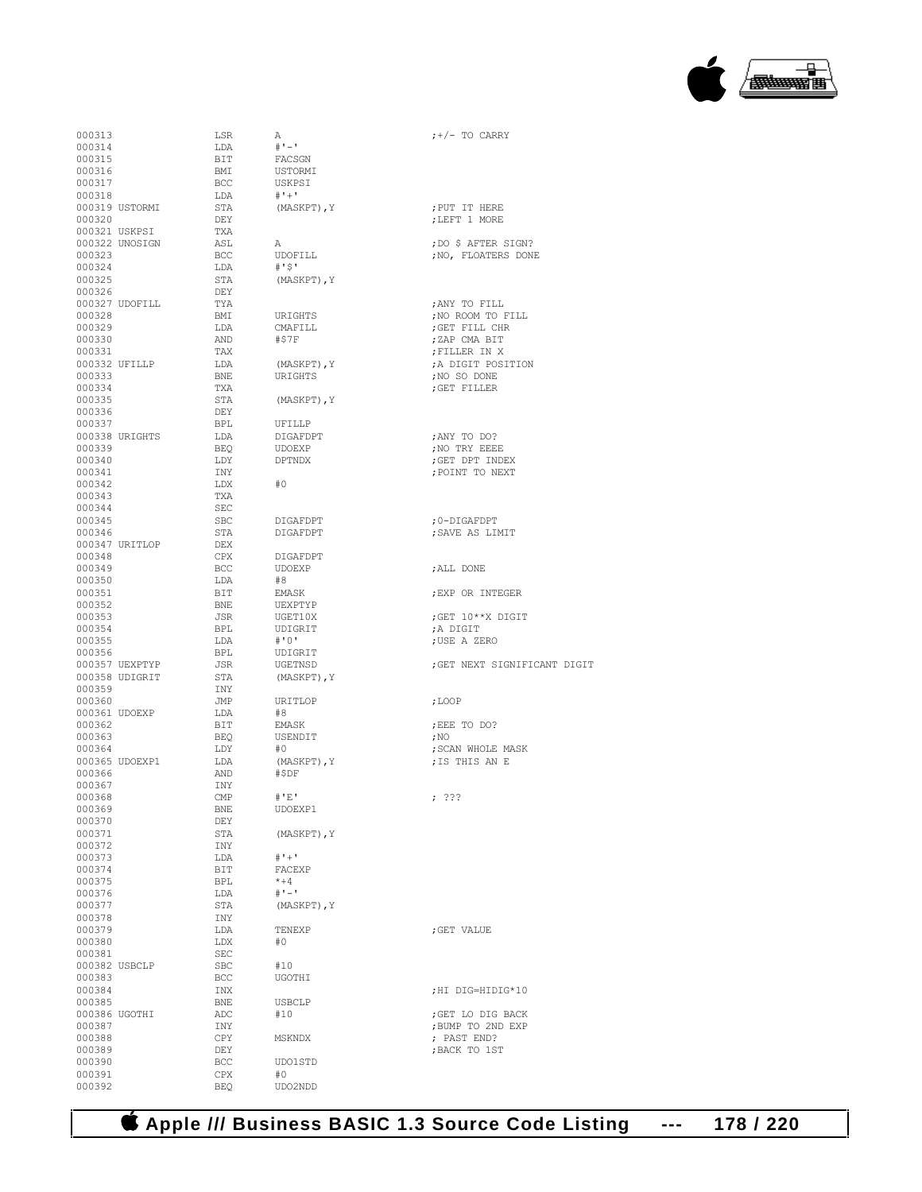```
000313                LSR       A                           ;+/- TO CARRY
000314                LDA       #'-'
000315                BIT       FACSGN
000316                BMI       USTORMI
000317                BCC       USKPSI
000318                LDA       #'+'
000319 USTORMI        STA       (MASKPT),Y                  ;PUT IT HERE
000320                DEY                                   ;LEFT 1 MORE
000321 USKPSI         TXA
000322 UNOSIGN        ASL       A                           ;DO $ AFTER SIGN?
000323                BCC       UDOFILL                     ;NO, FLOATERS DONE
000324                LDA       #'$'
000325                STA       (MASKPT),Y
000326                DEY
000327 UDOFILL        TYA                                   ;ANY TO FILL
000328                BMI       URIGHTS                     ;NO ROOM TO FILL
000329                LDA       CMAFILL                     ;GET FILL CHR
000330                AND       #$7F                        ;ZAP CMA BIT
000331                TAX                                   ;FILLER IN X
000332 UFILLP         LDA       (MASKPT),Y                  ;A DIGIT POSITION
000333                BNE       URIGHTS                     ;NO SO DONE
000334                TXA                                   ;GET FILLER
000335                STA       (MASKPT),Y
000336                DEY
000337                BPL       UFILLP
000338 URIGHTS        LDA       DIGAFDPT                    ;ANY TO DO?
000339                BEQ       UDOEXP                      ;NO TRY EEEE
000340                LDY       DPTNDX                      ;GET DPT INDEX
000341                INY                                   ;POINT TO NEXT
000342                LDX       #0
000343                TXA
000344                SEC
000345                SBC       DIGAFDPT                    ;0-DIGAFDPT
000346                STA       DIGAFDPT                    ;SAVE AS LIMIT
000347 URITLOP        DEX
000348                CPX       DIGAFDPT
000349                BCC       UDOEXP                      ;ALL DONE
000350                LDA       #8
000351                BIT       EMASK                       ;EXP OR INTEGER
000352                BNE       UEXPTYP
000353                JSR       UGET10X                     ;GET 10**X DIGIT
000354                BPL       UDIGRIT                     ;A DIGIT
000355                LDA       #'0'                        ;USE A ZERO
000356                BPL       UDIGRIT
000357 UEXPTYP        JSR       UGETNSD                     ;GET NEXT SIGNIFICANT DIGIT
000358 UDIGRIT        STA       (MASKPT),Y
000359                INY
000360                JMP       URITLOP                     ;LOOP
000361 UDOEXP         LDA       #8
000362                BIT       EMASK                       ;EEE TO DO?
000363                BEQ       USENDIT                     ;NO
000364                LDY       #0                          ;SCAN WHOLE MASK
000365 UDOEXP1        LDA       (MASKPT),Y                  ;IS THIS AN E
000366                AND       #$DF
000367                INY
000368                CMP       #'E'                        ; ???
000369                BNE       UDOEXP1
000370                DEY
000371                STA       (MASKPT),Y
000372                INY
000373                LDA       #'+'
000374                BIT       FACEXP
000375                BPL       *+4
000376                LDA       #'-'
000377                STA       (MASKPT),Y
000378                INY
000379                LDA       TENEXP                      ;GET VALUE
000380                LDX       #0
000381                SEC
000382 USBCLP         SBC       #10
000383                BCC       UGOTHI
000384                INX                                   ;HI DIG=HIDIG*10
000385                BNE       USBCLP
000386 UGOTHI         ADC       #10                         ;GET LO DIG BACK
000387                INY                                   ;BUMP TO 2ND EXP
000388                CPY       MSKNDX                      ; PAST END?
000389                DEY                                   ;BACK TO 1ST
000390                BCC       UDO1STD
000391                CPX       #0
000392                BEQ       UDO2NDD
```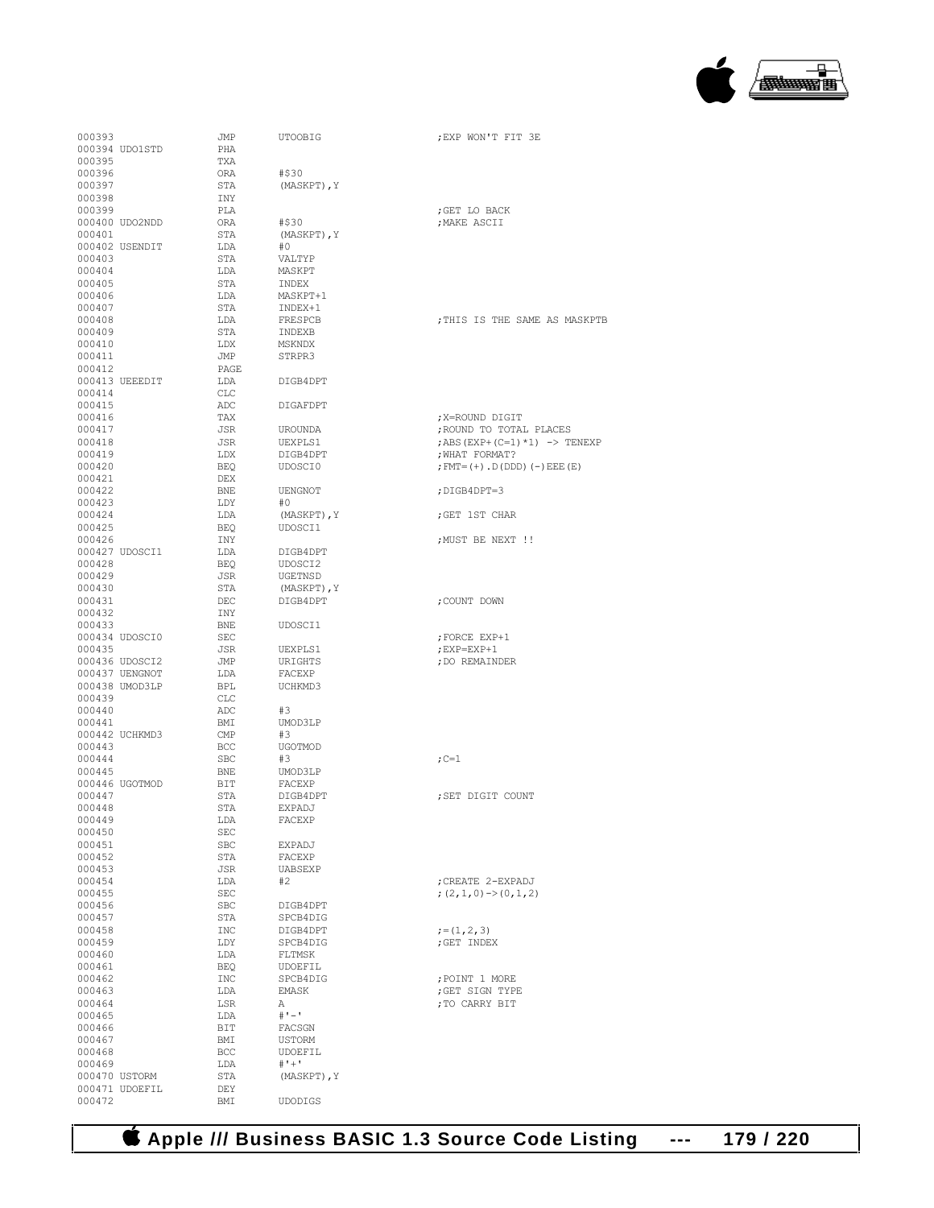```
000393              JMP     UTOOBIG                 ;EXP WON'T FIT 3E
000394 UDO1STD      PHA
000395              TXA
000396              ORA     #$30
000397              STA     (MASKPT),Y
000398              INY
000399              PLA                             ;GET LO BACK
000400 UDO2NDD      ORA     #$30                    ;MAKE ASCII
000401              STA     (MASKPT),Y
000402 USENDIT      LDA     #0
000403              STA     VALTYP
000404              LDA     MASKPT
000405              STA     INDEX
000406              LDA     MASKPT+1
000407              STA     INDEX+1
000408              LDA     FRESPCB                 ;THIS IS THE SAME AS MASKPTB
000409              STA     INDEXB
000410              LDX     MSKNDX
000411              JMP     STRPR3
000412              PAGE
000413 UEEEDIT      LDA     DIGB4DPT
000414              CLC
000415              ADC     DIGAFDPT
000416              TAX                             ;X=ROUND DIGIT
000417              JSR     UROUNDA                 ;ROUND TO TOTAL PLACES
000418              JSR     UEXPLS1                 ;ABS(EXP+(C=1)*1) -> TENEXP
000419              LDX     DIGB4DPT                ;WHAT FORMAT?
000420              BEQ     UDOSCI0                 ;FMT=(+).D(DDD)(-)EEE(E)
000421              DEX
000422              BNE     UENGNOT                 ;DIGB4DPT=3
000423              LDY     #0
000424              LDA     (MASKPT),Y              ;GET 1ST CHAR
000425              BEQ     UDOSCI1
000426              INY                             ;MUST BE NEXT !!
000427 UDOSCI1      LDA     DIGB4DPT
000428              BEQ     UDOSCI2
000429              JSR     UGETNSD
000430              STA     (MASKPT),Y
000431              DEC     DIGB4DPT                ;COUNT DOWN
000432              INY
000433              BNE     UDOSCI1
000434 UDOSCI0      SEC                             ;FORCE EXP+1
000435              JSR     UEXPLS1                 ;EXP=EXP+1
000436 UDOSCI2      JMP     URIGHTS                 ;DO REMAINDER
000437 UENGNOT      LDA     FACEXP
000438 UMOD3LP      BPL     UCHKMD3
000439              CLC
000440              ADC     #3
000441              BMI     UMOD3LP
000442 UCHKMD3      CMP     #3
000443              BCC     UGOTMOD
000444              SBC     #3                      ;C=1
000445              BNE     UMOD3LP
000446 UGOTMOD      BIT     FACEXP
000447              STA     DIGB4DPT                ;SET DIGIT COUNT
000448              STA     EXPADJ
000449              LDA     FACEXP
000450              SEC
000451              SBC     EXPADJ
000452              STA     FACEXP
000453              JSR     UABSEXP
000454              LDA     #2                      ;CREATE 2-EXPADJ
000455              SEC                             ;(2,1,0)->(0,1,2)
000456              SBC     DIGB4DPT
000457              STA     SPCB4DIG
000458              INC     DIGB4DPT                ;=(1,2,3)
000459              LDY     SPCB4DIG                ;GET INDEX
000460              LDA     FLTMSK
000461              BEQ     UDOEFIL
000462              INC     SPCB4DIG                ;POINT 1 MORE
000463              LDA     EMASK                   ;GET SIGN TYPE
000464              LSR     A                       ;TO CARRY BIT
000465              LDA     #'-'
000466              BIT     FACSGN
000467              BMI     USTORM
000468              BCC     UDOEFIL
000469              LDA     #'+'
000470 USTORM       STA     (MASKPT),Y
000471 UDOEFIL      DEY
000472              BMI     UDODIGS
```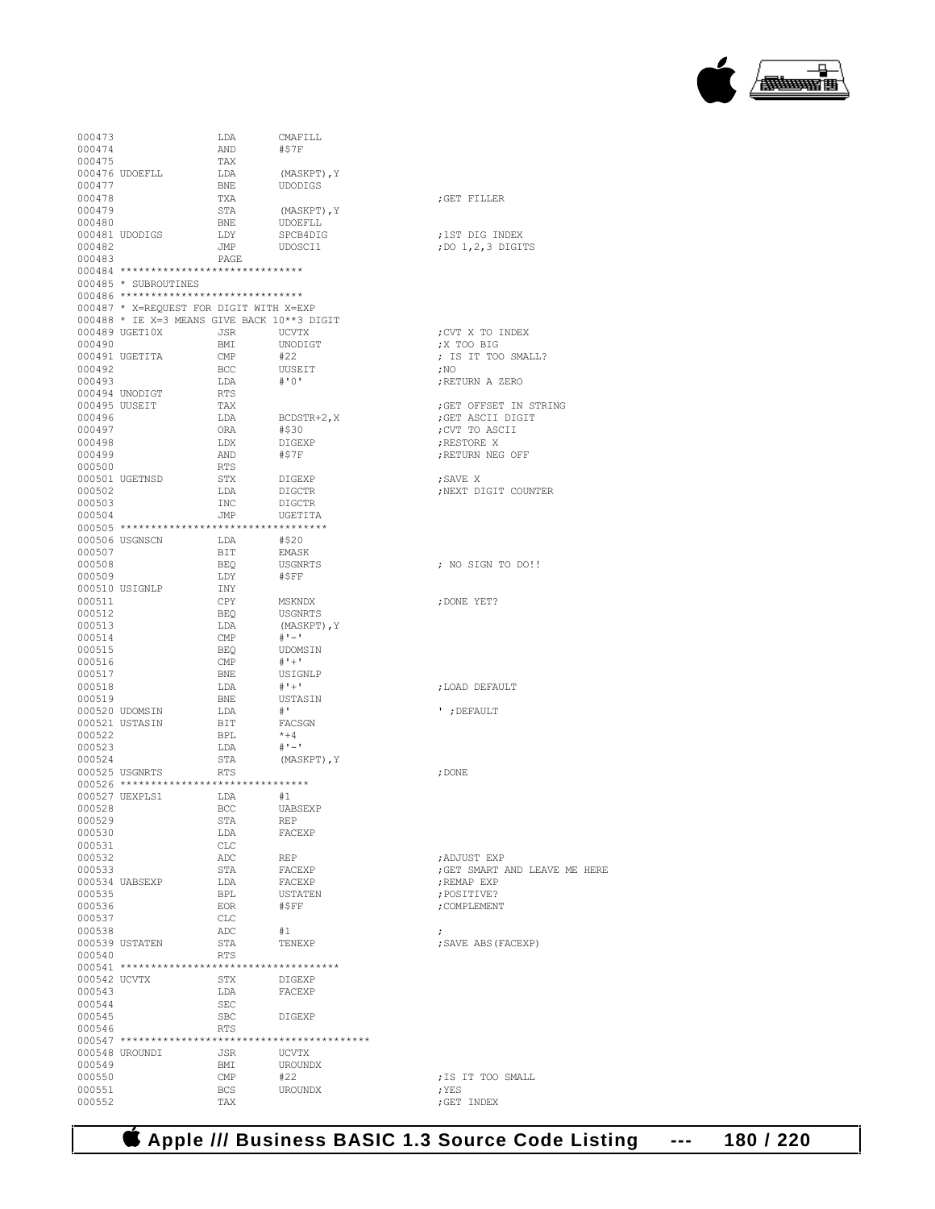```
000473                 LDA      CMAFILL
000474                 AND      #$7F
000475                 TAX
000476 UDOEFLL         LDA      (MASKPT),Y
000477                 BNE      UDODIGS
000478                 TXA                                ;GET FILLER
000479                 STA      (MASKPT),Y
000480                 BNE      UDOEFLL
000481 UDODIGS         LDY      SPCB4DIG                  ;1ST DIG INDEX
000482                 JMP      UDOSCI1                   ;DO 1,2,3 DIGITS
000483                 PAGE
000484 ******************************
000485 * SUBROUTINES
000486 ******************************
000487 * X=REQUEST FOR DIGIT WITH X=EXP
000488 * IE X=3 MEANS GIVE BACK 10**3 DIGIT
000489 UGET10X         JSR      UCVTX                     ;CVT X TO INDEX
000490                 BMI      UNODIGT                   ;X TOO BIG
000491 UGETITA         CMP      #22                       ; IS IT TOO SMALL?
000492                 BCC      UUSEIT                    ;NO
000493                 LDA      #'0'                      ;RETURN A ZERO
000494 UNODIGT         RTS
000495 UUSEIT          TAX                                ;GET OFFSET IN STRING
000496                 LDA      BCDSTR+2,X                ;GET ASCII DIGIT
000497                 ORA      #$30                      ;CVT TO ASCII
000498                 LDX      DIGEXP                    ;RESTORE X
000499                 AND      #$7F                      ;RETURN NEG OFF
000500                 RTS
000501 UGETNSD         STX      DIGEXP                    ;SAVE X
000502                 LDA      DIGCTR                    ;NEXT DIGIT COUNTER
000503                 INC      DIGCTR
000504                 JMP      UGETITA
000505 *********************************
000506 USGNSCN         LDA      #$20
000507                 BIT      EMASK
000508                 BEQ      USGNRTS                   ; NO SIGN TO DO!!
000509                 LDY      #$FF
000510 USIGNLP         INY
000511                 CPY      MSKNDX                    ;DONE YET?
000512                 BEQ      USGNRTS
000513                 LDA      (MASKPT),Y
000514                 CMP      #'-'
000515                 BEQ      UDOMSIN
000516                 CMP      #'+'
000517                 BNE      USIGNLP
000518                 LDA      #'+'                      ;LOAD DEFAULT
000519                 BNE      USTASIN
000520 UDOMSIN         LDA      #'                        ' ;DEFAULT
000521 USTASIN         BIT      FACSGN
000522                 BPL      *+4
000523                 LDA      #'-'
000524                 STA      (MASKPT),Y
000525 USGNRTS         RTS                                ;DONE
000526 *******************************
000527 UEXPLS1         LDA      #1
000528                 BCC      UABSEXP
000529                 STA      REP
000530                 LDA      FACEXP
000531                 CLC
000532                 ADC      REP                       ;ADJUST EXP
000533                 STA      FACEXP                    ;GET SMART AND LEAVE ME HERE
000534 UABSEXP         LDA      FACEXP                    ;REMAP EXP
000535                 BPL      USTATEN                   ;POSITIVE?
000536                 EOR      #$FF                      ;COMPLEMENT
000537                 CLC
000538                 ADC      #1                        ;
000539 USTATEN         STA      TENEXP                    ;SAVE ABS(FACEXP)
000540                 RTS
000541 ***********************************
000542 UCVTX           STX      DIGEXP
000543                 LDA      FACEXP
000544                 SEC
000545                 SBC      DIGEXP
000546                 RTS
000547 ****************************************
000548 UROUNDI         JSR      UCVTX
000549                 BMI      UROUNDX
000550                 CMP      #22                       ;IS IT TOO SMALL
000551                 BCS      UROUNDX                   ;YES
000552                 TAX                                ;GET INDEX
```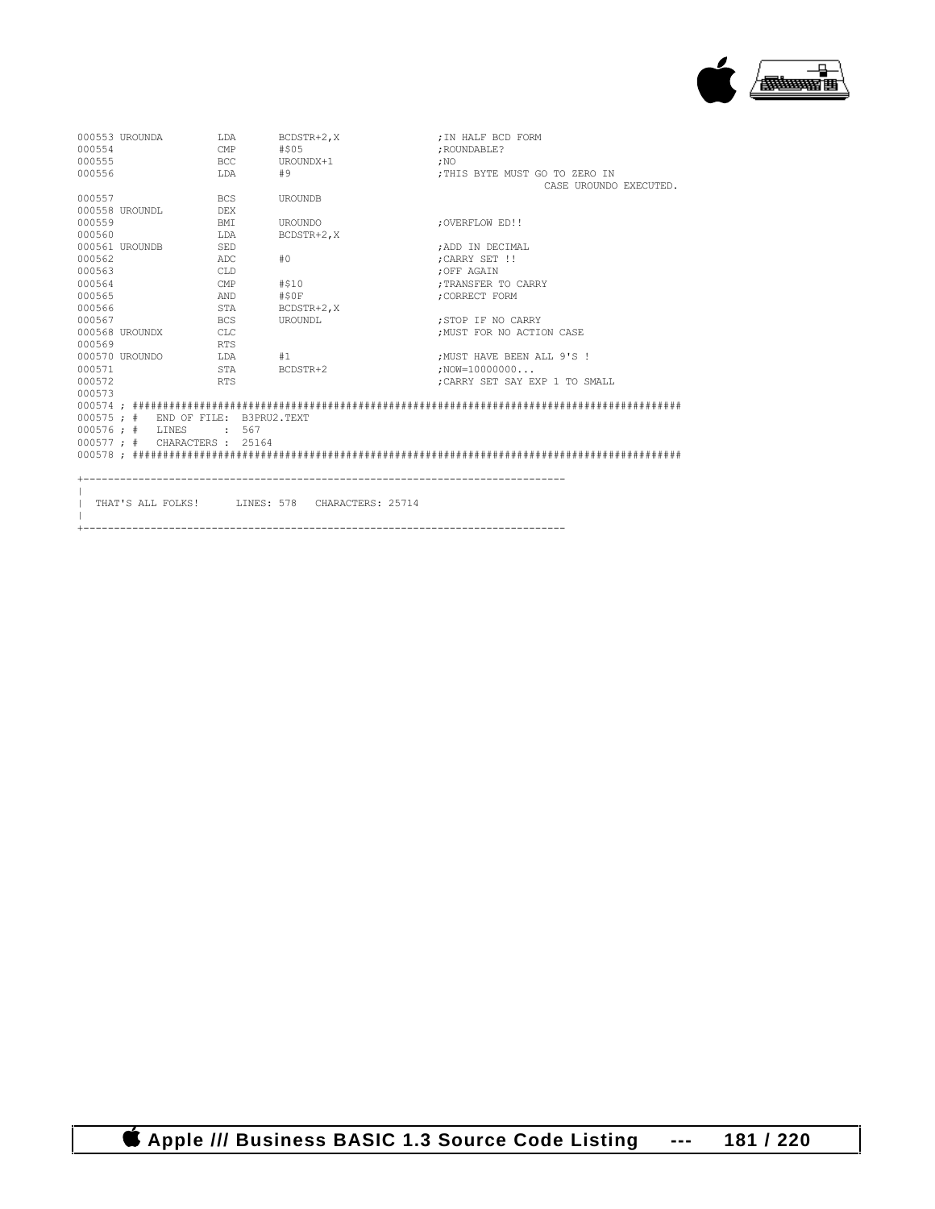```
000553 UROUNDA         LDA      BCDSTR+2,X             ;IN HALF BCD FORM
000554                 CMP      #$05                   ;ROUNDABLE?
000555                 BCC      UROUNDX+1              ;NO
000556                 LDA      #9                     ;THIS BYTE MUST GO TO ZERO IN
                                                                CASE UROUNDO EXECUTED.
000557                 BCS      UROUNDB
000558 UROUNDL         DEX
000559                 BMI      UROUNDO                ;OVERFLOW ED!!
000560                 LDA      BCDSTR+2,X
000561 UROUNDB         SED                             ;ADD IN DECIMAL
000562                 ADC      #0                     ;CARRY SET !!
000563                 CLD                             ;OFF AGAIN
000564                 CMP      #$10                   ;TRANSFER TO CARRY
000565                 AND      #$0F                   ;CORRECT FORM
000566                 STA      BCDSTR+2,X
000567                 BCS      UROUNDL                ;STOP IF NO CARRY
000568 UROUNDX         CLC                             ;MUST FOR NO ACTION CASE
000569                 RTS
000570 UROUNDO         LDA      #1                     ;MUST HAVE BEEN ALL 9'S !
000571                 STA      BCDSTR+2               ;NOW=10000000...
000572                 RTS                             ;CARRY SET SAY EXP 1 TO SMALL
000573
000574 ; ##########################################################################################
000575 ; #   END OF FILE: B3PRU2.TEXT
000576 ; #   LINES      : 567
000577 ; #   CHARACTERS :  25164
000578 ; ##########################################################################################

+------------------------------------------------------------------------------
|
|  THAT'S ALL FOLKS!      LINES: 578   CHARACTERS: 25714
|
+------------------------------------------------------------------------------
```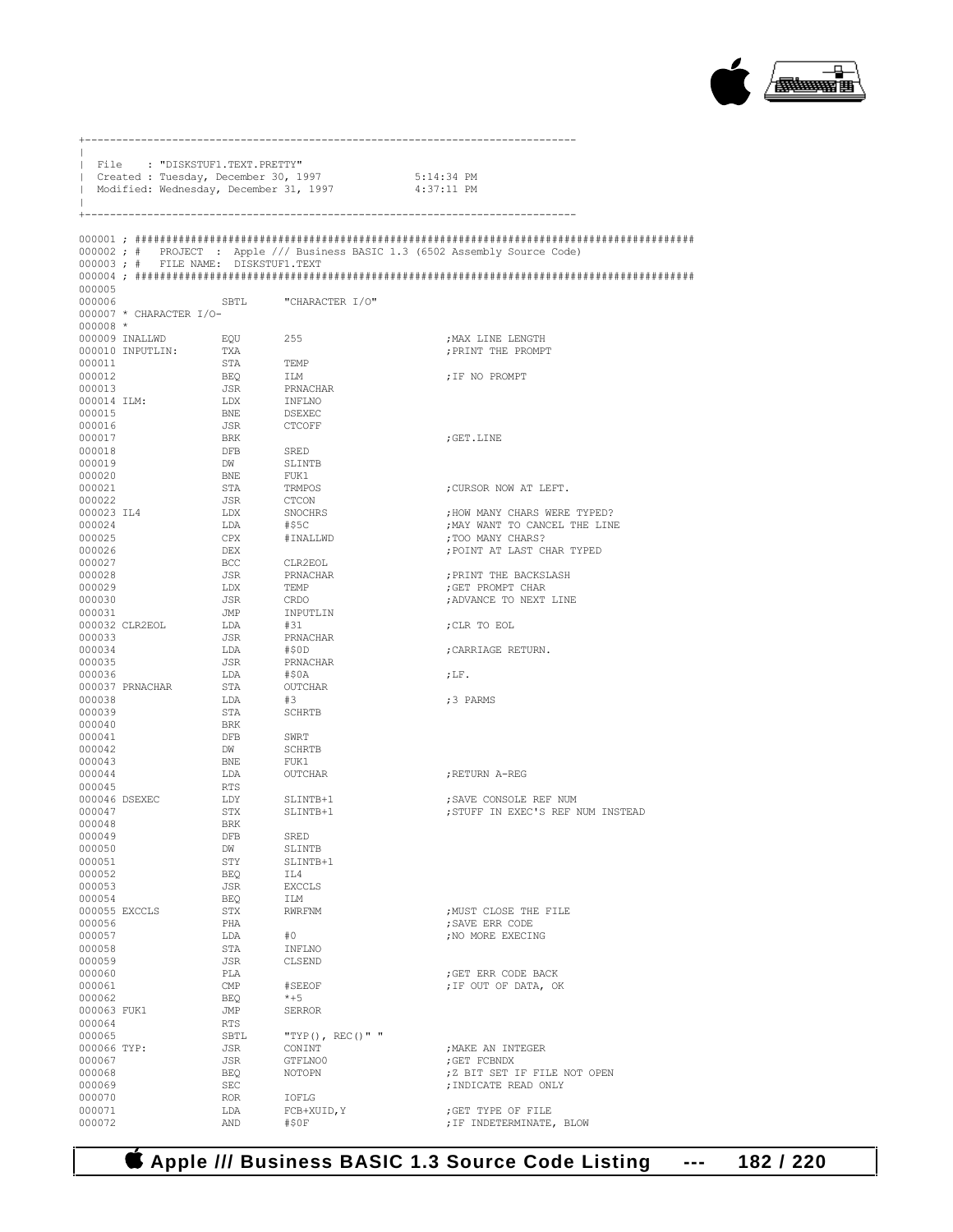```
+------------------------------------------------------------------------------
|
| File    : "DISKSTUF1.TEXT.PRETTY"
| Created : Tuesday, December 30, 1997             5:14:34 PM
| Modified: Wednesday, December 31, 1997           4:37:11 PM
|
+------------------------------------------------------------------------------

000001 ; ########################################################################################
000002 ; #   PROJECT  : Apple /// Business BASIC 1.3 (6502 Assembly Source Code)
000003 ; #   FILE NAME: DISKSTUF1.TEXT
000004 ; ########################################################################################
000005
000006                  SBTL      "CHARACTER I/O"
000007 * CHARACTER I/O-
000008 *
000009 INALLWD          EQU       255                        ;MAX LINE LENGTH
000010 INPUTLIN:        TXA                                  ;PRINT THE PROMPT
000011                  STA       TEMP
000012                  BEQ       ILM                        ;IF NO PROMPT
000013                  JSR       PRNACHAR
000014 ILM:             LDX       INFLNO
000015                  BNE       DSEXEC
000016                  JSR       CTCOFF
000017                  BRK                                  ;GET.LINE
000018                  DFB       SRED
000019                  DW        SLINTB
000020                  BNE       FUK1
000021                  STA       TRMPOS                     ;CURSOR NOW AT LEFT.
000022                  JSR       CTCON
000023 IL4              LDX       SNOCHRS                    ;HOW MANY CHARS WERE TYPED?
000024                  LDA       #$5C                       ;MAY WANT TO CANCEL THE LINE
000025                  CPX       #INALLWD                   ;TOO MANY CHARS?
000026                  DEX                                  ;POINT AT LAST CHAR TYPED
000027                  BCC       CLR2EOL
000028                  JSR       PRNACHAR                   ;PRINT THE BACKSLASH
000029                  LDX       TEMP                       ;GET PROMPT CHAR
000030                  JSR       CRDO                       ;ADVANCE TO NEXT LINE
000031                  JMP       INPUTLIN
000032 CLR2EOL          LDA       #31                        ;CLR TO EOL
000033                  JSR       PRNACHAR
000034                  LDA       #$0D                       ;CARRIAGE RETURN.
000035                  JSR       PRNACHAR
000036                  LDA       #$0A                       ;LF.
000037 PRNACHAR         STA       OUTCHAR
000038                  LDA       #3                         ;3 PARMS
000039                  STA       SCHRTB
000040                  BRK
000041                  DFB       SWRT
000042                  DW        SCHRTB
000043                  BNE       FUK1
000044                  LDA       OUTCHAR                    ;RETURN A-REG
000045                  RTS
000046 DSEXEC           LDY       SLINTB+1                   ;SAVE CONSOLE REF NUM
000047                  STX       SLINTB+1                   ;STUFF IN EXEC'S REF NUM INSTEAD
000048                  BRK
000049                  DFB       SRED
000050                  DW        SLINTB
000051                  STY       SLINTB+1
000052                  BEQ       IL4
000053                  JSR       EXCCLS
000054                  BEQ       ILM
000055 EXCCLS           STX       RWRFNM                     ;MUST CLOSE THE FILE
000056                  PHA                                  ;SAVE ERR CODE
000057                  LDA       #0                         ;NO MORE EXECING
000058                  STA       INFLNO
000059                  JSR       CLSEND
000060                  PLA                                  ;GET ERR CODE BACK
000061                  CMP       #SEEOF                     ;IF OUT OF DATA, OK
000062                  BEQ       *+5
000063 FUK1             JMP       SERROR
000064                  RTS
000065                  SBTL      "TYP(), REC()" "
000066 TYP:             JSR       CONINT                     ;MAKE AN INTEGER
000067                  JSR       GTFLNO0                    ;GET FCBNDX
000068                  BEQ       NOTOPN                     ;Z BIT SET IF FILE NOT OPEN
000069                  SEC                                  ;INDICATE READ ONLY
000070                  ROR       IOFLG
000071                  LDA       FCB+XUID,Y                 ;GET TYPE OF FILE
000072                  AND       #$0F                       ;IF INDETERMINATE, BLOW
```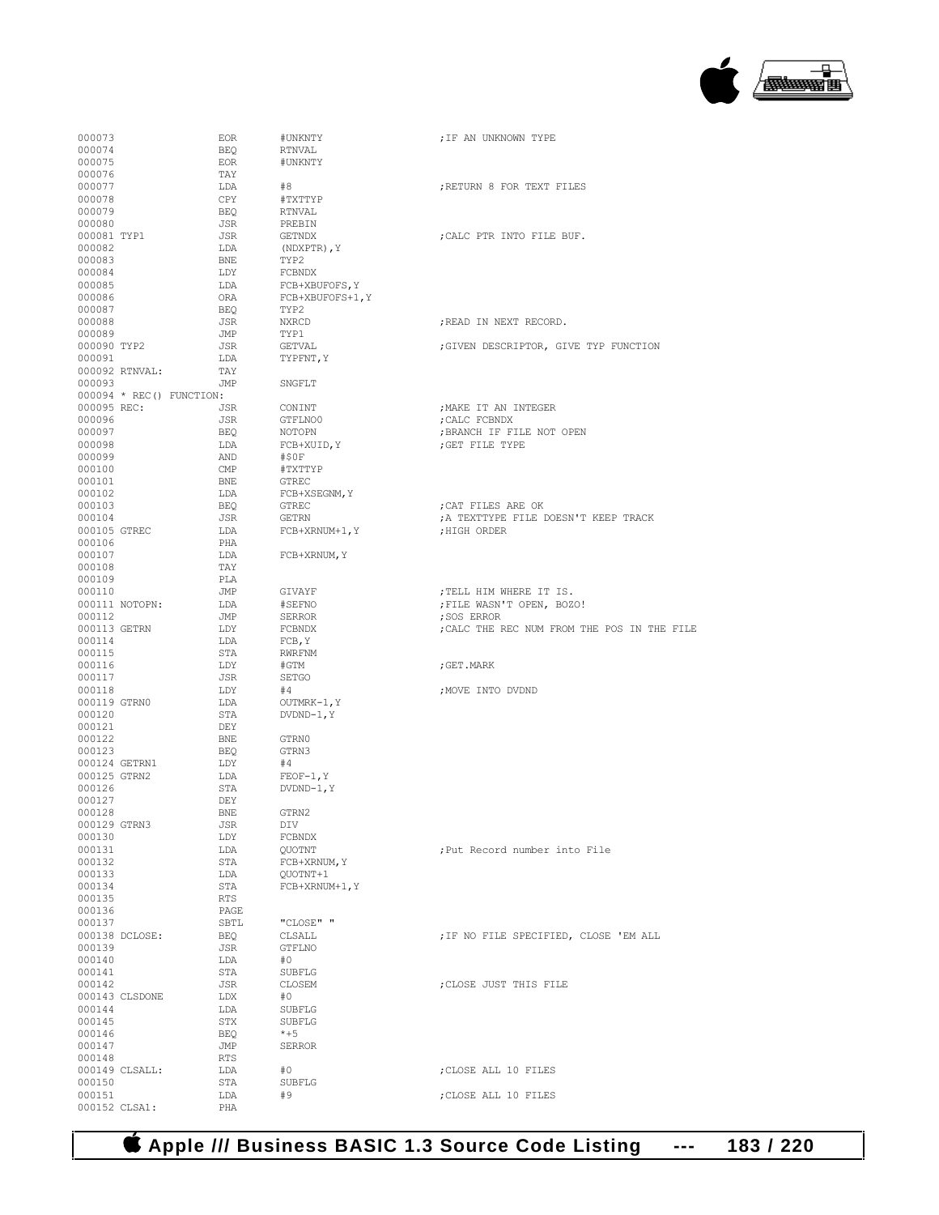```
000073                  EOR     #UNKNTY                 ;IF AN UNKNOWN TYPE
000074                  BEQ     RTNVAL
000075                  EOR     #UNKNTY
000076                  TAY
000077                  LDA     #8                      ;RETURN 8 FOR TEXT FILES
000078                  CPY     #TXTTYP
000079                  BEQ     RTNVAL
000080                  JSR     PREBIN
000081 TYP1             JSR     GETNDX                  ;CALC PTR INTO FILE BUF.
000082                  LDA     (NDXPTR),Y
000083                  BNE     TYP2
000084                  LDY     FCBNDX
000085                  LDA     FCB+XBUFOFS,Y
000086                  ORA     FCB+XBUFOFS+1,Y
000087                  BEQ     TYP2
000088                  JSR     NXRCD                   ;READ IN NEXT RECORD.
000089                  JMP     TYP1
000090 TYP2             JSR     GETVAL                  ;GIVEN DESCRIPTOR, GIVE TYP FUNCTION
000091                  LDA     TYPFNT,Y
000092 RTNVAL:          TAY
000093                  JMP     SNGFLT
000094 * REC() FUNCTION:
000095 REC:             JSR     CONINT                  ;MAKE IT AN INTEGER
000096                  JSR     GTFLNO0                 ;CALC FCBNDX
000097                  BEQ     NOTOPN                  ;BRANCH IF FILE NOT OPEN
000098                  LDA     FCB+XUID,Y              ;GET FILE TYPE
000099                  AND     #$0F
000100                  CMP     #TXTTYP
000101                  BNE     GTREC
000102                  LDA     FCB+XSEGNM,Y
000103                  BEQ     GTREC                   ;CAT FILES ARE OK
000104                  JSR     GETRN                   ;A TEXTTYPE FILE DOESN'T KEEP TRACK
000105 GTREC            LDA     FCB+XRNUM+1,Y           ;HIGH ORDER
000106                  PHA
000107                  LDA     FCB+XRNUM,Y
000108                  TAY
000109                  PLA
000110                  JMP     GIVAYF                  ;TELL HIM WHERE IT IS.
000111 NOTOPN:          LDA     #SEFNO                  ;FILE WASN'T OPEN, BOZO!
000112                  JMP     SERROR                  ;SOS ERROR
000113 GETRN            LDY     FCBNDX                  ;CALC THE REC NUM FROM THE POS IN THE FILE
000114                  LDA     FCB,Y
000115                  STA     RWRFNM
000116                  LDY     #GTM                    ;GET.MARK
000117                  JSR     SETGO
000118                  LDY     #4                      ;MOVE INTO DVDND
000119 GTRN0            LDA     OUTMRK-1,Y
000120                  STA     DVDND-1,Y
000121                  DEY
000122                  BNE     GTRN0
000123                  BEQ     GTRN3
000124 GETRN1           LDY     #4
000125 GTRN2            LDA     FEOF-1,Y
000126                  STA     DVDND-1,Y
000127                  DEY
000128                  BNE     GTRN2
000129 GTRN3            JSR     DIV
000130                  LDY     FCBNDX
000131                  LDA     QUOTNT                  ;Put Record number into File
000132                  STA     FCB+XRNUM,Y
000133                  LDA     QUOTNT+1
000134                  STA     FCB+XRNUM+1,Y
000135                  RTS
000136                  PAGE
000137                  SBTL    "CLOSE" "
000138 DCLOSE:          BEQ     CLSALL                  ;IF NO FILE SPECIFIED, CLOSE 'EM ALL
000139                  JSR     GTFLNO
000140                  LDA     #0
000141                  STA     SUBFLG
000142                  JSR     CLOSEM                  ;CLOSE JUST THIS FILE
000143 CLSDONE          LDX     #0
000144                  LDA     SUBFLG
000145                  STX     SUBFLG
000146                  BEQ     *+5
000147                  JMP     SERROR
000148                  RTS
000149 CLSALL:          LDA     #0                      ;CLOSE ALL 10 FILES
000150                  STA     SUBFLG
000151                  LDA     #9                      ;CLOSE ALL 10 FILES
000152 CLSA1:           PHA
```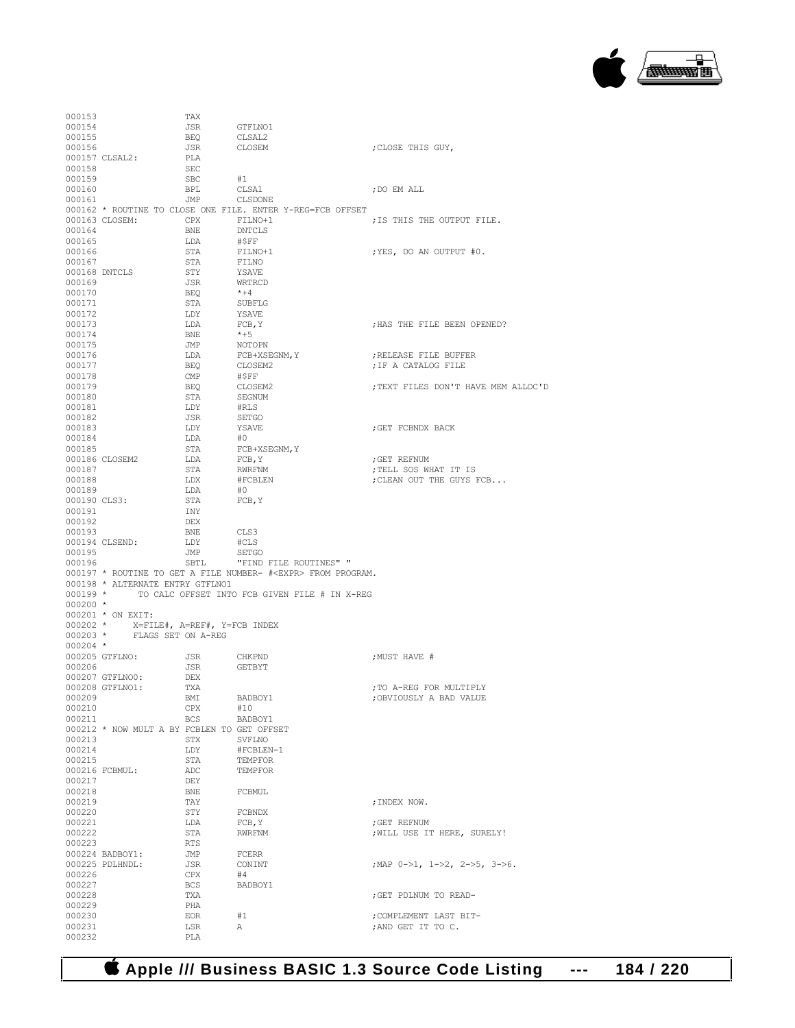```
000153                  TAX
000154                  JSR       GTFLNO1
000155                  BEQ       CLSAL2
000156                  JSR       CLOSEM                    ;CLOSE THIS GUY,
000157 CLSAL2:          PLA
000158                  SEC
000159                  SBC       #1
000160                  BPL       CLSA1                     ;DO EM ALL
000161                  JMP       CLSDONE
000162 * ROUTINE TO CLOSE ONE FILE. ENTER Y-REG=FCB OFFSET
000163 CLOSEM:          CPX       FILNO+1                   ;IS THIS THE OUTPUT FILE.
000164                  BNE       DNTCLS
000165                  LDA       #$FF
000166                  STA       FILNO+1                   ;YES, DO AN OUTPUT #0.
000167                  STA       FILNO
000168 DNTCLS           STY       YSAVE
000169                  JSR       WRTRCD
000170                  BEQ       *+4
000171                  STA       SUBFLG
000172                  LDY       YSAVE
000173                  LDA       FCB,Y                     ;HAS THE FILE BEEN OPENED?
000174                  BNE       *+5
000175                  JMP       NOTOPN
000176                  LDA       FCB+XSEGNM,Y              ;RELEASE FILE BUFFER
000177                  BEQ       CLOSEM2                   ;IF A CATALOG FILE
000178                  CMP       #$FF
000179                  BEQ       CLOSEM2                   ;TEXT FILES DON'T HAVE MEM ALLOC'D
000180                  STA       SEGNUM
000181                  LDY       #RLS
000182                  JSR       SETGO
000183                  LDY       YSAVE                     ;GET FCBNDX BACK
000184                  LDA       #0
000185                  STA       FCB+XSEGNM,Y
000186 CLOSEM2          LDA       FCB,Y                     ;GET REFNUM
000187                  STA       RWRFNM                    ;TELL SOS WHAT IT IS
000188                  LDX       #FCBLEN                   ;CLEAN OUT THE GUYS FCB...
000189                  LDA       #0
000190 CLS3:            STA       FCB,Y
000191                  INY
000192                  DEX
000193                  BNE       CLS3
000194 CLSEND:          LDY       #CLS
000195                  JMP       SETGO
000196                  SBTL      "FIND FILE ROUTINES" "
000197 * ROUTINE TO GET A FILE NUMBER- #<EXPR> FROM PROGRAM.
000198 * ALTERNATE ENTRY GTFLNO1
000199 *      TO CALC OFFSET INTO FCB GIVEN FILE # IN X-REG
000200 *
000201 * ON EXIT:
000202 *      X=FILE#, A=REF#, Y=FCB INDEX
000203 *      FLAGS SET ON A-REG
000204 *
000205 GTFLNO:          JSR       CHKPND                    ;MUST HAVE #
000206                  JSR       GETBYT
000207 GTFLNO0:         DEX
000208 GTFLNO1:         TXA                                 ;TO A-REG FOR MULTIPLY
000209                  BMI       BADBOY1                   ;OBVIOUSLY A BAD VALUE
000210                  CPX       #10
000211                  BCS       BADBOY1
000212 * NOW MULT A BY FCBLEN TO GET OFFSET
000213                  STX       SVFLNO
000214                  LDY       #FCBLEN-1
000215                  STA       TEMPFOR
000216 FCBMUL:          ADC       TEMPFOR
000217                  DEY
000218                  BNE       FCBMUL
000219                  TAY                                 ;INDEX NOW.
000220                  STY       FCBNDX
000221                  LDA       FCB,Y                     ;GET REFNUM
000222                  STA       RWRFNM                    ;WILL USE IT HERE, SURELY!
000223                  RTS
000224 BADBOY1:         JMP       FCERR
000225 PDLHNDL:         JSR       CONINT                    ;MAP 0->1, 1->2, 2->5, 3->6.
000226                  CPX       #4
000227                  BCS       BADBOY1
000228                  TXA                                 ;GET PDLNUM TO READ-
000229                  PHA
000230                  EOR       #1                        ;COMPLEMENT LAST BIT-
000231                  LSR       A                         ;AND GET IT TO C.
000232                  PLA
```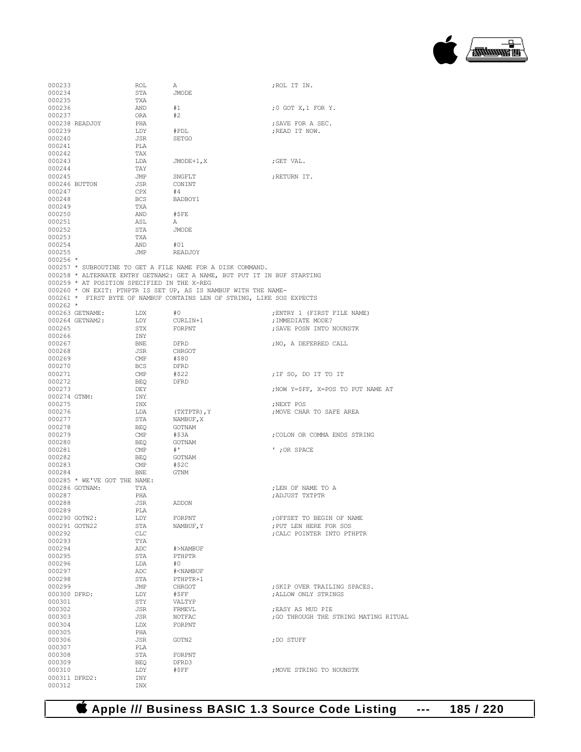```
000233                  ROL       A                            ;ROL IT IN.
000234                  STA       JMODE
000235                  TXA
000236                  AND       #1                           ;0 GOT X,1 FOR Y.
000237                  ORA       #2
000238 READJOY          PHA                                    ;SAVE FOR A SEC.
000239                  LDY       #PDL                         ;READ IT NOW.
000240                  JSR       SETGO
000241                  PLA
000242                  TAX
000243                  LDA       JMODE+1,X                    ;GET VAL.
000244                  TAY
000245                  JMP       SNGFLT                       ;RETURN IT.
000246 BUTTON           JSR       CONINT
000247                  CPX       #4
000248                  BCS       BADBOY1
000249                  TXA
000250                  AND       #$FE
000251                  ASL       A
000252                  STA       JMODE
000253                  TXA
000254                  AND       #01
000255                  JMP       READJOY
000256 *
000257 * SUBROUTINE TO GET A FILE NAME FOR A DISK COMMAND.
000258 * ALTERNATE ENTRY GETNAM2: GET A NAME, BUT PUT IT IN BUF STARTING
000259 * AT POSITION SPECIFIED IN THE X-REG
000260 * ON EXIT: PTHPTR IS SET UP, AS IS NAMBUF WITH THE NAME-
000261 *  FIRST BYTE OF NAMBUF CONTAINS LEN OF STRING, LIKE SOS EXPECTS
000262 *
000263 GETNAME:         LDX       #0                           ;ENTRY 1 (FIRST FILE NAME)
000264 GETNAM2:         LDY       CURLIN+1                     ;IMMEDIATE MODE?
000265                  STX       FORPNT                       ;SAVE POSN INTO NOUNSTK
000266                  INY
000267                  BNE       DFRD                         ;NO, A DEFERRED CALL
000268                  JSR       CHRGOT
000269                  CMP       #$80
000270                  BCS       DFRD
000271                  CMP       #$22                         ;IF SO, DO IT TO IT
000272                  BEQ       DFRD
000273                  DEY                                    ;NOW Y=$FF, X=POS TO PUT NAME AT
000274 GTNM:            INY
000275                  INX                                    ;NEXT POS
000276                  LDA       (TXTPTR),Y                   ;MOVE CHAR TO SAFE AREA
000277                  STA       NAMBUF,X
000278                  BEQ       GOTNAM
000279                  CMP       #$3A                         ;COLON OR COMMA ENDS STRING
000280                  BEQ       GOTNAM
000281                  CMP       #'                           ' ;OR SPACE
000282                  BEQ       GOTNAM
000283                  CMP       #$2C
000284                  BNE       GTNM
000285 * WE'VE GOT THE NAME:
000286 GOTNAM:          TYA                                    ;LEN OF NAME TO A
000287                  PHA                                    ;ADJUST TXTPTR
000288                  JSR       ADDON
000289                  PLA
000290 GOTN2:           LDY       FORPNT                       ;OFFSET TO BEGIN OF NAME
000291 GOTN22           STA       NAMBUF,Y                     ;PUT LEN HERE FOR SOS
000292                  CLC                                    ;CALC POINTER INTO PTHPTR
000293                  TYA
000294                  ADC       #>NAMBUF
000295                  STA       PTHPTR
000296                  LDA       #0
000297                  ADC       #<NAMBUF
000298                  STA       PTHPTR+1
000299                  JMP       CHRGOT                       ;SKIP OVER TRAILING SPACES.
000300 DFRD:            LDY       #$FF                         ;ALLOW ONLY STRINGS
000301                  STY       VALTYP
000302                  JSR       FRMEVL                       ;EASY AS MUD PIE
000303                  JSR       NOTFAC                       ;GO THROUGH THE STRING MATING RITUAL
000304                  LDX       FORPNT
000305                  PHA
000306                  JSR       GOTN2                        ;DO STUFF
000307                  PLA
000308                  STA       FORPNT
000309                  BEQ       DFRD3
000310                  LDY       #$FF                         ;MOVE STRING TO NOUNSTK
000311 DFRD2:           INY
000312                  INX
```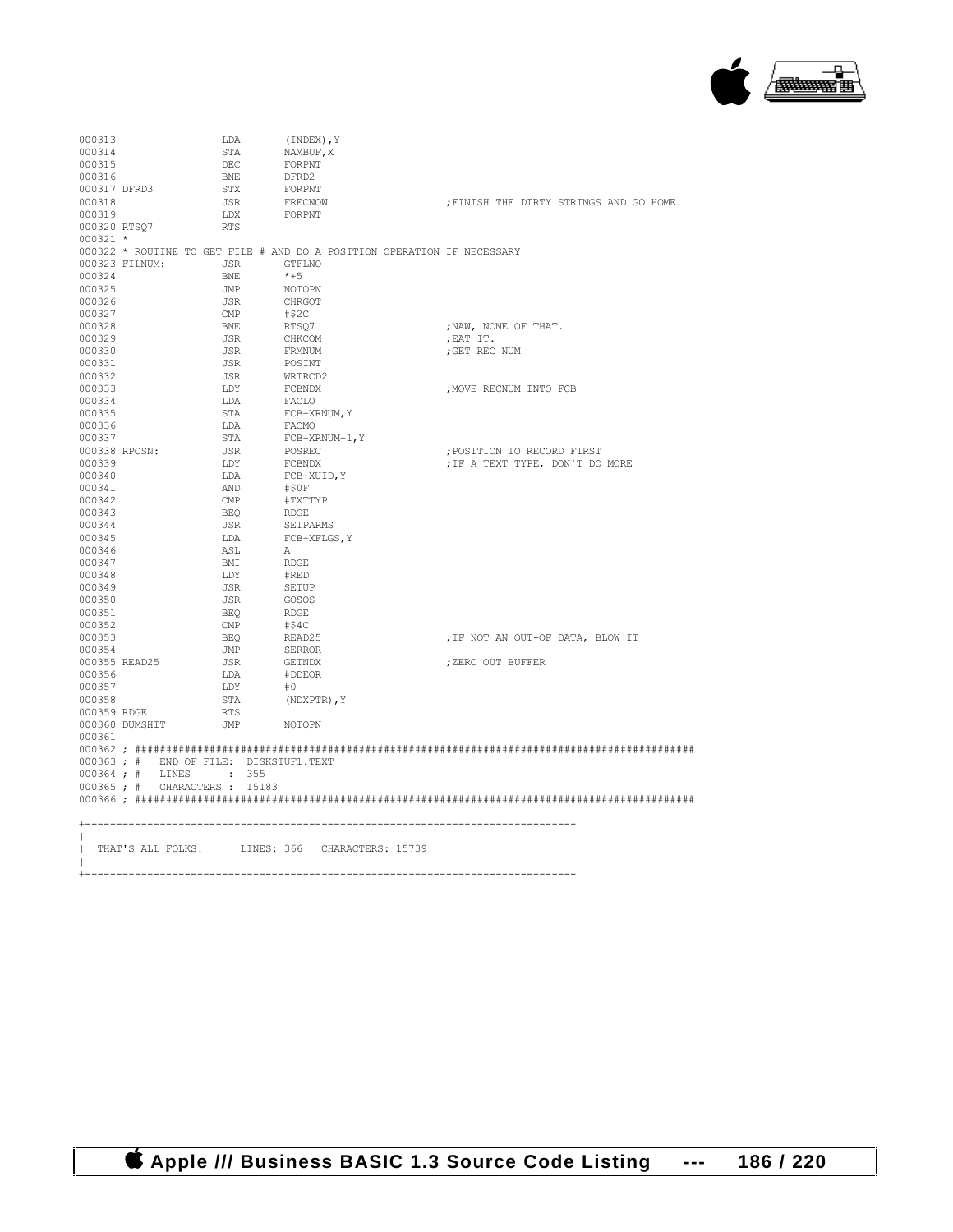```
000313                  LDA       (INDEX),Y
000314                  STA       NAMBUF,X
000315                  DEC       FORPNT
000316                  BNE       DFRD2
000317 DFRD3            STX       FORPNT
000318                  JSR       FRECNOW                      ;FINISH THE DIRTY STRINGS AND GO HOME.
000319                  LDX       FORPNT
000320 RTSQ7            RTS
000321 *
000322 * ROUTINE TO GET FILE # AND DO A POSITION OPERATION IF NECESSARY
000323 FILNUM:          JSR       GTFLNO
000324                  BNE       *+5
000325                  JMP       NOTOPN
000326                  JSR       CHRGOT
000327                  CMP       #$2C
000328                  BNE       RTSQ7                        ;NAW, NONE OF THAT.
000329                  JSR       CHKCOM                       ;EAT IT.
000330                  JSR       FRMNUM                       ;GET REC NUM
000331                  JSR       POSINT
000332                  JSR       WRTRCD2
000333                  LDY       FCBNDX                       ;MOVE RECNUM INTO FCB
000334                  LDA       FACLO
000335                  STA       FCB+XRNUM,Y
000336                  LDA       FACMO
000337                  STA       FCB+XRNUM+1,Y
000338 RPOSN:           JSR       POSREC                       ;POSITION TO RECORD FIRST
000339                  LDY       FCBNDX                       ;IF A TEXT TYPE, DON'T DO MORE
000340                  LDA       FCB+XUID,Y
000341                  AND       #$0F
000342                  CMP       #TXTTYP
000343                  BEQ       RDGE
000344                  JSR       SETPARMS
000345                  LDA       FCB+XFLGS,Y
000346                  ASL       A
000347                  BMI       RDGE
000348                  LDY       #RED
000349                  JSR       SETUP
000350                  JSR       GOSOS
000351                  BEQ       RDGE
000352                  CMP       #$4C
000353                  BEQ       READ25                       ;IF NOT AN OUT-OF DATA, BLOW IT
000354                  JMP       SERROR
000355 READ25           JSR       GETNDX                       ;ZERO OUT BUFFER
000356                  LDA       #DDEOR
000357                  LDY       #0
000358                  STA       (NDXPTR),Y
000359 RDGE             RTS
000360 DUMSHIT          JMP       NOTOPN
000361
000362 ; ##########################################################################################
000363 ; #   END OF FILE:  DISKSTUF1.TEXT
000364 ; #   LINES      :  355
000365 ; #   CHARACTERS :  15183
000366 ; ##########################################################################################


+------------------------------------------------------------------------------
|
|  THAT'S ALL FOLKS!      LINES: 366   CHARACTERS: 15739
|
+------------------------------------------------------------------------------
```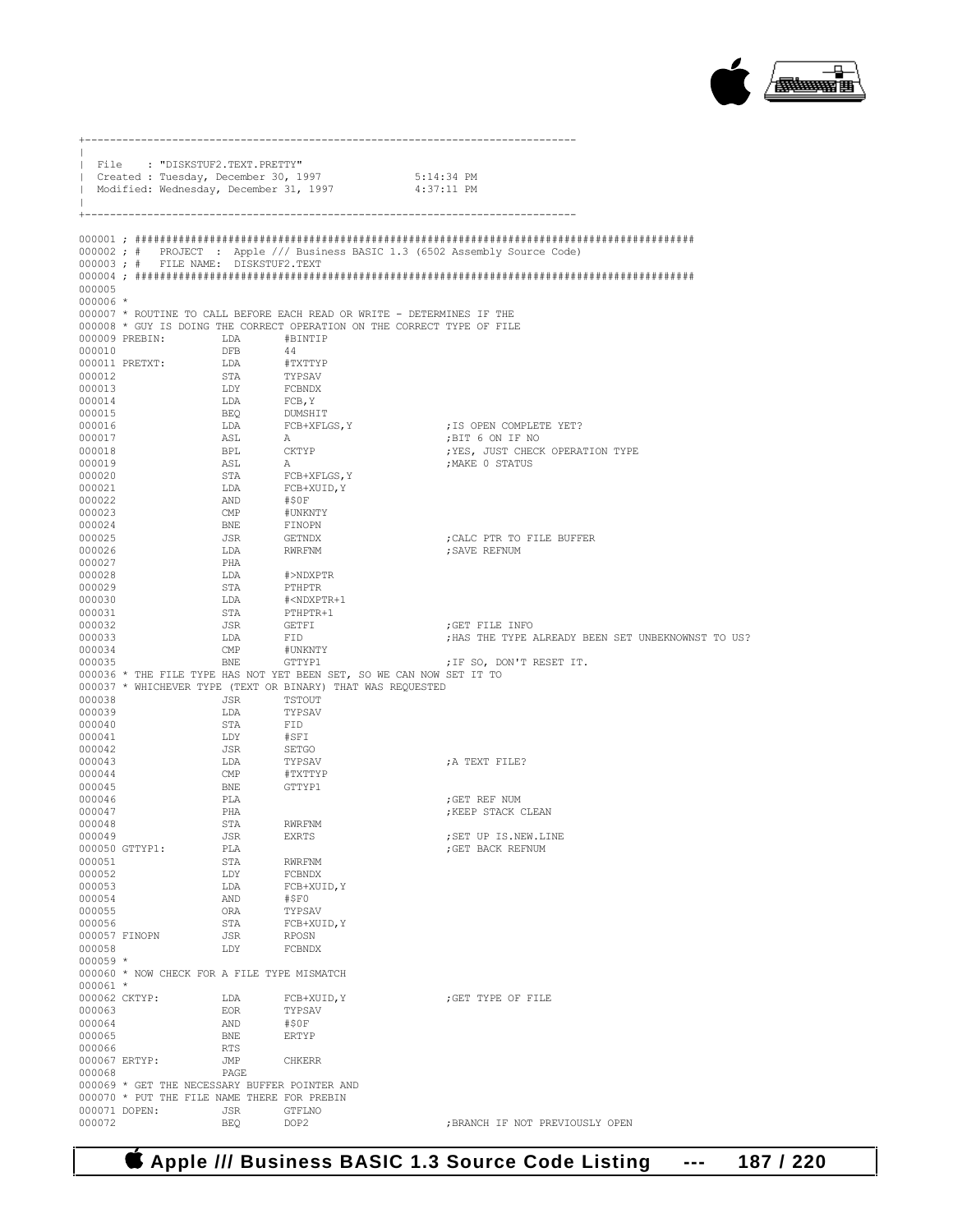```
+------------------------------------------------------------------------------
|
| File   : "DISKSTUF2.TEXT.PRETTY"
| Created : Tuesday, December 30, 1997             5:14:34 PM
| Modified: Wednesday, December 31, 1997           4:37:11 PM
|
+------------------------------------------------------------------------------

000001 ; ########################################################################################
000002 ; #   PROJECT  : Apple /// Business BASIC 1.3 (6502 Assembly Source Code)
000003 ; #   FILE NAME:  DISKSTUF2.TEXT
000004 ; ########################################################################################
000005
000006 *
000007 * ROUTINE TO CALL BEFORE EACH READ OR WRITE - DETERMINES IF THE
000008 * GUY IS DOING THE CORRECT OPERATION ON THE CORRECT TYPE OF FILE
000009 PREBIN:         LDA        #BINTIP
000010                 DFB        44
000011 PRETXT:         LDA        #TXTTYP
000012                 STA        TYPSAV
000013                 LDY        FCBNDX
000014                 LDA        FCB,Y
000015                 BEQ        DUMSHIT
000016                 LDA        FCB+XFLGS,Y               ;IS OPEN COMPLETE YET?
000017                 ASL        A                         ;BIT 6 ON IF NO
000018                 BPL        CKTYP                     ;YES, JUST CHECK OPERATION TYPE
000019                 ASL        A                         ;MAKE 0 STATUS
000020                 STA        FCB+XFLGS,Y
000021                 LDA        FCB+XUID,Y
000022                 AND        #$0F
000023                 CMP        #UNKNTY
000024                 BNE        FINOPN
000025                 JSR        GETNDX                    ;CALC PTR TO FILE BUFFER
000026                 LDA        RWRFNM                    ;SAVE REFNUM
000027                 PHA
000028                 LDA        #>NDXPTR
000029                 STA        PTHPTR
000030                 LDA        #<NDXPTR+1
000031                 STA        PTHPTR+1
000032                 JSR        GETFI                     ;GET FILE INFO
000033                 LDA        FID                       ;HAS THE TYPE ALREADY BEEN SET UNBEKNOWNST TO US?
000034                 CMP        #UNKNTY
000035                 BNE        GTTYP1                    ;IF SO, DON'T RESET IT.
000036 * THE FILE TYPE HAS NOT YET BEEN SET, SO WE CAN NOW SET IT TO
000037 * WHICHEVER TYPE (TEXT OR BINARY) THAT WAS REQUESTED
000038                 JSR        TSTOUT
000039                 LDA        TYPSAV
000040                 STA        FID
000041                 LDY        #SFI
000042                 JSR        SETGO
000043                 LDA        TYPSAV                    ;A TEXT FILE?
000044                 CMP        #TXTTYP
000045                 BNE        GTTYP1
000046                 PLA                                  ;GET REF NUM
000047                 PHA                                  ;KEEP STACK CLEAN
000048                 STA        RWRFNM
000049                 JSR        EXRTS                     ;SET UP IS.NEW.LINE
000050 GTTYP1:         PLA                                  ;GET BACK REFNUM
000051                 STA        RWRFNM
000052                 LDY        FCBNDX
000053                 LDA        FCB+XUID,Y
000054                 AND        #$F0
000055                 ORA        TYPSAV
000056                 STA        FCB+XUID,Y
000057 FINOPN          JSR        RPOSN
000058                 LDY        FCBNDX
000059 *
000060 * NOW CHECK FOR A FILE TYPE MISMATCH
000061 *
000062 CKTYP:          LDA        FCB+XUID,Y                ;GET TYPE OF FILE
000063                 EOR        TYPSAV
000064                 AND        #$0F
000065                 BNE        ERTYP
000066                 RTS
000067 ERTYP:          JMP        CHKERR
000068                 PAGE
000069 * GET THE NECESSARY BUFFER POINTER AND
000070 * PUT THE FILE NAME THERE FOR PREBIN
000071 DOPEN:          JSR        GTFLNO
000072                 BEQ        DOP2                      ;BRANCH IF NOT PREVIOUSLY OPEN
```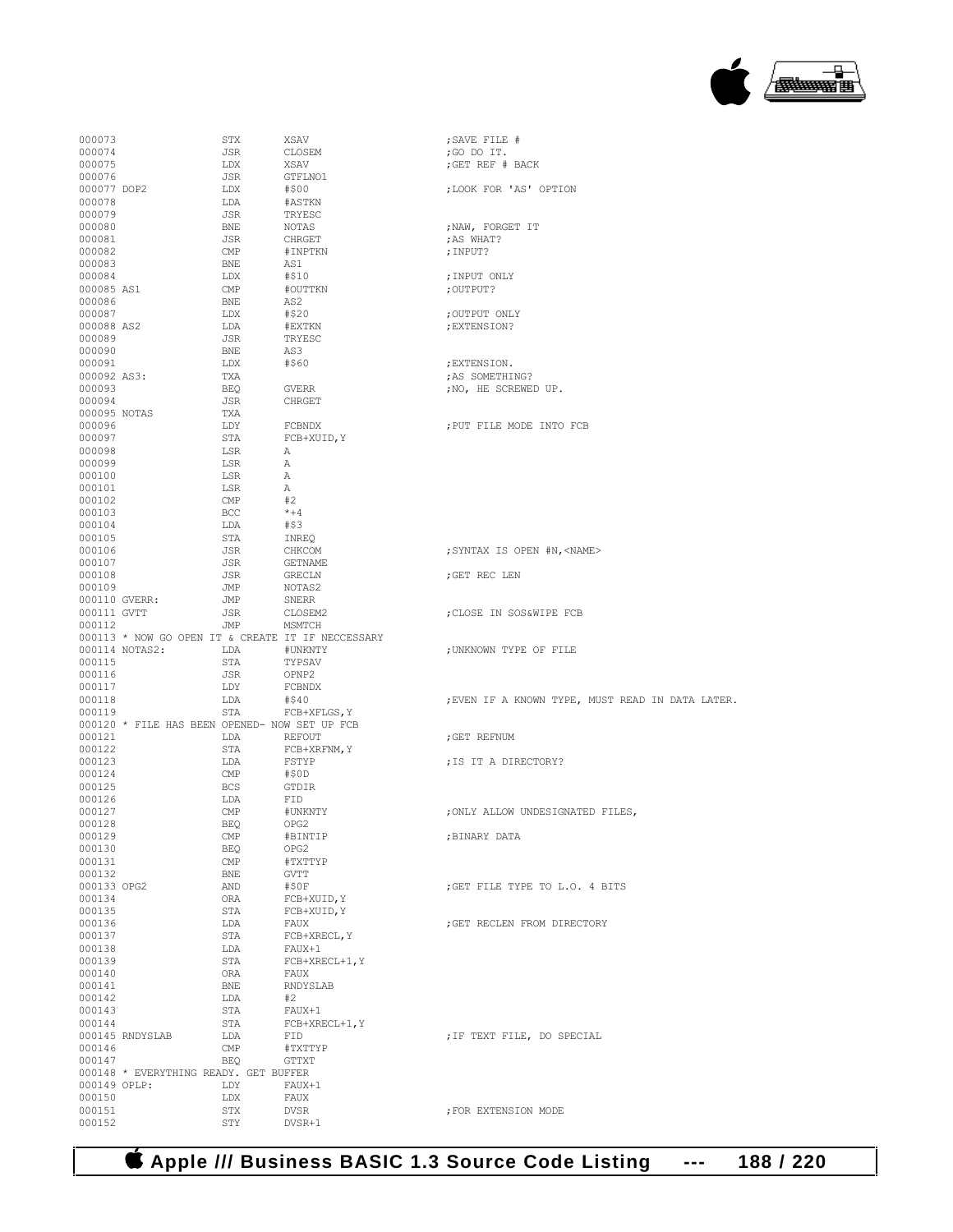```
000073                STX       XSAV                          ;SAVE FILE #
000074                JSR       CLOSEM                        ;GO DO IT.
000075                LDX       XSAV                          ;GET REF # BACK
000076                JSR       GTFLNO1
000077 DOP2           LDX       #$00                          ;LOOK FOR 'AS' OPTION
000078                LDA       #ASTKN
000079                JSR       TRYESC
000080                BNE       NOTAS                         ;NAW, FORGET IT
000081                JSR       CHRGET                        ;AS WHAT?
000082                CMP       #INPTKN                       ;INPUT?
000083                BNE       AS1
000084                LDX       #$10                          ;INPUT ONLY
000085 AS1            CMP       #OUTTKN                       ;OUTPUT?
000086                BNE       AS2
000087                LDX       #$20                          ;OUTPUT ONLY
000088 AS2            LDA       #EXTKN                        ;EXTENSION?
000089                JSR       TRYESC
000090                BNE       AS3
000091                LDX       #$60                          ;EXTENSION.
000092 AS3:           TXA                                     ;AS SOMETHING?
000093                BEQ       GVERR                         ;NO, HE SCREWED UP.
000094                JSR       CHRGET
000095 NOTAS          TXA
000096                LDY       FCBNDX                        ;PUT FILE MODE INTO FCB
000097                STA       FCB+XUID,Y
000098                LSR       A
000099                LSR       A
000100                LSR       A
000101                LSR       A
000102                CMP       #2
000103                BCC       *+4
000104                LDA       #$3
000105                STA       INREQ
000106                JSR       CHKCOM                        ;SYNTAX IS OPEN #N,<NAME>
000107                JSR       GETNAME
000108                JSR       GRECLN                        ;GET REC LEN
000109                JMP       NOTAS2
000110 GVERR:         JMP       SNERR
000111 GVTT           JSR       CLOSEM2                       ;CLOSE IN SOS&WIPE FCB
000112                JMP       MSMTCH
000113 * NOW GO OPEN IT & CREATE IT IF NECCESSARY
000114 NOTAS2:        LDA       #UNKNTY                       ;UNKNOWN TYPE OF FILE
000115                STA       TYPSAV
000116                JSR       OPNP2
000117                LDY       FCBNDX
000118                LDA       #$40                          ;EVEN IF A KNOWN TYPE, MUST READ IN DATA LATER.
000119                STA       FCB+XFLGS,Y
000120 * FILE HAS BEEN OPENED- NOW SET UP FCB
000121                LDA       REFOUT                        ;GET REFNUM
000122                STA       FCB+XRFNM,Y
000123                LDA       FSTYP                         ;IS IT A DIRECTORY?
000124                CMP       #$0D
000125                BCS       GTDIR
000126                LDA       FID
000127                CMP       #UNKNTY                       ;ONLY ALLOW UNDESIGNATED FILES,
000128                BEQ       OPG2
000129                CMP       #BINTIP                       ;BINARY DATA
000130                BEQ       OPG2
000131                CMP       #TXTTYP
000132                BNE       GVTT
000133 OPG2           AND       #$0F                          ;GET FILE TYPE TO L.O. 4 BITS
000134                ORA       FCB+XUID,Y
000135                STA       FCB+XUID,Y
000136                LDA       FAUX                          ;GET RECLEN FROM DIRECTORY
000137                STA       FCB+XRECL,Y
000138                LDA       FAUX+1
000139                STA       FCB+XRECL+1,Y
000140                ORA       FAUX
000141                BNE       RNDYSLAB
000142                LDA       #2
000143                STA       FAUX+1
000144                STA       FCB+XRECL+1,Y
000145 RNDYSLAB       LDA       FID                           ;IF TEXT FILE, DO SPECIAL
000146                CMP       #TXTTYP
000147                BEQ       GTTXT
000148 * EVERYTHING READY. GET BUFFER
000149 OPLP:          LDY       FAUX+1
000150                LDX       FAUX
000151                STX       DVSR                          ;FOR EXTENSION MODE
000152                STY       DVSR+1
```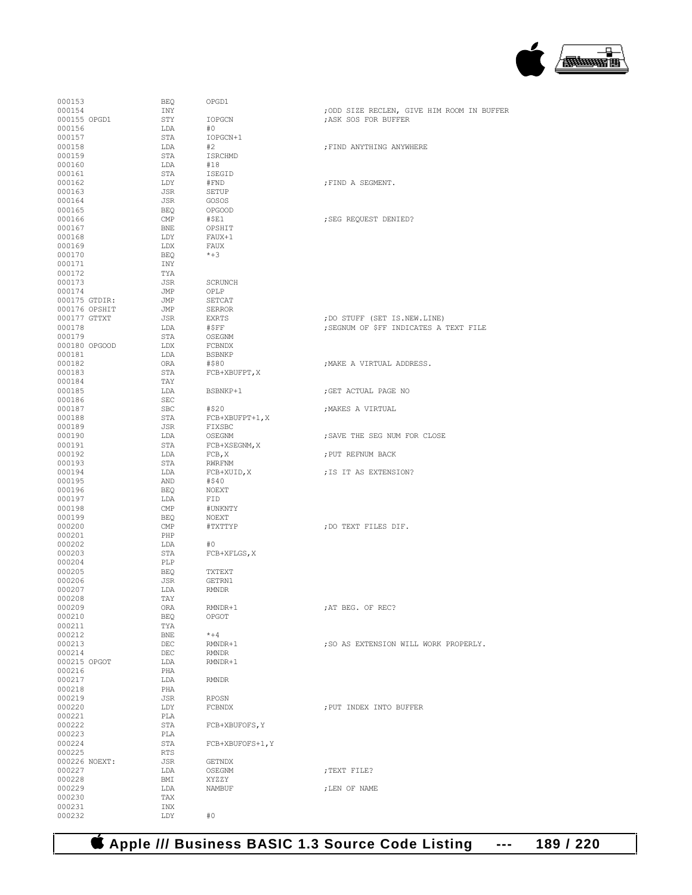```
000153              BEQ     OPGD1
000154              INY                             ;ODD SIZE RECLEN, GIVE HIM ROOM IN BUFFER
000155 OPGD1        STY     IOPGCN                  ;ASK SOS FOR BUFFER
000156              LDA     #0
000157              STA     IOPGCN+1
000158              LDA     #2                      ;FIND ANYTHING ANYWHERE
000159              STA     ISRCHMD
000160              LDA     #18
000161              STA     ISEGID
000162              LDY     #FND                    ;FIND A SEGMENT.
000163              JSR     SETUP
000164              JSR     GOSOS
000165              BEQ     OPGOOD
000166              CMP     #$E1                    ;SEG REQUEST DENIED?
000167              BNE     OPSHIT
000168              LDY     FAUX+1
000169              LDX     FAUX
000170              BEQ     *+3
000171              INY
000172              TYA
000173              JSR     SCRUNCH
000174              JMP     OPLP
000175 GTDIR:       JMP     SETCAT
000176 OPSHIT       JMP     SERROR
000177 GTTXT        JSR     EXRTS                   ;DO STUFF (SET IS.NEW.LINE)
000178              LDA     #$FF                    ;SEGNUM OF $FF INDICATES A TEXT FILE
000179              STA     OSEGNM
000180 OPGOOD       LDX     FCBNDX
000181              LDA     BSBNKP
000182              ORA     #$80                    ;MAKE A VIRTUAL ADDRESS.
000183              STA     FCB+XBUFPT,X
000184              TAY
000185              LDA     BSBNKP+1                ;GET ACTUAL PAGE NO
000186              SEC
000187              SBC     #$20                    ;MAKES A VIRTUAL
000188              STA     FCB+XBUFPT+1,X
000189              JSR     FIXSBC
000190              LDA     OSEGNM                  ;SAVE THE SEG NUM FOR CLOSE
000191              STA     FCB+XSEGNM,X
000192              LDA     FCB,X                   ;PUT REFNUM BACK
000193              STA     RWRFNM
000194              LDA     FCB+XUID,X              ;IS IT AS EXTENSION?
000195              AND     #$40
000196              BEQ     NOEXT
000197              LDA     FID
000198              CMP     #UNKNTY
000199              BEQ     NOEXT
000200              CMP     #TXTTYP                 ;DO TEXT FILES DIF.
000201              PHP
000202              LDA     #0
000203              STA     FCB+XFLGS,X
000204              PLP
000205              BEQ     TXTEXT
000206              JSR     GETRN1
000207              LDA     RMNDR
000208              TAY
000209              ORA     RMNDR+1                 ;AT BEG. OF REC?
000210              BEQ     OPGOT
000211              TYA
000212              BNE     *+4
000213              DEC     RMNDR+1                 ;SO AS EXTENSION WILL WORK PROPERLY.
000214              DEC     RMNDR
000215 OPGOT        LDA     RMNDR+1
000216              PHA
000217              LDA     RMNDR
000218              PHA
000219              JSR     RPOSN
000220              LDY     FCBNDX                  ;PUT INDEX INTO BUFFER
000221              PLA
000222              STA     FCB+XBUFOFS,Y
000223              PLA
000224              STA     FCB+XBUFOFS+1,Y
000225              RTS
000226 NOEXT:       JSR     GETNDX
000227              LDA     OSEGNM                  ;TEXT FILE?
000228              BMI     XYZZY
000229              LDA     NAMBUF                  ;LEN OF NAME
000230              TAX
000231              INX
000232              LDY     #0
```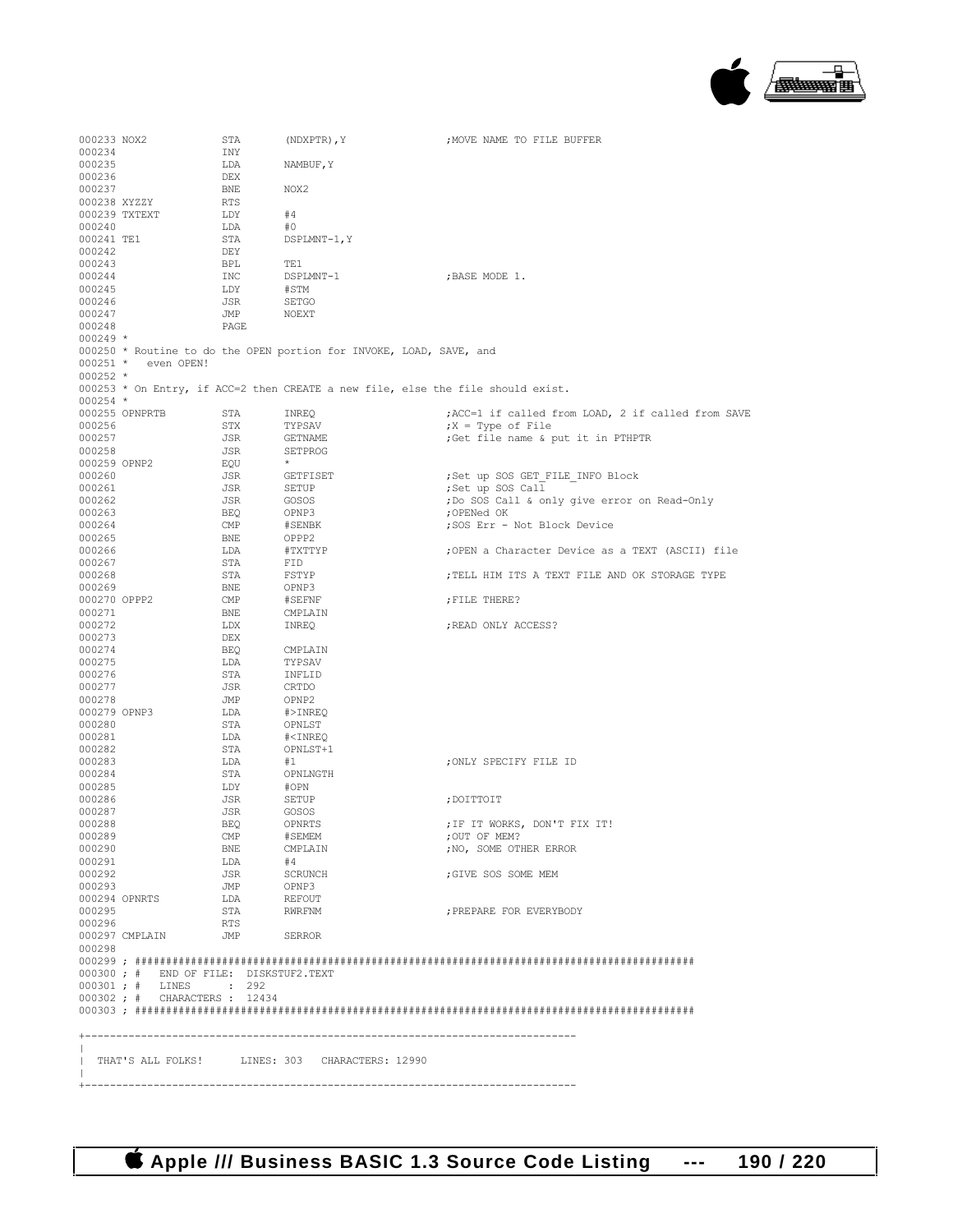```
000233 NOX2            STA       (NDXPTR),Y              ;MOVE NAME TO FILE BUFFER
000234                 INY
000235                 LDA       NAMBUF,Y
000236                 DEX
000237                 BNE       NOX2
000238 XYZZY           RTS
000239 TXTEXT          LDY       #4
000240                 LDA       #0
000241 TE1             STA       DSPLMNT-1,Y
000242                 DEY
000243                 BPL       TE1
000244                 INC       DSPLMNT-1               ;BASE MODE 1.
000245                 LDY       #STM
000246                 JSR       SETGO
000247                 JMP       NOEXT
000248                 PAGE
000249 *
000250 * Routine to do the OPEN portion for INVOKE, LOAD, SAVE, and
000251 *   even OPEN!
000252 *
000253 * On Entry, if ACC=2 then CREATE a new file, else the file should exist.
000254 *
000255 OPNPRTB         STA       INREQ                   ;ACC=1 if called from LOAD, 2 if called from SAVE
000256                 STX       TYPSAV                  ;X = Type of File
000257                 JSR       GETNAME                 ;Get file name & put it in PTHPTR
000258                 JSR       SETPROG
000259 OPNP2           EQU       *
000260                 JSR       GETFISET                ;Set up SOS GET_FILE_INFO Block
000261                 JSR       SETUP                   ;Set up SOS Call
000262                 JSR       GOSOS                   ;Do SOS Call & only give error on Read-Only
000263                 BEQ       OPNP3                   ;OPENed OK
000264                 CMP       #SENBK                  ;SOS Err - Not Block Device
000265                 BNE       OPPP2
000266                 LDA       #TXTTYP                 ;OPEN a Character Device as a TEXT (ASCII) file
000267                 STA       FID
000268                 STA       FSTYP                   ;TELL HIM ITS A TEXT FILE AND OK STORAGE TYPE
000269                 BNE       OPNP3
000270 OPPP2           CMP       #SEFNF                  ;FILE THERE?
000271                 BNE       CMPLAIN
000272                 LDX       INREQ                   ;READ ONLY ACCESS?
000273                 DEX
000274                 BEQ       CMPLAIN
000275                 LDA       TYPSAV
000276                 STA       INFLID
000277                 JSR       CRTDO
000278                 JMP       OPNP2
000279 OPNP3           LDA       #>INREQ
000280                 STA       OPNLST
000281                 LDA       #<INREQ
000282                 STA       OPNLST+1
000283                 LDA       #1                      ;ONLY SPECIFY FILE ID
000284                 STA       OPNLNGTH
000285                 LDY       #OPN
000286                 JSR       SETUP                   ;DOITTOIT
000287                 JSR       GOSOS
000288                 BEQ       OPNRTS                  ;IF IT WORKS, DON'T FIX IT!
000289                 CMP       #SEMEM                  ;OUT OF MEM?
000290                 BNE       CMPLAIN                 ;NO, SOME OTHER ERROR
000291                 LDA       #4
000292                 JSR       SCRUNCH                 ;GIVE SOS SOME MEM
000293                 JMP       OPNP3
000294 OPNRTS          LDA       REFOUT
000295                 STA       RWRFNM                  ;PREPARE FOR EVERYBODY
000296                 RTS
000297 CMPLAIN         JMP       SERROR
000298
000299 ; ##########################################################################################
000300 ; #   END OF FILE: DISKSTUF2.TEXT
000301 ; #   LINES      : 292
000302 ; #   CHARACTERS : 12434
000303 ; ##########################################################################################

+------------------------------------------------------------------------------
|
|  THAT'S ALL FOLKS!      LINES: 303   CHARACTERS: 12990
|
+------------------------------------------------------------------------------
```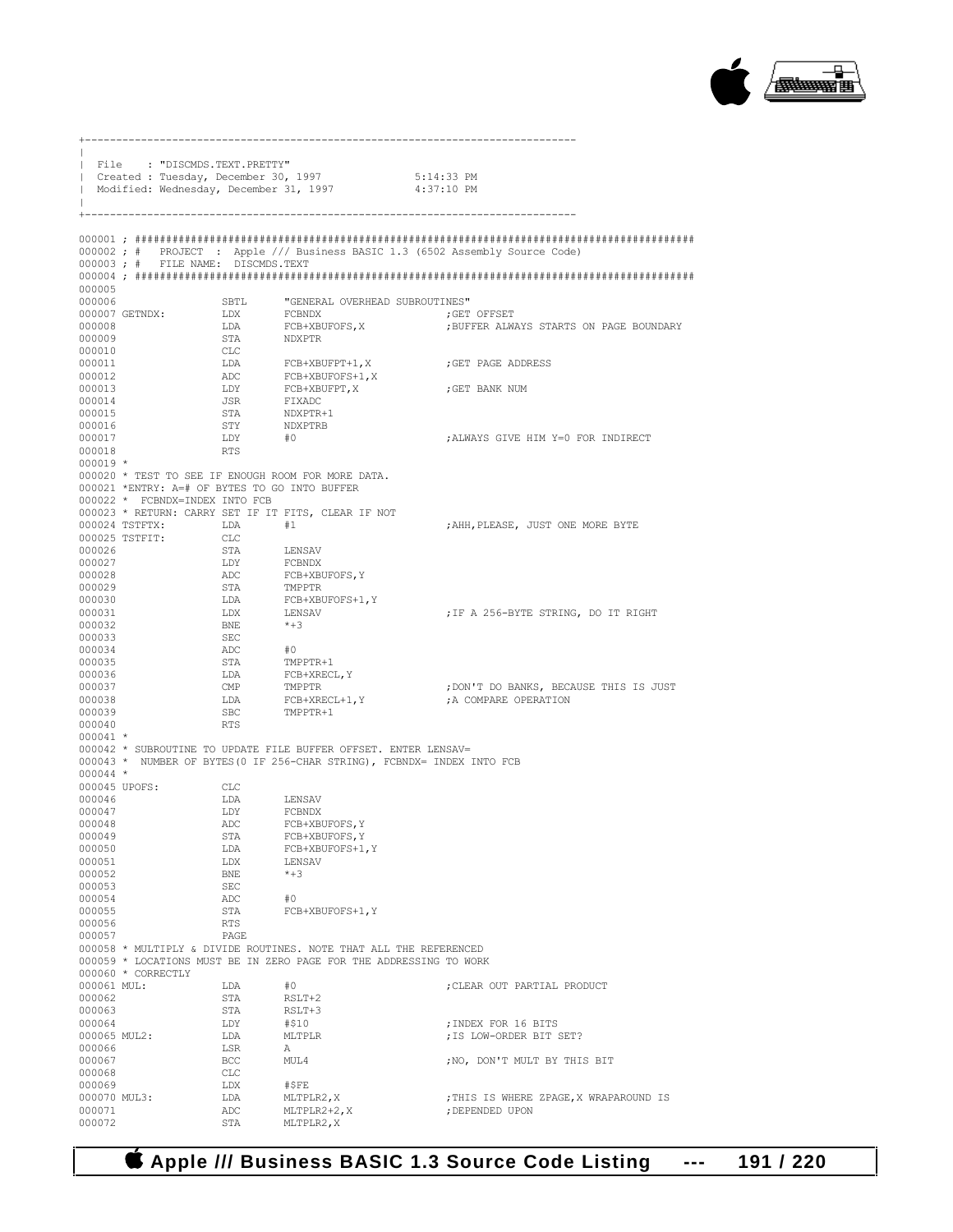```
+------------------------------------------------------------------------------
|
| File   : "DISCMDS.TEXT.PRETTY"
| Created : Tuesday, December 30, 1997              5:14:33 PM
| Modified: Wednesday, December 31, 1997            4:37:10 PM
|
+------------------------------------------------------------------------------

000001 ; ########################################################################################
000002 ; #   PROJECT  :  Apple /// Business BASIC 1.3 (6502 Assembly Source Code)
000003 ; #   FILE NAME:  DISCMDS.TEXT
000004 ; ########################################################################################
000005
000006                SBTL      "GENERAL OVERHEAD SUBROUTINES"
000007 GETNDX:        LDX       FCBNDX                   ;GET OFFSET
000008                LDA       FCB+XBUFOFS,X            ;BUFFER ALWAYS STARTS ON PAGE BOUNDARY
000009                STA       NDXPTR
000010                CLC
000011                LDA       FCB+XBUFPT+1,X           ;GET PAGE ADDRESS
000012                ADC       FCB+XBUFOFS+1,X
000013                LDY       FCB+XBUFPT,X             ;GET BANK NUM
000014                JSR       FIXADC
000015                STA       NDXPTR+1
000016                STY       NDXPTRB
000017                LDY       #0                       ;ALWAYS GIVE HIM Y=0 FOR INDIRECT
000018                RTS
000019 *
000020 * TEST TO SEE IF ENOUGH ROOM FOR MORE DATA.
000021 *ENTRY: A=# OF BYTES TO GO INTO BUFFER
000022 *  FCBNDX=INDEX INTO FCB
000023 * RETURN: CARRY SET IF IT FITS, CLEAR IF NOT
000024 TSTFTX:        LDA       #1                       ;AHH,PLEASE, JUST ONE MORE BYTE
000025 TSTFIT:        CLC
000026                STA       LENSAV
000027                LDY       FCBNDX
000028                ADC       FCB+XBUFOFS,Y
000029                STA       TMPPTR
000030                LDA       FCB+XBUFOFS+1,Y
000031                LDX       LENSAV                   ;IF A 256-BYTE STRING, DO IT RIGHT
000032                BNE       *+3
000033                SEC
000034                ADC       #0
000035                STA       TMPPTR+1
000036                LDA       FCB+XRECL,Y
000037                CMP       TMPPTR                   ;DON'T DO BANKS, BECAUSE THIS IS JUST
000038                LDA       FCB+XRECL+1,Y            ;A COMPARE OPERATION
000039                SBC       TMPPTR+1
000040                RTS
000041 *
000042 * SUBROUTINE TO UPDATE FILE BUFFER OFFSET. ENTER LENSAV=
000043 *  NUMBER OF BYTES(0 IF 256-CHAR STRING), FCBNDX= INDEX INTO FCB
000044 *
000045 UPOFS:         CLC
000046                LDA       LENSAV
000047                LDY       FCBNDX
000048                ADC       FCB+XBUFOFS,Y
000049                STA       FCB+XBUFOFS,Y
000050                LDA       FCB+XBUFOFS+1,Y
000051                LDX       LENSAV
000052                BNE       *+3
000053                SEC
000054                ADC       #0
000055                STA       FCB+XBUFOFS+1,Y
000056                RTS
000057                PAGE
000058 * MULTIPLY & DIVIDE ROUTINES. NOTE THAT ALL THE REFERENCED
000059 * LOCATIONS MUST BE IN ZERO PAGE FOR THE ADDRESSING TO WORK
000060 * CORRECTLY
000061 MUL:           LDA       #0                       ;CLEAR OUT PARTIAL PRODUCT
000062                STA       RSLT+2
000063                STA       RSLT+3
000064                LDY       #$10                     ;INDEX FOR 16 BITS
000065 MUL2:          LDA       MLTPLR                   ;IS LOW-ORDER BIT SET?
000066                LSR       A
000067                BCC       MUL4                     ;NO, DON'T MULT BY THIS BIT
000068                CLC
000069                LDX       #$FE
000070 MUL3:          LDA       MLTPLR2,X                ;THIS IS WHERE ZPAGE,X WRAPAROUND IS
000071                ADC       MLTPLR2+2,X              ;DEPENDED UPON
000072                STA       MLTPLR2,X
```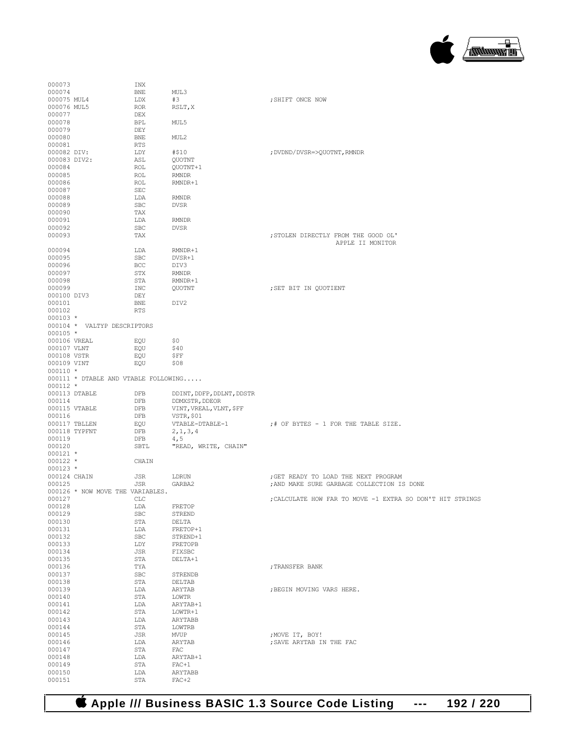```
000073                  INX
000074                  BNE     MUL3
000075 MUL4             LDX     #3                      ;SHIFT ONCE NOW
000076 MUL5             ROR     RSLT,X
000077                  DEX
000078                  BPL     MUL5
000079                  DEY
000080                  BNE     MUL2
000081                  RTS
000082 DIV:             LDY     #$10                    ;DVDND/DVSR=>QUOTNT,RMNDR
000083 DIV2:            ASL     QUOTNT
000084                  ROL     QUOTNT+1
000085                  ROL     RMNDR
000086                  ROL     RMNDR+1
000087                  SEC
000088                  LDA     RMNDR
000089                  SBC     DVSR
000090                  TAX
000091                  LDA     RMNDR
000092                  SBC     DVSR
000093                  TAX                             ;STOLEN DIRECTLY FROM THE GOOD OL'
                                                                  APPLE II MONITOR
000094                  LDA     RMNDR+1
000095                  SBC     DVSR+1
000096                  BCC     DIV3
000097                  STX     RMNDR
000098                  STA     RMNDR+1
000099                  INC     QUOTNT                  ;SET BIT IN QUOTIENT
000100 DIV3             DEY
000101                  BNE     DIV2
000102                  RTS
000103 *
000104 *  VALTYP DESCRIPTORS
000105 *
000106 VREAL            EQU     $0
000107 VLNT             EQU     $40
000108 VSTR             EQU     $FF
000109 VINT             EQU     $08
000110 *
000111 * DTABLE AND VTABLE FOLLOWING.....
000112 *
000113 DTABLE           DFB     DDINT,DDFP,DDLNT,DDSTR
000114                  DFB     DDMXSTR,DDEOR
000115 VTABLE           DFB     VINT,VREAL,VLNT,$FF
000116                  DFB     VSTR,$01
000117 TBLLEN           EQU     VTABLE-DTABLE-1         ;# OF BYTES - 1 FOR THE TABLE SIZE.
000118 TYPFNT           DFB     2,1,3,4
000119                  DFB     4,5
000120                  SBTL    "READ, WRITE, CHAIN"
000121 *
000122 *                CHAIN
000123 *
000124 CHAIN            JSR     LDRUN                   ;GET READY TO LOAD THE NEXT PROGRAM
000125                  JSR     GARBA2                  ;AND MAKE SURE GARBAGE COLLECTION IS DONE
000126 * NOW MOVE THE VARIABLES.
000127                  CLC                             ;CALCULATE HOW FAR TO MOVE -1 EXTRA SO DON'T HIT STRINGS
000128                  LDA     FRETOP
000129                  SBC     STREND
000130                  STA     DELTA
000131                  LDA     FRETOP+1
000132                  SBC     STREND+1
000133                  LDY     FRETOPB
000134                  JSR     FIXSBC
000135                  STA     DELTA+1
000136                  TYA                             ;TRANSFER BANK
000137                  SBC     STRENDB
000138                  STA     DELTAB
000139                  LDA     ARYTAB                  ;BEGIN MOVING VARS HERE.
000140                  STA     LOWTR
000141                  LDA     ARYTAB+1
000142                  STA     LOWTR+1
000143                  LDA     ARYTABB
000144                  STA     LOWTRB
000145                  JSR     MVUP                    ;MOVE IT, BOY!
000146                  LDA     ARYTAB                  ;SAVE ARYTAB IN THE FAC
000147                  STA     FAC
000148                  LDA     ARYTAB+1
000149                  STA     FAC+1
000150                  LDA     ARYTABB
000151                  STA     FAC+2
```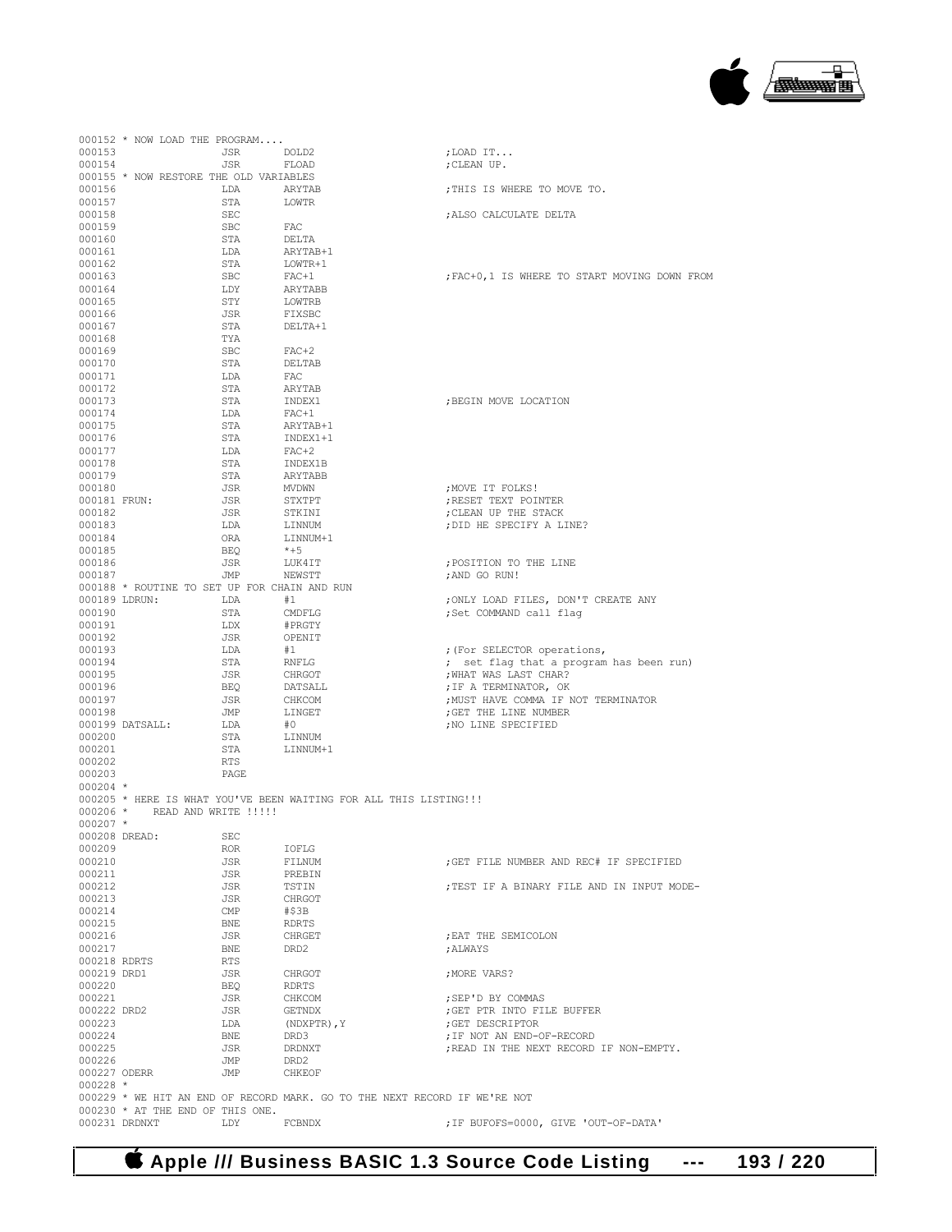```
000152 * NOW LOAD THE PROGRAM....
000153                JSR       DOLD2                      ;LOAD IT...
000154                JSR       FLOAD                      ;CLEAN UP.
000155 * NOW RESTORE THE OLD VARIABLES
000156                LDA       ARYTAB                     ;THIS IS WHERE TO MOVE TO.
000157                STA       LOWTR
000158                SEC                                  ;ALSO CALCULATE DELTA
000159                SBC       FAC
000160                STA       DELTA
000161                LDA       ARYTAB+1
000162                STA       LOWTR+1
000163                SBC       FAC+1                      ;FAC+0,1 IS WHERE TO START MOVING DOWN FROM
000164                LDY       ARYTABB
000165                STY       LOWTRB
000166                JSR       FIXSBC
000167                STA       DELTA+1
000168                TYA
000169                SBC       FAC+2
000170                STA       DELTAB
000171                LDA       FAC
000172                STA       ARYTAB
000173                STA       INDEX1                     ;BEGIN MOVE LOCATION
000174                LDA       FAC+1
000175                STA       ARYTAB+1
000176                STA       INDEX1+1
000177                LDA       FAC+2
000178                STA       INDEX1B
000179                STA       ARYTABB
000180                JSR       MVDWN                      ;MOVE IT FOLKS!
000181 FRUN:          JSR       STXTPT                     ;RESET TEXT POINTER
000182                JSR       STKINI                     ;CLEAN UP THE STACK
000183                LDA       LINNUM                     ;DID HE SPECIFY A LINE?
000184                ORA       LINNUM+1
000185                BEQ       *+5
000186                JSR       LUK4IT                     ;POSITION TO THE LINE
000187                JMP       NEWSTT                     ;AND GO RUN!
000188 * ROUTINE TO SET UP FOR CHAIN AND RUN
000189 LDRUN:         LDA       #1                         ;ONLY LOAD FILES, DON'T CREATE ANY
000190                STA       CMDFLG                     ;Set COMMAND call flag
000191                LDX       #PRGTY
000192                JSR       OPENIT
000193                LDA       #1                         ;(For SELECTOR operations,
000194                STA       RNFLG                      ; set flag that a program has been run)
000195                JSR       CHRGOT                     ;WHAT WAS LAST CHAR?
000196                BEQ       DATSALL                    ;IF A TERMINATOR, OK
000197                JSR       CHKCOM                     ;MUST HAVE COMMA IF NOT TERMINATOR
000198                JMP       LINGET                     ;GET THE LINE NUMBER
000199 DATSALL:       LDA       #0                         ;NO LINE SPECIFIED
000200                STA       LINNUM
000201                STA       LINNUM+1
000202                RTS
000203                PAGE
000204 *
000205 * HERE IS WHAT YOU'VE BEEN WAITING FOR ALL THIS LISTING!!!
000206 *    READ AND WRITE !!!!!
000207 *
000208 DREAD:         SEC
000209                ROR       IOFLG
000210                JSR       FILNUM                     ;GET FILE NUMBER AND REC# IF SPECIFIED
000211                JSR       PREBIN
000212                JSR       TSTIN                      ;TEST IF A BINARY FILE AND IN INPUT MODE-
000213                JSR       CHRGOT
000214                CMP       #$3B
000215                BNE       RDRTS
000216                JSR       CHRGET                     ;EAT THE SEMICOLON
000217                BNE       DRD2                       ;ALWAYS
000218 RDRTS          RTS
000219 DRD1           JSR       CHRGOT                     ;MORE VARS?
000220                BEQ       RDRTS
000221                JSR       CHKCOM                     ;SEP'D BY COMMAS
000222 DRD2           JSR       GETNDX                     ;GET PTR INTO FILE BUFFER
000223                LDA       (NDXPTR),Y                 ;GET DESCRIPTOR
000224                BNE       DRD3                       ;IF NOT AN END-OF-RECORD
000225                JSR       DRDNXT                     ;READ IN THE NEXT RECORD IF NON-EMPTY.
000226                JMP       DRD2
000227 ODERR          JMP       CHKEOF
000228 *
000229 * WE HIT AN END OF RECORD MARK. GO TO THE NEXT RECORD IF WE'RE NOT
000230 * AT THE END OF THIS ONE.
000231 DRDNXT         LDY       FCBNDX                     ;IF BUFOFS=0000, GIVE 'OUT-OF-DATA'
```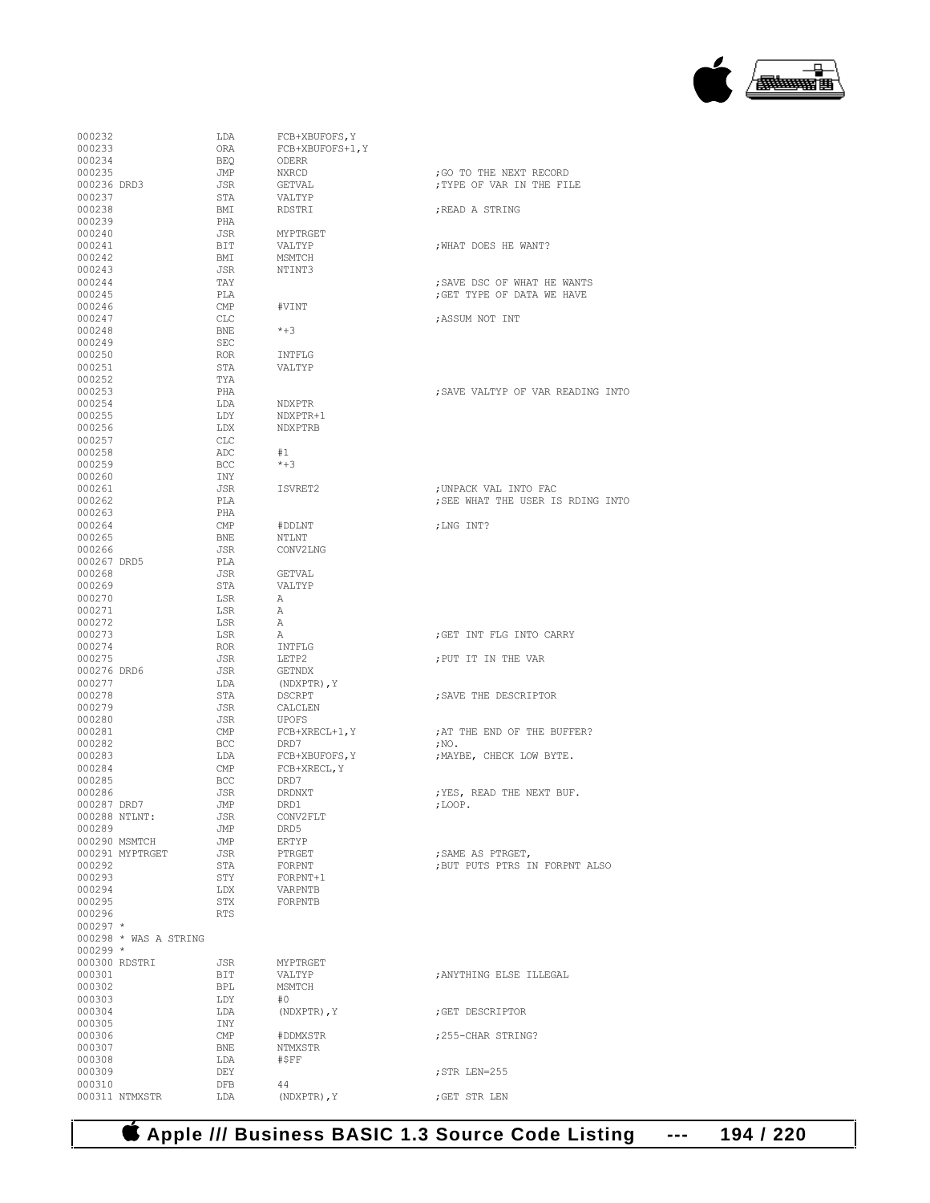```
000232              LDA     FCB+XBUFOFS,Y
000233              ORA     FCB+XBUFOFS+1,Y
000234              BEQ     ODERR
000235              JMP     NXRCD               ;GO TO THE NEXT RECORD
000236 DRD3         JSR     GETVAL              ;TYPE OF VAR IN THE FILE
000237              STA     VALTYP
000238              BMI     RDSTRI              ;READ A STRING
000239              PHA
000240              JSR     MYPTRGET
000241              BIT     VALTYP              ;WHAT DOES HE WANT?
000242              BMI     MSMTCH
000243              JSR     NTINT3
000244              TAY                         ;SAVE DSC OF WHAT HE WANTS
000245              PLA                         ;GET TYPE OF DATA WE HAVE
000246              CMP     #VINT
000247              CLC                         ;ASSUM NOT INT
000248              BNE     *+3
000249              SEC
000250              ROR     INTFLG
000251              STA     VALTYP
000252              TYA
000253              PHA                         ;SAVE VALTYP OF VAR READING INTO
000254              LDA     NDXPTR
000255              LDY     NDXPTR+1
000256              LDX     NDXPTRB
000257              CLC
000258              ADC     #1
000259              BCC     *+3
000260              INY
000261              JSR     ISVRET2             ;UNPACK VAL INTO FAC
000262              PLA                         ;SEE WHAT THE USER IS RDING INTO
000263              PHA
000264              CMP     #DDLNT              ;LNG INT?
000265              BNE     NTLNT
000266              JSR     CONV2LNG
000267 DRD5         PLA
000268              JSR     GETVAL
000269              STA     VALTYP
000270              LSR     A
000271              LSR     A
000272              LSR     A
000273              LSR     A                   ;GET INT FLG INTO CARRY
000274              ROR     INTFLG
000275              JSR     LETP2               ;PUT IT IN THE VAR
000276 DRD6         JSR     GETNDX
000277              LDA     (NDXPTR),Y
000278              STA     DSCRPT              ;SAVE THE DESCRIPTOR
000279              JSR     CALCLEN
000280              JSR     UPOFS
000281              CMP     FCB+XRECL+1,Y       ;AT THE END OF THE BUFFER?
000282              BCC     DRD7                ;NO.
000283              LDA     FCB+XBUFOFS,Y       ;MAYBE, CHECK LOW BYTE.
000284              CMP     FCB+XRECL,Y
000285              BCC     DRD7
000286              JSR     DRDNXT              ;YES, READ THE NEXT BUF.
000287 DRD7         JMP     DRD1                ;LOOP.
000288 NTLNT:       JSR     CONV2FLT
000289              JMP     DRD5
000290 MSMTCH       JMP     ERTYP
000291 MYPTRGET     JSR     PTRGET              ;SAME AS PTRGET,
000292              STA     FORPNT              ;BUT PUTS PTRS IN FORPNT ALSO
000293              STY     FORPNT+1
000294              LDX     VARPNTB
000295              STX     FORPNTB
000296              RTS
000297 *
000298 * WAS A STRING
000299 *
000300 RDSTRI       JSR     MYPTRGET
000301              BIT     VALTYP              ;ANYTHING ELSE ILLEGAL
000302              BPL     MSMTCH
000303              LDY     #0
000304              LDA     (NDXPTR),Y          ;GET DESCRIPTOR
000305              INY
000306              CMP     #DDMXSTR            ;255-CHAR STRING?
000307              BNE     NTMXSTR
000308              LDA     #$FF
000309              DEY                         ;STR LEN=255
000310              DFB     44
000311 NTMXSTR      LDA     (NDXPTR),Y          ;GET STR LEN
```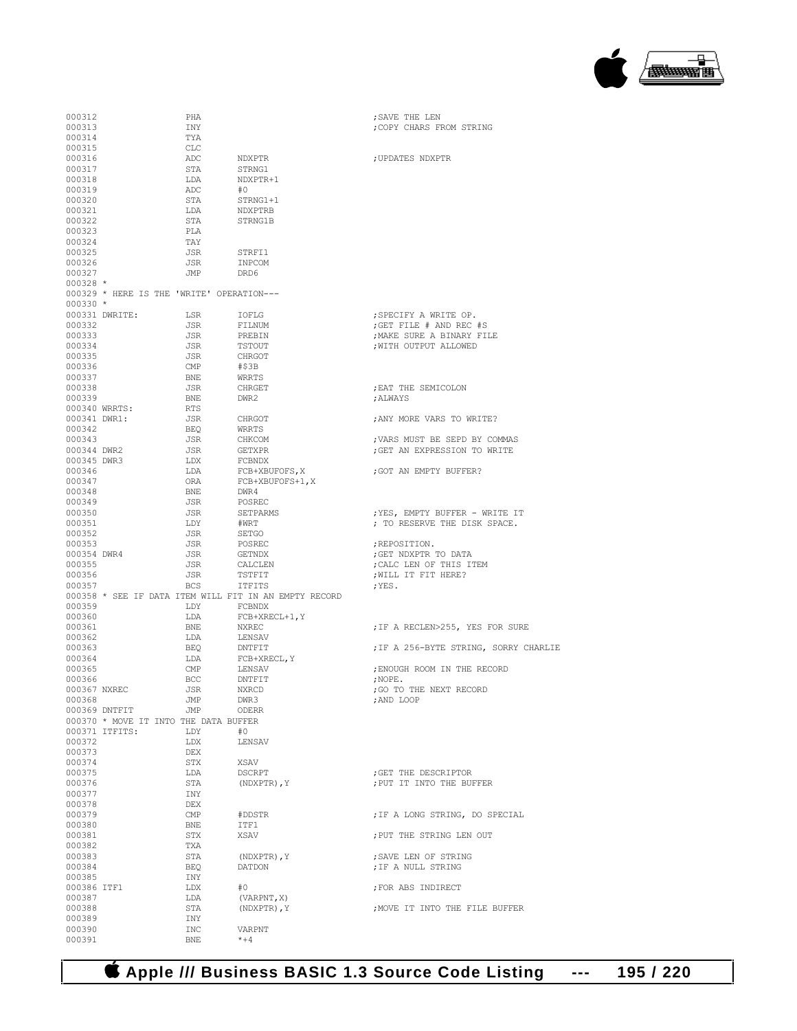```
000312                PHA                                  ;SAVE THE LEN
000313                INY                                  ;COPY CHARS FROM STRING
000314                TYA
000315                CLC
000316                ADC      NDXPTR                      ;UPDATES NDXPTR
000317                STA      STRNG1
000318                LDA      NDXPTR+1
000319                ADC      #0
000320                STA      STRNG1+1
000321                LDA      NDXPTRB
000322                STA      STRNG1B
000323                PLA
000324                TAY
000325                JSR      STRFI1
000326                JSR      INPCOM
000327                JMP      DRD6
000328 *
000329 * HERE IS THE 'WRITE' OPERATION---
000330 *
000331 DWRITE:        LSR      IOFLG                       ;SPECIFY A WRITE OP.
000332                JSR      FILNUM                      ;GET FILE # AND REC #S
000333                JSR      PREBIN                      ;MAKE SURE A BINARY FILE
000334                JSR      TSTOUT                      ;WITH OUTPUT ALLOWED
000335                JSR      CHRGOT
000336                CMP      #$3B
000337                BNE      WRRTS
000338                JSR      CHRGET                      ;EAT THE SEMICOLON
000339                BNE      DWR2                        ;ALWAYS
000340 WRRTS:         RTS
000341 DWR1:          JSR      CHRGOT                      ;ANY MORE VARS TO WRITE?
000342                BEQ      WRRTS
000343                JSR      CHKCOM                      ;VARS MUST BE SEPD BY COMMAS
000344 DWR2           JSR      GETXPR                      ;GET AN EXPRESSION TO WRITE
000345 DWR3           LDX      FCBNDX
000346                LDA      FCB+XBUFOFS,X               ;GOT AN EMPTY BUFFER?
000347                ORA      FCB+XBUFOFS+1,X
000348                BNE      DWR4
000349                JSR      POSREC
000350                JSR      SETPARMS                    ;YES, EMPTY BUFFER - WRITE IT
000351                LDY      #WRT                        ; TO RESERVE THE DISK SPACE.
000352                JSR      SETGO
000353                JSR      POSREC                      ;REPOSITION.
000354 DWR4           JSR      GETNDX                      ;GET NDXPTR TO DATA
000355                JSR      CALCLEN                     ;CALC LEN OF THIS ITEM
000356                JSR      TSTFIT                      ;WILL IT FIT HERE?
000357                BCS      ITFITS                      ;YES.
000358 * SEE IF DATA ITEM WILL FIT IN AN EMPTY RECORD
000359                LDY      FCBNDX
000360                LDA      FCB+XRECL+1,Y
000361                BNE      NXREC                       ;IF A RECLEN>255, YES FOR SURE
000362                LDA      LENSAV
000363                BEQ      DNTFIT                      ;IF A 256-BYTE STRING, SORRY CHARLIE
000364                LDA      FCB+XRECL,Y
000365                CMP      LENSAV                      ;ENOUGH ROOM IN THE RECORD
000366                BCC      DNTFIT                      ;NOPE.
000367 NXREC          JSR      NXRCD                       ;GO TO THE NEXT RECORD
000368                JMP      DWR3                        ;AND LOOP
000369 DNTFIT         JMP      ODERR
000370 * MOVE IT INTO THE DATA BUFFER
000371 ITFITS:        LDY      #0
000372                LDX      LENSAV
000373                DEX
000374                STX      XSAV
000375                LDA      DSCRPT                      ;GET THE DESCRIPTOR
000376                STA      (NDXPTR),Y                  ;PUT IT INTO THE BUFFER
000377                INY
000378                DEX
000379                CMP      #DDSTR                      ;IF A LONG STRING, DO SPECIAL
000380                BNE      ITF1
000381                STX      XSAV                        ;PUT THE STRING LEN OUT
000382                TXA
000383                STA      (NDXPTR),Y                  ;SAVE LEN OF STRING
000384                BEQ      DATDON                      ;IF A NULL STRING
000385                INY
000386 ITF1           LDX      #0                          ;FOR ABS INDIRECT
000387                LDA      (VARPNT,X)
000388                STA      (NDXPTR),Y                  ;MOVE IT INTO THE FILE BUFFER
000389                INY
000390                INC      VARPNT
000391                BNE      *+4
```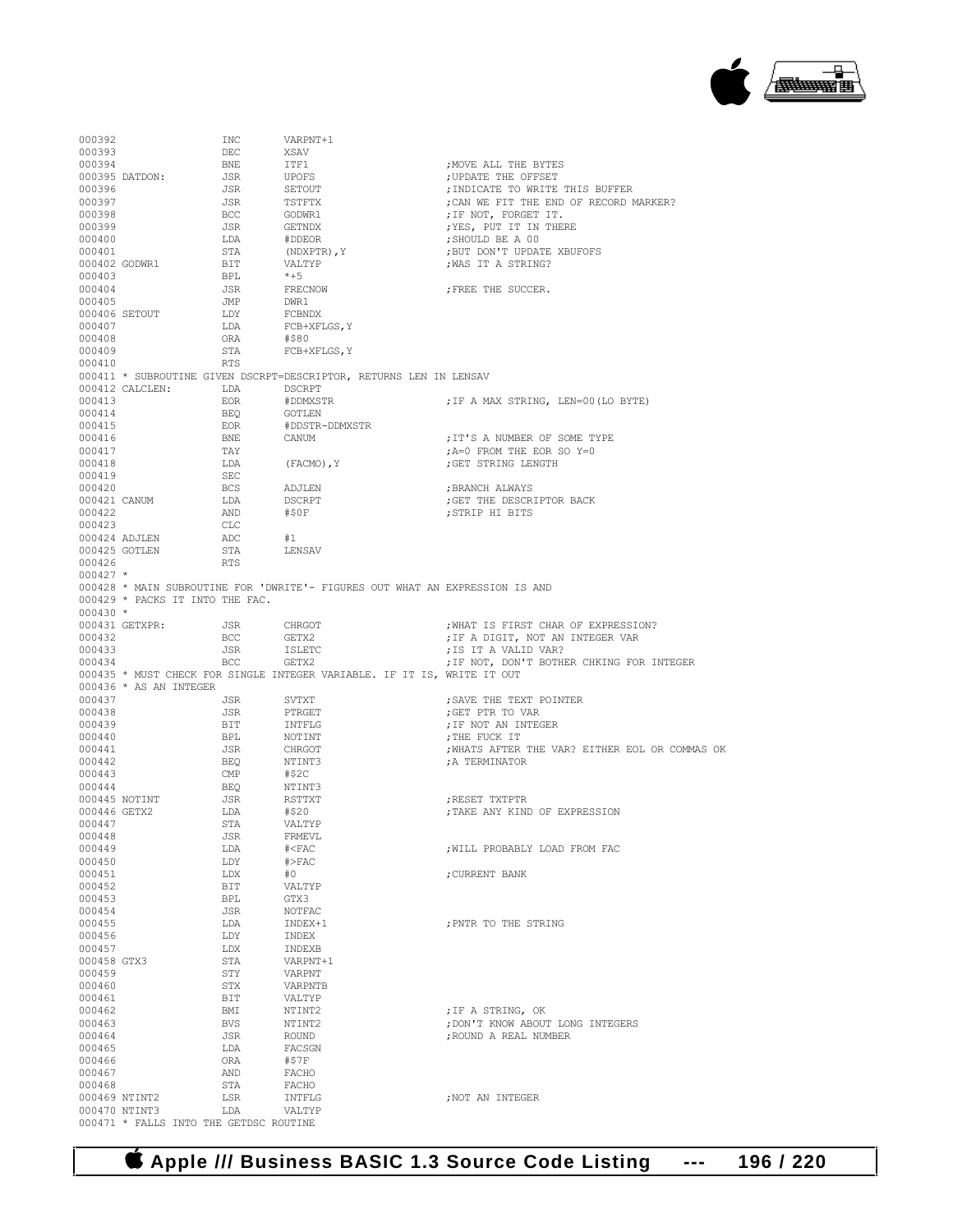```
000392              INC      VARPNT+1
000393              DEC      XSAV
000394              BNE      ITF1                     ;MOVE ALL THE BYTES
000395 DATDON:      JSR      UPOFS                    ;UPDATE THE OFFSET
000396              JSR      SETOUT                   ;INDICATE TO WRITE THIS BUFFER
000397              JSR      TSTFTX                   ;CAN WE FIT THE END OF RECORD MARKER?
000398              BCC      GODWR1                   ;IF NOT, FORGET IT.
000399              JSR      GETNDX                   ;YES, PUT IT IN THERE
000400              LDA      #DDEOR                   ;SHOULD BE A 00
000401              STA      (NDXPTR),Y               ;BUT DON'T UPDATE XBUFOFS
000402 GODWR1       BIT      VALTYP                   ;WAS IT A STRING?
000403              BPL      *+5
000404              JSR      FRECNOW                  ;FREE THE SUCCER.
000405              JMP      DWR1
000406 SETOUT       LDY      FCBNDX
000407              LDA      FCB+XFLGS,Y
000408              ORA      #$80
000409              STA      FCB+XFLGS,Y
000410              RTS
000411 * SUBROUTINE GIVEN DSCRPT=DESCRIPTOR, RETURNS LEN IN LENSAV
000412 CALCLEN:     LDA      DSCRPT
000413              EOR      #DDMXSTR                 ;IF A MAX STRING, LEN=00(LO BYTE)
000414              BEQ      GOTLEN
000415              EOR      #DDSTR-DDMXSTR
000416              BNE      CANUM                    ;IT'S A NUMBER OF SOME TYPE
000417              TAY                               ;A=0 FROM THE EOR SO Y=0
000418              LDA      (FACMO),Y                ;GET STRING LENGTH
000419              SEC
000420              BCS      ADJLEN                   ;BRANCH ALWAYS
000421 CANUM        LDA      DSCRPT                   ;GET THE DESCRIPTOR BACK
000422              AND      #$0F                     ;STRIP HI BITS
000423              CLC
000424 ADJLEN       ADC      #1
000425 GOTLEN       STA      LENSAV
000426              RTS
000427 *
000428 * MAIN SUBROUTINE FOR 'DWRITE'- FIGURES OUT WHAT AN EXPRESSION IS AND
000429 * PACKS IT INTO THE FAC.
000430 *
000431 GETXPR:      JSR      CHRGOT                   ;WHAT IS FIRST CHAR OF EXPRESSION?
000432              BCC      GETX2                    ;IF A DIGIT, NOT AN INTEGER VAR
000433              JSR      ISLETC                   ;IS IT A VALID VAR?
000434              BCC      GETX2                    ;IF NOT, DON'T BOTHER CHKING FOR INTEGER
000435 * MUST CHECK FOR SINGLE INTEGER VARIABLE. IF IT IS, WRITE IT OUT
000436 * AS AN INTEGER
000437              JSR      SVTXT                    ;SAVE THE TEXT POINTER
000438              JSR      PTRGET                   ;GET PTR TO VAR
000439              BIT      INTFLG                   ;IF NOT AN INTEGER
000440              BPL      NOTINT                   ;THE FUCK IT
000441              JSR      CHRGOT                   ;WHATS AFTER THE VAR? EITHER EOL OR COMMAS OK
000442              BEQ      NTINT3                   ;A TERMINATOR
000443              CMP      #$2C
000444              BEQ      NTINT3
000445 NOTINT       JSR      RSTTXT                   ;RESET TXTPTR
000446 GETX2        LDA      #$20                     ;TAKE ANY KIND OF EXPRESSION
000447              STA      VALTYP
000448              JSR      FRMEVL
000449              LDA      #<FAC                    ;WILL PROBABLY LOAD FROM FAC
000450              LDY      #>FAC
000451              LDX      #0                       ;CURRENT BANK
000452              BIT      VALTYP
000453              BPL      GTX3
000454              JSR      NOTFAC
000455              LDA      INDEX+1                  ;PNTR TO THE STRING
000456              LDY      INDEX
000457              LDX      INDEXB
000458 GTX3         STA      VARPNT+1
000459              STY      VARPNT
000460              STX      VARPNTB
000461              BIT      VALTYP
000462              BMI      NTINT2                   ;IF A STRING, OK
000463              BVS      NTINT2                   ;DON'T KNOW ABOUT LONG INTEGERS
000464              JSR      ROUND                    ;ROUND A REAL NUMBER
000465              LDA      FACSGN
000466              ORA      #$7F
000467              AND      FACHO
000468              STA      FACHO
000469 NTINT2       LSR      INTFLG                   ;NOT AN INTEGER
000470 NTINT3       LDA      VALTYP
000471 * FALLS INTO THE GETDSC ROUTINE
```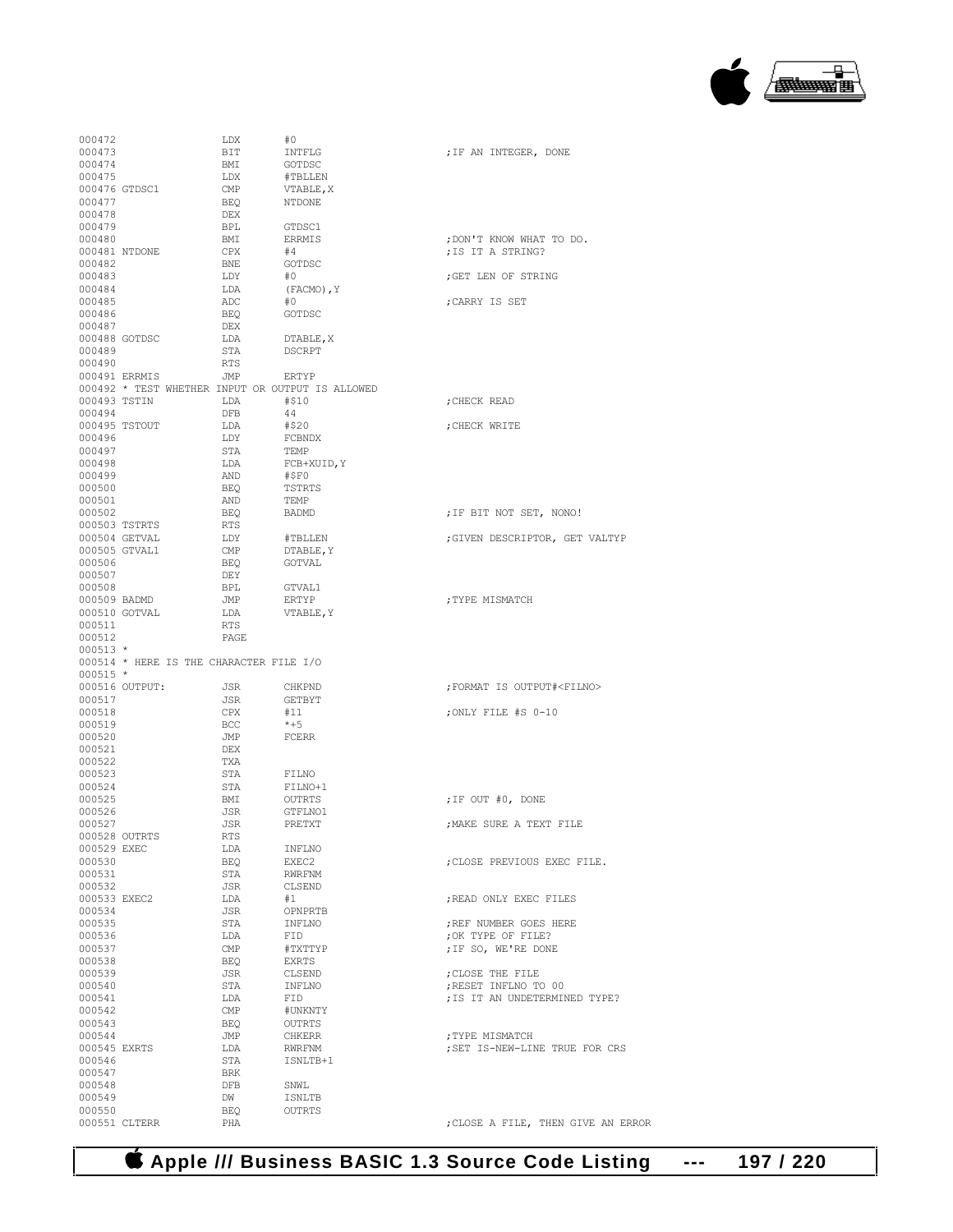```
000472                  LDX       #0
000473                  BIT       INTFLG                ;IF AN INTEGER, DONE
000474                  BMI       GOTDSC
000475                  LDX       #TBLLEN
000476 GTDSC1           CMP       VTABLE,X
000477                  BEQ       NTDONE
000478                  DEX
000479                  BPL       GTDSC1
000480                  BMI       ERRMIS                ;DON'T KNOW WHAT TO DO.
000481 NTDONE           CPX       #4                    ;IS IT A STRING?
000482                  BNE       GOTDSC
000483                  LDY       #0                    ;GET LEN OF STRING
000484                  LDA       (FACMO),Y
000485                  ADC       #0                    ;CARRY IS SET
000486                  BEQ       GOTDSC
000487                  DEX
000488 GOTDSC           LDA       DTABLE,X
000489                  STA       DSCRPT
000490                  RTS
000491 ERRMIS           JMP       ERTYP
000492 * TEST WHETHER INPUT OR OUTPUT IS ALLOWED
000493 TSTIN            LDA       #$10                  ;CHECK READ
000494                  DFB       44
000495 TSTOUT           LDA       #$20                  ;CHECK WRITE
000496                  LDY       FCBNDX
000497                  STA       TEMP
000498                  LDA       FCB+XUID,Y
000499                  AND       #$F0
000500                  BEQ       TSTRTS
000501                  AND       TEMP
000502                  BEQ       BADMD                 ;IF BIT NOT SET, NONO!
000503 TSTRTS           RTS
000504 GETVAL           LDY       #TBLLEN               ;GIVEN DESCRIPTOR, GET VALTYP
000505 GTVAL1           CMP       DTABLE,Y
000506                  BEQ       GOTVAL
000507                  DEY
000508                  BPL       GTVAL1
000509 BADMD            JMP       ERTYP                 ;TYPE MISMATCH
000510 GOTVAL           LDA       VTABLE,Y
000511                  RTS
000512                  PAGE
000513 *
000514 * HERE IS THE CHARACTER FILE I/O
000515 *
000516 OUTPUT:          JSR       CHKPND                ;FORMAT IS OUTPUT#<FILNO>
000517                  JSR       GETBYT
000518                  CPX       #11                   ;ONLY FILE #S 0-10
000519                  BCC       *+5
000520                  JMP       FCERR
000521                  DEX
000522                  TXA
000523                  STA       FILNO
000524                  STA       FILNO+1
000525                  BMI       OUTRTS                ;IF OUT #0, DONE
000526                  JSR       GTFLNO1
000527                  JSR       PRETXT                ;MAKE SURE A TEXT FILE
000528 OUTRTS           RTS
000529 EXEC             LDA       INFLNO
000530                  BEQ       EXEC2                 ;CLOSE PREVIOUS EXEC FILE.
000531                  STA       RWRFNM
000532                  JSR       CLSEND
000533 EXEC2            LDA       #1                    ;READ ONLY EXEC FILES
000534                  JSR       OPNPRTB
000535                  STA       INFLNO                ;REF NUMBER GOES HERE
000536                  LDA       FID                   ;OK TYPE OF FILE?
000537                  CMP       #TXTTYP               ;IF SO, WE'RE DONE
000538                  BEQ       EXRTS
000539                  JSR       CLSEND                ;CLOSE THE FILE
000540                  STA       INFLNO                ;RESET INFLNO TO 00
000541                  LDA       FID                   ;IS IT AN UNDETERMINED TYPE?
000542                  CMP       #UNKNTY
000543                  BEQ       OUTRTS
000544                  JMP       CHKERR                ;TYPE MISMATCH
000545 EXRTS            LDA       RWRFNM                ;SET IS-NEW-LINE TRUE FOR CRS
000546                  STA       ISNLTB+1
000547                  BRK
000548                  DFB       SNWL
000549                  DW        ISNLTB
000550                  BEQ       OUTRTS
000551 CLTERR           PHA                             ;CLOSE A FILE, THEN GIVE AN ERROR
```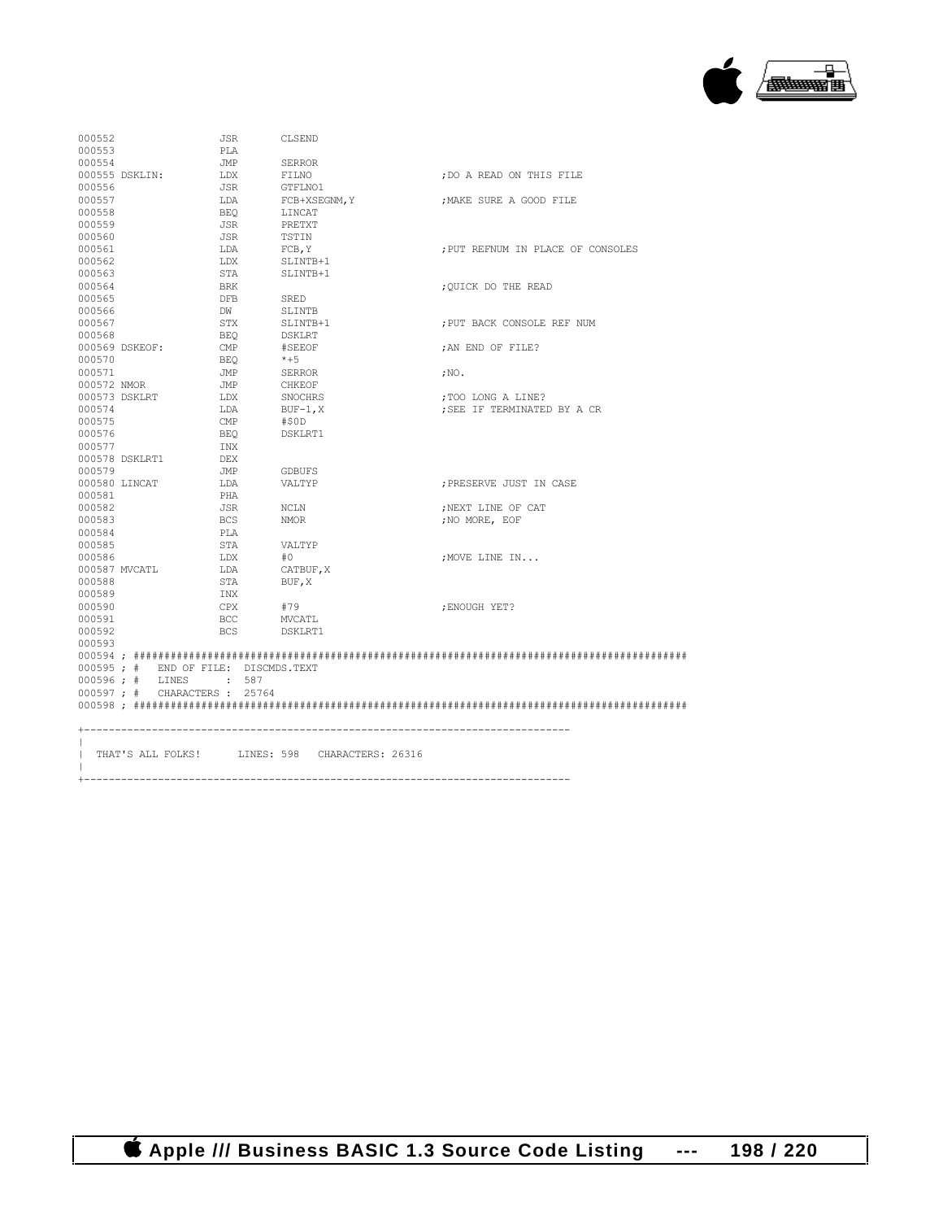```
000552                  JSR       CLSEND
000553                  PLA
000554                  JMP       SERROR
000555 DSKLIN:          LDX       FILNO               ;DO A READ ON THIS FILE
000556                  JSR       GTFLNO1
000557                  LDA       FCB+XSEGNM,Y        ;MAKE SURE A GOOD FILE
000558                  BEQ       LINCAT
000559                  JSR       PRETXT
000560                  JSR       TSTIN
000561                  LDA       FCB,Y               ;PUT REFNUM IN PLACE OF CONSOLES
000562                  LDX       SLINTB+1
000563                  STA       SLINTB+1
000564                  BRK                           ;QUICK DO THE READ
000565                  DFB       SRED
000566                  DW        SLINTB
000567                  STX       SLINTB+1            ;PUT BACK CONSOLE REF NUM
000568                  BEQ       DSKLRT
000569 DSKEOF:          CMP       #SEEOF              ;AN END OF FILE?
000570                  BEQ       *+5
000571                  JMP       SERROR              ;NO.
000572 NMOR             JMP       CHKEOF
000573 DSKLRT           LDX       SNOCHRS             ;TOO LONG A LINE?
000574                  LDA       BUF-1,X             ;SEE IF TERMINATED BY A CR
000575                  CMP       #$0D
000576                  BEQ       DSKLRT1
000577                  INX
000578 DSKLRT1          DEX
000579                  JMP       GDBUFS
000580 LINCAT           LDA       VALTYP              ;PRESERVE JUST IN CASE
000581                  PHA
000582                  JSR       NCLN                ;NEXT LINE OF CAT
000583                  BCS       NMOR                ;NO MORE, EOF
000584                  PLA
000585                  STA       VALTYP
000586                  LDX       #0                  ;MOVE LINE IN...
000587 MVCATL           LDA       CATBUF,X
000588                  STA       BUF,X
000589                  INX
000590                  CPX       #79                 ;ENOUGH YET?
000591                  BCC       MVCATL
000592                  BCS       DSKLRT1
000593
000594 ; ##########################################################################################
000595 ; #   END OF FILE:  DISCMDS.TEXT
000596 ; #   LINES      :  587
000597 ; #   CHARACTERS :  25764
000598 ; ##########################################################################################

+------------------------------------------------------------------------------
|
|  THAT'S ALL FOLKS!      LINES: 598   CHARACTERS: 26316
|
+------------------------------------------------------------------------------
```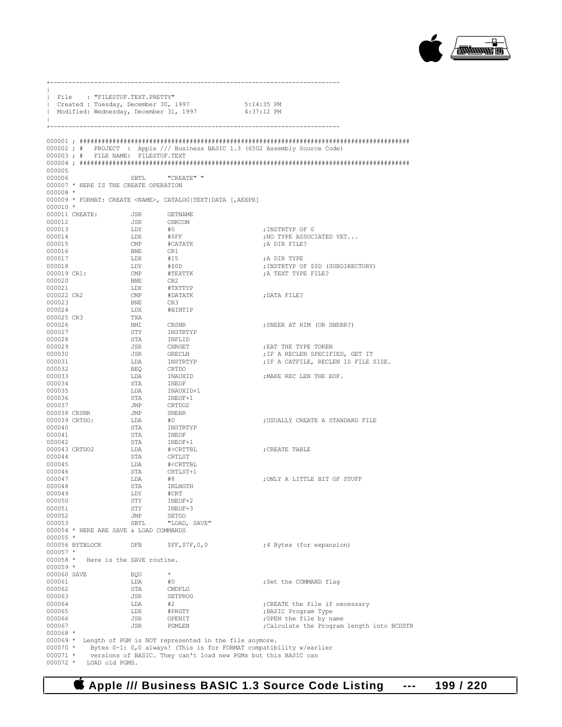```
+-------------------------------------------------------------------------------
|
| File    : "FILESTUF.TEXT.PRETTY"
| Created : Tuesday, December 30, 1997                5:14:35 PM
| Modified: Wednesday, December 31, 1997              4:37:12 PM
|
+-------------------------------------------------------------------------------

000001 ; ########################################################################################
000002 ; #   PROJECT  : Apple /// Business BASIC 1.3 (6502 Assembly Source Code)
000003 ; #   FILE NAME: FILESTUF.TEXT
000004 ; ########################################################################################
000005
000006                  SBTL      "CREATE" "
000007 * HERE IS THE CREATE OPERATION
000008 *
000009 * FORMAT: CREATE <NAME>, CATALOG|TEXT|DATA [,AEXPR]
000010 *
000011 CREATE:          JSR       GETNAME
000012                  JSR       CHKCOM
000013                  LDY       #0                          ;INSTRTYP OF 0
000014                  LDX       #$FF                        ;NO TYPE ASSOCIATED YET...
000015                  CMP       #CATATK                     ;A DIR FILE?
000016                  BNE       CR1
000017                  LDX       #15                         ;A DIR TYPE
000018                  LDY       #$0D                        ;INSTRTYP OF $0D (SUBDIRECTORY)
000019 CR1:             CMP       #TEXTTK                     ;A TEXT TYPE FILE?
000020                  BNE       CR2
000021                  LDX       #TXTTYP
000022 CR2              CMP       #DATATK                     ;DATA FILE?
000023                  BNE       CR3
000024                  LDX       #BINTIP
000025 CR3              TXA
000026                  BMI       CRSNR                       ;SNEER AT HIM (OR SNERR?)
000027                  STY       INSTRTYP
000028                  STA       INFLID
000029                  JSR       CHRGET                      ;EAT THE TYPE TOKEN
000030                  JSR       GRECLN                      ;IF A RECLEN SPECIFIED, GET IT
000031                  LDA       INSTRTYP                    ;IF A CATFILE, RECLEN IS FILE SIZE.
000032                  BEQ       CRTDO
000033                  LDA       INAUXID                     ;MAKE REC LEN THE EOF.
000034                  STA       INEOF
000035                  LDA       INAUXID+1
000036                  STA       INEOF+1
000037                  JMP       CRTDO2
000038 CRSNR            JMP       SNERR
000039 CRTDO:           LDA       #0                          ;USUALLY CREATE A STANDARD FILE
000040                  STA       INSTRTYP
000041                  STA       INEOF
000042                  STA       INEOF+1
000043 CRTDO2           LDA       #>CRTTBL                    ;CREATE TABLE
000044                  STA       CRTLST
000045                  LDA       #<CRTTBL
000046                  STA       CRTLST+1
000047                  LDA       #8                          ;ONLY A LITTLE BIT OF STUFF
000048                  STA       INLNGTH
000049                  LDY       #CRT
000050                  STY       INEOF+2
000051                  STY       INEOF+3
000052                  JMP       SETGO
000053                  SBTL      "LOAD, SAVE"
000054 * HERE ARE SAVE & LOAD COMMANDS
000055 *
000056 BYTBLOCK         DFB       $FF,$7F,0,0                 ;4 Bytes (for expansion)
000057 *
000058 *   Here is the SAVE routine.
000059 *
000060 SAVE             EQU       *
000061                  LDA       #0                          ;Set the COMMAND flag
000062                  STA       CMDFLG
000063                  JSR       SETPROG
000064                  LDA       #2                          ;CREATE the file if necessary
000065                  LDX       #PRGTY                      ;BASIC Program Type
000066                  JSR       OPENIT                      ;OPEN the file by name
000067                  JSR       PGMLEN                      ;Calculate the Program length into BCDSTR
000068 *
000069 *  Length of PGM is NOT represented in the file anymore.
000070 *    Bytes 0-1: 0,0 always! (This is for FORMAT compatibility w/earlier
000071 *    versions of BASIC. They can't load new PGMs but this BASIC can
000072 *    LOAD old PGMS.
```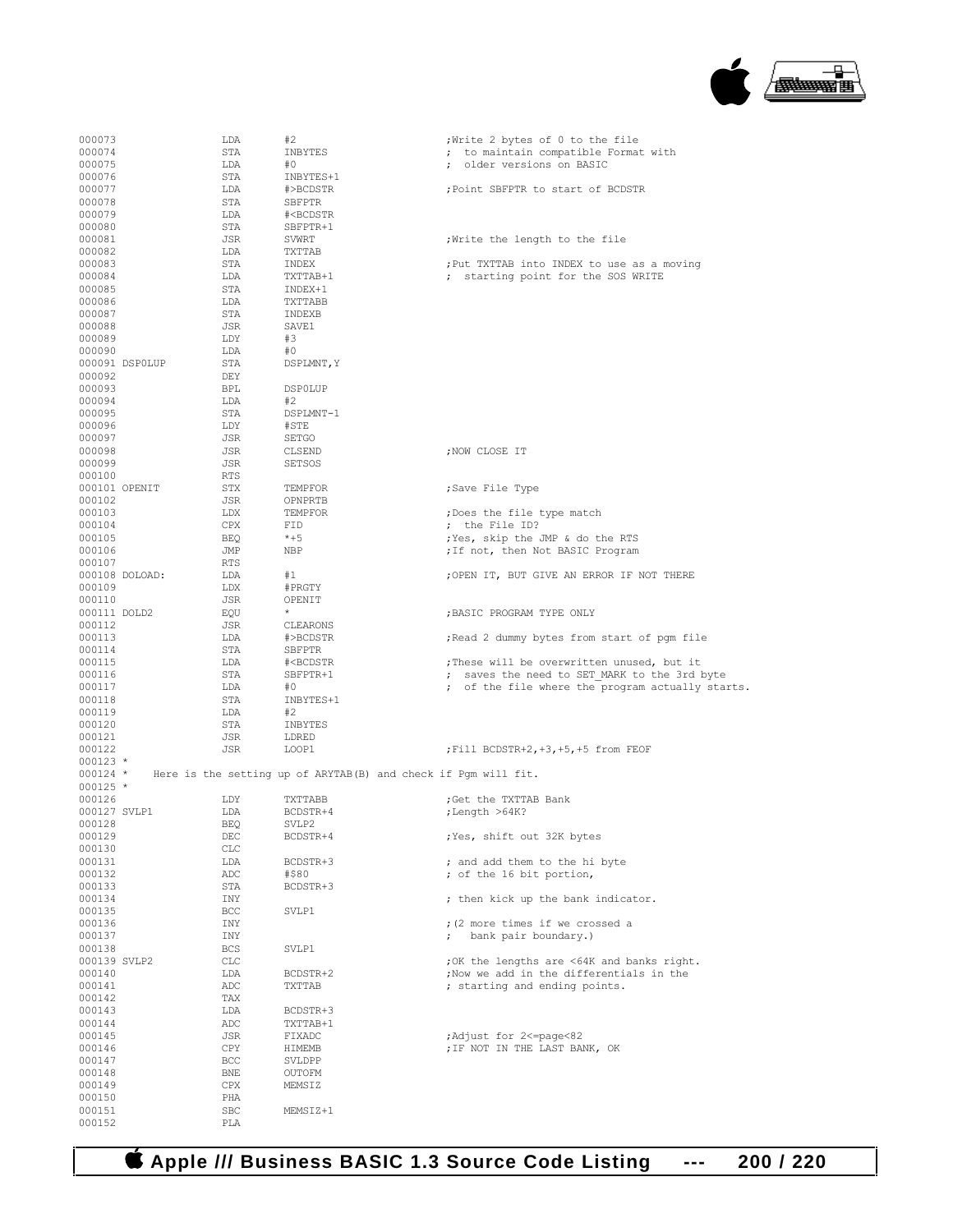```
000073                  LDA      #2                          ;Write 2 bytes of 0 to the file
000074                  STA      INBYTES                     ; to maintain compatible Format with
000075                  LDA      #0                          ; older versions on BASIC
000076                  STA      INBYTES+1
000077                  LDA      #>BCDSTR                    ;Point SBFPTR to start of BCDSTR
000078                  STA      SBFPTR
000079                  LDA      #<BCDSTR
000080                  STA      SBFPTR+1
000081                  JSR      SVWRT                       ;Write the length to the file
000082                  LDA      TXTTAB
000083                  STA      INDEX                       ;Put TXTTAB into INDEX to use as a moving
000084                  LDA      TXTTAB+1                    ; starting point for the SOS WRITE
000085                  STA      INDEX+1
000086                  LDA      TXTTABB
000087                  STA      INDEXB
000088                  JSR      SAVE1
000089                  LDY      #3
000090                  LDA      #0
000091 DSP0LUP          STA      DSPLMNT,Y
000092                  DEY
000093                  BPL      DSP0LUP
000094                  LDA      #2
000095                  STA      DSPLMNT-1
000096                  LDY      #STE
000097                  JSR      SETGO
000098                  JSR      CLSEND                      ;NOW CLOSE IT
000099                  JSR      SETSOS
000100                  RTS
000101 OPENIT           STX      TEMPFOR                     ;Save File Type
000102                  JSR      OPNPRTB
000103                  LDX      TEMPFOR                     ;Does the file type match
000104                  CPX      FID                         ; the File ID?
000105                  BEQ      *+5                         ;Yes, skip the JMP & do the RTS
000106                  JMP      NBP                         ;If not, then Not BASIC Program
000107                  RTS
000108 DOLOAD:          LDA      #1                          ;OPEN IT, BUT GIVE AN ERROR IF NOT THERE
000109                  LDX      #PRGTY
000110                  JSR      OPENIT
000111 DOLD2            EQU      *                           ;BASIC PROGRAM TYPE ONLY
000112                  JSR      CLEARONS
000113                  LDA      #>BCDSTR                    ;Read 2 dummy bytes from start of pgm file
000114                  STA      SBFPTR
000115                  LDA      #<BCDSTR                    ;These will be overwritten unused, but it
000116                  STA      SBFPTR+1                    ; saves the need to SET_MARK to the 3rd byte
000117                  LDA      #0                          ; of the file where the program actually starts.
000118                  STA      INBYTES+1
000119                  LDA      #2
000120                  STA      INBYTES
000121                  JSR      LDRED
000122                  JSR      LOOP1                       ;Fill BCDSTR+2,+3,+5,+5 from FEOF
000123 *
000124 *    Here is the setting up of ARYTAB(B) and check if Pgm will fit.
000125 *
000126                  LDY      TXTTABB                     ;Get the TXTTAB Bank
000127 SVLP1            LDA      BCDSTR+4                    ;Length >64K?
000128                  BEQ      SVLP2
000129                  DEC      BCDSTR+4                    ;Yes, shift out 32K bytes
000130                  CLC
000131                  LDA      BCDSTR+3                    ; and add them to the hi byte
000132                  ADC      #$80                        ; of the 16 bit portion,
000133                  STA      BCDSTR+3
000134                  INY                                  ; then kick up the bank indicator.
000135                  BCC      SVLP1
000136                  INY                                  ;(2 more times if we crossed a
000137                  INY                                  ;  bank pair boundary.)
000138                  BCS      SVLP1
000139 SVLP2            CLC                                  ;OK the lengths are <64K and banks right.
000140                  LDA      BCDSTR+2                    ;Now we add in the differentials in the
000141                  ADC      TXTTAB                      ; starting and ending points.
000142                  TAX
000143                  LDA      BCDSTR+3
000144                  ADC      TXTTAB+1
000145                  JSR      FIXADC                      ;Adjust for 2<=page<82
000146                  CPY      HIMEMB                      ;IF NOT IN THE LAST BANK, OK
000147                  BCC      SVLDPP
000148                  BNE      OUTOFM
000149                  CPX      MEMSIZ
000150                  PHA
000151                  SBC      MEMSIZ+1
000152                  PLA
```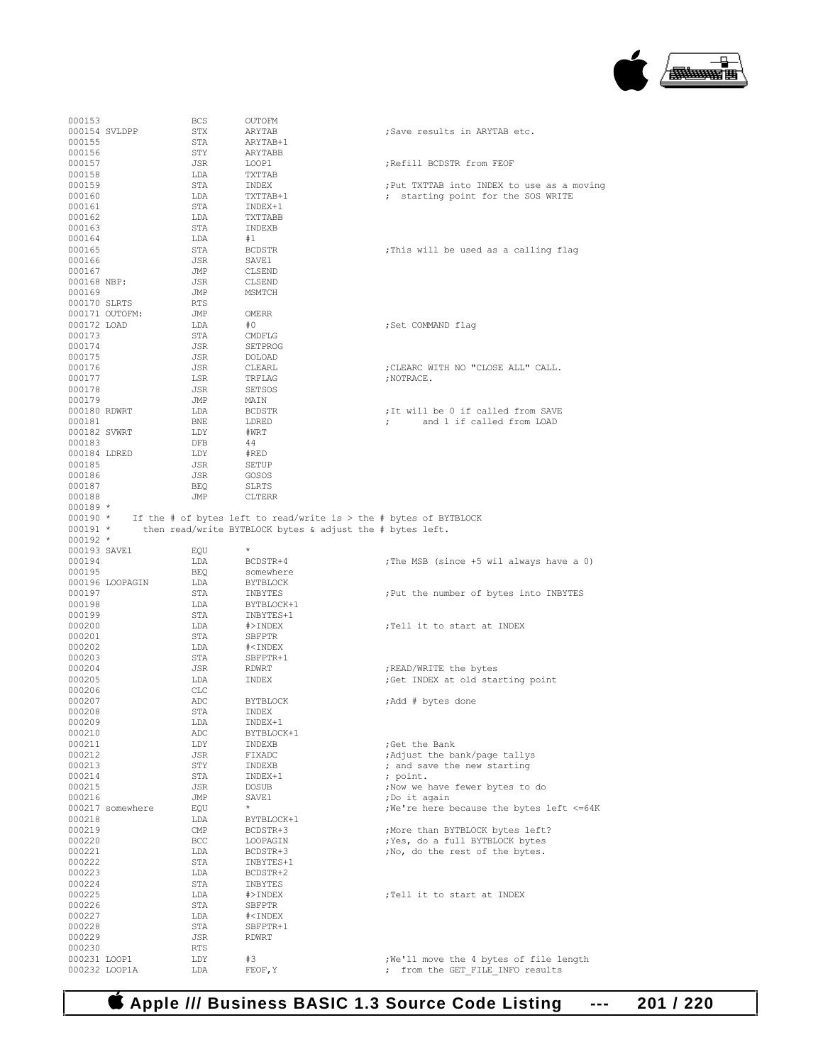```
000153                  BCS      OUTOFM
000154 SVLDPP           STX      ARYTAB                    ;Save results in ARYTAB etc.
000155                  STA      ARYTAB+1
000156                  STY      ARYTABB
000157                  JSR      LOOP1                     ;Refill BCDSTR from FEOF
000158                  LDA      TXTTAB
000159                  STA      INDEX                     ;Put TXTTAB into INDEX to use as a moving
000160                  LDA      TXTTAB+1                  ; starting point for the SOS WRITE
000161                  STA      INDEX+1
000162                  LDA      TXTTABB
000163                  STA      INDEXB
000164                  LDA      #1
000165                  STA      BCDSTR                    ;This will be used as a calling flag
000166                  JSR      SAVE1
000167                  JMP      CLSEND
000168 NBP:             JSR      CLSEND
000169                  JMP      MSMTCH
000170 SLRTS            RTS
000171 OUTOFM:          JMP      OMERR
000172 LOAD             LDA      #0                        ;Set COMMAND flag
000173                  STA      CMDFLG
000174                  JSR      SETPROG
000175                  JSR      DOLOAD
000176                  JSR      CLEARL                    ;CLEARC WITH NO "CLOSE ALL" CALL.
000177                  LSR      TRFLAG                    ;NOTRACE.
000178                  JSR      SETSOS
000179                  JMP      MAIN
000180 RDWRT            LDA      BCDSTR                    ;It will be 0 if called from SAVE
000181                  BNE      LDRED                     ;      and 1 if called from LOAD
000182 SVWRT            LDY      #WRT
000183                  DFB      44
000184 LDRED            LDY      #RED
000185                  JSR      SETUP
000186                  JSR      GOSOS
000187                  BEQ      SLRTS
000188                  JMP      CLTERR
000189 *
000190 *    If the # of bytes left to read/write is > the # bytes of BYTBLOCK
000191 *      then read/write BYTBLOCK bytes & adjust the # bytes left.
000192 *
000193 SAVE1            EQU      *
000194                  LDA      BCDSTR+4                  ;The MSB (since +5 wil always have a 0)
000195                  BEQ      somewhere
000196 LOOPAGIN         LDA      BYTBLOCK
000197                  STA      INBYTES                   ;Put the number of bytes into INBYTES
000198                  LDA      BYTBLOCK+1
000199                  STA      INBYTES+1
000200                  LDA      #>INDEX                   ;Tell it to start at INDEX
000201                  STA      SBFPTR
000202                  LDA      #<INDEX
000203                  STA      SBFPTR+1
000204                  JSR      RDWRT                     ;READ/WRITE the bytes
000205                  LDA      INDEX                     ;Get INDEX at old starting point
000206                  CLC
000207                  ADC      BYTBLOCK                  ;Add # bytes done
000208                  STA      INDEX
000209                  LDA      INDEX+1
000210                  ADC      BYTBLOCK+1
000211                  LDY      INDEXB                    ;Get the Bank
000212                  JSR      FIXADC                    ;Adjust the bank/page tallys
000213                  STY      INDEXB                    ; and save the new starting
000214                  STA      INDEX+1                   ; point.
000215                  JSR      DOSUB                     ;Now we have fewer bytes to do
000216                  JMP      SAVE1                     ;Do it again
000217 somewhere        EQU      *                         ;We're here because the bytes left <=64K
000218                  LDA      BYTBLOCK+1
000219                  CMP      BCDSTR+3                  ;More than BYTBLOCK bytes left?
000220                  BCC      LOOPAGIN                  ;Yes, do a full BYTBLOCK bytes
000221                  LDA      BCDSTR+3                  ;No, do the rest of the bytes.
000222                  STA      INBYTES+1
000223                  LDA      BCDSTR+2
000224                  STA      INBYTES
000225                  LDA      #>INDEX                   ;Tell it to start at INDEX
000226                  STA      SBFPTR
000227                  LDA      #<INDEX
000228                  STA      SBFPTR+1
000229                  JSR      RDWRT
000230                  RTS
000231 LOOP1            LDY      #3                        ;We'll move the 4 bytes of file length
000232 LOOP1A           LDA      FEOF,Y                    ; from the GET_FILE_INFO results
```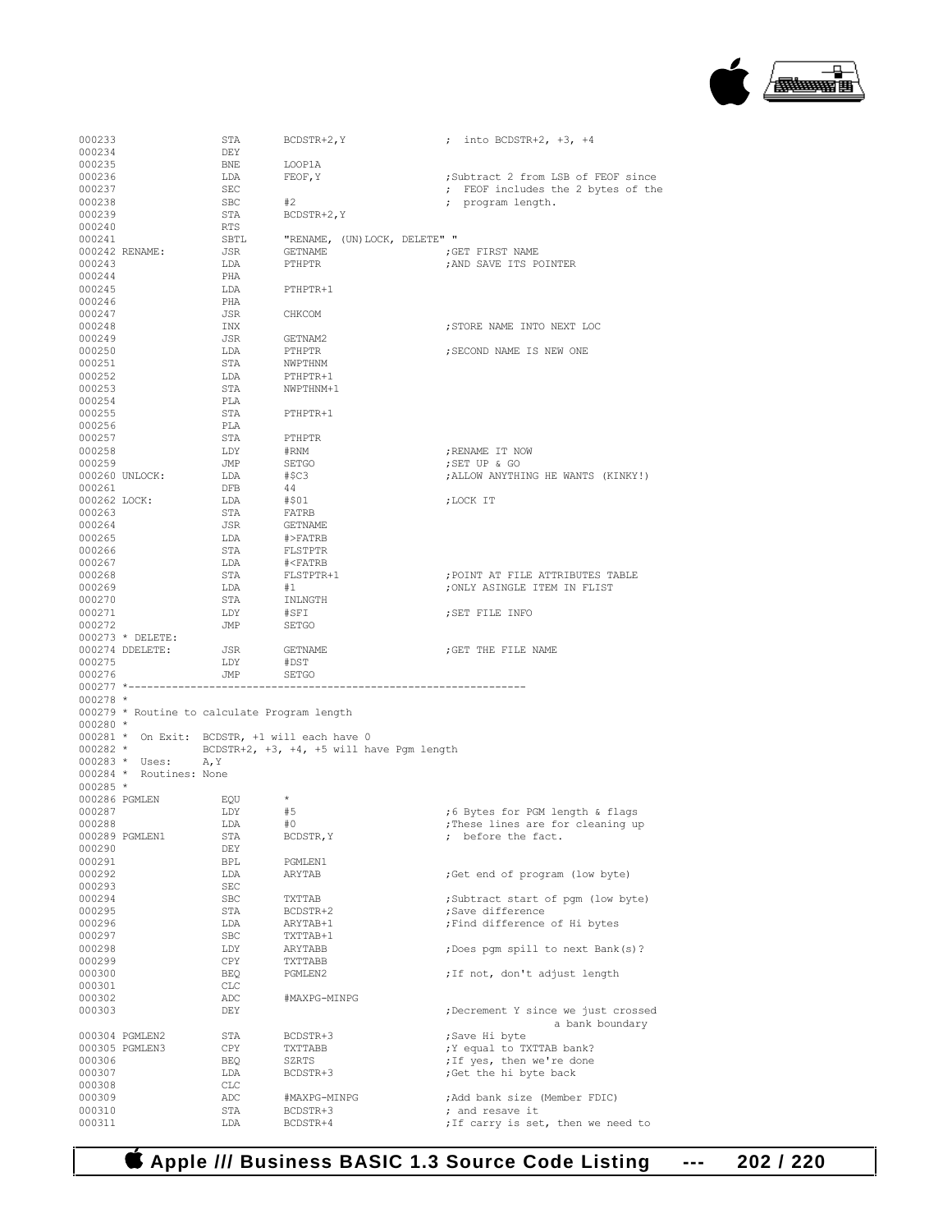```
000233                STA       BCDSTR+2,Y                 ;  into BCDSTR+2, +3, +4
000234                DEY
000235                BNE       LOOP1A
000236                LDA       FEOF,Y                     ;Subtract 2 from LSB of FEOF since
000237                SEC                                  ; FEOF includes the 2 bytes of the
000238                SBC       #2                         ; program length.
000239                STA       BCDSTR+2,Y
000240                RTS
000241                SBTL      "RENAME, (UN)LOCK, DELETE" "
000242 RENAME:        JSR       GETNAME                    ;GET FIRST NAME
000243                LDA       PTHPTR                     ;AND SAVE ITS POINTER
000244                PHA
000245                LDA       PTHPTR+1
000246                PHA
000247                JSR       CHKCOM
000248                INX                                  ;STORE NAME INTO NEXT LOC
000249                JSR       GETNAM2
000250                LDA       PTHPTR                     ;SECOND NAME IS NEW ONE
000251                STA       NWPTHNM
000252                LDA       PTHPTR+1
000253                STA       NWPTHNM+1
000254                PLA
000255                STA       PTHPTR+1
000256                PLA
000257                STA       PTHPTR
000258                LDY       #RNM                       ;RENAME IT NOW
000259                JMP       SETGO                      ;SET UP & GO
000260 UNLOCK:        LDA       #$C3                       ;ALLOW ANYTHING HE WANTS (KINKY!)
000261                DFB       44
000262 LOCK:          LDA       #$01                       ;LOCK IT
000263                STA       FATRB
000264                JSR       GETNAME
000265                LDA       #>FATRB
000266                STA       FLSTPTR
000267                LDA       #<FATRB
000268                STA       FLSTPTR+1                  ;POINT AT FILE ATTRIBUTES TABLE
000269                LDA       #1                         ;ONLY ASINGLE ITEM IN FLIST
000270                STA       INLNGTH
000271                LDY       #SFI                       ;SET FILE INFO
000272                JMP       SETGO
000273 * DELETE:
000274 DDELETE:       JSR       GETNAME                    ;GET THE FILE NAME
000275                LDY       #DST
000276                JMP       SETGO
000277 *---------------------------------------------------------------
000278 *
000279 * Routine to calculate Program length
000280 *
000281 *  On Exit:  BCDSTR, +1 will each have 0
000282 *            BCDSTR+2, +3, +4, +5 will have Pgm length
000283 *  Uses:     A,Y
000284 *  Routines: None
000285 *
000286 PGMLEN         EQU       *
000287                LDY       #5                         ;6 Bytes for PGM length & flags
000288                LDA       #0                         ;These lines are for cleaning up
000289 PGMLEN1        STA       BCDSTR,Y                   ; before the fact.
000290                DEY
000291                BPL       PGMLEN1
000292                LDA       ARYTAB                     ;Get end of program (low byte)
000293                SEC
000294                SBC       TXTTAB                     ;Subtract start of pgm (low byte)
000295                STA       BCDSTR+2                   ;Save difference
000296                LDA       ARYTAB+1                   ;Find difference of Hi bytes
000297                SBC       TXTTAB+1
000298                LDY       ARYTABB                    ;Does pgm spill to next Bank(s)?
000299                CPY       TXTTABB
000300                BEQ       PGMLEN2                    ;If not, don't adjust length
000301                CLC
000302                ADC       #MAXPG-MINPG
000303                DEY                                  ;Decrement Y since we just crossed
                                                                        a bank boundary
000304 PGMLEN2        STA       BCDSTR+3                   ;Save Hi byte
000305 PGMLEN3        CPY       TXTTABB                    ;Y equal to TXTTAB bank?
000306                BEQ       SZRTS                      ;If yes, then we're done
000307                LDA       BCDSTR+3                   ;Get the hi byte back
000308                CLC
000309                ADC       #MAXPG-MINPG               ;Add bank size (Member FDIC)
000310                STA       BCDSTR+3                   ; and resave it
000311                LDA       BCDSTR+4                   ;If carry is set, then we need to
```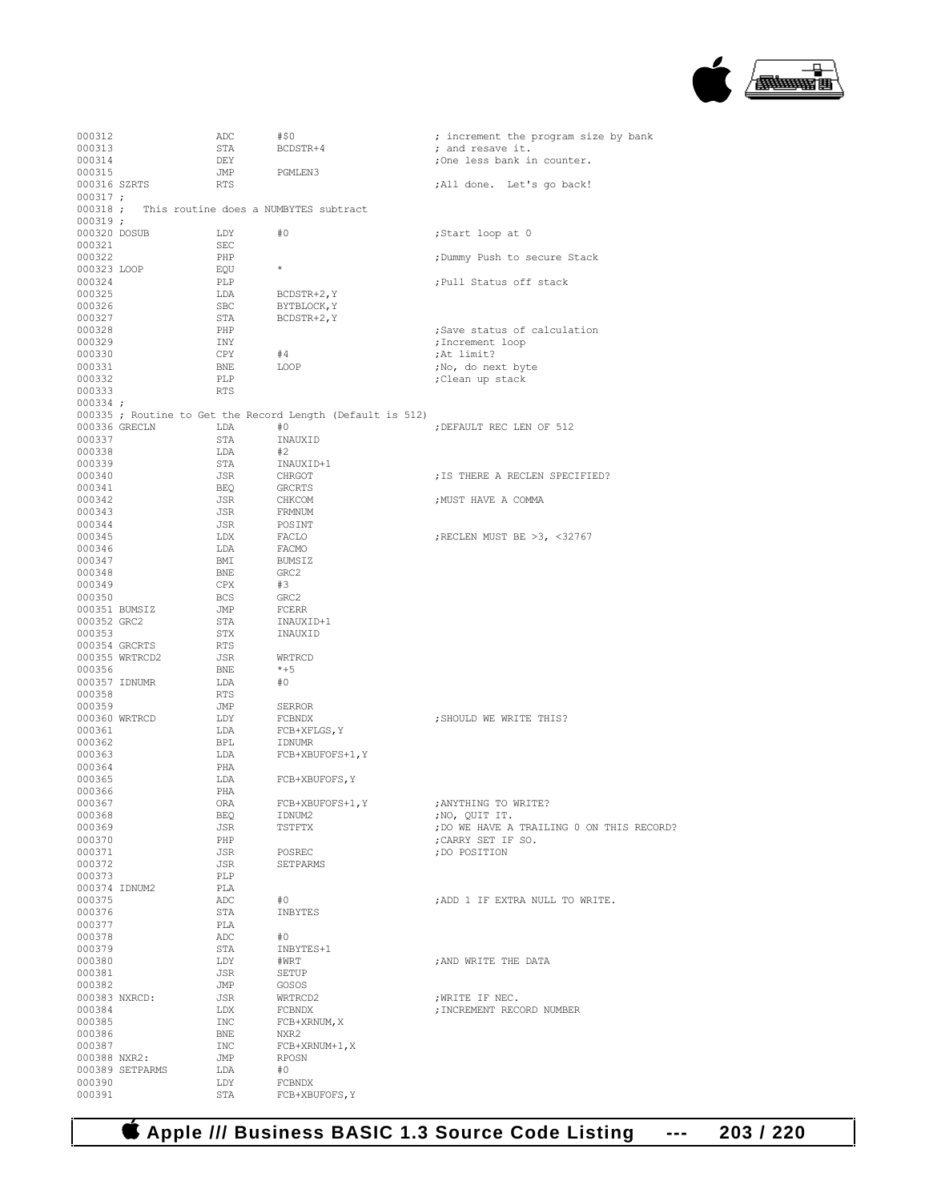```
000312                ADC       #$0                          ; increment the program size by bank
000313                STA       BCDSTR+4                     ; and resave it.
000314                DEY                                    ;One less bank in counter.
000315                JMP       PGMLEN3
000316 SZRTS          RTS                                    ;All done.  Let's go back!
000317 ;
000318 ;   This routine does a NUMBYTES subtract
000319 ;
000320 DOSUB          LDY       #0                           ;Start loop at 0
000321                SEC
000322                PHP                                    ;Dummy Push to secure Stack
000323 LOOP           EQU       *
000324                PLP                                    ;Pull Status off stack
000325                LDA       BCDSTR+2,Y
000326                SBC       BYTBLOCK,Y
000327                STA       BCDSTR+2,Y
000328                PHP                                    ;Save status of calculation
000329                INY                                    ;Increment loop
000330                CPY       #4                           ;At limit?
000331                BNE       LOOP                         ;No, do next byte
000332                PLP                                    ;Clean up stack
000333                RTS
000334 ;
000335 ; Routine to Get the Record Length (Default is 512)
000336 GRECLN         LDA       #0                           ;DEFAULT REC LEN OF 512
000337                STA       INAUXID
000338                LDA       #2
000339                STA       INAUXID+1
000340                JSR       CHRGOT                       ;IS THERE A RECLEN SPECIFIED?
000341                BEQ       GRCRTS
000342                JSR       CHKCOM                       ;MUST HAVE A COMMA
000343                JSR       FRMNUM
000344                JSR       POSINT
000345                LDX       FACLO                        ;RECLEN MUST BE >3, <32767
000346                LDA       FACMO
000347                BMI       BUMSIZ
000348                BNE       GRC2
000349                CPX       #3
000350                BCS       GRC2
000351 BUMSIZ         JMP       FCERR
000352 GRC2           STA       INAUXID+1
000353                STX       INAUXID
000354 GRCRTS         RTS
000355 WRTRCD2        JSR       WRTRCD
000356                BNE       *+5
000357 IDNUMR         LDA       #0
000358                RTS
000359                JMP       SERROR
000360 WRTRCD         LDY       FCBNDX                       ;SHOULD WE WRITE THIS?
000361                LDA       FCB+XFLGS,Y
000362                BPL       IDNUMR
000363                LDA       FCB+XBUFOFS+1,Y
000364                PHA
000365                LDA       FCB+XBUFOFS,Y
000366                PHA
000367                ORA       FCB+XBUFOFS+1,Y              ;ANYTHING TO WRITE?
000368                BEQ       IDNUM2                       ;NO, QUIT IT.
000369                JSR       TSTFTX                       ;DO WE HAVE A TRAILING 0 ON THIS RECORD?
000370                PHP                                    ;CARRY SET IF SO.
000371                JSR       POSREC                       ;DO POSITION
000372                JSR       SETPARMS
000373                PLP
000374 IDNUM2         PLA
000375                ADC       #0                           ;ADD 1 IF EXTRA NULL TO WRITE.
000376                STA       INBYTES
000377                PLA
000378                ADC       #0
000379                STA       INBYTES+1
000380                LDY       #WRT                         ;AND WRITE THE DATA
000381                JSR       SETUP
000382                JMP       GOSOS
000383 NXRCD:         JSR       WRTRCD2                      ;WRITE IF NEC.
000384                LDX       FCBNDX                       ;INCREMENT RECORD NUMBER
000385                INC       FCB+XRNUM,X
000386                BNE       NXR2
000387                INC       FCB+XRNUM+1,X
000388 NXR2:          JMP       RPOSN
000389 SETPARMS       LDA       #0
000390                LDY       FCBNDX
000391                STA       FCB+XBUFOFS,Y
```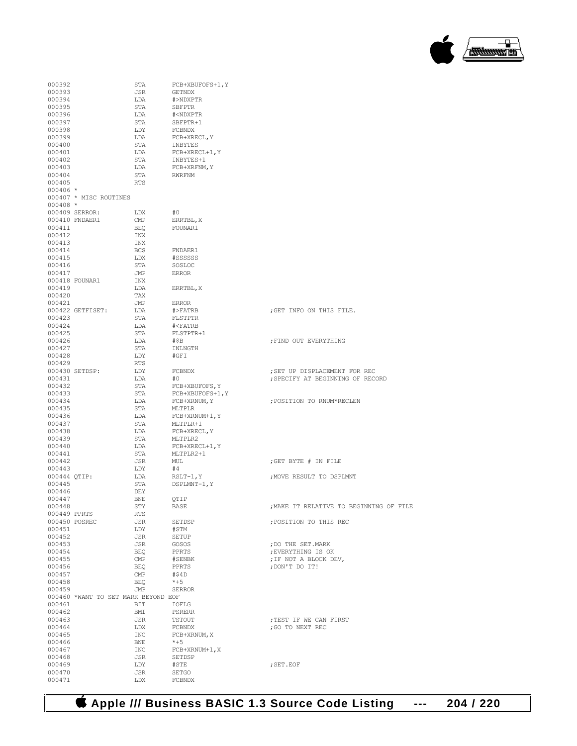```
000392                  STA       FCB+XBUFOFS+1,Y
000393                  JSR       GETNDX
000394                  LDA       #>NDXPTR
000395                  STA       SBFPTR
000396                  LDA       #<NDXPTR
000397                  STA       SBFPTR+1
000398                  LDY       FCBNDX
000399                  LDA       FCB+XRECL,Y
000400                  STA       INBYTES
000401                  LDA       FCB+XRECL+1,Y
000402                  STA       INBYTES+1
000403                  LDA       FCB+XRFNM,Y
000404                  STA       RWRFNM
000405                  RTS
000406 *
000407 * MISC ROUTINES
000408 *
000409 SERROR:          LDX       #0
000410 FNDAER1          CMP       ERRTBL,X
000411                  BEQ       FOUNAR1
000412                  INX
000413                  INX
000414                  BCS       FNDAER1
000415                  LDX       #SSSSSS
000416                  STA       SOSLOC
000417                  JMP       ERROR
000418 FOUNAR1          INX
000419                  LDA       ERRTBL,X
000420                  TAX
000421                  JMP       ERROR
000422 GETFISET:        LDA       #>FATRB                   ;GET INFO ON THIS FILE.
000423                  STA       FLSTPTR
000424                  LDA       #<FATRB
000425                  STA       FLSTPTR+1
000426                  LDA       #$B                       ;FIND OUT EVERYTHING
000427                  STA       INLNGTH
000428                  LDY       #GFI
000429                  RTS
000430 SETDSP:          LDY       FCBNDX                    ;SET UP DISPLACEMENT FOR REC
000431                  LDA       #0                        ;SPECIFY AT BEGINNING OF RECORD
000432                  STA       FCB+XBUFOFS,Y
000433                  STA       FCB+XBUFOFS+1,Y
000434                  LDA       FCB+XRNUM,Y               ;POSITION TO RNUM*RECLEN
000435                  STA       MLTPLR
000436                  LDA       FCB+XRNUM+1,Y
000437                  STA       MLTPLR+1
000438                  LDA       FCB+XRECL,Y
000439                  STA       MLTPLR2
000440                  LDA       FCB+XRECL+1,Y
000441                  STA       MLTPLR2+1
000442                  JSR       MUL                       ;GET BYTE # IN FILE
000443                  LDY       #4
000444 QTIP:            LDA       RSLT-1,Y                  ;MOVE RESULT TO DSPLMNT
000445                  STA       DSPLMNT-1,Y
000446                  DEY
000447                  BNE       QTIP
000448                  STY       BASE                      ;MAKE IT RELATIVE TO BEGINNING OF FILE
000449 PPRTS            RTS
000450 POSREC           JSR       SETDSP                    ;POSITION TO THIS REC
000451                  LDY       #STM
000452                  JSR       SETUP
000453                  JSR       GOSOS                     ;DO THE SET.MARK
000454                  BEQ       PPRTS                     ;EVERYTHING IS OK
000455                  CMP       #SENBK                    ;IF NOT A BLOCK DEV,
000456                  BEQ       PPRTS                     ;DON'T DO IT!
000457                  CMP       #$4D
000458                  BEQ       *+5
000459                  JMP       SERROR
000460 *WANT TO SET MARK BEYOND EOF
000461                  BIT       IOFLG
000462                  BMI       PSRERR
000463                  JSR       TSTOUT                    ;TEST IF WE CAN FIRST
000464                  LDX       FCBNDX                    ;GO TO NEXT REC
000465                  INC       FCB+XRNUM,X
000466                  BNE       *+5
000467                  INC       FCB+XRNUM+1,X
000468                  JSR       SETDSP
000469                  LDY       #STE                      ;SET.EOF
000470                  JSR       SETGO
000471                  LDX       FCBNDX
```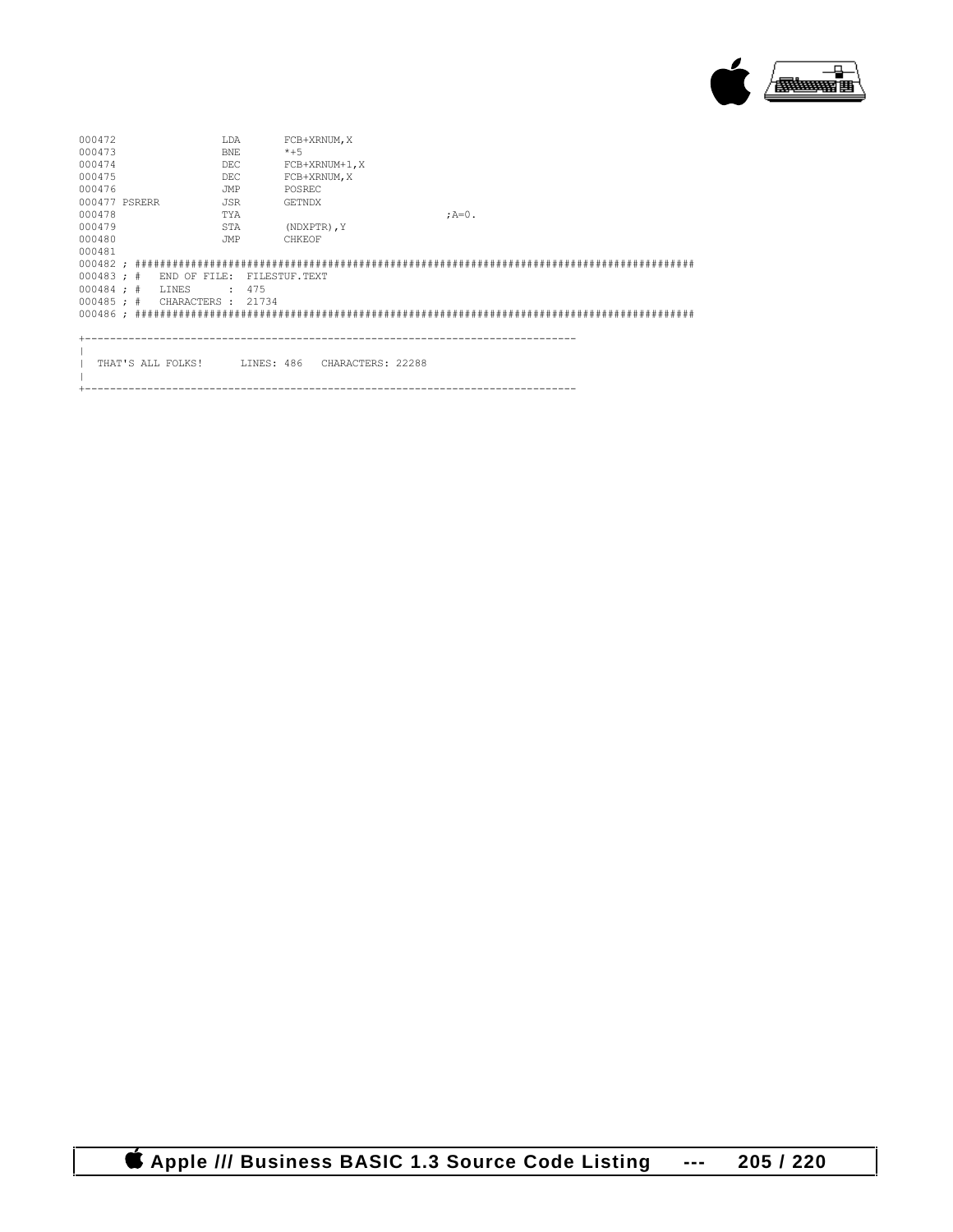```
000472                  LDA       FCB+XRNUM,X
000473                  BNE       *+5
000474                  DEC       FCB+XRNUM+1,X
000475                  DEC       FCB+XRNUM,X
000476                  JMP       POSREC
000477 PSRERR           JSR       GETNDX
000478                  TYA                                 ;A=0.
000479                  STA       (NDXPTR),Y
000480                  JMP       CHKEOF
000481
000482 ; ##########################################################################################
000483 ; #   END OF FILE:  FILESTUF.TEXT
000484 ; #   LINES      :  475
000485 ; #   CHARACTERS :  21734
000486 ; ##########################################################################################
```

```
+-----------------------------------------------------------------------------
|
|  THAT'S ALL FOLKS!      LINES: 486   CHARACTERS: 22288
|
+-----------------------------------------------------------------------------
```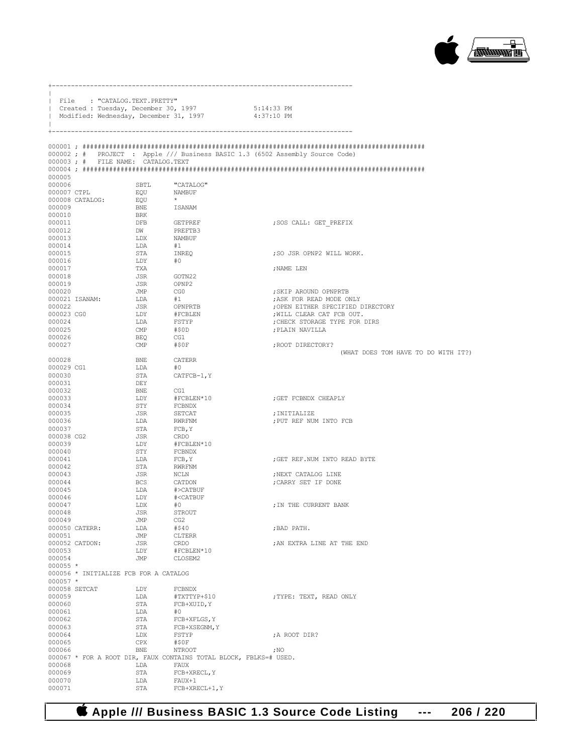```
+------------------------------------------------------------------------------
|
| File    : "CATALOG.TEXT.PRETTY"
| Created : Tuesday, December 30, 1997              5:14:33 PM
| Modified: Wednesday, December 31, 1997            4:37:10 PM
|
+------------------------------------------------------------------------------

000001 ; ########################################################################################
000002 ; #   PROJECT  :  Apple /// Business BASIC 1.3 (6502 Assembly Source Code)
000003 ; #   FILE NAME:  CATALOG.TEXT
000004 ; ########################################################################################
000005
000006                  SBTL      "CATALOG"
000007 CTPL             EQU       NAMBUF
000008 CATALOG:         EQU       *
000009                  BNE       ISANAM
000010                  BRK
000011                  DFB       GETPREF                          ;SOS CALL: GET_PREFIX
000012                  DW        PREFTB3
000013                  LDX       NAMBUF
000014                  LDA       #1
000015                  STA       INREQ                            ;SO JSR OPNP2 WILL WORK.
000016                  LDY       #0
000017                  TXA                                        ;NAME LEN
000018                  JSR       GOTN22
000019                  JSR       OPNP2
000020                  JMP       CG0                              ;SKIP AROUND OPNPRTB
000021 ISANAM:          LDA       #1                               ;ASK FOR READ MODE ONLY
000022                  JSR       OPNPRTB                          ;OPEN EITHER SPECIFIED DIRECTORY
000023 CG0              LDY       #FCBLEN                          ;WILL CLEAR CAT FCB OUT.
000024                  LDA       FSTYP                            ;CHECK STORAGE TYPE FOR DIRS
000025                  CMP       #$0D                             ;PLAIN NAVILLA
000026                  BEQ       CG1
000027                  CMP       #$0F                             ;ROOT DIRECTORY?
                                                                            (WHAT DOES TOM HAVE TO DO WITH IT?)
000028                  BNE       CATERR
000029 CG1              LDA       #0
000030                  STA       CATFCB-1,Y
000031                  DEY
000032                  BNE       CG1
000033                  LDY       #FCBLEN*10                       ;GET FCBNDX CHEAPLY
000034                  STY       FCBNDX
000035                  JSR       SETCAT                           ;INITIALIZE
000036                  LDA       RWRFNM                           ;PUT REF NUM INTO FCB
000037                  STA       FCB,Y
000038 CG2              JSR       CRDO
000039                  LDY       #FCBLEN*10
000040                  STY       FCBNDX
000041                  LDA       FCB,Y                            ;GET REF.NUM INTO READ BYTE
000042                  STA       RWRFNM
000043                  JSR       NCLN                             ;NEXT CATALOG LINE
000044                  BCS       CATDON                           ;CARRY SET IF DONE
000045                  LDA       #>CATBUF
000046                  LDY       #<CATBUF
000047                  LDX       #0                               ;IN THE CURRENT BANK
000048                  JSR       STROUT
000049                  JMP       CG2
000050 CATERR:          LDA       #$40                             ;BAD PATH.
000051                  JMP       CLTERR
000052 CATDON:          JSR       CRDO                             ;AN EXTRA LINE AT THE END
000053                  LDY       #FCBLEN*10
000054                  JMP       CLOSEM2
000055 *
000056 * INITIALIZE FCB FOR A CATALOG
000057 *
000058 SETCAT           LDY       FCBNDX
000059                  LDA       #TXTTYP+$10                      ;TYPE: TEXT, READ ONLY
000060                  STA       FCB+XUID,Y
000061                  LDA       #0
000062                  STA       FCB+XFLGS,Y
000063                  STA       FCB+XSEGNM,Y
000064                  LDX       FSTYP                            ;A ROOT DIR?
000065                  CPX       #$0F
000066                  BNE       NTROOT                           ;NO
000067 * FOR A ROOT DIR, FAUX CONTAINS TOTAL BLOCK, FBLKS=# USED.
000068                  LDA       FAUX
000069                  STA       FCB+XRECL,Y
000070                  LDA       FAUX+1
000071                  STA       FCB+XRECL+1,Y
```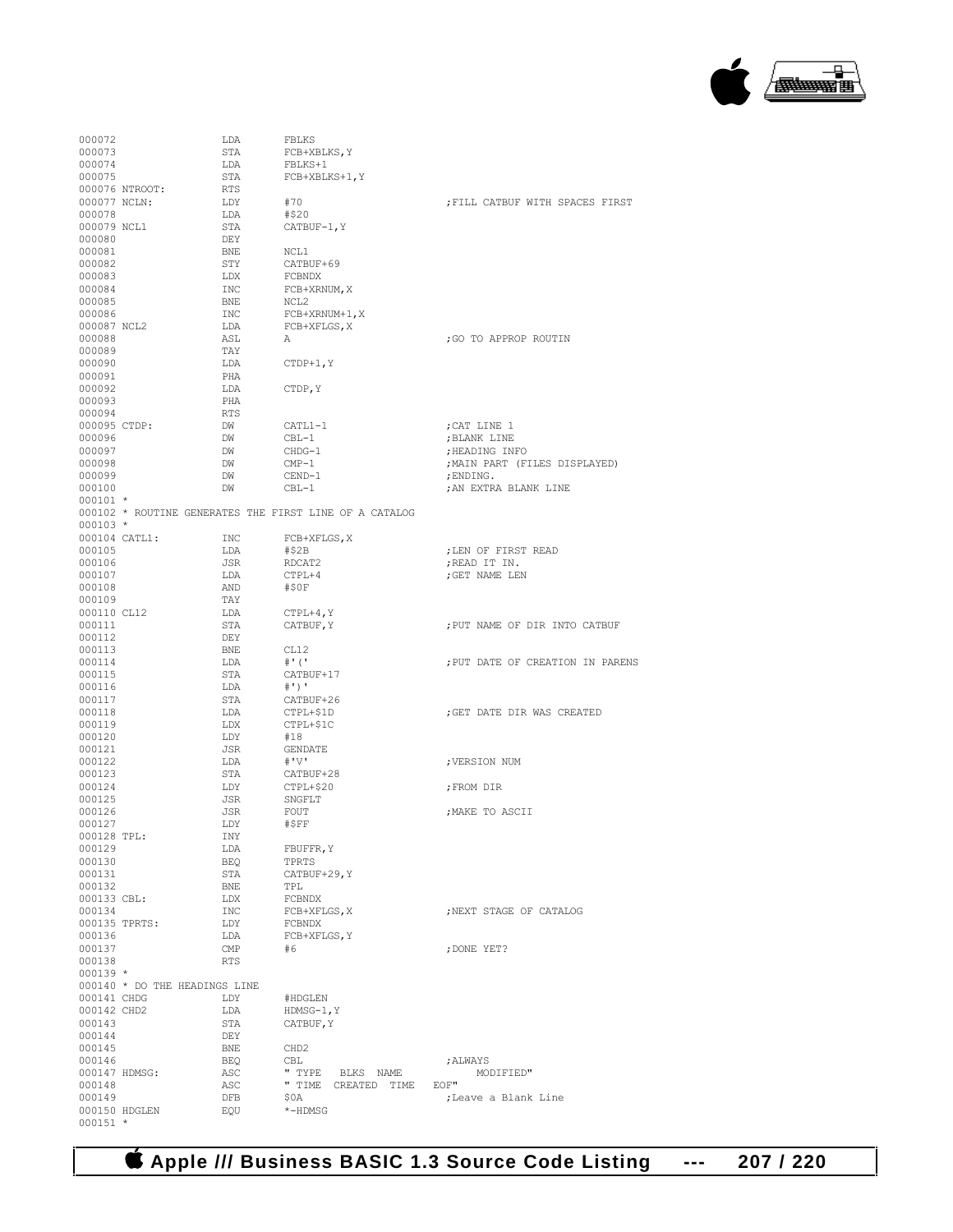```
000072               LDA      FBLKS
000073               STA      FCB+XBLKS,Y
000074               LDA      FBLKS+1
000075               STA      FCB+XBLKS+1,Y
000076 NTROOT:       RTS
000077 NCLN:         LDY      #70                       ;FILL CATBUF WITH SPACES FIRST
000078               LDA      #$20
000079 NCL1          STA      CATBUF-1,Y
000080               DEY
000081               BNE      NCL1
000082               STY      CATBUF+69
000083               LDX      FCBNDX
000084               INC      FCB+XRNUM,X
000085               BNE      NCL2
000086               INC      FCB+XRNUM+1,X
000087 NCL2          LDA      FCB+XFLGS,X
000088               ASL      A                         ;GO TO APPROP ROUTIN
000089               TAY
000090               LDA      CTDP+1,Y
000091               PHA
000092               LDA      CTDP,Y
000093               PHA
000094               RTS
000095 CTDP:         DW       CATL1-1                   ;CAT LINE 1
000096               DW       CBL-1                     ;BLANK LINE
000097               DW       CHDG-1                    ;HEADING INFO
000098               DW       CMP-1                     ;MAIN PART (FILES DISPLAYED)
000099               DW       CEND-1                    ;ENDING.
000100               DW       CBL-1                     ;AN EXTRA BLANK LINE
000101 *
000102 * ROUTINE GENERATES THE FIRST LINE OF A CATALOG
000103 *
000104 CATL1:        INC      FCB+XFLGS,X
000105               LDA      #$2B                      ;LEN OF FIRST READ
000106               JSR      RDCAT2                    ;READ IT IN.
000107               LDA      CTPL+4                    ;GET NAME LEN
000108               AND      #$0F
000109               TAY
000110 CL12          LDA      CTPL+4,Y
000111               STA      CATBUF,Y                  ;PUT NAME OF DIR INTO CATBUF
000112               DEY
000113               BNE      CL12
000114               LDA      #'('                      ;PUT DATE OF CREATION IN PARENS
000115               STA      CATBUF+17
000116               LDA      #')'
000117               STA      CATBUF+26
000118               LDA      CTPL+$1D                  ;GET DATE DIR WAS CREATED
000119               LDX      CTPL+$1C
000120               LDY      #18
000121               JSR      GENDATE
000122               LDA      #'V'                      ;VERSION NUM
000123               STA      CATBUF+28
000124               LDY      CTPL+$20                  ;FROM DIR
000125               JSR      SNGFLT
000126               JSR      FOUT                      ;MAKE TO ASCII
000127               LDY      #$FF
000128 TPL:          INY
000129               LDA      FBUFFR,Y
000130               BEQ      TPRTS
000131               STA      CATBUF+29,Y
000132               BNE      TPL
000133 CBL:          LDX      FCBNDX
000134               INC      FCB+XFLGS,X               ;NEXT STAGE OF CATALOG
000135 TPRTS:        LDY      FCBNDX
000136               LDA      FCB+XFLGS,Y
000137               CMP      #6                        ;DONE YET?
000138               RTS
000139 *
000140 * DO THE HEADINGS LINE
000141 CHDG          LDY      #HDGLEN
000142 CHD2          LDA      HDMSG-1,Y
000143               STA      CATBUF,Y
000144               DEY
000145               BNE      CHD2
000146               BEQ      CBL                       ;ALWAYS
000147 HDMSG:        ASC      " TYPE   BLKS  NAME            MODIFIED"
000148               ASC      " TIME  CREATED  TIME   EOF"
000149               DFB      $0A                       ;Leave a Blank Line
000150 HDGLEN        EQU      *-HDMSG
000151 *
```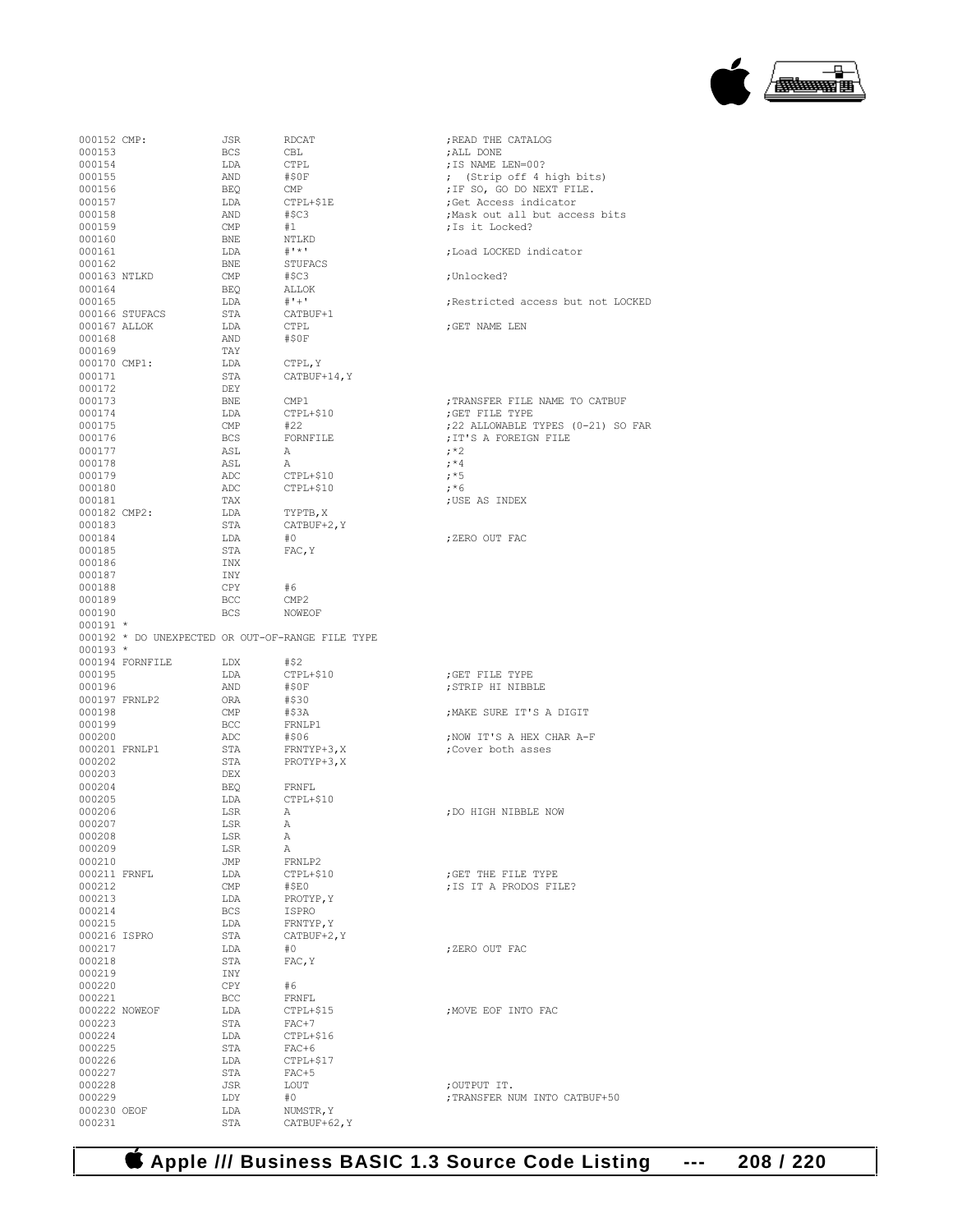```
000152 CMP:             JSR     RDCAT                   ;READ THE CATALOG
000153                  BCS     CBL                     ;ALL DONE
000154                  LDA     CTPL                    ;IS NAME LEN=00?
000155                  AND     #$0F                    ; (Strip off 4 high bits)
000156                  BEQ     CMP                     ;IF SO, GO DO NEXT FILE.
000157                  LDA     CTPL+$1E                ;Get Access indicator
000158                  AND     #$C3                    ;Mask out all but access bits
000159                  CMP     #1                      ;Is it Locked?
000160                  BNE     NTLKD
000161                  LDA     #'*'                    ;Load LOCKED indicator
000162                  BNE     STUFACS
000163 NTLKD            CMP     #$C3                    ;Unlocked?
000164                  BEQ     ALLOK
000165                  LDA     #'+'                    ;Restricted access but not LOCKED
000166 STUFACS          STA     CATBUF+1
000167 ALLOK            LDA     CTPL                    ;GET NAME LEN
000168                  AND     #$0F
000169                  TAY
000170 CMP1:            LDA     CTPL,Y
000171                  STA     CATBUF+14,Y
000172                  DEY
000173                  BNE     CMP1                    ;TRANSFER FILE NAME TO CATBUF
000174                  LDA     CTPL+$10                ;GET FILE TYPE
000175                  CMP     #22                     ;22 ALLOWABLE TYPES (0-21) SO FAR
000176                  BCS     FORNFILE                ;IT'S A FOREIGN FILE
000177                  ASL     A                       ;*2
000178                  ASL     A                       ;*4
000179                  ADC     CTPL+$10                ;*5
000180                  ADC     CTPL+$10                ;*6
000181                  TAX                             ;USE AS INDEX
000182 CMP2:            LDA     TYPTB,X
000183                  STA     CATBUF+2,Y
000184                  LDA     #0                      ;ZERO OUT FAC
000185                  STA     FAC,Y
000186                  INX
000187                  INY
000188                  CPY     #6
000189                  BCC     CMP2
000190                  BCS     NOWEOF
000191 *
000192 * DO UNEXPECTED OR OUT-OF-RANGE FILE TYPE
000193 *
000194 FORNFILE         LDX     #$2
000195                  LDA     CTPL+$10                ;GET FILE TYPE
000196                  AND     #$0F                    ;STRIP HI NIBBLE
000197 FRNLP2           ORA     #$30
000198                  CMP     #$3A                    ;MAKE SURE IT'S A DIGIT
000199                  BCC     FRNLP1
000200                  ADC     #$06                    ;NOW IT'S A HEX CHAR A-F
000201 FRNLP1           STA     FRNTYP+3,X              ;Cover both asses
000202                  STA     PROTYP+3,X
000203                  DEX
000204                  BEQ     FRNFL
000205                  LDA     CTPL+$10
000206                  LSR     A                       ;DO HIGH NIBBLE NOW
000207                  LSR     A
000208                  LSR     A
000209                  LSR     A
000210                  JMP     FRNLP2
000211 FRNFL            LDA     CTPL+$10                ;GET THE FILE TYPE
000212                  CMP     #$E0                    ;IS IT A PRODOS FILE?
000213                  LDA     PROTYP,Y
000214                  BCS     ISPRO
000215                  LDA     FRNTYP,Y
000216 ISPRO            STA     CATBUF+2,Y
000217                  LDA     #0                      ;ZERO OUT FAC
000218                  STA     FAC,Y
000219                  INY
000220                  CPY     #6
000221                  BCC     FRNFL
000222 NOWEOF           LDA     CTPL+$15                ;MOVE EOF INTO FAC
000223                  STA     FAC+7
000224                  LDA     CTPL+$16
000225                  STA     FAC+6
000226                  LDA     CTPL+$17
000227                  STA     FAC+5
000228                  JSR     LOUT                    ;OUTPUT IT.
000229                  LDY     #0                      ;TRANSFER NUM INTO CATBUF+50
000230 OEOF             LDA     NUMSTR,Y
000231                  STA     CATBUF+62,Y
```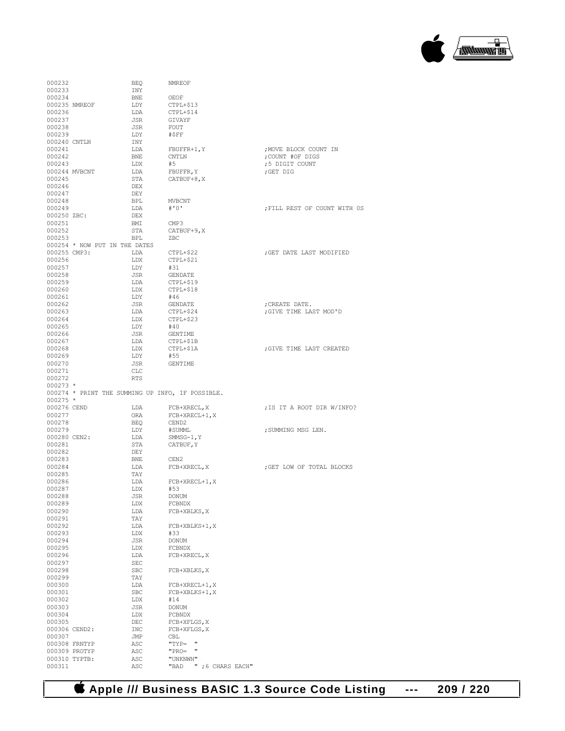```
000232                  BEQ       NMREOF
000233                  INY
000234                  BNE       OEOF
000235 NMREOF           LDY       CTPL+$13
000236                  LDA       CTPL+$14
000237                  JSR       GIVAYF
000238                  JSR       FOUT
000239                  LDY       #$FF
000240 CNTLN            INY
000241                  LDA       FBUFFR+1,Y                ;MOVE BLOCK COUNT IN
000242                  BNE       CNTLN                     ;COUNT #OF DIGS
000243                  LDX       #5                        ;5 DIGIT COUNT
000244 MVBCNT           LDA       FBUFFR,Y                  ;GET DIG
000245                  STA       CATBUF+8,X
000246                  DEX
000247                  DEY
000248                  BPL       MVBCNT
000249                  LDA       #'0'                      ;FILL REST OF COUNT WITH 0S
000250 ZBC:             DEX
000251                  BMI       CMP3
000252                  STA       CATBUF+9,X
000253                  BPL       ZBC
000254 * NOW PUT IN THE DATES
000255 CMP3:            LDA       CTPL+$22                  ;GET DATE LAST MODIFIED
000256                  LDX       CTPL+$21
000257                  LDY       #31
000258                  JSR       GENDATE
000259                  LDA       CTPL+$19
000260                  LDX       CTPL+$18
000261                  LDY       #46
000262                  JSR       GENDATE                   ;CREATE DATE.
000263                  LDA       CTPL+$24                  ;GIVE TIME LAST MOD'D
000264                  LDX       CTPL+$23
000265                  LDY       #40
000266                  JSR       GENTIME
000267                  LDA       CTPL+$1B
000268                  LDX       CTPL+$1A                  ;GIVE TIME LAST CREATED
000269                  LDY       #55
000270                  JSR       GENTIME
000271                  CLC
000272                  RTS
000273 *
000274 * PRINT THE SUMMING UP INFO, IF POSSIBLE.
000275 *
000276 CEND             LDA       FCB+XRECL,X               ;IS IT A ROOT DIR W/INFO?
000277                  ORA       FCB+XRECL+1,X
000278                  BEQ       CEND2
000279                  LDY       #SUMML                    ;SUMMING MSG LEN.
000280 CEN2:            LDA       SMMSG-1,Y
000281                  STA       CATBUF,Y
000282                  DEY
000283                  BNE       CEN2
000284                  LDA       FCB+XRECL,X               ;GET LOW OF TOTAL BLOCKS
000285                  TAY
000286                  LDA       FCB+XRECL+1,X
000287                  LDX       #53
000288                  JSR       DONUM
000289                  LDX       FCBNDX
000290                  LDA       FCB+XBLKS,X
000291                  TAY
000292                  LDA       FCB+XBLKS+1,X
000293                  LDX       #33
000294                  JSR       DONUM
000295                  LDX       FCBNDX
000296                  LDA       FCB+XRECL,X
000297                  SEC
000298                  SBC       FCB+XBLKS,X
000299                  TAY
000300                  LDA       FCB+XRECL+1,X
000301                  SBC       FCB+XBLKS+1,X
000302                  LDX       #14
000303                  JSR       DONUM
000304                  LDX       FCBNDX
000305                  DEC       FCB+XFLGS,X
000306 CEND2:           INC       FCB+XFLGS,X
000307                  JMP       CBL
000308 FRNTYP           ASC       "TYP=  "
000309 PROTYP           ASC       "PRO=  "
000310 TYPTB:           ASC       "UNKNWN"
000311                  ASC       "BAD   " ;6 CHARS EACH"
```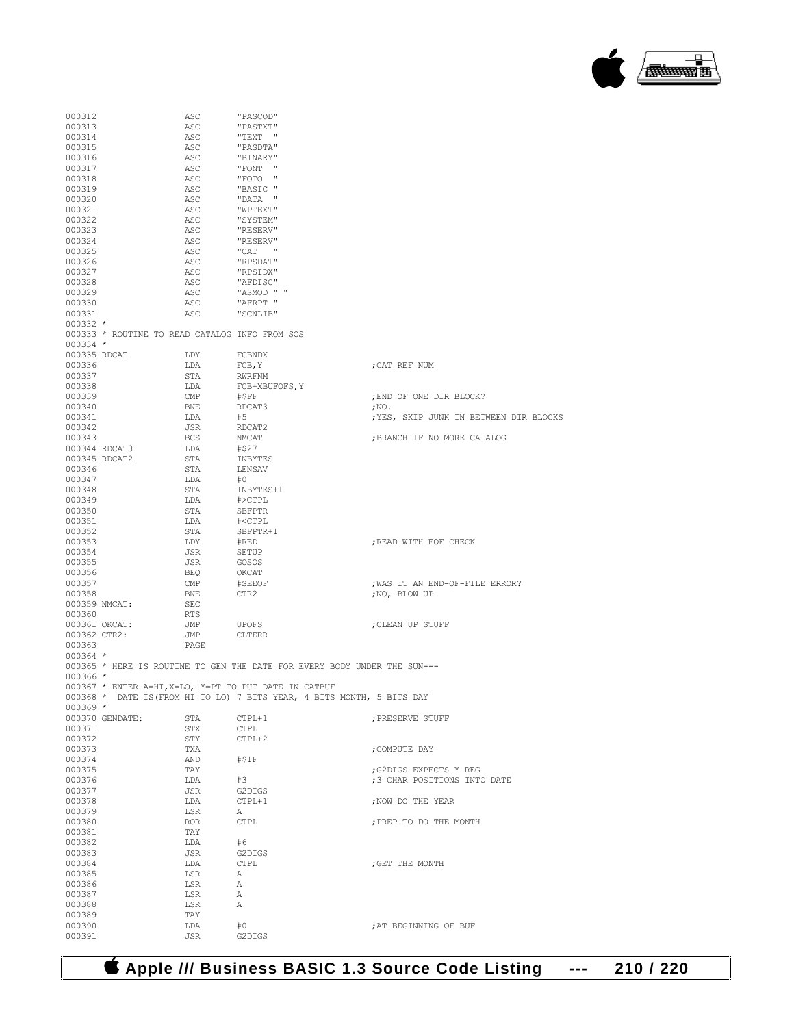```
000312              ASC       "PASCOD"
000313              ASC       "PASTXT"
000314              ASC       "TEXT  "
000315              ASC       "PASDTA"
000316              ASC       "BINARY"
000317              ASC       "FONT  "
000318              ASC       "FOTO  "
000319              ASC       "BASIC "
000320              ASC       "DATA  "
000321              ASC       "WPTEXT"
000322              ASC       "SYSTEM"
000323              ASC       "RESERV"
000324              ASC       "RESERV"
000325              ASC       "CAT   "
000326              ASC       "RPSDAT"
000327              ASC       "RPSIDX"
000328              ASC       "AFDISC"
000329              ASC       "ASMOD " "
000330              ASC       "AFRPT "
000331              ASC       "SCNLIB"
000332 *
000333 * ROUTINE TO READ CATALOG INFO FROM SOS
000334 *
000335 RDCAT        LDY       FCBNDX
000336              LDA       FCB,Y                    ;CAT REF NUM
000337              STA       RWRFNM
000338              LDA       FCB+XBUFOFS,Y
000339              CMP       #$FF                     ;END OF ONE DIR BLOCK?
000340              BNE       RDCAT3                   ;NO.
000341              LDA       #5                       ;YES, SKIP JUNK IN BETWEEN DIR BLOCKS
000342              JSR       RDCAT2
000343              BCS       NMCAT                    ;BRANCH IF NO MORE CATALOG
000344 RDCAT3       LDA       #$27
000345 RDCAT2       STA       INBYTES
000346              STA       LENSAV
000347              LDA       #0
000348              STA       INBYTES+1
000349              LDA       #>CTPL
000350              STA       SBFPTR
000351              LDA       #<CTPL
000352              STA       SBFPTR+1
000353              LDY       #RED                     ;READ WITH EOF CHECK
000354              JSR       SETUP
000355              JSR       GOSOS
000356              BEQ       OKCAT
000357              CMP       #SEEOF                   ;WAS IT AN END-OF-FILE ERROR?
000358              BNE       CTR2                     ;NO, BLOW UP
000359 NMCAT:       SEC
000360              RTS
000361 OKCAT:       JMP       UPOFS                    ;CLEAN UP STUFF
000362 CTR2:        JMP       CLTERR
000363              PAGE
000364 *
000365 * HERE IS ROUTINE TO GEN THE DATE FOR EVERY BODY UNDER THE SUN---
000366 *
000367 * ENTER A=HI,X=LO, Y=PT TO PUT DATE IN CATBUF
000368 *  DATE IS(FROM HI TO LO) 7 BITS YEAR, 4 BITS MONTH, 5 BITS DAY
000369 *
000370 GENDATE:     STA       CTPL+1                   ;PRESERVE STUFF
000371              STX       CTPL
000372              STY       CTPL+2
000373              TXA                                ;COMPUTE DAY
000374              AND       #$1F
000375              TAY                                ;G2DIGS EXPECTS Y REG
000376              LDA       #3                       ;3 CHAR POSITIONS INTO DATE
000377              JSR       G2DIGS
000378              LDA       CTPL+1                   ;NOW DO THE YEAR
000379              LSR       A
000380              ROR       CTPL                     ;PREP TO DO THE MONTH
000381              TAY
000382              LDA       #6
000383              JSR       G2DIGS
000384              LDA       CTPL                     ;GET THE MONTH
000385              LSR       A
000386              LSR       A
000387              LSR       A
000388              LSR       A
000389              TAY
000390              LDA       #0                       ;AT BEGINNING OF BUF
000391              JSR       G2DIGS
```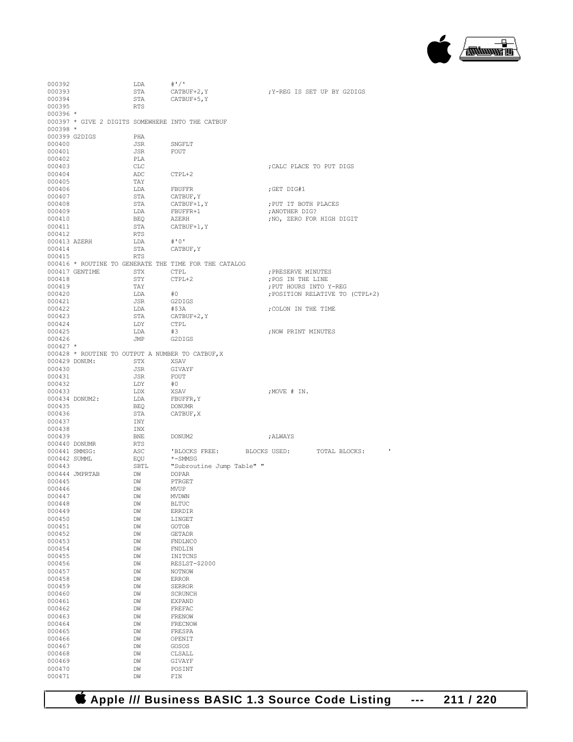```
000392                  LDA       #'/'
000393                  STA       CATBUF+2,Y                    ;Y-REG IS SET UP BY G2DIGS
000394                  STA       CATBUF+5,Y
000395                  RTS
000396 *
000397 * GIVE 2 DIGITS SOMEWHERE INTO THE CATBUF
000398 *
000399 G2DIGS           PHA
000400                  JSR       SNGFLT
000401                  JSR       FOUT
000402                  PLA
000403                  CLC                                     ;CALC PLACE TO PUT DIGS
000404                  ADC       CTPL+2
000405                  TAY
000406                  LDA       FBUFFR                        ;GET DIG#1
000407                  STA       CATBUF,Y
000408                  STA       CATBUF+1,Y                    ;PUT IT BOTH PLACES
000409                  LDA       FBUFFR+1                      ;ANOTHER DIG?
000410                  BEQ       AZERH                         ;NO, ZERO FOR HIGH DIGIT
000411                  STA       CATBUF+1,Y
000412                  RTS
000413 AZERH            LDA       #'0'
000414                  STA       CATBUF,Y
000415                  RTS
000416 * ROUTINE TO GENERATE THE TIME FOR THE CATALOG
000417 GENTIME          STX       CTPL                          ;PRESERVE MINUTES
000418                  STY       CTPL+2                        ;POS IN THE LINE
000419                  TAY                                     ;PUT HOURS INTO Y-REG
000420                  LDA       #0                            ;POSITION RELATIVE TO (CTPL+2)
000421                  JSR       G2DIGS
000422                  LDA       #$3A                          ;COLON IN THE TIME
000423                  STA       CATBUF+2,Y
000424                  LDY       CTPL
000425                  LDA       #3                            ;NOW PRINT MINUTES
000426                  JMP       G2DIGS
000427 *
000428 * ROUTINE TO OUTPUT A NUMBER TO CATBUF,X
000429 DONUM:           STX       XSAV
000430                  JSR       GIVAYF
000431                  JSR       FOUT
000432                  LDY       #0
000433                  LDX       XSAV                          ;MOVE # IN.
000434 DONUM2:          LDA       FBUFFR,Y
000435                  BEQ       DONUMR
000436                  STA       CATBUF,X
000437                  INY
000438                  INX
000439                  BNE       DONUM2                        ;ALWAYS
000440 DONUMR           RTS
000441 SMMSG:           ASC       'BLOCKS FREE:       BLOCKS USED:       TOTAL BLOCKS:      '
000442 SUMML            EQU       *-SMMSG
000443                  SBTL      "Subroutine Jump Table" "
000444 JMPRTAB          DW        DOPAR
000445                  DW        PTRGET
000446                  DW        MVUP
000447                  DW        MVDWN
000448                  DW        BLTUC
000449                  DW        ERRDIR
000450                  DW        LINGET
000451                  DW        GOTOB
000452                  DW        GETADR
000453                  DW        FNDLNC0
000454                  DW        FNDLIN
000455                  DW        INITCNS
000456                  DW        RESLST-$2000
000457                  DW        NOTNOW
000458                  DW        ERROR
000459                  DW        SERROR
000460                  DW        SCRUNCH
000461                  DW        EXPAND
000462                  DW        FREFAC
000463                  DW        FRENOW
000464                  DW        FRECNOW
000465                  DW        FRESPA
000466                  DW        OPENIT
000467                  DW        GOSOS
000468                  DW        CLSALL
000469                  DW        GIVAYF
000470                  DW        POSINT
000471                  DW        FIN
```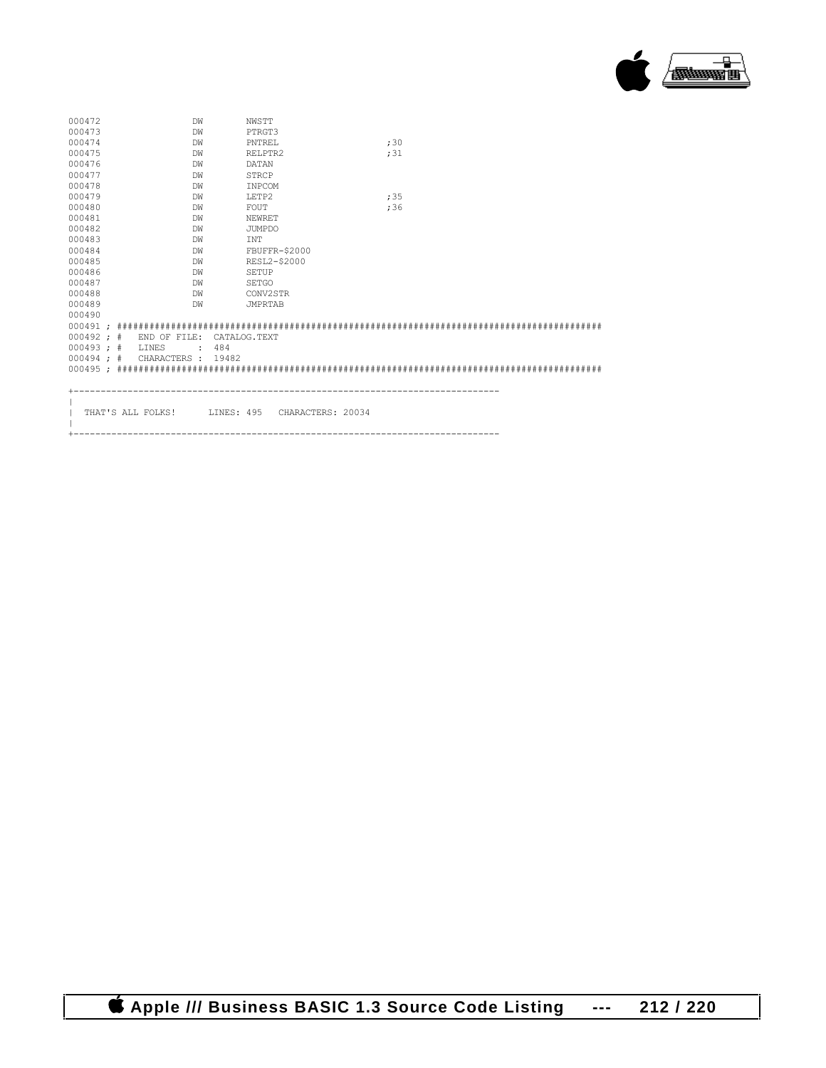```
000472              DW        NWSTT
000473              DW        PTRGT3
000474              DW        PNTREL                 ;30
000475              DW        RELPTR2                ;31
000476              DW        DATAN
000477              DW        STRCP
000478              DW        INPCOM
000479              DW        LETP2                  ;35
000480              DW        FOUT                   ;36
000481              DW        NEWRET
000482              DW        JUMPDO
000483              DW        INT
000484              DW        FBUFFR-$2000
000485              DW        RESL2-$2000
000486              DW        SETUP
000487              DW        SETGO
000488              DW        CONV2STR
000489              DW        JMPRTAB
000490
000491 ; ##########################################################################################
000492 ; #   END OF FILE:  CATALOG.TEXT
000493 ; #   LINES      :  484
000494 ; #   CHARACTERS :  19482
000495 ; ##########################################################################################


+-------------------------------------------------------------------------------
|
|  THAT'S ALL FOLKS!      LINES: 495   CHARACTERS: 20034
|
+-------------------------------------------------------------------------------
```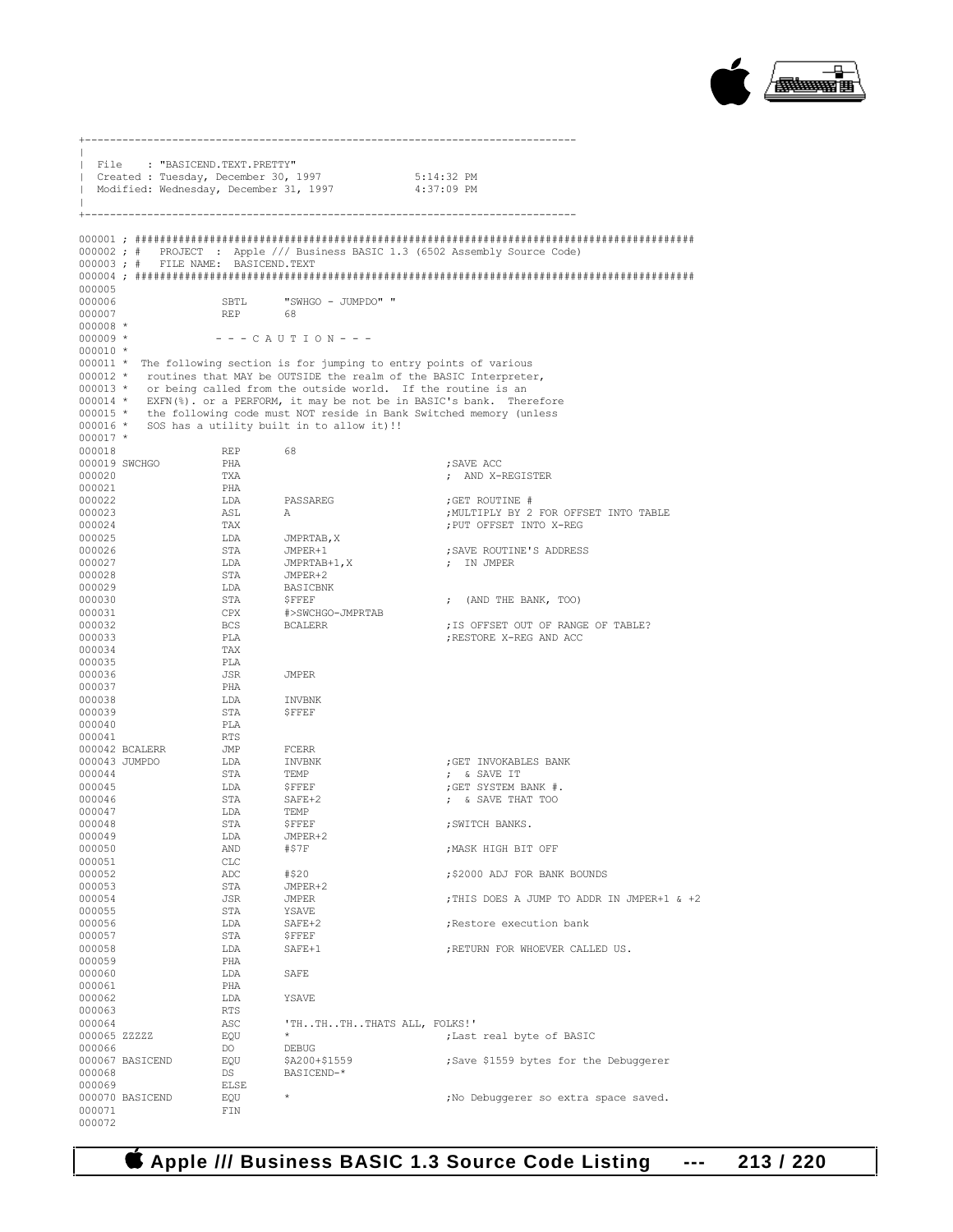```
+------------------------------------------------------------------------------
|
| File    : "BASICEND.TEXT.PRETTY"
| Created : Tuesday, December 30, 1997              5:14:32 PM
| Modified: Wednesday, December 31, 1997            4:37:09 PM
|
+------------------------------------------------------------------------------
```

```
000001 ; ########################################################################################
000002 ; #   PROJECT  : Apple /// Business BASIC 1.3 (6502 Assembly Source Code)
000003 ; #   FILE NAME:  BASICEND.TEXT
000004 ; ########################################################################################
000005
000006                 SBTL      "SWHGO - JUMPDO" "
000007                 REP       68
000008 *
000009 *              - - - C A U T I O N - - -
000010 *
000011 *  The following section is for jumping to entry points of various
000012 *   routines that MAY be OUTSIDE the realm of the BASIC Interpreter,
000013 *   or being called from the outside world.  If the routine is an
000014 *   EXFN(%). or a PERFORM, it may be not be in BASIC's bank.  Therefore
000015 *   the following code must NOT reside in Bank Switched memory (unless
000016 *   SOS has a utility built in to allow it)!!
000017 *
000018                 REP       68
000019 SWCHGO          PHA                                  ;SAVE ACC
000020                 TXA                                  ; AND X-REGISTER
000021                 PHA
000022                 LDA       PASSAREG                   ;GET ROUTINE #
000023                 ASL       A                          ;MULTIPLY BY 2 FOR OFFSET INTO TABLE
000024                 TAX                                  ;PUT OFFSET INTO X-REG
000025                 LDA       JMPRTAB,X
000026                 STA       JMPER+1                    ;SAVE ROUTINE'S ADDRESS
000027                 LDA       JMPRTAB+1,X                ; IN JMPER
000028                 STA       JMPER+2
000029                 LDA       BASICBNK
000030                 STA       $FFEF                      ;  (AND THE BANK, TOO)
000031                 CPX       #>SWCHGO-JMPRTAB
000032                 BCS       BCALERR                    ;IS OFFSET OUT OF RANGE OF TABLE?
000033                 PLA                                  ;RESTORE X-REG AND ACC
000034                 TAX
000035                 PLA
000036                 JSR       JMPER
000037                 PHA
000038                 LDA       INVBNK
000039                 STA       $FFEF
000040                 PLA
000041                 RTS
000042 BCALERR         JMP       FCERR
000043 JUMPDO          LDA       INVBNK                     ;GET INVOKABLES BANK
000044                 STA       TEMP                       ; & SAVE IT
000045                 LDA       $FFEF                      ;GET SYSTEM BANK #.
000046                 STA       SAFE+2                     ; & SAVE THAT TOO
000047                 LDA       TEMP
000048                 STA       $FFEF                      ;SWITCH BANKS.
000049                 LDA       JMPER+2
000050                 AND       #$7F                       ;MASK HIGH BIT OFF
000051                 CLC
000052                 ADC       #$20                       ;$2000 ADJ FOR BANK BOUNDS
000053                 STA       JMPER+2
000054                 JSR       JMPER                      ;THIS DOES A JUMP TO ADDR IN JMPER+1 & +2
000055                 STA       YSAVE
000056                 LDA       SAFE+2                     ;Restore execution bank
000057                 STA       $FFEF
000058                 LDA       SAFE+1                     ;RETURN FOR WHOEVER CALLED US.
000059                 PHA
000060                 LDA       SAFE
000061                 PHA
000062                 LDA       YSAVE
000063                 RTS
000064                 ASC       'TH..TH..TH..THATS ALL, FOLKS!'
000065 ZZZZZ           EQU       *                          ;Last real byte of BASIC
000066                 DO        DEBUG
000067 BASICEND        EQU       $A200+$1559                ;Save $1559 bytes for the Debuggerer
000068                 DS        BASICEND-*
000069                 ELSE
000070 BASICEND        EQU       *                          ;No Debuggerer so extra space saved.
000071                 FIN
000072
```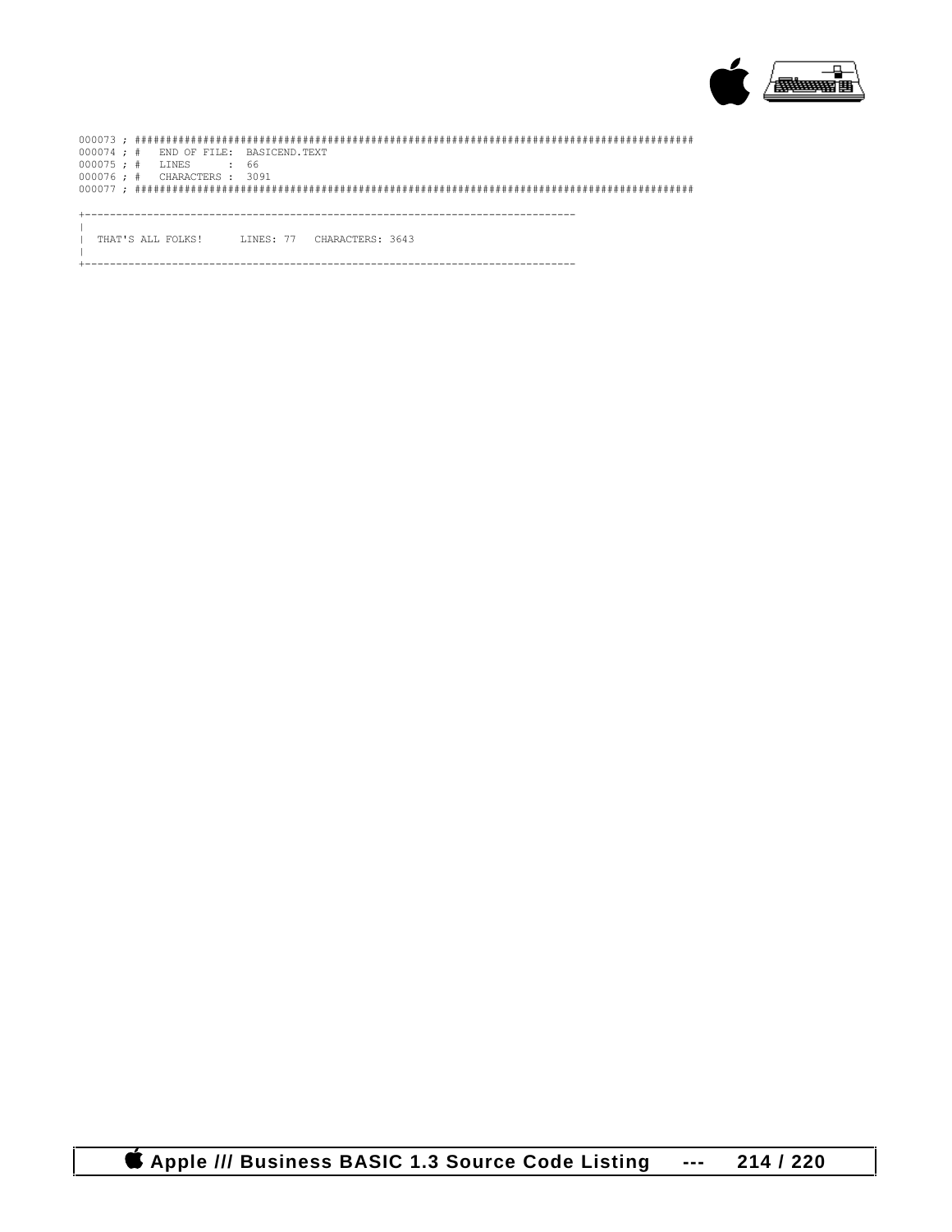```
000073 ; ##########################################################################################
000074 ; #   END OF FILE:  BASICEND.TEXT
000075 ; #   LINES      :  66
000076 ; #   CHARACTERS :  3091
000077 ; ##########################################################################################
```

```
+------------------------------------------------------------------------------
|
|  THAT'S ALL FOLKS!      LINES: 77   CHARACTERS: 3643
|
+------------------------------------------------------------------------------
```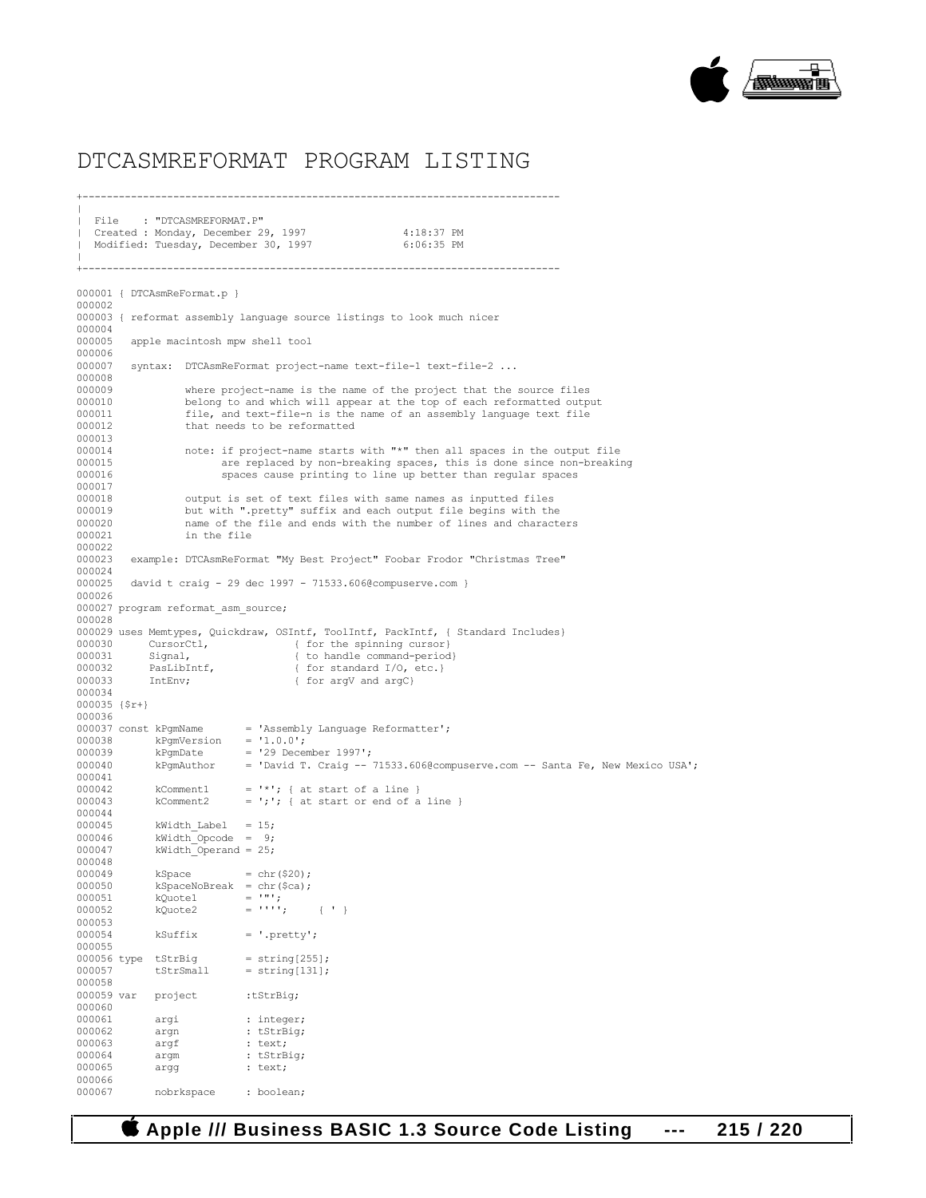# DTCASMREFORMAT PROGRAM LISTING

```
+------------------------------------------------------------------------------
|
| File    : "DTCASMREFORMAT.P"
| Created : Monday, December 29, 1997              4:18:37 PM
| Modified: Tuesday, December 30, 1997             6:06:35 PM
|
+------------------------------------------------------------------------------

000001 { DTCAsmReFormat.p }
000002
000003 { reformat assembly language source listings to look much nicer
000004
000005   apple macintosh mpw shell tool
000006
000007   syntax:  DTCAsmReFormat project-name text-file-1 text-file-2 ...
000008
000009            where project-name is the name of the project that the source files
000010            belong to and which will appear at the top of each reformatted output
000011            file, and text-file-n is the name of an assembly language text file
000012            that needs to be reformatted
000013
000014            note: if project-name starts with "*" then all spaces in the output file
000015                  are replaced by non-breaking spaces, this is done since non-breaking
000016                  spaces cause printing to line up better than regular spaces
000017
000018            output is set of text files with same names as inputted files
000019            but with ".pretty" suffix and each output file begins with the
000020            name of the file and ends with the number of lines and characters
000021            in the file
000022
000023   example: DTCAsmReFormat "My Best Project" Foobar Frodor "Christmas Tree"
000024
000025   david t craig - 29 dec 1997 - 71533.606@compuserve.com }
000026
000027 program reformat_asm_source;
000028
000029 uses Memtypes, Quickdraw, OSIntf, ToolIntf, PackIntf, { Standard Includes}
000030      CursorCtl,              { for the spinning cursor}
000031      Signal,                 { to handle command-period}
000032      PasLibIntf,             { for standard I/O, etc.}
000033      IntEnv;                 { for argV and argC}
000034
000035 {$r+}
000036
000037 const kPgmName       = 'Assembly Language Reformatter';
000038       kPgmVersion    = '1.0.0';
000039       kPgmDate       = '29 December 1997';
000040       kPgmAuthor     = 'David T. Craig -- 71533.606@compuserve.com -- Santa Fe, New Mexico USA';
000041
000042       kComment1      = '*'; { at start of a line }
000043       kComment2      = ';'; { at start or end of a line }
000044
000045       kWidth_Label   = 15;
000046       kWidth_Opcode  =  9;
000047       kWidth_Operand = 25;
000048
000049       kSpace         = chr($20);
000050       kSpaceNoBreak  = chr($ca);
000051       kQuote1        = '"';
000052       kQuote2        = '''';    { ' }
000053
000054       kSuffix        = '.pretty';
000055
000056 type  tStrBig        = string[255];
000057       tStrSmall      = string[131];
000058
000059 var   project        :tStrBig;
000060
000061       argi           : integer;
000062       argn           : tStrBig;
000063       argf           : text;
000064       argm           : tStrBig;
000065       argg           : text;
000066
000067       nobrkspace     : boolean;
```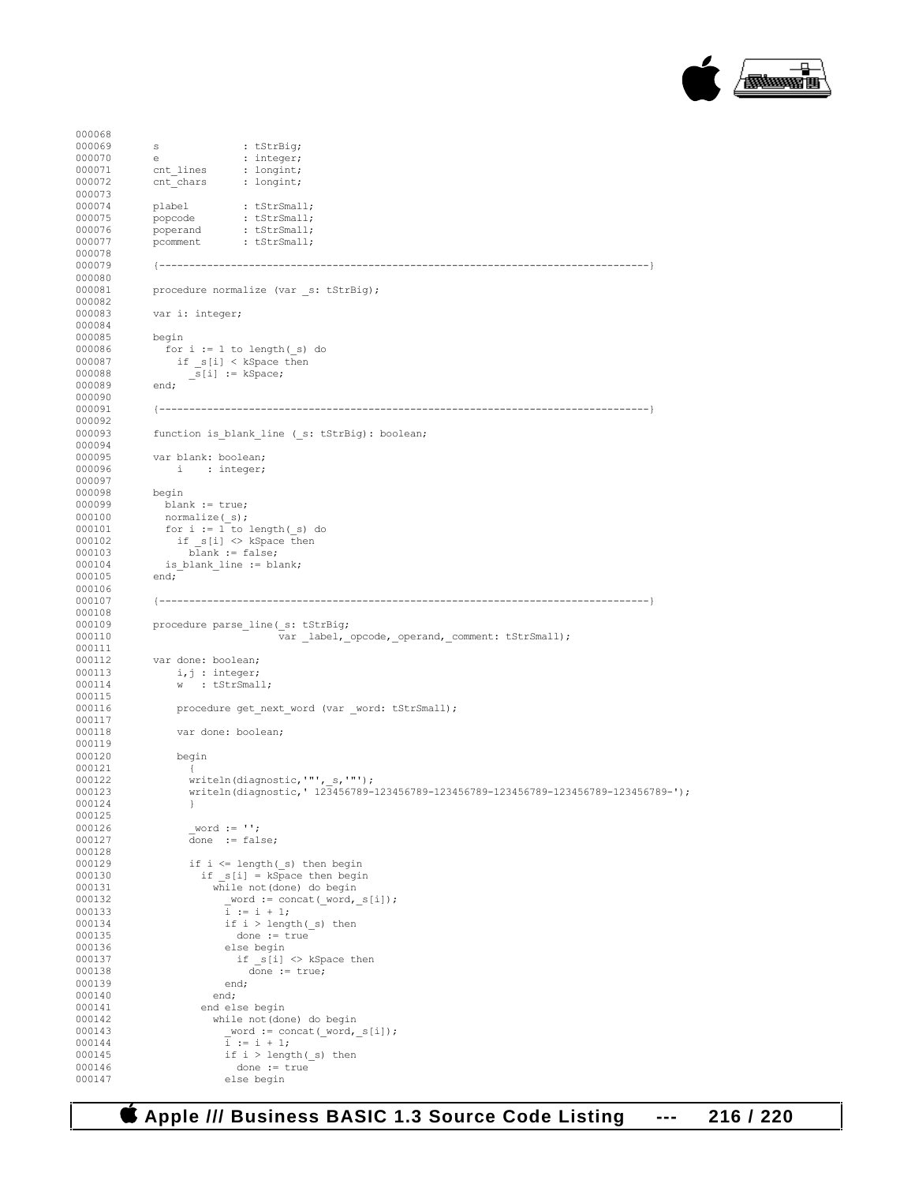```
000068
000069      s              : tStrBig;
000070      e              : integer;
000071      cnt_lines      : longint;
000072      cnt_chars      : longint;
000073
000074      plabel         : tStrSmall;
000075      popcode        : tStrSmall;
000076      poperand       : tStrSmall;
000077      pcomment       : tStrSmall;
000078
000079      {-------------------------------------------------------------------------------}
000080
000081      procedure normalize (var _s: tStrBig);
000082
000083      var i: integer;
000084
000085      begin
000086        for i := 1 to length(_s) do
000087          if _s[i] < kSpace then
000088            _s[i] := kSpace;
000089      end;
000090
000091      {-------------------------------------------------------------------------------}
000092
000093      function is_blank_line (_s: tStrBig): boolean;
000094
000095      var blank: boolean;
000096          i    : integer;
000097
000098      begin
000099        blank := true;
000100        normalize(_s);
000101        for i := 1 to length(_s) do
000102          if _s[i] <> kSpace then
000103            blank := false;
000104        is_blank_line := blank;
000105      end;
000106
000107      {-------------------------------------------------------------------------------}
000108
000109      procedure parse_line(_s: tStrBig;
000110                           var _label,_opcode,_operand,_comment: tStrSmall);
000111
000112      var done: boolean;
000113          i,j : integer;
000114          w   : tStrSmall;
000115
000116          procedure get_next_word (var _word: tStrSmall);
000117
000118          var done: boolean;
000119
000120          begin
000121            {
000122            writeln(diagnostic,'"',_s,'"');
000123            writeln(diagnostic,' 123456789-123456789-123456789-123456789-123456789-123456789-');
000124            }
000125
000126            _word := '';
000127            done  := false;
000128
000129            if i <= length(_s) then begin
000130              if _s[i] = kSpace then begin
000131                while not(done) do begin
000132                  _word := concat(_word,_s[i]);
000133                  i := i + 1;
000134                  if i > length(_s) then
000135                    done := true
000136                  else begin
000137                    if _s[i] <> kSpace then
000138                      done := true;
000139                  end;
000140                end;
000141              end else begin
000142                while not(done) do begin
000143                  _word := concat(_word,_s[i]);
000144                  i := i + 1;
000145                  if i > length(_s) then
000146                    done := true
000147                  else begin
```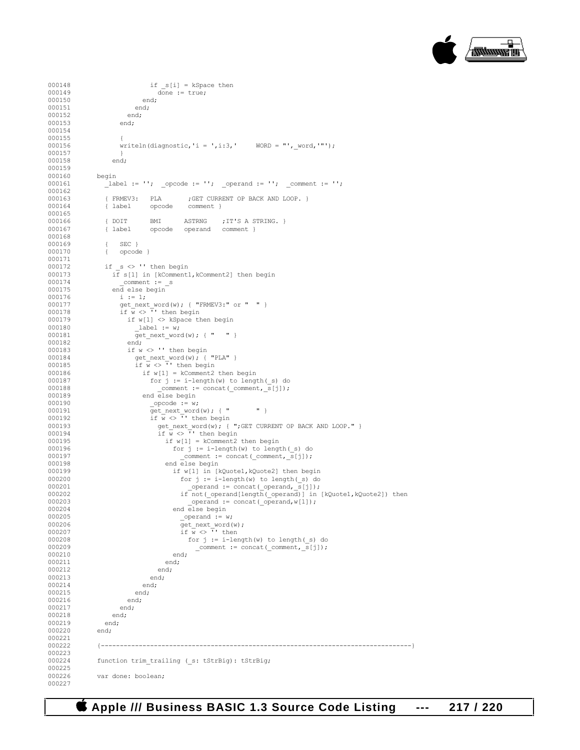```
000148                  if _s[i] = kSpace then
000149                    done := true;
000150                end;
000151              end;
000152            end;
000153          end;
000154
000155          {
000156          writeln(diagnostic,'i = ',i:3,'     WORD = "',_word,'"');
000157          }
000158        end;
000159
000160      begin
000161        _label := '';  _opcode := '';  _operand := '';  _comment := '';
000162
000163        { FRMEV3:   PLA       ;GET CURRENT OP BACK AND LOOP. }
000164        { label     opcode    comment }
000165
000166        { DOIT      BMI      ASTRNG    ;IT'S A STRING. }
000167        { label     opcode   operand   comment }
000168
000169        {   SEC }
000170        {   opcode }
000171
000172        if _s <> '' then begin
000173          if s[1] in [kComment1,kComment2] then begin
000174            _comment := _s
000175          end else begin
000176            i := 1;
000177            get_next_word(w); { "FRMEV3:" or "  " }
000178            if w <> '' then begin
000179              if w[1] <> kSpace then begin
000180                _label := w;
000181                get_next_word(w); { "    " }
000182              end;
000183              if w <> '' then begin
000184                get_next_word(w); { "PLA" }
000185                if w <> '' then begin
000186                  if w[1] = kComment2 then begin
000187                    for j := i-length(w) to length(_s) do
000188                      _comment := concat(_comment,_s[j]);
000189                  end else begin
000190                    _opcode := w;
000191                    get_next_word(w); { "       " }
000192                    if w <> '' then begin
000193                      get_next_word(w); { ";GET CURRENT OP BACK AND LOOP." }
000194                      if w <> '' then begin
000195                        if w[1] = kComment2 then begin
000196                          for j := i-length(w) to length(_s) do
000197                            _comment := concat(_comment,_s[j]);
000198                        end else begin
000199                          if w[1] in [kQuote1,kQuote2] then begin
000200                            for j := i-length(w) to length(_s) do
000201                              _operand := concat(_operand,_s[j]);
000202                            if not(_operand[length(_operand)] in [kQuote1,kQuote2]) then
000203                              _operand := concat(_operand,w[1]);
000204                          end else begin
000205                            _operand := w;
000206                            get_next_word(w);
000207                            if w <> '' then
000208                              for j := i-length(w) to length(_s) do
000209                                _comment := concat(_comment,_s[j]);
000210                          end;
000211                        end;
000212                      end;
000213                    end;
000214                  end;
000215                end;
000216              end;
000217            end;
000218          end;
000219        end;
000220      end;
000221
000222      {--------------------------------------------------------------------------------}
000223
000224      function trim_trailing (_s: tStrBig): tStrBig;
000225
000226      var done: boolean;
000227
```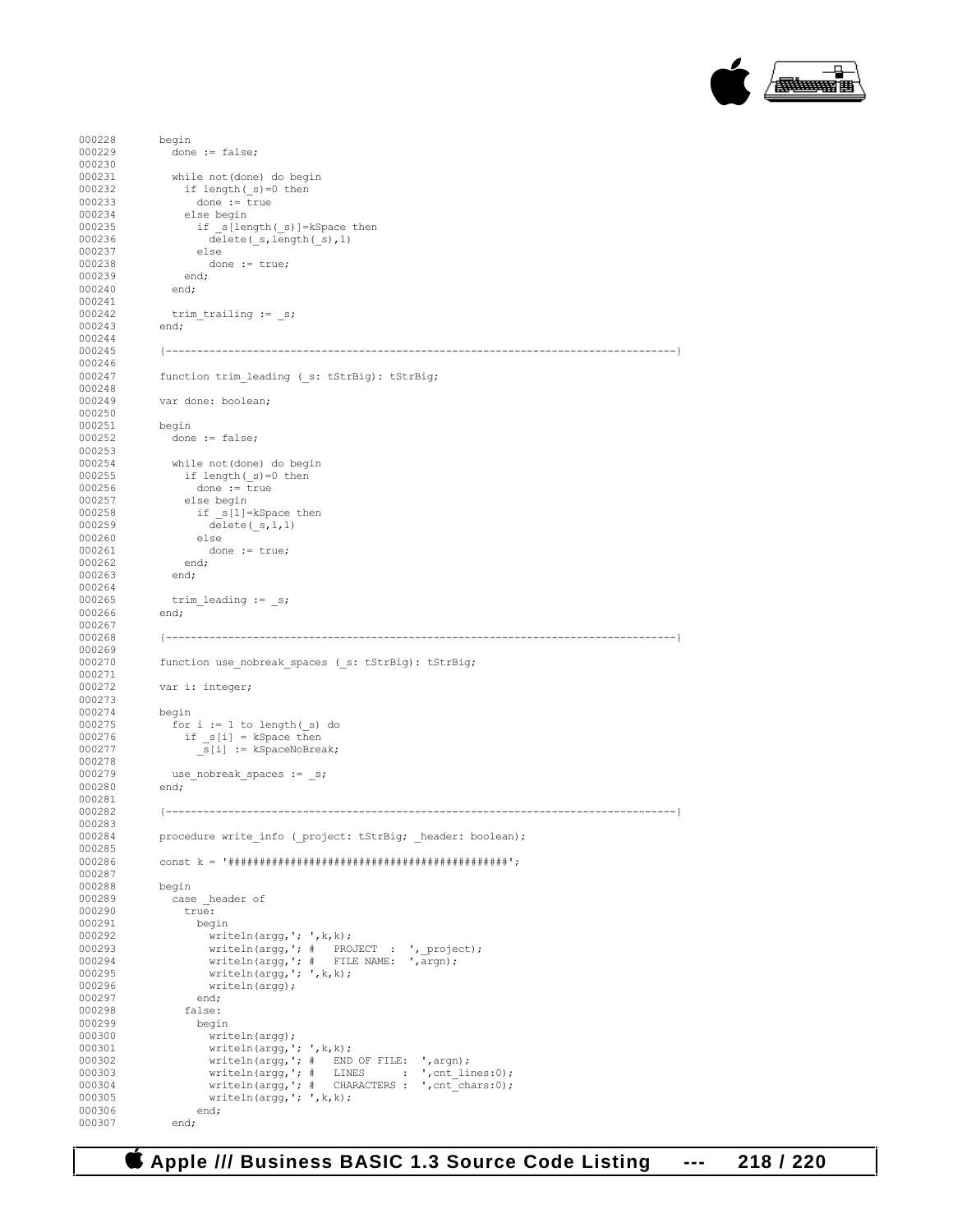```
000228        begin
000229          done := false;
000230
000231          while not(done) do begin
000232            if length(_s)=0 then
000233              done := true
000234            else begin
000235              if _s[length(_s)]=kSpace then
000236                delete(_s,length(_s),1)
000237              else
000238                done := true;
000239            end;
000240          end;
000241
000242          trim_trailing := _s;
000243        end;
000244
000245        {--------------------------------------------------------------------------------}
000246
000247        function trim_leading (_s: tStrBig): tStrBig;
000248
000249        var done: boolean;
000250
000251        begin
000252          done := false;
000253
000254          while not(done) do begin
000255            if length(_s)=0 then
000256              done := true
000257            else begin
000258              if _s[1]=kSpace then
000259                delete(_s,1,1)
000260              else
000261                done := true;
000262            end;
000263          end;
000264
000265          trim_leading := _s;
000266        end;
000267
000268        {--------------------------------------------------------------------------------}
000269
000270        function use_nobreak_spaces (_s: tStrBig): tStrBig;
000271
000272        var i: integer;
000273
000274        begin
000275          for i := 1 to length(_s) do
000276            if _s[i] = kSpace then
000277              _s[i] := kSpaceNoBreak;
000278
000279          use_nobreak_spaces := _s;
000280        end;
000281
000282        {--------------------------------------------------------------------------------}
000283
000284        procedure write_info (_project: tStrBig; _header: boolean);
000285
000286        const k = '############################################';
000287
000288        begin
000289          case _header of
000290            true:
000291              begin
000292                writeln(argg,'; ',k,k);
000293                writeln(argg,'; #   PROJECT  :  ',_project);
000294                writeln(argg,'; #   FILE NAME:  ',argn);
000295                writeln(argg,'; ',k,k);
000296                writeln(argg);
000297              end;
000298            false:
000299              begin
000300                writeln(argg);
000301                writeln(argg,'; ',k,k);
000302                writeln(argg,'; #   END OF FILE:  ',argn);
000303                writeln(argg,'; #   LINES      :  ',cnt_lines:0);
000304                writeln(argg,'; #   CHARACTERS :  ',cnt_chars:0);
000305                writeln(argg,'; ',k,k);
000306              end;
000307          end;
```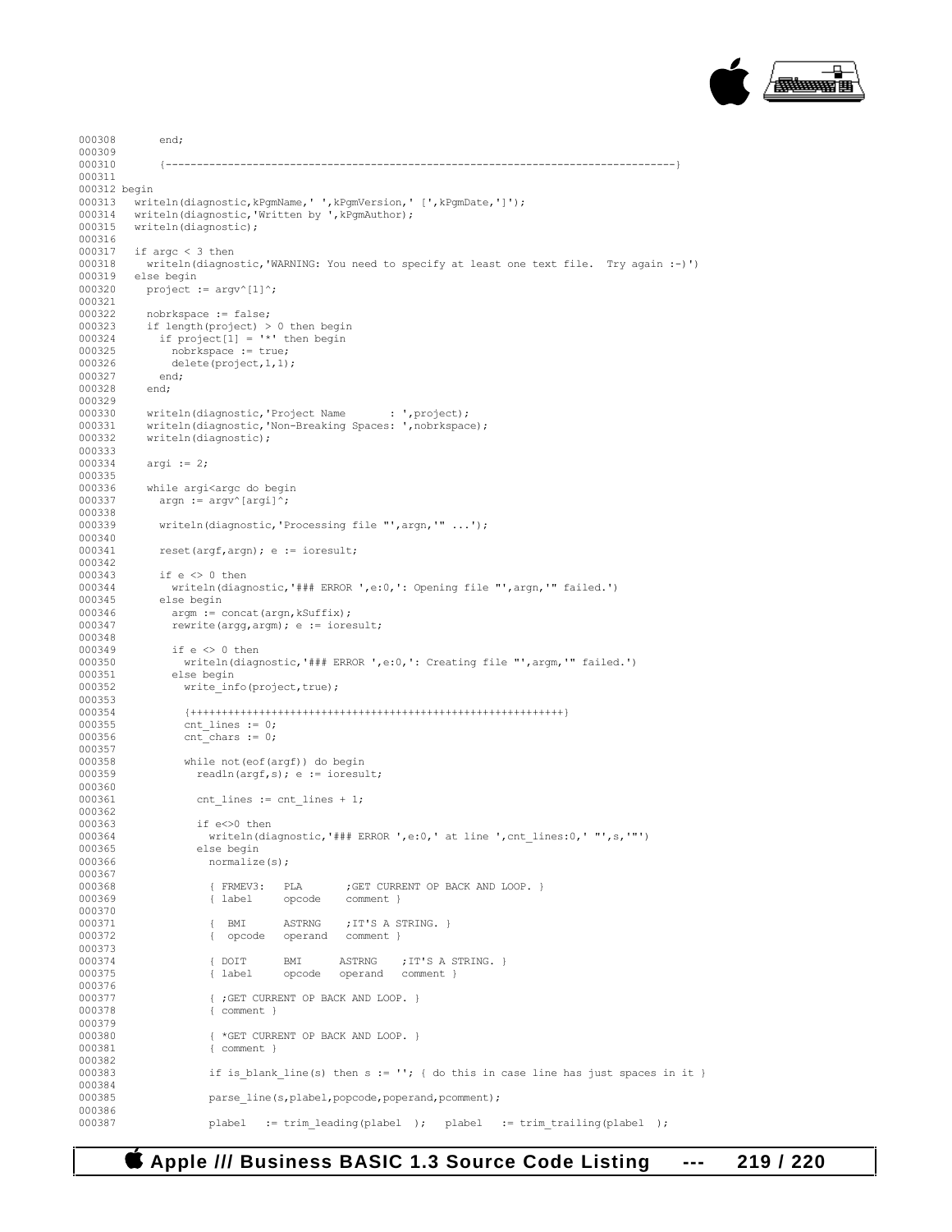```
000308       end;
000309
000310       {---------------------------------------------------------------------------------}
000311
000312 begin
000313   writeln(diagnostic,kPgmName,' ',kPgmVersion,' [',kPgmDate,']');
000314   writeln(diagnostic,'Written by ',kPgmAuthor);
000315   writeln(diagnostic);
000316
000317   if argc < 3 then
000318     writeln(diagnostic,'WARNING: You need to specify at least one text file.  Try again :-)')
000319   else begin
000320     project := argv^[1]^;
000321
000322     nobrkspace := false;
000323     if length(project) > 0 then begin
000324       if project[1] = '*' then begin
000325         nobrkspace := true;
000326         delete(project,1,1);
000327       end;
000328     end;
000329
000330     writeln(diagnostic,'Project Name       : ',project);
000331     writeln(diagnostic,'Non-Breaking Spaces: ',nobrkspace);
000332     writeln(diagnostic);
000333
000334     argi := 2;
000335
000336     while argi<argc do begin
000337       argn := argv^[argi]^;
000338
000339       writeln(diagnostic,'Processing file "',argn,'" ...');
000340
000341       reset(argf,argn); e := ioresult;
000342
000343       if e <> 0 then
000344         writeln(diagnostic,'### ERROR ',e:0,': Opening file "',argn,'" failed.')
000345       else begin
000346         argm := concat(argn,kSuffix);
000347         rewrite(argg,argm); e := ioresult;
000348
000349         if e <> 0 then
000350           writeln(diagnostic,'### ERROR ',e:0,': Creating file "',argm,'" failed.')
000351         else begin
000352           write_info(project,true);
000353
000354           {+++++++++++++++++++++++++++++++++++++++++++++++++++++++++++}
000355           cnt_lines := 0;
000356           cnt_chars := 0;
000357
000358           while not(eof(argf)) do begin
000359             readln(argf,s); e := ioresult;
000360
000361             cnt_lines := cnt_lines + 1;
000362
000363             if e<>0 then
000364               writeln(diagnostic,'### ERROR ',e:0,' at line ',cnt_lines:0,' "',s,'"')
000365             else begin
000366               normalize(s);
000367
000368               { FRMEV3:   PLA       ;GET CURRENT OP BACK AND LOOP. }
000369               { label     opcode    comment }
000370
000371               {  BMI      ASTRNG    ;IT'S A STRING. }
000372               {  opcode   operand   comment }
000373
000374               { DOIT      BMI      ASTRNG    ;IT'S A STRING. }
000375               { label     opcode   operand   comment }
000376
000377               { ;GET CURRENT OP BACK AND LOOP. }
000378               { comment }
000379
000380               { *GET CURRENT OP BACK AND LOOP. }
000381               { comment }
000382
000383               if is_blank_line(s) then s := ''; { do this in case line has just spaces in it }
000384
000385               parse_line(s,plabel,popcode,poperand,pcomment);
000386
000387               plabel   := trim_leading(plabel  );   plabel   := trim_trailing(plabel  );
```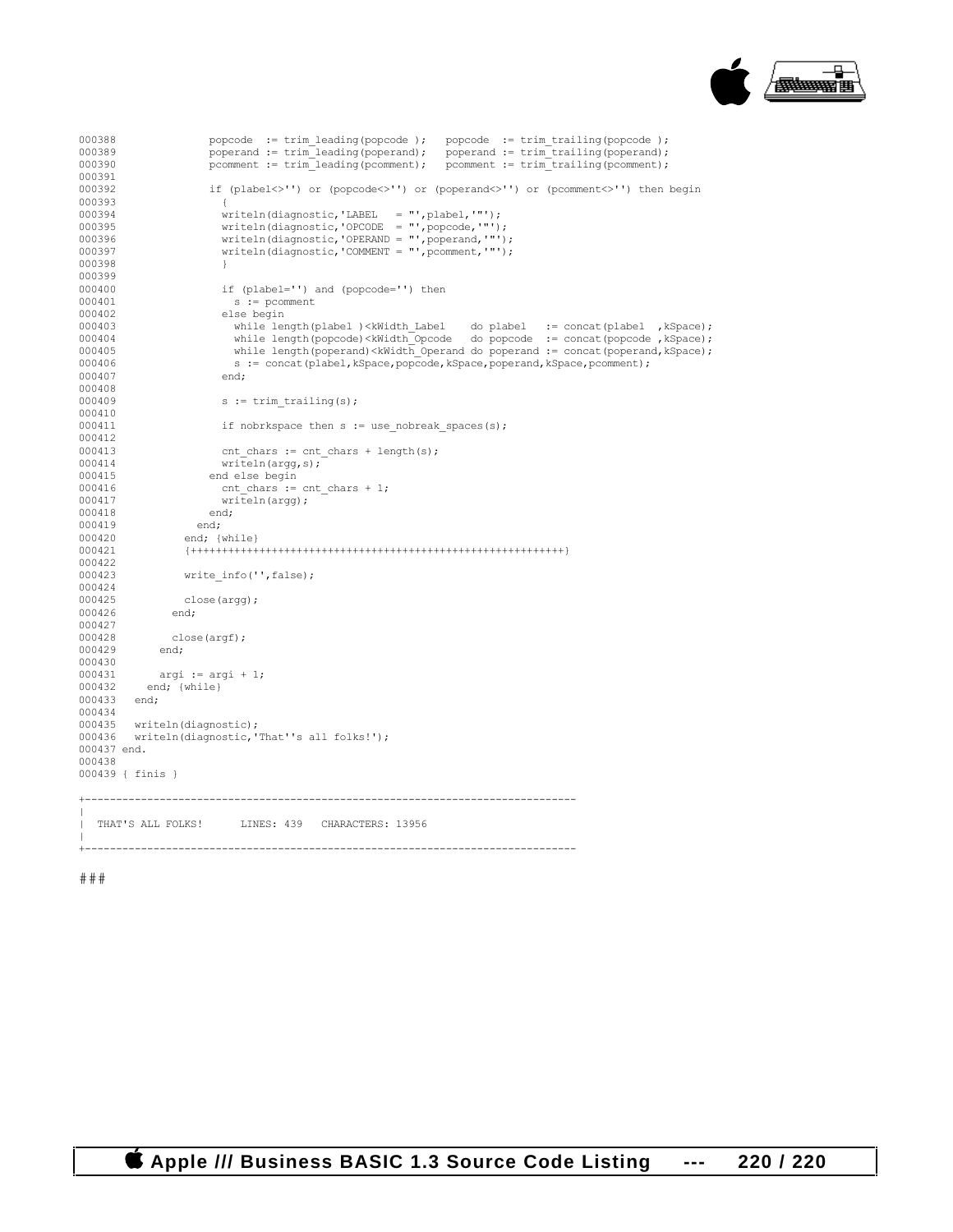```
000388              popcode  := trim_leading(popcode );   popcode  := trim_trailing(popcode );
000389              poperand := trim_leading(poperand);   poperand := trim_trailing(poperand);
000390              pcomment := trim_leading(pcomment);   pcomment := trim_trailing(pcomment);
000391
000392              if (plabel<>'') or (popcode<>'') or (poperand<>'') or (pcomment<>'') then begin
000393                {
000394                writeln(diagnostic,'LABEL   = "',plabel,'"');
000395                writeln(diagnostic,'OPCODE  = "',popcode,'"');
000396                writeln(diagnostic,'OPERAND = "',poperand,'"');
000397                writeln(diagnostic,'COMMENT = "',pcomment,'"');
000398                }
000399
000400                if (plabel='') and (popcode='') then
000401                  s := pcomment
000402                else begin
000403                  while length(plabel )<kWidth_Label    do plabel   := concat(plabel  ,kSpace);
000404                  while length(popcode)<kWidth_Opcode   do popcode  := concat(popcode ,kSpace);
000405                  while length(poperand)<kWidth_Operand do poperand := concat(poperand,kSpace);
000406                  s := concat(plabel,kSpace,popcode,kSpace,poperand,kSpace,pcomment);
000407                end;
000408
000409                s := trim_trailing(s);
000410
000411                if nobrkspace then s := use_nobreak_spaces(s);
000412
000413                cnt_chars := cnt_chars + length(s);
000414                writeln(argg,s);
000415              end else begin
000416                cnt_chars := cnt_chars + 1;
000417                writeln(argg);
000418              end;
000419            end;
000420          end; {while}
000421          {++++++++++++++++++++++++++++++++++++++++++++++++++++++++++++}
000422
000423          write_info('',false);
000424
000425          close(argg);
000426        end;
000427
000428        close(argf);
000429      end;
000430
000431      argi := argi + 1;
000432    end; {while}
000433  end;
000434
000435  writeln(diagnostic);
000436  writeln(diagnostic,'That''s all folks!');
000437 end.
000438
000439 { finis }

+------------------------------------------------------------------------------
|
|  THAT'S ALL FOLKS!      LINES: 439   CHARACTERS: 13956
|
+------------------------------------------------------------------------------
```

###